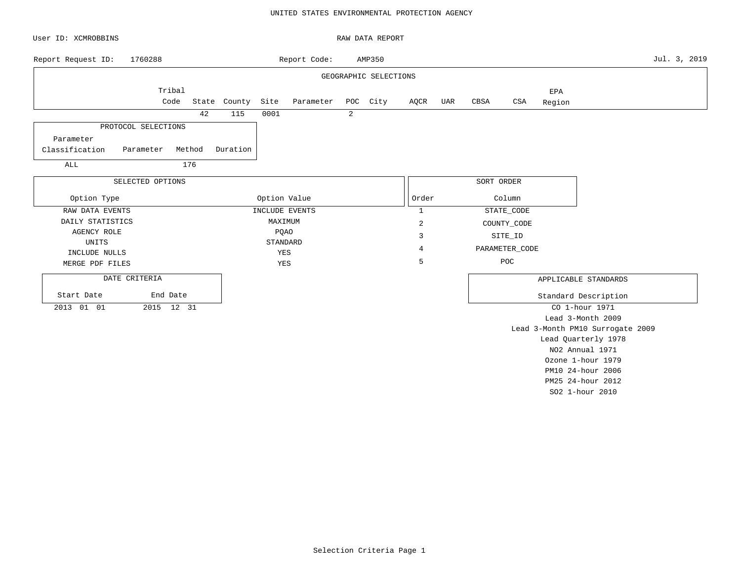UNITED STATES ENVIRONMENTAL PROTECTION AGENCY

User ID: XCMROBBINS

RAW DATA REPORT

Report Request ID: 1760288

Report Code: AMP350

Jul. 3, 2019

**GEOGRAPHIC SELECTIONS**

| Tribal Code | State | County | Site | Parameter | POC | City | AQCR | UAR | CBSA | CSA | EPA Region |
|---|---|---|---|---|---|---|---|---|---|---|---|
| | 42 | 115 | 0001 | | 2 | | | | | | |

**PROTOCOL SELECTIONS**

| Parameter Classification | Parameter | Method | Duration |
|---|---|---|---|
| ALL | | 176 | |

**SELECTED OPTIONS**

| Option Type | Option Value |
|---|---|
| RAW DATA EVENTS | INCLUDE EVENTS |
| DAILY STATISTICS | MAXIMUM |
| AGENCY ROLE | PQAO |
| UNITS | STANDARD |
| INCLUDE NULLS | YES |
| MERGE PDF FILES | YES |

**SORT ORDER**

| Order | Column |
|---|---|
| 1 | STATE_CODE |
| 2 | COUNTY_CODE |
| 3 | SITE_ID |
| 4 | PARAMETER_CODE |
| 5 | POC |

**DATE CRITERIA**

| Start Date | End Date |
|---|---|
| 2013 01 01 | 2015 12 31 |

**APPLICABLE STANDARDS**

| Standard Description |
|---|
| CO 1-hour 1971 |
| Lead 3-Month 2009 |
| Lead 3-Month PM10 Surrogate 2009 |
| Lead Quarterly 1978 |
| NO2 Annual 1971 |
| Ozone 1-hour 1979 |
| PM10 24-hour 2006 |
| PM25 24-hour 2012 |
| SO2 1-hour 2010 |

Selection Criteria Page 1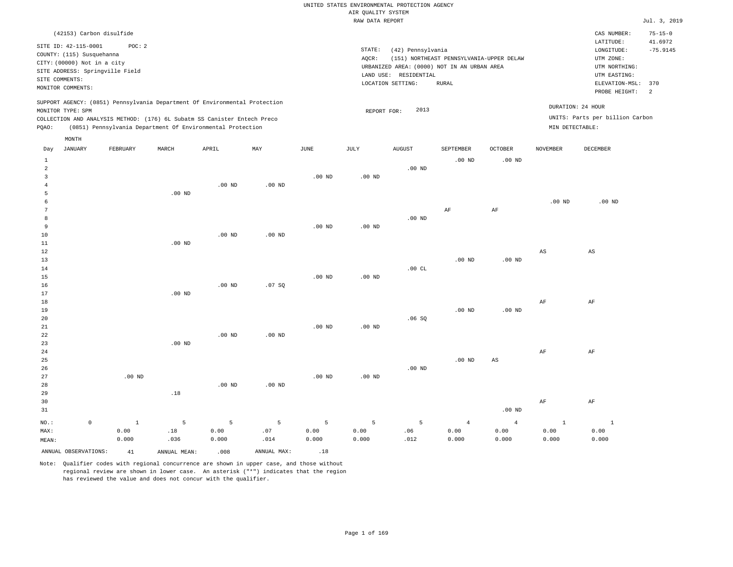UNITED STATES ENVIRONMENTAL PROTECTION AGENCY
AIR QUALITY SYSTEM
RAW DATA REPORT

Jul. 3, 2019

(42153) Carbon disulfide

SITE ID: 42-115-0001 POC: 2
COUNTY: (115) Susquehanna
CITY: (00000) Not in a city
SITE ADDRESS: Springville Field
SITE COMMENTS:
MONITOR COMMENTS:

STATE: (42) Pennsylvania
AQCR: (151) NORTHEAST PENNSYLVANIA-UPPER DELAW
URBANIZED AREA: (0000) NOT IN AN URBAN AREA
LAND USE: RESIDENTIAL
LOCATION SETTING: RURAL

CAS NUMBER: 75-15-0
LATITUDE: 41.6972
LONGITUDE: -75.9145
UTM ZONE:
UTM NORTHING:
UTM EASTING:
ELEVATION-MSL: 370
PROBE HEIGHT: 2

SUPPORT AGENCY: (0851) Pennsylvania Department Of Environmental Protection
MONITOR TYPE: SPM
COLLECTION AND ANALYSIS METHOD: (176) 6L Subatm SS Canister Entech Preco
PQAO: (0851) Pennsylvania Department Of Environmental Protection

REPORT FOR: 2013

DURATION: 24 HOUR
UNITS: Parts per billion Carbon
MIN DETECTABLE:

| Day | JANUARY | FEBRUARY | MARCH | APRIL | MAY | JUNE | JULY | AUGUST | SEPTEMBER | OCTOBER | NOVEMBER | DECEMBER |
|---|---|---|---|---|---|---|---|---|---|---|---|---|
| 1 | | | | | | | | | .00 ND | .00 ND | | |
| 2 | | | | | | | | .00 ND | | | | |
| 3 | | | | | | .00 ND | .00 ND | | | | | |
| 4 | | | | .00 ND | .00 ND | | | | | | | |
| 5 | | | .00 ND | | | | | | | | | |
| 6 | | | | | | | | | | | .00 ND | .00 ND |
| 7 | | | | | | | | | AF | AF | | |
| 8 | | | | | | | | .00 ND | | | | |
| 9 | | | | | | .00 ND | .00 ND | | | | | |
| 10 | | | | .00 ND | .00 ND | | | | | | | |
| 11 | | | .00 ND | | | | | | | | | |
| 12 | | | | | | | | | | | AS | AS |
| 13 | | | | | | | | | .00 ND | .00 ND | | |
| 14 | | | | | | | | .00 CL | | | | |
| 15 | | | | | | .00 ND | .00 ND | | | | | |
| 16 | | | | .00 ND | .07 SQ | | | | | | | |
| 17 | | | .00 ND | | | | | | | | | |
| 18 | | | | | | | | | | | AF | AF |
| 19 | | | | | | | | | .00 ND | .00 ND | | |
| 20 | | | | | | | | .06 SQ | | | | |
| 21 | | | | | | .00 ND | .00 ND | | | | | |
| 22 | | | | .00 ND | .00 ND | | | | | | | |
| 23 | | | .00 ND | | | | | | | | | |
| 24 | | | | | | | | | | | AF | AF |
| 25 | | | | | | | | | .00 ND | AS | | |
| 26 | | | | | | | | .00 ND | | | | |
| 27 | | .00 ND | | | | .00 ND | .00 ND | | | | | |
| 28 | | | | .00 ND | .00 ND | | | | | | | |
| 29 | | | .18 | | | | | | | | | |
| 30 | | | | | | | | | | | AF | AF |
| 31 | | | | | | | | | | .00 ND | | |
| NO.: | 0 | 1 | 5 | 5 | 5 | 5 | 5 | 5 | 4 | 4 | 1 | 1 |
| MAX: | | 0.00 | .18 | 0.00 | .07 | 0.00 | 0.00 | .06 | 0.00 | 0.00 | 0.00 | 0.00 |
| MEAN: | | 0.000 | .036 | 0.000 | .014 | 0.000 | 0.000 | .012 | 0.000 | 0.000 | 0.000 | 0.000 |

ANNUAL OBSERVATIONS: 41  ANNUAL MEAN: .008  ANNUAL MAX: .18

Note: Qualifier codes with regional concurrence are shown in upper case, and those without regional review are shown in lower case. An asterisk ("*") indicates that the region has reviewed the value and does not concur with the qualifier.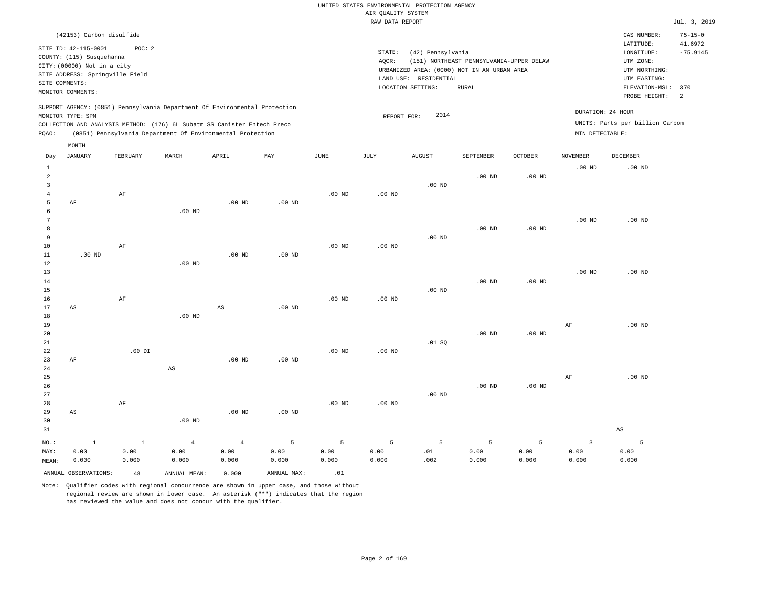UNITED STATES ENVIRONMENTAL PROTECTION AGENCY
AIR QUALITY SYSTEM
RAW DATA REPORT

Jul. 3, 2019

(42153) Carbon disulfide

SITE ID: 42-115-0001 POC: 2
COUNTY: (115) Susquehanna
CITY: (00000) Not in a city
SITE ADDRESS: Springville Field
SITE COMMENTS:
MONITOR COMMENTS:

STATE: (42) Pennsylvania
AQCR: (151) NORTHEAST PENNSYLVANIA-UPPER DELAW
URBANIZED AREA: (0000) NOT IN AN URBAN AREA
LAND USE: RESIDENTIAL
LOCATION SETTING: RURAL

CAS NUMBER: 75-15-0
LATITUDE: 41.6972
LONGITUDE: -75.9145
UTM ZONE:
UTM NORTHING:
UTM EASTING:
ELEVATION-MSL: 370
PROBE HEIGHT: 2

SUPPORT AGENCY: (0851) Pennsylvania Department Of Environmental Protection
MONITOR TYPE: SPM
COLLECTION AND ANALYSIS METHOD: (176) 6L Subatm SS Canister Entech Preco
PQAO: (0851) Pennsylvania Department Of Environmental Protection

REPORT FOR: 2014

DURATION: 24 HOUR
UNITS: Parts per billion Carbon
MIN DETECTABLE:

| Day | JANUARY | FEBRUARY | MARCH | APRIL | MAY | JUNE | JULY | AUGUST | SEPTEMBER | OCTOBER | NOVEMBER | DECEMBER |
|---|---|---|---|---|---|---|---|---|---|---|---|---|
| 1 | | | | | | | | | | | .00 ND | .00 ND |
| 2 | | | | | | | | | .00 ND | .00 ND | | |
| 3 | | | | | | | | .00 ND | | | | |
| 4 | | AF | | | | .00 ND | .00 ND | | | | | |
| 5 | AF | | | .00 ND | .00 ND | | | | | | | |
| 6 | | | .00 ND | | | | | | | | | |
| 7 | | | | | | | | | | | .00 ND | .00 ND |
| 8 | | | | | | | | | .00 ND | .00 ND | | |
| 9 | | | | | | | | .00 ND | | | | |
| 10 | | AF | | | | .00 ND | .00 ND | | | | | |
| 11 | .00 ND | | | .00 ND | .00 ND | | | | | | | |
| 12 | | | .00 ND | | | | | | | | | |
| 13 | | | | | | | | | | | .00 ND | .00 ND |
| 14 | | | | | | | | | .00 ND | .00 ND | | |
| 15 | | | | | | | | .00 ND | | | | |
| 16 | | AF | | | | .00 ND | .00 ND | | | | | |
| 17 | AS | | | AS | .00 ND | | | | | | | |
| 18 | | | .00 ND | | | | | | | | | |
| 19 | | | | | | | | | | | AF | .00 ND |
| 20 | | | | | | | | | .00 ND | .00 ND | | |
| 21 | | | | | | | | .01 SQ | | | | |
| 22 | | .00 DI | | | | .00 ND | .00 ND | | | | | |
| 23 | AF | | | .00 ND | .00 ND | | | | | | | |
| 24 | | | AS | | | | | | | | | |
| 25 | | | | | | | | | | | AF | .00 ND |
| 26 | | | | | | | | | .00 ND | .00 ND | | |
| 27 | | | | | | | | .00 ND | | | | |
| 28 | | AF | | | | .00 ND | .00 ND | | | | | |
| 29 | AS | | | .00 ND | .00 ND | | | | | | | |
| 30 | | | .00 ND | | | | | | | | | |
| 31 | | | | | | | | | | | | AS |
| NO.: | 1 | 1 | 4 | 4 | 5 | 5 | 5 | 5 | 5 | 5 | 3 | 5 |
| MAX: | 0.00 | 0.00 | 0.00 | 0.00 | 0.00 | 0.00 | 0.00 | .01 | 0.00 | 0.00 | 0.00 | 0.00 |
| MEAN: | 0.000 | 0.000 | 0.000 | 0.000 | 0.000 | 0.000 | 0.000 | .002 | 0.000 | 0.000 | 0.000 | 0.000 |

ANNUAL OBSERVATIONS: 48 ANNUAL MEAN: 0.000 ANNUAL MAX: .01

Note: Qualifier codes with regional concurrence are shown in upper case, and those without regional review are shown in lower case. An asterisk ("*") indicates that the region has reviewed the value and does not concur with the qualifier.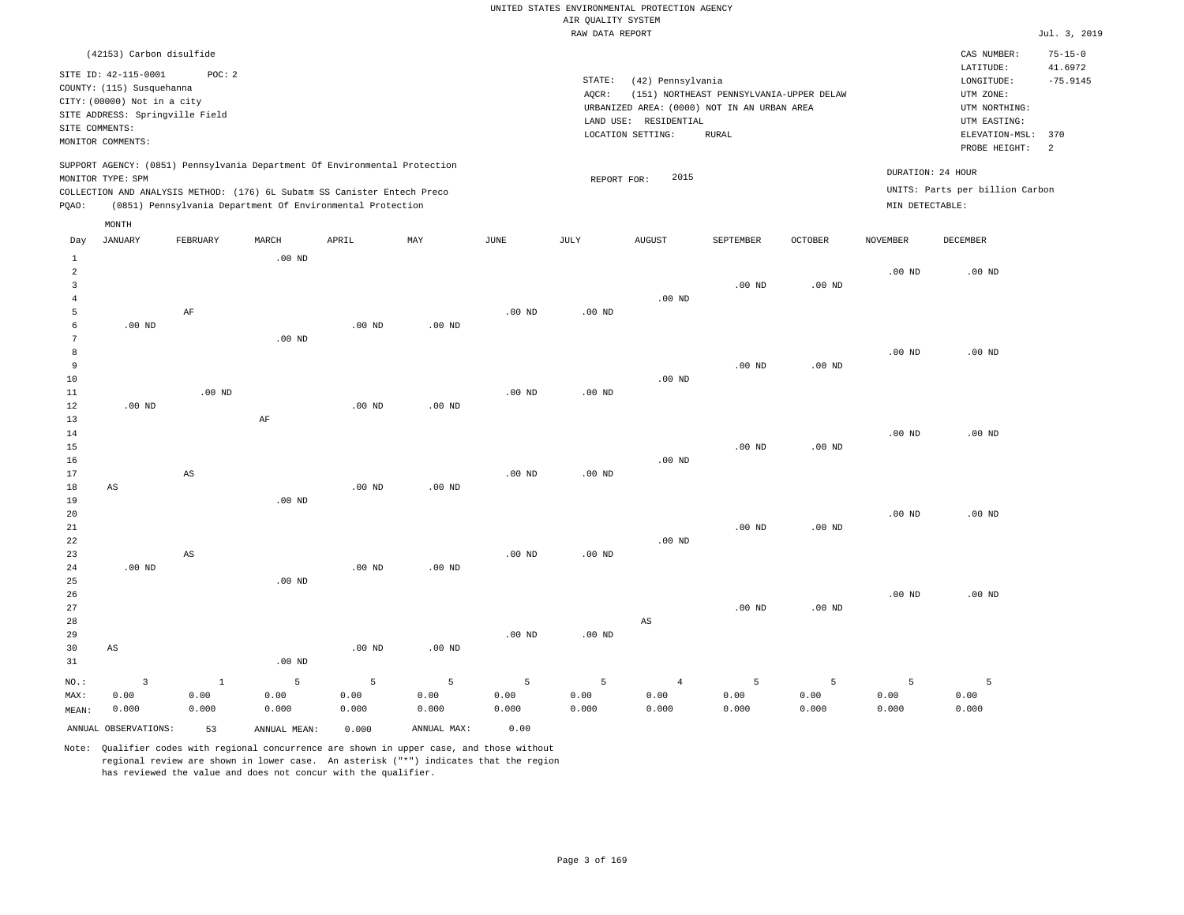UNITED STATES ENVIRONMENTAL PROTECTION AGENCY
AIR QUALITY SYSTEM
RAW DATA REPORT

Jul. 3, 2019

(42153) Carbon disulfide

SITE ID: 42-115-0001 POC: 2
COUNTY: (115) Susquehanna
CITY: (00000) Not in a city
SITE ADDRESS: Springville Field
SITE COMMENTS:
MONITOR COMMENTS:

STATE: (42) Pennsylvania
AQCR: (151) NORTHEAST PENNSYLVANIA-UPPER DELAW
URBANIZED AREA: (0000) NOT IN AN URBAN AREA
LAND USE: RESIDENTIAL
LOCATION SETTING: RURAL

CAS NUMBER: 75-15-0
LATITUDE: 41.6972
LONGITUDE: -75.9145
UTM ZONE:
UTM NORTHING:
UTM EASTING:
ELEVATION-MSL: 370
PROBE HEIGHT: 2

SUPPORT AGENCY: (0851) Pennsylvania Department Of Environmental Protection
MONITOR TYPE: SPM
COLLECTION AND ANALYSIS METHOD: (176) 6L Subatm SS Canister Entech Preco
PQAO: (0851) Pennsylvania Department Of Environmental Protection

REPORT FOR: 2015

DURATION: 24 HOUR
UNITS: Parts per billion Carbon
MIN DETECTABLE:

| Day | JANUARY | FEBRUARY | MARCH | APRIL | MAY | JUNE | JULY | AUGUST | SEPTEMBER | OCTOBER | NOVEMBER | DECEMBER |
|---|---|---|---|---|---|---|---|---|---|---|---|---|
| 1 | | | .00 ND | | | | | | | | | |
| 2 | | | | | | | | | | | .00 ND | .00 ND |
| 3 | | | | | | | | | .00 ND | .00 ND | | |
| 4 | | | | | | | | .00 ND | | | | |
| 5 | | AF | | | | .00 ND | .00 ND | | | | | |
| 6 | .00 ND | | | .00 ND | .00 ND | | | | | | | |
| 7 | | | .00 ND | | | | | | | | | |
| 8 | | | | | | | | | | | .00 ND | .00 ND |
| 9 | | | | | | | | | .00 ND | .00 ND | | |
| 10 | | | | | | | | .00 ND | | | | |
| 11 | | .00 ND | | | | .00 ND | .00 ND | | | | | |
| 12 | .00 ND | | | .00 ND | .00 ND | | | | | | | |
| 13 | | | AF | | | | | | | | | |
| 14 | | | | | | | | | | | .00 ND | .00 ND |
| 15 | | | | | | | | | .00 ND | .00 ND | | |
| 16 | | | | | | | | .00 ND | | | | |
| 17 | | AS | | | | .00 ND | .00 ND | | | | | |
| 18 | AS | | | .00 ND | .00 ND | | | | | | | |
| 19 | | | .00 ND | | | | | | | | | |
| 20 | | | | | | | | | | | .00 ND | .00 ND |
| 21 | | | | | | | | | .00 ND | .00 ND | | |
| 22 | | | | | | | | .00 ND | | | | |
| 23 | | AS | | | | .00 ND | .00 ND | | | | | |
| 24 | .00 ND | | | .00 ND | .00 ND | | | | | | | |
| 25 | | | .00 ND | | | | | | | | | |
| 26 | | | | | | | | | | | .00 ND | .00 ND |
| 27 | | | | | | | | | .00 ND | .00 ND | | |
| 28 | | | | | | | | AS | | | | |
| 29 | | | | | | .00 ND | .00 ND | | | | | |
| 30 | AS | | | .00 ND | .00 ND | | | | | | | |
| 31 | | | .00 ND | | | | | | | | | |
| NO.: | 3 | 1 | 5 | 5 | 5 | 5 | 5 | 4 | 5 | 5 | 5 | 5 |
| MAX: | 0.00 | 0.00 | 0.00 | 0.00 | 0.00 | 0.00 | 0.00 | 0.00 | 0.00 | 0.00 | 0.00 | 0.00 |
| MEAN: | 0.000 | 0.000 | 0.000 | 0.000 | 0.000 | 0.000 | 0.000 | 0.000 | 0.000 | 0.000 | 0.000 | 0.000 |

ANNUAL OBSERVATIONS: 53 ANNUAL MEAN: 0.000 ANNUAL MAX: 0.00

Note: Qualifier codes with regional concurrence are shown in upper case, and those without regional review are shown in lower case. An asterisk ("*") indicates that the region has reviewed the value and does not concur with the qualifier.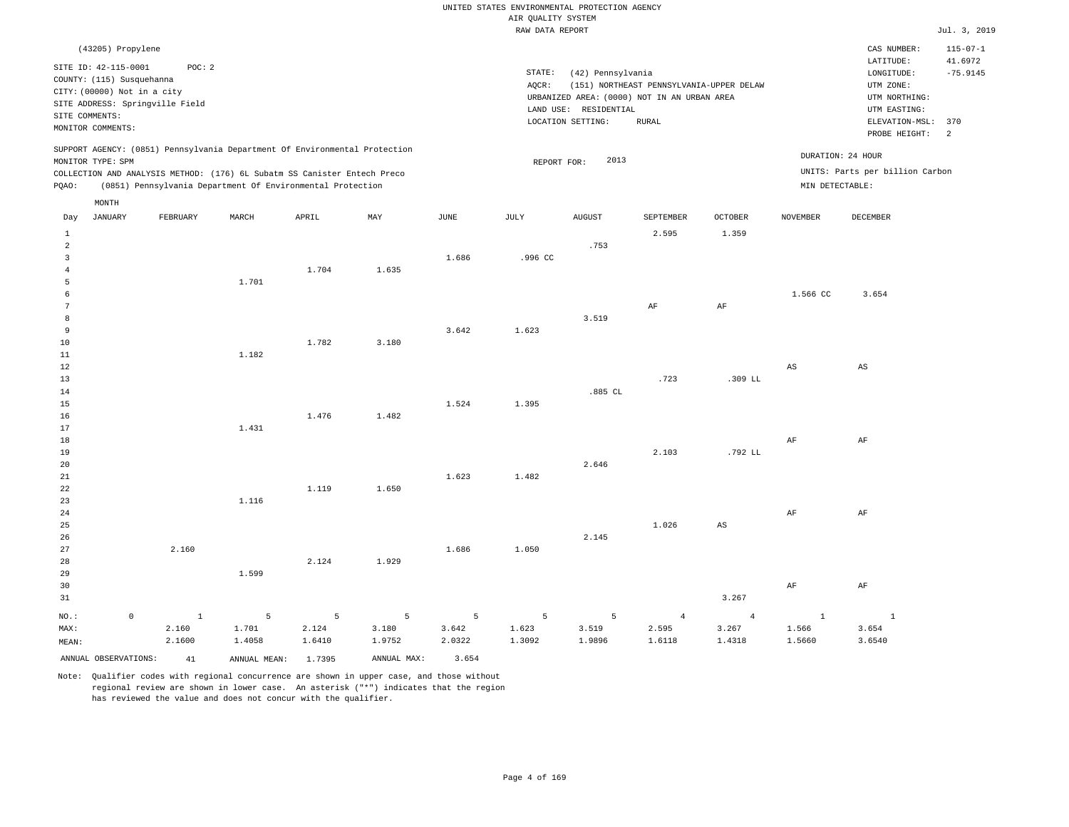UNITED STATES ENVIRONMENTAL PROTECTION AGENCY
AIR QUALITY SYSTEM
RAW DATA REPORT

Jul. 3, 2019

(43205) Propylene

SITE ID: 42-115-0001 POC: 2
COUNTY: (115) Susquehanna
CITY: (00000) Not in a city
SITE ADDRESS: Springville Field
SITE COMMENTS:
MONITOR COMMENTS:

STATE: (42) Pennsylvania
AQCR: (151) NORTHEAST PENNSYLVANIA-UPPER DELAW
URBANIZED AREA: (0000) NOT IN AN URBAN AREA
LAND USE: RESIDENTIAL
LOCATION SETTING: RURAL

CAS NUMBER: 115-07-1
LATITUDE: 41.6972
LONGITUDE: -75.9145
UTM ZONE:
UTM NORTHING:
UTM EASTING:
ELEVATION-MSL: 370
PROBE HEIGHT: 2

SUPPORT AGENCY: (0851) Pennsylvania Department Of Environmental Protection
MONITOR TYPE: SPM
COLLECTION AND ANALYSIS METHOD: (176) 6L Subatm SS Canister Entech Preco
PQAO: (0851) Pennsylvania Department Of Environmental Protection

REPORT FOR: 2013

DURATION: 24 HOUR
UNITS: Parts per billion Carbon
MIN DETECTABLE:

| Day | JANUARY | FEBRUARY | MARCH | APRIL | MAY | JUNE | JULY | AUGUST | SEPTEMBER | OCTOBER | NOVEMBER | DECEMBER |
|---|---|---|---|---|---|---|---|---|---|---|---|---|
| 1 | | | | | | | | | 2.595 | 1.359 | | |
| 2 | | | | | | | | .753 | | | | |
| 3 | | | | | | 1.686 | .996 CC | | | | | |
| 4 | | | | 1.704 | 1.635 | | | | | | | |
| 5 | | | 1.701 | | | | | | | | | |
| 6 | | | | | | | | | | | 1.566 CC | 3.654 |
| 7 | | | | | | | | | AF | AF | | |
| 8 | | | | | | | | 3.519 | | | | |
| 9 | | | | | | 3.642 | 1.623 | | | | | |
| 10 | | | | 1.782 | 3.180 | | | | | | | |
| 11 | | | 1.182 | | | | | | | | | |
| 12 | | | | | | | | | | | AS | AS |
| 13 | | | | | | | | | .723 | .309 LL | | |
| 14 | | | | | | | | .885 CL | | | | |
| 15 | | | | | | 1.524 | 1.395 | | | | | |
| 16 | | | | 1.476 | 1.482 | | | | | | | |
| 17 | | | 1.431 | | | | | | | | | |
| 18 | | | | | | | | | | | AF | AF |
| 19 | | | | | | | | | 2.103 | .792 LL | | |
| 20 | | | | | | | | 2.646 | | | | |
| 21 | | | | | | 1.623 | 1.482 | | | | | |
| 22 | | | | 1.119 | 1.650 | | | | | | | |
| 23 | | | 1.116 | | | | | | | | | |
| 24 | | | | | | | | | | | AF | AF |
| 25 | | | | | | | | | 1.026 | AS | | |
| 26 | | | | | | | | 2.145 | | | | |
| 27 | | 2.160 | | | | 1.686 | 1.050 | | | | | |
| 28 | | | | 2.124 | 1.929 | | | | | | | |
| 29 | | | 1.599 | | | | | | | | | |
| 30 | | | | | | | | | | | AF | AF |
| 31 | | | | | | | | | | 3.267 | | |
| NO.: | 0 | 1 | 5 | 5 | 5 | 5 | 5 | 5 | 4 | 4 | 1 | 1 |
| MAX: | | 2.160 | 1.701 | 2.124 | 3.180 | 3.642 | 1.623 | 3.519 | 2.595 | 3.267 | 1.566 | 3.654 |
| MEAN: | | 2.1600 | 1.4058 | 1.6410 | 1.9752 | 2.0322 | 1.3092 | 1.9896 | 1.6118 | 1.4318 | 1.5660 | 3.6540 |

ANNUAL OBSERVATIONS: 41 ANNUAL MEAN: 1.7395 ANNUAL MAX: 3.654

Note: Qualifier codes with regional concurrence are shown in upper case, and those without regional review are shown in lower case. An asterisk ("*") indicates that the region has reviewed the value and does not concur with the qualifier.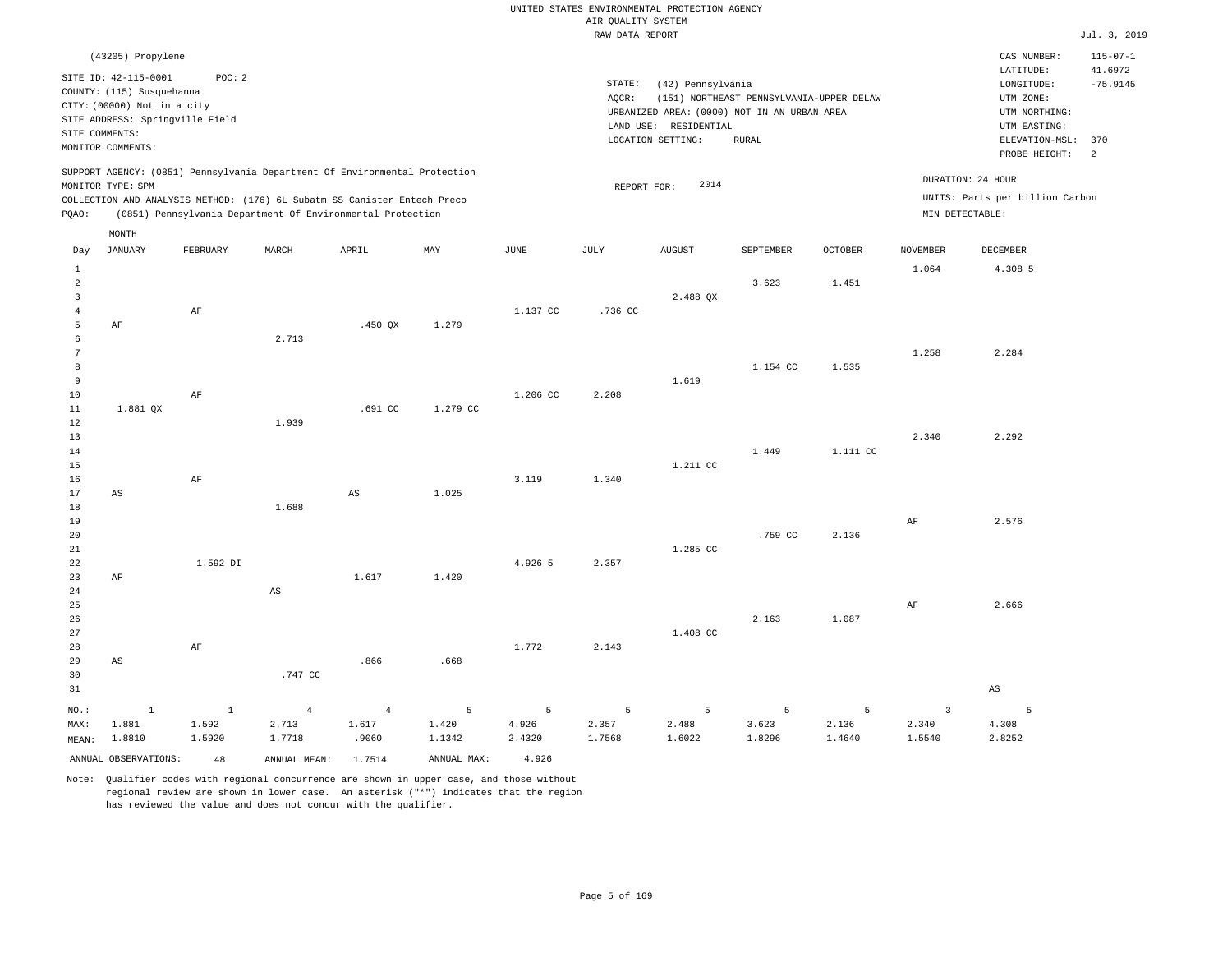UNITED STATES ENVIRONMENTAL PROTECTION AGENCY
AIR QUALITY SYSTEM
RAW DATA REPORT

Jul. 3, 2019

(43205) Propylene

SITE ID: 42-115-0001 POC: 2
COUNTY: (115) Susquehanna
CITY: (00000) Not in a city
SITE ADDRESS: Springville Field
SITE COMMENTS:
MONITOR COMMENTS:

STATE: (42) Pennsylvania
AQCR: (151) NORTHEAST PENNSYLVANIA-UPPER DELAW
URBANIZED AREA: (0000) NOT IN AN URBAN AREA
LAND USE: RESIDENTIAL
LOCATION SETTING: RURAL

CAS NUMBER: 115-07-1
LATITUDE: 41.6972
LONGITUDE: -75.9145
UTM ZONE:
UTM NORTHING:
UTM EASTING:
ELEVATION-MSL: 370
PROBE HEIGHT: 2

SUPPORT AGENCY: (0851) Pennsylvania Department Of Environmental Protection
MONITOR TYPE: SPM
COLLECTION AND ANALYSIS METHOD: (176) 6L Subatm SS Canister Entech Preco
PQAO: (0851) Pennsylvania Department Of Environmental Protection

REPORT FOR: 2014

DURATION: 24 HOUR
UNITS: Parts per billion Carbon
MIN DETECTABLE:

| Day | JANUARY | FEBRUARY | MARCH | APRIL | MAY | JUNE | JULY | AUGUST | SEPTEMBER | OCTOBER | NOVEMBER | DECEMBER |
|---|---|---|---|---|---|---|---|---|---|---|---|---|
| 1 | | | | | | | | | | | 1.064 | 4.308 5 |
| 2 | | | | | | | | | 3.623 | 1.451 | | |
| 3 | | | | | | | | 2.488 QX | | | | |
| 4 | | AF | | | | 1.137 CC | .736 CC | | | | | |
| 5 | AF | | | .450 QX | 1.279 | | | | | | | |
| 6 | | | 2.713 | | | | | | | | | |
| 7 | | | | | | | | | | | 1.258 | 2.284 |
| 8 | | | | | | | | | 1.154 CC | 1.535 | | |
| 9 | | | | | | | | 1.619 | | | | |
| 10 | | AF | | | | 1.206 CC | 2.208 | | | | | |
| 11 | 1.881 QX | | | .691 CC | 1.279 CC | | | | | | | |
| 12 | | | 1.939 | | | | | | | | | |
| 13 | | | | | | | | | | | 2.340 | 2.292 |
| 14 | | | | | | | | | 1.449 | 1.111 CC | | |
| 15 | | | | | | | | 1.211 CC | | | | |
| 16 | | AF | | | | 3.119 | 1.340 | | | | | |
| 17 | AS | | | AS | 1.025 | | | | | | | |
| 18 | | | 1.688 | | | | | | | | | |
| 19 | | | | | | | | | | | AF | 2.576 |
| 20 | | | | | | | | | .759 CC | 2.136 | | |
| 21 | | | | | | | | 1.285 CC | | | | |
| 22 | | 1.592 DI | | | | 4.926 5 | 2.357 | | | | | |
| 23 | AF | | | 1.617 | 1.420 | | | | | | | |
| 24 | | | AS | | | | | | | | | |
| 25 | | | | | | | | | | | AF | 2.666 |
| 26 | | | | | | | | | 2.163 | 1.087 | | |
| 27 | | | | | | | | 1.408 CC | | | | |
| 28 | | AF | | | | 1.772 | 2.143 | | | | | |
| 29 | AS | | | .866 | .668 | | | | | | | |
| 30 | | | .747 CC | | | | | | | | | |
| 31 | | | | | | | | | | | | AS |
| NO.: | 1 | 1 | 4 | 4 | 5 | 5 | 5 | 5 | 5 | 5 | 3 | 5 |
| MAX: | 1.881 | 1.592 | 2.713 | 1.617 | 1.420 | 4.926 | 2.357 | 2.488 | 3.623 | 2.136 | 2.340 | 4.308 |
| MEAN: | 1.8810 | 1.5920 | 1.7718 | .9060 | 1.1342 | 2.4320 | 1.7568 | 1.6022 | 1.8296 | 1.4640 | 1.5540 | 2.8252 |

ANNUAL OBSERVATIONS: 48 ANNUAL MEAN: 1.7514 ANNUAL MAX: 4.926

Note: Qualifier codes with regional concurrence are shown in upper case, and those without regional review are shown in lower case. An asterisk ("*") indicates that the region has reviewed the value and does not concur with the qualifier.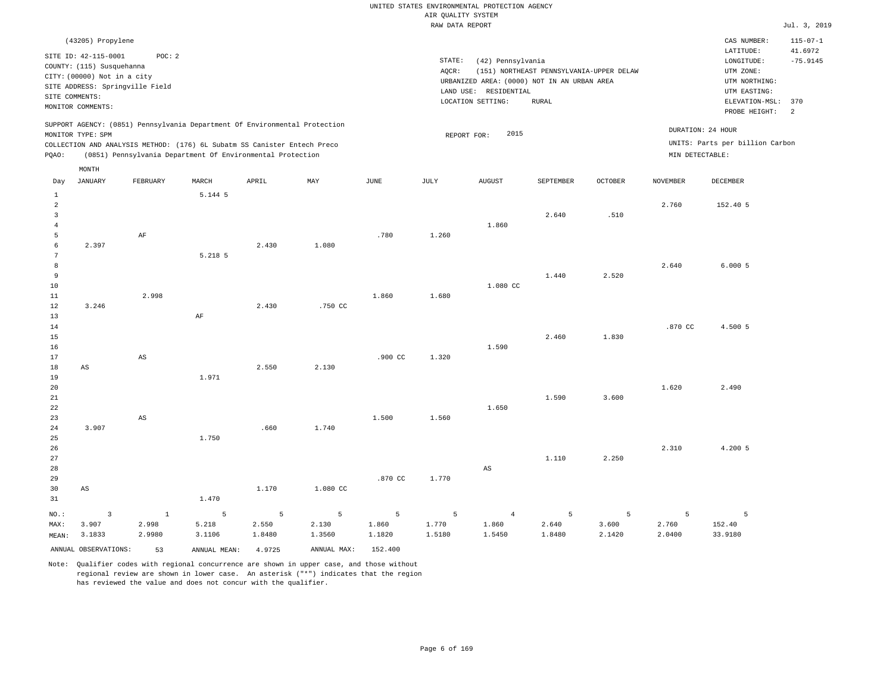UNITED STATES ENVIRONMENTAL PROTECTION AGENCY
AIR QUALITY SYSTEM
RAW DATA REPORT

Jul. 3, 2019

(43205) Propylene

SITE ID: 42-115-0001 POC: 2
COUNTY: (115) Susquehanna
CITY: (00000) Not in a city
SITE ADDRESS: Springville Field
SITE COMMENTS:
MONITOR COMMENTS:

STATE: (42) Pennsylvania
AQCR: (151) NORTHEAST PENNSYLVANIA-UPPER DELAW
URBANIZED AREA: (0000) NOT IN AN URBAN AREA
LAND USE: RESIDENTIAL
LOCATION SETTING: RURAL

CAS NUMBER: 115-07-1
LATITUDE: 41.6972
LONGITUDE: -75.9145
UTM ZONE:
UTM NORTHING:
UTM EASTING:
ELEVATION-MSL: 370
PROBE HEIGHT: 2

SUPPORT AGENCY: (0851) Pennsylvania Department Of Environmental Protection
MONITOR TYPE: SPM
COLLECTION AND ANALYSIS METHOD: (176) 6L Subatm SS Canister Entech Preco
PQAO: (0851) Pennsylvania Department Of Environmental Protection

REPORT FOR: 2015

DURATION: 24 HOUR
UNITS: Parts per billion Carbon
MIN DETECTABLE:

| Day | JANUARY | FEBRUARY | MARCH | APRIL | MAY | JUNE | JULY | AUGUST | SEPTEMBER | OCTOBER | NOVEMBER | DECEMBER |
|---|---|---|---|---|---|---|---|---|---|---|---|---|
| 1 | | | 5.144 5 | | | | | | | | | |
| 2 | | | | | | | | | | | 2.760 | 152.40 5 |
| 3 | | | | | | | | | 2.640 | .510 | | |
| 4 | | | | | | | | 1.860 | | | | |
| 5 | | AF | | | | .780 | 1.260 | | | | | |
| 6 | 2.397 | | | 2.430 | 1.080 | | | | | | | |
| 7 | | | 5.218 5 | | | | | | | | | |
| 8 | | | | | | | | | | | 2.640 | 6.000 5 |
| 9 | | | | | | | | | 1.440 | 2.520 | | |
| 10 | | | | | | | | 1.080 CC | | | | |
| 11 | | 2.998 | | | | 1.860 | 1.680 | | | | | |
| 12 | 3.246 | | | 2.430 | .750 CC | | | | | | | |
| 13 | | | AF | | | | | | | | | |
| 14 | | | | | | | | | | | .870 CC | 4.500 5 |
| 15 | | | | | | | | | 2.460 | 1.830 | | |
| 16 | | | | | | | | 1.590 | | | | |
| 17 | | AS | | | | .900 CC | 1.320 | | | | | |
| 18 | AS | | | 2.550 | 2.130 | | | | | | | |
| 19 | | | 1.971 | | | | | | | | | |
| 20 | | | | | | | | | | | 1.620 | 2.490 |
| 21 | | | | | | | | | 1.590 | 3.600 | | |
| 22 | | | | | | | | 1.650 | | | | |
| 23 | | AS | | | | 1.500 | 1.560 | | | | | |
| 24 | 3.907 | | | .660 | 1.740 | | | | | | | |
| 25 | | | 1.750 | | | | | | | | | |
| 26 | | | | | | | | | | | 2.310 | 4.200 5 |
| 27 | | | | | | | | | 1.110 | 2.250 | | |
| 28 | | | | | | | | AS | | | | |
| 29 | | | | | | .870 CC | 1.770 | | | | | |
| 30 | AS | | | 1.170 | 1.080 CC | | | | | | | |
| 31 | | | 1.470 | | | | | | | | | |
| NO.: | 3 | 1 | 5 | 5 | 5 | 5 | 5 | 4 | 5 | 5 | 5 | 5 |
| MAX: | 3.907 | 2.998 | 5.218 | 2.550 | 2.130 | 1.860 | 1.770 | 1.860 | 2.640 | 3.600 | 2.760 | 152.40 |
| MEAN: | 3.1833 | 2.9980 | 3.1106 | 1.8480 | 1.3560 | 1.1820 | 1.5180 | 1.5450 | 1.8480 | 2.1420 | 2.0400 | 33.9180 |

ANNUAL OBSERVATIONS: 53 ANNUAL MEAN: 4.9725 ANNUAL MAX: 152.400

Note: Qualifier codes with regional concurrence are shown in upper case, and those without regional review are shown in lower case. An asterisk ("*") indicates that the region has reviewed the value and does not concur with the qualifier.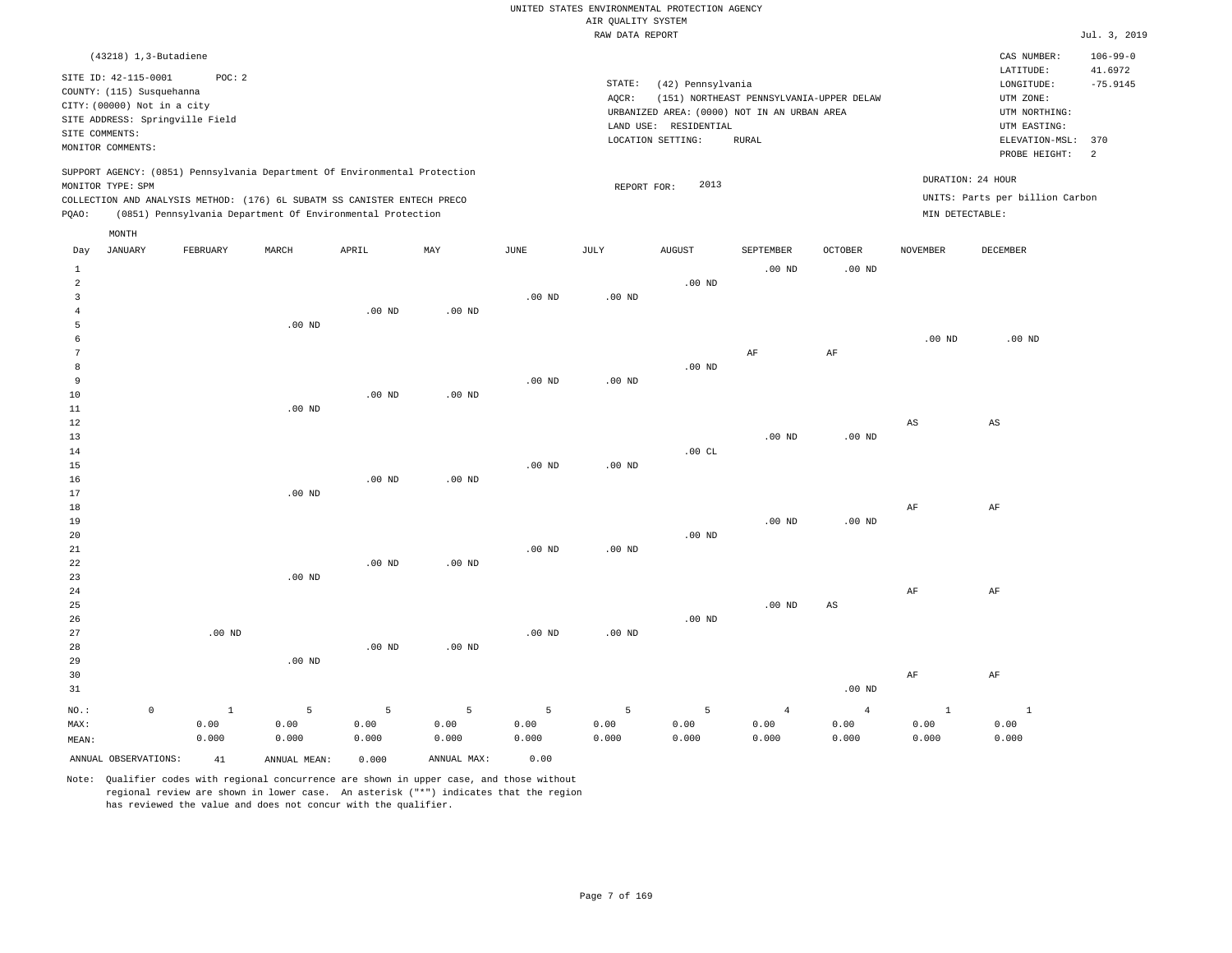UNITED STATES ENVIRONMENTAL PROTECTION AGENCY
AIR QUALITY SYSTEM
RAW DATA REPORT

Jul. 3, 2019

(43218) 1,3-Butadiene

SITE ID: 42-115-0001    POC: 2
COUNTY: (115) Susquehanna
CITY: (00000) Not in a city
SITE ADDRESS: Springville Field
SITE COMMENTS:
MONITOR COMMENTS:

STATE: (42) Pennsylvania
AQCR: (151) NORTHEAST PENNSYLVANIA-UPPER DELAW
URBANIZED AREA: (0000) NOT IN AN URBAN AREA
LAND USE: RESIDENTIAL
LOCATION SETTING: RURAL

CAS NUMBER: 106-99-0
LATITUDE: 41.6972
LONGITUDE: -75.9145
UTM ZONE:
UTM NORTHING:
UTM EASTING:
ELEVATION-MSL: 370
PROBE HEIGHT: 2

SUPPORT AGENCY: (0851) Pennsylvania Department Of Environmental Protection
MONITOR TYPE: SPM
COLLECTION AND ANALYSIS METHOD: (176) 6L SUBATM SS CANISTER ENTECH PRECO
PQAO: (0851) Pennsylvania Department Of Environmental Protection

REPORT FOR: 2013

DURATION: 24 HOUR
UNITS: Parts per billion Carbon
MIN DETECTABLE:

| Day | JANUARY | FEBRUARY | MARCH | APRIL | MAY | JUNE | JULY | AUGUST | SEPTEMBER | OCTOBER | NOVEMBER | DECEMBER |
|---|---|---|---|---|---|---|---|---|---|---|---|---|
| 1 | | | | | | | | | .00 ND | .00 ND | | |
| 2 | | | | | | | | .00 ND | | | | |
| 3 | | | | | | .00 ND | .00 ND | | | | | |
| 4 | | | | .00 ND | .00 ND | | | | | | | |
| 5 | | | .00 ND | | | | | | | | | |
| 6 | | | | | | | | | | | .00 ND | .00 ND |
| 7 | | | | | | | | | AF | AF | | |
| 8 | | | | | | | | .00 ND | | | | |
| 9 | | | | | | .00 ND | .00 ND | | | | | |
| 10 | | | | .00 ND | .00 ND | | | | | | | |
| 11 | | | .00 ND | | | | | | | | | |
| 12 | | | | | | | | | | | AS | AS |
| 13 | | | | | | | | | .00 ND | .00 ND | | |
| 14 | | | | | | | | .00 CL | | | | |
| 15 | | | | | | .00 ND | .00 ND | | | | | |
| 16 | | | | .00 ND | .00 ND | | | | | | | |
| 17 | | | .00 ND | | | | | | | | | |
| 18 | | | | | | | | | | | AF | AF |
| 19 | | | | | | | | | .00 ND | .00 ND | | |
| 20 | | | | | | | | .00 ND | | | | |
| 21 | | | | | | .00 ND | .00 ND | | | | | |
| 22 | | | | .00 ND | .00 ND | | | | | | | |
| 23 | | | .00 ND | | | | | | | | | |
| 24 | | | | | | | | | | | AF | AF |
| 25 | | | | | | | | | .00 ND | AS | | |
| 26 | | | | | | | | .00 ND | | | | |
| 27 | | .00 ND | | | | .00 ND | .00 ND | | | | | |
| 28 | | | | .00 ND | .00 ND | | | | | | | |
| 29 | | | .00 ND | | | | | | | | | |
| 30 | | | | | | | | | | | AF | AF |
| 31 | | | | | | | | | | .00 ND | | |
| NO.: | 0 | 1 | 5 | 5 | 5 | 5 | 5 | 5 | 4 | 4 | 1 | 1 |
| MAX: | | 0.00 | 0.00 | 0.00 | 0.00 | 0.00 | 0.00 | 0.00 | 0.00 | 0.00 | 0.00 | 0.00 |
| MEAN: | | 0.000 | 0.000 | 0.000 | 0.000 | 0.000 | 0.000 | 0.000 | 0.000 | 0.000 | 0.000 | 0.000 |

ANNUAL OBSERVATIONS: 41    ANNUAL MEAN: 0.000    ANNUAL MAX: 0.00

Note: Qualifier codes with regional concurrence are shown in upper case, and those without regional review are shown in lower case. An asterisk ("*") indicates that the region has reviewed the value and does not concur with the qualifier.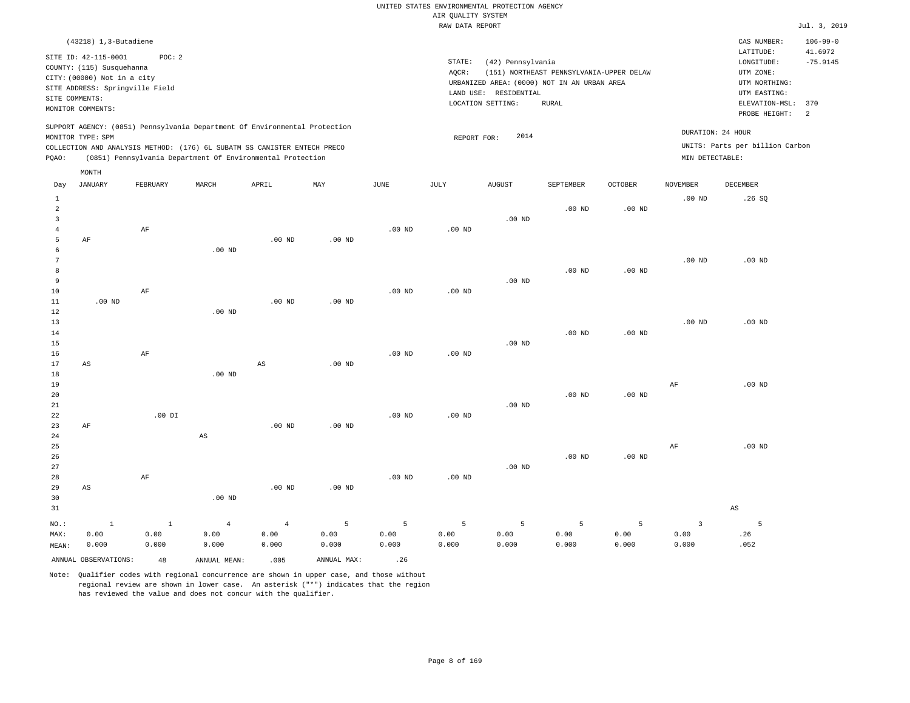UNITED STATES ENVIRONMENTAL PROTECTION AGENCY
AIR QUALITY SYSTEM
RAW DATA REPORT

Jul. 3, 2019

(43218) 1,3-Butadiene

SITE ID: 42-115-0001 POC: 2
COUNTY: (115) Susquehanna
CITY: (00000) Not in a city
SITE ADDRESS: Springville Field
SITE COMMENTS:
MONITOR COMMENTS:

STATE: (42) Pennsylvania
AQCR: (151) NORTHEAST PENNSYLVANIA-UPPER DELAW
URBANIZED AREA: (0000) NOT IN AN URBAN AREA
LAND USE: RESIDENTIAL
LOCATION SETTING: RURAL

CAS NUMBER: 106-99-0
LATITUDE: 41.6972
LONGITUDE: -75.9145
UTM ZONE:
UTM NORTHING:
UTM EASTING:
ELEVATION-MSL: 370
PROBE HEIGHT: 2

SUPPORT AGENCY: (0851) Pennsylvania Department Of Environmental Protection
MONITOR TYPE: SPM
COLLECTION AND ANALYSIS METHOD: (176) 6L SUBATM SS CANISTER ENTECH PRECO
PQAO: (0851) Pennsylvania Department Of Environmental Protection

REPORT FOR: 2014

DURATION: 24 HOUR
UNITS: Parts per billion Carbon
MIN DETECTABLE:

| Day | JANUARY | FEBRUARY | MARCH | APRIL | MAY | JUNE | JULY | AUGUST | SEPTEMBER | OCTOBER | NOVEMBER | DECEMBER |
|---|---|---|---|---|---|---|---|---|---|---|---|---|
| 1 | | | | | | | | | | | .00 ND | .26 SQ |
| 2 | | | | | | | | | .00 ND | .00 ND | | |
| 3 | | | | | | | | .00 ND | | | | |
| 4 | | AF | | | | .00 ND | .00 ND | | | | | |
| 5 | AF | | | .00 ND | .00 ND | | | | | | | |
| 6 | | | .00 ND | | | | | | | | | |
| 7 | | | | | | | | | | | .00 ND | .00 ND |
| 8 | | | | | | | | | .00 ND | .00 ND | | |
| 9 | | | | | | | | .00 ND | | | | |
| 10 | | AF | | | | .00 ND | .00 ND | | | | | |
| 11 | .00 ND | | | .00 ND | .00 ND | | | | | | | |
| 12 | | | .00 ND | | | | | | | | | |
| 13 | | | | | | | | | | | .00 ND | .00 ND |
| 14 | | | | | | | | | .00 ND | .00 ND | | |
| 15 | | | | | | | | .00 ND | | | | |
| 16 | | AF | | | | .00 ND | .00 ND | | | | | |
| 17 | AS | | | AS | .00 ND | | | | | | | |
| 18 | | | .00 ND | | | | | | | | | |
| 19 | | | | | | | | | | | AF | .00 ND |
| 20 | | | | | | | | | .00 ND | .00 ND | | |
| 21 | | | | | | | | .00 ND | | | | |
| 22 | | .00 DI | | | | .00 ND | .00 ND | | | | | |
| 23 | AF | | | .00 ND | .00 ND | | | | | | | |
| 24 | | | AS | | | | | | | | | |
| 25 | | | | | | | | | | | AF | .00 ND |
| 26 | | | | | | | | | .00 ND | .00 ND | | |
| 27 | | | | | | | | .00 ND | | | | |
| 28 | | AF | | | | .00 ND | .00 ND | | | | | |
| 29 | AS | | | .00 ND | .00 ND | | | | | | | |
| 30 | | | .00 ND | | | | | | | | | |
| 31 | | | | | | | | | | | | AS |
| NO.: | 1 | 1 | 4 | 4 | 5 | 5 | 5 | 5 | 5 | 5 | 3 | 5 |
| MAX: | 0.00 | 0.00 | 0.00 | 0.00 | 0.00 | 0.00 | 0.00 | 0.00 | 0.00 | 0.00 | 0.00 | .26 |
| MEAN: | 0.000 | 0.000 | 0.000 | 0.000 | 0.000 | 0.000 | 0.000 | 0.000 | 0.000 | 0.000 | 0.000 | .052 |

ANNUAL OBSERVATIONS: 48 ANNUAL MEAN: .005 ANNUAL MAX: .26

Note: Qualifier codes with regional concurrence are shown in upper case, and those without regional review are shown in lower case. An asterisk ("*") indicates that the region has reviewed the value and does not concur with the qualifier.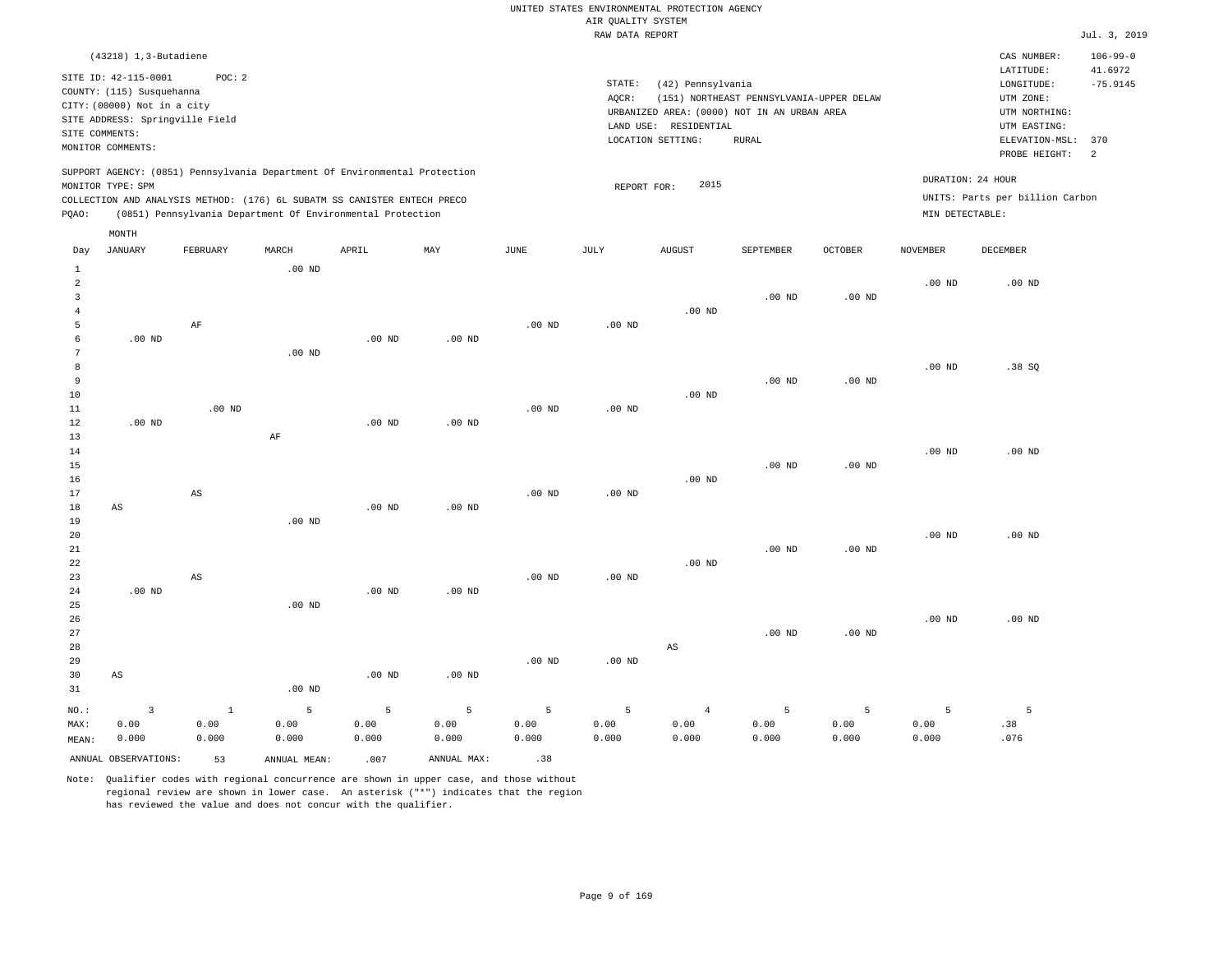UNITED STATES ENVIRONMENTAL PROTECTION AGENCY
AIR QUALITY SYSTEM
RAW DATA REPORT

Jul. 3, 2019

(43218) 1,3-Butadiene

SITE ID: 42-115-0001 POC: 2
COUNTY: (115) Susquehanna
CITY: (00000) Not in a city
SITE ADDRESS: Springville Field
SITE COMMENTS:
MONITOR COMMENTS:

STATE: (42) Pennsylvania
AQCR: (151) NORTHEAST PENNSYLVANIA-UPPER DELAW
URBANIZED AREA: (0000) NOT IN AN URBAN AREA
LAND USE: RESIDENTIAL
LOCATION SETTING: RURAL

CAS NUMBER: 106-99-0
LATITUDE: 41.6972
LONGITUDE: -75.9145
UTM ZONE:
UTM NORTHING:
UTM EASTING:
ELEVATION-MSL: 370
PROBE HEIGHT: 2

SUPPORT AGENCY: (0851) Pennsylvania Department Of Environmental Protection
MONITOR TYPE: SPM
COLLECTION AND ANALYSIS METHOD: (176) 6L SUBATM SS CANISTER ENTECH PRECO
PQAO: (0851) Pennsylvania Department Of Environmental Protection

REPORT FOR: 2015

DURATION: 24 HOUR
UNITS: Parts per billion Carbon
MIN DETECTABLE:

| Day | JANUARY | FEBRUARY | MARCH | APRIL | MAY | JUNE | JULY | AUGUST | SEPTEMBER | OCTOBER | NOVEMBER | DECEMBER |
|---|---|---|---|---|---|---|---|---|---|---|---|---|
| 1 | | | .00 ND | | | | | | | | | |
| 2 | | | | | | | | | | | .00 ND | .00 ND |
| 3 | | | | | | | | | .00 ND | .00 ND | | |
| 4 | | | | | | | | .00 ND | | | | |
| 5 | | AF | | | | .00 ND | .00 ND | | | | | |
| 6 | .00 ND | | | .00 ND | .00 ND | | | | | | | |
| 7 | | | .00 ND | | | | | | | | | |
| 8 | | | | | | | | | | | .00 ND | .38 SQ |
| 9 | | | | | | | | | .00 ND | .00 ND | | |
| 10 | | | | | | | | .00 ND | | | | |
| 11 | | .00 ND | | | | .00 ND | .00 ND | | | | | |
| 12 | .00 ND | | | .00 ND | .00 ND | | | | | | | |
| 13 | | | AF | | | | | | | | | |
| 14 | | | | | | | | | | | .00 ND | .00 ND |
| 15 | | | | | | | | | .00 ND | .00 ND | | |
| 16 | | | | | | | | .00 ND | | | | |
| 17 | | AS | | | | .00 ND | .00 ND | | | | | |
| 18 | AS | | | .00 ND | .00 ND | | | | | | | |
| 19 | | | .00 ND | | | | | | | | | |
| 20 | | | | | | | | | | | .00 ND | .00 ND |
| 21 | | | | | | | | | .00 ND | .00 ND | | |
| 22 | | | | | | | | .00 ND | | | | |
| 23 | | AS | | | | .00 ND | .00 ND | | | | | |
| 24 | .00 ND | | | .00 ND | .00 ND | | | | | | | |
| 25 | | | .00 ND | | | | | | | | | |
| 26 | | | | | | | | | | | .00 ND | .00 ND |
| 27 | | | | | | | | | .00 ND | .00 ND | | |
| 28 | | | | | | | | AS | | | | |
| 29 | | | | | | .00 ND | .00 ND | | | | | |
| 30 | AS | | | .00 ND | .00 ND | | | | | | | |
| 31 | | | .00 ND | | | | | | | | | |
| NO.: | 3 | 1 | 5 | 5 | 5 | 5 | 5 | 4 | 5 | 5 | 5 | 5 |
| MAX: | 0.00 | 0.00 | 0.00 | 0.00 | 0.00 | 0.00 | 0.00 | 0.00 | 0.00 | 0.00 | 0.00 | .38 |
| MEAN: | 0.000 | 0.000 | 0.000 | 0.000 | 0.000 | 0.000 | 0.000 | 0.000 | 0.000 | 0.000 | 0.000 | .076 |

ANNUAL OBSERVATIONS: 53 ANNUAL MEAN: .007 ANNUAL MAX: .38

Note: Qualifier codes with regional concurrence are shown in upper case, and those without regional review are shown in lower case. An asterisk ("*") indicates that the region has reviewed the value and does not concur with the qualifier.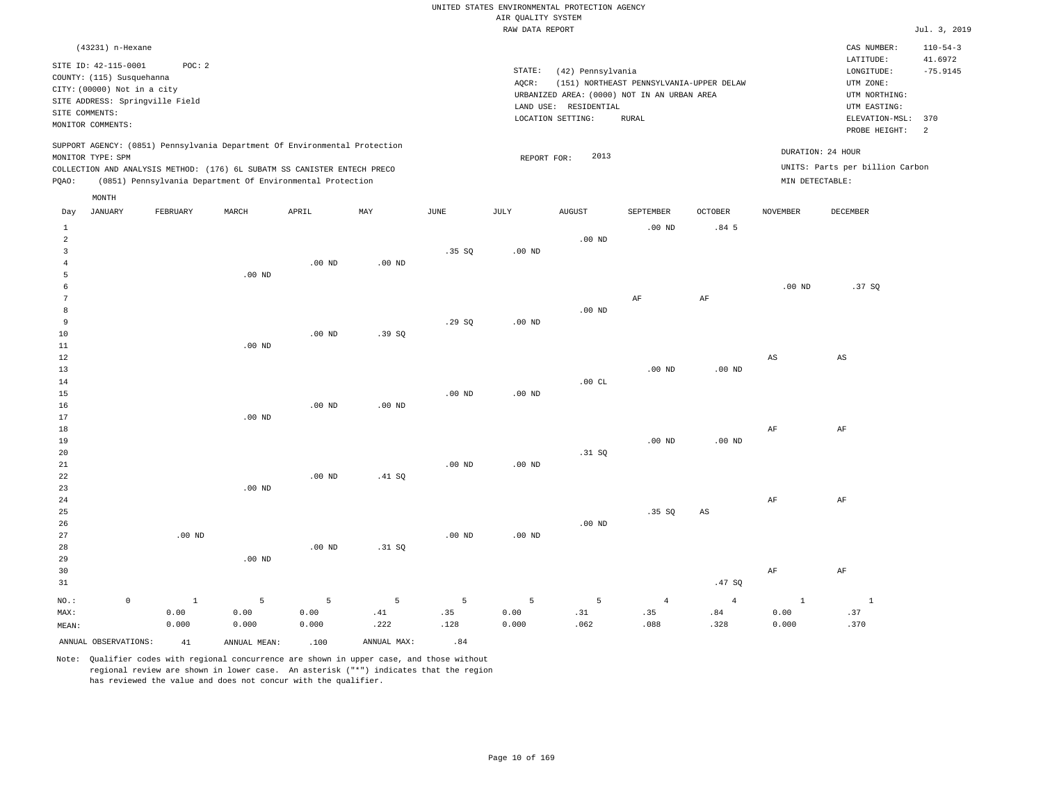UNITED STATES ENVIRONMENTAL PROTECTION AGENCY
AIR QUALITY SYSTEM
RAW DATA REPORT

Jul. 3, 2019

(43231) n-Hexane

SITE ID: 42-115-0001 POC: 2
COUNTY: (115) Susquehanna
CITY: (00000) Not in a city
SITE ADDRESS: Springville Field
SITE COMMENTS:
MONITOR COMMENTS:

STATE: (42) Pennsylvania
AQCR: (151) NORTHEAST PENNSYLVANIA-UPPER DELAW
URBANIZED AREA: (0000) NOT IN AN URBAN AREA
LAND USE: RESIDENTIAL
LOCATION SETTING: RURAL

CAS NUMBER: 110-54-3
LATITUDE: 41.6972
LONGITUDE: -75.9145
UTM ZONE:
UTM NORTHING:
UTM EASTING:
ELEVATION-MSL: 370
PROBE HEIGHT: 2

SUPPORT AGENCY: (0851) Pennsylvania Department Of Environmental Protection
MONITOR TYPE: SPM
COLLECTION AND ANALYSIS METHOD: (176) 6L SUBATM SS CANISTER ENTECH PRECO
PQAO: (0851) Pennsylvania Department Of Environmental Protection

REPORT FOR: 2013

DURATION: 24 HOUR
UNITS: Parts per billion Carbon
MIN DETECTABLE:

| Day | JANUARY | FEBRUARY | MARCH | APRIL | MAY | JUNE | JULY | AUGUST | SEPTEMBER | OCTOBER | NOVEMBER | DECEMBER |
|---|---|---|---|---|---|---|---|---|---|---|---|---|
| 1 | | | | | | | | | .00 ND | .84 5 | | |
| 2 | | | | | | | | .00 ND | | | | |
| 3 | | | | | | .35 SQ | .00 ND | | | | | |
| 4 | | | | .00 ND | .00 ND | | | | | | | |
| 5 | | | .00 ND | | | | | | | | | |
| 6 | | | | | | | | | | | .00 ND | .37 SQ |
| 7 | | | | | | | | | AF | AF | | |
| 8 | | | | | | | | .00 ND | | | | |
| 9 | | | | | | .29 SQ | .00 ND | | | | | |
| 10 | | | | .00 ND | .39 SQ | | | | | | | |
| 11 | | | .00 ND | | | | | | | | | |
| 12 | | | | | | | | | | | AS | AS |
| 13 | | | | | | | | | .00 ND | .00 ND | | |
| 14 | | | | | | | | .00 CL | | | | |
| 15 | | | | | | .00 ND | .00 ND | | | | | |
| 16 | | | | .00 ND | .00 ND | | | | | | | |
| 17 | | | .00 ND | | | | | | | | | |
| 18 | | | | | | | | | | | AF | AF |
| 19 | | | | | | | | | .00 ND | .00 ND | | |
| 20 | | | | | | | | .31 SQ | | | | |
| 21 | | | | | | .00 ND | .00 ND | | | | | |
| 22 | | | | .00 ND | .41 SQ | | | | | | | |
| 23 | | | .00 ND | | | | | | | | | |
| 24 | | | | | | | | | | | AF | AF |
| 25 | | | | | | | | | .35 SQ | AS | | |
| 26 | | | | | | | | .00 ND | | | | |
| 27 | | .00 ND | | | | .00 ND | .00 ND | | | | | |
| 28 | | | | .00 ND | .31 SQ | | | | | | | |
| 29 | | | .00 ND | | | | | | | | | |
| 30 | | | | | | | | | | | AF | AF |
| 31 | | | | | | | | | | .47 SQ | | |
| NO.: | 0 | 1 | 5 | 5 | 5 | 5 | 5 | 5 | 4 | 4 | 1 | 1 |
| MAX: | | 0.00 | 0.00 | 0.00 | .41 | .35 | 0.00 | .31 | .35 | .84 | 0.00 | .37 |
| MEAN: | | 0.000 | 0.000 | 0.000 | .222 | .128 | 0.000 | .062 | .088 | .328 | 0.000 | .370 |

ANNUAL OBSERVATIONS: 41 ANNUAL MEAN: .100 ANNUAL MAX: .84

Note: Qualifier codes with regional concurrence are shown in upper case, and those without regional review are shown in lower case. An asterisk ("*") indicates that the region has reviewed the value and does not concur with the qualifier.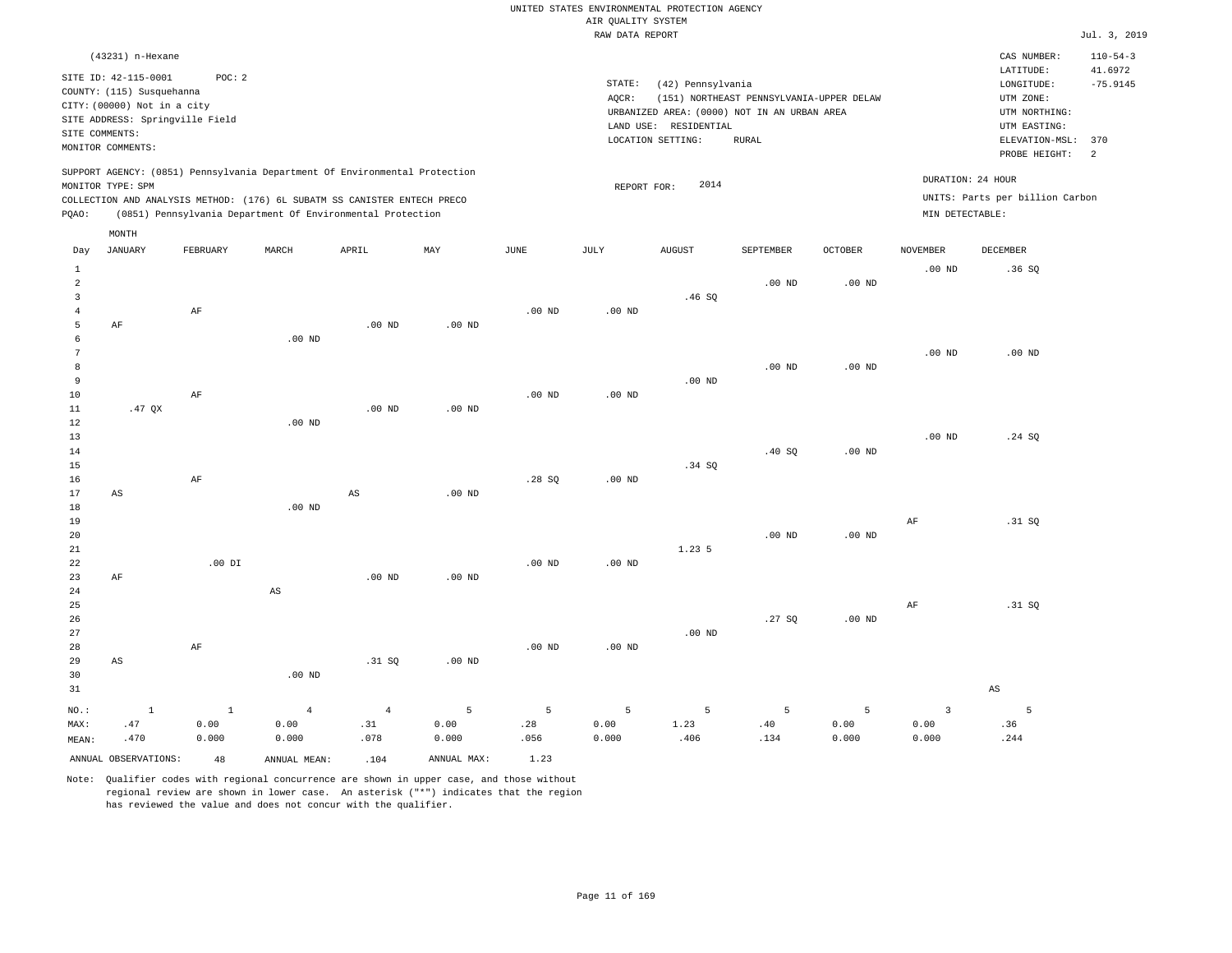UNITED STATES ENVIRONMENTAL PROTECTION AGENCY
AIR QUALITY SYSTEM
RAW DATA REPORT

Jul. 3, 2019

(43231) n-Hexane

SITE ID: 42-115-0001 POC: 2
COUNTY: (115) Susquehanna
CITY: (00000) Not in a city
SITE ADDRESS: Springville Field
SITE COMMENTS:
MONITOR COMMENTS:

STATE: (42) Pennsylvania
AQCR: (151) NORTHEAST PENNSYLVANIA-UPPER DELAW
URBANIZED AREA: (0000) NOT IN AN URBAN AREA
LAND USE: RESIDENTIAL
LOCATION SETTING: RURAL

CAS NUMBER: 110-54-3
LATITUDE: 41.6972
LONGITUDE: -75.9145
UTM ZONE:
UTM NORTHING:
UTM EASTING:
ELEVATION-MSL: 370
PROBE HEIGHT: 2

SUPPORT AGENCY: (0851) Pennsylvania Department Of Environmental Protection
MONITOR TYPE: SPM
COLLECTION AND ANALYSIS METHOD: (176) 6L SUBATM SS CANISTER ENTECH PRECO
PQAO: (0851) Pennsylvania Department Of Environmental Protection

REPORT FOR: 2014

DURATION: 24 HOUR
UNITS: Parts per billion Carbon
MIN DETECTABLE:

| Day | JANUARY | FEBRUARY | MARCH | APRIL | MAY | JUNE | JULY | AUGUST | SEPTEMBER | OCTOBER | NOVEMBER | DECEMBER |
|---|---|---|---|---|---|---|---|---|---|---|---|---|
| 1 | | | | | | | | | | | .00 ND | .36 SQ |
| 2 | | | | | | | | | .00 ND | .00 ND | | |
| 3 | | | | | | | | .46 SQ | | | | |
| 4 | | AF | | | | .00 ND | .00 ND | | | | | |
| 5 | AF | | | .00 ND | .00 ND | | | | | | | |
| 6 | | | .00 ND | | | | | | | | | |
| 7 | | | | | | | | | | | .00 ND | .00 ND |
| 8 | | | | | | | | | .00 ND | .00 ND | | |
| 9 | | | | | | | | .00 ND | | | | |
| 10 | | AF | | | | .00 ND | .00 ND | | | | | |
| 11 | .47 QX | | | .00 ND | .00 ND | | | | | | | |
| 12 | | | .00 ND | | | | | | | | | |
| 13 | | | | | | | | | | | .00 ND | .24 SQ |
| 14 | | | | | | | | | .40 SQ | .00 ND | | |
| 15 | | | | | | | | .34 SQ | | | | |
| 16 | | AF | | | | .28 SQ | .00 ND | | | | | |
| 17 | AS | | | AS | .00 ND | | | | | | | |
| 18 | | | .00 ND | | | | | | | | | |
| 19 | | | | | | | | | | | AF | .31 SQ |
| 20 | | | | | | | | | .00 ND | .00 ND | | |
| 21 | | | | | | | | 1.23 5 | | | | |
| 22 | | .00 DI | | | | .00 ND | .00 ND | | | | | |
| 23 | AF | | | .00 ND | .00 ND | | | | | | | |
| 24 | | | AS | | | | | | | | | |
| 25 | | | | | | | | | | | AF | .31 SQ |
| 26 | | | | | | | | | .27 SQ | .00 ND | | |
| 27 | | | | | | | | .00 ND | | | | |
| 28 | | AF | | | | .00 ND | .00 ND | | | | | |
| 29 | AS | | | .31 SQ | .00 ND | | | | | | | |
| 30 | | | .00 ND | | | | | | | | | |
| 31 | | | | | | | | | | | | AS |
| NO.: | 1 | 1 | 4 | 4 | 5 | 5 | 5 | 5 | 5 | 5 | 3 | 5 |
| MAX: | .47 | 0.00 | 0.00 | .31 | 0.00 | .28 | 0.00 | 1.23 | .40 | 0.00 | 0.00 | .36 |
| MEAN: | .470 | 0.000 | 0.000 | .078 | 0.000 | .056 | 0.000 | .406 | .134 | 0.000 | 0.000 | .244 |

ANNUAL OBSERVATIONS: 48 ANNUAL MEAN: .104 ANNUAL MAX: 1.23

Note: Qualifier codes with regional concurrence are shown in upper case, and those without regional review are shown in lower case. An asterisk ("*") indicates that the region has reviewed the value and does not concur with the qualifier.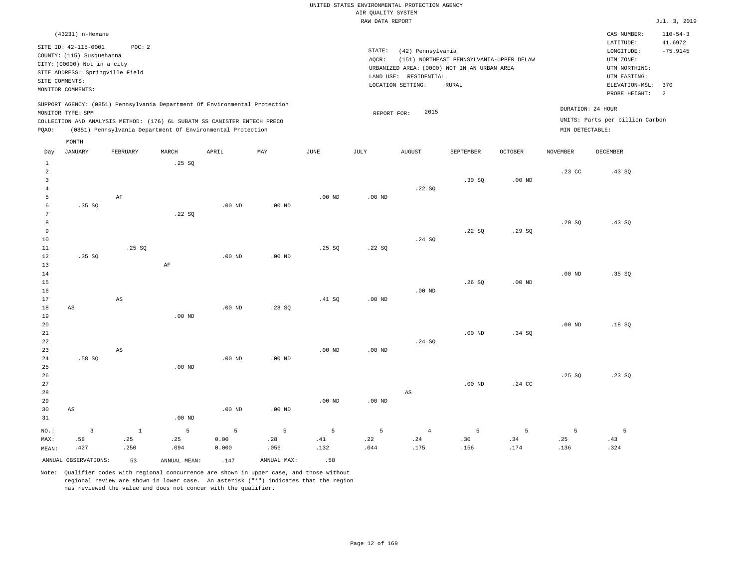UNITED STATES ENVIRONMENTAL PROTECTION AGENCY
AIR QUALITY SYSTEM
RAW DATA REPORT

Jul. 3, 2019

(43231) n-Hexane

SITE ID: 42-115-0001 POC: 2
COUNTY: (115) Susquehanna
CITY: (00000) Not in a city
SITE ADDRESS: Springville Field
SITE COMMENTS:
MONITOR COMMENTS:

STATE: (42) Pennsylvania
AQCR: (151) NORTHEAST PENNSYLVANIA-UPPER DELAW
URBANIZED AREA: (0000) NOT IN AN URBAN AREA
LAND USE: RESIDENTIAL
LOCATION SETTING: RURAL

CAS NUMBER: 110-54-3
LATITUDE: 41.6972
LONGITUDE: -75.9145
UTM ZONE:
UTM NORTHING:
UTM EASTING:
ELEVATION-MSL: 370
PROBE HEIGHT: 2

SUPPORT AGENCY: (0851) Pennsylvania Department Of Environmental Protection
MONITOR TYPE: SPM
COLLECTION AND ANALYSIS METHOD: (176) 6L SUBATM SS CANISTER ENTECH PRECO
PQAO: (0851) Pennsylvania Department Of Environmental Protection

REPORT FOR: 2015

DURATION: 24 HOUR
UNITS: Parts per billion Carbon
MIN DETECTABLE:

| Day | JANUARY | FEBRUARY | MARCH | APRIL | MAY | JUNE | JULY | AUGUST | SEPTEMBER | OCTOBER | NOVEMBER | DECEMBER |
|---|---|---|---|---|---|---|---|---|---|---|---|---|
| 1 | | | .25 SQ | | | | | | | | | |
| 2 | | | | | | | | | | | .23 CC | .43 SQ |
| 3 | | | | | | | | | .30 SQ | .00 ND | | |
| 4 | | | | | | | | .22 SQ | | | | |
| 5 | | AF | | | | .00 ND | .00 ND | | | | | |
| 6 | .35 SQ | | | .00 ND | .00 ND | | | | | | | |
| 7 | | | .22 SQ | | | | | | | | | |
| 8 | | | | | | | | | | | .20 SQ | .43 SQ |
| 9 | | | | | | | | | .22 SQ | .29 SQ | | |
| 10 | | | | | | | | .24 SQ | | | | |
| 11 | | .25 SQ | | | | .25 SQ | .22 SQ | | | | | |
| 12 | .35 SQ | | | .00 ND | .00 ND | | | | | | | |
| 13 | | | AF | | | | | | | | | |
| 14 | | | | | | | | | | | .00 ND | .35 SQ |
| 15 | | | | | | | | | .26 SQ | .00 ND | | |
| 16 | | | | | | | | .00 ND | | | | |
| 17 | | AS | | | | .41 SQ | .00 ND | | | | | |
| 18 | AS | | | .00 ND | .28 SQ | | | | | | | |
| 19 | | | .00 ND | | | | | | | | | |
| 20 | | | | | | | | | | | .00 ND | .18 SQ |
| 21 | | | | | | | | | .00 ND | .34 SQ | | |
| 22 | | | | | | | | .24 SQ | | | | |
| 23 | | AS | | | | .00 ND | .00 ND | | | | | |
| 24 | .58 SQ | | | .00 ND | .00 ND | | | | | | | |
| 25 | | | .00 ND | | | | | | | | | |
| 26 | | | | | | | | | | | .25 SQ | .23 SQ |
| 27 | | | | | | | | | .00 ND | .24 CC | | |
| 28 | | | | | | | | AS | | | | |
| 29 | | | | | | .00 ND | .00 ND | | | | | |
| 30 | AS | | | .00 ND | .00 ND | | | | | | | |
| 31 | | | .00 ND | | | | | | | | | |
| NO.: | 3 | 1 | 5 | 5 | 5 | 5 | 5 | 4 | 5 | 5 | 5 | 5 |
| MAX: | .58 | .25 | .25 | 0.00 | .28 | .41 | .22 | .24 | .30 | .34 | .25 | .43 |
| MEAN: | .427 | .250 | .094 | 0.000 | .056 | .132 | .044 | .175 | .156 | .174 | .136 | .324 |

ANNUAL OBSERVATIONS: 53 ANNUAL MEAN: .147 ANNUAL MAX: .58

Note: Qualifier codes with regional concurrence are shown in upper case, and those without regional review are shown in lower case. An asterisk ("*") indicates that the region has reviewed the value and does not concur with the qualifier.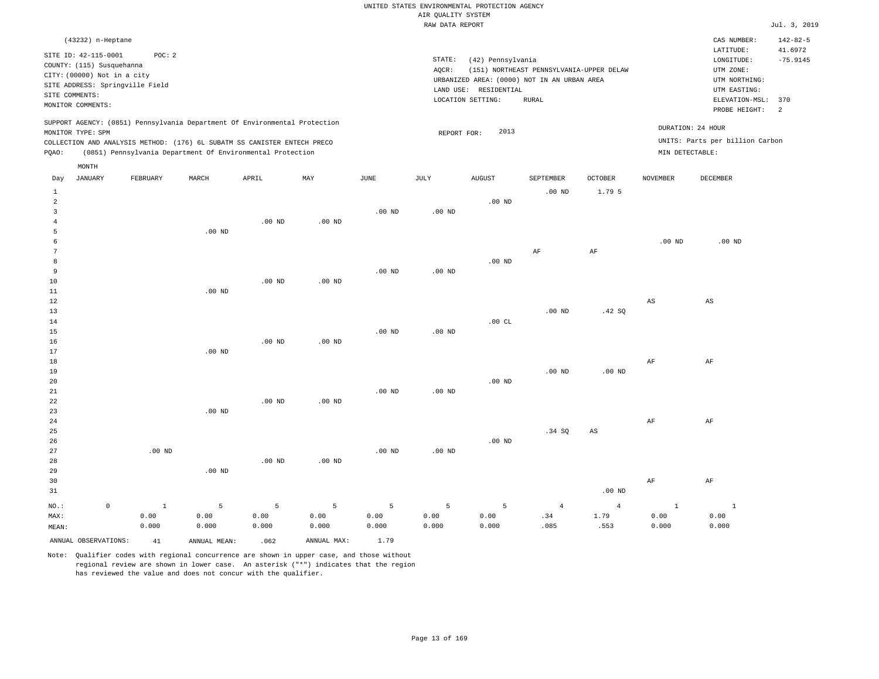UNITED STATES ENVIRONMENTAL PROTECTION AGENCY
AIR QUALITY SYSTEM
RAW DATA REPORT

Jul. 3, 2019

(43232) n-Heptane

SITE ID: 42-115-0001 POC: 2
COUNTY: (115) Susquehanna
CITY: (00000) Not in a city
SITE ADDRESS: Springville Field
SITE COMMENTS:
MONITOR COMMENTS:

STATE: (42) Pennsylvania
AQCR: (151) NORTHEAST PENNSYLVANIA-UPPER DELAW
URBANIZED AREA: (0000) NOT IN AN URBAN AREA
LAND USE: RESIDENTIAL
LOCATION SETTING: RURAL

CAS NUMBER: 142-82-5
LATITUDE: 41.6972
LONGITUDE: -75.9145
UTM ZONE:
UTM NORTHING:
UTM EASTING:
ELEVATION-MSL: 370
PROBE HEIGHT: 2

SUPPORT AGENCY: (0851) Pennsylvania Department Of Environmental Protection
MONITOR TYPE: SPM
COLLECTION AND ANALYSIS METHOD: (176) 6L SUBATM SS CANISTER ENTECH PRECO
PQAO: (0851) Pennsylvania Department Of Environmental Protection

REPORT FOR: 2013

DURATION: 24 HOUR
UNITS: Parts per billion Carbon
MIN DETECTABLE:

| Day | JANUARY | FEBRUARY | MARCH | APRIL | MAY | JUNE | JULY | AUGUST | SEPTEMBER | OCTOBER | NOVEMBER | DECEMBER |
|---|---|---|---|---|---|---|---|---|---|---|---|---|
| 1 | | | | | | | | | .00 ND | 1.79 5 | | |
| 2 | | | | | | | | .00 ND | | | | |
| 3 | | | | | | .00 ND | .00 ND | | | | | |
| 4 | | | | .00 ND | .00 ND | | | | | | | |
| 5 | | | .00 ND | | | | | | | | | |
| 6 | | | | | | | | | | | .00 ND | .00 ND |
| 7 | | | | | | | | | AF | AF | | |
| 8 | | | | | | | | .00 ND | | | | |
| 9 | | | | | | .00 ND | .00 ND | | | | | |
| 10 | | | | .00 ND | .00 ND | | | | | | | |
| 11 | | | .00 ND | | | | | | | | | |
| 12 | | | | | | | | | | | AS | AS |
| 13 | | | | | | | | | .00 ND | .42 SQ | | |
| 14 | | | | | | | | .00 CL | | | | |
| 15 | | | | | | .00 ND | .00 ND | | | | | |
| 16 | | | | .00 ND | .00 ND | | | | | | | |
| 17 | | | .00 ND | | | | | | | | | |
| 18 | | | | | | | | | | | AF | AF |
| 19 | | | | | | | | | .00 ND | .00 ND | | |
| 20 | | | | | | | | .00 ND | | | | |
| 21 | | | | | | .00 ND | .00 ND | | | | | |
| 22 | | | | .00 ND | .00 ND | | | | | | | |
| 23 | | | .00 ND | | | | | | | | | |
| 24 | | | | | | | | | | | AF | AF |
| 25 | | | | | | | | | .34 SQ | AS | | |
| 26 | | | | | | | | .00 ND | | | | |
| 27 | | .00 ND | | | | .00 ND | .00 ND | | | | | |
| 28 | | | | .00 ND | .00 ND | | | | | | | |
| 29 | | | .00 ND | | | | | | | | | |
| 30 | | | | | | | | | | | AF | AF |
| 31 | | | | | | | | | | .00 ND | | |
| NO.: | 0 | 1 | 5 | 5 | 5 | 5 | 5 | 5 | 4 | 4 | 1 | 1 |
| MAX: | | 0.00 | 0.00 | 0.00 | 0.00 | 0.00 | 0.00 | 0.00 | .34 | 1.79 | 0.00 | 0.00 |
| MEAN: | | 0.000 | 0.000 | 0.000 | 0.000 | 0.000 | 0.000 | 0.000 | .085 | .553 | 0.000 | 0.000 |

ANNUAL OBSERVATIONS: 41 ANNUAL MEAN: .062 ANNUAL MAX: 1.79

Note: Qualifier codes with regional concurrence are shown in upper case, and those without regional review are shown in lower case. An asterisk ("*") indicates that the region has reviewed the value and does not concur with the qualifier.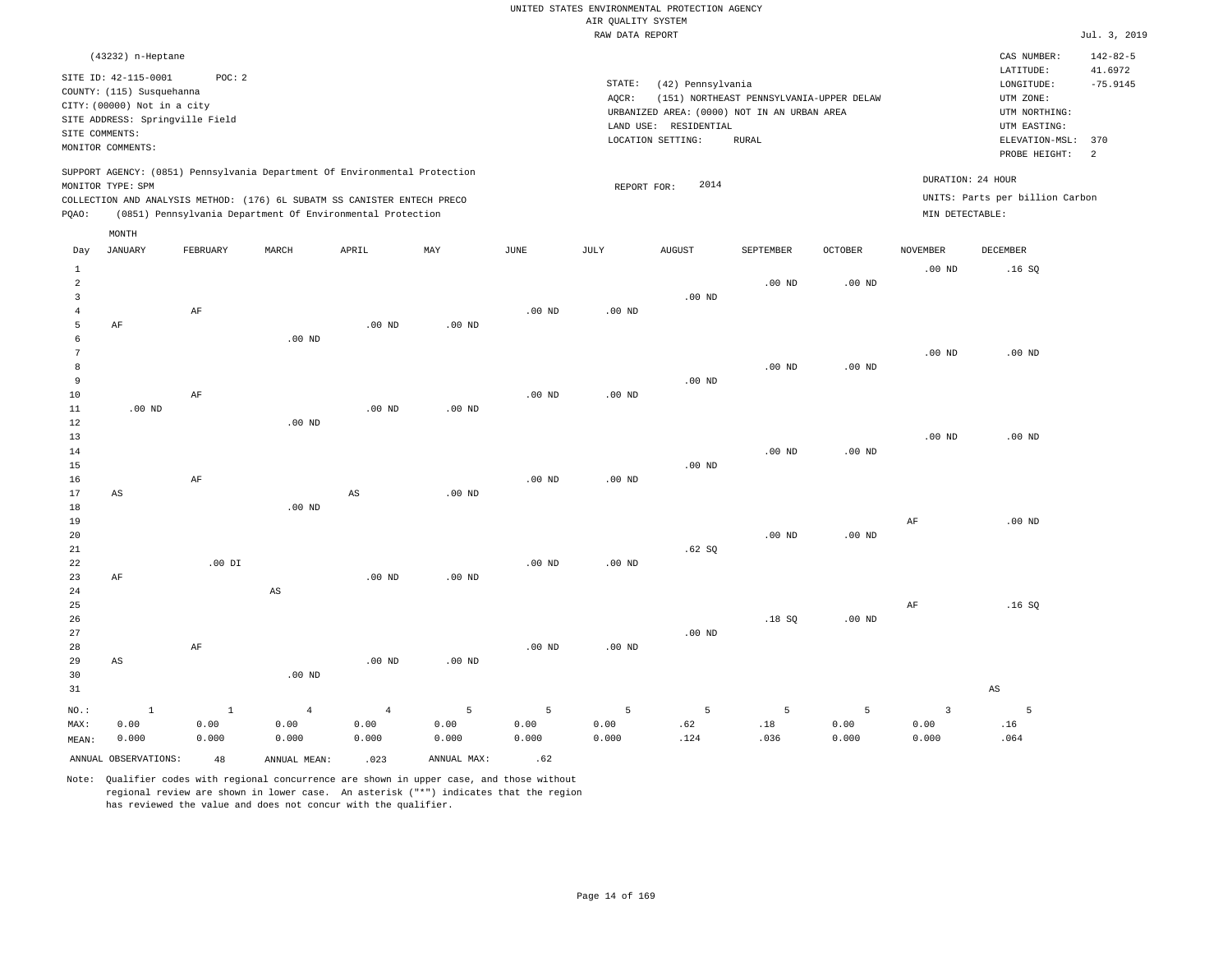UNITED STATES ENVIRONMENTAL PROTECTION AGENCY
AIR QUALITY SYSTEM
RAW DATA REPORT

Jul. 3, 2019

(43232) n-Heptane

SITE ID: 42-115-0001 POC: 2
COUNTY: (115) Susquehanna
CITY: (00000) Not in a city
SITE ADDRESS: Springville Field
SITE COMMENTS:
MONITOR COMMENTS:

STATE: (42) Pennsylvania
AQCR: (151) NORTHEAST PENNSYLVANIA-UPPER DELAW
URBANIZED AREA: (0000) NOT IN AN URBAN AREA
LAND USE: RESIDENTIAL
LOCATION SETTING: RURAL

CAS NUMBER: 142-82-5
LATITUDE: 41.6972
LONGITUDE: -75.9145
UTM ZONE:
UTM NORTHING:
UTM EASTING:
ELEVATION-MSL: 370
PROBE HEIGHT: 2

SUPPORT AGENCY: (0851) Pennsylvania Department Of Environmental Protection
MONITOR TYPE: SPM
COLLECTION AND ANALYSIS METHOD: (176) 6L SUBATM SS CANISTER ENTECH PRECO
PQAO: (0851) Pennsylvania Department Of Environmental Protection

REPORT FOR: 2014

DURATION: 24 HOUR
UNITS: Parts per billion Carbon
MIN DETECTABLE:

| Day | JANUARY | FEBRUARY | MARCH | APRIL | MAY | JUNE | JULY | AUGUST | SEPTEMBER | OCTOBER | NOVEMBER | DECEMBER |
|---|---|---|---|---|---|---|---|---|---|---|---|---|
| 1 | | | | | | | | | | | .00 ND | .16 SQ |
| 2 | | | | | | | | | .00 ND | .00 ND | | |
| 3 | | | | | | | | .00 ND | | | | |
| 4 | | AF | | | | .00 ND | .00 ND | | | | | |
| 5 | AF | | | .00 ND | .00 ND | | | | | | | |
| 6 | | | .00 ND | | | | | | | | | |
| 7 | | | | | | | | | | | .00 ND | .00 ND |
| 8 | | | | | | | | | .00 ND | .00 ND | | |
| 9 | | | | | | | | .00 ND | | | | |
| 10 | | AF | | | | .00 ND | .00 ND | | | | | |
| 11 | .00 ND | | | .00 ND | .00 ND | | | | | | | |
| 12 | | | .00 ND | | | | | | | | | |
| 13 | | | | | | | | | | | .00 ND | .00 ND |
| 14 | | | | | | | | | .00 ND | .00 ND | | |
| 15 | | | | | | | | .00 ND | | | | |
| 16 | | AF | | | | .00 ND | .00 ND | | | | | |
| 17 | AS | | | AS | .00 ND | | | | | | | |
| 18 | | | .00 ND | | | | | | | | | |
| 19 | | | | | | | | | | | AF | .00 ND |
| 20 | | | | | | | | | .00 ND | .00 ND | | |
| 21 | | | | | | | | .62 SQ | | | | |
| 22 | | .00 DI | | | | .00 ND | .00 ND | | | | | |
| 23 | AF | | | .00 ND | .00 ND | | | | | | | |
| 24 | | | AS | | | | | | | | | |
| 25 | | | | | | | | | | | AF | .16 SQ |
| 26 | | | | | | | | | .18 SQ | .00 ND | | |
| 27 | | | | | | | | .00 ND | | | | |
| 28 | | AF | | | | .00 ND | .00 ND | | | | | |
| 29 | AS | | | .00 ND | .00 ND | | | | | | | |
| 30 | | | .00 ND | | | | | | | | | |
| 31 | | | | | | | | | | | | AS |
| NO.: | 1 | 1 | 4 | 4 | 5 | 5 | 5 | 5 | 5 | 5 | 3 | 5 |
| MAX: | 0.00 | 0.00 | 0.00 | 0.00 | 0.00 | 0.00 | 0.00 | .62 | .18 | 0.00 | 0.00 | .16 |
| MEAN: | 0.000 | 0.000 | 0.000 | 0.000 | 0.000 | 0.000 | 0.000 | .124 | .036 | 0.000 | 0.000 | .064 |

ANNUAL OBSERVATIONS: 48 ANNUAL MEAN: .023 ANNUAL MAX: .62

Note: Qualifier codes with regional concurrence are shown in upper case, and those without regional review are shown in lower case. An asterisk ("*") indicates that the region has reviewed the value and does not concur with the qualifier.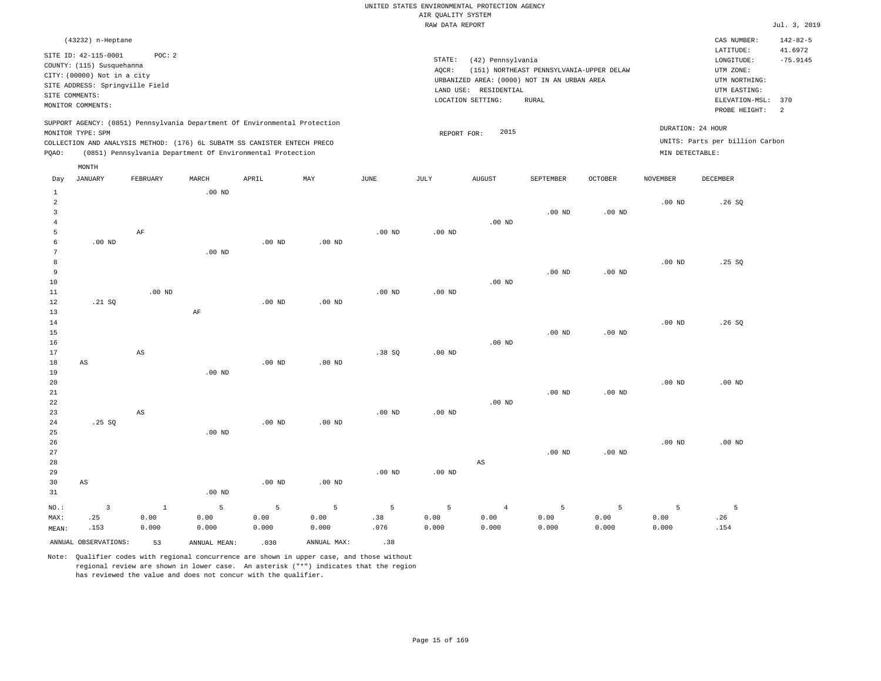UNITED STATES ENVIRONMENTAL PROTECTION AGENCY
AIR QUALITY SYSTEM
RAW DATA REPORT

Jul. 3, 2019

(43232) n-Heptane

SITE ID: 42-115-0001 POC: 2
COUNTY: (115) Susquehanna
CITY: (00000) Not in a city
SITE ADDRESS: Springville Field
SITE COMMENTS:
MONITOR COMMENTS:

STATE: (42) Pennsylvania
AQCR: (151) NORTHEAST PENNSYLVANIA-UPPER DELAW
URBANIZED AREA: (0000) NOT IN AN URBAN AREA
LAND USE: RESIDENTIAL
LOCATION SETTING: RURAL

CAS NUMBER: 142-82-5
LATITUDE: 41.6972
LONGITUDE: -75.9145
UTM ZONE:
UTM NORTHING:
UTM EASTING:
ELEVATION-MSL: 370
PROBE HEIGHT: 2

SUPPORT AGENCY: (0851) Pennsylvania Department Of Environmental Protection
MONITOR TYPE: SPM
COLLECTION AND ANALYSIS METHOD: (176) 6L SUBATM SS CANISTER ENTECH PRECO
PQAO: (0851) Pennsylvania Department Of Environmental Protection

REPORT FOR: 2015

DURATION: 24 HOUR
UNITS: Parts per billion Carbon
MIN DETECTABLE:

| Day | JANUARY | FEBRUARY | MARCH | APRIL | MAY | JUNE | JULY | AUGUST | SEPTEMBER | OCTOBER | NOVEMBER | DECEMBER |
|---|---|---|---|---|---|---|---|---|---|---|---|---|
| 1 | | | .00 ND | | | | | | | | | |
| 2 | | | | | | | | | | | .00 ND | .26 SQ |
| 3 | | | | | | | | | .00 ND | .00 ND | | |
| 4 | | | | | | | | .00 ND | | | | |
| 5 | | AF | | | | .00 ND | .00 ND | | | | | |
| 6 | .00 ND | | | .00 ND | .00 ND | | | | | | | |
| 7 | | | .00 ND | | | | | | | | | |
| 8 | | | | | | | | | | | .00 ND | .25 SQ |
| 9 | | | | | | | | | .00 ND | .00 ND | | |
| 10 | | | | | | | | .00 ND | | | | |
| 11 | | .00 ND | | | | .00 ND | .00 ND | | | | | |
| 12 | .21 SQ | | | .00 ND | .00 ND | | | | | | | |
| 13 | | | AF | | | | | | | | | |
| 14 | | | | | | | | | | | .00 ND | .26 SQ |
| 15 | | | | | | | | | .00 ND | .00 ND | | |
| 16 | | | | | | | | .00 ND | | | | |
| 17 | | AS | | | | .38 SQ | .00 ND | | | | | |
| 18 | AS | | | .00 ND | .00 ND | | | | | | | |
| 19 | | | .00 ND | | | | | | | | | |
| 20 | | | | | | | | | | | .00 ND | .00 ND |
| 21 | | | | | | | | | .00 ND | .00 ND | | |
| 22 | | | | | | | | .00 ND | | | | |
| 23 | | AS | | | | .00 ND | .00 ND | | | | | |
| 24 | .25 SQ | | | .00 ND | .00 ND | | | | | | | |
| 25 | | | .00 ND | | | | | | | | | |
| 26 | | | | | | | | | | | .00 ND | .00 ND |
| 27 | | | | | | | | | .00 ND | .00 ND | | |
| 28 | | | | | | | | AS | | | | |
| 29 | | | | | | .00 ND | .00 ND | | | | | |
| 30 | AS | | | .00 ND | .00 ND | | | | | | | |
| 31 | | | .00 ND | | | | | | | | | |
| NO.: | 3 | 1 | 5 | 5 | 5 | 5 | 5 | 4 | 5 | 5 | 5 | 5 |
| MAX: | .25 | 0.00 | 0.00 | 0.00 | 0.00 | .38 | 0.00 | 0.00 | 0.00 | 0.00 | 0.00 | .26 |
| MEAN: | .153 | 0.000 | 0.000 | 0.000 | 0.000 | .076 | 0.000 | 0.000 | 0.000 | 0.000 | 0.000 | .154 |

ANNUAL OBSERVATIONS: 53 ANNUAL MEAN: .030 ANNUAL MAX: .38

Note: Qualifier codes with regional concurrence are shown in upper case, and those without regional review are shown in lower case. An asterisk ("*") indicates that the region has reviewed the value and does not concur with the qualifier.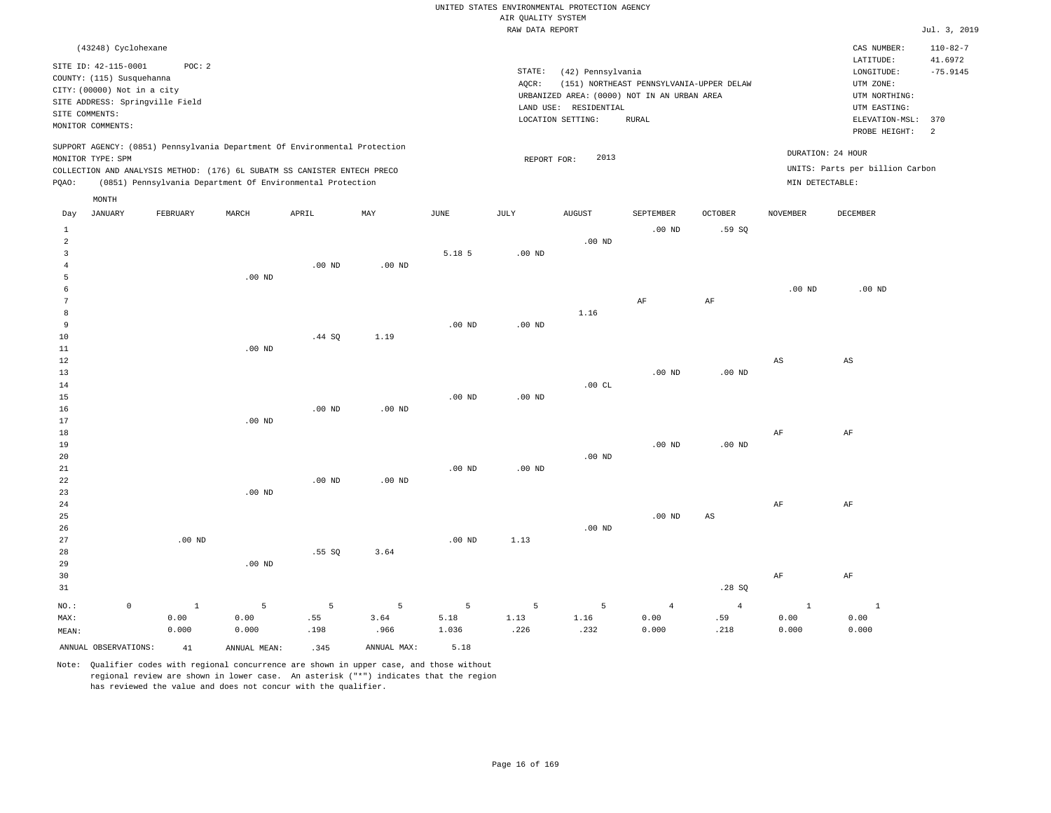UNITED STATES ENVIRONMENTAL PROTECTION AGENCY
AIR QUALITY SYSTEM
RAW DATA REPORT

Jul. 3, 2019

(43248) Cyclohexane

SITE ID: 42-115-0001  POC: 2
COUNTY: (115) Susquehanna
CITY: (00000) Not in a city
SITE ADDRESS: Springville Field
SITE COMMENTS:
MONITOR COMMENTS:

STATE: (42) Pennsylvania
AQCR: (151) NORTHEAST PENNSYLVANIA-UPPER DELAW
URBANIZED AREA: (0000) NOT IN AN URBAN AREA
LAND USE: RESIDENTIAL
LOCATION SETTING: RURAL

CAS NUMBER: 110-82-7
LATITUDE: 41.6972
LONGITUDE: -75.9145
UTM ZONE:
UTM NORTHING:
UTM EASTING:
ELEVATION-MSL: 370
PROBE HEIGHT: 2

SUPPORT AGENCY: (0851) Pennsylvania Department Of Environmental Protection
MONITOR TYPE: SPM
COLLECTION AND ANALYSIS METHOD: (176) 6L SUBATM SS CANISTER ENTECH PRECO
PQAO: (0851) Pennsylvania Department Of Environmental Protection

REPORT FOR: 2013

DURATION: 24 HOUR
UNITS: Parts per billion Carbon
MIN DETECTABLE:

| Day | JANUARY | FEBRUARY | MARCH | APRIL | MAY | JUNE | JULY | AUGUST | SEPTEMBER | OCTOBER | NOVEMBER | DECEMBER |
|---|---|---|---|---|---|---|---|---|---|---|---|---|
| 1 | | | | | | | | | .00 ND | .59 SQ | | |
| 2 | | | | | | | | .00 ND | | | | |
| 3 | | | | | | 5.18 5 | .00 ND | | | | | |
| 4 | | | | .00 ND | .00 ND | | | | | | | |
| 5 | | | .00 ND | | | | | | | | | |
| 6 | | | | | | | | | | | .00 ND | .00 ND |
| 7 | | | | | | | | | AF | AF | | |
| 8 | | | | | | | | 1.16 | | | | |
| 9 | | | | | | .00 ND | .00 ND | | | | | |
| 10 | | | | .44 SQ | 1.19 | | | | | | | |
| 11 | | | .00 ND | | | | | | | | | |
| 12 | | | | | | | | | | | AS | AS |
| 13 | | | | | | | | | .00 ND | .00 ND | | |
| 14 | | | | | | | | .00 CL | | | | |
| 15 | | | | | | .00 ND | .00 ND | | | | | |
| 16 | | | | .00 ND | .00 ND | | | | | | | |
| 17 | | | .00 ND | | | | | | | | | |
| 18 | | | | | | | | | | | AF | AF |
| 19 | | | | | | | | | .00 ND | .00 ND | | |
| 20 | | | | | | | | .00 ND | | | | |
| 21 | | | | | | .00 ND | .00 ND | | | | | |
| 22 | | | | .00 ND | .00 ND | | | | | | | |
| 23 | | | .00 ND | | | | | | | | | |
| 24 | | | | | | | | | | | AF | AF |
| 25 | | | | | | | | | .00 ND | AS | | |
| 26 | | | | | | | | .00 ND | | | | |
| 27 | | .00 ND | | | | .00 ND | 1.13 | | | | | |
| 28 | | | | .55 SQ | 3.64 | | | | | | | |
| 29 | | | .00 ND | | | | | | | | | |
| 30 | | | | | | | | | | | AF | AF |
| 31 | | | | | | | | | | .28 SQ | | |
| NO.: | 0 | 1 | 5 | 5 | 5 | 5 | 5 | 5 | 4 | 4 | 1 | 1 |
| MAX: | | 0.00 | 0.00 | .55 | 3.64 | 5.18 | 1.13 | 1.16 | 0.00 | .59 | 0.00 | 0.00 |
| MEAN: | | 0.000 | 0.000 | .198 | .966 | 1.036 | .226 | .232 | 0.000 | .218 | 0.000 | 0.000 |

ANNUAL OBSERVATIONS: 41  ANNUAL MEAN: .345  ANNUAL MAX: 5.18

Note: Qualifier codes with regional concurrence are shown in upper case, and those without regional review are shown in lower case. An asterisk ("*") indicates that the region has reviewed the value and does not concur with the qualifier.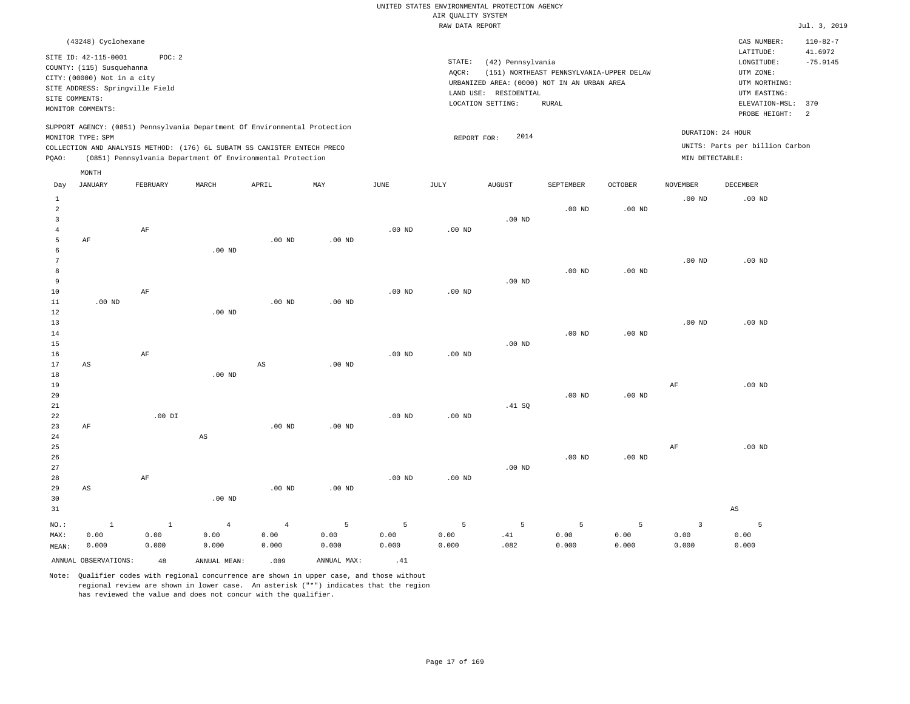UNITED STATES ENVIRONMENTAL PROTECTION AGENCY
AIR QUALITY SYSTEM
RAW DATA REPORT

Jul. 3, 2019

(43248) Cyclohexane

SITE ID: 42-115-0001 POC: 2
COUNTY: (115) Susquehanna
CITY: (00000) Not in a city
SITE ADDRESS: Springville Field
SITE COMMENTS:
MONITOR COMMENTS:

STATE: (42) Pennsylvania
AQCR: (151) NORTHEAST PENNSYLVANIA-UPPER DELAW
URBANIZED AREA: (0000) NOT IN AN URBAN AREA
LAND USE: RESIDENTIAL
LOCATION SETTING: RURAL

CAS NUMBER: 110-82-7
LATITUDE: 41.6972
LONGITUDE: -75.9145
UTM ZONE:
UTM NORTHING:
UTM EASTING:
ELEVATION-MSL: 370
PROBE HEIGHT: 2

SUPPORT AGENCY: (0851) Pennsylvania Department Of Environmental Protection
MONITOR TYPE: SPM
COLLECTION AND ANALYSIS METHOD: (176) 6L SUBATM SS CANISTER ENTECH PRECO
PQAO: (0851) Pennsylvania Department Of Environmental Protection

REPORT FOR: 2014

DURATION: 24 HOUR
UNITS: Parts per billion Carbon
MIN DETECTABLE:

| Day | JANUARY | FEBRUARY | MARCH | APRIL | MAY | JUNE | JULY | AUGUST | SEPTEMBER | OCTOBER | NOVEMBER | DECEMBER |
|---|---|---|---|---|---|---|---|---|---|---|---|---|
| 1 | | | | | | | | | | | .00 ND | .00 ND |
| 2 | | | | | | | | | .00 ND | .00 ND | | |
| 3 | | | | | | | | .00 ND | | | | |
| 4 | | AF | | | | .00 ND | .00 ND | | | | | |
| 5 | AF | | | .00 ND | .00 ND | | | | | | | |
| 6 | | | .00 ND | | | | | | | | | |
| 7 | | | | | | | | | | | .00 ND | .00 ND |
| 8 | | | | | | | | | .00 ND | .00 ND | | |
| 9 | | | | | | | | .00 ND | | | | |
| 10 | | AF | | | | .00 ND | .00 ND | | | | | |
| 11 | .00 ND | | | .00 ND | .00 ND | | | | | | | |
| 12 | | | .00 ND | | | | | | | | | |
| 13 | | | | | | | | | | | .00 ND | .00 ND |
| 14 | | | | | | | | | .00 ND | .00 ND | | |
| 15 | | | | | | | | .00 ND | | | | |
| 16 | | AF | | | | .00 ND | .00 ND | | | | | |
| 17 | AS | | | AS | .00 ND | | | | | | | |
| 18 | | | .00 ND | | | | | | | | | |
| 19 | | | | | | | | | | | AF | .00 ND |
| 20 | | | | | | | | | .00 ND | .00 ND | | |
| 21 | | | | | | | | .41 SQ | | | | |
| 22 | | .00 DI | | | | .00 ND | .00 ND | | | | | |
| 23 | AF | | | .00 ND | .00 ND | | | | | | | |
| 24 | | | AS | | | | | | | | | |
| 25 | | | | | | | | | | | AF | .00 ND |
| 26 | | | | | | | | | .00 ND | .00 ND | | |
| 27 | | | | | | | | .00 ND | | | | |
| 28 | | AF | | | | .00 ND | .00 ND | | | | | |
| 29 | AS | | | .00 ND | .00 ND | | | | | | | |
| 30 | | | .00 ND | | | | | | | | | |
| 31 | | | | | | | | | | | | AS |
| NO.: | 1 | 1 | 4 | 4 | 5 | 5 | 5 | 5 | 5 | 5 | 3 | 5 |
| MAX: | 0.00 | 0.00 | 0.00 | 0.00 | 0.00 | 0.00 | 0.00 | .41 | 0.00 | 0.00 | 0.00 | 0.00 |
| MEAN: | 0.000 | 0.000 | 0.000 | 0.000 | 0.000 | 0.000 | 0.000 | .082 | 0.000 | 0.000 | 0.000 | 0.000 |

ANNUAL OBSERVATIONS: 48  ANNUAL MEAN: .009  ANNUAL MAX: .41

Note: Qualifier codes with regional concurrence are shown in upper case, and those without regional review are shown in lower case. An asterisk ("*") indicates that the region has reviewed the value and does not concur with the qualifier.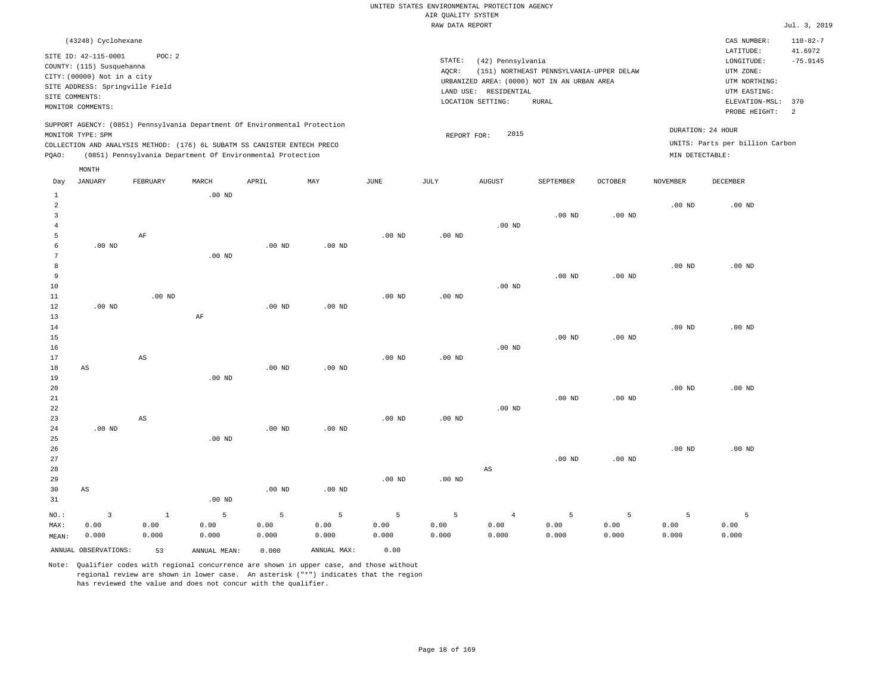UNITED STATES ENVIRONMENTAL PROTECTION AGENCY
AIR QUALITY SYSTEM
RAW DATA REPORT

Jul. 3, 2019

(43248) Cyclohexane

SITE ID: 42-115-0001 POC: 2
COUNTY: (115) Susquehanna
CITY: (00000) Not in a city
SITE ADDRESS: Springville Field
SITE COMMENTS:
MONITOR COMMENTS:

STATE: (42) Pennsylvania
AQCR: (151) NORTHEAST PENNSYLVANIA-UPPER DELAW
URBANIZED AREA: (0000) NOT IN AN URBAN AREA
LAND USE: RESIDENTIAL
LOCATION SETTING: RURAL

CAS NUMBER: 110-82-7
LATITUDE: 41.6972
LONGITUDE: -75.9145
UTM ZONE:
UTM NORTHING:
UTM EASTING:
ELEVATION-MSL: 370
PROBE HEIGHT: 2

SUPPORT AGENCY: (0851) Pennsylvania Department Of Environmental Protection
MONITOR TYPE: SPM
COLLECTION AND ANALYSIS METHOD: (176) 6L SUBATM SS CANISTER ENTECH PRECO
PQAO: (0851) Pennsylvania Department Of Environmental Protection

REPORT FOR: 2015

DURATION: 24 HOUR
UNITS: Parts per billion Carbon
MIN DETECTABLE:

| Day | JANUARY | FEBRUARY | MARCH | APRIL | MAY | JUNE | JULY | AUGUST | SEPTEMBER | OCTOBER | NOVEMBER | DECEMBER |
|---|---|---|---|---|---|---|---|---|---|---|---|---|
| 1 | | | .00 ND | | | | | | | | | |
| 2 | | | | | | | | | | | .00 ND | .00 ND |
| 3 | | | | | | | | | .00 ND | .00 ND | | |
| 4 | | | | | | | | .00 ND | | | | |
| 5 | | AF | | | | .00 ND | .00 ND | | | | | |
| 6 | .00 ND | | | .00 ND | .00 ND | | | | | | | |
| 7 | | | .00 ND | | | | | | | | | |
| 8 | | | | | | | | | | | .00 ND | .00 ND |
| 9 | | | | | | | | | .00 ND | .00 ND | | |
| 10 | | | | | | | | .00 ND | | | | |
| 11 | | .00 ND | | | | .00 ND | .00 ND | | | | | |
| 12 | .00 ND | | | .00 ND | .00 ND | | | | | | | |
| 13 | | | AF | | | | | | | | | |
| 14 | | | | | | | | | | | .00 ND | .00 ND |
| 15 | | | | | | | | | .00 ND | .00 ND | | |
| 16 | | | | | | | | .00 ND | | | | |
| 17 | | AS | | | | .00 ND | .00 ND | | | | | |
| 18 | AS | | | .00 ND | .00 ND | | | | | | | |
| 19 | | | .00 ND | | | | | | | | | |
| 20 | | | | | | | | | | | .00 ND | .00 ND |
| 21 | | | | | | | | | .00 ND | .00 ND | | |
| 22 | | | | | | | | .00 ND | | | | |
| 23 | | AS | | | | .00 ND | .00 ND | | | | | |
| 24 | .00 ND | | | .00 ND | .00 ND | | | | | | | |
| 25 | | | .00 ND | | | | | | | | | |
| 26 | | | | | | | | | | | .00 ND | .00 ND |
| 27 | | | | | | | | | .00 ND | .00 ND | | |
| 28 | | | | | | | | AS | | | | |
| 29 | | | | | | .00 ND | .00 ND | | | | | |
| 30 | AS | | | .00 ND | .00 ND | | | | | | | |
| 31 | | | .00 ND | | | | | | | | | |
| NO.: | 3 | 1 | 5 | 5 | 5 | 5 | 5 | 4 | 5 | 5 | 5 | 5 |
| MAX: | 0.00 | 0.00 | 0.00 | 0.00 | 0.00 | 0.00 | 0.00 | 0.00 | 0.00 | 0.00 | 0.00 | 0.00 |
| MEAN: | 0.000 | 0.000 | 0.000 | 0.000 | 0.000 | 0.000 | 0.000 | 0.000 | 0.000 | 0.000 | 0.000 | 0.000 |

ANNUAL OBSERVATIONS: 53 ANNUAL MEAN: 0.000 ANNUAL MAX: 0.00

Note: Qualifier codes with regional concurrence are shown in upper case, and those without regional review are shown in lower case. An asterisk ("*") indicates that the region has reviewed the value and does not concur with the qualifier.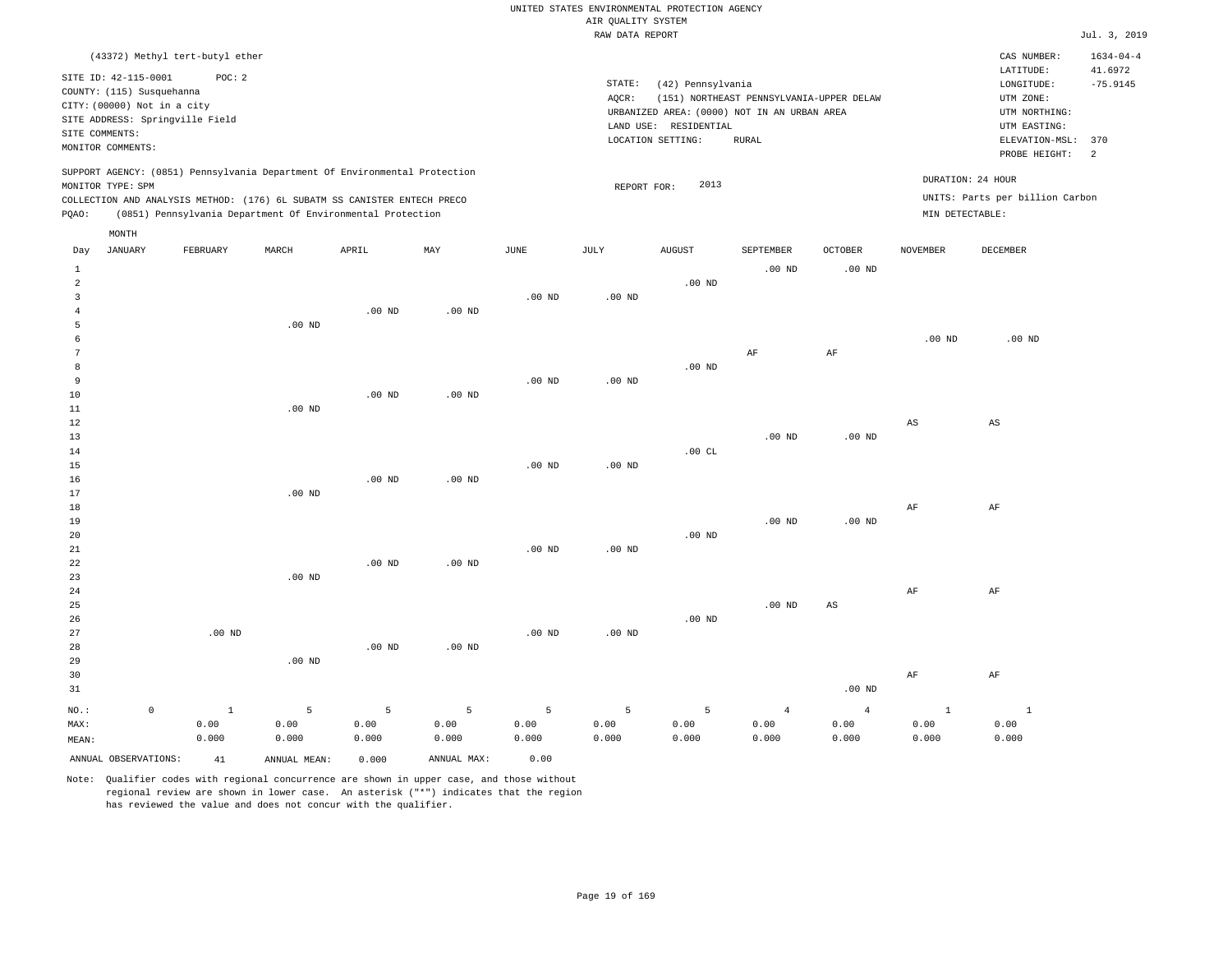UNITED STATES ENVIRONMENTAL PROTECTION AGENCY
AIR QUALITY SYSTEM
RAW DATA REPORT

Jul. 3, 2019

(43372) Methyl tert-butyl ether

SITE ID: 42-115-0001 POC: 2
COUNTY: (115) Susquehanna
CITY: (00000) Not in a city
SITE ADDRESS: Springville Field
SITE COMMENTS:
MONITOR COMMENTS:

STATE: (42) Pennsylvania
AQCR: (151) NORTHEAST PENNSYLVANIA-UPPER DELAW
URBANIZED AREA: (0000) NOT IN AN URBAN AREA
LAND USE: RESIDENTIAL
LOCATION SETTING: RURAL

CAS NUMBER: 1634-04-4
LATITUDE: 41.6972
LONGITUDE: -75.9145
UTM ZONE:
UTM NORTHING:
UTM EASTING:
ELEVATION-MSL: 370
PROBE HEIGHT: 2

SUPPORT AGENCY: (0851) Pennsylvania Department Of Environmental Protection
MONITOR TYPE: SPM
COLLECTION AND ANALYSIS METHOD: (176) 6L SUBATM SS CANISTER ENTECH PRECO
PQAO: (0851) Pennsylvania Department Of Environmental Protection

REPORT FOR: 2013

DURATION: 24 HOUR
UNITS: Parts per billion Carbon
MIN DETECTABLE:

| Day | JANUARY | FEBRUARY | MARCH | APRIL | MAY | JUNE | JULY | AUGUST | SEPTEMBER | OCTOBER | NOVEMBER | DECEMBER |
|---|---|---|---|---|---|---|---|---|---|---|---|---|
| 1 | | | | | | | | | .00 ND | .00 ND | | |
| 2 | | | | | | | | .00 ND | | | | |
| 3 | | | | | | .00 ND | .00 ND | | | | | |
| 4 | | | | .00 ND | .00 ND | | | | | | | |
| 5 | | | .00 ND | | | | | | | | | |
| 6 | | | | | | | | | | | .00 ND | .00 ND |
| 7 | | | | | | | | | AF | AF | | |
| 8 | | | | | | | | .00 ND | | | | |
| 9 | | | | | | .00 ND | .00 ND | | | | | |
| 10 | | | | .00 ND | .00 ND | | | | | | | |
| 11 | | | .00 ND | | | | | | | | | |
| 12 | | | | | | | | | | | AS | AS |
| 13 | | | | | | | | | .00 ND | .00 ND | | |
| 14 | | | | | | | | .00 CL | | | | |
| 15 | | | | | | .00 ND | .00 ND | | | | | |
| 16 | | | | .00 ND | .00 ND | | | | | | | |
| 17 | | | .00 ND | | | | | | | | | |
| 18 | | | | | | | | | | | AF | AF |
| 19 | | | | | | | | | .00 ND | .00 ND | | |
| 20 | | | | | | | | .00 ND | | | | |
| 21 | | | | | | .00 ND | .00 ND | | | | | |
| 22 | | | | .00 ND | .00 ND | | | | | | | |
| 23 | | | .00 ND | | | | | | | | | |
| 24 | | | | | | | | | | | AF | AF |
| 25 | | | | | | | | | .00 ND | AS | | |
| 26 | | | | | | | | .00 ND | | | | |
| 27 | | .00 ND | | | | .00 ND | .00 ND | | | | | |
| 28 | | | | .00 ND | .00 ND | | | | | | | |
| 29 | | | .00 ND | | | | | | | | | |
| 30 | | | | | | | | | | | AF | AF |
| 31 | | | | | | | | | | .00 ND | | |
| NO.: | 0 | 1 | 5 | 5 | 5 | 5 | 5 | 5 | 4 | 4 | 1 | 1 |
| MAX: | | 0.00 | 0.00 | 0.00 | 0.00 | 0.00 | 0.00 | 0.00 | 0.00 | 0.00 | 0.00 | 0.00 |
| MEAN: | | 0.000 | 0.000 | 0.000 | 0.000 | 0.000 | 0.000 | 0.000 | 0.000 | 0.000 | 0.000 | 0.000 |

ANNUAL OBSERVATIONS: 41 ANNUAL MEAN: 0.000 ANNUAL MAX: 0.00

Note: Qualifier codes with regional concurrence are shown in upper case, and those without regional review are shown in lower case. An asterisk ("*") indicates that the region has reviewed the value and does not concur with the qualifier.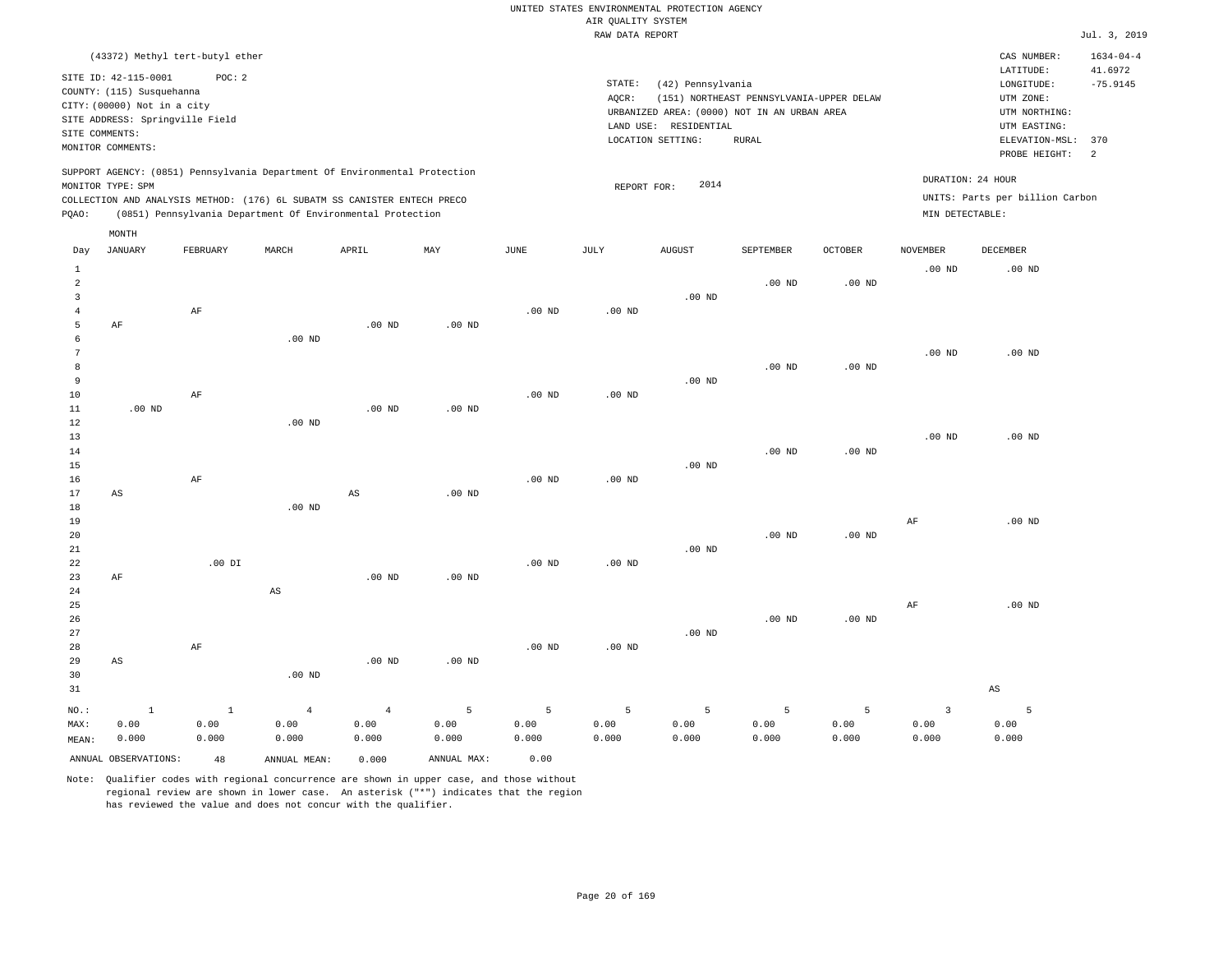UNITED STATES ENVIRONMENTAL PROTECTION AGENCY
AIR QUALITY SYSTEM
RAW DATA REPORT

Jul. 3, 2019

(43372) Methyl tert-butyl ether

SITE ID: 42-115-0001 POC: 2
COUNTY: (115) Susquehanna
CITY: (00000) Not in a city
SITE ADDRESS: Springville Field
SITE COMMENTS:
MONITOR COMMENTS:

STATE: (42) Pennsylvania
AQCR: (151) NORTHEAST PENNSYLVANIA-UPPER DELAW
URBANIZED AREA: (0000) NOT IN AN URBAN AREA
LAND USE: RESIDENTIAL
LOCATION SETTING: RURAL

CAS NUMBER: 1634-04-4
LATITUDE: 41.6972
LONGITUDE: -75.9145
UTM ZONE:
UTM NORTHING:
UTM EASTING:
ELEVATION-MSL: 370
PROBE HEIGHT: 2

SUPPORT AGENCY: (0851) Pennsylvania Department Of Environmental Protection
MONITOR TYPE: SPM
COLLECTION AND ANALYSIS METHOD: (176) 6L SUBATM SS CANISTER ENTECH PRECO
PQAO: (0851) Pennsylvania Department Of Environmental Protection

REPORT FOR: 2014

DURATION: 24 HOUR
UNITS: Parts per billion Carbon
MIN DETECTABLE:

| Day | JANUARY | FEBRUARY | MARCH | APRIL | MAY | JUNE | JULY | AUGUST | SEPTEMBER | OCTOBER | NOVEMBER | DECEMBER |
|---|---|---|---|---|---|---|---|---|---|---|---|---|
| 1 | | | | | | | | | | | .00 ND | .00 ND |
| 2 | | | | | | | | | .00 ND | .00 ND | | |
| 3 | | | | | | | | .00 ND | | | | |
| 4 | | AF | | | | .00 ND | .00 ND | | | | | |
| 5 | AF | | | .00 ND | .00 ND | | | | | | | |
| 6 | | | .00 ND | | | | | | | | | |
| 7 | | | | | | | | | | | .00 ND | .00 ND |
| 8 | | | | | | | | | .00 ND | .00 ND | | |
| 9 | | | | | | | | .00 ND | | | | |
| 10 | | AF | | | | .00 ND | .00 ND | | | | | |
| 11 | .00 ND | | | .00 ND | .00 ND | | | | | | | |
| 12 | | | .00 ND | | | | | | | | | |
| 13 | | | | | | | | | | | .00 ND | .00 ND |
| 14 | | | | | | | | | .00 ND | .00 ND | | |
| 15 | | | | | | | | .00 ND | | | | |
| 16 | | AF | | | | .00 ND | .00 ND | | | | | |
| 17 | AS | | | AS | .00 ND | | | | | | | |
| 18 | | | .00 ND | | | | | | | | | |
| 19 | | | | | | | | | | | AF | .00 ND |
| 20 | | | | | | | | | .00 ND | .00 ND | | |
| 21 | | | | | | | | .00 ND | | | | |
| 22 | | .00 DI | | | | .00 ND | .00 ND | | | | | |
| 23 | AF | | | .00 ND | .00 ND | | | | | | | |
| 24 | | | AS | | | | | | | | | |
| 25 | | | | | | | | | | | AF | .00 ND |
| 26 | | | | | | | | | .00 ND | .00 ND | | |
| 27 | | | | | | | | .00 ND | | | | |
| 28 | | AF | | | | .00 ND | .00 ND | | | | | |
| 29 | AS | | | .00 ND | .00 ND | | | | | | | |
| 30 | | | .00 ND | | | | | | | | | |
| 31 | | | | | | | | | | | | AS |
| NO.: | 1 | 1 | 4 | 4 | 5 | 5 | 5 | 5 | 5 | 5 | 3 | 5 |
| MAX: | 0.00 | 0.00 | 0.00 | 0.00 | 0.00 | 0.00 | 0.00 | 0.00 | 0.00 | 0.00 | 0.00 | 0.00 |
| MEAN: | 0.000 | 0.000 | 0.000 | 0.000 | 0.000 | 0.000 | 0.000 | 0.000 | 0.000 | 0.000 | 0.000 | 0.000 |

ANNUAL OBSERVATIONS: 48 ANNUAL MEAN: 0.000 ANNUAL MAX: 0.00

Note: Qualifier codes with regional concurrence are shown in upper case, and those without regional review are shown in lower case. An asterisk ("*") indicates that the region has reviewed the value and does not concur with the qualifier.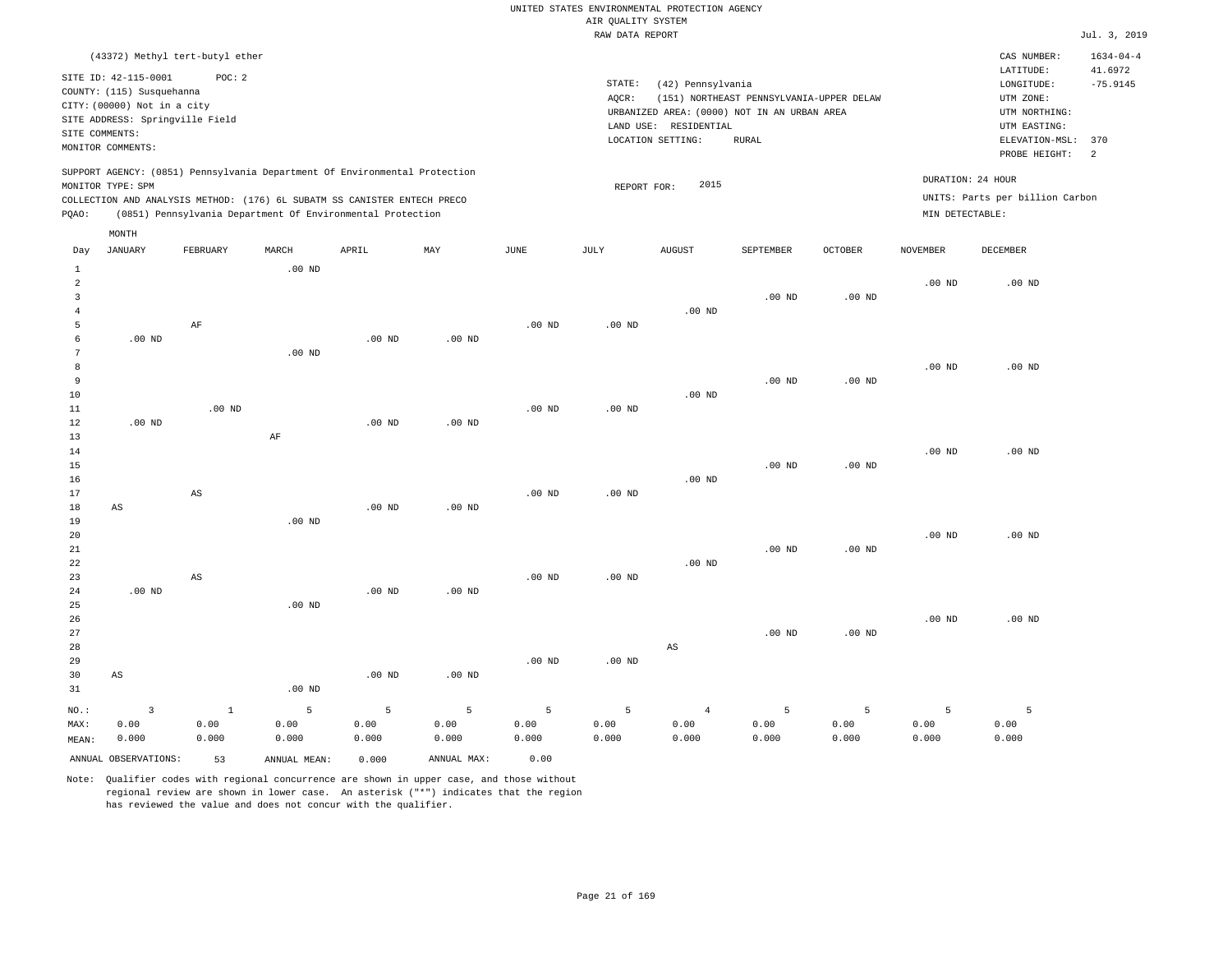UNITED STATES ENVIRONMENTAL PROTECTION AGENCY
AIR QUALITY SYSTEM
RAW DATA REPORT

Jul. 3, 2019

(43372) Methyl tert-butyl ether

SITE ID: 42-115-0001 POC: 2
COUNTY: (115) Susquehanna
CITY: (00000) Not in a city
SITE ADDRESS: Springville Field
SITE COMMENTS:
MONITOR COMMENTS:

STATE: (42) Pennsylvania
AQCR: (151) NORTHEAST PENNSYLVANIA-UPPER DELAW
URBANIZED AREA: (0000) NOT IN AN URBAN AREA
LAND USE: RESIDENTIAL
LOCATION SETTING: RURAL

CAS NUMBER: 1634-04-4
LATITUDE: 41.6972
LONGITUDE: -75.9145
UTM ZONE:
UTM NORTHING:
UTM EASTING:
ELEVATION-MSL: 370
PROBE HEIGHT: 2

SUPPORT AGENCY: (0851) Pennsylvania Department Of Environmental Protection
MONITOR TYPE: SPM
COLLECTION AND ANALYSIS METHOD: (176) 6L SUBATM SS CANISTER ENTECH PRECO
PQAO: (0851) Pennsylvania Department Of Environmental Protection

REPORT FOR: 2015

DURATION: 24 HOUR
UNITS: Parts per billion Carbon
MIN DETECTABLE:

| Day | JANUARY | FEBRUARY | MARCH | APRIL | MAY | JUNE | JULY | AUGUST | SEPTEMBER | OCTOBER | NOVEMBER | DECEMBER |
|---|---|---|---|---|---|---|---|---|---|---|---|---|
| 1 | | | .00 ND | | | | | | | | | |
| 2 | | | | | | | | | | | .00 ND | .00 ND |
| 3 | | | | | | | | | .00 ND | .00 ND | | |
| 4 | | | | | | | | .00 ND | | | | |
| 5 | | AF | | | | .00 ND | .00 ND | | | | | |
| 6 | .00 ND | | | .00 ND | .00 ND | | | | | | | |
| 7 | | | .00 ND | | | | | | | | | |
| 8 | | | | | | | | | | | .00 ND | .00 ND |
| 9 | | | | | | | | | .00 ND | .00 ND | | |
| 10 | | | | | | | | .00 ND | | | | |
| 11 | | .00 ND | | | | .00 ND | .00 ND | | | | | |
| 12 | .00 ND | | | .00 ND | .00 ND | | | | | | | |
| 13 | | | AF | | | | | | | | | |
| 14 | | | | | | | | | | | .00 ND | .00 ND |
| 15 | | | | | | | | | .00 ND | .00 ND | | |
| 16 | | | | | | | | .00 ND | | | | |
| 17 | | AS | | | | .00 ND | .00 ND | | | | | |
| 18 | AS | | | .00 ND | .00 ND | | | | | | | |
| 19 | | | .00 ND | | | | | | | | | |
| 20 | | | | | | | | | | | .00 ND | .00 ND |
| 21 | | | | | | | | | .00 ND | .00 ND | | |
| 22 | | | | | | | | .00 ND | | | | |
| 23 | | AS | | | | .00 ND | .00 ND | | | | | |
| 24 | .00 ND | | | .00 ND | .00 ND | | | | | | | |
| 25 | | | .00 ND | | | | | | | | | |
| 26 | | | | | | | | | | | .00 ND | .00 ND |
| 27 | | | | | | | | | .00 ND | .00 ND | | |
| 28 | | | | | | | | AS | | | | |
| 29 | | | | | | .00 ND | .00 ND | | | | | |
| 30 | AS | | | .00 ND | .00 ND | | | | | | | |
| 31 | | | .00 ND | | | | | | | | | |
| NO.: | 3 | 1 | 5 | 5 | 5 | 5 | 5 | 4 | 5 | 5 | 5 | 5 |
| MAX: | 0.00 | 0.00 | 0.00 | 0.00 | 0.00 | 0.00 | 0.00 | 0.00 | 0.00 | 0.00 | 0.00 | 0.00 |
| MEAN: | 0.000 | 0.000 | 0.000 | 0.000 | 0.000 | 0.000 | 0.000 | 0.000 | 0.000 | 0.000 | 0.000 | 0.000 |

ANNUAL OBSERVATIONS: 53 ANNUAL MEAN: 0.000 ANNUAL MAX: 0.00

Note: Qualifier codes with regional concurrence are shown in upper case, and those without regional review are shown in lower case. An asterisk ("*") indicates that the region has reviewed the value and does not concur with the qualifier.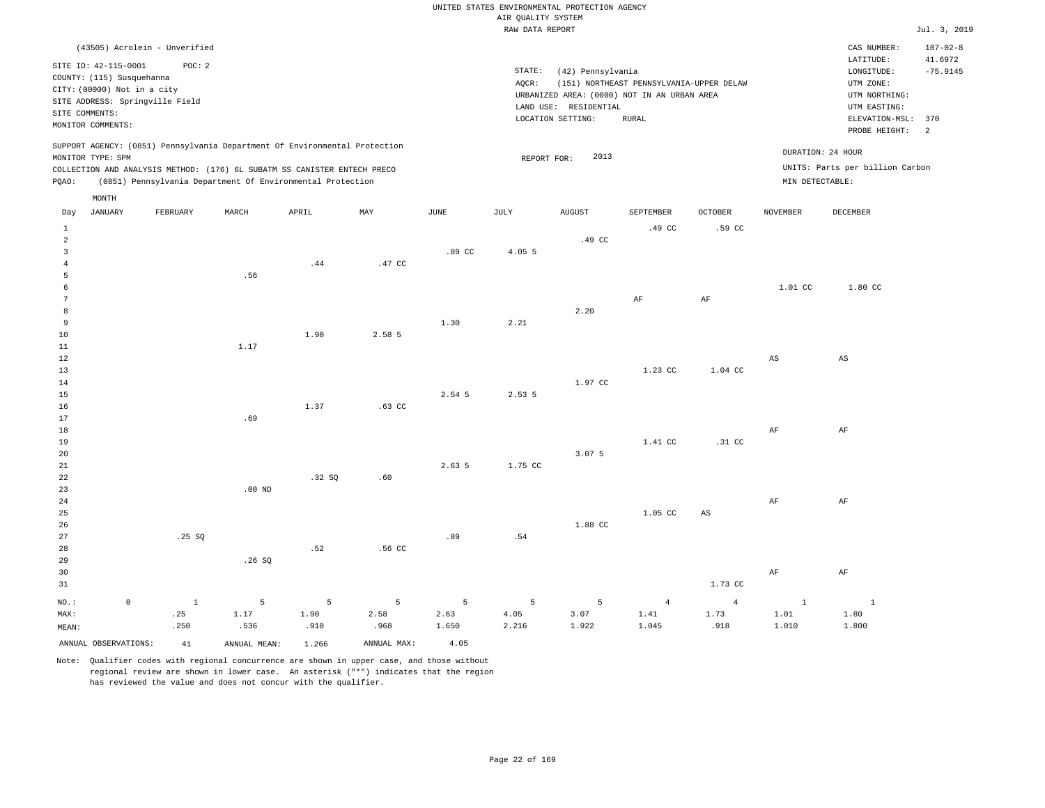UNITED STATES ENVIRONMENTAL PROTECTION AGENCY
AIR QUALITY SYSTEM
RAW DATA REPORT

Jul. 3, 2019

(43505) Acrolein - Unverified

SITE ID: 42-115-0001 POC: 2
COUNTY: (115) Susquehanna
CITY: (00000) Not in a city
SITE ADDRESS: Springville Field
SITE COMMENTS:
MONITOR COMMENTS:

STATE: (42) Pennsylvania
AQCR: (151) NORTHEAST PENNSYLVANIA-UPPER DELAW
URBANIZED AREA: (0000) NOT IN AN URBAN AREA
LAND USE: RESIDENTIAL
LOCATION SETTING: RURAL

CAS NUMBER: 107-02-8
LATITUDE: 41.6972
LONGITUDE: -75.9145
UTM ZONE:
UTM NORTHING:
UTM EASTING:
ELEVATION-MSL: 370
PROBE HEIGHT: 2

SUPPORT AGENCY: (0851) Pennsylvania Department Of Environmental Protection
MONITOR TYPE: SPM
COLLECTION AND ANALYSIS METHOD: (176) 6L SUBATM SS CANISTER ENTECH PRECO
PQAO: (0851) Pennsylvania Department Of Environmental Protection

REPORT FOR: 2013

DURATION: 24 HOUR
UNITS: Parts per billion Carbon
MIN DETECTABLE:

| Day | JANUARY | FEBRUARY | MARCH | APRIL | MAY | JUNE | JULY | AUGUST | SEPTEMBER | OCTOBER | NOVEMBER | DECEMBER |
|---|---|---|---|---|---|---|---|---|---|---|---|---|
| 1 | | | | | | | | | .49 CC | .59 CC | | |
| 2 | | | | | | | | .49 CC | | | | |
| 3 | | | | | | .89 CC | 4.05 5 | | | | | |
| 4 | | | | .44 | .47 CC | | | | | | | |
| 5 | | | .56 | | | | | | | | | |
| 6 | | | | | | | | | | | 1.01 CC | 1.80 CC |
| 7 | | | | | | | | | AF | AF | | |
| 8 | | | | | | | | 2.20 | | | | |
| 9 | | | | | | 1.30 | 2.21 | | | | | |
| 10 | | | | 1.90 | 2.58 5 | | | | | | | |
| 11 | | | 1.17 | | | | | | | | | |
| 12 | | | | | | | | | | | AS | AS |
| 13 | | | | | | | | | 1.23 CC | 1.04 CC | | |
| 14 | | | | | | | | 1.97 CC | | | | |
| 15 | | | | | | 2.54 5 | 2.53 5 | | | | | |
| 16 | | | | 1.37 | .63 CC | | | | | | | |
| 17 | | | .69 | | | | | | | | | |
| 18 | | | | | | | | | | | AF | AF |
| 19 | | | | | | | | | 1.41 CC | .31 CC | | |
| 20 | | | | | | | | 3.07 5 | | | | |
| 21 | | | | | | 2.63 5 | 1.75 CC | | | | | |
| 22 | | | | .32 SQ | .60 | | | | | | | |
| 23 | | | .00 ND | | | | | | | | | |
| 24 | | | | | | | | | | | AF | AF |
| 25 | | | | | | | | | 1.05 CC | AS | | |
| 26 | | | | | | | | 1.88 CC | | | | |
| 27 | | .25 SQ | | | | .89 | .54 | | | | | |
| 28 | | | | .52 | .56 CC | | | | | | | |
| 29 | | | .26 SQ | | | | | | | | | |
| 30 | | | | | | | | | | | AF | AF |
| 31 | | | | | | | | | | 1.73 CC | | |
| NO.: | 0 | 1 | 5 | 5 | 5 | 5 | 5 | 5 | 4 | 4 | 1 | 1 |
| MAX: | | .25 | 1.17 | 1.90 | 2.58 | 2.63 | 4.05 | 3.07 | 1.41 | 1.73 | 1.01 | 1.80 |
| MEAN: | | .250 | .536 | .910 | .968 | 1.650 | 2.216 | 1.922 | 1.045 | .918 | 1.010 | 1.800 |

ANNUAL OBSERVATIONS: 41 ANNUAL MEAN: 1.266 ANNUAL MAX: 4.05

Note: Qualifier codes with regional concurrence are shown in upper case, and those without regional review are shown in lower case. An asterisk ("*") indicates that the region has reviewed the value and does not concur with the qualifier.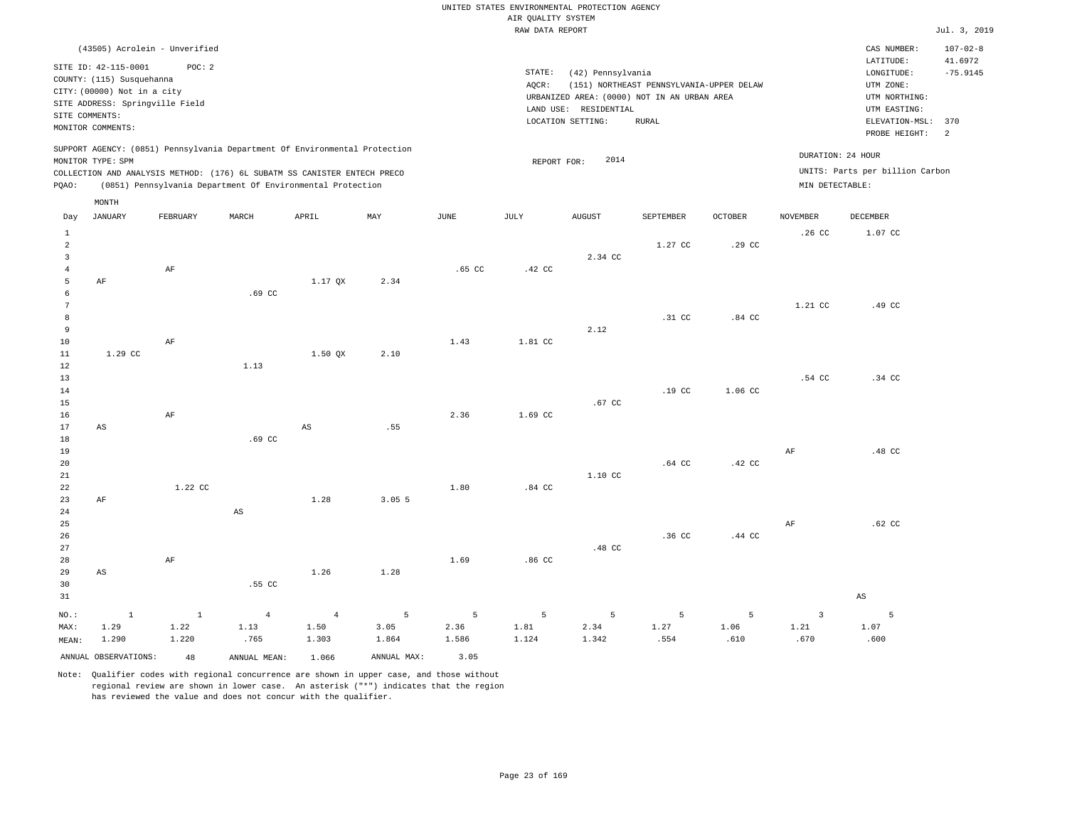UNITED STATES ENVIRONMENTAL PROTECTION AGENCY
AIR QUALITY SYSTEM
RAW DATA REPORT

Jul. 3, 2019

(43505) Acrolein - Unverified

SITE ID: 42-115-0001 POC: 2
COUNTY: (115) Susquehanna
CITY: (00000) Not in a city
SITE ADDRESS: Springville Field
SITE COMMENTS:
MONITOR COMMENTS:

STATE: (42) Pennsylvania
AQCR: (151) NORTHEAST PENNSYLVANIA-UPPER DELAW
URBANIZED AREA: (0000) NOT IN AN URBAN AREA
LAND USE: RESIDENTIAL
LOCATION SETTING: RURAL

CAS NUMBER: 107-02-8
LATITUDE: 41.6972
LONGITUDE: -75.9145
UTM ZONE:
UTM NORTHING:
UTM EASTING:
ELEVATION-MSL: 370
PROBE HEIGHT: 2

SUPPORT AGENCY: (0851) Pennsylvania Department Of Environmental Protection
MONITOR TYPE: SPM
COLLECTION AND ANALYSIS METHOD: (176) 6L SUBATM SS CANISTER ENTECH PRECO
PQAO: (0851) Pennsylvania Department Of Environmental Protection

REPORT FOR: 2014

DURATION: 24 HOUR
UNITS: Parts per billion Carbon
MIN DETECTABLE:

| Day | JANUARY | FEBRUARY | MARCH | APRIL | MAY | JUNE | JULY | AUGUST | SEPTEMBER | OCTOBER | NOVEMBER | DECEMBER |
|---|---|---|---|---|---|---|---|---|---|---|---|---|
| 1 | | | | | | | | | | | .26 CC | 1.07 CC |
| 2 | | | | | | | | | 1.27 CC | .29 CC | | |
| 3 | | | | | | | | 2.34 CC | | | | |
| 4 | | AF | | | | .65 CC | .42 CC | | | | | |
| 5 | AF | | | 1.17 QX | 2.34 | | | | | | | |
| 6 | | | .69 CC | | | | | | | | | |
| 7 | | | | | | | | | | | 1.21 CC | .49 CC |
| 8 | | | | | | | | | .31 CC | .84 CC | | |
| 9 | | | | | | | | 2.12 | | | | |
| 10 | | AF | | | | 1.43 | 1.81 CC | | | | | |
| 11 | 1.29 CC | | | 1.50 QX | 2.10 | | | | | | | |
| 12 | | | 1.13 | | | | | | | | | |
| 13 | | | | | | | | | | | .54 CC | .34 CC |
| 14 | | | | | | | | | .19 CC | 1.06 CC | | |
| 15 | | | | | | | | .67 CC | | | | |
| 16 | | AF | | | | 2.36 | 1.69 CC | | | | | |
| 17 | AS | | | AS | .55 | | | | | | | |
| 18 | | | .69 CC | | | | | | | | | |
| 19 | | | | | | | | | | | AF | .48 CC |
| 20 | | | | | | | | | .64 CC | .42 CC | | |
| 21 | | | | | | | | 1.10 CC | | | | |
| 22 | | 1.22 CC | | | | 1.80 | .84 CC | | | | | |
| 23 | AF | | | 1.28 | 3.05 5 | | | | | | | |
| 24 | | | AS | | | | | | | | | |
| 25 | | | | | | | | | | | AF | .62 CC |
| 26 | | | | | | | | | .36 CC | .44 CC | | |
| 27 | | | | | | | | .48 CC | | | | |
| 28 | | AF | | | | 1.69 | .86 CC | | | | | |
| 29 | AS | | | 1.26 | 1.28 | | | | | | | |
| 30 | | | .55 CC | | | | | | | | | |
| 31 | | | | | | | | | | | | AS |
| NO.: | 1 | 1 | 4 | 4 | 5 | 5 | 5 | 5 | 5 | 5 | 3 | 5 |
| MAX: | 1.29 | 1.22 | 1.13 | 1.50 | 3.05 | 2.36 | 1.81 | 2.34 | 1.27 | 1.06 | 1.21 | 1.07 |
| MEAN: | 1.290 | 1.220 | .765 | 1.303 | 1.864 | 1.586 | 1.124 | 1.342 | .554 | .610 | .670 | .600 |

ANNUAL OBSERVATIONS: 48 ANNUAL MEAN: 1.066 ANNUAL MAX: 3.05

Note: Qualifier codes with regional concurrence are shown in upper case, and those without regional review are shown in lower case. An asterisk ("*") indicates that the region has reviewed the value and does not concur with the qualifier.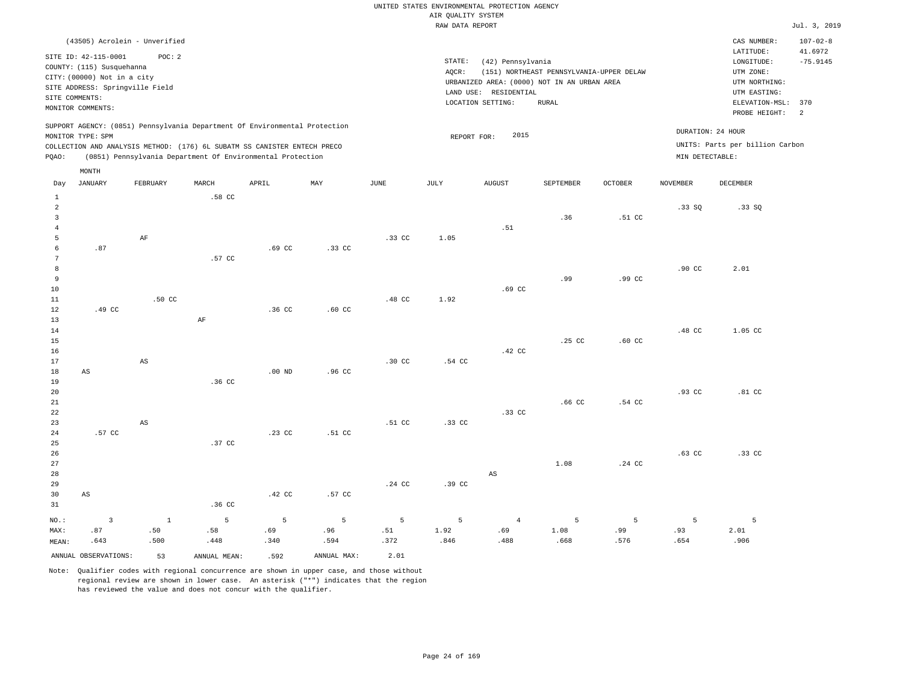UNITED STATES ENVIRONMENTAL PROTECTION AGENCY
AIR QUALITY SYSTEM
RAW DATA REPORT

Jul. 3, 2019

(43505) Acrolein - Unverified

SITE ID: 42-115-0001 POC: 2
COUNTY: (115) Susquehanna
CITY: (00000) Not in a city
SITE ADDRESS: Springville Field
SITE COMMENTS:
MONITOR COMMENTS:

STATE: (42) Pennsylvania
AQCR: (151) NORTHEAST PENNSYLVANIA-UPPER DELAW
URBANIZED AREA: (0000) NOT IN AN URBAN AREA
LAND USE: RESIDENTIAL
LOCATION SETTING: RURAL

CAS NUMBER: 107-02-8
LATITUDE: 41.6972
LONGITUDE: -75.9145
UTM ZONE:
UTM NORTHING:
UTM EASTING:
ELEVATION-MSL: 370
PROBE HEIGHT: 2

SUPPORT AGENCY: (0851) Pennsylvania Department Of Environmental Protection
MONITOR TYPE: SPM
COLLECTION AND ANALYSIS METHOD: (176) 6L SUBATM SS CANISTER ENTECH PRECO
PQAO: (0851) Pennsylvania Department Of Environmental Protection

REPORT FOR: 2015

DURATION: 24 HOUR
UNITS: Parts per billion Carbon
MIN DETECTABLE:

| Day | JANUARY | FEBRUARY | MARCH | APRIL | MAY | JUNE | JULY | AUGUST | SEPTEMBER | OCTOBER | NOVEMBER | DECEMBER |
|---|---|---|---|---|---|---|---|---|---|---|---|---|
| 1 | | | .58 CC | | | | | | | | | |
| 2 | | | | | | | | | | | .33 SQ | .33 SQ |
| 3 | | | | | | | | | .36 | .51 CC | | |
| 4 | | | | | | | | .51 | | | | |
| 5 | | AF | | | | .33 CC | 1.05 | | | | | |
| 6 | .87 | | | .69 CC | .33 CC | | | | | | | |
| 7 | | | .57 CC | | | | | | | | | |
| 8 | | | | | | | | | | | .90 CC | 2.01 |
| 9 | | | | | | | | | .99 | .99 CC | | |
| 10 | | | | | | | | .69 CC | | | | |
| 11 | | .50 CC | | | | .48 CC | 1.92 | | | | | |
| 12 | .49 CC | | | .36 CC | .60 CC | | | | | | | |
| 13 | | | AF | | | | | | | | | |
| 14 | | | | | | | | | | | .48 CC | 1.05 CC |
| 15 | | | | | | | | | .25 CC | .60 CC | | |
| 16 | | | | | | | | .42 CC | | | | |
| 17 | | AS | | | | .30 CC | .54 CC | | | | | |
| 18 | AS | | | .00 ND | .96 CC | | | | | | | |
| 19 | | | .36 CC | | | | | | | | | |
| 20 | | | | | | | | | | | .93 CC | .81 CC |
| 21 | | | | | | | | | .66 CC | .54 CC | | |
| 22 | | | | | | | | .33 CC | | | | |
| 23 | | AS | | | | .51 CC | .33 CC | | | | | |
| 24 | .57 CC | | | .23 CC | .51 CC | | | | | | | |
| 25 | | | .37 CC | | | | | | | | | |
| 26 | | | | | | | | | | | .63 CC | .33 CC |
| 27 | | | | | | | | | 1.08 | .24 CC | | |
| 28 | | | | | | | | AS | | | | |
| 29 | | | | | | .24 CC | .39 CC | | | | | |
| 30 | AS | | | .42 CC | .57 CC | | | | | | | |
| 31 | | | .36 CC | | | | | | | | | |
| NO.: | 3 | 1 | 5 | 5 | 5 | 5 | 5 | 4 | 5 | 5 | 5 | 5 |
| MAX: | .87 | .50 | .58 | .69 | .96 | .51 | 1.92 | .69 | 1.08 | .99 | .93 | 2.01 |
| MEAN: | .643 | .500 | .448 | .340 | .594 | .372 | .846 | .488 | .668 | .576 | .654 | .906 |

ANNUAL OBSERVATIONS: 53 ANNUAL MEAN: .592 ANNUAL MAX: 2.01

Note: Qualifier codes with regional concurrence are shown in upper case, and those without regional review are shown in lower case. An asterisk ("*") indicates that the region has reviewed the value and does not concur with the qualifier.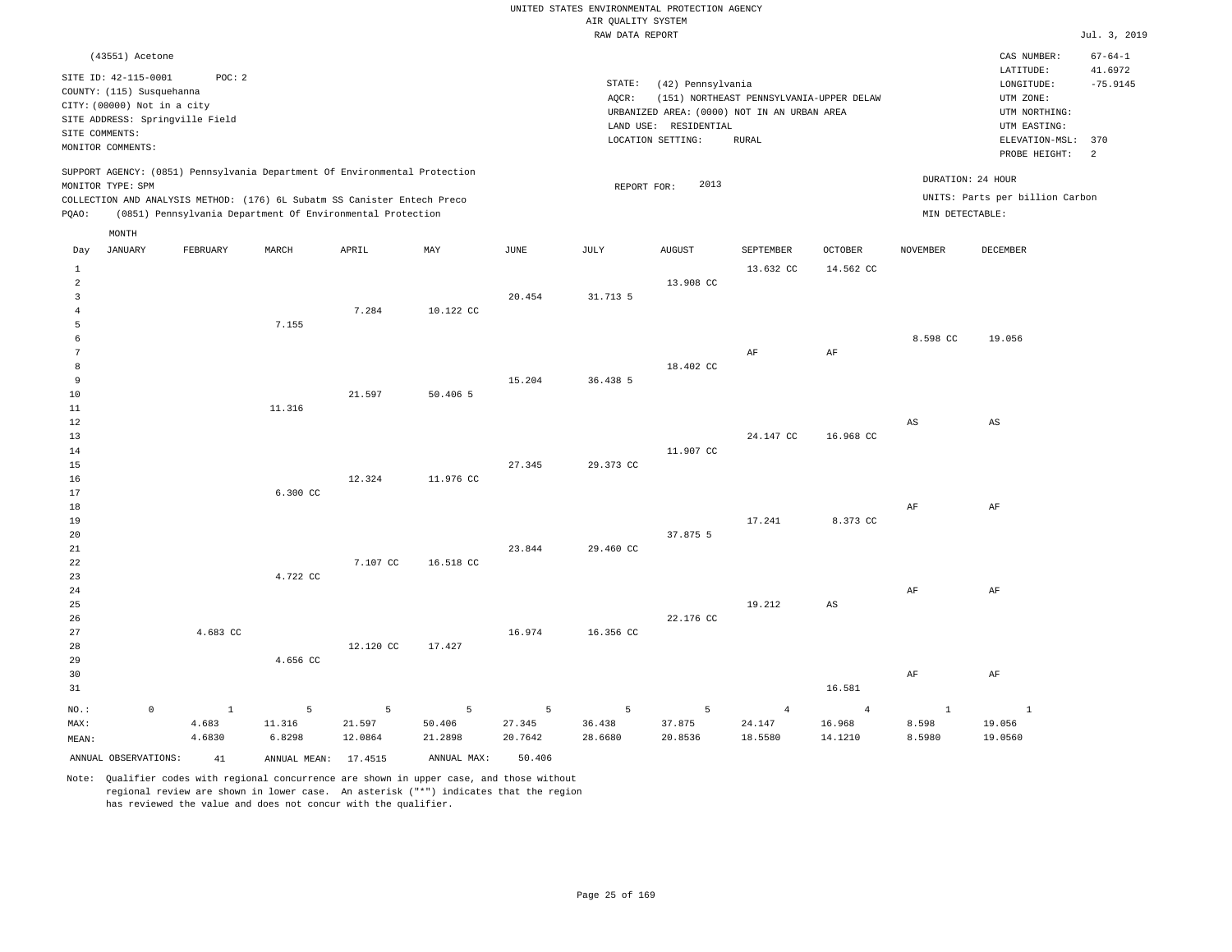UNITED STATES ENVIRONMENTAL PROTECTION AGENCY
AIR QUALITY SYSTEM
RAW DATA REPORT

Jul. 3, 2019

(43551) Acetone

SITE ID: 42-115-0001 POC: 2
COUNTY: (115) Susquehanna
CITY: (00000) Not in a city
SITE ADDRESS: Springville Field
SITE COMMENTS:
MONITOR COMMENTS:

STATE: (42) Pennsylvania
AQCR: (151) NORTHEAST PENNSYLVANIA-UPPER DELAW
URBANIZED AREA: (0000) NOT IN AN URBAN AREA
LAND USE: RESIDENTIAL
LOCATION SETTING: RURAL

CAS NUMBER: 67-64-1
LATITUDE: 41.6972
LONGITUDE: -75.9145
UTM ZONE:
UTM NORTHING:
UTM EASTING:
ELEVATION-MSL: 370
PROBE HEIGHT: 2

SUPPORT AGENCY: (0851) Pennsylvania Department Of Environmental Protection
MONITOR TYPE: SPM
COLLECTION AND ANALYSIS METHOD: (176) 6L Subatm SS Canister Entech Preco
PQAO: (0851) Pennsylvania Department Of Environmental Protection

REPORT FOR: 2013

DURATION: 24 HOUR
UNITS: Parts per billion Carbon
MIN DETECTABLE:

| Day | JANUARY | FEBRUARY | MARCH | APRIL | MAY | JUNE | JULY | AUGUST | SEPTEMBER | OCTOBER | NOVEMBER | DECEMBER |
|---|---|---|---|---|---|---|---|---|---|---|---|---|
| 1 | | | | | | | | | 13.632 CC | 14.562 CC | | |
| 2 | | | | | | | | 13.908 CC | | | | |
| 3 | | | | | | 20.454 | 31.713 5 | | | | | |
| 4 | | | | 7.284 | 10.122 CC | | | | | | | |
| 5 | | | 7.155 | | | | | | | | | |
| 6 | | | | | | | | | | | 8.598 CC | 19.056 |
| 7 | | | | | | | | | AF | AF | | |
| 8 | | | | | | | | 18.402 CC | | | | |
| 9 | | | | | | 15.204 | 36.438 5 | | | | | |
| 10 | | | | 21.597 | 50.406 5 | | | | | | | |
| 11 | | | 11.316 | | | | | | | | | |
| 12 | | | | | | | | | | | AS | AS |
| 13 | | | | | | | | | 24.147 CC | 16.968 CC | | |
| 14 | | | | | | | | 11.907 CC | | | | |
| 15 | | | | | | 27.345 | 29.373 CC | | | | | |
| 16 | | | | 12.324 | 11.976 CC | | | | | | | |
| 17 | | | 6.300 CC | | | | | | | | | |
| 18 | | | | | | | | | | | AF | AF |
| 19 | | | | | | | | | 17.241 | 8.373 CC | | |
| 20 | | | | | | | | 37.875 5 | | | | |
| 21 | | | | | | 23.844 | 29.460 CC | | | | | |
| 22 | | | | 7.107 CC | 16.518 CC | | | | | | | |
| 23 | | | 4.722 CC | | | | | | | | | |
| 24 | | | | | | | | | | | AF | AF |
| 25 | | | | | | | | | 19.212 | AS | | |
| 26 | | | | | | | | 22.176 CC | | | | |
| 27 | | 4.683 CC | | | | 16.974 | 16.356 CC | | | | | |
| 28 | | | | 12.120 CC | 17.427 | | | | | | | |
| 29 | | | 4.656 CC | | | | | | | | | |
| 30 | | | | | | | | | | | AF | AF |
| 31 | | | | | | | | | | 16.581 | | |
| NO.: | 0 | 1 | 5 | 5 | 5 | 5 | 5 | 5 | 4 | 4 | 1 | 1 |
| MAX: | | 4.683 | 11.316 | 21.597 | 50.406 | 27.345 | 36.438 | 37.875 | 24.147 | 16.968 | 8.598 | 19.056 |
| MEAN: | | 4.6830 | 6.8298 | 12.0864 | 21.2898 | 20.7642 | 28.6680 | 20.8536 | 18.5580 | 14.1210 | 8.5980 | 19.0560 |

ANNUAL OBSERVATIONS: 41 ANNUAL MEAN: 17.4515 ANNUAL MAX: 50.406

Note: Qualifier codes with regional concurrence are shown in upper case, and those without regional review are shown in lower case. An asterisk ("*") indicates that the region has reviewed the value and does not concur with the qualifier.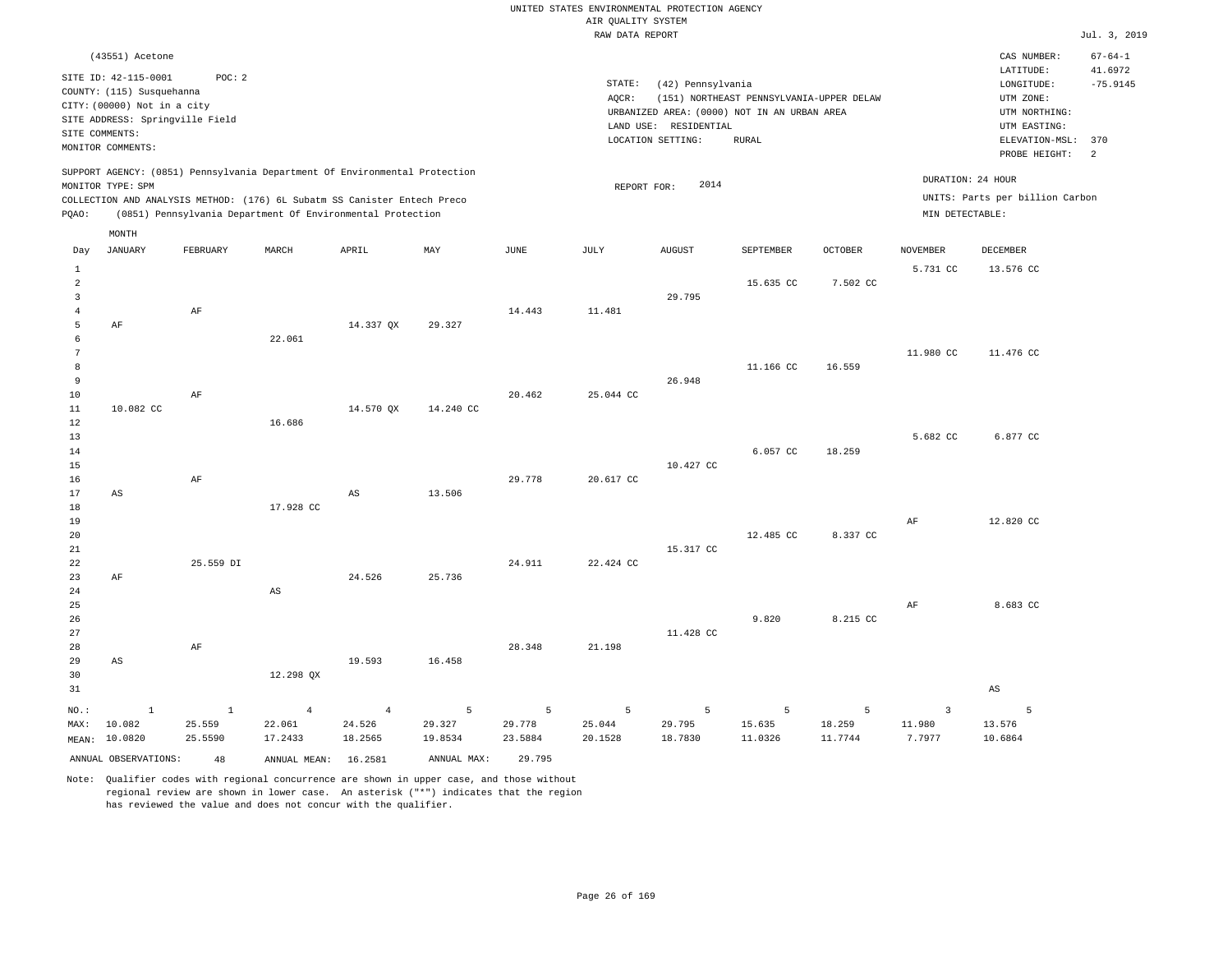UNITED STATES ENVIRONMENTAL PROTECTION AGENCY
AIR QUALITY SYSTEM
RAW DATA REPORT

Jul. 3, 2019

(43551) Acetone

SITE ID: 42-115-0001 POC: 2
COUNTY: (115) Susquehanna
CITY: (00000) Not in a city
SITE ADDRESS: Springville Field
SITE COMMENTS:
MONITOR COMMENTS:

STATE: (42) Pennsylvania
AQCR: (151) NORTHEAST PENNSYLVANIA-UPPER DELAW
URBANIZED AREA: (0000) NOT IN AN URBAN AREA
LAND USE: RESIDENTIAL
LOCATION SETTING: RURAL

CAS NUMBER: 67-64-1
LATITUDE: 41.6972
LONGITUDE: -75.9145
UTM ZONE:
UTM NORTHING:
UTM EASTING:
ELEVATION-MSL: 370
PROBE HEIGHT: 2

SUPPORT AGENCY: (0851) Pennsylvania Department Of Environmental Protection
MONITOR TYPE: SPM
COLLECTION AND ANALYSIS METHOD: (176) 6L Subatm SS Canister Entech Preco
PQAO: (0851) Pennsylvania Department Of Environmental Protection

REPORT FOR: 2014

DURATION: 24 HOUR
UNITS: Parts per billion Carbon
MIN DETECTABLE:

| Day | JANUARY | FEBRUARY | MARCH | APRIL | MAY | JUNE | JULY | AUGUST | SEPTEMBER | OCTOBER | NOVEMBER | DECEMBER |
|---|---|---|---|---|---|---|---|---|---|---|---|---|
| 1 | | | | | | | | | | | 5.731 CC | 13.576 CC |
| 2 | | | | | | | | | 15.635 CC | 7.502 CC | | |
| 3 | | | | | | | | 29.795 | | | | |
| 4 | | AF | | | | 14.443 | 11.481 | | | | | |
| 5 | AF | | | 14.337 QX | 29.327 | | | | | | | |
| 6 | | | 22.061 | | | | | | | | | |
| 7 | | | | | | | | | | | 11.980 CC | 11.476 CC |
| 8 | | | | | | | | | 11.166 CC | 16.559 | | |
| 9 | | | | | | | | 26.948 | | | | |
| 10 | | AF | | | | 20.462 | 25.044 CC | | | | | |
| 11 | 10.082 CC | | | 14.570 QX | 14.240 CC | | | | | | | |
| 12 | | | 16.686 | | | | | | | | | |
| 13 | | | | | | | | | | | 5.682 CC | 6.877 CC |
| 14 | | | | | | | | | 6.057 CC | 18.259 | | |
| 15 | | | | | | | | 10.427 CC | | | | |
| 16 | | AF | | | | 29.778 | 20.617 CC | | | | | |
| 17 | AS | | | AS | 13.506 | | | | | | | |
| 18 | | | 17.928 CC | | | | | | | | | |
| 19 | | | | | | | | | | | AF | 12.820 CC |
| 20 | | | | | | | | | 12.485 CC | 8.337 CC | | |
| 21 | | | | | | | | 15.317 CC | | | | |
| 22 | | 25.559 DI | | | | 24.911 | 22.424 CC | | | | | |
| 23 | AF | | | 24.526 | 25.736 | | | | | | | |
| 24 | | | AS | | | | | | | | | |
| 25 | | | | | | | | | | | AF | 8.683 CC |
| 26 | | | | | | | | | 9.820 | 8.215 CC | | |
| 27 | | | | | | | | 11.428 CC | | | | |
| 28 | | AF | | | | 28.348 | 21.198 | | | | | |
| 29 | AS | | | 19.593 | 16.458 | | | | | | | |
| 30 | | | 12.298 QX | | | | | | | | | |
| 31 | | | | | | | | | | | | AS |
| NO.: | 1 | 1 | 4 | 4 | 5 | 5 | 5 | 5 | 5 | 5 | 3 | 5 |
| MAX: | 10.082 | 25.559 | 22.061 | 24.526 | 29.327 | 29.778 | 25.044 | 29.795 | 15.635 | 18.259 | 11.980 | 13.576 |
| MEAN: | 10.0820 | 25.5590 | 17.2433 | 18.2565 | 19.8534 | 23.5884 | 20.1528 | 18.7830 | 11.0326 | 11.7744 | 7.7977 | 10.6864 |

ANNUAL OBSERVATIONS: 48 ANNUAL MEAN: 16.2581 ANNUAL MAX: 29.795

Note: Qualifier codes with regional concurrence are shown in upper case, and those without regional review are shown in lower case. An asterisk ("*") indicates that the region has reviewed the value and does not concur with the qualifier.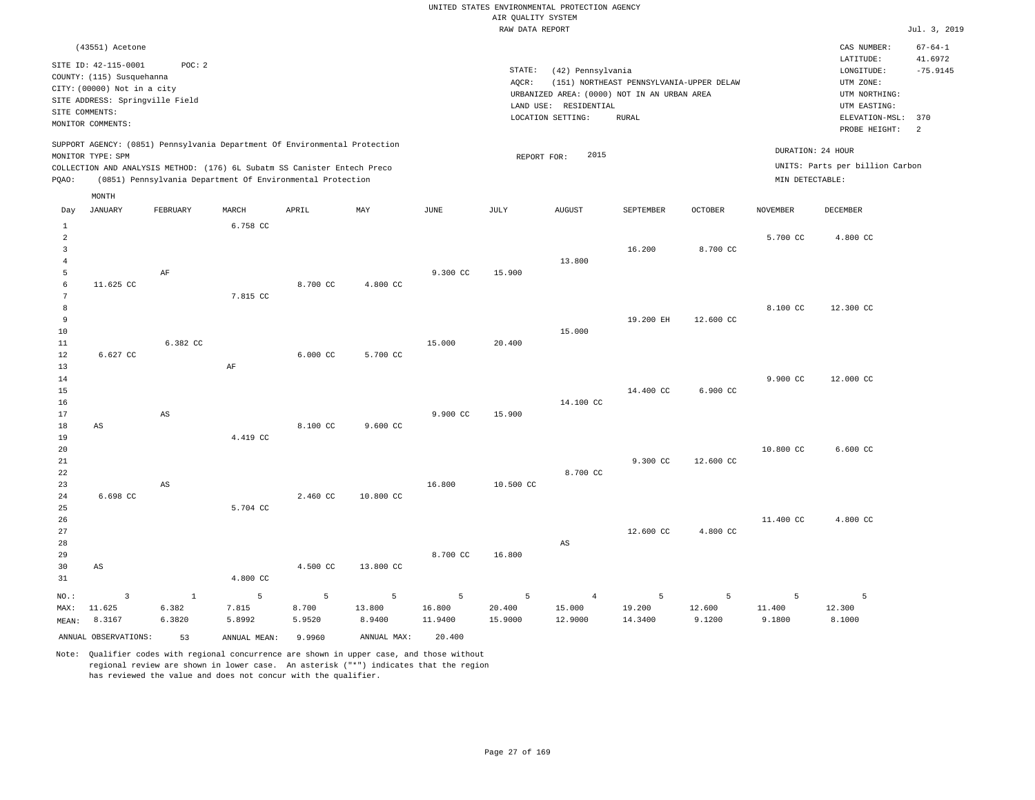UNITED STATES ENVIRONMENTAL PROTECTION AGENCY
AIR QUALITY SYSTEM
RAW DATA REPORT

Jul. 3, 2019

(43551) Acetone

SITE ID: 42-115-0001 POC: 2
COUNTY: (115) Susquehanna
CITY: (00000) Not in a city
SITE ADDRESS: Springville Field
SITE COMMENTS:
MONITOR COMMENTS:

STATE: (42) Pennsylvania
AQCR: (151) NORTHEAST PENNSYLVANIA-UPPER DELAW
URBANIZED AREA: (0000) NOT IN AN URBAN AREA
LAND USE: RESIDENTIAL
LOCATION SETTING: RURAL

CAS NUMBER: 67-64-1
LATITUDE: 41.6972
LONGITUDE: -75.9145
UTM ZONE:
UTM NORTHING:
UTM EASTING:
ELEVATION-MSL: 370
PROBE HEIGHT: 2

SUPPORT AGENCY: (0851) Pennsylvania Department Of Environmental Protection
MONITOR TYPE: SPM
COLLECTION AND ANALYSIS METHOD: (176) 6L Subatm SS Canister Entech Preco
PQAO: (0851) Pennsylvania Department Of Environmental Protection

REPORT FOR: 2015

DURATION: 24 HOUR
UNITS: Parts per billion Carbon
MIN DETECTABLE:

| Day | JANUARY | FEBRUARY | MARCH | APRIL | MAY | JUNE | JULY | AUGUST | SEPTEMBER | OCTOBER | NOVEMBER | DECEMBER |
|---|---|---|---|---|---|---|---|---|---|---|---|---|
| 1 | | | 6.758 CC | | | | | | | | | |
| 2 | | | | | | | | | | | 5.700 CC | 4.800 CC |
| 3 | | | | | | | | | 16.200 | 8.700 CC | | |
| 4 | | | | | | | | 13.800 | | | | |
| 5 | | AF | | | | 9.300 CC | 15.900 | | | | | |
| 6 | 11.625 CC | | | 8.700 CC | 4.800 CC | | | | | | | |
| 7 | | | 7.815 CC | | | | | | | | | |
| 8 | | | | | | | | | | | 8.100 CC | 12.300 CC |
| 9 | | | | | | | | | 19.200 EH | 12.600 CC | | |
| 10 | | | | | | | | 15.000 | | | | |
| 11 | | 6.382 CC | | | | 15.000 | 20.400 | | | | | |
| 12 | 6.627 CC | | | 6.000 CC | 5.700 CC | | | | | | | |
| 13 | | | AF | | | | | | | | | |
| 14 | | | | | | | | | | | 9.900 CC | 12.000 CC |
| 15 | | | | | | | | | 14.400 CC | 6.900 CC | | |
| 16 | | | | | | | | 14.100 CC | | | | |
| 17 | | AS | | | | 9.900 CC | 15.900 | | | | | |
| 18 | AS | | | 8.100 CC | 9.600 CC | | | | | | | |
| 19 | | | 4.419 CC | | | | | | | | | |
| 20 | | | | | | | | | | | 10.800 CC | 6.600 CC |
| 21 | | | | | | | | | 9.300 CC | 12.600 CC | | |
| 22 | | | | | | | | 8.700 CC | | | | |
| 23 | | AS | | | | 16.800 | 10.500 CC | | | | | |
| 24 | 6.698 CC | | | 2.460 CC | 10.800 CC | | | | | | | |
| 25 | | | 5.704 CC | | | | | | | | | |
| 26 | | | | | | | | | | | 11.400 CC | 4.800 CC |
| 27 | | | | | | | | | 12.600 CC | 4.800 CC | | |
| 28 | | | | | | | | AS | | | | |
| 29 | | | | | | 8.700 CC | 16.800 | | | | | |
| 30 | AS | | | 4.500 CC | 13.800 CC | | | | | | | |
| 31 | | | 4.800 CC | | | | | | | | | |
| NO.: | 3 | 1 | 5 | 5 | 5 | 5 | 5 | 4 | 5 | 5 | 5 | 5 |
| MAX: | 11.625 | 6.382 | 7.815 | 8.700 | 13.800 | 16.800 | 20.400 | 15.000 | 19.200 | 12.600 | 11.400 | 12.300 |
| MEAN: | 8.3167 | 6.3820 | 5.8992 | 5.9520 | 8.9400 | 11.9400 | 15.9000 | 12.9000 | 14.3400 | 9.1200 | 9.1800 | 8.1000 |

ANNUAL OBSERVATIONS: 53 ANNUAL MEAN: 9.9960 ANNUAL MAX: 20.400

Note: Qualifier codes with regional concurrence are shown in upper case, and those without regional review are shown in lower case. An asterisk ("*") indicates that the region has reviewed the value and does not concur with the qualifier.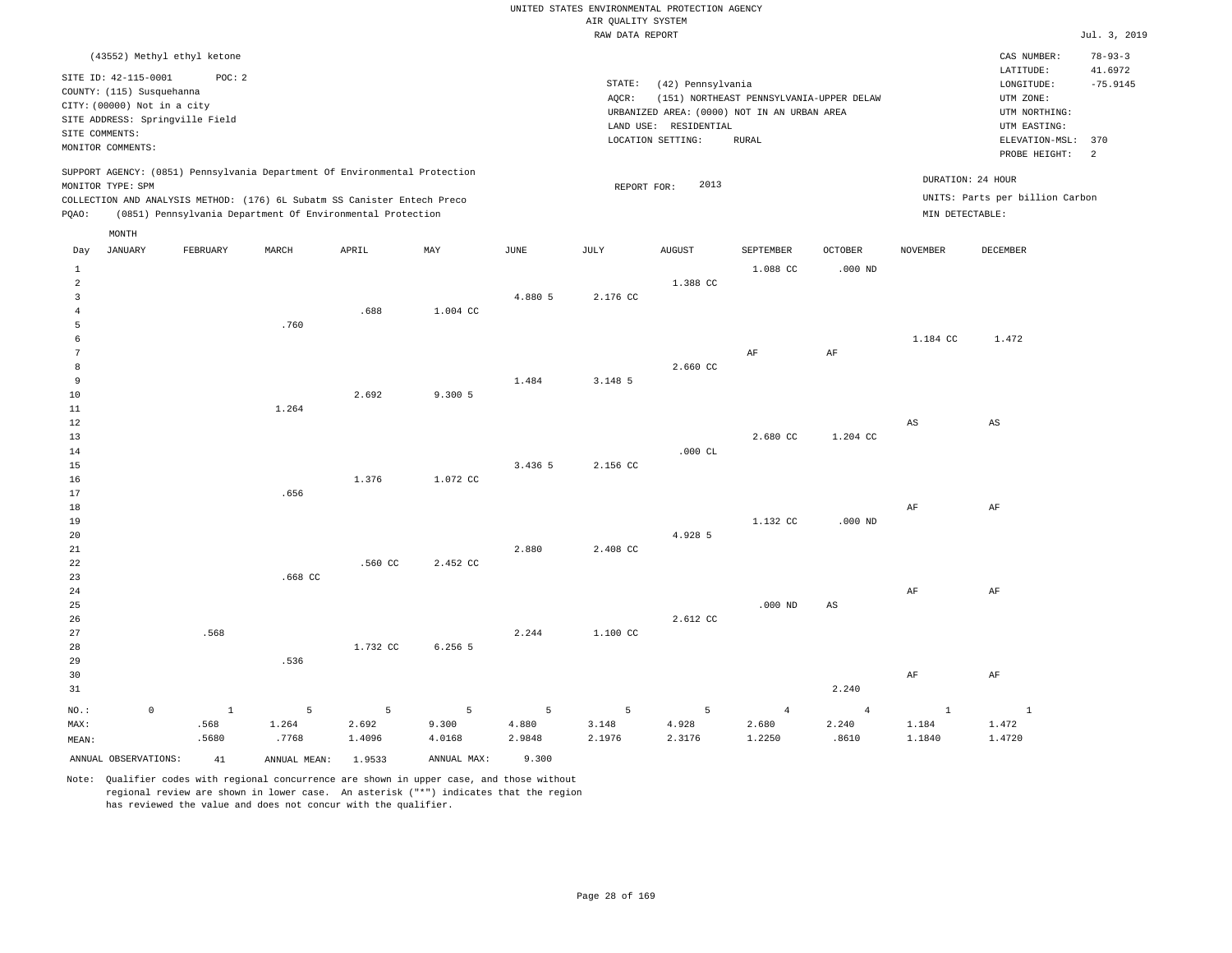UNITED STATES ENVIRONMENTAL PROTECTION AGENCY
AIR QUALITY SYSTEM
RAW DATA REPORT

Jul. 3, 2019

(43552) Methyl ethyl ketone

SITE ID: 42-115-0001 POC: 2
COUNTY: (115) Susquehanna
CITY: (00000) Not in a city
SITE ADDRESS: Springville Field
SITE COMMENTS:
MONITOR COMMENTS:

STATE: (42) Pennsylvania
AQCR: (151) NORTHEAST PENNSYLVANIA-UPPER DELAW
URBANIZED AREA: (0000) NOT IN AN URBAN AREA
LAND USE: RESIDENTIAL
LOCATION SETTING: RURAL

CAS NUMBER: 78-93-3
LATITUDE: 41.6972
LONGITUDE: -75.9145
UTM ZONE:
UTM NORTHING:
UTM EASTING:
ELEVATION-MSL: 370
PROBE HEIGHT: 2

SUPPORT AGENCY: (0851) Pennsylvania Department Of Environmental Protection
MONITOR TYPE: SPM
COLLECTION AND ANALYSIS METHOD: (176) 6L Subatm SS Canister Entech Preco
PQAO: (0851) Pennsylvania Department Of Environmental Protection

REPORT FOR: 2013

DURATION: 24 HOUR
UNITS: Parts per billion Carbon
MIN DETECTABLE:

| Day | JANUARY | FEBRUARY | MARCH | APRIL | MAY | JUNE | JULY | AUGUST | SEPTEMBER | OCTOBER | NOVEMBER | DECEMBER |
|---|---|---|---|---|---|---|---|---|---|---|---|---|
| 1 | | | | | | | | | 1.088 CC | .000 ND | | |
| 2 | | | | | | | | 1.388 CC | | | | |
| 3 | | | | | | 4.880 5 | 2.176 CC | | | | | |
| 4 | | | | .688 | 1.004 CC | | | | | | | |
| 5 | | | .760 | | | | | | | | | |
| 6 | | | | | | | | | | | 1.184 CC | 1.472 |
| 7 | | | | | | | | | AF | AF | | |
| 8 | | | | | | | | 2.660 CC | | | | |
| 9 | | | | | | 1.484 | 3.148 5 | | | | | |
| 10 | | | | 2.692 | 9.300 5 | | | | | | | |
| 11 | | | 1.264 | | | | | | | | | |
| 12 | | | | | | | | | | | AS | AS |
| 13 | | | | | | | | | 2.680 CC | 1.204 CC | | |
| 14 | | | | | | | | .000 CL | | | | |
| 15 | | | | | | 3.436 5 | 2.156 CC | | | | | |
| 16 | | | | 1.376 | 1.072 CC | | | | | | | |
| 17 | | | .656 | | | | | | | | | |
| 18 | | | | | | | | | | | AF | AF |
| 19 | | | | | | | | | 1.132 CC | .000 ND | | |
| 20 | | | | | | | | 4.928 5 | | | | |
| 21 | | | | | | 2.880 | 2.408 CC | | | | | |
| 22 | | | | .560 CC | 2.452 CC | | | | | | | |
| 23 | | | .668 CC | | | | | | | | | |
| 24 | | | | | | | | | | | AF | AF |
| 25 | | | | | | | | | .000 ND | AS | | |
| 26 | | | | | | | | 2.612 CC | | | | |
| 27 | | .568 | | | | 2.244 | 1.100 CC | | | | | |
| 28 | | | | 1.732 CC | 6.256 5 | | | | | | | |
| 29 | | | .536 | | | | | | | | | |
| 30 | | | | | | | | | | | AF | AF |
| 31 | | | | | | | | | | 2.240 | | |
| NO.: | 0 | 1 | 5 | 5 | 5 | 5 | 5 | 5 | 4 | 4 | 1 | 1 |
| MAX: | | .568 | 1.264 | 2.692 | 9.300 | 4.880 | 3.148 | 4.928 | 2.680 | 2.240 | 1.184 | 1.472 |
| MEAN: | | .5680 | .7768 | 1.4096 | 4.0168 | 2.9848 | 2.1976 | 2.3176 | 1.2250 | .8610 | 1.1840 | 1.4720 |

ANNUAL OBSERVATIONS: 41 ANNUAL MEAN: 1.9533 ANNUAL MAX: 9.300

Note: Qualifier codes with regional concurrence are shown in upper case, and those without regional review are shown in lower case. An asterisk ("*") indicates that the region has reviewed the value and does not concur with the qualifier.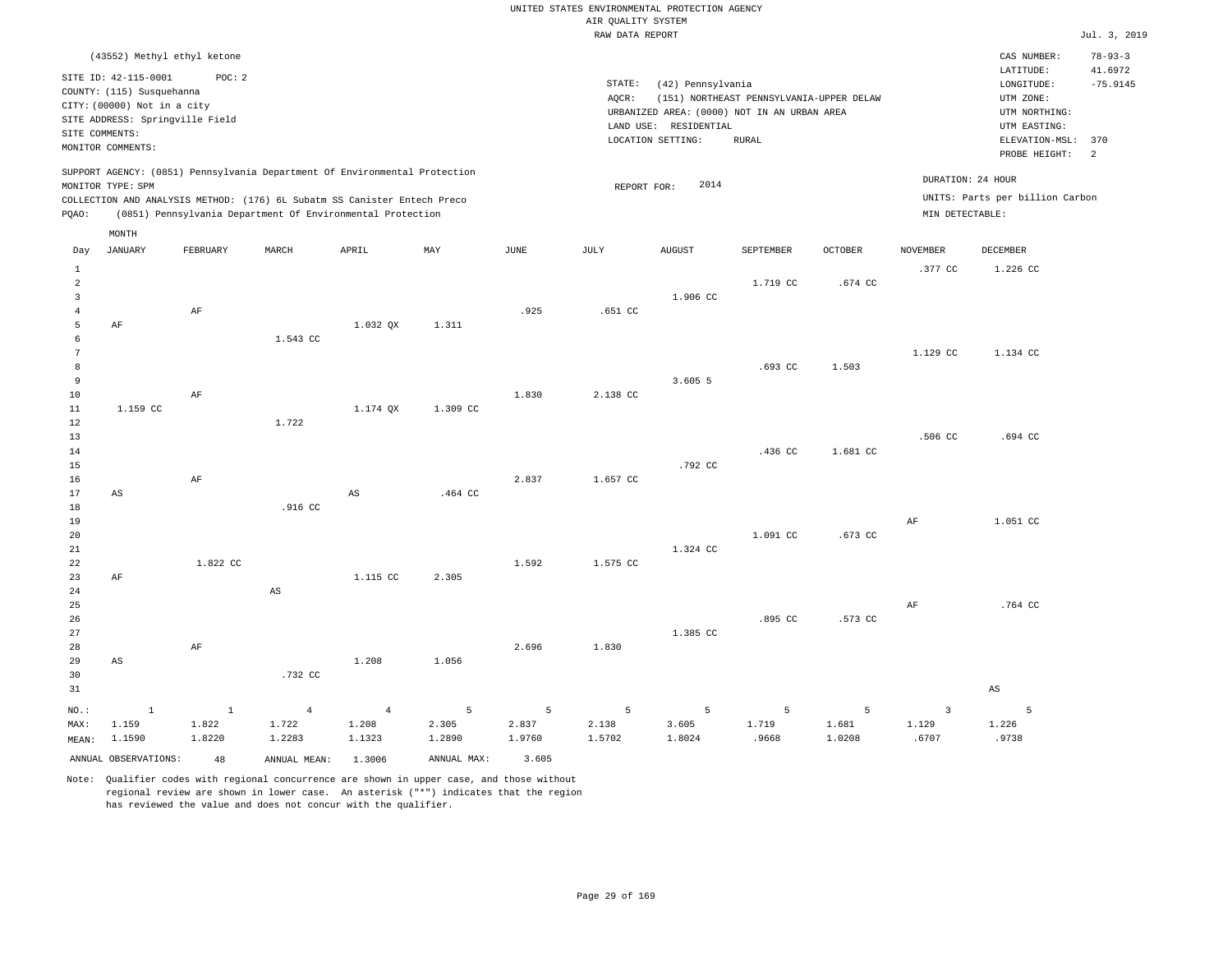UNITED STATES ENVIRONMENTAL PROTECTION AGENCY
AIR QUALITY SYSTEM
RAW DATA REPORT

Jul. 3, 2019

(43552) Methyl ethyl ketone

SITE ID: 42-115-0001 POC: 2
COUNTY: (115) Susquehanna
CITY: (00000) Not in a city
SITE ADDRESS: Springville Field
SITE COMMENTS:
MONITOR COMMENTS:

STATE: (42) Pennsylvania
AQCR: (151) NORTHEAST PENNSYLVANIA-UPPER DELAW
URBANIZED AREA: (0000) NOT IN AN URBAN AREA
LAND USE: RESIDENTIAL
LOCATION SETTING: RURAL

CAS NUMBER: 78-93-3
LATITUDE: 41.6972
LONGITUDE: -75.9145
UTM ZONE:
UTM NORTHING:
UTM EASTING:
ELEVATION-MSL: 370
PROBE HEIGHT: 2

SUPPORT AGENCY: (0851) Pennsylvania Department Of Environmental Protection
MONITOR TYPE: SPM
COLLECTION AND ANALYSIS METHOD: (176) 6L Subatm SS Canister Entech Preco
PQAO: (0851) Pennsylvania Department Of Environmental Protection

REPORT FOR: 2014

DURATION: 24 HOUR
UNITS: Parts per billion Carbon
MIN DETECTABLE:

| Day | JANUARY | FEBRUARY | MARCH | APRIL | MAY | JUNE | JULY | AUGUST | SEPTEMBER | OCTOBER | NOVEMBER | DECEMBER |
|---|---|---|---|---|---|---|---|---|---|---|---|---|
| 1 | | | | | | | | | | | .377 CC | 1.226 CC |
| 2 | | | | | | | | | 1.719 CC | .674 CC | | |
| 3 | | | | | | | | 1.906 CC | | | | |
| 4 | | AF | | | | .925 | .651 CC | | | | | |
| 5 | AF | | | 1.032 QX | 1.311 | | | | | | | |
| 6 | | | 1.543 CC | | | | | | | | | |
| 7 | | | | | | | | | | | 1.129 CC | 1.134 CC |
| 8 | | | | | | | | | .693 CC | 1.503 | | |
| 9 | | | | | | | | 3.605 5 | | | | |
| 10 | | AF | | | | 1.830 | 2.138 CC | | | | | |
| 11 | 1.159 CC | | | 1.174 QX | 1.309 CC | | | | | | | |
| 12 | | | 1.722 | | | | | | | | | |
| 13 | | | | | | | | | | | .506 CC | .694 CC |
| 14 | | | | | | | | | .436 CC | 1.681 CC | | |
| 15 | | | | | | | | .792 CC | | | | |
| 16 | | AF | | | | 2.837 | 1.657 CC | | | | | |
| 17 | AS | | | AS | .464 CC | | | | | | | |
| 18 | | | .916 CC | | | | | | | | | |
| 19 | | | | | | | | | | | AF | 1.051 CC |
| 20 | | | | | | | | | 1.091 CC | .673 CC | | |
| 21 | | | | | | | | 1.324 CC | | | | |
| 22 | | 1.822 CC | | | | 1.592 | 1.575 CC | | | | | |
| 23 | AF | | | 1.115 CC | 2.305 | | | | | | | |
| 24 | | | AS | | | | | | | | | |
| 25 | | | | | | | | | | | AF | .764 CC |
| 26 | | | | | | | | | .895 CC | .573 CC | | |
| 27 | | | | | | | | 1.385 CC | | | | |
| 28 | | AF | | | | 2.696 | 1.830 | | | | | |
| 29 | AS | | | 1.208 | 1.056 | | | | | | | |
| 30 | | | .732 CC | | | | | | | | | |
| 31 | | | | | | | | | | | | AS |
| NO.: | 1 | 1 | 4 | 4 | 5 | 5 | 5 | 5 | 5 | 5 | 3 | 5 |
| MAX: | 1.159 | 1.822 | 1.722 | 1.208 | 2.305 | 2.837 | 2.138 | 3.605 | 1.719 | 1.681 | 1.129 | 1.226 |
| MEAN: | 1.1590 | 1.8220 | 1.2283 | 1.1323 | 1.2890 | 1.9760 | 1.5702 | 1.8024 | .9668 | 1.0208 | .6707 | .9738 |

ANNUAL OBSERVATIONS: 48 ANNUAL MEAN: 1.3006 ANNUAL MAX: 3.605

Note: Qualifier codes with regional concurrence are shown in upper case, and those without regional review are shown in lower case. An asterisk ("*") indicates that the region has reviewed the value and does not concur with the qualifier.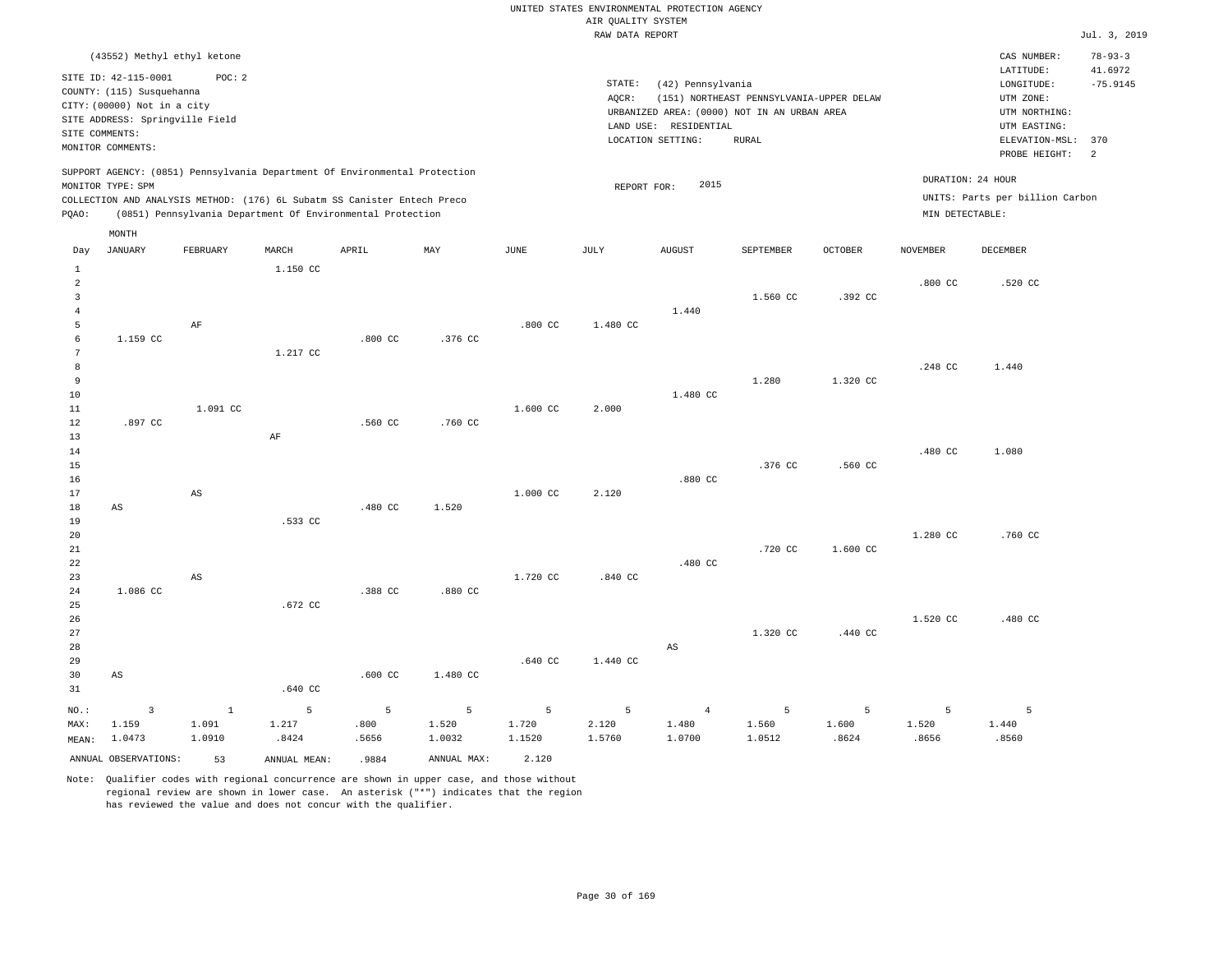UNITED STATES ENVIRONMENTAL PROTECTION AGENCY
AIR QUALITY SYSTEM
RAW DATA REPORT

Jul. 3, 2019

(43552) Methyl ethyl ketone

SITE ID: 42-115-0001 POC: 2
COUNTY: (115) Susquehanna
CITY: (00000) Not in a city
SITE ADDRESS: Springville Field
SITE COMMENTS:
MONITOR COMMENTS:

STATE: (42) Pennsylvania
AQCR: (151) NORTHEAST PENNSYLVANIA-UPPER DELAW
URBANIZED AREA: (0000) NOT IN AN URBAN AREA
LAND USE: RESIDENTIAL
LOCATION SETTING: RURAL

CAS NUMBER: 78-93-3
LATITUDE: 41.6972
LONGITUDE: -75.9145
UTM ZONE:
UTM NORTHING:
UTM EASTING:
ELEVATION-MSL: 370
PROBE HEIGHT: 2

SUPPORT AGENCY: (0851) Pennsylvania Department Of Environmental Protection
MONITOR TYPE: SPM
COLLECTION AND ANALYSIS METHOD: (176) 6L Subatm SS Canister Entech Preco
PQAO: (0851) Pennsylvania Department Of Environmental Protection

REPORT FOR: 2015

DURATION: 24 HOUR
UNITS: Parts per billion Carbon
MIN DETECTABLE:

| Day | JANUARY | FEBRUARY | MARCH | APRIL | MAY | JUNE | JULY | AUGUST | SEPTEMBER | OCTOBER | NOVEMBER | DECEMBER |
|---|---|---|---|---|---|---|---|---|---|---|---|---|
| 1 | | | 1.150 CC | | | | | | | | | |
| 2 | | | | | | | | | | | .800 CC | .520 CC |
| 3 | | | | | | | | | 1.560 CC | .392 CC | | |
| 4 | | | | | | | | 1.440 | | | | |
| 5 | | AF | | | | .800 CC | 1.480 CC | | | | | |
| 6 | 1.159 CC | | | .800 CC | .376 CC | | | | | | | |
| 7 | | | 1.217 CC | | | | | | | | | |
| 8 | | | | | | | | | | | .248 CC | 1.440 |
| 9 | | | | | | | | | 1.280 | 1.320 CC | | |
| 10 | | | | | | | | 1.480 CC | | | | |
| 11 | | 1.091 CC | | | | 1.600 CC | 2.000 | | | | | |
| 12 | .897 CC | | | .560 CC | .760 CC | | | | | | | |
| 13 | | | AF | | | | | | | | | |
| 14 | | | | | | | | | | | .480 CC | 1.080 |
| 15 | | | | | | | | | .376 CC | .560 CC | | |
| 16 | | | | | | | | .880 CC | | | | |
| 17 | | AS | | | | 1.000 CC | 2.120 | | | | | |
| 18 | AS | | | .480 CC | 1.520 | | | | | | | |
| 19 | | | .533 CC | | | | | | | | | |
| 20 | | | | | | | | | | | 1.280 CC | .760 CC |
| 21 | | | | | | | | | .720 CC | 1.600 CC | | |
| 22 | | | | | | | | .480 CC | | | | |
| 23 | | AS | | | | 1.720 CC | .840 CC | | | | | |
| 24 | 1.086 CC | | | .388 CC | .880 CC | | | | | | | |
| 25 | | | .672 CC | | | | | | | | | |
| 26 | | | | | | | | | | | 1.520 CC | .480 CC |
| 27 | | | | | | | | | 1.320 CC | .440 CC | | |
| 28 | | | | | | | | AS | | | | |
| 29 | | | | | | .640 CC | 1.440 CC | | | | | |
| 30 | AS | | | .600 CC | 1.480 CC | | | | | | | |
| 31 | | | .640 CC | | | | | | | | | |
| NO.: | 3 | 1 | 5 | 5 | 5 | 5 | 5 | 4 | 5 | 5 | 5 | 5 |
| MAX: | 1.159 | 1.091 | 1.217 | .800 | 1.520 | 1.720 | 2.120 | 1.480 | 1.560 | 1.600 | 1.520 | 1.440 |
| MEAN: | 1.0473 | 1.0910 | .8424 | .5656 | 1.0032 | 1.1520 | 1.5760 | 1.0700 | 1.0512 | .8624 | .8656 | .8560 |

ANNUAL OBSERVATIONS: 53 ANNUAL MEAN: .9884 ANNUAL MAX: 2.120

Note: Qualifier codes with regional concurrence are shown in upper case, and those without regional review are shown in lower case. An asterisk ("*") indicates that the region has reviewed the value and does not concur with the qualifier.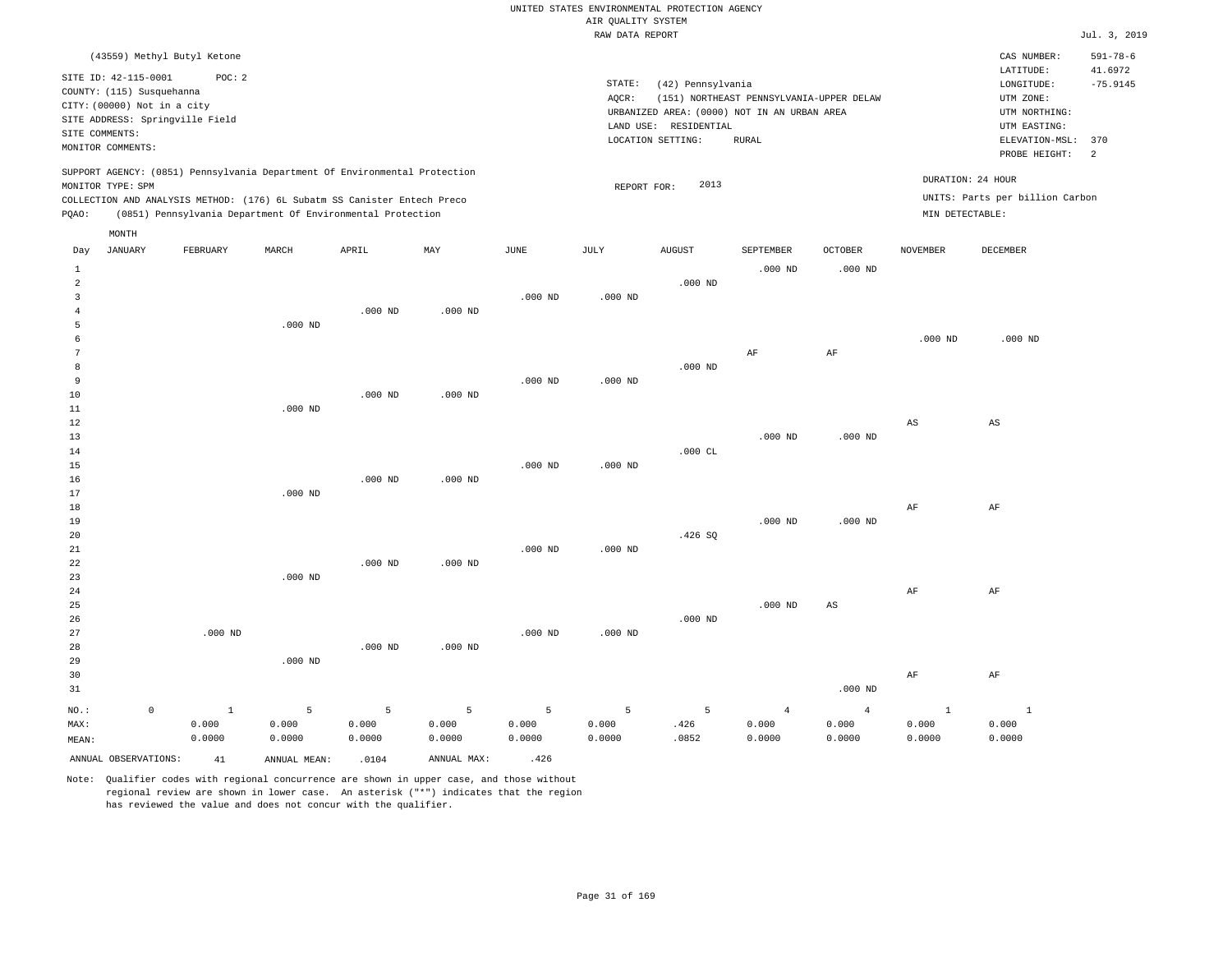UNITED STATES ENVIRONMENTAL PROTECTION AGENCY
AIR QUALITY SYSTEM
RAW DATA REPORT

Jul. 3, 2019

(43559) Methyl Butyl Ketone

SITE ID: 42-115-0001 POC: 2
COUNTY: (115) Susquehanna
CITY: (00000) Not in a city
SITE ADDRESS: Springville Field
SITE COMMENTS:
MONITOR COMMENTS:

STATE: (42) Pennsylvania
AQCR: (151) NORTHEAST PENNSYLVANIA-UPPER DELAW
URBANIZED AREA: (0000) NOT IN AN URBAN AREA
LAND USE: RESIDENTIAL
LOCATION SETTING: RURAL

CAS NUMBER: 591-78-6
LATITUDE: 41.6972
LONGITUDE: -75.9145
UTM ZONE:
UTM NORTHING:
UTM EASTING:
ELEVATION-MSL: 370
PROBE HEIGHT: 2

SUPPORT AGENCY: (0851) Pennsylvania Department Of Environmental Protection
MONITOR TYPE: SPM
COLLECTION AND ANALYSIS METHOD: (176) 6L Subatm SS Canister Entech Preco
PQAO: (0851) Pennsylvania Department Of Environmental Protection

REPORT FOR: 2013

DURATION: 24 HOUR
UNITS: Parts per billion Carbon
MIN DETECTABLE:

| Day | JANUARY | FEBRUARY | MARCH | APRIL | MAY | JUNE | JULY | AUGUST | SEPTEMBER | OCTOBER | NOVEMBER | DECEMBER |
|---|---|---|---|---|---|---|---|---|---|---|---|---|
| 1 | | | | | | | | | .000 ND | .000 ND | | |
| 2 | | | | | | | | .000 ND | | | | |
| 3 | | | | | | .000 ND | .000 ND | | | | | |
| 4 | | | | .000 ND | .000 ND | | | | | | | |
| 5 | | | .000 ND | | | | | | | | | |
| 6 | | | | | | | | | | | .000 ND | .000 ND |
| 7 | | | | | | | | | AF | AF | | |
| 8 | | | | | | | | .000 ND | | | | |
| 9 | | | | | | .000 ND | .000 ND | | | | | |
| 10 | | | | .000 ND | .000 ND | | | | | | | |
| 11 | | | .000 ND | | | | | | | | | |
| 12 | | | | | | | | | | | AS | AS |
| 13 | | | | | | | | | .000 ND | .000 ND | | |
| 14 | | | | | | | | .000 CL | | | | |
| 15 | | | | | | .000 ND | .000 ND | | | | | |
| 16 | | | | .000 ND | .000 ND | | | | | | | |
| 17 | | | .000 ND | | | | | | | | | |
| 18 | | | | | | | | | | | AF | AF |
| 19 | | | | | | | | | .000 ND | .000 ND | | |
| 20 | | | | | | | | .426 SQ | | | | |
| 21 | | | | | | .000 ND | .000 ND | | | | | |
| 22 | | | | .000 ND | .000 ND | | | | | | | |
| 23 | | | .000 ND | | | | | | | | | |
| 24 | | | | | | | | | | | AF | AF |
| 25 | | | | | | | | | .000 ND | AS | | |
| 26 | | | | | | | | .000 ND | | | | |
| 27 | | .000 ND | | | | .000 ND | .000 ND | | | | | |
| 28 | | | | .000 ND | .000 ND | | | | | | | |
| 29 | | | .000 ND | | | | | | | | | |
| 30 | | | | | | | | | | | AF | AF |
| 31 | | | | | | | | | | .000 ND | | |
| NO.: | 0 | 1 | 5 | 5 | 5 | 5 | 5 | 5 | 4 | 4 | 1 | 1 |
| MAX: | | 0.000 | 0.000 | 0.000 | 0.000 | 0.000 | 0.000 | .426 | 0.000 | 0.000 | 0.000 | 0.000 |
| MEAN: | | 0.0000 | 0.0000 | 0.0000 | 0.0000 | 0.0000 | 0.0000 | .0852 | 0.0000 | 0.0000 | 0.0000 | 0.0000 |

ANNUAL OBSERVATIONS: 41 ANNUAL MEAN: .0104 ANNUAL MAX: .426

Note: Qualifier codes with regional concurrence are shown in upper case, and those without regional review are shown in lower case. An asterisk ("*") indicates that the region has reviewed the value and does not concur with the qualifier.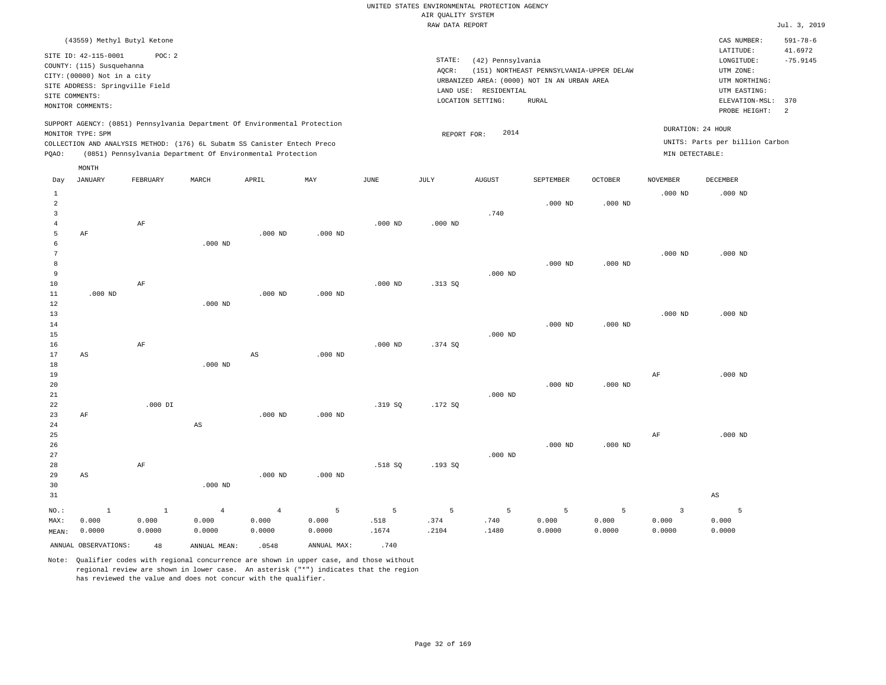UNITED STATES ENVIRONMENTAL PROTECTION AGENCY
AIR QUALITY SYSTEM
RAW DATA REPORT

Jul. 3, 2019

(43559) Methyl Butyl Ketone

SITE ID: 42-115-0001 POC: 2
COUNTY: (115) Susquehanna
CITY: (00000) Not in a city
SITE ADDRESS: Springville Field
SITE COMMENTS:
MONITOR COMMENTS:

STATE: (42) Pennsylvania
AQCR: (151) NORTHEAST PENNSYLVANIA-UPPER DELAW
URBANIZED AREA: (0000) NOT IN AN URBAN AREA
LAND USE: RESIDENTIAL
LOCATION SETTING: RURAL

CAS NUMBER: 591-78-6
LATITUDE: 41.6972
LONGITUDE: -75.9145
UTM ZONE:
UTM NORTHING:
UTM EASTING:
ELEVATION-MSL: 370
PROBE HEIGHT: 2

SUPPORT AGENCY: (0851) Pennsylvania Department Of Environmental Protection
MONITOR TYPE: SPM
COLLECTION AND ANALYSIS METHOD: (176) 6L Subatm SS Canister Entech Preco
PQAO: (0851) Pennsylvania Department Of Environmental Protection

REPORT FOR: 2014

DURATION: 24 HOUR
UNITS: Parts per billion Carbon
MIN DETECTABLE:

| Day | JANUARY | FEBRUARY | MARCH | APRIL | MAY | JUNE | JULY | AUGUST | SEPTEMBER | OCTOBER | NOVEMBER | DECEMBER |
|---|---|---|---|---|---|---|---|---|---|---|---|---|
| 1 | | | | | | | | | | | .000 ND | .000 ND |
| 2 | | | | | | | | | .000 ND | .000 ND | | |
| 3 | | | | | | | | .740 | | | | |
| 4 | | AF | | | | .000 ND | .000 ND | | | | | |
| 5 | AF | | | .000 ND | .000 ND | | | | | | | |
| 6 | | | .000 ND | | | | | | | | | |
| 7 | | | | | | | | | | | .000 ND | .000 ND |
| 8 | | | | | | | | | .000 ND | .000 ND | | |
| 9 | | | | | | | | .000 ND | | | | |
| 10 | | AF | | | | .000 ND | .313 SQ | | | | | |
| 11 | .000 ND | | | .000 ND | .000 ND | | | | | | | |
| 12 | | | .000 ND | | | | | | | | | |
| 13 | | | | | | | | | | | .000 ND | .000 ND |
| 14 | | | | | | | | | .000 ND | .000 ND | | |
| 15 | | | | | | | | .000 ND | | | | |
| 16 | | AF | | | | .000 ND | .374 SQ | | | | | |
| 17 | AS | | | AS | .000 ND | | | | | | | |
| 18 | | | .000 ND | | | | | | | | | |
| 19 | | | | | | | | | | | AF | .000 ND |
| 20 | | | | | | | | | .000 ND | .000 ND | | |
| 21 | | | | | | | | .000 ND | | | | |
| 22 | | .000 DI | | | | .319 SQ | .172 SQ | | | | | |
| 23 | AF | | | .000 ND | .000 ND | | | | | | | |
| 24 | | | AS | | | | | | | | | |
| 25 | | | | | | | | | | | AF | .000 ND |
| 26 | | | | | | | | | .000 ND | .000 ND | | |
| 27 | | | | | | | | .000 ND | | | | |
| 28 | | AF | | | | .518 SQ | .193 SQ | | | | | |
| 29 | AS | | | .000 ND | .000 ND | | | | | | | |
| 30 | | | .000 ND | | | | | | | | | |
| 31 | | | | | | | | | | | | AS |
| NO.: | 1 | 1 | 4 | 4 | 5 | 5 | 5 | 5 | 5 | 5 | 3 | 5 |
| MAX: | 0.000 | 0.000 | 0.000 | 0.000 | 0.000 | .518 | .374 | .740 | 0.000 | 0.000 | 0.000 | 0.000 |
| MEAN: | 0.0000 | 0.0000 | 0.0000 | 0.0000 | 0.0000 | .1674 | .2104 | .1480 | 0.0000 | 0.0000 | 0.0000 | 0.0000 |

ANNUAL OBSERVATIONS: 48 ANNUAL MEAN: .0548 ANNUAL MAX: .740

Note: Qualifier codes with regional concurrence are shown in upper case, and those without regional review are shown in lower case. An asterisk ("*") indicates that the region has reviewed the value and does not concur with the qualifier.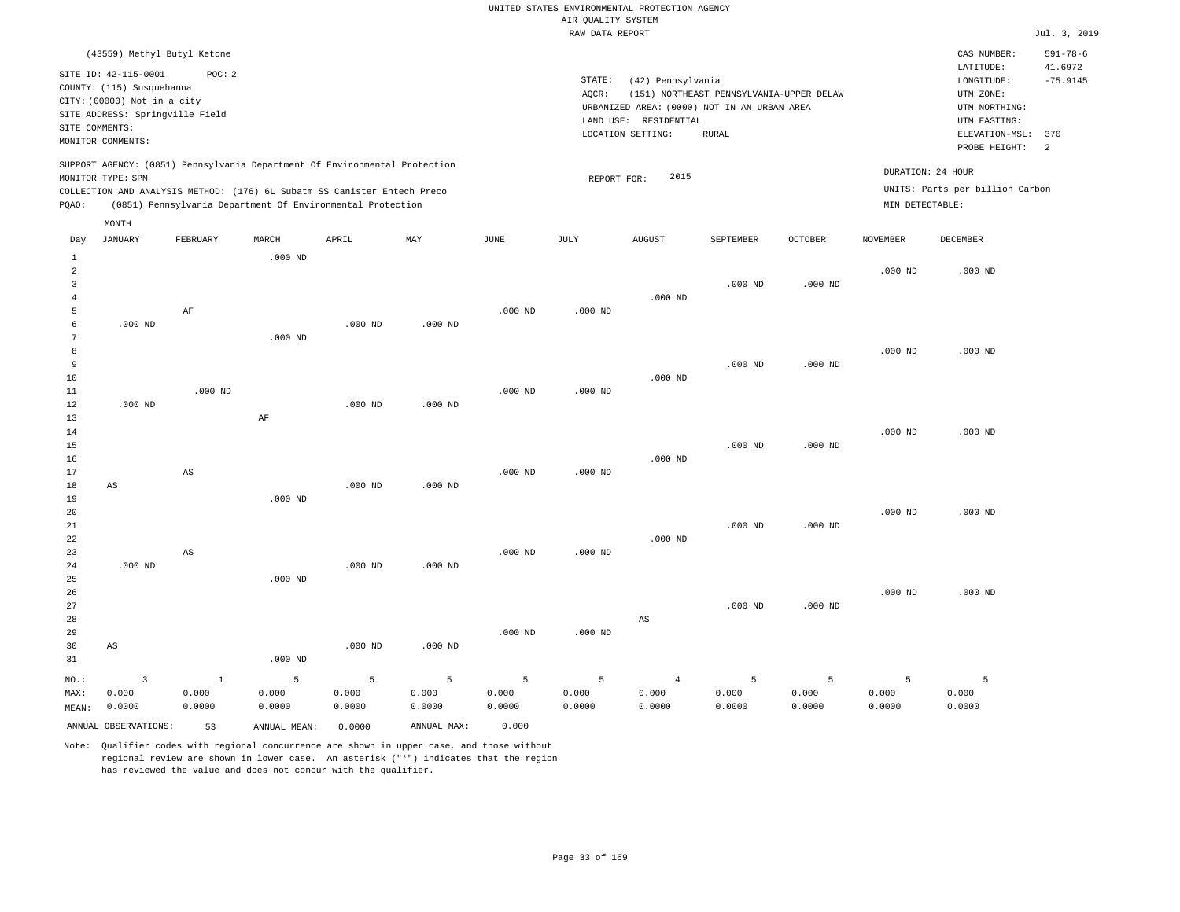UNITED STATES ENVIRONMENTAL PROTECTION AGENCY
AIR QUALITY SYSTEM
RAW DATA REPORT

Jul. 3, 2019

(43559) Methyl Butyl Ketone

SITE ID: 42-115-0001 POC: 2
COUNTY: (115) Susquehanna
CITY: (00000) Not in a city
SITE ADDRESS: Springville Field
SITE COMMENTS:
MONITOR COMMENTS:

STATE: (42) Pennsylvania
AQCR: (151) NORTHEAST PENNSYLVANIA-UPPER DELAW
URBANIZED AREA: (0000) NOT IN AN URBAN AREA
LAND USE: RESIDENTIAL
LOCATION SETTING: RURAL

CAS NUMBER: 591-78-6
LATITUDE: 41.6972
LONGITUDE: -75.9145
UTM ZONE:
UTM NORTHING:
UTM EASTING:
ELEVATION-MSL: 370
PROBE HEIGHT: 2

SUPPORT AGENCY: (0851) Pennsylvania Department Of Environmental Protection
MONITOR TYPE: SPM
COLLECTION AND ANALYSIS METHOD: (176) 6L Subatm SS Canister Entech Preco
PQAO: (0851) Pennsylvania Department Of Environmental Protection

REPORT FOR: 2015

DURATION: 24 HOUR
UNITS: Parts per billion Carbon
MIN DETECTABLE:

| Day | JANUARY | FEBRUARY | MARCH | APRIL | MAY | JUNE | JULY | AUGUST | SEPTEMBER | OCTOBER | NOVEMBER | DECEMBER |
|---|---|---|---|---|---|---|---|---|---|---|---|---|
| 1 | | | .000 ND | | | | | | | | | |
| 2 | | | | | | | | | | | .000 ND | .000 ND |
| 3 | | | | | | | | | .000 ND | .000 ND | | |
| 4 | | | | | | | | .000 ND | | | | |
| 5 | | AF | | | | .000 ND | .000 ND | | | | | |
| 6 | .000 ND | | | .000 ND | .000 ND | | | | | | | |
| 7 | | | .000 ND | | | | | | | | | |
| 8 | | | | | | | | | | | .000 ND | .000 ND |
| 9 | | | | | | | | | .000 ND | .000 ND | | |
| 10 | | | | | | | | .000 ND | | | | |
| 11 | | .000 ND | | | | .000 ND | .000 ND | | | | | |
| 12 | .000 ND | | | .000 ND | .000 ND | | | | | | | |
| 13 | | | AF | | | | | | | | | |
| 14 | | | | | | | | | | | .000 ND | .000 ND |
| 15 | | | | | | | | | .000 ND | .000 ND | | |
| 16 | | | | | | | | .000 ND | | | | |
| 17 | | AS | | | | .000 ND | .000 ND | | | | | |
| 18 | AS | | | .000 ND | .000 ND | | | | | | | |
| 19 | | | .000 ND | | | | | | | | | |
| 20 | | | | | | | | | | | .000 ND | .000 ND |
| 21 | | | | | | | | | .000 ND | .000 ND | | |
| 22 | | | | | | | | .000 ND | | | | |
| 23 | | AS | | | | .000 ND | .000 ND | | | | | |
| 24 | .000 ND | | | .000 ND | .000 ND | | | | | | | |
| 25 | | | .000 ND | | | | | | | | | |
| 26 | | | | | | | | | | | .000 ND | .000 ND |
| 27 | | | | | | | | | .000 ND | .000 ND | | |
| 28 | | | | | | | | AS | | | | |
| 29 | | | | | | .000 ND | .000 ND | | | | | |
| 30 | AS | | | .000 ND | .000 ND | | | | | | | |
| 31 | | | .000 ND | | | | | | | | | |
| NO.: | 3 | 1 | 5 | 5 | 5 | 5 | 5 | 4 | 5 | 5 | 5 | 5 |
| MAX: | 0.000 | 0.000 | 0.000 | 0.000 | 0.000 | 0.000 | 0.000 | 0.000 | 0.000 | 0.000 | 0.000 | 0.000 |
| MEAN: | 0.0000 | 0.0000 | 0.0000 | 0.0000 | 0.0000 | 0.0000 | 0.0000 | 0.0000 | 0.0000 | 0.0000 | 0.0000 | 0.0000 |

ANNUAL OBSERVATIONS: 53 ANNUAL MEAN: 0.0000 ANNUAL MAX: 0.000

Note: Qualifier codes with regional concurrence are shown in upper case, and those without regional review are shown in lower case. An asterisk ("*") indicates that the region has reviewed the value and does not concur with the qualifier.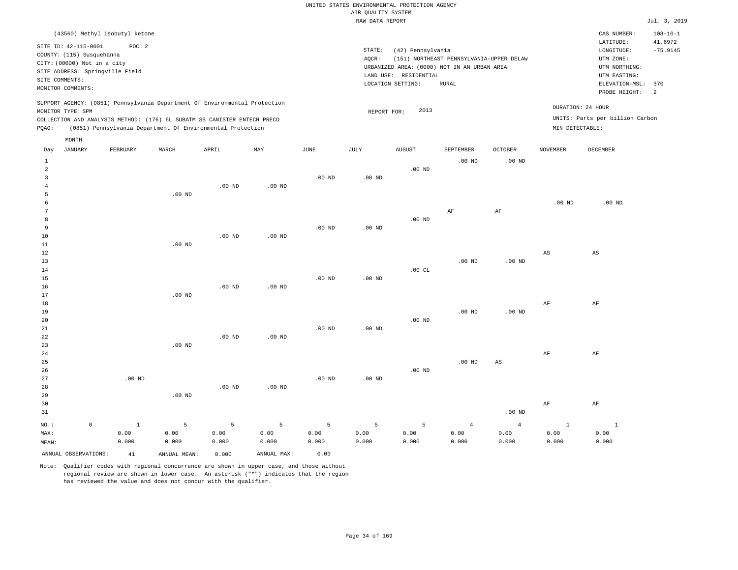UNITED STATES ENVIRONMENTAL PROTECTION AGENCY
AIR QUALITY SYSTEM
RAW DATA REPORT

Jul. 3, 2019

(43560) Methyl isobutyl ketone

SITE ID: 42-115-0001 POC: 2
COUNTY: (115) Susquehanna
CITY: (00000) Not in a city
SITE ADDRESS: Springville Field
SITE COMMENTS:
MONITOR COMMENTS:

STATE: (42) Pennsylvania
AQCR: (151) NORTHEAST PENNSYLVANIA-UPPER DELAW
URBANIZED AREA: (0000) NOT IN AN URBAN AREA
LAND USE: RESIDENTIAL
LOCATION SETTING: RURAL

CAS NUMBER: 108-10-1
LATITUDE: 41.6972
LONGITUDE: -75.9145
UTM ZONE:
UTM NORTHING:
UTM EASTING:
ELEVATION-MSL: 370
PROBE HEIGHT: 2

SUPPORT AGENCY: (0851) Pennsylvania Department Of Environmental Protection
MONITOR TYPE: SPM
COLLECTION AND ANALYSIS METHOD: (176) 6L SUBATM SS CANISTER ENTECH PRECO
PQAO: (0851) Pennsylvania Department Of Environmental Protection

REPORT FOR: 2013

DURATION: 24 HOUR
UNITS: Parts per billion Carbon
MIN DETECTABLE:

| Day | JANUARY | FEBRUARY | MARCH | APRIL | MAY | JUNE | JULY | AUGUST | SEPTEMBER | OCTOBER | NOVEMBER | DECEMBER |
|---|---|---|---|---|---|---|---|---|---|---|---|---|
| 1 | | | | | | | | | .00 ND | .00 ND | | |
| 2 | | | | | | | | .00 ND | | | | |
| 3 | | | | | | .00 ND | .00 ND | | | | | |
| 4 | | | | .00 ND | .00 ND | | | | | | | |
| 5 | | | .00 ND | | | | | | | | | |
| 6 | | | | | | | | | | | .00 ND | .00 ND |
| 7 | | | | | | | | | AF | AF | | |
| 8 | | | | | | | | .00 ND | | | | |
| 9 | | | | | | .00 ND | .00 ND | | | | | |
| 10 | | | | .00 ND | .00 ND | | | | | | | |
| 11 | | | .00 ND | | | | | | | | | |
| 12 | | | | | | | | | | | AS | AS |
| 13 | | | | | | | | | .00 ND | .00 ND | | |
| 14 | | | | | | | | .00 CL | | | | |
| 15 | | | | | | .00 ND | .00 ND | | | | | |
| 16 | | | | .00 ND | .00 ND | | | | | | | |
| 17 | | | .00 ND | | | | | | | | | |
| 18 | | | | | | | | | | | AF | AF |
| 19 | | | | | | | | | .00 ND | .00 ND | | |
| 20 | | | | | | | | .00 ND | | | | |
| 21 | | | | | | .00 ND | .00 ND | | | | | |
| 22 | | | | .00 ND | .00 ND | | | | | | | |
| 23 | | | .00 ND | | | | | | | | | |
| 24 | | | | | | | | | | | AF | AF |
| 25 | | | | | | | | | .00 ND | AS | | |
| 26 | | | | | | | | .00 ND | | | | |
| 27 | | .00 ND | | | | .00 ND | .00 ND | | | | | |
| 28 | | | | .00 ND | .00 ND | | | | | | | |
| 29 | | | .00 ND | | | | | | | | | |
| 30 | | | | | | | | | | | AF | AF |
| 31 | | | | | | | | | | .00 ND | | |
| NO.: | 0 | 1 | 5 | 5 | 5 | 5 | 5 | 5 | 4 | 4 | 1 | 1 |
| MAX: | | 0.00 | 0.00 | 0.00 | 0.00 | 0.00 | 0.00 | 0.00 | 0.00 | 0.00 | 0.00 | 0.00 |
| MEAN: | | 0.000 | 0.000 | 0.000 | 0.000 | 0.000 | 0.000 | 0.000 | 0.000 | 0.000 | 0.000 | 0.000 |

ANNUAL OBSERVATIONS: 41 ANNUAL MEAN: 0.000 ANNUAL MAX: 0.00

Note: Qualifier codes with regional concurrence are shown in upper case, and those without regional review are shown in lower case. An asterisk ("*") indicates that the region has reviewed the value and does not concur with the qualifier.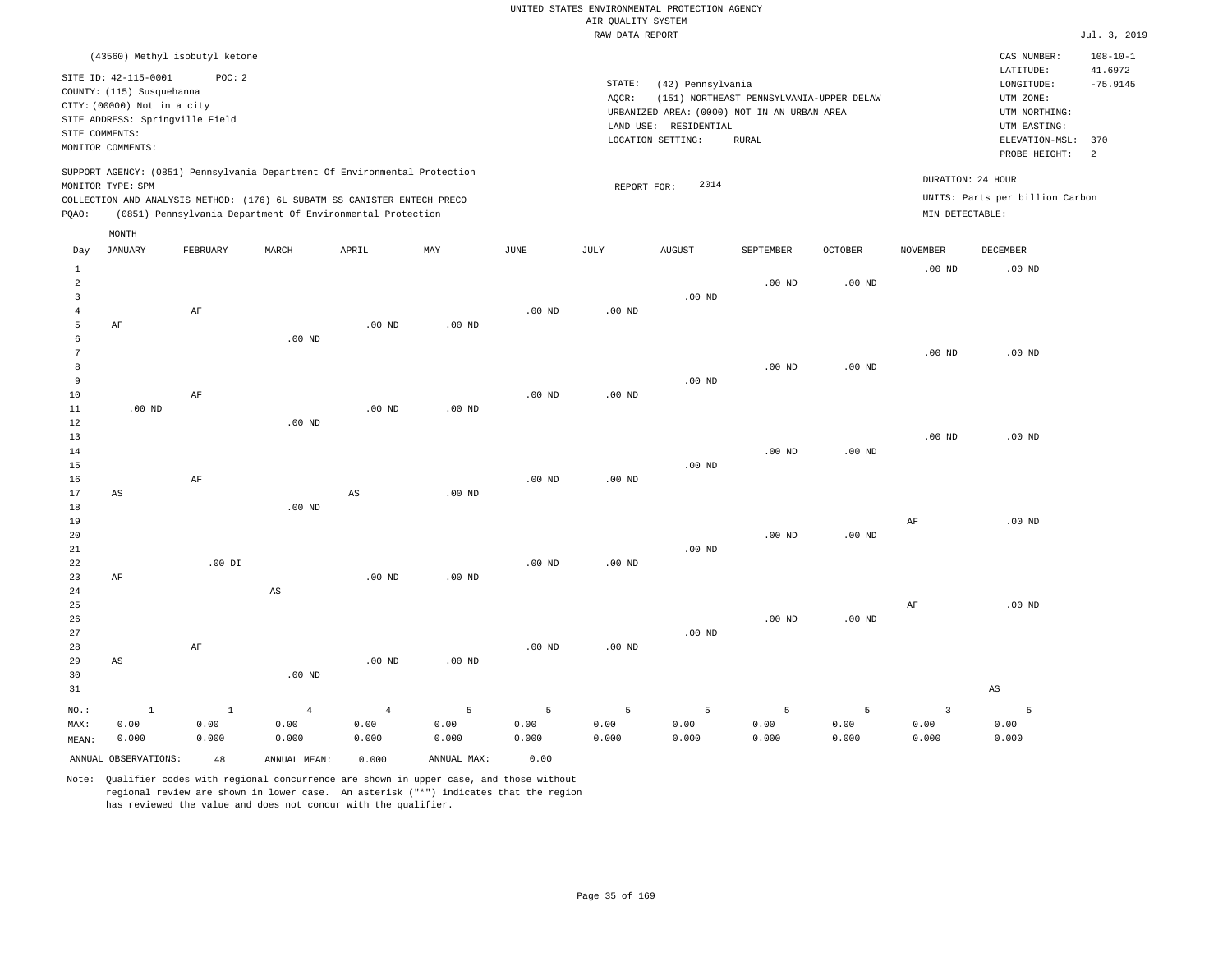UNITED STATES ENVIRONMENTAL PROTECTION AGENCY
AIR QUALITY SYSTEM
RAW DATA REPORT

Jul. 3, 2019

(43560) Methyl isobutyl ketone

SITE ID: 42-115-0001  POC: 2
COUNTY: (115) Susquehanna
CITY: (00000) Not in a city
SITE ADDRESS: Springville Field
SITE COMMENTS:
MONITOR COMMENTS:

STATE: (42) Pennsylvania
AQCR: (151) NORTHEAST PENNSYLVANIA-UPPER DELAW
URBANIZED AREA: (0000) NOT IN AN URBAN AREA
LAND USE: RESIDENTIAL
LOCATION SETTING: RURAL

CAS NUMBER: 108-10-1
LATITUDE: 41.6972
LONGITUDE: -75.9145
UTM ZONE:
UTM NORTHING:
UTM EASTING:
ELEVATION-MSL: 370
PROBE HEIGHT: 2

SUPPORT AGENCY: (0851) Pennsylvania Department Of Environmental Protection
MONITOR TYPE: SPM
COLLECTION AND ANALYSIS METHOD: (176) 6L SUBATM SS CANISTER ENTECH PRECO
PQAO: (0851) Pennsylvania Department Of Environmental Protection

REPORT FOR: 2014

DURATION: 24 HOUR
UNITS: Parts per billion Carbon
MIN DETECTABLE:

| Day | JANUARY | FEBRUARY | MARCH | APRIL | MAY | JUNE | JULY | AUGUST | SEPTEMBER | OCTOBER | NOVEMBER | DECEMBER |
|---|---|---|---|---|---|---|---|---|---|---|---|---|
| 1 | | | | | | | | | | | .00 ND | .00 ND |
| 2 | | | | | | | | | .00 ND | .00 ND | | |
| 3 | | | | | | | | .00 ND | | | | |
| 4 | | AF | | | | .00 ND | .00 ND | | | | | |
| 5 | AF | | | .00 ND | .00 ND | | | | | | | |
| 6 | | | .00 ND | | | | | | | | | |
| 7 | | | | | | | | | | | .00 ND | .00 ND |
| 8 | | | | | | | | | .00 ND | .00 ND | | |
| 9 | | | | | | | | .00 ND | | | | |
| 10 | | AF | | | | .00 ND | .00 ND | | | | | |
| 11 | .00 ND | | | .00 ND | .00 ND | | | | | | | |
| 12 | | | .00 ND | | | | | | | | | |
| 13 | | | | | | | | | | | .00 ND | .00 ND |
| 14 | | | | | | | | | .00 ND | .00 ND | | |
| 15 | | | | | | | | .00 ND | | | | |
| 16 | | AF | | | | .00 ND | .00 ND | | | | | |
| 17 | AS | | | AS | .00 ND | | | | | | | |
| 18 | | | .00 ND | | | | | | | | | |
| 19 | | | | | | | | | | | AF | .00 ND |
| 20 | | | | | | | | | .00 ND | .00 ND | | |
| 21 | | | | | | | | .00 ND | | | | |
| 22 | | .00 DI | | | | .00 ND | .00 ND | | | | | |
| 23 | AF | | | .00 ND | .00 ND | | | | | | | |
| 24 | | | AS | | | | | | | | | |
| 25 | | | | | | | | | | | AF | .00 ND |
| 26 | | | | | | | | | .00 ND | .00 ND | | |
| 27 | | | | | | | | .00 ND | | | | |
| 28 | | AF | | | | .00 ND | .00 ND | | | | | |
| 29 | AS | | | .00 ND | .00 ND | | | | | | | |
| 30 | | | .00 ND | | | | | | | | | |
| 31 | | | | | | | | | | | | AS |
| NO.: | 1 | 1 | 4 | 4 | 5 | 5 | 5 | 5 | 5 | 5 | 3 | 5 |
| MAX: | 0.00 | 0.00 | 0.00 | 0.00 | 0.00 | 0.00 | 0.00 | 0.00 | 0.00 | 0.00 | 0.00 | 0.00 |
| MEAN: | 0.000 | 0.000 | 0.000 | 0.000 | 0.000 | 0.000 | 0.000 | 0.000 | 0.000 | 0.000 | 0.000 | 0.000 |

ANNUAL OBSERVATIONS: 48  ANNUAL MEAN: 0.000  ANNUAL MAX: 0.00

Note: Qualifier codes with regional concurrence are shown in upper case, and those without regional review are shown in lower case. An asterisk ("*") indicates that the region has reviewed the value and does not concur with the qualifier.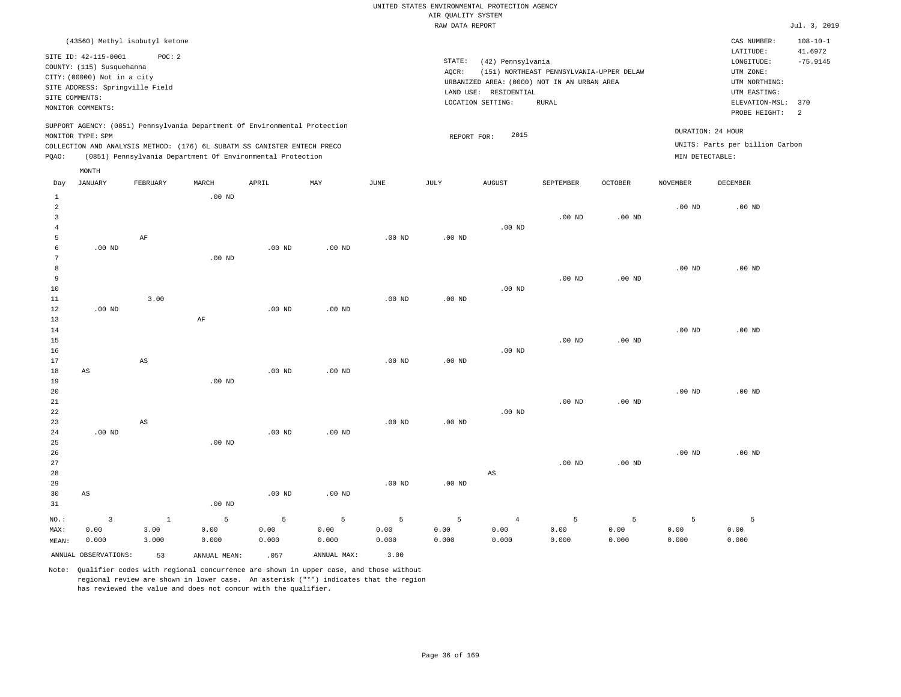UNITED STATES ENVIRONMENTAL PROTECTION AGENCY
AIR QUALITY SYSTEM
RAW DATA REPORT

Jul. 3, 2019

(43560) Methyl isobutyl ketone

SITE ID: 42-115-0001  POC: 2
COUNTY: (115) Susquehanna
CITY: (00000) Not in a city
SITE ADDRESS: Springville Field
SITE COMMENTS:
MONITOR COMMENTS:

STATE: (42) Pennsylvania
AQCR: (151) NORTHEAST PENNSYLVANIA-UPPER DELAW
URBANIZED AREA: (0000) NOT IN AN URBAN AREA
LAND USE: RESIDENTIAL
LOCATION SETTING: RURAL

CAS NUMBER: 108-10-1
LATITUDE: 41.6972
LONGITUDE: -75.9145
UTM ZONE:
UTM NORTHING:
UTM EASTING:
ELEVATION-MSL: 370
PROBE HEIGHT: 2

SUPPORT AGENCY: (0851) Pennsylvania Department Of Environmental Protection
MONITOR TYPE: SPM
COLLECTION AND ANALYSIS METHOD: (176) 6L SUBATM SS CANISTER ENTECH PRECO
PQAO: (0851) Pennsylvania Department Of Environmental Protection

REPORT FOR: 2015

DURATION: 24 HOUR
UNITS: Parts per billion Carbon
MIN DETECTABLE:

| Day | JANUARY | FEBRUARY | MARCH | APRIL | MAY | JUNE | JULY | AUGUST | SEPTEMBER | OCTOBER | NOVEMBER | DECEMBER |
|---|---|---|---|---|---|---|---|---|---|---|---|---|
| 1 | | | .00 ND | | | | | | | | | |
| 2 | | | | | | | | | | | .00 ND | .00 ND |
| 3 | | | | | | | | | .00 ND | .00 ND | | |
| 4 | | | | | | | | .00 ND | | | | |
| 5 | | AF | | | | .00 ND | .00 ND | | | | | |
| 6 | .00 ND | | | .00 ND | .00 ND | | | | | | | |
| 7 | | | .00 ND | | | | | | | | | |
| 8 | | | | | | | | | | | .00 ND | .00 ND |
| 9 | | | | | | | | | .00 ND | .00 ND | | |
| 10 | | | | | | | | .00 ND | | | | |
| 11 | | 3.00 | | | | .00 ND | .00 ND | | | | | |
| 12 | .00 ND | | | .00 ND | .00 ND | | | | | | | |
| 13 | | | AF | | | | | | | | | |
| 14 | | | | | | | | | | | .00 ND | .00 ND |
| 15 | | | | | | | | | .00 ND | .00 ND | | |
| 16 | | | | | | | | .00 ND | | | | |
| 17 | | AS | | | | .00 ND | .00 ND | | | | | |
| 18 | AS | | | .00 ND | .00 ND | | | | | | | |
| 19 | | | .00 ND | | | | | | | | | |
| 20 | | | | | | | | | | | .00 ND | .00 ND |
| 21 | | | | | | | | | .00 ND | .00 ND | | |
| 22 | | | | | | | | .00 ND | | | | |
| 23 | | AS | | | | .00 ND | .00 ND | | | | | |
| 24 | .00 ND | | | .00 ND | .00 ND | | | | | | | |
| 25 | | | .00 ND | | | | | | | | | |
| 26 | | | | | | | | | | | .00 ND | .00 ND |
| 27 | | | | | | | | | .00 ND | .00 ND | | |
| 28 | | | | | | | | AS | | | | |
| 29 | | | | | | .00 ND | .00 ND | | | | | |
| 30 | AS | | | .00 ND | .00 ND | | | | | | | |
| 31 | | | .00 ND | | | | | | | | | |
| NO.: | 3 | 1 | 5 | 5 | 5 | 5 | 5 | 4 | 5 | 5 | 5 | 5 |
| MAX: | 0.00 | 3.00 | 0.00 | 0.00 | 0.00 | 0.00 | 0.00 | 0.00 | 0.00 | 0.00 | 0.00 | 0.00 |
| MEAN: | 0.000 | 3.000 | 0.000 | 0.000 | 0.000 | 0.000 | 0.000 | 0.000 | 0.000 | 0.000 | 0.000 | 0.000 |

ANNUAL OBSERVATIONS: 53  ANNUAL MEAN: .057  ANNUAL MAX: 3.00

Note: Qualifier codes with regional concurrence are shown in upper case, and those without regional review are shown in lower case. An asterisk ("*") indicates that the region has reviewed the value and does not concur with the qualifier.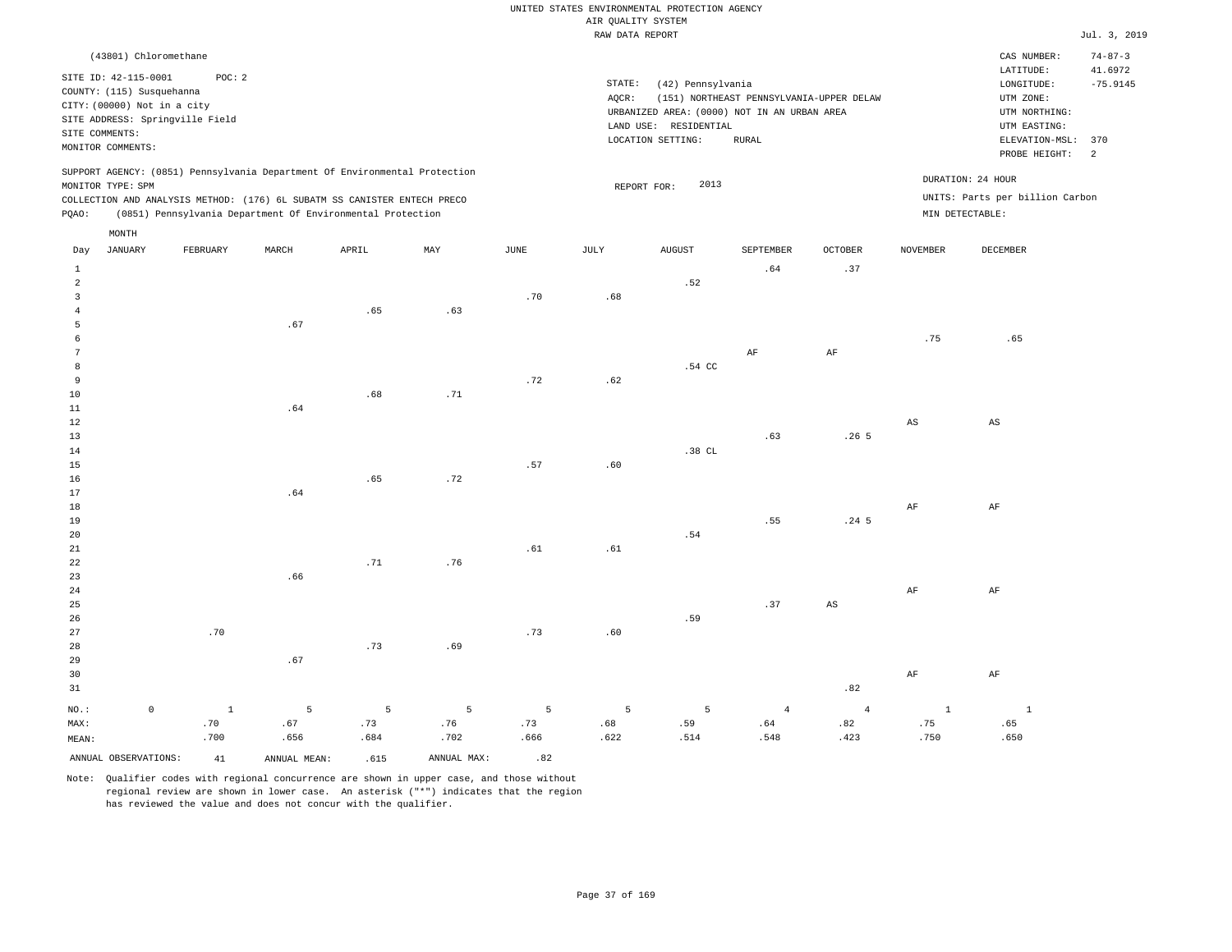UNITED STATES ENVIRONMENTAL PROTECTION AGENCY
AIR QUALITY SYSTEM
RAW DATA REPORT

Jul. 3, 2019

(43801) Chloromethane

SITE ID: 42-115-0001 POC: 2
COUNTY: (115) Susquehanna
CITY: (00000) Not in a city
SITE ADDRESS: Springville Field
SITE COMMENTS:
MONITOR COMMENTS:

STATE: (42) Pennsylvania
AQCR: (151) NORTHEAST PENNSYLVANIA-UPPER DELAW
URBANIZED AREA: (0000) NOT IN AN URBAN AREA
LAND USE: RESIDENTIAL
LOCATION SETTING: RURAL

CAS NUMBER: 74-87-3
LATITUDE: 41.6972
LONGITUDE: -75.9145
UTM ZONE:
UTM NORTHING:
UTM EASTING:
ELEVATION-MSL: 370
PROBE HEIGHT: 2

SUPPORT AGENCY: (0851) Pennsylvania Department Of Environmental Protection
MONITOR TYPE: SPM
COLLECTION AND ANALYSIS METHOD: (176) 6L SUBATM SS CANISTER ENTECH PRECO
PQAO: (0851) Pennsylvania Department Of Environmental Protection

REPORT FOR: 2013

DURATION: 24 HOUR
UNITS: Parts per billion Carbon
MIN DETECTABLE:

| Day | JANUARY | FEBRUARY | MARCH | APRIL | MAY | JUNE | JULY | AUGUST | SEPTEMBER | OCTOBER | NOVEMBER | DECEMBER |
|---|---|---|---|---|---|---|---|---|---|---|---|---|
| 1 | | | | | | | | | .64 | .37 | | |
| 2 | | | | | | | | .52 | | | | |
| 3 | | | | | | .70 | .68 | | | | | |
| 4 | | | | .65 | .63 | | | | | | | |
| 5 | | | .67 | | | | | | | | | |
| 6 | | | | | | | | | | | .75 | .65 |
| 7 | | | | | | | | | AF | AF | | |
| 8 | | | | | | | | .54 CC | | | | |
| 9 | | | | | | .72 | .62 | | | | | |
| 10 | | | | .68 | .71 | | | | | | | |
| 11 | | | .64 | | | | | | | | | |
| 12 | | | | | | | | | | | AS | AS |
| 13 | | | | | | | | | .63 | .26 5 | | |
| 14 | | | | | | | | .38 CL | | | | |
| 15 | | | | | | .57 | .60 | | | | | |
| 16 | | | | .65 | .72 | | | | | | | |
| 17 | | | .64 | | | | | | | | | |
| 18 | | | | | | | | | | | AF | AF |
| 19 | | | | | | | | | .55 | .24 5 | | |
| 20 | | | | | | | | .54 | | | | |
| 21 | | | | | | .61 | .61 | | | | | |
| 22 | | | | .71 | .76 | | | | | | | |
| 23 | | | .66 | | | | | | | | | |
| 24 | | | | | | | | | | | AF | AF |
| 25 | | | | | | | | | .37 | AS | | |
| 26 | | | | | | | | .59 | | | | |
| 27 | | .70 | | | | .73 | .60 | | | | | |
| 28 | | | | .73 | .69 | | | | | | | |
| 29 | | | .67 | | | | | | | | | |
| 30 | | | | | | | | | | | AF | AF |
| 31 | | | | | | | | | | .82 | | |
| NO.: | 0 | 1 | 5 | 5 | 5 | 5 | 5 | 5 | 4 | 4 | 1 | 1 |
| MAX: | | .70 | .67 | .73 | .76 | .73 | .68 | .59 | .64 | .82 | .75 | .65 |
| MEAN: | | .700 | .656 | .684 | .702 | .666 | .622 | .514 | .548 | .423 | .750 | .650 |

ANNUAL OBSERVATIONS: 41 ANNUAL MEAN: .615 ANNUAL MAX: .82

Note: Qualifier codes with regional concurrence are shown in upper case, and those without regional review are shown in lower case. An asterisk ("*") indicates that the region has reviewed the value and does not concur with the qualifier.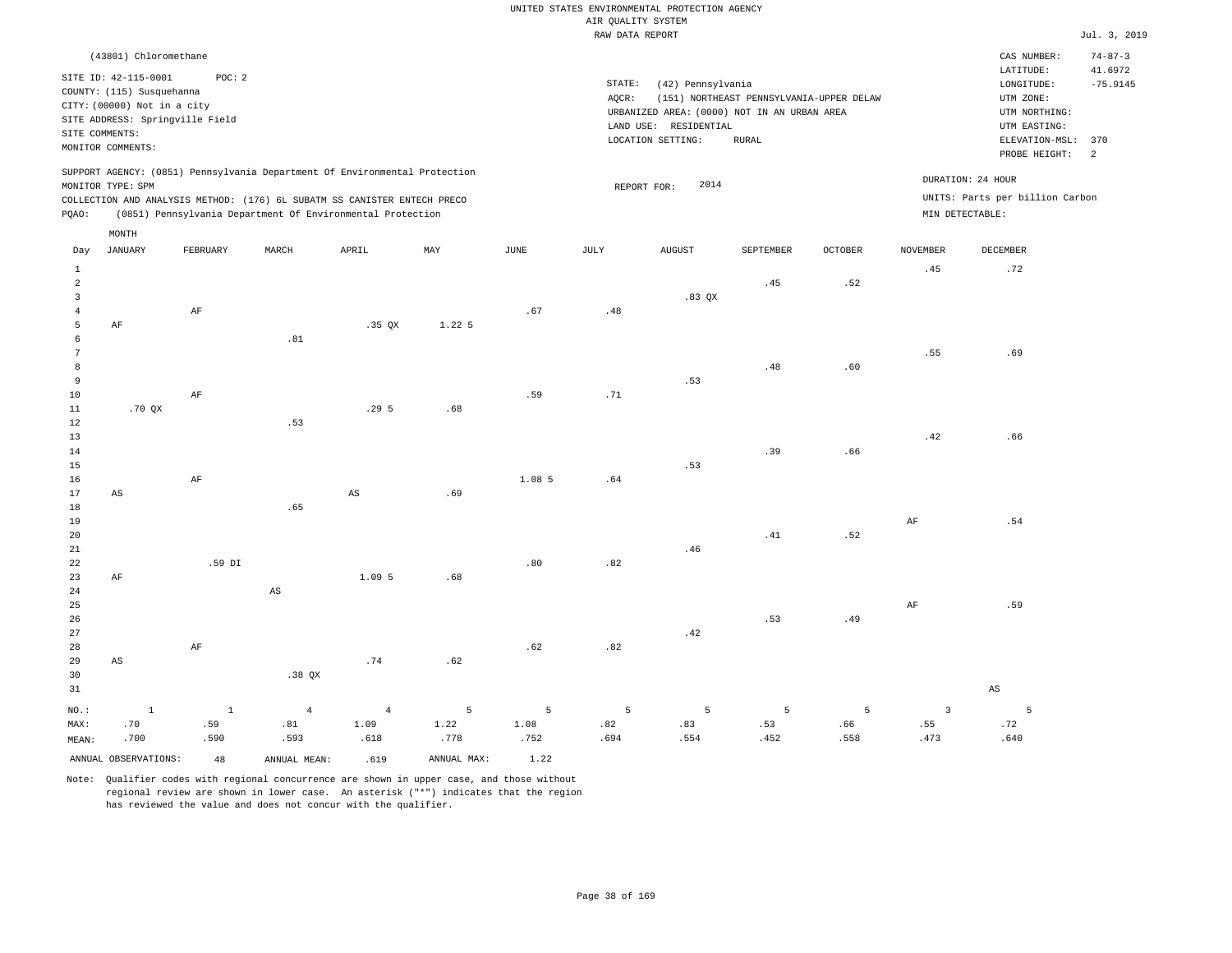UNITED STATES ENVIRONMENTAL PROTECTION AGENCY
AIR QUALITY SYSTEM
RAW DATA REPORT

Jul. 3, 2019

(43801) Chloromethane

SITE ID: 42-115-0001 POC: 2
COUNTY: (115) Susquehanna
CITY: (00000) Not in a city
SITE ADDRESS: Springville Field
SITE COMMENTS:
MONITOR COMMENTS:

STATE: (42) Pennsylvania
AQCR: (151) NORTHEAST PENNSYLVANIA-UPPER DELAW
URBANIZED AREA: (0000) NOT IN AN URBAN AREA
LAND USE: RESIDENTIAL
LOCATION SETTING: RURAL

CAS NUMBER: 74-87-3
LATITUDE: 41.6972
LONGITUDE: -75.9145
UTM ZONE:
UTM NORTHING:
UTM EASTING:
ELEVATION-MSL: 370
PROBE HEIGHT: 2

SUPPORT AGENCY: (0851) Pennsylvania Department Of Environmental Protection
MONITOR TYPE: SPM
COLLECTION AND ANALYSIS METHOD: (176) 6L SUBATM SS CANISTER ENTECH PRECO
PQAO: (0851) Pennsylvania Department Of Environmental Protection

REPORT FOR: 2014

DURATION: 24 HOUR
UNITS: Parts per billion Carbon
MIN DETECTABLE:

| Day | JANUARY | FEBRUARY | MARCH | APRIL | MAY | JUNE | JULY | AUGUST | SEPTEMBER | OCTOBER | NOVEMBER | DECEMBER |
|---|---|---|---|---|---|---|---|---|---|---|---|---|
| 1 | | | | | | | | | | | .45 | .72 |
| 2 | | | | | | | | | .45 | .52 | | |
| 3 | | | | | | | | .83 QX | | | | |
| 4 | | AF | | | | .67 | .48 | | | | | |
| 5 | AF | | | .35 QX | 1.22 5 | | | | | | | |
| 6 | | | .81 | | | | | | | | | |
| 7 | | | | | | | | | | | .55 | .69 |
| 8 | | | | | | | | | .48 | .60 | | |
| 9 | | | | | | | | .53 | | | | |
| 10 | | AF | | | | .59 | .71 | | | | | |
| 11 | .70 QX | | | .29 5 | .68 | | | | | | | |
| 12 | | | .53 | | | | | | | | | |
| 13 | | | | | | | | | | | .42 | .66 |
| 14 | | | | | | | | | .39 | .66 | | |
| 15 | | | | | | | | .53 | | | | |
| 16 | | AF | | | | 1.08 5 | .64 | | | | | |
| 17 | AS | | | AS | .69 | | | | | | | |
| 18 | | | .65 | | | | | | | | | |
| 19 | | | | | | | | | | | AF | .54 |
| 20 | | | | | | | | | .41 | .52 | | |
| 21 | | | | | | | | .46 | | | | |
| 22 | | .59 DI | | | | .80 | .82 | | | | | |
| 23 | AF | | | 1.09 5 | .68 | | | | | | | |
| 24 | | | AS | | | | | | | | | |
| 25 | | | | | | | | | | | AF | .59 |
| 26 | | | | | | | | | .53 | .49 | | |
| 27 | | | | | | | | .42 | | | | |
| 28 | | AF | | | | .62 | .82 | | | | | |
| 29 | AS | | | .74 | .62 | | | | | | | |
| 30 | | | .38 QX | | | | | | | | | |
| 31 | | | | | | | | | | | | AS |
| NO.: | 1 | 1 | 4 | 4 | 5 | 5 | 5 | 5 | 5 | 5 | 3 | 5 |
| MAX: | .70 | .59 | .81 | 1.09 | 1.22 | 1.08 | .82 | .83 | .53 | .66 | .55 | .72 |
| MEAN: | .700 | .590 | .593 | .618 | .778 | .752 | .694 | .554 | .452 | .558 | .473 | .640 |

ANNUAL OBSERVATIONS: 48 ANNUAL MEAN: .619 ANNUAL MAX: 1.22

Note: Qualifier codes with regional concurrence are shown in upper case, and those without regional review are shown in lower case. An asterisk ("*") indicates that the region has reviewed the value and does not concur with the qualifier.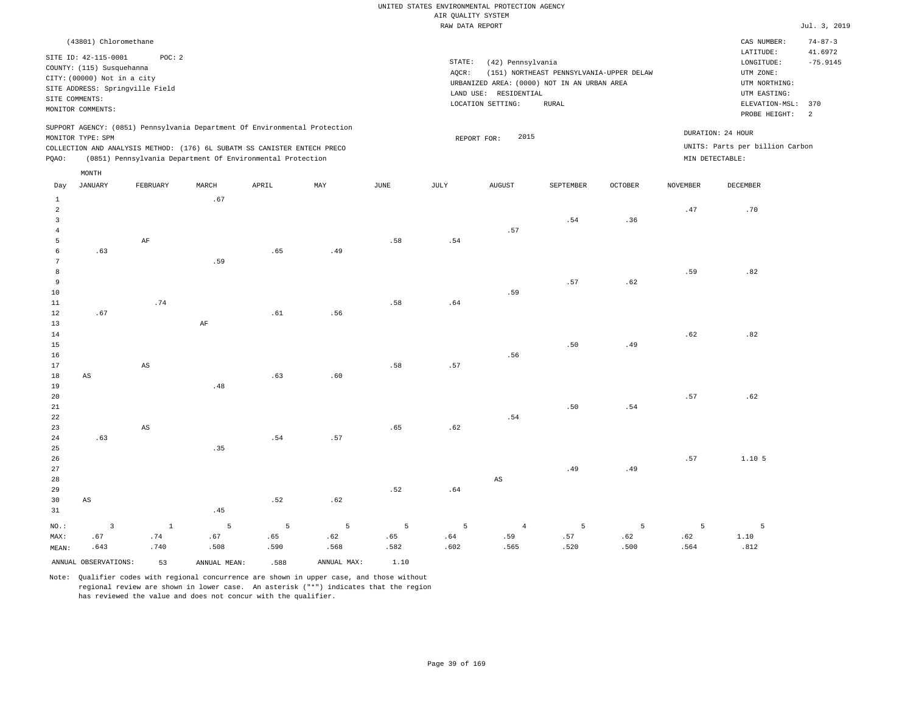UNITED STATES ENVIRONMENTAL PROTECTION AGENCY
AIR QUALITY SYSTEM
RAW DATA REPORT

Jul. 3, 2019

(43801) Chloromethane

SITE ID: 42-115-0001 POC: 2
COUNTY: (115) Susquehanna
CITY: (00000) Not in a city
SITE ADDRESS: Springville Field
SITE COMMENTS:
MONITOR COMMENTS:

STATE: (42) Pennsylvania
AQCR: (151) NORTHEAST PENNSYLVANIA-UPPER DELAW
URBANIZED AREA: (0000) NOT IN AN URBAN AREA
LAND USE: RESIDENTIAL
LOCATION SETTING: RURAL

CAS NUMBER: 74-87-3
LATITUDE: 41.6972
LONGITUDE: -75.9145
UTM ZONE:
UTM NORTHING:
UTM EASTING:
ELEVATION-MSL: 370
PROBE HEIGHT: 2

SUPPORT AGENCY: (0851) Pennsylvania Department Of Environmental Protection
MONITOR TYPE: SPM
COLLECTION AND ANALYSIS METHOD: (176) 6L SUBATM SS CANISTER ENTECH PRECO
PQAO: (0851) Pennsylvania Department Of Environmental Protection

REPORT FOR: 2015

DURATION: 24 HOUR
UNITS: Parts per billion Carbon
MIN DETECTABLE:

| Day | JANUARY | FEBRUARY | MARCH | APRIL | MAY | JUNE | JULY | AUGUST | SEPTEMBER | OCTOBER | NOVEMBER | DECEMBER |
|---|---|---|---|---|---|---|---|---|---|---|---|---|
| 1 | | | .67 | | | | | | | | | |
| 2 | | | | | | | | | | | .47 | .70 |
| 3 | | | | | | | | | .54 | .36 | | |
| 4 | | | | | | | | .57 | | | | |
| 5 | | AF | | | | .58 | .54 | | | | | |
| 6 | .63 | | | .65 | .49 | | | | | | | |
| 7 | | | .59 | | | | | | | | | |
| 8 | | | | | | | | | | | .59 | .82 |
| 9 | | | | | | | | | .57 | .62 | | |
| 10 | | | | | | | | .59 | | | | |
| 11 | | .74 | | | | .58 | .64 | | | | | |
| 12 | .67 | | | .61 | .56 | | | | | | | |
| 13 | | | AF | | | | | | | | | |
| 14 | | | | | | | | | | | .62 | .82 |
| 15 | | | | | | | | | .50 | .49 | | |
| 16 | | | | | | | | .56 | | | | |
| 17 | | AS | | | | .58 | .57 | | | | | |
| 18 | AS | | | .63 | .60 | | | | | | | |
| 19 | | | .48 | | | | | | | | | |
| 20 | | | | | | | | | | | .57 | .62 |
| 21 | | | | | | | | | .50 | .54 | | |
| 22 | | | | | | | | .54 | | | | |
| 23 | | AS | | | | .65 | .62 | | | | | |
| 24 | .63 | | | .54 | .57 | | | | | | | |
| 25 | | | .35 | | | | | | | | | |
| 26 | | | | | | | | | | | .57 | 1.10 5 |
| 27 | | | | | | | | | .49 | .49 | | |
| 28 | | | | | | | | AS | | | | |
| 29 | | | | | | .52 | .64 | | | | | |
| 30 | AS | | | .52 | .62 | | | | | | | |
| 31 | | | .45 | | | | | | | | | |
| NO.: | 3 | 1 | 5 | 5 | 5 | 5 | 5 | 4 | 5 | 5 | 5 | 5 |
| MAX: | .67 | .74 | .67 | .65 | .62 | .65 | .64 | .59 | .57 | .62 | .62 | 1.10 |
| MEAN: | .643 | .740 | .508 | .590 | .568 | .582 | .602 | .565 | .520 | .500 | .564 | .812 |

ANNUAL OBSERVATIONS: 53 ANNUAL MEAN: .588 ANNUAL MAX: 1.10

Note: Qualifier codes with regional concurrence are shown in upper case, and those without regional review are shown in lower case. An asterisk ("*") indicates that the region has reviewed the value and does not concur with the qualifier.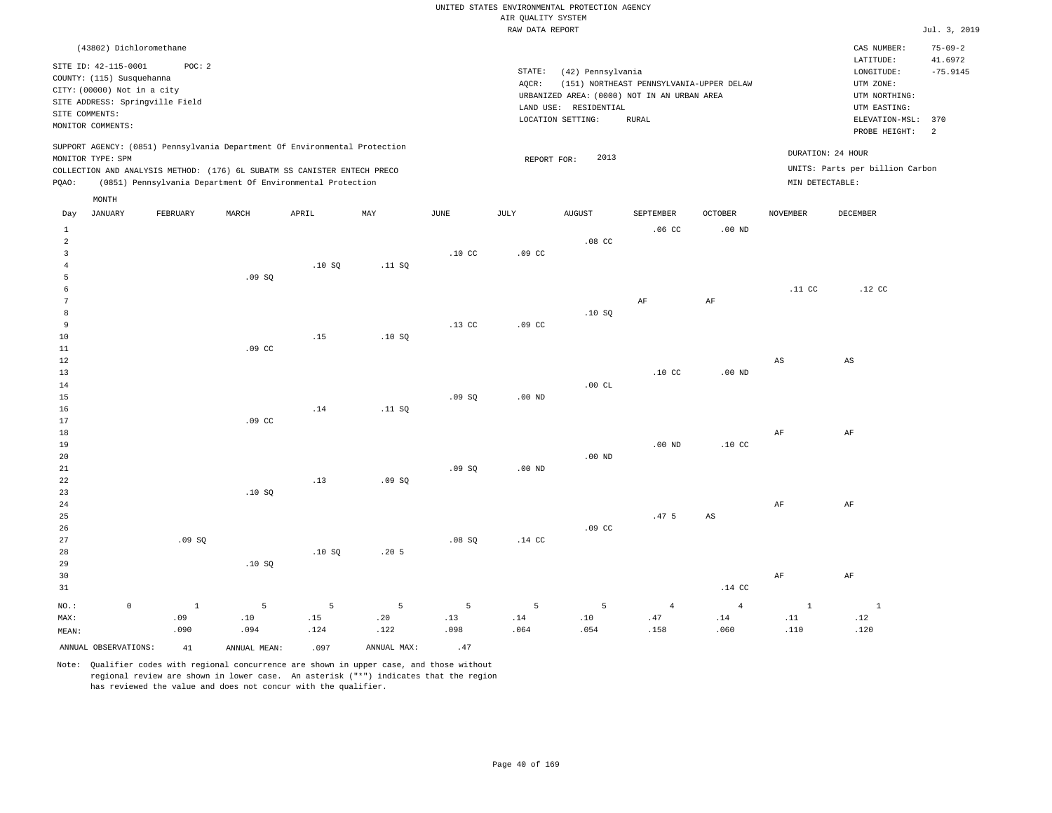UNITED STATES ENVIRONMENTAL PROTECTION AGENCY
AIR QUALITY SYSTEM
RAW DATA REPORT

Jul. 3, 2019

(43802) Dichloromethane

SITE ID: 42-115-0001 POC: 2
COUNTY: (115) Susquehanna
CITY: (00000) Not in a city
SITE ADDRESS: Springville Field
SITE COMMENTS:
MONITOR COMMENTS:

STATE: (42) Pennsylvania
AQCR: (151) NORTHEAST PENNSYLVANIA-UPPER DELAW
URBANIZED AREA: (0000) NOT IN AN URBAN AREA
LAND USE: RESIDENTIAL
LOCATION SETTING: RURAL

CAS NUMBER: 75-09-2
LATITUDE: 41.6972
LONGITUDE: -75.9145
UTM ZONE:
UTM NORTHING:
UTM EASTING:
ELEVATION-MSL: 370
PROBE HEIGHT: 2

SUPPORT AGENCY: (0851) Pennsylvania Department Of Environmental Protection
MONITOR TYPE: SPM
COLLECTION AND ANALYSIS METHOD: (176) 6L SUBATM SS CANISTER ENTECH PRECO
PQAO: (0851) Pennsylvania Department Of Environmental Protection

REPORT FOR: 2013

DURATION: 24 HOUR
UNITS: Parts per billion Carbon
MIN DETECTABLE:

| Day | JANUARY | FEBRUARY | MARCH | APRIL | MAY | JUNE | JULY | AUGUST | SEPTEMBER | OCTOBER | NOVEMBER | DECEMBER |
|---|---|---|---|---|---|---|---|---|---|---|---|---|
| 1 | | | | | | | | | .06 CC | .00 ND | | |
| 2 | | | | | | | | .08 CC | | | | |
| 3 | | | | | | .10 CC | .09 CC | | | | | |
| 4 | | | | .10 SQ | .11 SQ | | | | | | | |
| 5 | | | .09 SQ | | | | | | | | | |
| 6 | | | | | | | | | | | .11 CC | .12 CC |
| 7 | | | | | | | | | AF | AF | | |
| 8 | | | | | | | | .10 SQ | | | | |
| 9 | | | | | | .13 CC | .09 CC | | | | | |
| 10 | | | | .15 | .10 SQ | | | | | | | |
| 11 | | | .09 CC | | | | | | | | | |
| 12 | | | | | | | | | | | AS | AS |
| 13 | | | | | | | | | .10 CC | .00 ND | | |
| 14 | | | | | | | | .00 CL | | | | |
| 15 | | | | | | .09 SQ | .00 ND | | | | | |
| 16 | | | | .14 | .11 SQ | | | | | | | |
| 17 | | | .09 CC | | | | | | | | | |
| 18 | | | | | | | | | | | AF | AF |
| 19 | | | | | | | | | .00 ND | .10 CC | | |
| 20 | | | | | | | | .00 ND | | | | |
| 21 | | | | | | .09 SQ | .00 ND | | | | | |
| 22 | | | | .13 | .09 SQ | | | | | | | |
| 23 | | | .10 SQ | | | | | | | | | |
| 24 | | | | | | | | | | | AF | AF |
| 25 | | | | | | | | | .47 5 | AS | | |
| 26 | | | | | | | | .09 CC | | | | |
| 27 | | .09 SQ | | | | .08 SQ | .14 CC | | | | | |
| 28 | | | | .10 SQ | .20 5 | | | | | | | |
| 29 | | | .10 SQ | | | | | | | | | |
| 30 | | | | | | | | | | | AF | AF |
| 31 | | | | | | | | | | .14 CC | | |
| NO.: | 0 | 1 | 5 | 5 | 5 | 5 | 5 | 5 | 4 | 4 | 1 | 1 |
| MAX: | | .09 | .10 | .15 | .20 | .13 | .14 | .10 | .47 | .14 | .11 | .12 |
| MEAN: | | .090 | .094 | .124 | .122 | .098 | .064 | .054 | .158 | .060 | .110 | .120 |

ANNUAL OBSERVATIONS: 41 ANNUAL MEAN: .097 ANNUAL MAX: .47

Note: Qualifier codes with regional concurrence are shown in upper case, and those without regional review are shown in lower case. An asterisk ("*") indicates that the region has reviewed the value and does not concur with the qualifier.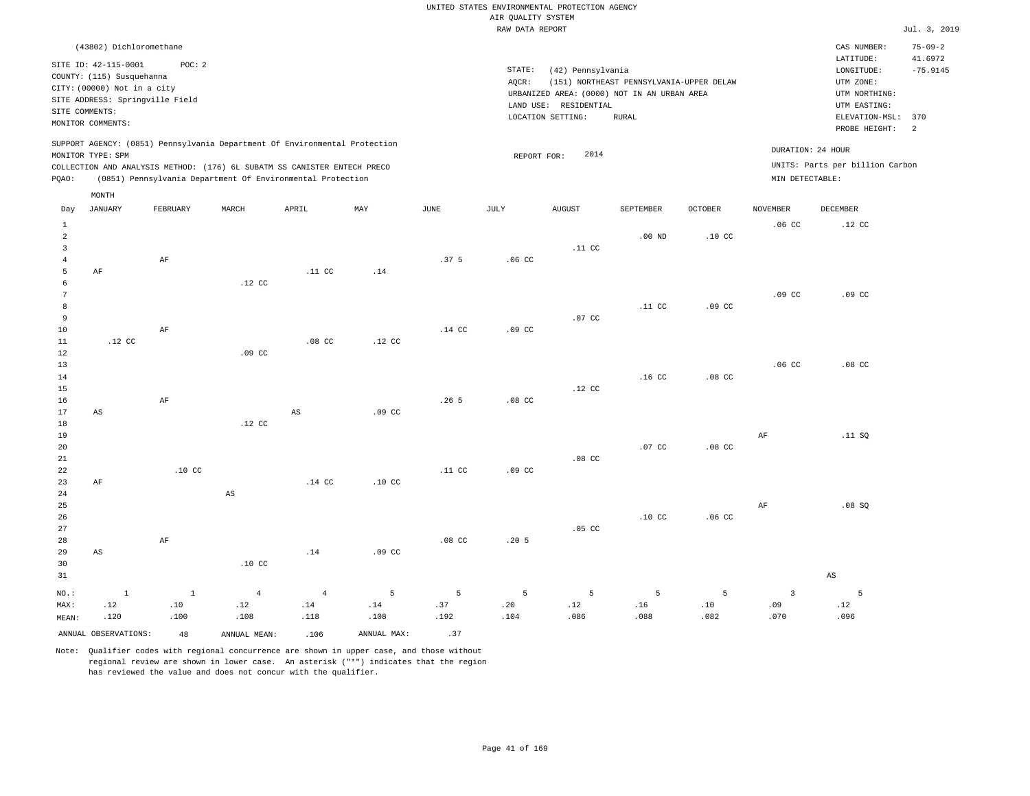UNITED STATES ENVIRONMENTAL PROTECTION AGENCY
AIR QUALITY SYSTEM
RAW DATA REPORT

Jul. 3, 2019

(43802) Dichloromethane

SITE ID: 42-115-0001 POC: 2
COUNTY: (115) Susquehanna
CITY: (00000) Not in a city
SITE ADDRESS: Springville Field
SITE COMMENTS:
MONITOR COMMENTS:

STATE: (42) Pennsylvania
AQCR: (151) NORTHEAST PENNSYLVANIA-UPPER DELAW
URBANIZED AREA: (0000) NOT IN AN URBAN AREA
LAND USE: RESIDENTIAL
LOCATION SETTING: RURAL

CAS NUMBER: 75-09-2
LATITUDE: 41.6972
LONGITUDE: -75.9145
UTM ZONE:
UTM NORTHING:
UTM EASTING:
ELEVATION-MSL: 370
PROBE HEIGHT: 2

SUPPORT AGENCY: (0851) Pennsylvania Department Of Environmental Protection
MONITOR TYPE: SPM
COLLECTION AND ANALYSIS METHOD: (176) 6L SUBATM SS CANISTER ENTECH PRECO
PQAO: (0851) Pennsylvania Department Of Environmental Protection

REPORT FOR: 2014

DURATION: 24 HOUR
UNITS: Parts per billion Carbon
MIN DETECTABLE:

| Day | JANUARY | FEBRUARY | MARCH | APRIL | MAY | JUNE | JULY | AUGUST | SEPTEMBER | OCTOBER | NOVEMBER | DECEMBER |
|---|---|---|---|---|---|---|---|---|---|---|---|---|
| 1 | | | | | | | | | | | .06 CC | .12 CC |
| 2 | | | | | | | | | .00 ND | .10 CC | | |
| 3 | | | | | | | | .11 CC | | | | |
| 4 | | AF | | | | .37 5 | .06 CC | | | | | |
| 5 | AF | | | .11 CC | .14 | | | | | | | |
| 6 | | | .12 CC | | | | | | | | | |
| 7 | | | | | | | | | | | .09 CC | .09 CC |
| 8 | | | | | | | | | .11 CC | .09 CC | | |
| 9 | | | | | | | | .07 CC | | | | |
| 10 | | AF | | | | .14 CC | .09 CC | | | | | |
| 11 | .12 CC | | | .08 CC | .12 CC | | | | | | | |
| 12 | | | .09 CC | | | | | | | | | |
| 13 | | | | | | | | | | | .06 CC | .08 CC |
| 14 | | | | | | | | | .16 CC | .08 CC | | |
| 15 | | | | | | | | .12 CC | | | | |
| 16 | | AF | | | | .26 5 | .08 CC | | | | | |
| 17 | AS | | | AS | .09 CC | | | | | | | |
| 18 | | | .12 CC | | | | | | | | | |
| 19 | | | | | | | | | | | AF | .11 SQ |
| 20 | | | | | | | | | .07 CC | .08 CC | | |
| 21 | | | | | | | | .08 CC | | | | |
| 22 | | .10 CC | | | | .11 CC | .09 CC | | | | | |
| 23 | AF | | | .14 CC | .10 CC | | | | | | | |
| 24 | | | AS | | | | | | | | | |
| 25 | | | | | | | | | | | AF | .08 SQ |
| 26 | | | | | | | | | .10 CC | .06 CC | | |
| 27 | | | | | | | | .05 CC | | | | |
| 28 | | AF | | | | .08 CC | .20 5 | | | | | |
| 29 | AS | | | .14 | .09 CC | | | | | | | |
| 30 | | | .10 CC | | | | | | | | | |
| 31 | | | | | | | | | | | | AS |
| NO.: | 1 | 1 | 4 | 4 | 5 | 5 | 5 | 5 | 5 | 5 | 3 | 5 |
| MAX: | .12 | .10 | .12 | .14 | .14 | .37 | .20 | .12 | .16 | .10 | .09 | .12 |
| MEAN: | .120 | .100 | .108 | .118 | .108 | .192 | .104 | .086 | .088 | .082 | .070 | .096 |

ANNUAL OBSERVATIONS: 48 ANNUAL MEAN: .106 ANNUAL MAX: .37

Note: Qualifier codes with regional concurrence are shown in upper case, and those without regional review are shown in lower case. An asterisk ("*") indicates that the region has reviewed the value and does not concur with the qualifier.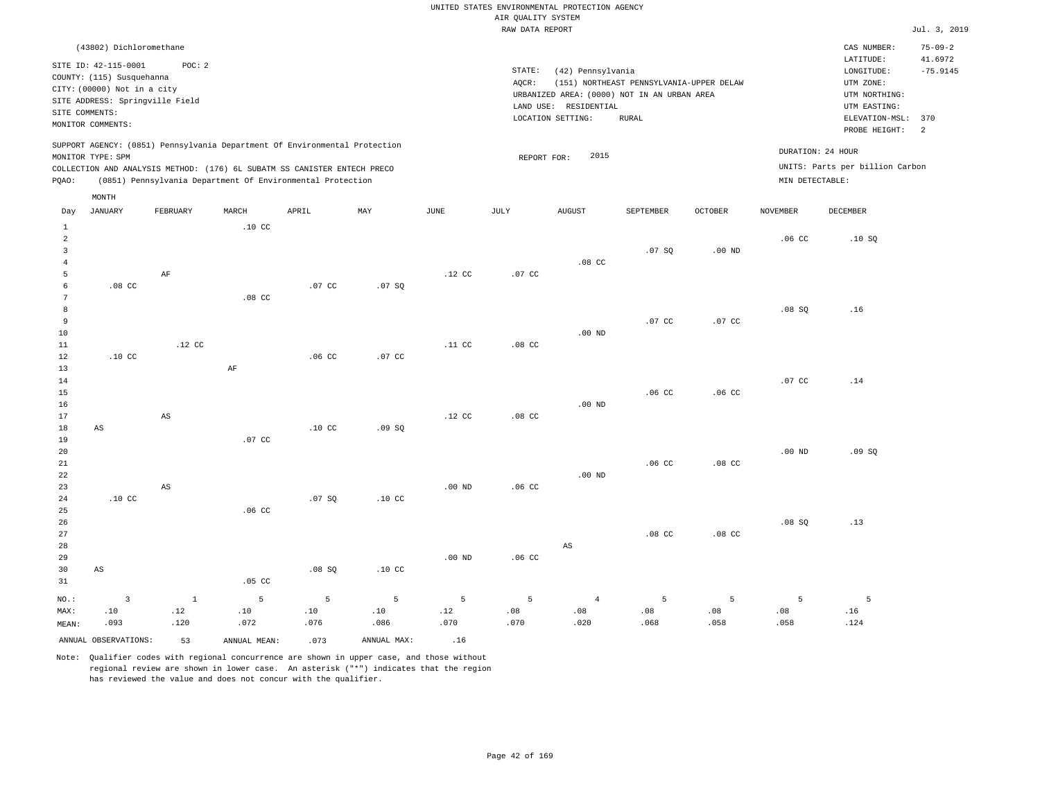UNITED STATES ENVIRONMENTAL PROTECTION AGENCY
AIR QUALITY SYSTEM
RAW DATA REPORT

Jul. 3, 2019

(43802) Dichloromethane

SITE ID: 42-115-0001 POC: 2
COUNTY: (115) Susquehanna
CITY: (00000) Not in a city
SITE ADDRESS: Springville Field
SITE COMMENTS:
MONITOR COMMENTS:

STATE: (42) Pennsylvania
AQCR: (151) NORTHEAST PENNSYLVANIA-UPPER DELAW
URBANIZED AREA: (0000) NOT IN AN URBAN AREA
LAND USE: RESIDENTIAL
LOCATION SETTING: RURAL

CAS NUMBER: 75-09-2
LATITUDE: 41.6972
LONGITUDE: -75.9145
UTM ZONE:
UTM NORTHING:
UTM EASTING:
ELEVATION-MSL: 370
PROBE HEIGHT: 2

SUPPORT AGENCY: (0851) Pennsylvania Department Of Environmental Protection
MONITOR TYPE: SPM
COLLECTION AND ANALYSIS METHOD: (176) 6L SUBATM SS CANISTER ENTECH PRECO
PQAO: (0851) Pennsylvania Department Of Environmental Protection

REPORT FOR: 2015

DURATION: 24 HOUR
UNITS: Parts per billion Carbon
MIN DETECTABLE:

| Day | JANUARY | FEBRUARY | MARCH | APRIL | MAY | JUNE | JULY | AUGUST | SEPTEMBER | OCTOBER | NOVEMBER | DECEMBER |
|---|---|---|---|---|---|---|---|---|---|---|---|---|
| 1 | | | .10 CC | | | | | | | | | |
| 2 | | | | | | | | | | | .06 CC | .10 SQ |
| 3 | | | | | | | | | .07 SQ | .00 ND | | |
| 4 | | | | | | | | .08 CC | | | | |
| 5 | | AF | | | | .12 CC | .07 CC | | | | | |
| 6 | .08 CC | | | .07 CC | .07 SQ | | | | | | | |
| 7 | | | .08 CC | | | | | | | | | |
| 8 | | | | | | | | | | | .08 SQ | .16 |
| 9 | | | | | | | | | .07 CC | .07 CC | | |
| 10 | | | | | | | | .00 ND | | | | |
| 11 | | .12 CC | | | | .11 CC | .08 CC | | | | | |
| 12 | .10 CC | | | .06 CC | .07 CC | | | | | | | |
| 13 | | | AF | | | | | | | | | |
| 14 | | | | | | | | | | | .07 CC | .14 |
| 15 | | | | | | | | | .06 CC | .06 CC | | |
| 16 | | | | | | | | .00 ND | | | | |
| 17 | | AS | | | | .12 CC | .08 CC | | | | | |
| 18 | AS | | | .10 CC | .09 SQ | | | | | | | |
| 19 | | | .07 CC | | | | | | | | | |
| 20 | | | | | | | | | | | .00 ND | .09 SQ |
| 21 | | | | | | | | | .06 CC | .08 CC | | |
| 22 | | | | | | | | .00 ND | | | | |
| 23 | | AS | | | | .00 ND | .06 CC | | | | | |
| 24 | .10 CC | | | .07 SQ | .10 CC | | | | | | | |
| 25 | | | .06 CC | | | | | | | | | |
| 26 | | | | | | | | | | | .08 SQ | .13 |
| 27 | | | | | | | | | .08 CC | .08 CC | | |
| 28 | | | | | | | | AS | | | | |
| 29 | | | | | | .00 ND | .06 CC | | | | | |
| 30 | AS | | | .08 SQ | .10 CC | | | | | | | |
| 31 | | | .05 CC | | | | | | | | | |
| NO.: | 3 | 1 | 5 | 5 | 5 | 5 | 5 | 4 | 5 | 5 | 5 | 5 |
| MAX: | .10 | .12 | .10 | .10 | .10 | .12 | .08 | .08 | .08 | .08 | .08 | .16 |
| MEAN: | .093 | .120 | .072 | .076 | .086 | .070 | .070 | .020 | .068 | .058 | .058 | .124 |

ANNUAL OBSERVATIONS: 53 ANNUAL MEAN: .073 ANNUAL MAX: .16

Note: Qualifier codes with regional concurrence are shown in upper case, and those without regional review are shown in lower case. An asterisk ("*") indicates that the region has reviewed the value and does not concur with the qualifier.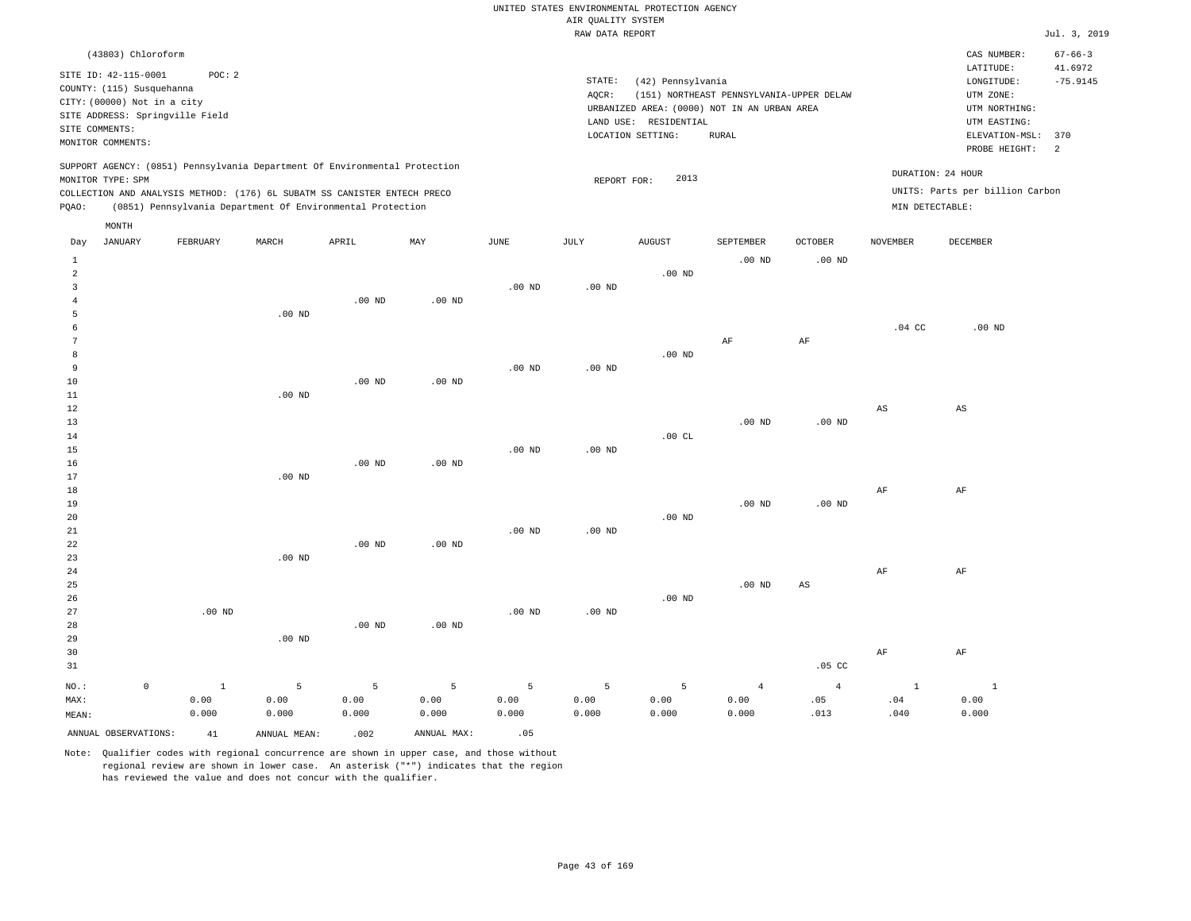UNITED STATES ENVIRONMENTAL PROTECTION AGENCY
AIR QUALITY SYSTEM
RAW DATA REPORT

Jul. 3, 2019

(43803) Chloroform

SITE ID: 42-115-0001 POC: 2
COUNTY: (115) Susquehanna
CITY: (00000) Not in a city
SITE ADDRESS: Springville Field
SITE COMMENTS:
MONITOR COMMENTS:

STATE: (42) Pennsylvania
AQCR: (151) NORTHEAST PENNSYLVANIA-UPPER DELAW
URBANIZED AREA: (0000) NOT IN AN URBAN AREA
LAND USE: RESIDENTIAL
LOCATION SETTING: RURAL

CAS NUMBER: 67-66-3
LATITUDE: 41.6972
LONGITUDE: -75.9145
UTM ZONE:
UTM NORTHING:
UTM EASTING:
ELEVATION-MSL: 370
PROBE HEIGHT: 2

SUPPORT AGENCY: (0851) Pennsylvania Department Of Environmental Protection
MONITOR TYPE: SPM
COLLECTION AND ANALYSIS METHOD: (176) 6L SUBATM SS CANISTER ENTECH PRECO
PQAO: (0851) Pennsylvania Department Of Environmental Protection

REPORT FOR: 2013

DURATION: 24 HOUR
UNITS: Parts per billion Carbon
MIN DETECTABLE:

| Day | JANUARY | FEBRUARY | MARCH | APRIL | MAY | JUNE | JULY | AUGUST | SEPTEMBER | OCTOBER | NOVEMBER | DECEMBER |
|---|---|---|---|---|---|---|---|---|---|---|---|---|
| 1 | | | | | | | | | .00 ND | .00 ND | | |
| 2 | | | | | | | | .00 ND | | | | |
| 3 | | | | | | .00 ND | .00 ND | | | | | |
| 4 | | | | .00 ND | .00 ND | | | | | | | |
| 5 | | | .00 ND | | | | | | | | | |
| 6 | | | | | | | | | | | .04 CC | .00 ND |
| 7 | | | | | | | | | AF | AF | | |
| 8 | | | | | | | | .00 ND | | | | |
| 9 | | | | | | .00 ND | .00 ND | | | | | |
| 10 | | | | .00 ND | .00 ND | | | | | | | |
| 11 | | | .00 ND | | | | | | | | | |
| 12 | | | | | | | | | | | AS | AS |
| 13 | | | | | | | | | .00 ND | .00 ND | | |
| 14 | | | | | | | | .00 CL | | | | |
| 15 | | | | | | .00 ND | .00 ND | | | | | |
| 16 | | | | .00 ND | .00 ND | | | | | | | |
| 17 | | | .00 ND | | | | | | | | | |
| 18 | | | | | | | | | | | AF | AF |
| 19 | | | | | | | | | .00 ND | .00 ND | | |
| 20 | | | | | | | | .00 ND | | | | |
| 21 | | | | | | .00 ND | .00 ND | | | | | |
| 22 | | | | .00 ND | .00 ND | | | | | | | |
| 23 | | | .00 ND | | | | | | | | | |
| 24 | | | | | | | | | | | AF | AF |
| 25 | | | | | | | | | .00 ND | AS | | |
| 26 | | | | | | | | .00 ND | | | | |
| 27 | | .00 ND | | | | .00 ND | .00 ND | | | | | |
| 28 | | | | .00 ND | .00 ND | | | | | | | |
| 29 | | | .00 ND | | | | | | | | | |
| 30 | | | | | | | | | | | AF | AF |
| 31 | | | | | | | | | | .05 CC | | |
| NO.: | 0 | 1 | 5 | 5 | 5 | 5 | 5 | 5 | 4 | 4 | 1 | 1 |
| MAX: | | 0.00 | 0.00 | 0.00 | 0.00 | 0.00 | 0.00 | 0.00 | 0.00 | .05 | .04 | 0.00 |
| MEAN: | | 0.000 | 0.000 | 0.000 | 0.000 | 0.000 | 0.000 | 0.000 | 0.000 | .013 | .040 | 0.000 |

ANNUAL OBSERVATIONS: 41 ANNUAL MEAN: .002 ANNUAL MAX: .05

Note: Qualifier codes with regional concurrence are shown in upper case, and those without regional review are shown in lower case. An asterisk ("*") indicates that the region has reviewed the value and does not concur with the qualifier.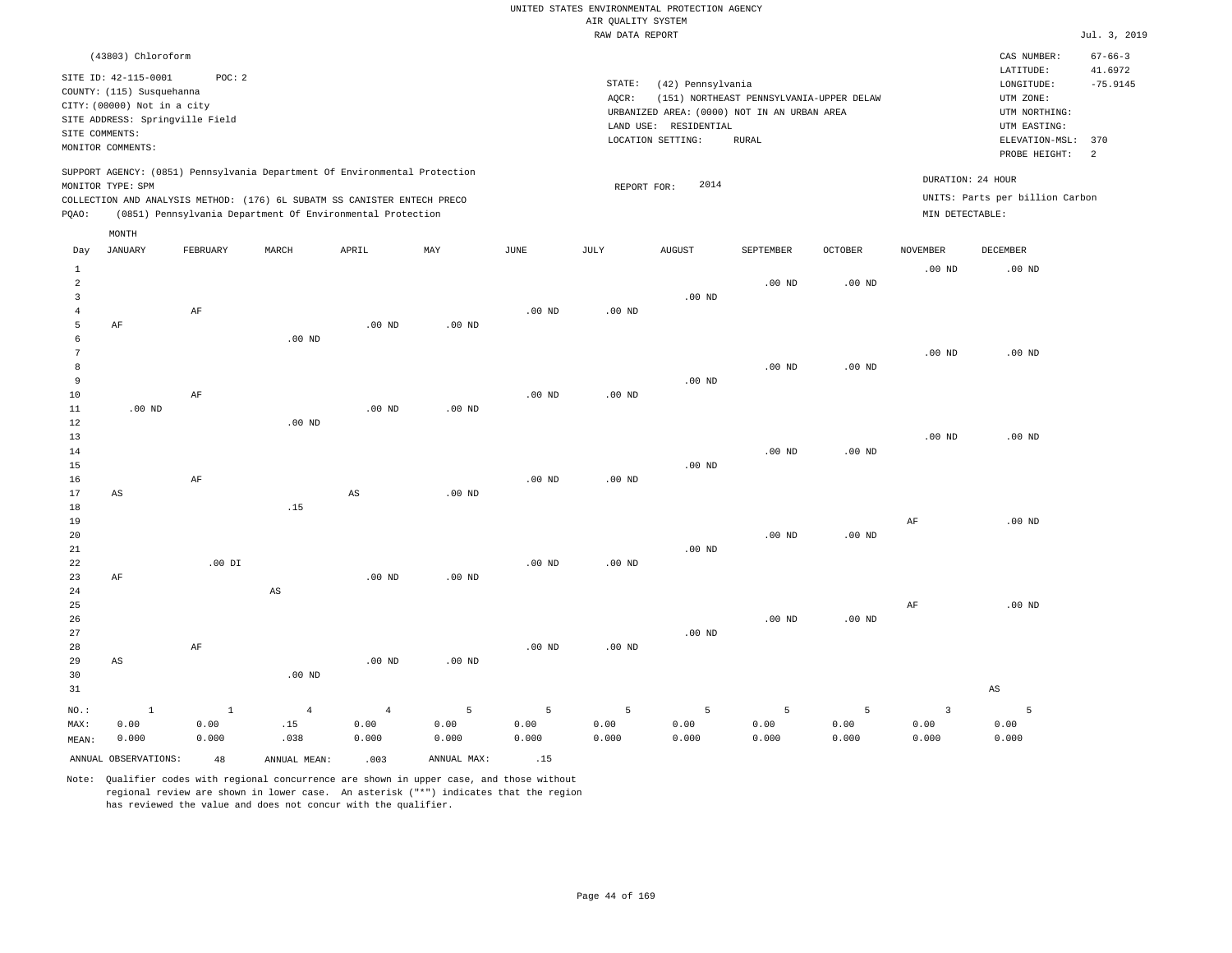UNITED STATES ENVIRONMENTAL PROTECTION AGENCY
AIR QUALITY SYSTEM
RAW DATA REPORT

Jul. 3, 2019

(43803) Chloroform

SITE ID: 42-115-0001 POC: 2
COUNTY: (115) Susquehanna
CITY: (00000) Not in a city
SITE ADDRESS: Springville Field
SITE COMMENTS:
MONITOR COMMENTS:

STATE: (42) Pennsylvania
AQCR: (151) NORTHEAST PENNSYLVANIA-UPPER DELAW
URBANIZED AREA: (0000) NOT IN AN URBAN AREA
LAND USE: RESIDENTIAL
LOCATION SETTING: RURAL

CAS NUMBER: 67-66-3
LATITUDE: 41.6972
LONGITUDE: -75.9145
UTM ZONE:
UTM NORTHING:
UTM EASTING:
ELEVATION-MSL: 370
PROBE HEIGHT: 2

SUPPORT AGENCY: (0851) Pennsylvania Department Of Environmental Protection
MONITOR TYPE: SPM
COLLECTION AND ANALYSIS METHOD: (176) 6L SUBATM SS CANISTER ENTECH PRECO
PQAO: (0851) Pennsylvania Department Of Environmental Protection

REPORT FOR: 2014

DURATION: 24 HOUR
UNITS: Parts per billion Carbon
MIN DETECTABLE:

| Day | JANUARY | FEBRUARY | MARCH | APRIL | MAY | JUNE | JULY | AUGUST | SEPTEMBER | OCTOBER | NOVEMBER | DECEMBER |
|---|---|---|---|---|---|---|---|---|---|---|---|---|
| 1 | | | | | | | | | | | .00 ND | .00 ND |
| 2 | | | | | | | | | .00 ND | .00 ND | | |
| 3 | | | | | | | | .00 ND | | | | |
| 4 | | AF | | | | .00 ND | .00 ND | | | | | |
| 5 | AF | | | .00 ND | .00 ND | | | | | | | |
| 6 | | | .00 ND | | | | | | | | | |
| 7 | | | | | | | | | | | .00 ND | .00 ND |
| 8 | | | | | | | | | .00 ND | .00 ND | | |
| 9 | | | | | | | | .00 ND | | | | |
| 10 | | AF | | | | .00 ND | .00 ND | | | | | |
| 11 | .00 ND | | | .00 ND | .00 ND | | | | | | | |
| 12 | | | .00 ND | | | | | | | | | |
| 13 | | | | | | | | | | | .00 ND | .00 ND |
| 14 | | | | | | | | | .00 ND | .00 ND | | |
| 15 | | | | | | | | .00 ND | | | | |
| 16 | | AF | | | | .00 ND | .00 ND | | | | | |
| 17 | AS | | | AS | .00 ND | | | | | | | |
| 18 | | | .15 | | | | | | | | | |
| 19 | | | | | | | | | | | AF | .00 ND |
| 20 | | | | | | | | | .00 ND | .00 ND | | |
| 21 | | | | | | | | .00 ND | | | | |
| 22 | | .00 DI | | | | .00 ND | .00 ND | | | | | |
| 23 | AF | | | .00 ND | .00 ND | | | | | | | |
| 24 | | | AS | | | | | | | | | |
| 25 | | | | | | | | | | | AF | .00 ND |
| 26 | | | | | | | | | .00 ND | .00 ND | | |
| 27 | | | | | | | | .00 ND | | | | |
| 28 | | AF | | | | .00 ND | .00 ND | | | | | |
| 29 | AS | | | .00 ND | .00 ND | | | | | | | |
| 30 | | | .00 ND | | | | | | | | | |
| 31 | | | | | | | | | | | | AS |
| NO.: | 1 | 1 | 4 | 4 | 5 | 5 | 5 | 5 | 5 | 5 | 3 | 5 |
| MAX: | 0.00 | 0.00 | .15 | 0.00 | 0.00 | 0.00 | 0.00 | 0.00 | 0.00 | 0.00 | 0.00 | 0.00 |
| MEAN: | 0.000 | 0.000 | .038 | 0.000 | 0.000 | 0.000 | 0.000 | 0.000 | 0.000 | 0.000 | 0.000 | 0.000 |

ANNUAL OBSERVATIONS: 48 ANNUAL MEAN: .003 ANNUAL MAX: .15

Note: Qualifier codes with regional concurrence are shown in upper case, and those without regional review are shown in lower case. An asterisk ("*") indicates that the region has reviewed the value and does not concur with the qualifier.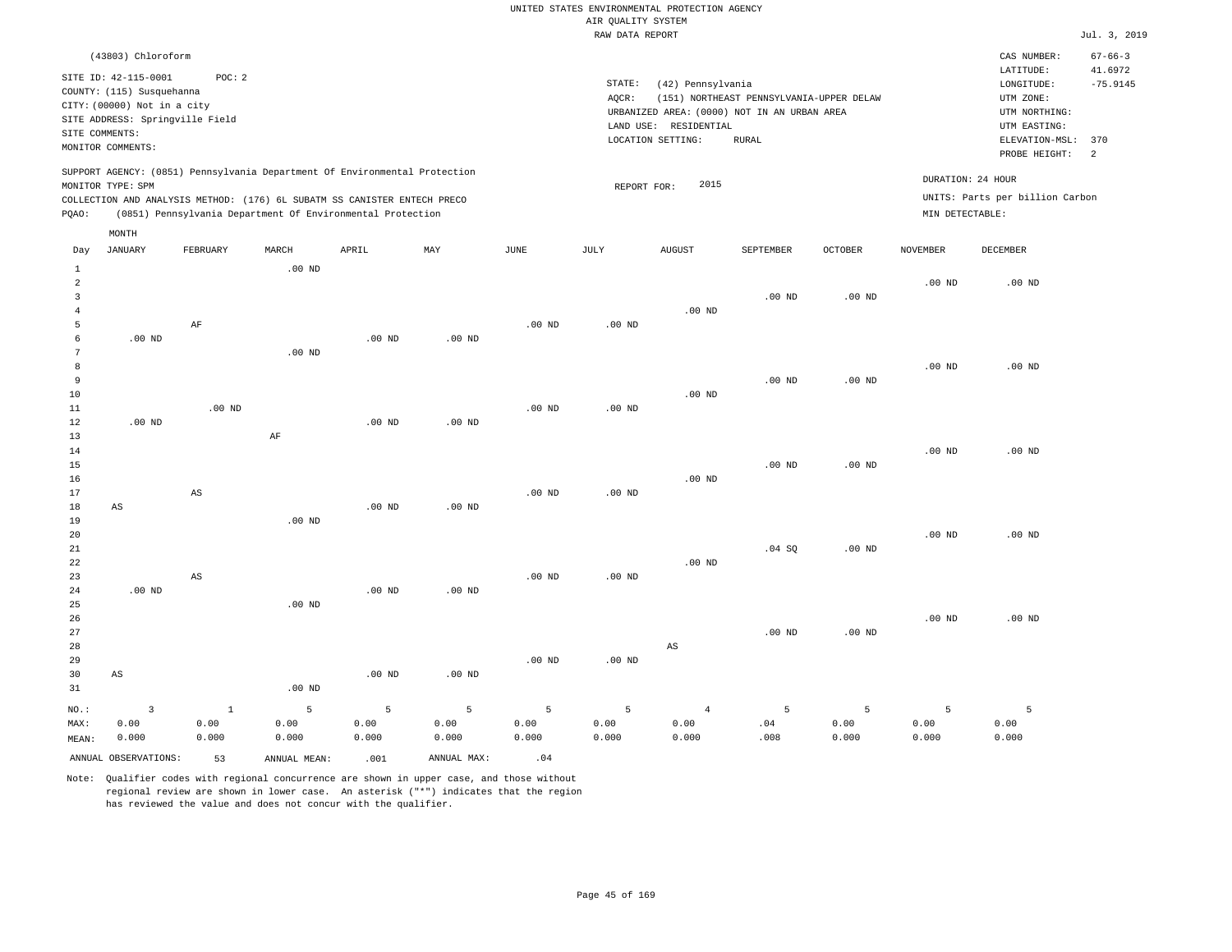UNITED STATES ENVIRONMENTAL PROTECTION AGENCY
AIR QUALITY SYSTEM
RAW DATA REPORT

Jul. 3, 2019

(43803) Chloroform

SITE ID: 42-115-0001 POC: 2
COUNTY: (115) Susquehanna
CITY: (00000) Not in a city
SITE ADDRESS: Springville Field
SITE COMMENTS:
MONITOR COMMENTS:

STATE: (42) Pennsylvania
AQCR: (151) NORTHEAST PENNSYLVANIA-UPPER DELAW
URBANIZED AREA: (0000) NOT IN AN URBAN AREA
LAND USE: RESIDENTIAL
LOCATION SETTING: RURAL

CAS NUMBER: 67-66-3
LATITUDE: 41.6972
LONGITUDE: -75.9145
UTM ZONE:
UTM NORTHING:
UTM EASTING:
ELEVATION-MSL: 370
PROBE HEIGHT: 2

SUPPORT AGENCY: (0851) Pennsylvania Department Of Environmental Protection
MONITOR TYPE: SPM
COLLECTION AND ANALYSIS METHOD: (176) 6L SUBATM SS CANISTER ENTECH PRECO
PQAO: (0851) Pennsylvania Department Of Environmental Protection

REPORT FOR: 2015

DURATION: 24 HOUR
UNITS: Parts per billion Carbon
MIN DETECTABLE:

| Day | JANUARY | FEBRUARY | MARCH | APRIL | MAY | JUNE | JULY | AUGUST | SEPTEMBER | OCTOBER | NOVEMBER | DECEMBER |
|---|---|---|---|---|---|---|---|---|---|---|---|---|
| 1 | | | .00 ND | | | | | | | | | |
| 2 | | | | | | | | | | | .00 ND | .00 ND |
| 3 | | | | | | | | | .00 ND | .00 ND | | |
| 4 | | | | | | | | .00 ND | | | | |
| 5 | | AF | | | | .00 ND | .00 ND | | | | | |
| 6 | .00 ND | | | .00 ND | .00 ND | | | | | | | |
| 7 | | | .00 ND | | | | | | | | | |
| 8 | | | | | | | | | | | .00 ND | .00 ND |
| 9 | | | | | | | | | .00 ND | .00 ND | | |
| 10 | | | | | | | | .00 ND | | | | |
| 11 | | .00 ND | | | | .00 ND | .00 ND | | | | | |
| 12 | .00 ND | | | .00 ND | .00 ND | | | | | | | |
| 13 | | | AF | | | | | | | | | |
| 14 | | | | | | | | | | | .00 ND | .00 ND |
| 15 | | | | | | | | | .00 ND | .00 ND | | |
| 16 | | | | | | | | .00 ND | | | | |
| 17 | | AS | | | | .00 ND | .00 ND | | | | | |
| 18 | AS | | | .00 ND | .00 ND | | | | | | | |
| 19 | | | .00 ND | | | | | | | | | |
| 20 | | | | | | | | | | | .00 ND | .00 ND |
| 21 | | | | | | | | | .04 SQ | .00 ND | | |
| 22 | | | | | | | | .00 ND | | | | |
| 23 | | AS | | | | .00 ND | .00 ND | | | | | |
| 24 | .00 ND | | | .00 ND | .00 ND | | | | | | | |
| 25 | | | .00 ND | | | | | | | | | |
| 26 | | | | | | | | | | | .00 ND | .00 ND |
| 27 | | | | | | | | | .00 ND | .00 ND | | |
| 28 | | | | | | | | AS | | | | |
| 29 | | | | | | .00 ND | .00 ND | | | | | |
| 30 | AS | | | .00 ND | .00 ND | | | | | | | |
| 31 | | | .00 ND | | | | | | | | | |
| NO.: | 3 | 1 | 5 | 5 | 5 | 5 | 5 | 4 | 5 | 5 | 5 | 5 |
| MAX: | 0.00 | 0.00 | 0.00 | 0.00 | 0.00 | 0.00 | 0.00 | 0.00 | .04 | 0.00 | 0.00 | 0.00 |
| MEAN: | 0.000 | 0.000 | 0.000 | 0.000 | 0.000 | 0.000 | 0.000 | 0.000 | .008 | 0.000 | 0.000 | 0.000 |

ANNUAL OBSERVATIONS: 53 ANNUAL MEAN: .001 ANNUAL MAX: .04

Note: Qualifier codes with regional concurrence are shown in upper case, and those without regional review are shown in lower case. An asterisk ("*") indicates that the region has reviewed the value and does not concur with the qualifier.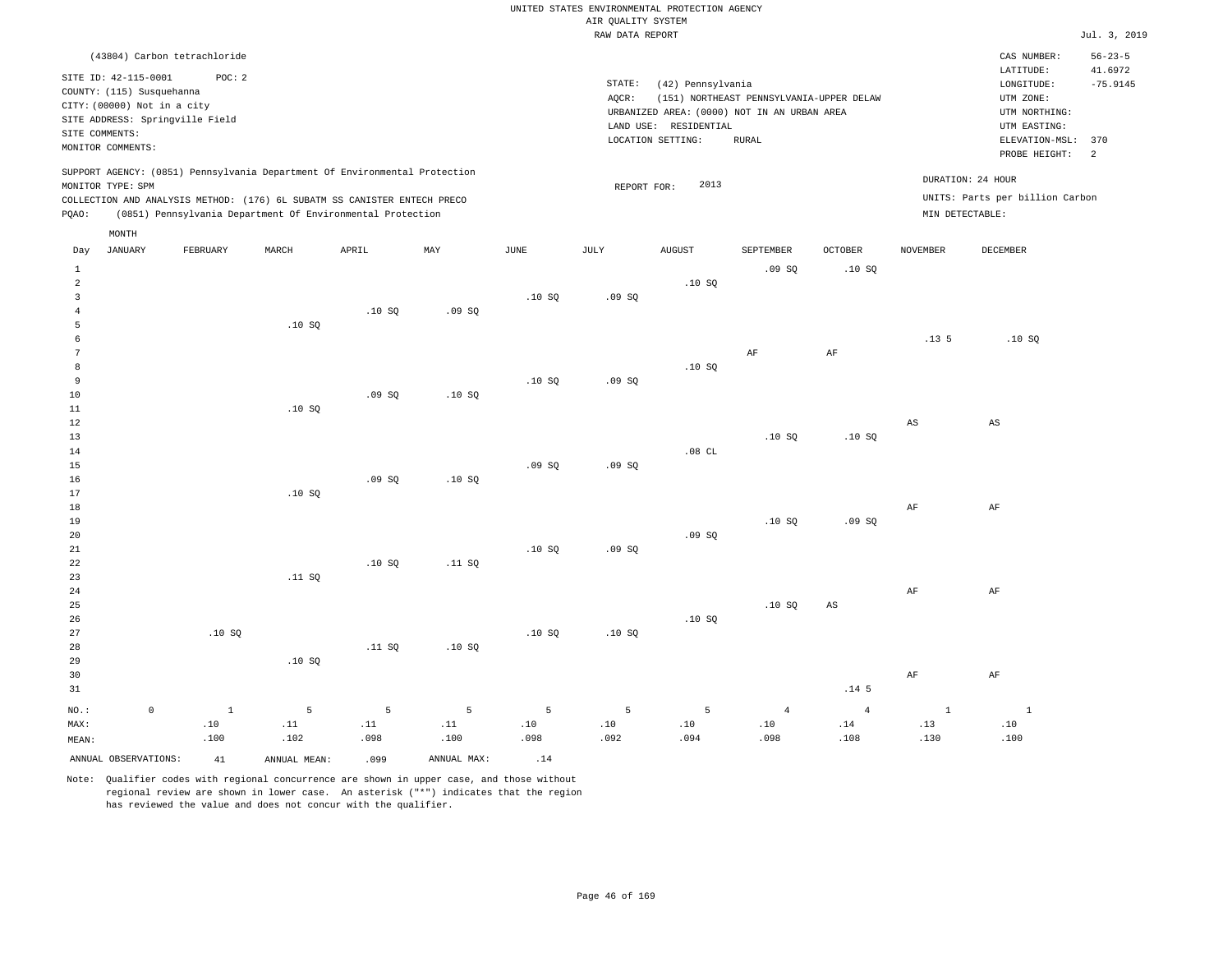UNITED STATES ENVIRONMENTAL PROTECTION AGENCY
AIR QUALITY SYSTEM
RAW DATA REPORT

Jul. 3, 2019

(43804) Carbon tetrachloride

SITE ID: 42-115-0001  POC: 2
COUNTY: (115) Susquehanna
CITY: (00000) Not in a city
SITE ADDRESS: Springville Field
SITE COMMENTS:
MONITOR COMMENTS:

STATE: (42) Pennsylvania
AQCR: (151) NORTHEAST PENNSYLVANIA-UPPER DELAW
URBANIZED AREA: (0000) NOT IN AN URBAN AREA
LAND USE: RESIDENTIAL
LOCATION SETTING: RURAL

CAS NUMBER: 56-23-5
LATITUDE: 41.6972
LONGITUDE: -75.9145
UTM ZONE:
UTM NORTHING:
UTM EASTING:
ELEVATION-MSL: 370
PROBE HEIGHT: 2

SUPPORT AGENCY: (0851) Pennsylvania Department Of Environmental Protection
MONITOR TYPE: SPM
COLLECTION AND ANALYSIS METHOD: (176) 6L SUBATM SS CANISTER ENTECH PRECO
PQAO: (0851) Pennsylvania Department Of Environmental Protection

REPORT FOR: 2013

DURATION: 24 HOUR
UNITS: Parts per billion Carbon
MIN DETECTABLE:

| Day | JANUARY | FEBRUARY | MARCH | APRIL | MAY | JUNE | JULY | AUGUST | SEPTEMBER | OCTOBER | NOVEMBER | DECEMBER |
|---|---|---|---|---|---|---|---|---|---|---|---|---|
| 1 | | | | | | | | | .09 SQ | .10 SQ | | |
| 2 | | | | | | | | .10 SQ | | | | |
| 3 | | | | | | .10 SQ | .09 SQ | | | | | |
| 4 | | | | .10 SQ | .09 SQ | | | | | | | |
| 5 | | | .10 SQ | | | | | | | | | |
| 6 | | | | | | | | | | | .13 5 | .10 SQ |
| 7 | | | | | | | | | AF | AF | | |
| 8 | | | | | | | | .10 SQ | | | | |
| 9 | | | | | | .10 SQ | .09 SQ | | | | | |
| 10 | | | | .09 SQ | .10 SQ | | | | | | | |
| 11 | | | .10 SQ | | | | | | | | | |
| 12 | | | | | | | | | | | AS | AS |
| 13 | | | | | | | | | .10 SQ | .10 SQ | | |
| 14 | | | | | | | | .08 CL | | | | |
| 15 | | | | | | .09 SQ | .09 SQ | | | | | |
| 16 | | | | .09 SQ | .10 SQ | | | | | | | |
| 17 | | | .10 SQ | | | | | | | | | |
| 18 | | | | | | | | | | | AF | AF |
| 19 | | | | | | | | | .10 SQ | .09 SQ | | |
| 20 | | | | | | | | .09 SQ | | | | |
| 21 | | | | | | .10 SQ | .09 SQ | | | | | |
| 22 | | | | .10 SQ | .11 SQ | | | | | | | |
| 23 | | | .11 SQ | | | | | | | | | |
| 24 | | | | | | | | | | | AF | AF |
| 25 | | | | | | | | | .10 SQ | AS | | |
| 26 | | | | | | | | .10 SQ | | | | |
| 27 | | .10 SQ | | | | .10 SQ | .10 SQ | | | | | |
| 28 | | | | .11 SQ | .10 SQ | | | | | | | |
| 29 | | | .10 SQ | | | | | | | | | |
| 30 | | | | | | | | | | | AF | AF |
| 31 | | | | | | | | | | .14 5 | | |
| NO.: | 0 | 1 | 5 | 5 | 5 | 5 | 5 | 5 | 4 | 4 | 1 | 1 |
| MAX: | | .10 | .11 | .11 | .11 | .10 | .10 | .10 | .10 | .14 | .13 | .10 |
| MEAN: | | .100 | .102 | .098 | .100 | .098 | .092 | .094 | .098 | .108 | .130 | .100 |

ANNUAL OBSERVATIONS: 41  ANNUAL MEAN: .099  ANNUAL MAX: .14

Note: Qualifier codes with regional concurrence are shown in upper case, and those without regional review are shown in lower case. An asterisk ("*") indicates that the region has reviewed the value and does not concur with the qualifier.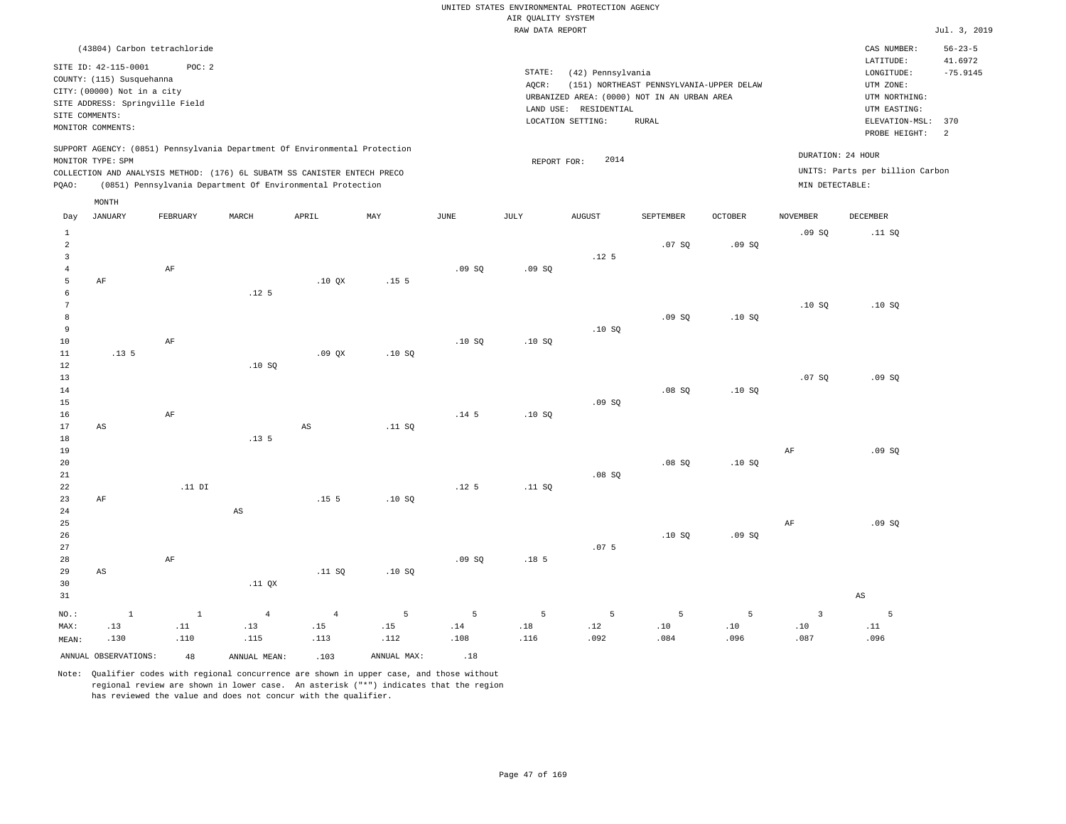UNITED STATES ENVIRONMENTAL PROTECTION AGENCY
AIR QUALITY SYSTEM
RAW DATA REPORT

Jul. 3, 2019

(43804) Carbon tetrachloride

SITE ID: 42-115-0001 POC: 2
COUNTY: (115) Susquehanna
CITY: (00000) Not in a city
SITE ADDRESS: Springville Field
SITE COMMENTS:
MONITOR COMMENTS:

STATE: (42) Pennsylvania
AQCR: (151) NORTHEAST PENNSYLVANIA-UPPER DELAW
URBANIZED AREA: (0000) NOT IN AN URBAN AREA
LAND USE: RESIDENTIAL
LOCATION SETTING: RURAL

CAS NUMBER: 56-23-5
LATITUDE: 41.6972
LONGITUDE: -75.9145
UTM ZONE:
UTM NORTHING:
UTM EASTING:
ELEVATION-MSL: 370
PROBE HEIGHT: 2

SUPPORT AGENCY: (0851) Pennsylvania Department Of Environmental Protection
MONITOR TYPE: SPM
COLLECTION AND ANALYSIS METHOD: (176) 6L SUBATM SS CANISTER ENTECH PRECO
PQAO: (0851) Pennsylvania Department Of Environmental Protection

REPORT FOR: 2014

DURATION: 24 HOUR
UNITS: Parts per billion Carbon
MIN DETECTABLE:

| Day | JANUARY | FEBRUARY | MARCH | APRIL | MAY | JUNE | JULY | AUGUST | SEPTEMBER | OCTOBER | NOVEMBER | DECEMBER |
|---|---|---|---|---|---|---|---|---|---|---|---|---|
| 1 | | | | | | | | | | | .09 SQ | .11 SQ |
| 2 | | | | | | | | | .07 SQ | .09 SQ | | |
| 3 | | | | | | | | .12 5 | | | | |
| 4 | | AF | | | | .09 SQ | .09 SQ | | | | | |
| 5 | AF | | | .10 QX | .15 5 | | | | | | | |
| 6 | | | .12 5 | | | | | | | | | |
| 7 | | | | | | | | | | | .10 SQ | .10 SQ |
| 8 | | | | | | | | | .09 SQ | .10 SQ | | |
| 9 | | | | | | | | .10 SQ | | | | |
| 10 | | AF | | | | .10 SQ | .10 SQ | | | | | |
| 11 | .13 5 | | | .09 QX | .10 SQ | | | | | | | |
| 12 | | | .10 SQ | | | | | | | | | |
| 13 | | | | | | | | | | | .07 SQ | .09 SQ |
| 14 | | | | | | | | | .08 SQ | .10 SQ | | |
| 15 | | | | | | | | .09 SQ | | | | |
| 16 | | AF | | | | .14 5 | .10 SQ | | | | | |
| 17 | AS | | | AS | .11 SQ | | | | | | | |
| 18 | | | .13 5 | | | | | | | | | |
| 19 | | | | | | | | | | | AF | .09 SQ |
| 20 | | | | | | | | | .08 SQ | .10 SQ | | |
| 21 | | | | | | | | .08 SQ | | | | |
| 22 | | .11 DI | | | | .12 5 | .11 SQ | | | | | |
| 23 | AF | | | .15 5 | .10 SQ | | | | | | | |
| 24 | | | AS | | | | | | | | | |
| 25 | | | | | | | | | | | AF | .09 SQ |
| 26 | | | | | | | | | .10 SQ | .09 SQ | | |
| 27 | | | | | | | | .07 5 | | | | |
| 28 | | AF | | | | .09 SQ | .18 5 | | | | | |
| 29 | AS | | | .11 SQ | .10 SQ | | | | | | | |
| 30 | | | .11 QX | | | | | | | | | |
| 31 | | | | | | | | | | | | AS |
| NO.: | 1 | 1 | 4 | 4 | 5 | 5 | 5 | 5 | 5 | 5 | 3 | 5 |
| MAX: | .13 | .11 | .13 | .15 | .15 | .14 | .18 | .12 | .10 | .10 | .10 | .11 |
| MEAN: | .130 | .110 | .115 | .113 | .112 | .108 | .116 | .092 | .084 | .096 | .087 | .096 |

ANNUAL OBSERVATIONS: 48 ANNUAL MEAN: .103 ANNUAL MAX: .18

Note: Qualifier codes with regional concurrence are shown in upper case, and those without regional review are shown in lower case. An asterisk ("*") indicates that the region has reviewed the value and does not concur with the qualifier.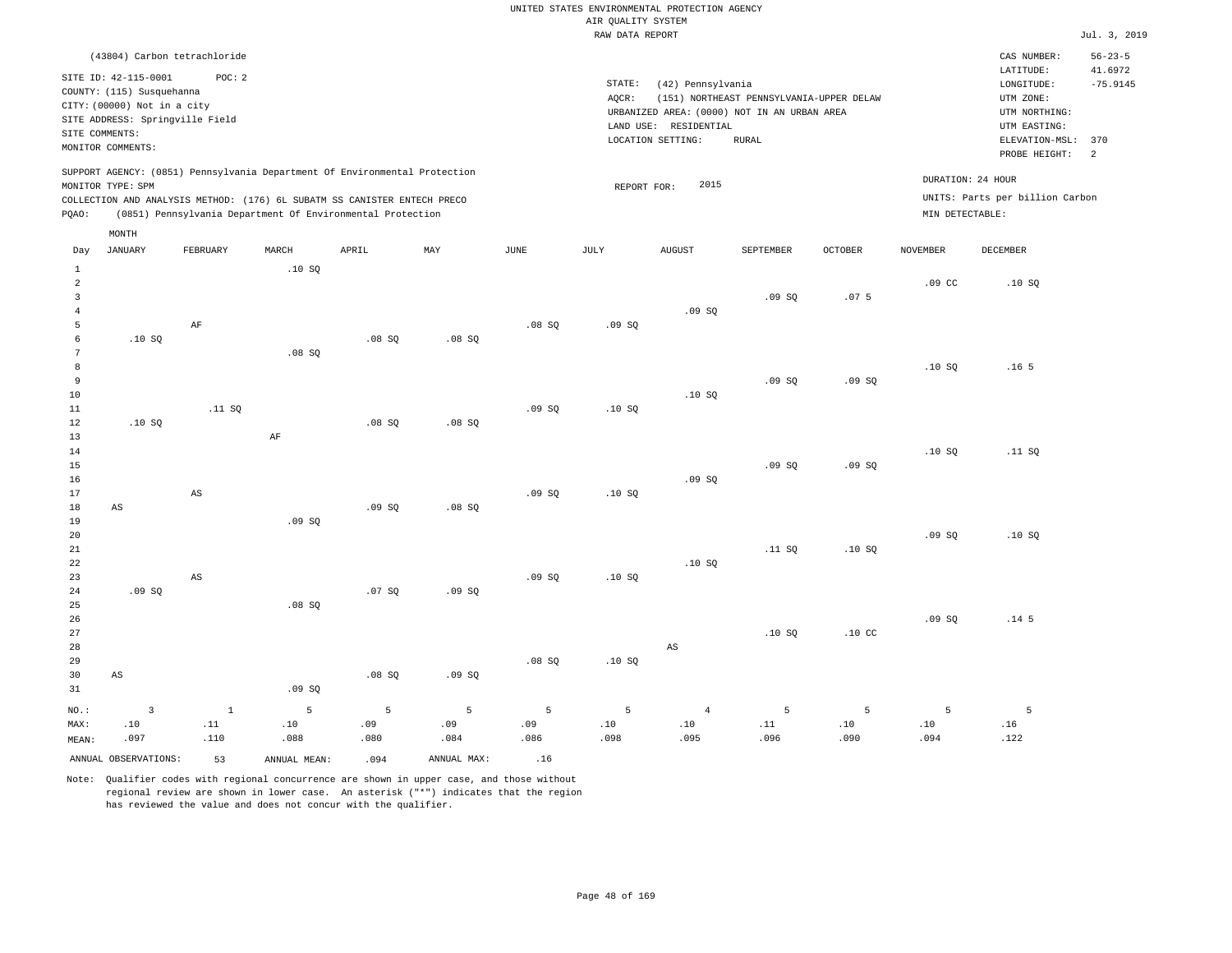UNITED STATES ENVIRONMENTAL PROTECTION AGENCY
AIR QUALITY SYSTEM
RAW DATA REPORT

Jul. 3, 2019

(43804) Carbon tetrachloride

SITE ID: 42-115-0001 POC: 2
COUNTY: (115) Susquehanna
CITY: (00000) Not in a city
SITE ADDRESS: Springville Field
SITE COMMENTS:
MONITOR COMMENTS:

STATE: (42) Pennsylvania
AQCR: (151) NORTHEAST PENNSYLVANIA-UPPER DELAW
URBANIZED AREA: (0000) NOT IN AN URBAN AREA
LAND USE: RESIDENTIAL
LOCATION SETTING: RURAL

CAS NUMBER: 56-23-5
LATITUDE: 41.6972
LONGITUDE: -75.9145
UTM ZONE:
UTM NORTHING:
UTM EASTING:
ELEVATION-MSL: 370
PROBE HEIGHT: 2

SUPPORT AGENCY: (0851) Pennsylvania Department Of Environmental Protection
MONITOR TYPE: SPM
COLLECTION AND ANALYSIS METHOD: (176) 6L SUBATM SS CANISTER ENTECH PRECO
PQAO: (0851) Pennsylvania Department Of Environmental Protection

REPORT FOR: 2015

DURATION: 24 HOUR
UNITS: Parts per billion Carbon
MIN DETECTABLE:

| Day | JANUARY | FEBRUARY | MARCH | APRIL | MAY | JUNE | JULY | AUGUST | SEPTEMBER | OCTOBER | NOVEMBER | DECEMBER |
|---|---|---|---|---|---|---|---|---|---|---|---|---|
| 1 | | | .10 SQ | | | | | | | | | |
| 2 | | | | | | | | | | | .09 CC | .10 SQ |
| 3 | | | | | | | | | .09 SQ | .07 5 | | |
| 4 | | | | | | | | .09 SQ | | | | |
| 5 | | AF | | | | .08 SQ | .09 SQ | | | | | |
| 6 | .10 SQ | | | .08 SQ | .08 SQ | | | | | | | |
| 7 | | | .08 SQ | | | | | | | | | |
| 8 | | | | | | | | | | | .10 SQ | .16 5 |
| 9 | | | | | | | | | .09 SQ | .09 SQ | | |
| 10 | | | | | | | | .10 SQ | | | | |
| 11 | | .11 SQ | | | | .09 SQ | .10 SQ | | | | | |
| 12 | .10 SQ | | | .08 SQ | .08 SQ | | | | | | | |
| 13 | | | AF | | | | | | | | | |
| 14 | | | | | | | | | | | .10 SQ | .11 SQ |
| 15 | | | | | | | | | .09 SQ | .09 SQ | | |
| 16 | | | | | | | | .09 SQ | | | | |
| 17 | | AS | | | | .09 SQ | .10 SQ | | | | | |
| 18 | AS | | | .09 SQ | .08 SQ | | | | | | | |
| 19 | | | .09 SQ | | | | | | | | | |
| 20 | | | | | | | | | | | .09 SQ | .10 SQ |
| 21 | | | | | | | | | .11 SQ | .10 SQ | | |
| 22 | | | | | | | | .10 SQ | | | | |
| 23 | | AS | | | | .09 SQ | .10 SQ | | | | | |
| 24 | .09 SQ | | | .07 SQ | .09 SQ | | | | | | | |
| 25 | | | .08 SQ | | | | | | | | | |
| 26 | | | | | | | | | | | .09 SQ | .14 5 |
| 27 | | | | | | | | | .10 SQ | .10 CC | | |
| 28 | | | | | | | | AS | | | | |
| 29 | | | | | | .08 SQ | .10 SQ | | | | | |
| 30 | AS | | | .08 SQ | .09 SQ | | | | | | | |
| 31 | | | .09 SQ | | | | | | | | | |
| NO.: | 3 | 1 | 5 | 5 | 5 | 5 | 5 | 4 | 5 | 5 | 5 | 5 |
| MAX: | .10 | .11 | .10 | .09 | .09 | .09 | .10 | .10 | .11 | .10 | .10 | .16 |
| MEAN: | .097 | .110 | .088 | .080 | .084 | .086 | .098 | .095 | .096 | .090 | .094 | .122 |

ANNUAL OBSERVATIONS: 53 ANNUAL MEAN: .094 ANNUAL MAX: .16

Note: Qualifier codes with regional concurrence are shown in upper case, and those without regional review are shown in lower case. An asterisk ("*") indicates that the region has reviewed the value and does not concur with the qualifier.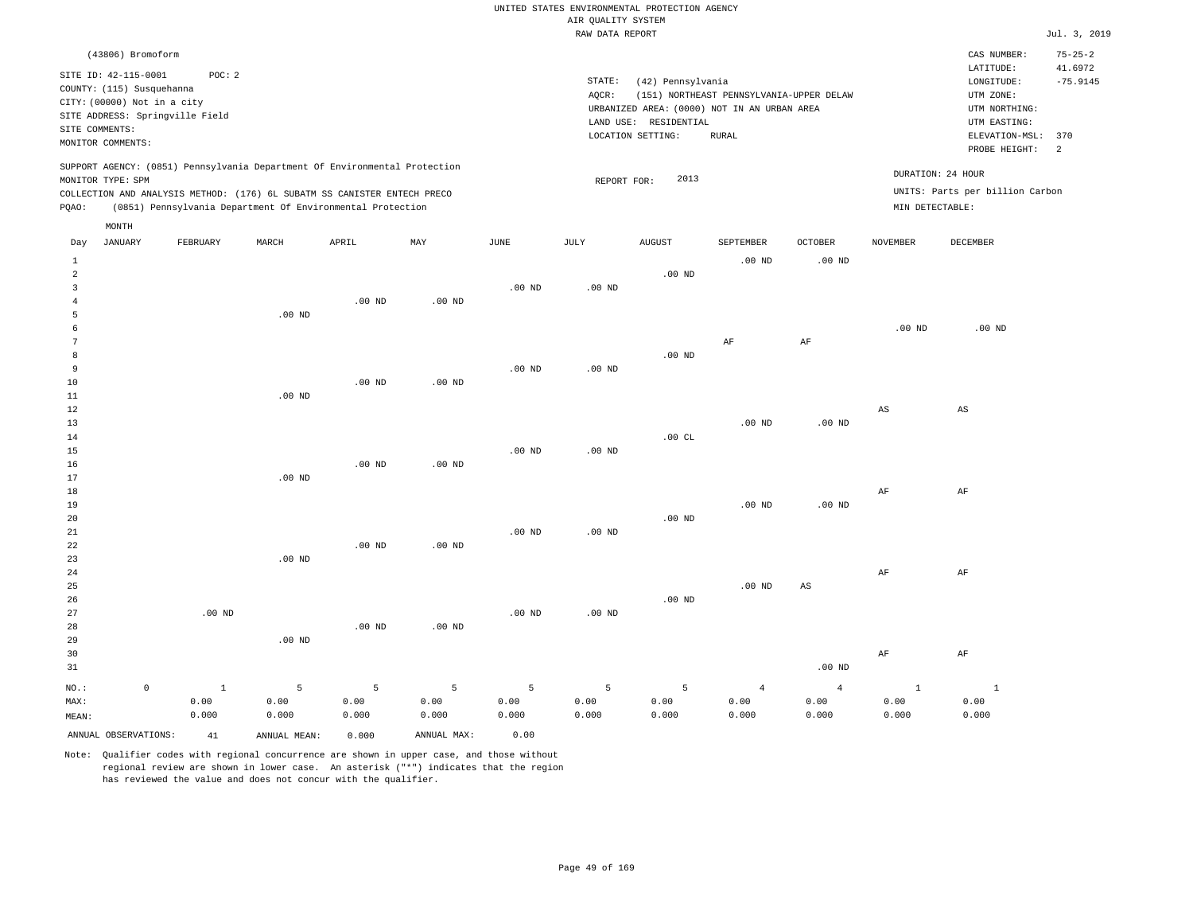UNITED STATES ENVIRONMENTAL PROTECTION AGENCY
AIR QUALITY SYSTEM
RAW DATA REPORT

Jul. 3, 2019

(43806) Bromoform

SITE ID: 42-115-0001 POC: 2
COUNTY: (115) Susquehanna
CITY: (00000) Not in a city
SITE ADDRESS: Springville Field
SITE COMMENTS:
MONITOR COMMENTS:

STATE: (42) Pennsylvania
AQCR: (151) NORTHEAST PENNSYLVANIA-UPPER DELAW
URBANIZED AREA: (0000) NOT IN AN URBAN AREA
LAND USE: RESIDENTIAL
LOCATION SETTING: RURAL

CAS NUMBER: 75-25-2
LATITUDE: 41.6972
LONGITUDE: -75.9145
UTM ZONE:
UTM NORTHING:
UTM EASTING:
ELEVATION-MSL: 370
PROBE HEIGHT: 2

SUPPORT AGENCY: (0851) Pennsylvania Department Of Environmental Protection
MONITOR TYPE: SPM
COLLECTION AND ANALYSIS METHOD: (176) 6L SUBATM SS CANISTER ENTECH PRECO
PQAO: (0851) Pennsylvania Department Of Environmental Protection

REPORT FOR: 2013

DURATION: 24 HOUR
UNITS: Parts per billion Carbon
MIN DETECTABLE:

| Day | JANUARY | FEBRUARY | MARCH | APRIL | MAY | JUNE | JULY | AUGUST | SEPTEMBER | OCTOBER | NOVEMBER | DECEMBER |
|---|---|---|---|---|---|---|---|---|---|---|---|---|
| 1 | | | | | | | | | .00 ND | .00 ND | | |
| 2 | | | | | | | | .00 ND | | | | |
| 3 | | | | | | .00 ND | .00 ND | | | | | |
| 4 | | | | .00 ND | .00 ND | | | | | | | |
| 5 | | | .00 ND | | | | | | | | | |
| 6 | | | | | | | | | | | .00 ND | .00 ND |
| 7 | | | | | | | | | AF | AF | | |
| 8 | | | | | | | | .00 ND | | | | |
| 9 | | | | | | .00 ND | .00 ND | | | | | |
| 10 | | | | .00 ND | .00 ND | | | | | | | |
| 11 | | | .00 ND | | | | | | | | | |
| 12 | | | | | | | | | | | AS | AS |
| 13 | | | | | | | | | .00 ND | .00 ND | | |
| 14 | | | | | | | | .00 CL | | | | |
| 15 | | | | | | .00 ND | .00 ND | | | | | |
| 16 | | | | .00 ND | .00 ND | | | | | | | |
| 17 | | | .00 ND | | | | | | | | | |
| 18 | | | | | | | | | | | AF | AF |
| 19 | | | | | | | | | .00 ND | .00 ND | | |
| 20 | | | | | | | | .00 ND | | | | |
| 21 | | | | | | .00 ND | .00 ND | | | | | |
| 22 | | | | .00 ND | .00 ND | | | | | | | |
| 23 | | | .00 ND | | | | | | | | | |
| 24 | | | | | | | | | | | AF | AF |
| 25 | | | | | | | | | .00 ND | AS | | |
| 26 | | | | | | | | .00 ND | | | | |
| 27 | | .00 ND | | | | .00 ND | .00 ND | | | | | |
| 28 | | | | .00 ND | .00 ND | | | | | | | |
| 29 | | | .00 ND | | | | | | | | | |
| 30 | | | | | | | | | | | AF | AF |
| 31 | | | | | | | | | | .00 ND | | |
| NO.: | 0 | 1 | 5 | 5 | 5 | 5 | 5 | 5 | 4 | 4 | 1 | 1 |
| MAX: | | 0.00 | 0.00 | 0.00 | 0.00 | 0.00 | 0.00 | 0.00 | 0.00 | 0.00 | 0.00 | 0.00 |
| MEAN: | | 0.000 | 0.000 | 0.000 | 0.000 | 0.000 | 0.000 | 0.000 | 0.000 | 0.000 | 0.000 | 0.000 |

ANNUAL OBSERVATIONS: 41 ANNUAL MEAN: 0.000 ANNUAL MAX: 0.00

Note: Qualifier codes with regional concurrence are shown in upper case, and those without regional review are shown in lower case. An asterisk ("*") indicates that the region has reviewed the value and does not concur with the qualifier.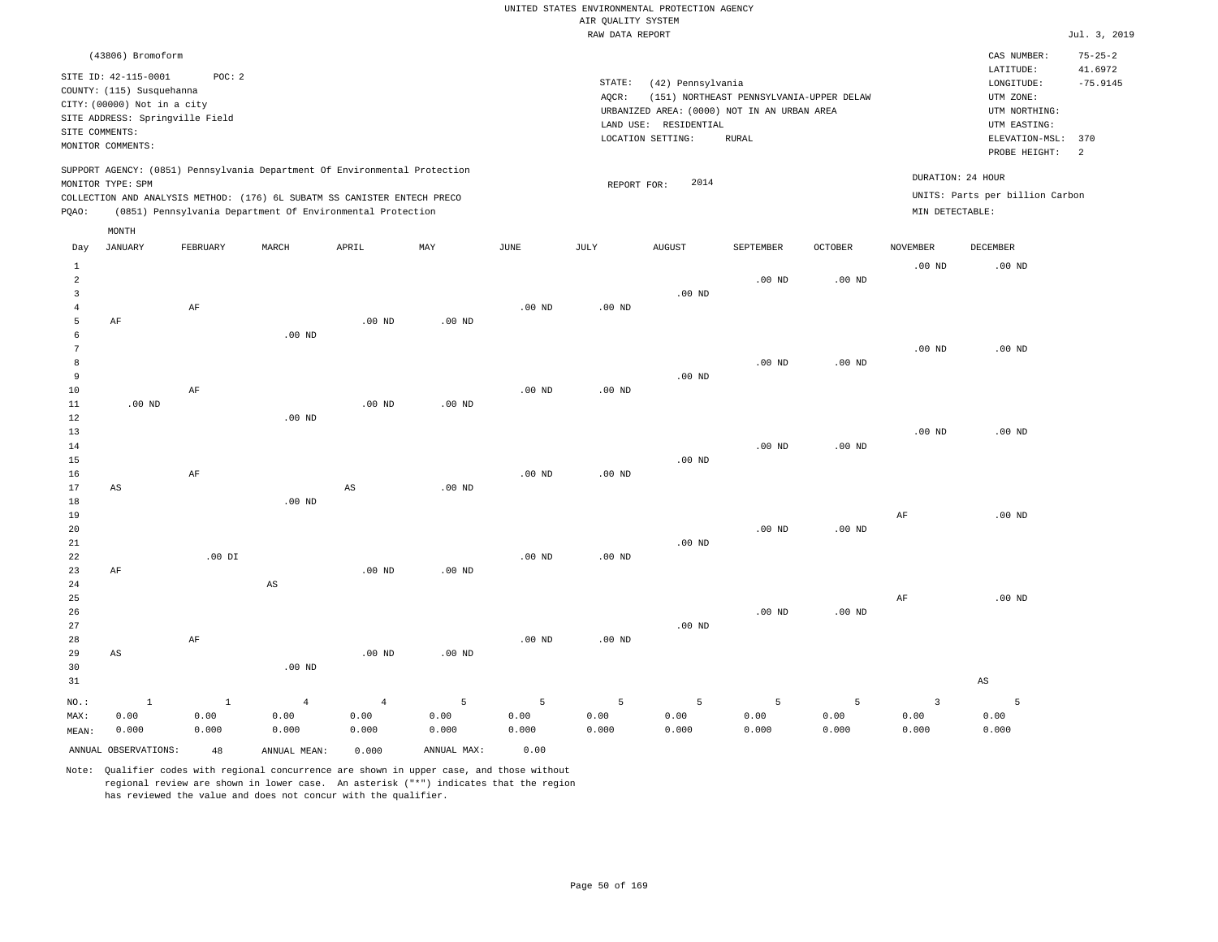UNITED STATES ENVIRONMENTAL PROTECTION AGENCY
AIR QUALITY SYSTEM
RAW DATA REPORT

Jul. 3, 2019

(43806) Bromoform

SITE ID: 42-115-0001 POC: 2
COUNTY: (115) Susquehanna
CITY: (00000) Not in a city
SITE ADDRESS: Springville Field
SITE COMMENTS:
MONITOR COMMENTS:

STATE: (42) Pennsylvania
AQCR: (151) NORTHEAST PENNSYLVANIA-UPPER DELAW
URBANIZED AREA: (0000) NOT IN AN URBAN AREA
LAND USE: RESIDENTIAL
LOCATION SETTING: RURAL

CAS NUMBER: 75-25-2
LATITUDE: 41.6972
LONGITUDE: -75.9145
UTM ZONE:
UTM NORTHING:
UTM EASTING:
ELEVATION-MSL: 370
PROBE HEIGHT: 2

SUPPORT AGENCY: (0851) Pennsylvania Department Of Environmental Protection
MONITOR TYPE: SPM
COLLECTION AND ANALYSIS METHOD: (176) 6L SUBATM SS CANISTER ENTECH PRECO
PQAO: (0851) Pennsylvania Department Of Environmental Protection

REPORT FOR: 2014

DURATION: 24 HOUR
UNITS: Parts per billion Carbon
MIN DETECTABLE:

| Day | JANUARY | FEBRUARY | MARCH | APRIL | MAY | JUNE | JULY | AUGUST | SEPTEMBER | OCTOBER | NOVEMBER | DECEMBER |
|---|---|---|---|---|---|---|---|---|---|---|---|---|
| 1 | | | | | | | | | | | .00 ND | .00 ND |
| 2 | | | | | | | | | .00 ND | .00 ND | | |
| 3 | | | | | | | | .00 ND | | | | |
| 4 | | AF | | | | .00 ND | .00 ND | | | | | |
| 5 | AF | | | .00 ND | .00 ND | | | | | | | |
| 6 | | | .00 ND | | | | | | | | | |
| 7 | | | | | | | | | | | .00 ND | .00 ND |
| 8 | | | | | | | | | .00 ND | .00 ND | | |
| 9 | | | | | | | | .00 ND | | | | |
| 10 | | AF | | | | .00 ND | .00 ND | | | | | |
| 11 | .00 ND | | | .00 ND | .00 ND | | | | | | | |
| 12 | | | .00 ND | | | | | | | | | |
| 13 | | | | | | | | | | | .00 ND | .00 ND |
| 14 | | | | | | | | | .00 ND | .00 ND | | |
| 15 | | | | | | | | .00 ND | | | | |
| 16 | | AF | | | | .00 ND | .00 ND | | | | | |
| 17 | AS | | | AS | .00 ND | | | | | | | |
| 18 | | | .00 ND | | | | | | | | | |
| 19 | | | | | | | | | | | AF | .00 ND |
| 20 | | | | | | | | | .00 ND | .00 ND | | |
| 21 | | | | | | | | .00 ND | | | | |
| 22 | | .00 DI | | | | .00 ND | .00 ND | | | | | |
| 23 | AF | | | .00 ND | .00 ND | | | | | | | |
| 24 | | | AS | | | | | | | | | |
| 25 | | | | | | | | | | | AF | .00 ND |
| 26 | | | | | | | | | .00 ND | .00 ND | | |
| 27 | | | | | | | | .00 ND | | | | |
| 28 | | AF | | | | .00 ND | .00 ND | | | | | |
| 29 | AS | | | .00 ND | .00 ND | | | | | | | |
| 30 | | | .00 ND | | | | | | | | | |
| 31 | | | | | | | | | | | | AS |
| NO.: | 1 | 1 | 4 | 4 | 5 | 5 | 5 | 5 | 5 | 5 | 3 | 5 |
| MAX: | 0.00 | 0.00 | 0.00 | 0.00 | 0.00 | 0.00 | 0.00 | 0.00 | 0.00 | 0.00 | 0.00 | 0.00 |
| MEAN: | 0.000 | 0.000 | 0.000 | 0.000 | 0.000 | 0.000 | 0.000 | 0.000 | 0.000 | 0.000 | 0.000 | 0.000 |

ANNUAL OBSERVATIONS: 48 ANNUAL MEAN: 0.000 ANNUAL MAX: 0.00

Note: Qualifier codes with regional concurrence are shown in upper case, and those without regional review are shown in lower case. An asterisk ("*") indicates that the region has reviewed the value and does not concur with the qualifier.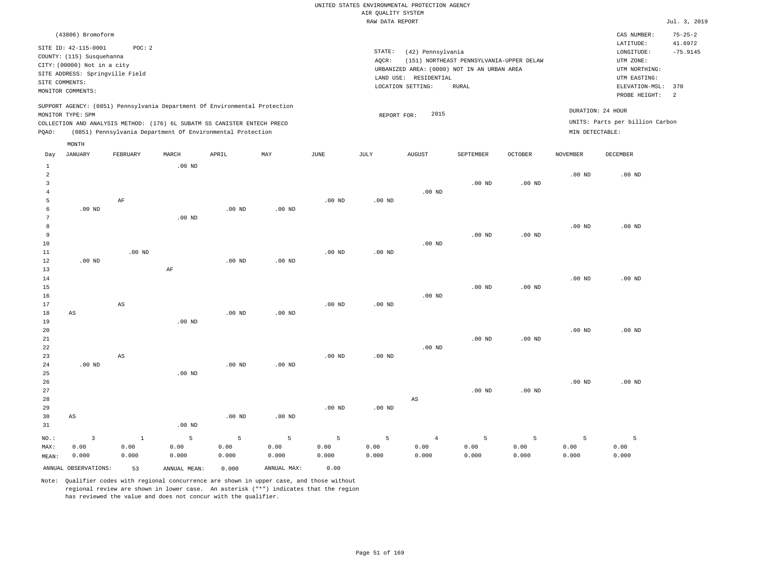UNITED STATES ENVIRONMENTAL PROTECTION AGENCY
AIR QUALITY SYSTEM
RAW DATA REPORT

Jul. 3, 2019

(43806) Bromoform

SITE ID: 42-115-0001 POC: 2
COUNTY: (115) Susquehanna
CITY: (00000) Not in a city
SITE ADDRESS: Springville Field
SITE COMMENTS:
MONITOR COMMENTS:

STATE: (42) Pennsylvania
AQCR: (151) NORTHEAST PENNSYLVANIA-UPPER DELAW
URBANIZED AREA: (0000) NOT IN AN URBAN AREA
LAND USE: RESIDENTIAL
LOCATION SETTING: RURAL

CAS NUMBER: 75-25-2
LATITUDE: 41.6972
LONGITUDE: -75.9145
UTM ZONE:
UTM NORTHING:
UTM EASTING:
ELEVATION-MSL: 370
PROBE HEIGHT: 2

SUPPORT AGENCY: (0851) Pennsylvania Department Of Environmental Protection
MONITOR TYPE: SPM
COLLECTION AND ANALYSIS METHOD: (176) 6L SUBATM SS CANISTER ENTECH PRECO
PQAO: (0851) Pennsylvania Department Of Environmental Protection

REPORT FOR: 2015

DURATION: 24 HOUR
UNITS: Parts per billion Carbon
MIN DETECTABLE:

| Day | JANUARY | FEBRUARY | MARCH | APRIL | MAY | JUNE | JULY | AUGUST | SEPTEMBER | OCTOBER | NOVEMBER | DECEMBER |
|---|---|---|---|---|---|---|---|---|---|---|---|---|
| 1 | | | .00 ND | | | | | | | | | |
| 2 | | | | | | | | | | | .00 ND | .00 ND |
| 3 | | | | | | | | | .00 ND | .00 ND | | |
| 4 | | | | | | | | .00 ND | | | | |
| 5 | | AF | | | | .00 ND | .00 ND | | | | | |
| 6 | .00 ND | | | .00 ND | .00 ND | | | | | | | |
| 7 | | | .00 ND | | | | | | | | | |
| 8 | | | | | | | | | | | .00 ND | .00 ND |
| 9 | | | | | | | | | .00 ND | .00 ND | | |
| 10 | | | | | | | | .00 ND | | | | |
| 11 | | .00 ND | | | | .00 ND | .00 ND | | | | | |
| 12 | .00 ND | | | .00 ND | .00 ND | | | | | | | |
| 13 | | | AF | | | | | | | | | |
| 14 | | | | | | | | | | | .00 ND | .00 ND |
| 15 | | | | | | | | | .00 ND | .00 ND | | |
| 16 | | | | | | | | .00 ND | | | | |
| 17 | | AS | | | | .00 ND | .00 ND | | | | | |
| 18 | AS | | | .00 ND | .00 ND | | | | | | | |
| 19 | | | .00 ND | | | | | | | | | |
| 20 | | | | | | | | | | | .00 ND | .00 ND |
| 21 | | | | | | | | | .00 ND | .00 ND | | |
| 22 | | | | | | | | .00 ND | | | | |
| 23 | | AS | | | | .00 ND | .00 ND | | | | | |
| 24 | .00 ND | | | .00 ND | .00 ND | | | | | | | |
| 25 | | | .00 ND | | | | | | | | | |
| 26 | | | | | | | | | | | .00 ND | .00 ND |
| 27 | | | | | | | | | .00 ND | .00 ND | | |
| 28 | | | | | | | | AS | | | | |
| 29 | | | | | | .00 ND | .00 ND | | | | | |
| 30 | AS | | | .00 ND | .00 ND | | | | | | | |
| 31 | | | .00 ND | | | | | | | | | |
| NO.: | 3 | 1 | 5 | 5 | 5 | 5 | 5 | 4 | 5 | 5 | 5 | 5 |
| MAX: | 0.00 | 0.00 | 0.00 | 0.00 | 0.00 | 0.00 | 0.00 | 0.00 | 0.00 | 0.00 | 0.00 | 0.00 |
| MEAN: | 0.000 | 0.000 | 0.000 | 0.000 | 0.000 | 0.000 | 0.000 | 0.000 | 0.000 | 0.000 | 0.000 | 0.000 |

ANNUAL OBSERVATIONS: 53 ANNUAL MEAN: 0.000 ANNUAL MAX: 0.00

Note: Qualifier codes with regional concurrence are shown in upper case, and those without regional review are shown in lower case. An asterisk ("*") indicates that the region has reviewed the value and does not concur with the qualifier.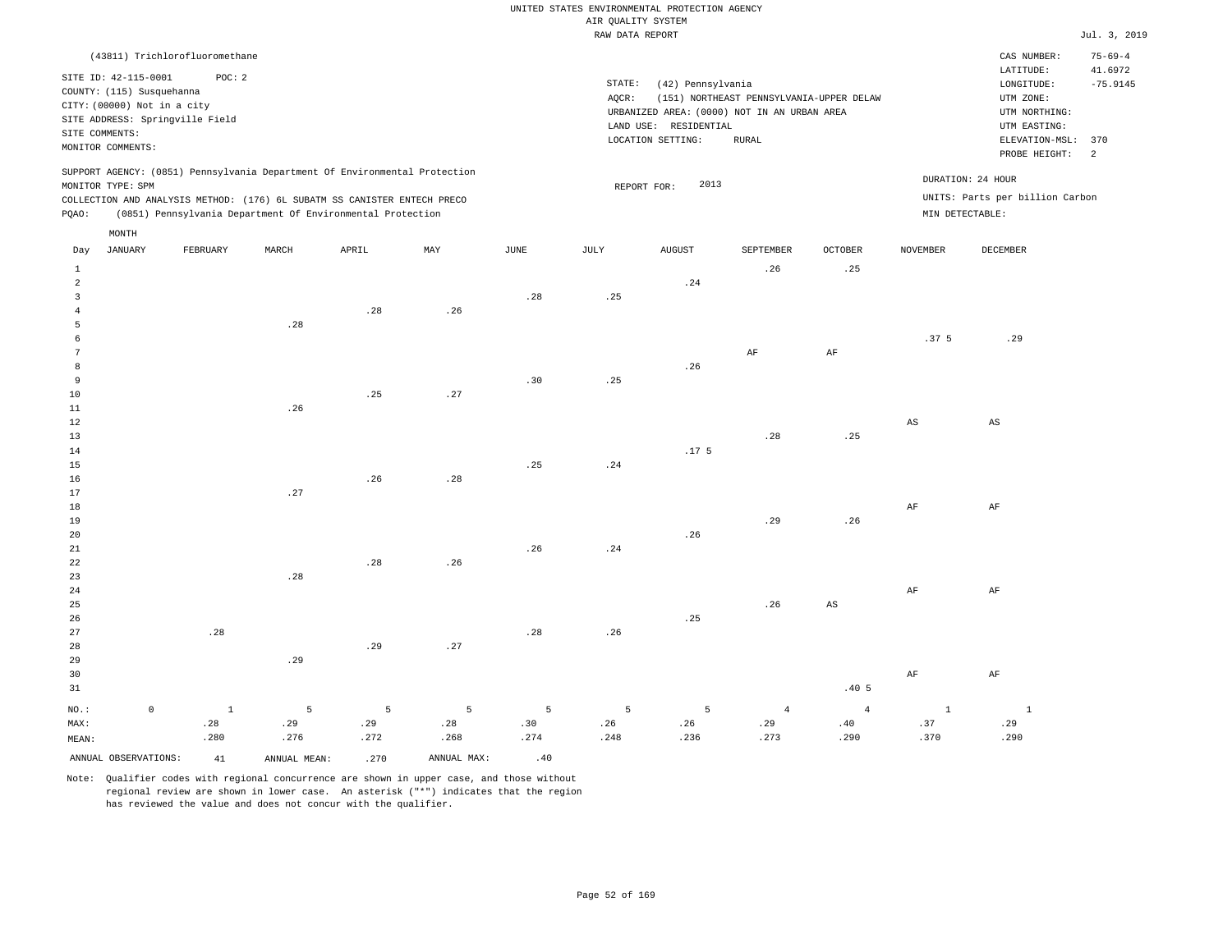UNITED STATES ENVIRONMENTAL PROTECTION AGENCY
AIR QUALITY SYSTEM
RAW DATA REPORT

Jul. 3, 2019

(43811) Trichlorofluoromethane

SITE ID: 42-115-0001 POC: 2
COUNTY: (115) Susquehanna
CITY: (00000) Not in a city
SITE ADDRESS: Springville Field
SITE COMMENTS:
MONITOR COMMENTS:

STATE: (42) Pennsylvania
AQCR: (151) NORTHEAST PENNSYLVANIA-UPPER DELAW
URBANIZED AREA: (0000) NOT IN AN URBAN AREA
LAND USE: RESIDENTIAL
LOCATION SETTING: RURAL

CAS NUMBER: 75-69-4
LATITUDE: 41.6972
LONGITUDE: -75.9145
UTM ZONE:
UTM NORTHING:
UTM EASTING:
ELEVATION-MSL: 370
PROBE HEIGHT: 2

SUPPORT AGENCY: (0851) Pennsylvania Department Of Environmental Protection
MONITOR TYPE: SPM
COLLECTION AND ANALYSIS METHOD: (176) 6L SUBATM SS CANISTER ENTECH PRECO
PQAO: (0851) Pennsylvania Department Of Environmental Protection

REPORT FOR: 2013

DURATION: 24 HOUR
UNITS: Parts per billion Carbon
MIN DETECTABLE:

| Day | JANUARY | FEBRUARY | MARCH | APRIL | MAY | JUNE | JULY | AUGUST | SEPTEMBER | OCTOBER | NOVEMBER | DECEMBER |
|---|---|---|---|---|---|---|---|---|---|---|---|---|
| 1 | | | | | | | | | .26 | .25 | | |
| 2 | | | | | | | | .24 | | | | |
| 3 | | | | | | .28 | .25 | | | | | |
| 4 | | | | .28 | .26 | | | | | | | |
| 5 | | | .28 | | | | | | | | | |
| 6 | | | | | | | | | | | .37 5 | .29 |
| 7 | | | | | | | | | AF | AF | | |
| 8 | | | | | | | | .26 | | | | |
| 9 | | | | | | .30 | .25 | | | | | |
| 10 | | | | .25 | .27 | | | | | | | |
| 11 | | | .26 | | | | | | | | | |
| 12 | | | | | | | | | | | AS | AS |
| 13 | | | | | | | | | .28 | .25 | | |
| 14 | | | | | | | | .17 5 | | | | |
| 15 | | | | | | .25 | .24 | | | | | |
| 16 | | | | .26 | .28 | | | | | | | |
| 17 | | | .27 | | | | | | | | | |
| 18 | | | | | | | | | | | AF | AF |
| 19 | | | | | | | | | .29 | .26 | | |
| 20 | | | | | | | | .26 | | | | |
| 21 | | | | | | .26 | .24 | | | | | |
| 22 | | | | .28 | .26 | | | | | | | |
| 23 | | | .28 | | | | | | | | | |
| 24 | | | | | | | | | | | AF | AF |
| 25 | | | | | | | | | .26 | AS | | |
| 26 | | | | | | | | .25 | | | | |
| 27 | | .28 | | | | .28 | .26 | | | | | |
| 28 | | | | .29 | .27 | | | | | | | |
| 29 | | | .29 | | | | | | | | | |
| 30 | | | | | | | | | | | AF | AF |
| 31 | | | | | | | | | | .40 5 | | |
| NO.: | 0 | 1 | 5 | 5 | 5 | 5 | 5 | 5 | 4 | 4 | 1 | 1 |
| MAX: | | .28 | .29 | .29 | .28 | .30 | .26 | .26 | .29 | .40 | .37 | .29 |
| MEAN: | | .280 | .276 | .272 | .268 | .274 | .248 | .236 | .273 | .290 | .370 | .290 |

ANNUAL OBSERVATIONS: 41 ANNUAL MEAN: .270 ANNUAL MAX: .40

Note: Qualifier codes with regional concurrence are shown in upper case, and those without regional review are shown in lower case. An asterisk ("*") indicates that the region has reviewed the value and does not concur with the qualifier.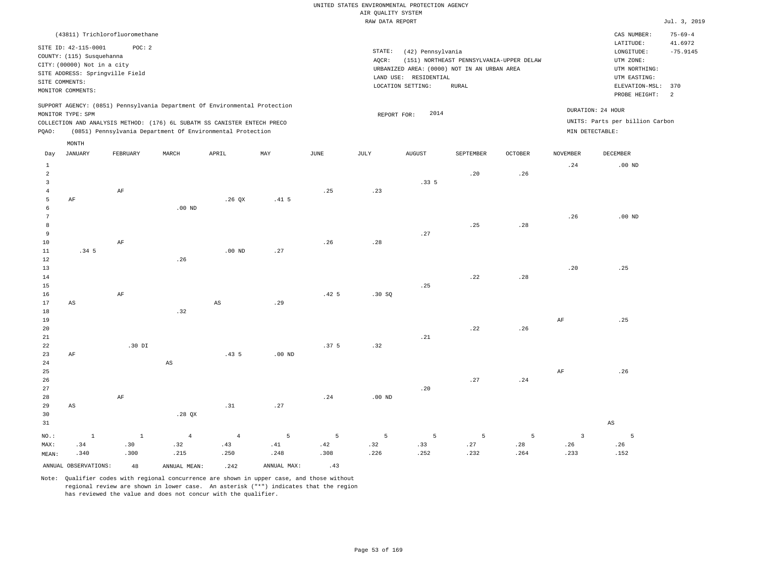UNITED STATES ENVIRONMENTAL PROTECTION AGENCY
AIR QUALITY SYSTEM
RAW DATA REPORT

Jul. 3, 2019

(43811) Trichlorofluoromethane

SITE ID: 42-115-0001 POC: 2
COUNTY: (115) Susquehanna
CITY: (00000) Not in a city
SITE ADDRESS: Springville Field
SITE COMMENTS:
MONITOR COMMENTS:

STATE: (42) Pennsylvania
AQCR: (151) NORTHEAST PENNSYLVANIA-UPPER DELAW
URBANIZED AREA: (0000) NOT IN AN URBAN AREA
LAND USE: RESIDENTIAL
LOCATION SETTING: RURAL

CAS NUMBER: 75-69-4
LATITUDE: 41.6972
LONGITUDE: -75.9145
UTM ZONE:
UTM NORTHING:
UTM EASTING:
ELEVATION-MSL: 370
PROBE HEIGHT: 2

SUPPORT AGENCY: (0851) Pennsylvania Department Of Environmental Protection
MONITOR TYPE: SPM
COLLECTION AND ANALYSIS METHOD: (176) 6L SUBATM SS CANISTER ENTECH PRECO
PQAO: (0851) Pennsylvania Department Of Environmental Protection

REPORT FOR: 2014

DURATION: 24 HOUR
UNITS: Parts per billion Carbon
MIN DETECTABLE:

| Day | JANUARY | FEBRUARY | MARCH | APRIL | MAY | JUNE | JULY | AUGUST | SEPTEMBER | OCTOBER | NOVEMBER | DECEMBER |
|---|---|---|---|---|---|---|---|---|---|---|---|---|
| 1 | | | | | | | | | | | .24 | .00 ND |
| 2 | | | | | | | | | .20 | .26 | | |
| 3 | | | | | | | | .33 5 | | | | |
| 4 | | AF | | | | .25 | .23 | | | | | |
| 5 | AF | | | .26 QX | .41 5 | | | | | | | |
| 6 | | | .00 ND | | | | | | | | | |
| 7 | | | | | | | | | | | .26 | .00 ND |
| 8 | | | | | | | | | .25 | .28 | | |
| 9 | | | | | | | | .27 | | | | |
| 10 | | AF | | | | .26 | .28 | | | | | |
| 11 | .34 5 | | | .00 ND | .27 | | | | | | | |
| 12 | | | .26 | | | | | | | | | |
| 13 | | | | | | | | | | | .20 | .25 |
| 14 | | | | | | | | | .22 | .28 | | |
| 15 | | | | | | | | .25 | | | | |
| 16 | | AF | | | | .42 5 | .30 SQ | | | | | |
| 17 | AS | | | AS | .29 | | | | | | | |
| 18 | | | .32 | | | | | | | | | |
| 19 | | | | | | | | | | | AF | .25 |
| 20 | | | | | | | | | .22 | .26 | | |
| 21 | | | | | | | | .21 | | | | |
| 22 | | .30 DI | | | | .37 5 | .32 | | | | | |
| 23 | AF | | | .43 5 | .00 ND | | | | | | | |
| 24 | | | AS | | | | | | | | | |
| 25 | | | | | | | | | | | AF | .26 |
| 26 | | | | | | | | | .27 | .24 | | |
| 27 | | | | | | | | .20 | | | | |
| 28 | | AF | | | | .24 | .00 ND | | | | | |
| 29 | AS | | | .31 | .27 | | | | | | | |
| 30 | | | .28 QX | | | | | | | | | |
| 31 | | | | | | | | | | | | AS |
| NO.: | 1 | 1 | 4 | 4 | 5 | 5 | 5 | 5 | 5 | 5 | 3 | 5 |
| MAX: | .34 | .30 | .32 | .43 | .41 | .42 | .32 | .33 | .27 | .28 | .26 | .26 |
| MEAN: | .340 | .300 | .215 | .250 | .248 | .308 | .226 | .252 | .232 | .264 | .233 | .152 |

ANNUAL OBSERVATIONS: 48 ANNUAL MEAN: .242 ANNUAL MAX: .43

Note: Qualifier codes with regional concurrence are shown in upper case, and those without regional review are shown in lower case. An asterisk ("*") indicates that the region has reviewed the value and does not concur with the qualifier.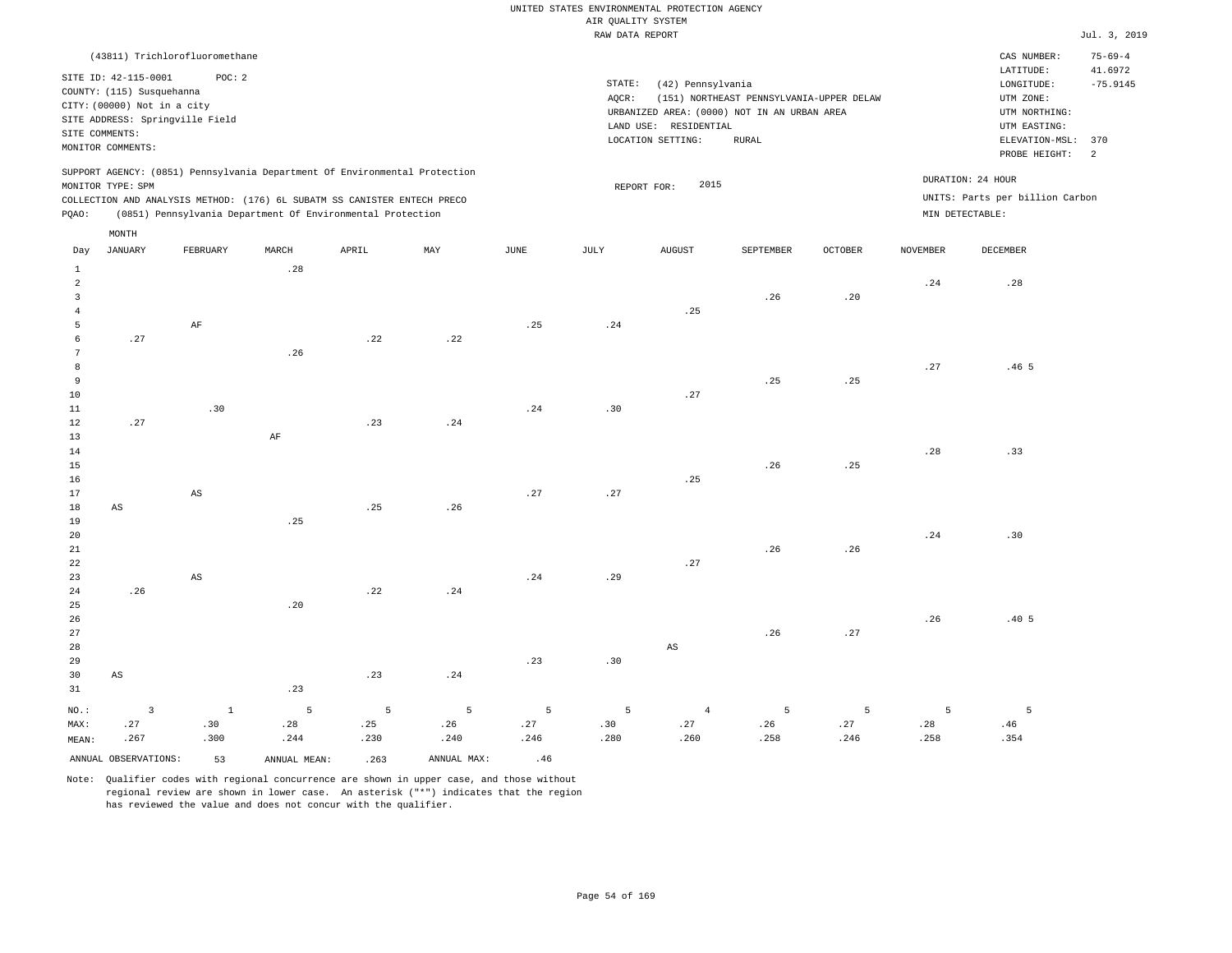UNITED STATES ENVIRONMENTAL PROTECTION AGENCY
AIR QUALITY SYSTEM
RAW DATA REPORT

Jul. 3, 2019

(43811) Trichlorofluoromethane

SITE ID: 42-115-0001 POC: 2
COUNTY: (115) Susquehanna
CITY: (00000) Not in a city
SITE ADDRESS: Springville Field
SITE COMMENTS:
MONITOR COMMENTS:

STATE: (42) Pennsylvania
AQCR: (151) NORTHEAST PENNSYLVANIA-UPPER DELAW
URBANIZED AREA: (0000) NOT IN AN URBAN AREA
LAND USE: RESIDENTIAL
LOCATION SETTING: RURAL

CAS NUMBER: 75-69-4
LATITUDE: 41.6972
LONGITUDE: -75.9145
UTM ZONE:
UTM NORTHING:
UTM EASTING:
ELEVATION-MSL: 370
PROBE HEIGHT: 2

SUPPORT AGENCY: (0851) Pennsylvania Department Of Environmental Protection
MONITOR TYPE: SPM
COLLECTION AND ANALYSIS METHOD: (176) 6L SUBATM SS CANISTER ENTECH PRECO
PQAO: (0851) Pennsylvania Department Of Environmental Protection

REPORT FOR: 2015

DURATION: 24 HOUR
UNITS: Parts per billion Carbon
MIN DETECTABLE:

| Day | JANUARY | FEBRUARY | MARCH | APRIL | MAY | JUNE | JULY | AUGUST | SEPTEMBER | OCTOBER | NOVEMBER | DECEMBER |
|---|---|---|---|---|---|---|---|---|---|---|---|---|
| 1 | | | .28 | | | | | | | | | |
| 2 | | | | | | | | | | | .24 | .28 |
| 3 | | | | | | | | | .26 | .20 | | |
| 4 | | | | | | | | .25 | | | | |
| 5 | | AF | | | | .25 | .24 | | | | | |
| 6 | .27 | | | .22 | .22 | | | | | | | |
| 7 | | | .26 | | | | | | | | | |
| 8 | | | | | | | | | | | .27 | .46 5 |
| 9 | | | | | | | | | .25 | .25 | | |
| 10 | | | | | | | | .27 | | | | |
| 11 | | .30 | | | | .24 | .30 | | | | | |
| 12 | .27 | | | .23 | .24 | | | | | | | |
| 13 | | | AF | | | | | | | | | |
| 14 | | | | | | | | | | | .28 | .33 |
| 15 | | | | | | | | | .26 | .25 | | |
| 16 | | | | | | | | .25 | | | | |
| 17 | | AS | | | | .27 | .27 | | | | | |
| 18 | AS | | | .25 | .26 | | | | | | | |
| 19 | | | .25 | | | | | | | | | |
| 20 | | | | | | | | | | | .24 | .30 |
| 21 | | | | | | | | | .26 | .26 | | |
| 22 | | | | | | | | .27 | | | | |
| 23 | | AS | | | | .24 | .29 | | | | | |
| 24 | .26 | | | .22 | .24 | | | | | | | |
| 25 | | | .20 | | | | | | | | | |
| 26 | | | | | | | | | | | .26 | .40 5 |
| 27 | | | | | | | | | .26 | .27 | | |
| 28 | | | | | | | | AS | | | | |
| 29 | | | | | | .23 | .30 | | | | | |
| 30 | AS | | | .23 | .24 | | | | | | | |
| 31 | | | .23 | | | | | | | | | |
| NO.: | 3 | 1 | 5 | 5 | 5 | 5 | 5 | 4 | 5 | 5 | 5 | 5 |
| MAX: | .27 | .30 | .28 | .25 | .26 | .27 | .30 | .27 | .26 | .27 | .28 | .46 |
| MEAN: | .267 | .300 | .244 | .230 | .240 | .246 | .280 | .260 | .258 | .246 | .258 | .354 |

ANNUAL OBSERVATIONS: 53 ANNUAL MEAN: .263 ANNUAL MAX: .46

Note: Qualifier codes with regional concurrence are shown in upper case, and those without regional review are shown in lower case. An asterisk ("*") indicates that the region has reviewed the value and does not concur with the qualifier.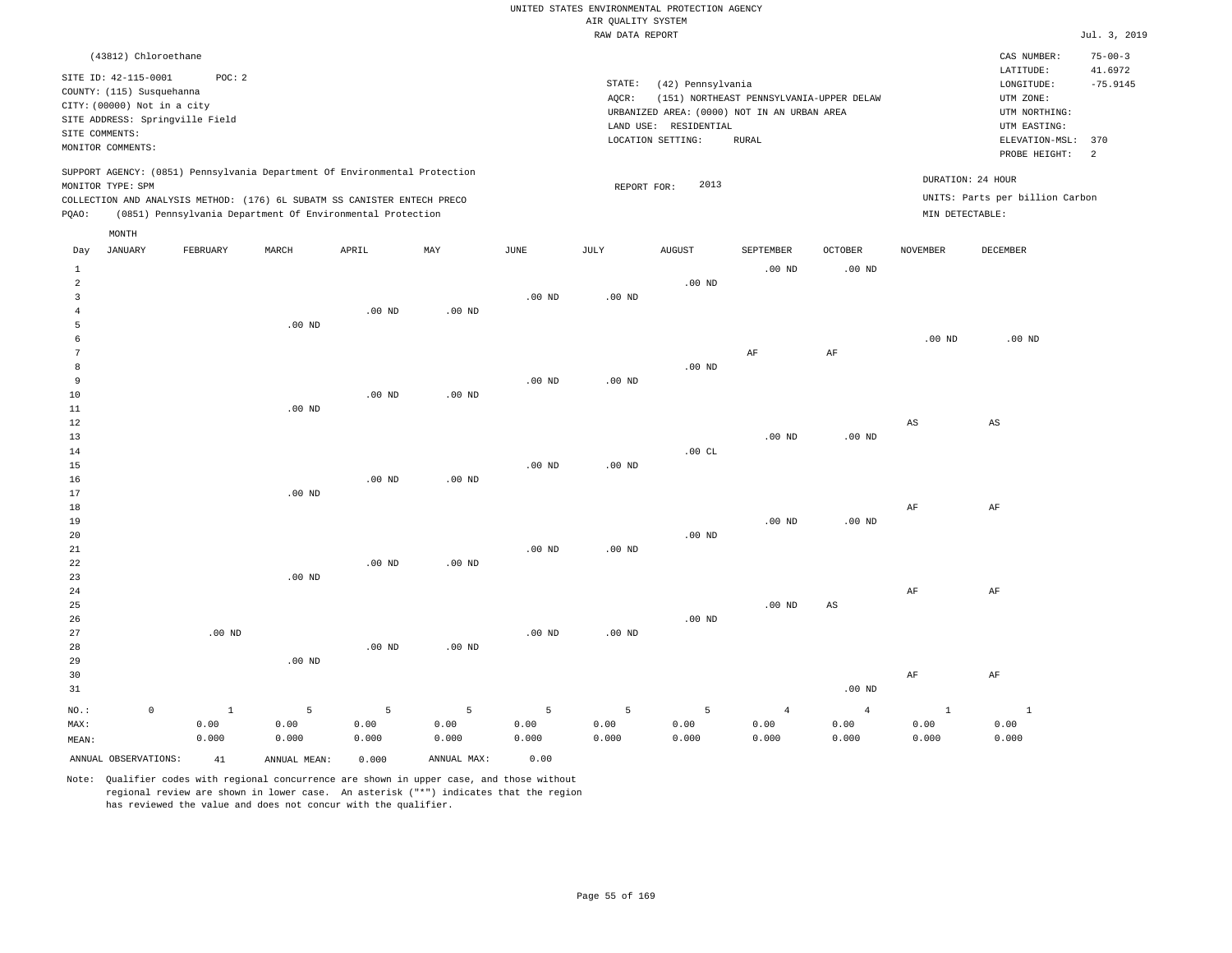UNITED STATES ENVIRONMENTAL PROTECTION AGENCY
AIR QUALITY SYSTEM
RAW DATA REPORT

Jul. 3, 2019

(43812) Chloroethane

SITE ID: 42-115-0001 POC: 2
COUNTY: (115) Susquehanna
CITY: (00000) Not in a city
SITE ADDRESS: Springville Field
SITE COMMENTS:
MONITOR COMMENTS:

STATE: (42) Pennsylvania
AQCR: (151) NORTHEAST PENNSYLVANIA-UPPER DELAW
URBANIZED AREA: (0000) NOT IN AN URBAN AREA
LAND USE: RESIDENTIAL
LOCATION SETTING: RURAL

CAS NUMBER: 75-00-3
LATITUDE: 41.6972
LONGITUDE: -75.9145
UTM ZONE:
UTM NORTHING:
UTM EASTING:
ELEVATION-MSL: 370
PROBE HEIGHT: 2

SUPPORT AGENCY: (0851) Pennsylvania Department Of Environmental Protection
MONITOR TYPE: SPM
COLLECTION AND ANALYSIS METHOD: (176) 6L SUBATM SS CANISTER ENTECH PRECO
PQAO: (0851) Pennsylvania Department Of Environmental Protection

REPORT FOR: 2013

DURATION: 24 HOUR
UNITS: Parts per billion Carbon
MIN DETECTABLE:

| Day | JANUARY | FEBRUARY | MARCH | APRIL | MAY | JUNE | JULY | AUGUST | SEPTEMBER | OCTOBER | NOVEMBER | DECEMBER |
|---|---|---|---|---|---|---|---|---|---|---|---|---|
| 1 | | | | | | | | | .00 ND | .00 ND | | |
| 2 | | | | | | | | .00 ND | | | | |
| 3 | | | | | | .00 ND | .00 ND | | | | | |
| 4 | | | | .00 ND | .00 ND | | | | | | | |
| 5 | | | .00 ND | | | | | | | | | |
| 6 | | | | | | | | | | | .00 ND | .00 ND |
| 7 | | | | | | | | | AF | AF | | |
| 8 | | | | | | | | .00 ND | | | | |
| 9 | | | | | | .00 ND | .00 ND | | | | | |
| 10 | | | | .00 ND | .00 ND | | | | | | | |
| 11 | | | .00 ND | | | | | | | | | |
| 12 | | | | | | | | | | | AS | AS |
| 13 | | | | | | | | | .00 ND | .00 ND | | |
| 14 | | | | | | | | .00 CL | | | | |
| 15 | | | | | | .00 ND | .00 ND | | | | | |
| 16 | | | | .00 ND | .00 ND | | | | | | | |
| 17 | | | .00 ND | | | | | | | | | |
| 18 | | | | | | | | | | | AF | AF |
| 19 | | | | | | | | | .00 ND | .00 ND | | |
| 20 | | | | | | | | .00 ND | | | | |
| 21 | | | | | | .00 ND | .00 ND | | | | | |
| 22 | | | | .00 ND | .00 ND | | | | | | | |
| 23 | | | .00 ND | | | | | | | | | |
| 24 | | | | | | | | | | | AF | AF |
| 25 | | | | | | | | | .00 ND | AS | | |
| 26 | | | | | | | | .00 ND | | | | |
| 27 | | .00 ND | | | | .00 ND | .00 ND | | | | | |
| 28 | | | | .00 ND | .00 ND | | | | | | | |
| 29 | | | .00 ND | | | | | | | | | |
| 30 | | | | | | | | | | | AF | AF |
| 31 | | | | | | | | | | .00 ND | | |
| NO.: | 0 | 1 | 5 | 5 | 5 | 5 | 5 | 5 | 4 | 4 | 1 | 1 |
| MAX: | | 0.00 | 0.00 | 0.00 | 0.00 | 0.00 | 0.00 | 0.00 | 0.00 | 0.00 | 0.00 | 0.00 |
| MEAN: | | 0.000 | 0.000 | 0.000 | 0.000 | 0.000 | 0.000 | 0.000 | 0.000 | 0.000 | 0.000 | 0.000 |

ANNUAL OBSERVATIONS: 41 ANNUAL MEAN: 0.000 ANNUAL MAX: 0.00

Note: Qualifier codes with regional concurrence are shown in upper case, and those without regional review are shown in lower case. An asterisk ("*") indicates that the region has reviewed the value and does not concur with the qualifier.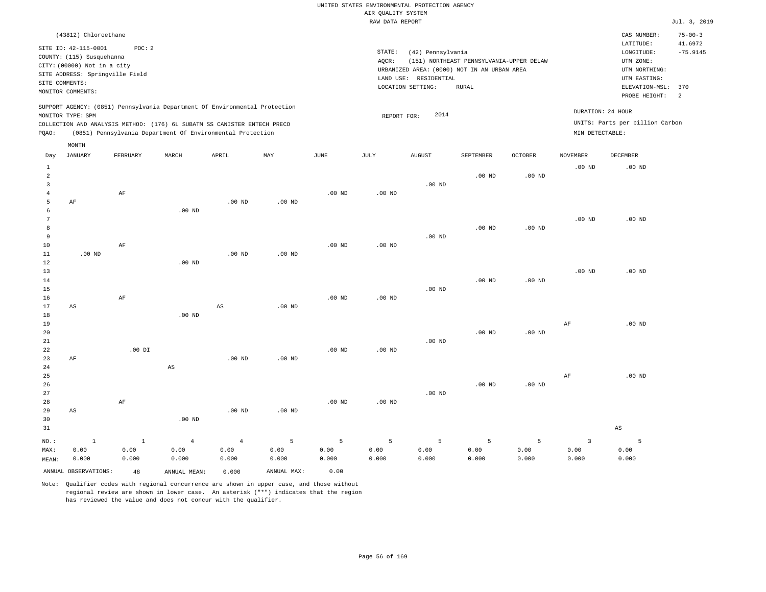UNITED STATES ENVIRONMENTAL PROTECTION AGENCY
AIR QUALITY SYSTEM
RAW DATA REPORT

Jul. 3, 2019

(43812) Chloroethane

SITE ID: 42-115-0001 POC: 2
COUNTY: (115) Susquehanna
CITY: (00000) Not in a city
SITE ADDRESS: Springville Field
SITE COMMENTS:
MONITOR COMMENTS:

STATE: (42) Pennsylvania
AQCR: (151) NORTHEAST PENNSYLVANIA-UPPER DELAW
URBANIZED AREA: (0000) NOT IN AN URBAN AREA
LAND USE: RESIDENTIAL
LOCATION SETTING: RURAL

CAS NUMBER: 75-00-3
LATITUDE: 41.6972
LONGITUDE: -75.9145
UTM ZONE:
UTM NORTHING:
UTM EASTING:
ELEVATION-MSL: 370
PROBE HEIGHT: 2

SUPPORT AGENCY: (0851) Pennsylvania Department Of Environmental Protection
MONITOR TYPE: SPM
COLLECTION AND ANALYSIS METHOD: (176) 6L SUBATM SS CANISTER ENTECH PRECO
PQAO: (0851) Pennsylvania Department Of Environmental Protection

REPORT FOR: 2014

DURATION: 24 HOUR
UNITS: Parts per billion Carbon
MIN DETECTABLE:

| Day | JANUARY | FEBRUARY | MARCH | APRIL | MAY | JUNE | JULY | AUGUST | SEPTEMBER | OCTOBER | NOVEMBER | DECEMBER |
|---|---|---|---|---|---|---|---|---|---|---|---|---|
| 1 | | | | | | | | | | | .00 ND | .00 ND |
| 2 | | | | | | | | | .00 ND | .00 ND | | |
| 3 | | | | | | | | .00 ND | | | | |
| 4 | | AF | | | | .00 ND | .00 ND | | | | | |
| 5 | AF | | | .00 ND | .00 ND | | | | | | | |
| 6 | | | .00 ND | | | | | | | | | |
| 7 | | | | | | | | | | | .00 ND | .00 ND |
| 8 | | | | | | | | | .00 ND | .00 ND | | |
| 9 | | | | | | | | .00 ND | | | | |
| 10 | | AF | | | | .00 ND | .00 ND | | | | | |
| 11 | .00 ND | | | .00 ND | .00 ND | | | | | | | |
| 12 | | | .00 ND | | | | | | | | | |
| 13 | | | | | | | | | | | .00 ND | .00 ND |
| 14 | | | | | | | | | .00 ND | .00 ND | | |
| 15 | | | | | | | | .00 ND | | | | |
| 16 | | AF | | | | .00 ND | .00 ND | | | | | |
| 17 | AS | | | AS | .00 ND | | | | | | | |
| 18 | | | .00 ND | | | | | | | | | |
| 19 | | | | | | | | | | | AF | .00 ND |
| 20 | | | | | | | | | .00 ND | .00 ND | | |
| 21 | | | | | | | | .00 ND | | | | |
| 22 | | .00 DI | | | | .00 ND | .00 ND | | | | | |
| 23 | AF | | | .00 ND | .00 ND | | | | | | | |
| 24 | | | AS | | | | | | | | | |
| 25 | | | | | | | | | | | AF | .00 ND |
| 26 | | | | | | | | | .00 ND | .00 ND | | |
| 27 | | | | | | | | .00 ND | | | | |
| 28 | | AF | | | | .00 ND | .00 ND | | | | | |
| 29 | AS | | | .00 ND | .00 ND | | | | | | | |
| 30 | | | .00 ND | | | | | | | | | |
| 31 | | | | | | | | | | | | AS |
| NO.: | 1 | 1 | 4 | 4 | 5 | 5 | 5 | 5 | 5 | 5 | 3 | 5 |
| MAX: | 0.00 | 0.00 | 0.00 | 0.00 | 0.00 | 0.00 | 0.00 | 0.00 | 0.00 | 0.00 | 0.00 | 0.00 |
| MEAN: | 0.000 | 0.000 | 0.000 | 0.000 | 0.000 | 0.000 | 0.000 | 0.000 | 0.000 | 0.000 | 0.000 | 0.000 |

ANNUAL OBSERVATIONS: 48   ANNUAL MEAN: 0.000   ANNUAL MAX: 0.00

Note: Qualifier codes with regional concurrence are shown in upper case, and those without regional review are shown in lower case. An asterisk ("*") indicates that the region has reviewed the value and does not concur with the qualifier.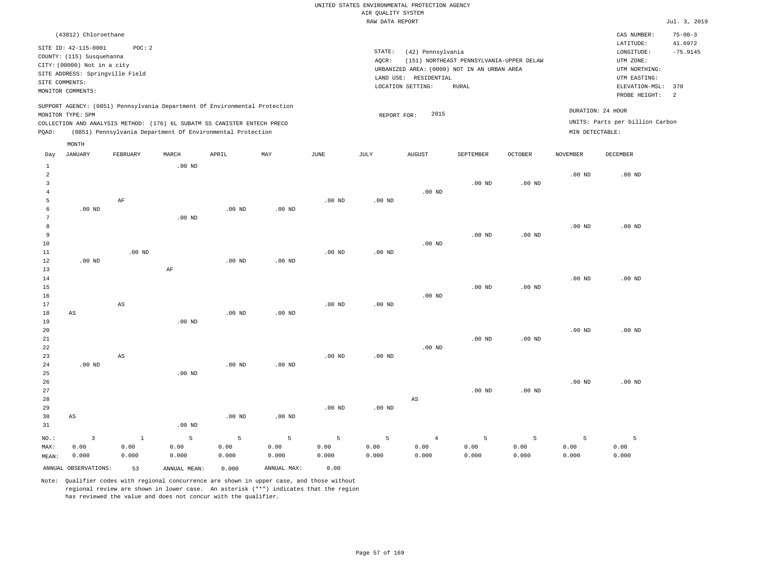UNITED STATES ENVIRONMENTAL PROTECTION AGENCY
AIR QUALITY SYSTEM
RAW DATA REPORT

Jul. 3, 2019

(43812) Chloroethane

SITE ID: 42-115-0001 POC: 2
COUNTY: (115) Susquehanna
CITY: (00000) Not in a city
SITE ADDRESS: Springville Field
SITE COMMENTS:
MONITOR COMMENTS:

STATE: (42) Pennsylvania
AQCR: (151) NORTHEAST PENNSYLVANIA-UPPER DELAW
URBANIZED AREA: (0000) NOT IN AN URBAN AREA
LAND USE: RESIDENTIAL
LOCATION SETTING: RURAL

CAS NUMBER: 75-00-3
LATITUDE: 41.6972
LONGITUDE: -75.9145
UTM ZONE:
UTM NORTHING:
UTM EASTING:
ELEVATION-MSL: 370
PROBE HEIGHT: 2

SUPPORT AGENCY: (0851) Pennsylvania Department Of Environmental Protection
MONITOR TYPE: SPM
COLLECTION AND ANALYSIS METHOD: (176) 6L SUBATM SS CANISTER ENTECH PRECO
PQAO: (0851) Pennsylvania Department Of Environmental Protection

REPORT FOR: 2015

DURATION: 24 HOUR
UNITS: Parts per billion Carbon
MIN DETECTABLE:

| Day | JANUARY | FEBRUARY | MARCH | APRIL | MAY | JUNE | JULY | AUGUST | SEPTEMBER | OCTOBER | NOVEMBER | DECEMBER |
|---|---|---|---|---|---|---|---|---|---|---|---|---|
| 1 | | | .00 ND | | | | | | | | | |
| 2 | | | | | | | | | | | .00 ND | .00 ND |
| 3 | | | | | | | | | .00 ND | .00 ND | | |
| 4 | | | | | | | | .00 ND | | | | |
| 5 | | AF | | | | .00 ND | .00 ND | | | | | |
| 6 | .00 ND | | | .00 ND | .00 ND | | | | | | | |
| 7 | | | .00 ND | | | | | | | | | |
| 8 | | | | | | | | | | | .00 ND | .00 ND |
| 9 | | | | | | | | | .00 ND | .00 ND | | |
| 10 | | | | | | | | .00 ND | | | | |
| 11 | | .00 ND | | | | .00 ND | .00 ND | | | | | |
| 12 | .00 ND | | | .00 ND | .00 ND | | | | | | | |
| 13 | | | AF | | | | | | | | | |
| 14 | | | | | | | | | | | .00 ND | .00 ND |
| 15 | | | | | | | | | .00 ND | .00 ND | | |
| 16 | | | | | | | | .00 ND | | | | |
| 17 | | AS | | | | .00 ND | .00 ND | | | | | |
| 18 | AS | | | .00 ND | .00 ND | | | | | | | |
| 19 | | | .00 ND | | | | | | | | | |
| 20 | | | | | | | | | | | .00 ND | .00 ND |
| 21 | | | | | | | | | .00 ND | .00 ND | | |
| 22 | | | | | | | | .00 ND | | | | |
| 23 | | AS | | | | .00 ND | .00 ND | | | | | |
| 24 | .00 ND | | | .00 ND | .00 ND | | | | | | | |
| 25 | | | .00 ND | | | | | | | | | |
| 26 | | | | | | | | | | | .00 ND | .00 ND |
| 27 | | | | | | | | | .00 ND | .00 ND | | |
| 28 | | | | | | | | AS | | | | |
| 29 | | | | | | .00 ND | .00 ND | | | | | |
| 30 | AS | | | .00 ND | .00 ND | | | | | | | |
| 31 | | | .00 ND | | | | | | | | | |
| NO.: | 3 | 1 | 5 | 5 | 5 | 5 | 5 | 4 | 5 | 5 | 5 | 5 |
| MAX: | 0.00 | 0.00 | 0.00 | 0.00 | 0.00 | 0.00 | 0.00 | 0.00 | 0.00 | 0.00 | 0.00 | 0.00 |
| MEAN: | 0.000 | 0.000 | 0.000 | 0.000 | 0.000 | 0.000 | 0.000 | 0.000 | 0.000 | 0.000 | 0.000 | 0.000 |

ANNUAL OBSERVATIONS: 53 ANNUAL MEAN: 0.000 ANNUAL MAX: 0.00

Note: Qualifier codes with regional concurrence are shown in upper case, and those without regional review are shown in lower case. An asterisk ("*") indicates that the region has reviewed the value and does not concur with the qualifier.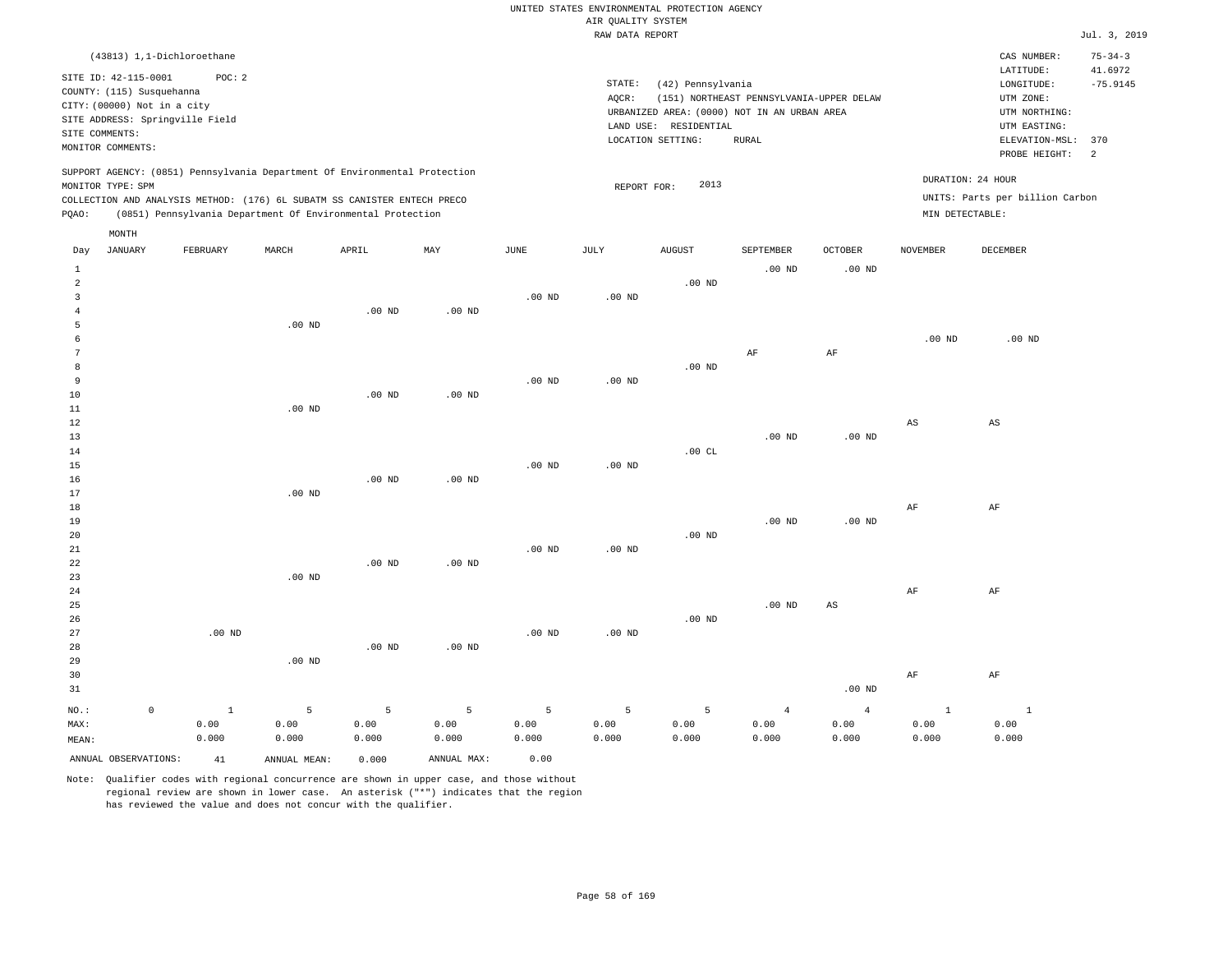UNITED STATES ENVIRONMENTAL PROTECTION AGENCY
AIR QUALITY SYSTEM
RAW DATA REPORT

Jul. 3, 2019

(43813) 1,1-Dichloroethane

SITE ID: 42-115-0001 POC: 2
COUNTY: (115) Susquehanna
CITY: (00000) Not in a city
SITE ADDRESS: Springville Field
SITE COMMENTS:
MONITOR COMMENTS:

STATE: (42) Pennsylvania
AQCR: (151) NORTHEAST PENNSYLVANIA-UPPER DELAW
URBANIZED AREA: (0000) NOT IN AN URBAN AREA
LAND USE: RESIDENTIAL
LOCATION SETTING: RURAL

CAS NUMBER: 75-34-3
LATITUDE: 41.6972
LONGITUDE: -75.9145
UTM ZONE:
UTM NORTHING:
UTM EASTING:
ELEVATION-MSL: 370
PROBE HEIGHT: 2

SUPPORT AGENCY: (0851) Pennsylvania Department Of Environmental Protection
MONITOR TYPE: SPM
COLLECTION AND ANALYSIS METHOD: (176) 6L SUBATM SS CANISTER ENTECH PRECO
PQAO: (0851) Pennsylvania Department Of Environmental Protection

REPORT FOR: 2013

DURATION: 24 HOUR
UNITS: Parts per billion Carbon
MIN DETECTABLE:

| Day | JANUARY | FEBRUARY | MARCH | APRIL | MAY | JUNE | JULY | AUGUST | SEPTEMBER | OCTOBER | NOVEMBER | DECEMBER |
|---|---|---|---|---|---|---|---|---|---|---|---|---|
| 1 | | | | | | | | | .00 ND | .00 ND | | |
| 2 | | | | | | | | .00 ND | | | | |
| 3 | | | | | | .00 ND | .00 ND | | | | | |
| 4 | | | | .00 ND | .00 ND | | | | | | | |
| 5 | | | .00 ND | | | | | | | | | |
| 6 | | | | | | | | | | | .00 ND | .00 ND |
| 7 | | | | | | | | | AF | AF | | |
| 8 | | | | | | | | .00 ND | | | | |
| 9 | | | | | | .00 ND | .00 ND | | | | | |
| 10 | | | | .00 ND | .00 ND | | | | | | | |
| 11 | | | .00 ND | | | | | | | | | |
| 12 | | | | | | | | | | | AS | AS |
| 13 | | | | | | | | | .00 ND | .00 ND | | |
| 14 | | | | | | | | .00 CL | | | | |
| 15 | | | | | | .00 ND | .00 ND | | | | | |
| 16 | | | | .00 ND | .00 ND | | | | | | | |
| 17 | | | .00 ND | | | | | | | | | |
| 18 | | | | | | | | | | | AF | AF |
| 19 | | | | | | | | | .00 ND | .00 ND | | |
| 20 | | | | | | | | .00 ND | | | | |
| 21 | | | | | | .00 ND | .00 ND | | | | | |
| 22 | | | | .00 ND | .00 ND | | | | | | | |
| 23 | | | .00 ND | | | | | | | | | |
| 24 | | | | | | | | | | | AF | AF |
| 25 | | | | | | | | | .00 ND | AS | | |
| 26 | | | | | | | | .00 ND | | | | |
| 27 | | .00 ND | | | | .00 ND | .00 ND | | | | | |
| 28 | | | | .00 ND | .00 ND | | | | | | | |
| 29 | | | .00 ND | | | | | | | | | |
| 30 | | | | | | | | | | | AF | AF |
| 31 | | | | | | | | | | .00 ND | | |
| NO.: | 0 | 1 | 5 | 5 | 5 | 5 | 5 | 5 | 4 | 4 | 1 | 1 |
| MAX: | | 0.00 | 0.00 | 0.00 | 0.00 | 0.00 | 0.00 | 0.00 | 0.00 | 0.00 | 0.00 | 0.00 |
| MEAN: | | 0.000 | 0.000 | 0.000 | 0.000 | 0.000 | 0.000 | 0.000 | 0.000 | 0.000 | 0.000 | 0.000 |

ANNUAL OBSERVATIONS: 41 ANNUAL MEAN: 0.000 ANNUAL MAX: 0.00

Note: Qualifier codes with regional concurrence are shown in upper case, and those without regional review are shown in lower case. An asterisk ("*") indicates that the region has reviewed the value and does not concur with the qualifier.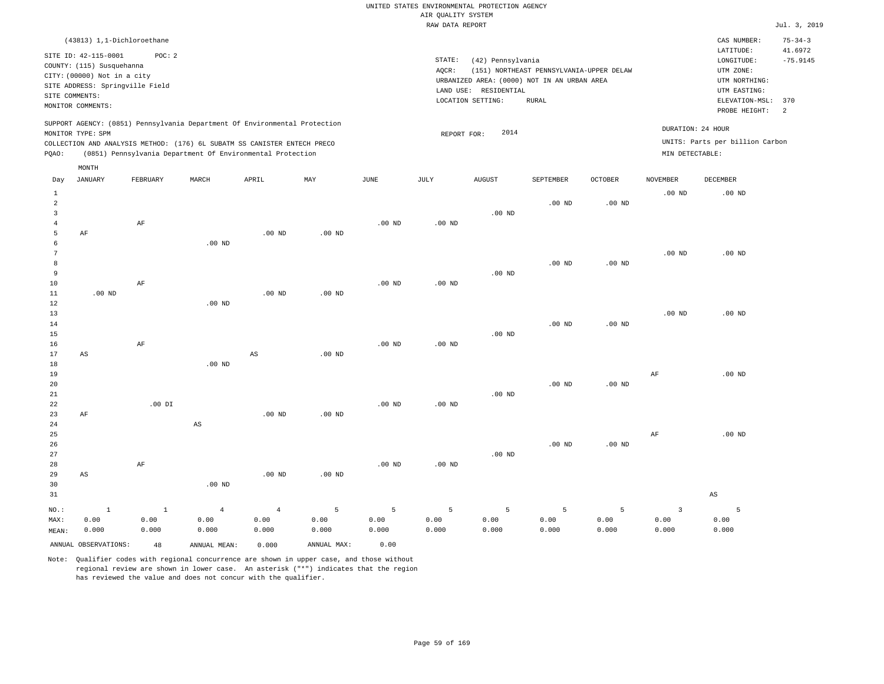UNITED STATES ENVIRONMENTAL PROTECTION AGENCY
AIR QUALITY SYSTEM
RAW DATA REPORT

Jul. 3, 2019

(43813) 1,1-Dichloroethane

SITE ID: 42-115-0001 POC: 2
COUNTY: (115) Susquehanna
CITY: (00000) Not in a city
SITE ADDRESS: Springville Field
SITE COMMENTS:
MONITOR COMMENTS:

STATE: (42) Pennsylvania
AQCR: (151) NORTHEAST PENNSYLVANIA-UPPER DELAW
URBANIZED AREA: (0000) NOT IN AN URBAN AREA
LAND USE: RESIDENTIAL
LOCATION SETTING: RURAL

CAS NUMBER: 75-34-3
LATITUDE: 41.6972
LONGITUDE: -75.9145
UTM ZONE:
UTM NORTHING:
UTM EASTING:
ELEVATION-MSL: 370
PROBE HEIGHT: 2

SUPPORT AGENCY: (0851) Pennsylvania Department Of Environmental Protection
MONITOR TYPE: SPM
COLLECTION AND ANALYSIS METHOD: (176) 6L SUBATM SS CANISTER ENTECH PRECO
PQAO: (0851) Pennsylvania Department Of Environmental Protection

REPORT FOR: 2014

DURATION: 24 HOUR
UNITS: Parts per billion Carbon
MIN DETECTABLE:

| Day | JANUARY | FEBRUARY | MARCH | APRIL | MAY | JUNE | JULY | AUGUST | SEPTEMBER | OCTOBER | NOVEMBER | DECEMBER |
|---|---|---|---|---|---|---|---|---|---|---|---|---|
| 1 | | | | | | | | | | | .00 ND | .00 ND |
| 2 | | | | | | | | | .00 ND | .00 ND | | |
| 3 | | | | | | | | .00 ND | | | | |
| 4 | | AF | | | | .00 ND | .00 ND | | | | | |
| 5 | AF | | | .00 ND | .00 ND | | | | | | | |
| 6 | | | .00 ND | | | | | | | | | |
| 7 | | | | | | | | | | | .00 ND | .00 ND |
| 8 | | | | | | | | | .00 ND | .00 ND | | |
| 9 | | | | | | | | .00 ND | | | | |
| 10 | | AF | | | | .00 ND | .00 ND | | | | | |
| 11 | .00 ND | | | .00 ND | .00 ND | | | | | | | |
| 12 | | | .00 ND | | | | | | | | | |
| 13 | | | | | | | | | | | .00 ND | .00 ND |
| 14 | | | | | | | | | .00 ND | .00 ND | | |
| 15 | | | | | | | | .00 ND | | | | |
| 16 | | AF | | | | .00 ND | .00 ND | | | | | |
| 17 | AS | | | AS | .00 ND | | | | | | | |
| 18 | | | .00 ND | | | | | | | | | |
| 19 | | | | | | | | | | | AF | .00 ND |
| 20 | | | | | | | | | .00 ND | .00 ND | | |
| 21 | | | | | | | | .00 ND | | | | |
| 22 | | .00 DI | | | | .00 ND | .00 ND | | | | | |
| 23 | AF | | | .00 ND | .00 ND | | | | | | | |
| 24 | | | AS | | | | | | | | | |
| 25 | | | | | | | | | | | AF | .00 ND |
| 26 | | | | | | | | | .00 ND | .00 ND | | |
| 27 | | | | | | | | .00 ND | | | | |
| 28 | | AF | | | | .00 ND | .00 ND | | | | | |
| 29 | AS | | | .00 ND | .00 ND | | | | | | | |
| 30 | | | .00 ND | | | | | | | | | |
| 31 | | | | | | | | | | | | AS |
| NO.: | 1 | 1 | 4 | 4 | 5 | 5 | 5 | 5 | 5 | 5 | 3 | 5 |
| MAX: | 0.00 | 0.00 | 0.00 | 0.00 | 0.00 | 0.00 | 0.00 | 0.00 | 0.00 | 0.00 | 0.00 | 0.00 |
| MEAN: | 0.000 | 0.000 | 0.000 | 0.000 | 0.000 | 0.000 | 0.000 | 0.000 | 0.000 | 0.000 | 0.000 | 0.000 |

ANNUAL OBSERVATIONS: 48 ANNUAL MEAN: 0.000 ANNUAL MAX: 0.00

Note: Qualifier codes with regional concurrence are shown in upper case, and those without regional review are shown in lower case. An asterisk ("*") indicates that the region has reviewed the value and does not concur with the qualifier.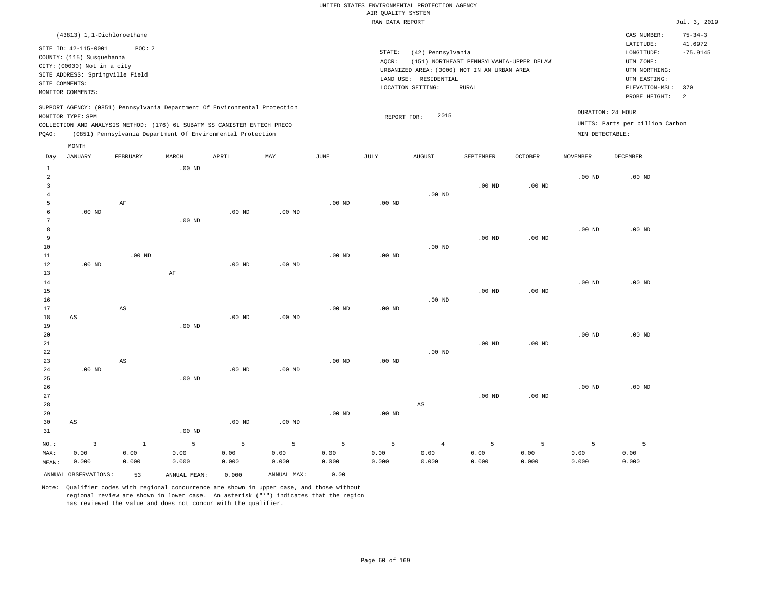UNITED STATES ENVIRONMENTAL PROTECTION AGENCY
AIR QUALITY SYSTEM
RAW DATA REPORT

Jul. 3, 2019

(43813) 1,1-Dichloroethane

SITE ID: 42-115-0001 POC: 2
COUNTY: (115) Susquehanna
CITY: (00000) Not in a city
SITE ADDRESS: Springville Field
SITE COMMENTS:
MONITOR COMMENTS:

STATE: (42) Pennsylvania
AQCR: (151) NORTHEAST PENNSYLVANIA-UPPER DELAW
URBANIZED AREA: (0000) NOT IN AN URBAN AREA
LAND USE: RESIDENTIAL
LOCATION SETTING: RURAL

CAS NUMBER: 75-34-3
LATITUDE: 41.6972
LONGITUDE: -75.9145
UTM ZONE:
UTM NORTHING:
UTM EASTING:
ELEVATION-MSL: 370
PROBE HEIGHT: 2

SUPPORT AGENCY: (0851) Pennsylvania Department Of Environmental Protection
MONITOR TYPE: SPM
COLLECTION AND ANALYSIS METHOD: (176) 6L SUBATM SS CANISTER ENTECH PRECO
PQAO: (0851) Pennsylvania Department Of Environmental Protection

REPORT FOR: 2015

DURATION: 24 HOUR
UNITS: Parts per billion Carbon
MIN DETECTABLE:

| Day | JANUARY | FEBRUARY | MARCH | APRIL | MAY | JUNE | JULY | AUGUST | SEPTEMBER | OCTOBER | NOVEMBER | DECEMBER |
|---|---|---|---|---|---|---|---|---|---|---|---|---|
| 1 | | | .00 ND | | | | | | | | | |
| 2 | | | | | | | | | | | .00 ND | .00 ND |
| 3 | | | | | | | | | .00 ND | .00 ND | | |
| 4 | | | | | | | | .00 ND | | | | |
| 5 | | AF | | | | .00 ND | .00 ND | | | | | |
| 6 | .00 ND | | | .00 ND | .00 ND | | | | | | | |
| 7 | | | .00 ND | | | | | | | | | |
| 8 | | | | | | | | | | | .00 ND | .00 ND |
| 9 | | | | | | | | | .00 ND | .00 ND | | |
| 10 | | | | | | | | .00 ND | | | | |
| 11 | | .00 ND | | | | .00 ND | .00 ND | | | | | |
| 12 | .00 ND | | | .00 ND | .00 ND | | | | | | | |
| 13 | | | AF | | | | | | | | | |
| 14 | | | | | | | | | | | .00 ND | .00 ND |
| 15 | | | | | | | | | .00 ND | .00 ND | | |
| 16 | | | | | | | | .00 ND | | | | |
| 17 | | AS | | | | .00 ND | .00 ND | | | | | |
| 18 | AS | | | .00 ND | .00 ND | | | | | | | |
| 19 | | | .00 ND | | | | | | | | | |
| 20 | | | | | | | | | | | .00 ND | .00 ND |
| 21 | | | | | | | | | .00 ND | .00 ND | | |
| 22 | | | | | | | | .00 ND | | | | |
| 23 | | AS | | | | .00 ND | .00 ND | | | | | |
| 24 | .00 ND | | | .00 ND | .00 ND | | | | | | | |
| 25 | | | .00 ND | | | | | | | | | |
| 26 | | | | | | | | | | | .00 ND | .00 ND |
| 27 | | | | | | | | | .00 ND | .00 ND | | |
| 28 | | | | | | | | AS | | | | |
| 29 | | | | | | .00 ND | .00 ND | | | | | |
| 30 | AS | | | .00 ND | .00 ND | | | | | | | |
| 31 | | | .00 ND | | | | | | | | | |
| NO.: | 3 | 1 | 5 | 5 | 5 | 5 | 5 | 4 | 5 | 5 | 5 | 5 |
| MAX: | 0.00 | 0.00 | 0.00 | 0.00 | 0.00 | 0.00 | 0.00 | 0.00 | 0.00 | 0.00 | 0.00 | 0.00 |
| MEAN: | 0.000 | 0.000 | 0.000 | 0.000 | 0.000 | 0.000 | 0.000 | 0.000 | 0.000 | 0.000 | 0.000 | 0.000 |

ANNUAL OBSERVATIONS: 53 ANNUAL MEAN: 0.000 ANNUAL MAX: 0.00

Note: Qualifier codes with regional concurrence are shown in upper case, and those without regional review are shown in lower case. An asterisk ("*") indicates that the region has reviewed the value and does not concur with the qualifier.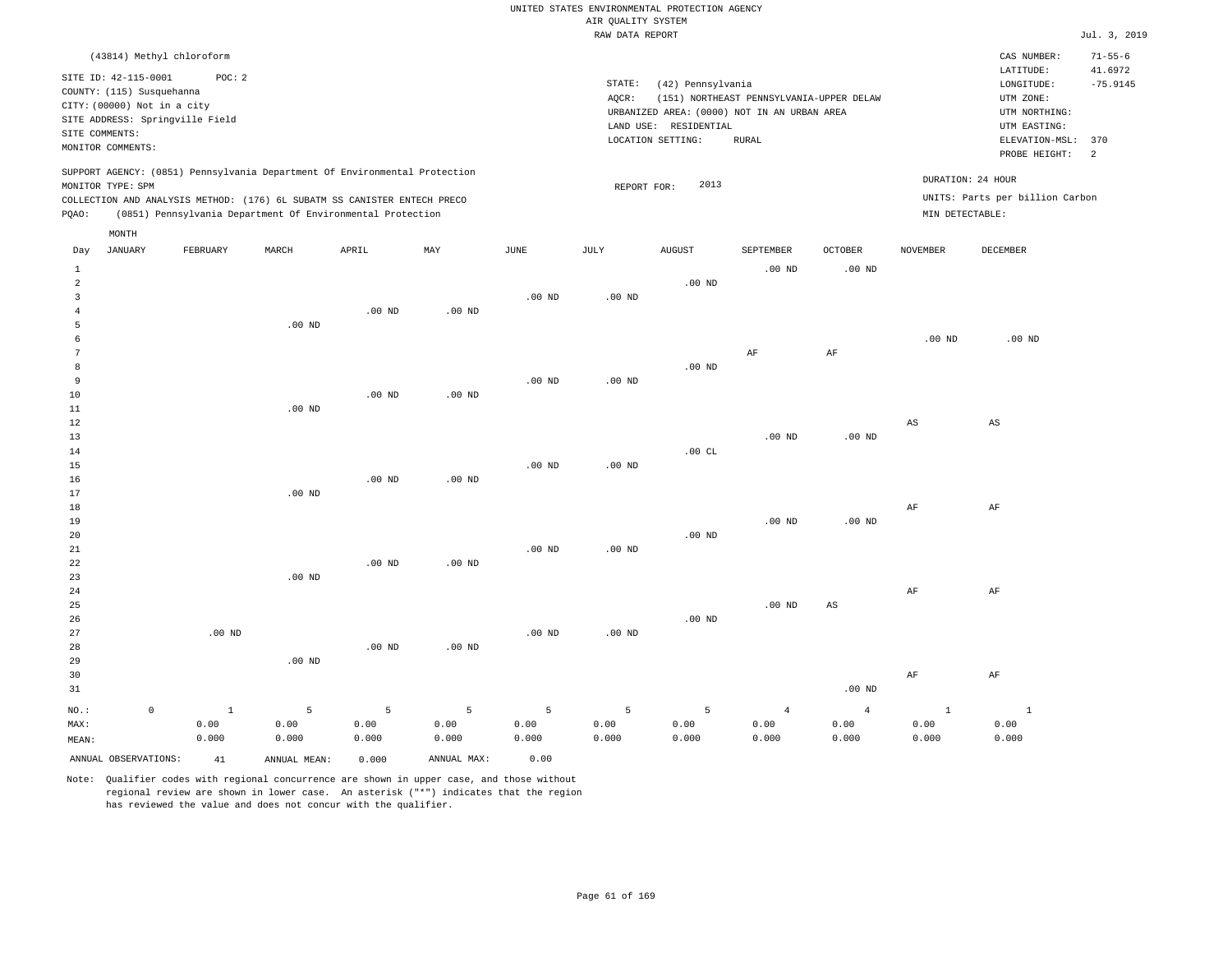UNITED STATES ENVIRONMENTAL PROTECTION AGENCY
AIR QUALITY SYSTEM
RAW DATA REPORT

Jul. 3, 2019

(43814) Methyl chloroform

SITE ID: 42-115-0001 POC: 2
COUNTY: (115) Susquehanna
CITY: (00000) Not in a city
SITE ADDRESS: Springville Field
SITE COMMENTS:
MONITOR COMMENTS:

STATE: (42) Pennsylvania
AQCR: (151) NORTHEAST PENNSYLVANIA-UPPER DELAW
URBANIZED AREA: (0000) NOT IN AN URBAN AREA
LAND USE: RESIDENTIAL
LOCATION SETTING: RURAL

CAS NUMBER: 71-55-6
LATITUDE: 41.6972
LONGITUDE: -75.9145
UTM ZONE:
UTM NORTHING:
UTM EASTING:
ELEVATION-MSL: 370
PROBE HEIGHT: 2

SUPPORT AGENCY: (0851) Pennsylvania Department Of Environmental Protection
MONITOR TYPE: SPM
COLLECTION AND ANALYSIS METHOD: (176) 6L SUBATM SS CANISTER ENTECH PRECO
PQAO: (0851) Pennsylvania Department Of Environmental Protection

REPORT FOR: 2013

DURATION: 24 HOUR
UNITS: Parts per billion Carbon
MIN DETECTABLE:

| Day | JANUARY | FEBRUARY | MARCH | APRIL | MAY | JUNE | JULY | AUGUST | SEPTEMBER | OCTOBER | NOVEMBER | DECEMBER |
|---|---|---|---|---|---|---|---|---|---|---|---|---|
| 1 | | | | | | | | | .00 ND | .00 ND | | |
| 2 | | | | | | | | .00 ND | | | | |
| 3 | | | | | | .00 ND | .00 ND | | | | | |
| 4 | | | | .00 ND | .00 ND | | | | | | | |
| 5 | | | .00 ND | | | | | | | | | |
| 6 | | | | | | | | | | | .00 ND | .00 ND |
| 7 | | | | | | | | | AF | AF | | |
| 8 | | | | | | | | .00 ND | | | | |
| 9 | | | | | | .00 ND | .00 ND | | | | | |
| 10 | | | | .00 ND | .00 ND | | | | | | | |
| 11 | | | .00 ND | | | | | | | | | |
| 12 | | | | | | | | | | | AS | AS |
| 13 | | | | | | | | | .00 ND | .00 ND | | |
| 14 | | | | | | | | .00 CL | | | | |
| 15 | | | | | | .00 ND | .00 ND | | | | | |
| 16 | | | | .00 ND | .00 ND | | | | | | | |
| 17 | | | .00 ND | | | | | | | | | |
| 18 | | | | | | | | | | | AF | AF |
| 19 | | | | | | | | | .00 ND | .00 ND | | |
| 20 | | | | | | | | .00 ND | | | | |
| 21 | | | | | | .00 ND | .00 ND | | | | | |
| 22 | | | | .00 ND | .00 ND | | | | | | | |
| 23 | | | .00 ND | | | | | | | | | |
| 24 | | | | | | | | | | | AF | AF |
| 25 | | | | | | | | | .00 ND | AS | | |
| 26 | | | | | | | | .00 ND | | | | |
| 27 | | .00 ND | | | | .00 ND | .00 ND | | | | | |
| 28 | | | | .00 ND | .00 ND | | | | | | | |
| 29 | | | .00 ND | | | | | | | | | |
| 30 | | | | | | | | | | | AF | AF |
| 31 | | | | | | | | | | .00 ND | | |
| NO.: | 0 | 1 | 5 | 5 | 5 | 5 | 5 | 5 | 4 | 4 | 1 | 1 |
| MAX: | | 0.00 | 0.00 | 0.00 | 0.00 | 0.00 | 0.00 | 0.00 | 0.00 | 0.00 | 0.00 | 0.00 |
| MEAN: | | 0.000 | 0.000 | 0.000 | 0.000 | 0.000 | 0.000 | 0.000 | 0.000 | 0.000 | 0.000 | 0.000 |

ANNUAL OBSERVATIONS: 41 ANNUAL MEAN: 0.000 ANNUAL MAX: 0.00

Note: Qualifier codes with regional concurrence are shown in upper case, and those without regional review are shown in lower case. An asterisk ("*") indicates that the region has reviewed the value and does not concur with the qualifier.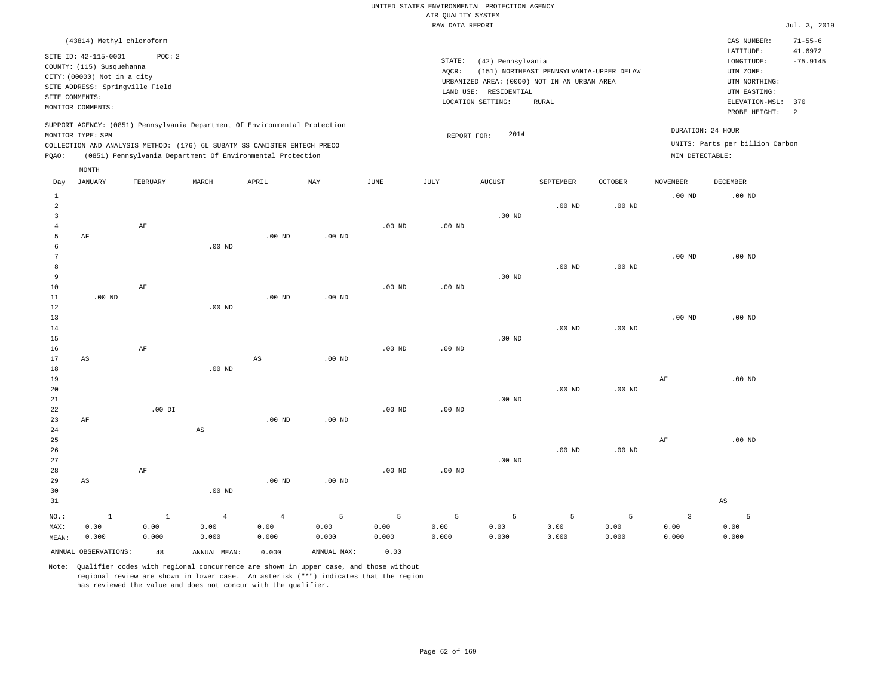UNITED STATES ENVIRONMENTAL PROTECTION AGENCY
AIR QUALITY SYSTEM
RAW DATA REPORT

Jul. 3, 2019

(43814) Methyl chloroform

SITE ID: 42-115-0001 POC: 2
COUNTY: (115) Susquehanna
CITY: (00000) Not in a city
SITE ADDRESS: Springville Field
SITE COMMENTS:
MONITOR COMMENTS:

STATE: (42) Pennsylvania
AQCR: (151) NORTHEAST PENNSYLVANIA-UPPER DELAW
URBANIZED AREA: (0000) NOT IN AN URBAN AREA
LAND USE: RESIDENTIAL
LOCATION SETTING: RURAL

CAS NUMBER: 71-55-6
LATITUDE: 41.6972
LONGITUDE: -75.9145
UTM ZONE:
UTM NORTHING:
UTM EASTING:
ELEVATION-MSL: 370
PROBE HEIGHT: 2

SUPPORT AGENCY: (0851) Pennsylvania Department Of Environmental Protection
MONITOR TYPE: SPM
COLLECTION AND ANALYSIS METHOD: (176) 6L SUBATM SS CANISTER ENTECH PRECO
PQAO: (0851) Pennsylvania Department Of Environmental Protection

REPORT FOR: 2014

DURATION: 24 HOUR
UNITS: Parts per billion Carbon
MIN DETECTABLE:

| Day | JANUARY | FEBRUARY | MARCH | APRIL | MAY | JUNE | JULY | AUGUST | SEPTEMBER | OCTOBER | NOVEMBER | DECEMBER |
|---|---|---|---|---|---|---|---|---|---|---|---|---|
| 1 | | | | | | | | | | | .00 ND | .00 ND |
| 2 | | | | | | | | | .00 ND | .00 ND | | |
| 3 | | | | | | | | .00 ND | | | | |
| 4 | | AF | | | | .00 ND | .00 ND | | | | | |
| 5 | AF | | | .00 ND | .00 ND | | | | | | | |
| 6 | | | .00 ND | | | | | | | | | |
| 7 | | | | | | | | | | | .00 ND | .00 ND |
| 8 | | | | | | | | | .00 ND | .00 ND | | |
| 9 | | | | | | | | .00 ND | | | | |
| 10 | | AF | | | | .00 ND | .00 ND | | | | | |
| 11 | .00 ND | | | .00 ND | .00 ND | | | | | | | |
| 12 | | | .00 ND | | | | | | | | | |
| 13 | | | | | | | | | | | .00 ND | .00 ND |
| 14 | | | | | | | | | .00 ND | .00 ND | | |
| 15 | | | | | | | | .00 ND | | | | |
| 16 | | AF | | | | .00 ND | .00 ND | | | | | |
| 17 | AS | | | AS | .00 ND | | | | | | | |
| 18 | | | .00 ND | | | | | | | | | |
| 19 | | | | | | | | | | | AF | .00 ND |
| 20 | | | | | | | | | .00 ND | .00 ND | | |
| 21 | | | | | | | | .00 ND | | | | |
| 22 | | .00 DI | | | | .00 ND | .00 ND | | | | | |
| 23 | AF | | | .00 ND | .00 ND | | | | | | | |
| 24 | | | AS | | | | | | | | | |
| 25 | | | | | | | | | | | AF | .00 ND |
| 26 | | | | | | | | | .00 ND | .00 ND | | |
| 27 | | | | | | | | .00 ND | | | | |
| 28 | | AF | | | | .00 ND | .00 ND | | | | | |
| 29 | AS | | | .00 ND | .00 ND | | | | | | | |
| 30 | | | .00 ND | | | | | | | | | |
| 31 | | | | | | | | | | | | AS |
| NO.: | 1 | 1 | 4 | 4 | 5 | 5 | 5 | 5 | 5 | 5 | 3 | 5 |
| MAX: | 0.00 | 0.00 | 0.00 | 0.00 | 0.00 | 0.00 | 0.00 | 0.00 | 0.00 | 0.00 | 0.00 | 0.00 |
| MEAN: | 0.000 | 0.000 | 0.000 | 0.000 | 0.000 | 0.000 | 0.000 | 0.000 | 0.000 | 0.000 | 0.000 | 0.000 |

ANNUAL OBSERVATIONS: 48 ANNUAL MEAN: 0.000 ANNUAL MAX: 0.00

Note: Qualifier codes with regional concurrence are shown in upper case, and those without regional review are shown in lower case. An asterisk ("*") indicates that the region has reviewed the value and does not concur with the qualifier.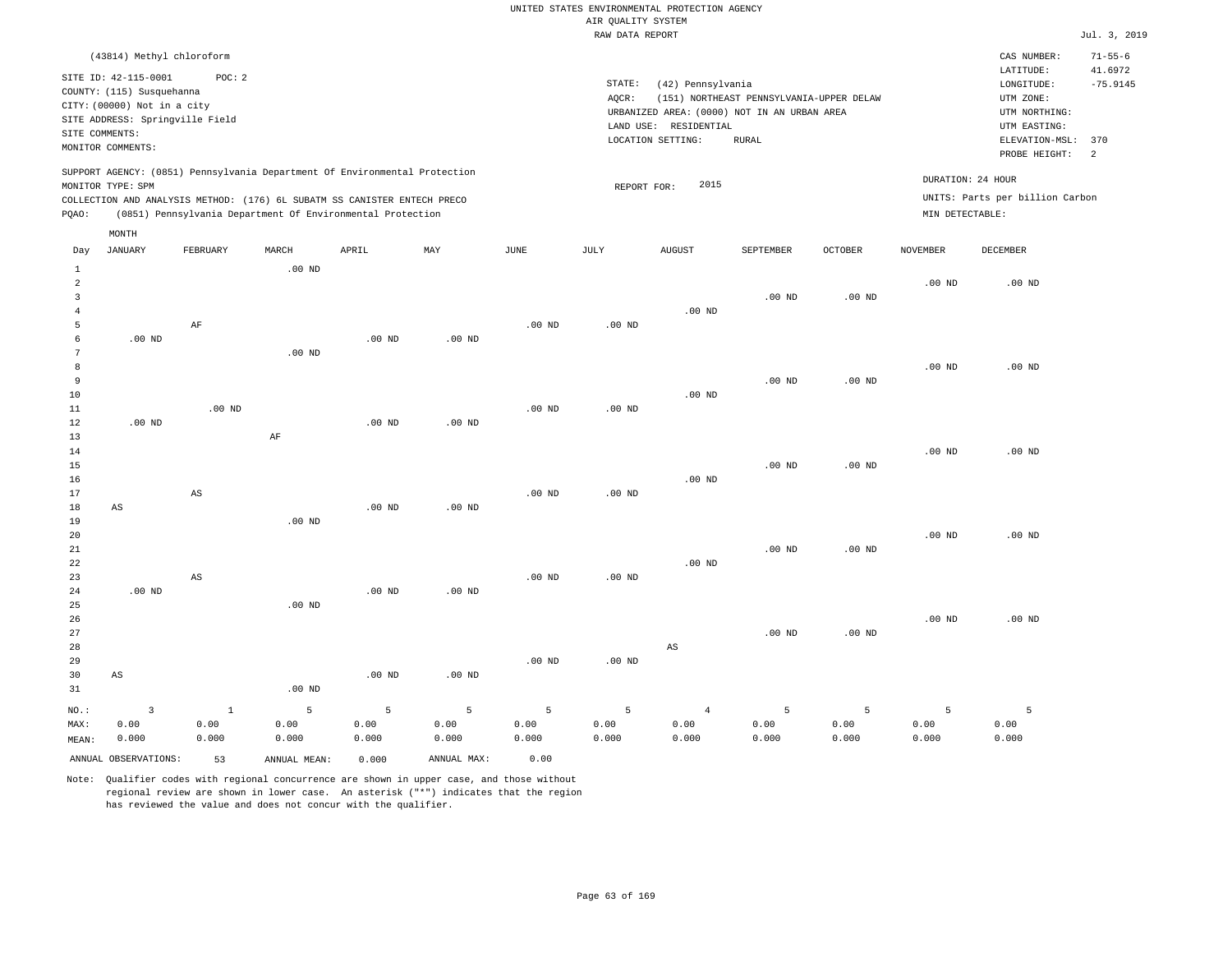UNITED STATES ENVIRONMENTAL PROTECTION AGENCY
AIR QUALITY SYSTEM
RAW DATA REPORT

Jul. 3, 2019

(43814) Methyl chloroform

SITE ID: 42-115-0001 POC: 2
COUNTY: (115) Susquehanna
CITY: (00000) Not in a city
SITE ADDRESS: Springville Field
SITE COMMENTS:
MONITOR COMMENTS:

STATE: (42) Pennsylvania
AQCR: (151) NORTHEAST PENNSYLVANIA-UPPER DELAW
URBANIZED AREA: (0000) NOT IN AN URBAN AREA
LAND USE: RESIDENTIAL
LOCATION SETTING: RURAL

CAS NUMBER: 71-55-6
LATITUDE: 41.6972
LONGITUDE: -75.9145
UTM ZONE:
UTM NORTHING:
UTM EASTING:
ELEVATION-MSL: 370
PROBE HEIGHT: 2

SUPPORT AGENCY: (0851) Pennsylvania Department Of Environmental Protection
MONITOR TYPE: SPM
COLLECTION AND ANALYSIS METHOD: (176) 6L SUBATM SS CANISTER ENTECH PRECO
PQAO: (0851) Pennsylvania Department Of Environmental Protection

REPORT FOR: 2015

DURATION: 24 HOUR
UNITS: Parts per billion Carbon
MIN DETECTABLE:

| Day | JANUARY | FEBRUARY | MARCH | APRIL | MAY | JUNE | JULY | AUGUST | SEPTEMBER | OCTOBER | NOVEMBER | DECEMBER |
|---|---|---|---|---|---|---|---|---|---|---|---|---|
| 1 | | | .00 ND | | | | | | | | | |
| 2 | | | | | | | | | | | .00 ND | .00 ND |
| 3 | | | | | | | | | .00 ND | .00 ND | | |
| 4 | | | | | | | | .00 ND | | | | |
| 5 | | AF | | | | .00 ND | .00 ND | | | | | |
| 6 | .00 ND | | | .00 ND | .00 ND | | | | | | | |
| 7 | | | .00 ND | | | | | | | | | |
| 8 | | | | | | | | | | | .00 ND | .00 ND |
| 9 | | | | | | | | | .00 ND | .00 ND | | |
| 10 | | | | | | | | .00 ND | | | | |
| 11 | | .00 ND | | | | .00 ND | .00 ND | | | | | |
| 12 | .00 ND | | | .00 ND | .00 ND | | | | | | | |
| 13 | | | AF | | | | | | | | | |
| 14 | | | | | | | | | | | .00 ND | .00 ND |
| 15 | | | | | | | | | .00 ND | .00 ND | | |
| 16 | | | | | | | | .00 ND | | | | |
| 17 | | AS | | | | .00 ND | .00 ND | | | | | |
| 18 | AS | | | .00 ND | .00 ND | | | | | | | |
| 19 | | | .00 ND | | | | | | | | | |
| 20 | | | | | | | | | | | .00 ND | .00 ND |
| 21 | | | | | | | | | .00 ND | .00 ND | | |
| 22 | | | | | | | | .00 ND | | | | |
| 23 | | AS | | | | .00 ND | .00 ND | | | | | |
| 24 | .00 ND | | | .00 ND | .00 ND | | | | | | | |
| 25 | | | .00 ND | | | | | | | | | |
| 26 | | | | | | | | | | | .00 ND | .00 ND |
| 27 | | | | | | | | | .00 ND | .00 ND | | |
| 28 | | | | | | | | AS | | | | |
| 29 | | | | | | .00 ND | .00 ND | | | | | |
| 30 | AS | | | .00 ND | .00 ND | | | | | | | |
| 31 | | | .00 ND | | | | | | | | | |
| NO.: | 3 | 1 | 5 | 5 | 5 | 5 | 5 | 4 | 5 | 5 | 5 | 5 |
| MAX: | 0.00 | 0.00 | 0.00 | 0.00 | 0.00 | 0.00 | 0.00 | 0.00 | 0.00 | 0.00 | 0.00 | 0.00 |
| MEAN: | 0.000 | 0.000 | 0.000 | 0.000 | 0.000 | 0.000 | 0.000 | 0.000 | 0.000 | 0.000 | 0.000 | 0.000 |

ANNUAL OBSERVATIONS: 53 ANNUAL MEAN: 0.000 ANNUAL MAX: 0.00

Note: Qualifier codes with regional concurrence are shown in upper case, and those without regional review are shown in lower case. An asterisk ("*") indicates that the region has reviewed the value and does not concur with the qualifier.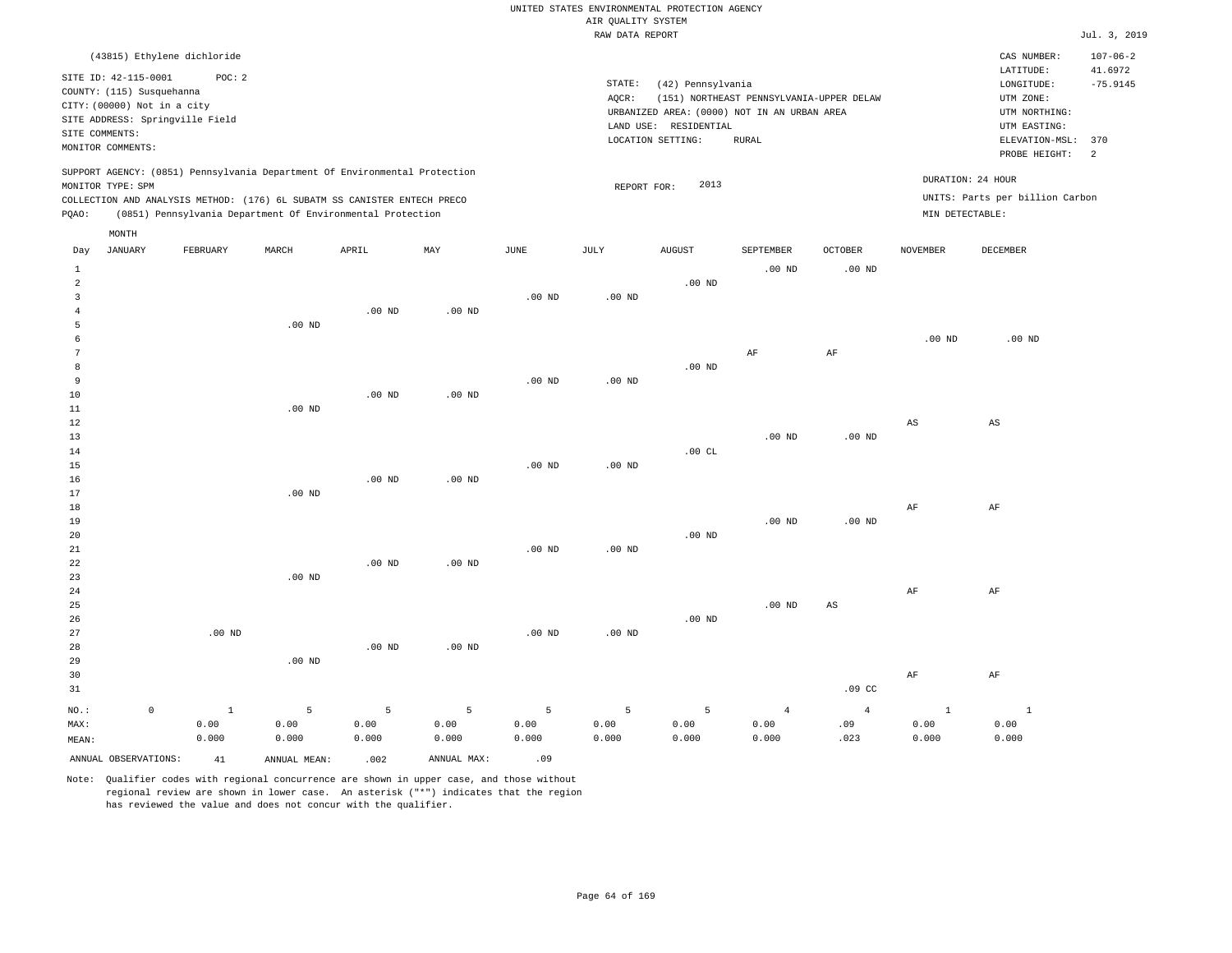UNITED STATES ENVIRONMENTAL PROTECTION AGENCY
AIR QUALITY SYSTEM
RAW DATA REPORT

Jul. 3, 2019

(43815) Ethylene dichloride

SITE ID: 42-115-0001 POC: 2
COUNTY: (115) Susquehanna
CITY: (00000) Not in a city
SITE ADDRESS: Springville Field
SITE COMMENTS:
MONITOR COMMENTS:

STATE: (42) Pennsylvania
AQCR: (151) NORTHEAST PENNSYLVANIA-UPPER DELAW
URBANIZED AREA: (0000) NOT IN AN URBAN AREA
LAND USE: RESIDENTIAL
LOCATION SETTING: RURAL

CAS NUMBER: 107-06-2
LATITUDE: 41.6972
LONGITUDE: -75.9145
UTM ZONE:
UTM NORTHING:
UTM EASTING:
ELEVATION-MSL: 370
PROBE HEIGHT: 2

SUPPORT AGENCY: (0851) Pennsylvania Department Of Environmental Protection
MONITOR TYPE: SPM
COLLECTION AND ANALYSIS METHOD: (176) 6L SUBATM SS CANISTER ENTECH PRECO
PQAO: (0851) Pennsylvania Department Of Environmental Protection

REPORT FOR: 2013

DURATION: 24 HOUR
UNITS: Parts per billion Carbon
MIN DETECTABLE:

| Day | JANUARY | FEBRUARY | MARCH | APRIL | MAY | JUNE | JULY | AUGUST | SEPTEMBER | OCTOBER | NOVEMBER | DECEMBER |
|---|---|---|---|---|---|---|---|---|---|---|---|---|
| 1 | | | | | | | | | .00 ND | .00 ND | | |
| 2 | | | | | | | | .00 ND | | | | |
| 3 | | | | | | .00 ND | .00 ND | | | | | |
| 4 | | | | .00 ND | .00 ND | | | | | | | |
| 5 | | | .00 ND | | | | | | | | | |
| 6 | | | | | | | | | | | .00 ND | .00 ND |
| 7 | | | | | | | | | AF | AF | | |
| 8 | | | | | | | | .00 ND | | | | |
| 9 | | | | | | .00 ND | .00 ND | | | | | |
| 10 | | | | .00 ND | .00 ND | | | | | | | |
| 11 | | | .00 ND | | | | | | | | | |
| 12 | | | | | | | | | | | AS | AS |
| 13 | | | | | | | | | .00 ND | .00 ND | | |
| 14 | | | | | | | | .00 CL | | | | |
| 15 | | | | | | .00 ND | .00 ND | | | | | |
| 16 | | | | .00 ND | .00 ND | | | | | | | |
| 17 | | | .00 ND | | | | | | | | | |
| 18 | | | | | | | | | | | AF | AF |
| 19 | | | | | | | | | .00 ND | .00 ND | | |
| 20 | | | | | | | | .00 ND | | | | |
| 21 | | | | | | .00 ND | .00 ND | | | | | |
| 22 | | | | .00 ND | .00 ND | | | | | | | |
| 23 | | | .00 ND | | | | | | | | | |
| 24 | | | | | | | | | | | AF | AF |
| 25 | | | | | | | | | .00 ND | AS | | |
| 26 | | | | | | | | .00 ND | | | | |
| 27 | | .00 ND | | | | .00 ND | .00 ND | | | | | |
| 28 | | | | .00 ND | .00 ND | | | | | | | |
| 29 | | | .00 ND | | | | | | | | | |
| 30 | | | | | | | | | | | AF | AF |
| 31 | | | | | | | | | | .09 CC | | |
| NO.: | 0 | 1 | 5 | 5 | 5 | 5 | 5 | 5 | 4 | 4 | 1 | 1 |
| MAX: | | 0.00 | 0.00 | 0.00 | 0.00 | 0.00 | 0.00 | 0.00 | 0.00 | .09 | 0.00 | 0.00 |
| MEAN: | | 0.000 | 0.000 | 0.000 | 0.000 | 0.000 | 0.000 | 0.000 | 0.000 | .023 | 0.000 | 0.000 |

ANNUAL OBSERVATIONS: 41 ANNUAL MEAN: .002 ANNUAL MAX: .09

Note: Qualifier codes with regional concurrence are shown in upper case, and those without regional review are shown in lower case. An asterisk ("*") indicates that the region has reviewed the value and does not concur with the qualifier.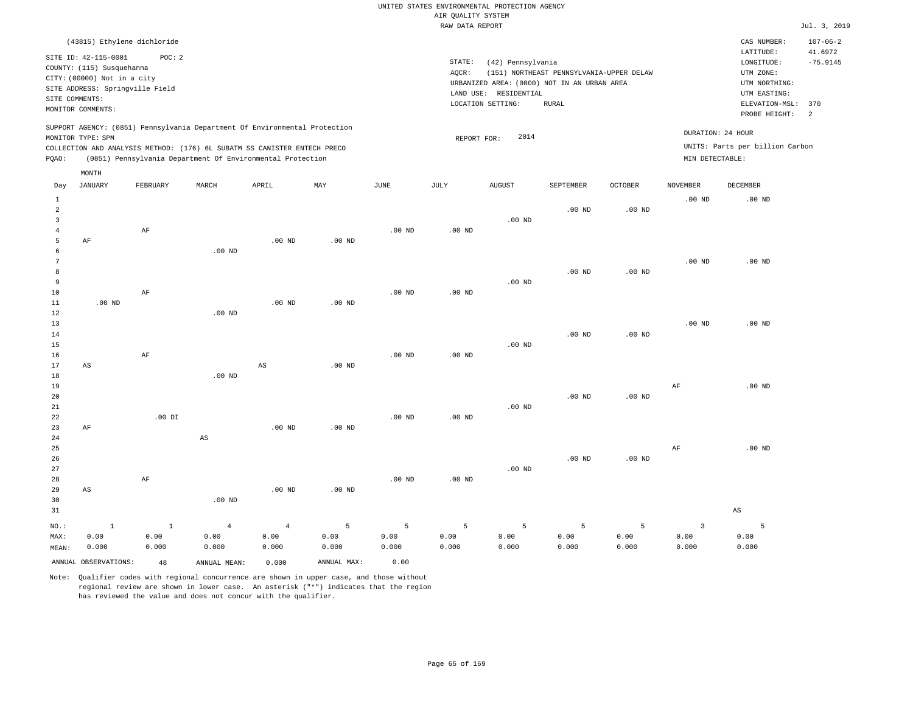UNITED STATES ENVIRONMENTAL PROTECTION AGENCY
AIR QUALITY SYSTEM
RAW DATA REPORT

Jul. 3, 2019

(43815) Ethylene dichloride

SITE ID: 42-115-0001 POC: 2
COUNTY: (115) Susquehanna
CITY: (00000) Not in a city
SITE ADDRESS: Springville Field
SITE COMMENTS:
MONITOR COMMENTS:

STATE: (42) Pennsylvania
AQCR: (151) NORTHEAST PENNSYLVANIA-UPPER DELAW
URBANIZED AREA: (0000) NOT IN AN URBAN AREA
LAND USE: RESIDENTIAL
LOCATION SETTING: RURAL

CAS NUMBER: 107-06-2
LATITUDE: 41.6972
LONGITUDE: -75.9145
UTM ZONE:
UTM NORTHING:
UTM EASTING:
ELEVATION-MSL: 370
PROBE HEIGHT: 2

SUPPORT AGENCY: (0851) Pennsylvania Department Of Environmental Protection
MONITOR TYPE: SPM
COLLECTION AND ANALYSIS METHOD: (176) 6L SUBATM SS CANISTER ENTECH PRECO
PQAO: (0851) Pennsylvania Department Of Environmental Protection

REPORT FOR: 2014

DURATION: 24 HOUR
UNITS: Parts per billion Carbon
MIN DETECTABLE:

| Day | JANUARY | FEBRUARY | MARCH | APRIL | MAY | JUNE | JULY | AUGUST | SEPTEMBER | OCTOBER | NOVEMBER | DECEMBER |
|---|---|---|---|---|---|---|---|---|---|---|---|---|
| 1 | | | | | | | | | | | .00 ND | .00 ND |
| 2 | | | | | | | | | .00 ND | .00 ND | | |
| 3 | | | | | | | | .00 ND | | | | |
| 4 | | AF | | | | .00 ND | .00 ND | | | | | |
| 5 | AF | | | .00 ND | .00 ND | | | | | | | |
| 6 | | | .00 ND | | | | | | | | | |
| 7 | | | | | | | | | | | .00 ND | .00 ND |
| 8 | | | | | | | | | .00 ND | .00 ND | | |
| 9 | | | | | | | | .00 ND | | | | |
| 10 | | AF | | | | .00 ND | .00 ND | | | | | |
| 11 | .00 ND | | | .00 ND | .00 ND | | | | | | | |
| 12 | | | .00 ND | | | | | | | | | |
| 13 | | | | | | | | | | | .00 ND | .00 ND |
| 14 | | | | | | | | | .00 ND | .00 ND | | |
| 15 | | | | | | | | .00 ND | | | | |
| 16 | | AF | | | | .00 ND | .00 ND | | | | | |
| 17 | AS | | | AS | .00 ND | | | | | | | |
| 18 | | | .00 ND | | | | | | | | | |
| 19 | | | | | | | | | | | AF | .00 ND |
| 20 | | | | | | | | | .00 ND | .00 ND | | |
| 21 | | | | | | | | .00 ND | | | | |
| 22 | | .00 DI | | | | .00 ND | .00 ND | | | | | |
| 23 | AF | | | .00 ND | .00 ND | | | | | | | |
| 24 | | | AS | | | | | | | | | |
| 25 | | | | | | | | | | | AF | .00 ND |
| 26 | | | | | | | | | .00 ND | .00 ND | | |
| 27 | | | | | | | | .00 ND | | | | |
| 28 | | AF | | | | .00 ND | .00 ND | | | | | |
| 29 | AS | | | .00 ND | .00 ND | | | | | | | |
| 30 | | | .00 ND | | | | | | | | | |
| 31 | | | | | | | | | | | | AS |
| NO.: | 1 | 1 | 4 | 4 | 5 | 5 | 5 | 5 | 5 | 5 | 3 | 5 |
| MAX: | 0.00 | 0.00 | 0.00 | 0.00 | 0.00 | 0.00 | 0.00 | 0.00 | 0.00 | 0.00 | 0.00 | 0.00 |
| MEAN: | 0.000 | 0.000 | 0.000 | 0.000 | 0.000 | 0.000 | 0.000 | 0.000 | 0.000 | 0.000 | 0.000 | 0.000 |

ANNUAL OBSERVATIONS: 48 ANNUAL MEAN: 0.000 ANNUAL MAX: 0.00

Note: Qualifier codes with regional concurrence are shown in upper case, and those without regional review are shown in lower case. An asterisk ("*") indicates that the region has reviewed the value and does not concur with the qualifier.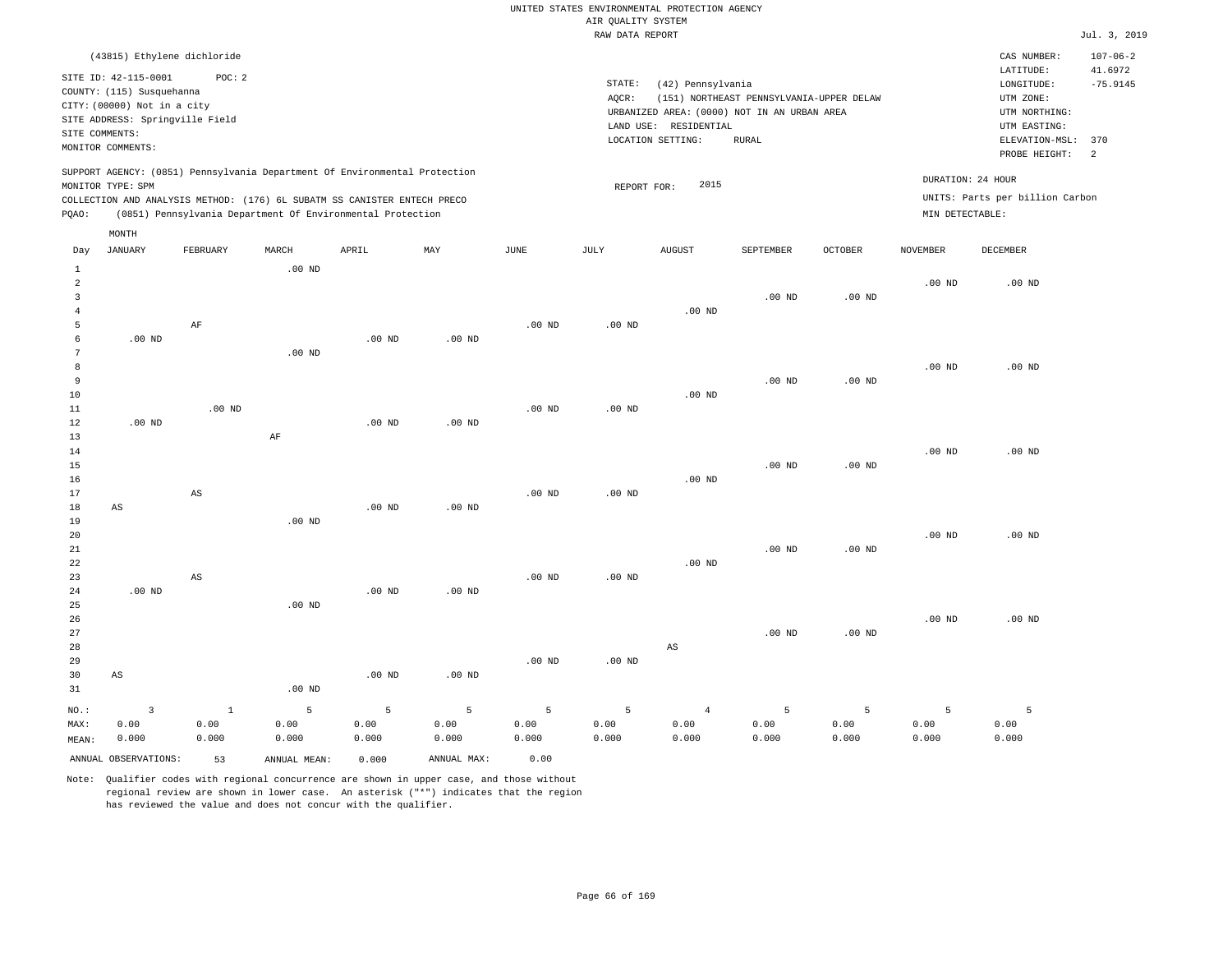UNITED STATES ENVIRONMENTAL PROTECTION AGENCY
AIR QUALITY SYSTEM
RAW DATA REPORT

Jul. 3, 2019

(43815) Ethylene dichloride

SITE ID: 42-115-0001 POC: 2
COUNTY: (115) Susquehanna
CITY: (00000) Not in a city
SITE ADDRESS: Springville Field
SITE COMMENTS:
MONITOR COMMENTS:

STATE: (42) Pennsylvania
AQCR: (151) NORTHEAST PENNSYLVANIA-UPPER DELAW
URBANIZED AREA: (0000) NOT IN AN URBAN AREA
LAND USE: RESIDENTIAL
LOCATION SETTING: RURAL

CAS NUMBER: 107-06-2
LATITUDE: 41.6972
LONGITUDE: -75.9145
UTM ZONE:
UTM NORTHING:
UTM EASTING:
ELEVATION-MSL: 370
PROBE HEIGHT: 2

SUPPORT AGENCY: (0851) Pennsylvania Department Of Environmental Protection
MONITOR TYPE: SPM
COLLECTION AND ANALYSIS METHOD: (176) 6L SUBATM SS CANISTER ENTECH PRECO
PQAO: (0851) Pennsylvania Department Of Environmental Protection

REPORT FOR: 2015

DURATION: 24 HOUR
UNITS: Parts per billion Carbon
MIN DETECTABLE:

| Day | JANUARY | FEBRUARY | MARCH | APRIL | MAY | JUNE | JULY | AUGUST | SEPTEMBER | OCTOBER | NOVEMBER | DECEMBER |
|---|---|---|---|---|---|---|---|---|---|---|---|---|
| 1 | | | .00 ND | | | | | | | | | |
| 2 | | | | | | | | | | | .00 ND | .00 ND |
| 3 | | | | | | | | | .00 ND | .00 ND | | |
| 4 | | | | | | | | .00 ND | | | | |
| 5 | | AF | | | | .00 ND | .00 ND | | | | | |
| 6 | .00 ND | | | .00 ND | .00 ND | | | | | | | |
| 7 | | | .00 ND | | | | | | | | | |
| 8 | | | | | | | | | | | .00 ND | .00 ND |
| 9 | | | | | | | | | .00 ND | .00 ND | | |
| 10 | | | | | | | | .00 ND | | | | |
| 11 | | .00 ND | | | | .00 ND | .00 ND | | | | | |
| 12 | .00 ND | | | .00 ND | .00 ND | | | | | | | |
| 13 | | | AF | | | | | | | | | |
| 14 | | | | | | | | | | | .00 ND | .00 ND |
| 15 | | | | | | | | | .00 ND | .00 ND | | |
| 16 | | | | | | | | .00 ND | | | | |
| 17 | | AS | | | | .00 ND | .00 ND | | | | | |
| 18 | AS | | | .00 ND | .00 ND | | | | | | | |
| 19 | | | .00 ND | | | | | | | | | |
| 20 | | | | | | | | | | | .00 ND | .00 ND |
| 21 | | | | | | | | | .00 ND | .00 ND | | |
| 22 | | | | | | | | .00 ND | | | | |
| 23 | | AS | | | | .00 ND | .00 ND | | | | | |
| 24 | .00 ND | | | .00 ND | .00 ND | | | | | | | |
| 25 | | | .00 ND | | | | | | | | | |
| 26 | | | | | | | | | | | .00 ND | .00 ND |
| 27 | | | | | | | | | .00 ND | .00 ND | | |
| 28 | | | | | | | | AS | | | | |
| 29 | | | | | | .00 ND | .00 ND | | | | | |
| 30 | AS | | | .00 ND | .00 ND | | | | | | | |
| 31 | | | .00 ND | | | | | | | | | |
| NO.: | 3 | 1 | 5 | 5 | 5 | 5 | 5 | 4 | 5 | 5 | 5 | 5 |
| MAX: | 0.00 | 0.00 | 0.00 | 0.00 | 0.00 | 0.00 | 0.00 | 0.00 | 0.00 | 0.00 | 0.00 | 0.00 |
| MEAN: | 0.000 | 0.000 | 0.000 | 0.000 | 0.000 | 0.000 | 0.000 | 0.000 | 0.000 | 0.000 | 0.000 | 0.000 |

ANNUAL OBSERVATIONS: 53 ANNUAL MEAN: 0.000 ANNUAL MAX: 0.00

Note: Qualifier codes with regional concurrence are shown in upper case, and those without regional review are shown in lower case. An asterisk ("*") indicates that the region has reviewed the value and does not concur with the qualifier.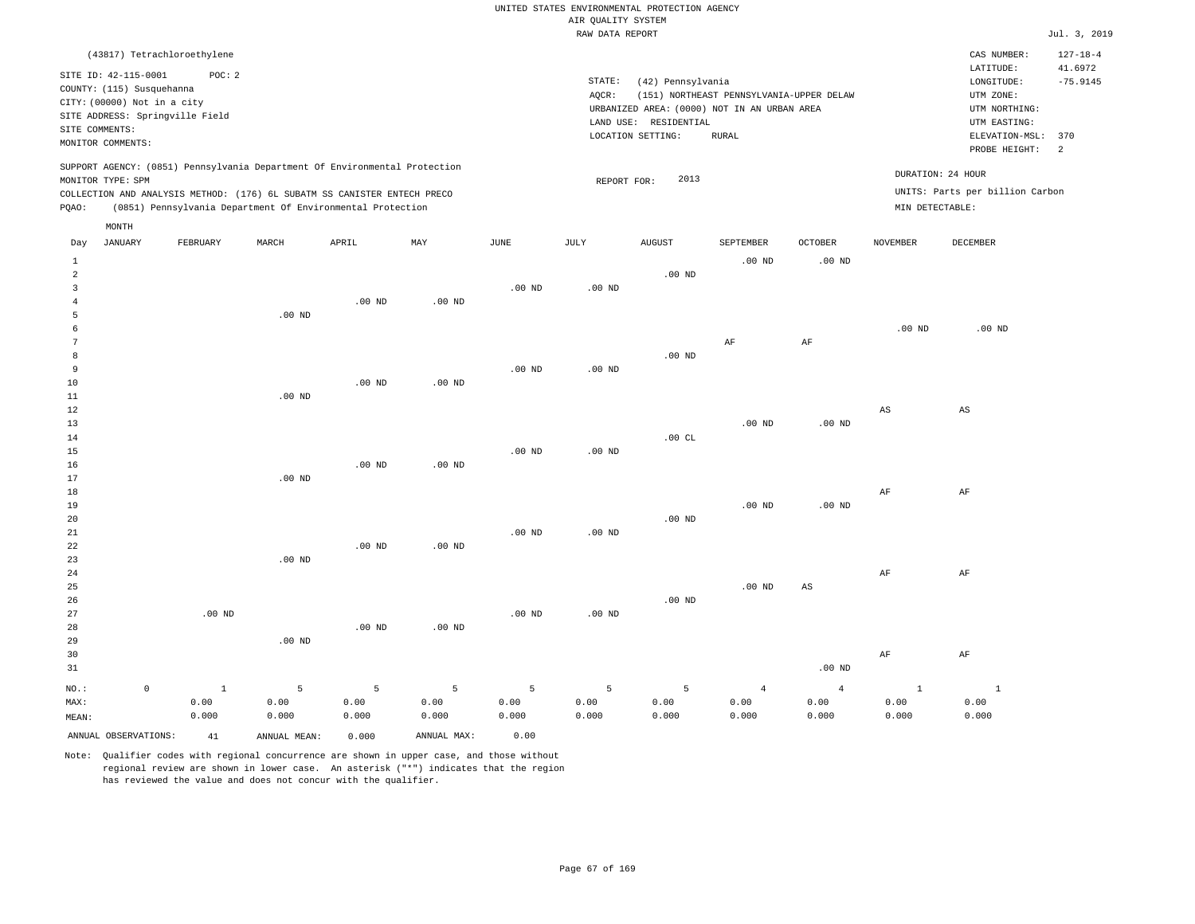UNITED STATES ENVIRONMENTAL PROTECTION AGENCY
AIR QUALITY SYSTEM
RAW DATA REPORT

Jul. 3, 2019

(43817) Tetrachloroethylene

SITE ID: 42-115-0001 POC: 2
COUNTY: (115) Susquehanna
CITY: (00000) Not in a city
SITE ADDRESS: Springville Field
SITE COMMENTS:
MONITOR COMMENTS:

STATE: (42) Pennsylvania
AQCR: (151) NORTHEAST PENNSYLVANIA-UPPER DELAW
URBANIZED AREA: (0000) NOT IN AN URBAN AREA
LAND USE: RESIDENTIAL
LOCATION SETTING: RURAL

CAS NUMBER: 127-18-4
LATITUDE: 41.6972
LONGITUDE: -75.9145
UTM ZONE:
UTM NORTHING:
UTM EASTING:
ELEVATION-MSL: 370
PROBE HEIGHT: 2

SUPPORT AGENCY: (0851) Pennsylvania Department Of Environmental Protection
MONITOR TYPE: SPM
COLLECTION AND ANALYSIS METHOD: (176) 6L SUBATM SS CANISTER ENTECH PRECO
PQAO: (0851) Pennsylvania Department Of Environmental Protection

REPORT FOR: 2013

DURATION: 24 HOUR
UNITS: Parts per billion Carbon
MIN DETECTABLE:

| Day | JANUARY | FEBRUARY | MARCH | APRIL | MAY | JUNE | JULY | AUGUST | SEPTEMBER | OCTOBER | NOVEMBER | DECEMBER |
|---|---|---|---|---|---|---|---|---|---|---|---|---|
| 1 | | | | | | | | | .00 ND | .00 ND | | |
| 2 | | | | | | | | .00 ND | | | | |
| 3 | | | | | | .00 ND | .00 ND | | | | | |
| 4 | | | | .00 ND | .00 ND | | | | | | | |
| 5 | | | .00 ND | | | | | | | | | |
| 6 | | | | | | | | | | | .00 ND | .00 ND |
| 7 | | | | | | | | | AF | AF | | |
| 8 | | | | | | | | .00 ND | | | | |
| 9 | | | | | | .00 ND | .00 ND | | | | | |
| 10 | | | | .00 ND | .00 ND | | | | | | | |
| 11 | | | .00 ND | | | | | | | | | |
| 12 | | | | | | | | | | | AS | AS |
| 13 | | | | | | | | | .00 ND | .00 ND | | |
| 14 | | | | | | | | .00 CL | | | | |
| 15 | | | | | | .00 ND | .00 ND | | | | | |
| 16 | | | | .00 ND | .00 ND | | | | | | | |
| 17 | | | .00 ND | | | | | | | | | |
| 18 | | | | | | | | | | | AF | AF |
| 19 | | | | | | | | | .00 ND | .00 ND | | |
| 20 | | | | | | | | .00 ND | | | | |
| 21 | | | | | | .00 ND | .00 ND | | | | | |
| 22 | | | | .00 ND | .00 ND | | | | | | | |
| 23 | | | .00 ND | | | | | | | | | |
| 24 | | | | | | | | | | | AF | AF |
| 25 | | | | | | | | | .00 ND | AS | | |
| 26 | | | | | | | | .00 ND | | | | |
| 27 | | .00 ND | | | | .00 ND | .00 ND | | | | | |
| 28 | | | | .00 ND | .00 ND | | | | | | | |
| 29 | | | .00 ND | | | | | | | | | |
| 30 | | | | | | | | | | | AF | AF |
| 31 | | | | | | | | | | .00 ND | | |
| NO.: | 0 | 1 | 5 | 5 | 5 | 5 | 5 | 5 | 4 | 4 | 1 | 1 |
| MAX: | | 0.00 | 0.00 | 0.00 | 0.00 | 0.00 | 0.00 | 0.00 | 0.00 | 0.00 | 0.00 | 0.00 |
| MEAN: | | 0.000 | 0.000 | 0.000 | 0.000 | 0.000 | 0.000 | 0.000 | 0.000 | 0.000 | 0.000 | 0.000 |

ANNUAL OBSERVATIONS: 41 ANNUAL MEAN: 0.000 ANNUAL MAX: 0.00

Note: Qualifier codes with regional concurrence are shown in upper case, and those without regional review are shown in lower case. An asterisk ("*") indicates that the region has reviewed the value and does not concur with the qualifier.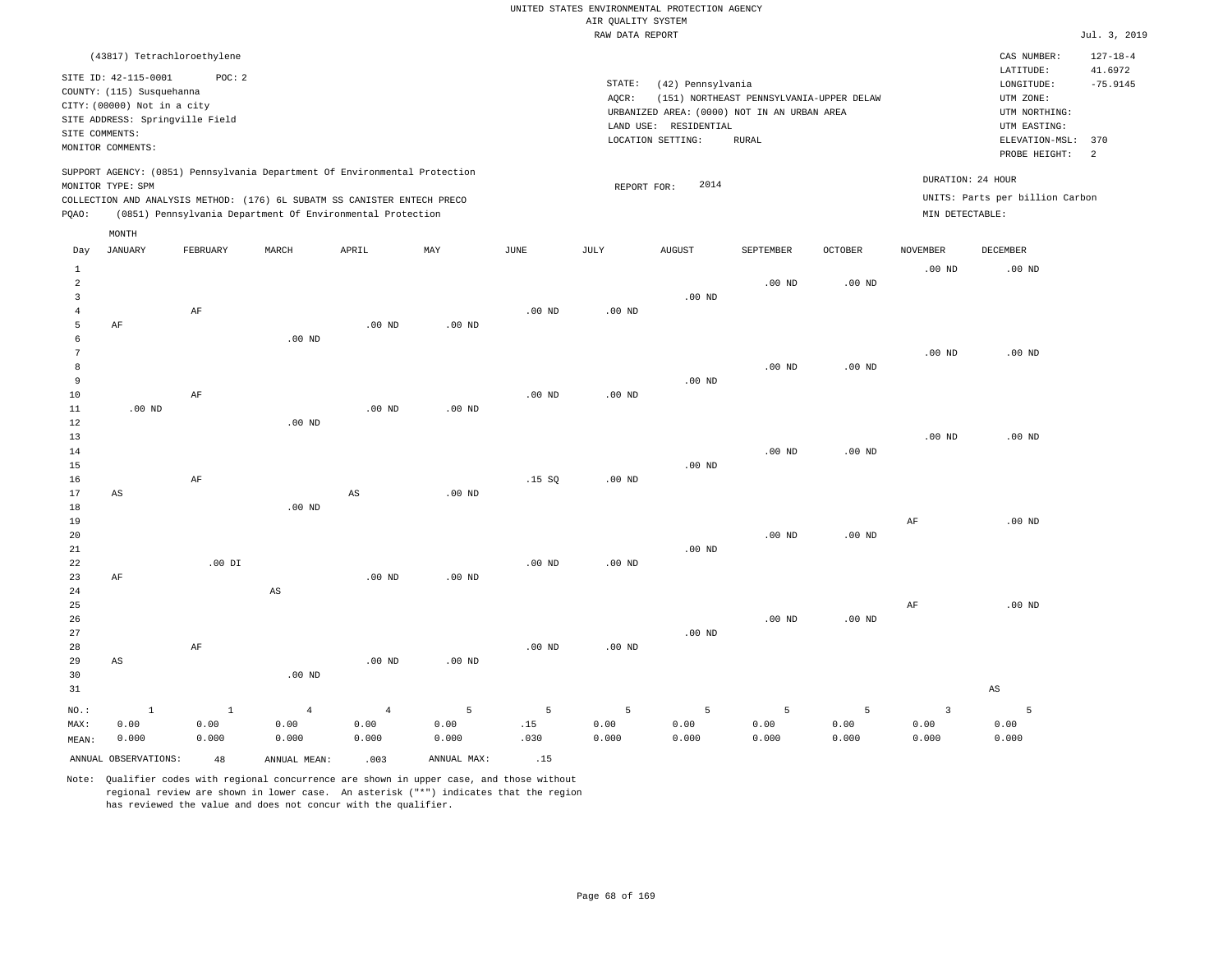UNITED STATES ENVIRONMENTAL PROTECTION AGENCY
AIR QUALITY SYSTEM
RAW DATA REPORT

Jul. 3, 2019

(43817) Tetrachloroethylene

SITE ID: 42-115-0001 POC: 2
COUNTY: (115) Susquehanna
CITY: (00000) Not in a city
SITE ADDRESS: Springville Field
SITE COMMENTS:
MONITOR COMMENTS:

STATE: (42) Pennsylvania
AQCR: (151) NORTHEAST PENNSYLVANIA-UPPER DELAW
URBANIZED AREA: (0000) NOT IN AN URBAN AREA
LAND USE: RESIDENTIAL
LOCATION SETTING: RURAL

CAS NUMBER: 127-18-4
LATITUDE: 41.6972
LONGITUDE: -75.9145
UTM ZONE:
UTM NORTHING:
UTM EASTING:
ELEVATION-MSL: 370
PROBE HEIGHT: 2

SUPPORT AGENCY: (0851) Pennsylvania Department Of Environmental Protection
MONITOR TYPE: SPM
COLLECTION AND ANALYSIS METHOD: (176) 6L SUBATM SS CANISTER ENTECH PRECO
PQAO: (0851) Pennsylvania Department Of Environmental Protection

REPORT FOR: 2014

DURATION: 24 HOUR
UNITS: Parts per billion Carbon
MIN DETECTABLE:

| Day | JANUARY | FEBRUARY | MARCH | APRIL | MAY | JUNE | JULY | AUGUST | SEPTEMBER | OCTOBER | NOVEMBER | DECEMBER |
|---|---|---|---|---|---|---|---|---|---|---|---|---|
| 1 | | | | | | | | | | | .00 ND | .00 ND |
| 2 | | | | | | | | | .00 ND | .00 ND | | |
| 3 | | | | | | | | .00 ND | | | | |
| 4 | | AF | | | | .00 ND | .00 ND | | | | | |
| 5 | AF | | | .00 ND | .00 ND | | | | | | | |
| 6 | | | .00 ND | | | | | | | | | |
| 7 | | | | | | | | | | | .00 ND | .00 ND |
| 8 | | | | | | | | | .00 ND | .00 ND | | |
| 9 | | | | | | | | .00 ND | | | | |
| 10 | | AF | | | | .00 ND | .00 ND | | | | | |
| 11 | .00 ND | | | .00 ND | .00 ND | | | | | | | |
| 12 | | | .00 ND | | | | | | | | | |
| 13 | | | | | | | | | | | .00 ND | .00 ND |
| 14 | | | | | | | | | .00 ND | .00 ND | | |
| 15 | | | | | | | | .00 ND | | | | |
| 16 | | AF | | | | .15 SQ | .00 ND | | | | | |
| 17 | AS | | | AS | .00 ND | | | | | | | |
| 18 | | | .00 ND | | | | | | | | | |
| 19 | | | | | | | | | | | AF | .00 ND |
| 20 | | | | | | | | | .00 ND | .00 ND | | |
| 21 | | | | | | | | .00 ND | | | | |
| 22 | | .00 DI | | | | .00 ND | .00 ND | | | | | |
| 23 | AF | | | .00 ND | .00 ND | | | | | | | |
| 24 | | | AS | | | | | | | | | |
| 25 | | | | | | | | | | | AF | .00 ND |
| 26 | | | | | | | | | .00 ND | .00 ND | | |
| 27 | | | | | | | | .00 ND | | | | |
| 28 | | AF | | | | .00 ND | .00 ND | | | | | |
| 29 | AS | | | .00 ND | .00 ND | | | | | | | |
| 30 | | | .00 ND | | | | | | | | | |
| 31 | | | | | | | | | | | | AS |
| NO.: | 1 | 1 | 4 | 4 | 5 | 5 | 5 | 5 | 5 | 5 | 3 | 5 |
| MAX: | 0.00 | 0.00 | 0.00 | 0.00 | 0.00 | .15 | 0.00 | 0.00 | 0.00 | 0.00 | 0.00 | 0.00 |
| MEAN: | 0.000 | 0.000 | 0.000 | 0.000 | 0.000 | .030 | 0.000 | 0.000 | 0.000 | 0.000 | 0.000 | 0.000 |

ANNUAL OBSERVATIONS: 48 ANNUAL MEAN: .003 ANNUAL MAX: .15

Note: Qualifier codes with regional concurrence are shown in upper case, and those without regional review are shown in lower case. An asterisk ("*") indicates that the region has reviewed the value and does not concur with the qualifier.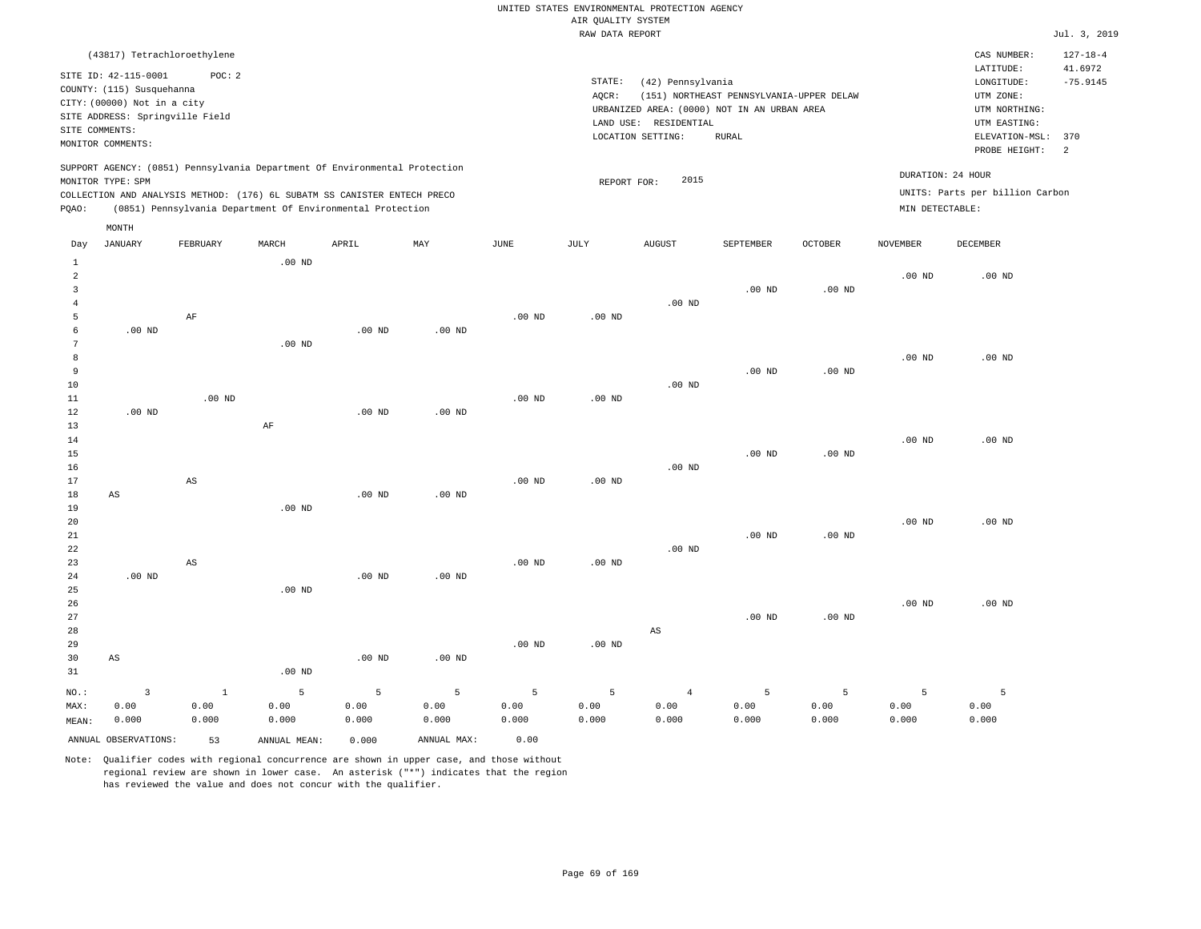UNITED STATES ENVIRONMENTAL PROTECTION AGENCY
AIR QUALITY SYSTEM
RAW DATA REPORT

Jul. 3, 2019

(43817) Tetrachloroethylene

SITE ID: 42-115-0001 POC: 2
COUNTY: (115) Susquehanna
CITY: (00000) Not in a city
SITE ADDRESS: Springville Field
SITE COMMENTS:
MONITOR COMMENTS:

STATE: (42) Pennsylvania
AQCR: (151) NORTHEAST PENNSYLVANIA-UPPER DELAW
URBANIZED AREA: (0000) NOT IN AN URBAN AREA
LAND USE: RESIDENTIAL
LOCATION SETTING: RURAL

CAS NUMBER: 127-18-4
LATITUDE: 41.6972
LONGITUDE: -75.9145
UTM ZONE:
UTM NORTHING:
UTM EASTING:
ELEVATION-MSL: 370
PROBE HEIGHT: 2

SUPPORT AGENCY: (0851) Pennsylvania Department Of Environmental Protection
MONITOR TYPE: SPM
COLLECTION AND ANALYSIS METHOD: (176) 6L SUBATM SS CANISTER ENTECH PRECO
PQAO: (0851) Pennsylvania Department Of Environmental Protection

REPORT FOR: 2015

DURATION: 24 HOUR
UNITS: Parts per billion Carbon
MIN DETECTABLE:

| Day | JANUARY | FEBRUARY | MARCH | APRIL | MAY | JUNE | JULY | AUGUST | SEPTEMBER | OCTOBER | NOVEMBER | DECEMBER |
|---|---|---|---|---|---|---|---|---|---|---|---|---|
| 1 | | | .00 ND | | | | | | | | | |
| 2 | | | | | | | | | | | .00 ND | .00 ND |
| 3 | | | | | | | | | .00 ND | .00 ND | | |
| 4 | | | | | | | | .00 ND | | | | |
| 5 | | AF | | | | .00 ND | .00 ND | | | | | |
| 6 | .00 ND | | | .00 ND | .00 ND | | | | | | | |
| 7 | | | .00 ND | | | | | | | | | |
| 8 | | | | | | | | | | | .00 ND | .00 ND |
| 9 | | | | | | | | | .00 ND | .00 ND | | |
| 10 | | | | | | | | .00 ND | | | | |
| 11 | | .00 ND | | | | .00 ND | .00 ND | | | | | |
| 12 | .00 ND | | | .00 ND | .00 ND | | | | | | | |
| 13 | | | AF | | | | | | | | | |
| 14 | | | | | | | | | | | .00 ND | .00 ND |
| 15 | | | | | | | | | .00 ND | .00 ND | | |
| 16 | | | | | | | | .00 ND | | | | |
| 17 | | AS | | | | .00 ND | .00 ND | | | | | |
| 18 | AS | | | .00 ND | .00 ND | | | | | | | |
| 19 | | | .00 ND | | | | | | | | | |
| 20 | | | | | | | | | | | .00 ND | .00 ND |
| 21 | | | | | | | | | .00 ND | .00 ND | | |
| 22 | | | | | | | | .00 ND | | | | |
| 23 | | AS | | | | .00 ND | .00 ND | | | | | |
| 24 | .00 ND | | | .00 ND | .00 ND | | | | | | | |
| 25 | | | .00 ND | | | | | | | | | |
| 26 | | | | | | | | | | | .00 ND | .00 ND |
| 27 | | | | | | | | | .00 ND | .00 ND | | |
| 28 | | | | | | | | AS | | | | |
| 29 | | | | | | .00 ND | .00 ND | | | | | |
| 30 | AS | | | .00 ND | .00 ND | | | | | | | |
| 31 | | | .00 ND | | | | | | | | | |
| NO.: | 3 | 1 | 5 | 5 | 5 | 5 | 5 | 4 | 5 | 5 | 5 | 5 |
| MAX: | 0.00 | 0.00 | 0.00 | 0.00 | 0.00 | 0.00 | 0.00 | 0.00 | 0.00 | 0.00 | 0.00 | 0.00 |
| MEAN: | 0.000 | 0.000 | 0.000 | 0.000 | 0.000 | 0.000 | 0.000 | 0.000 | 0.000 | 0.000 | 0.000 | 0.000 |

ANNUAL OBSERVATIONS: 53 ANNUAL MEAN: 0.000 ANNUAL MAX: 0.00

Note: Qualifier codes with regional concurrence are shown in upper case, and those without regional review are shown in lower case. An asterisk ("*") indicates that the region has reviewed the value and does not concur with the qualifier.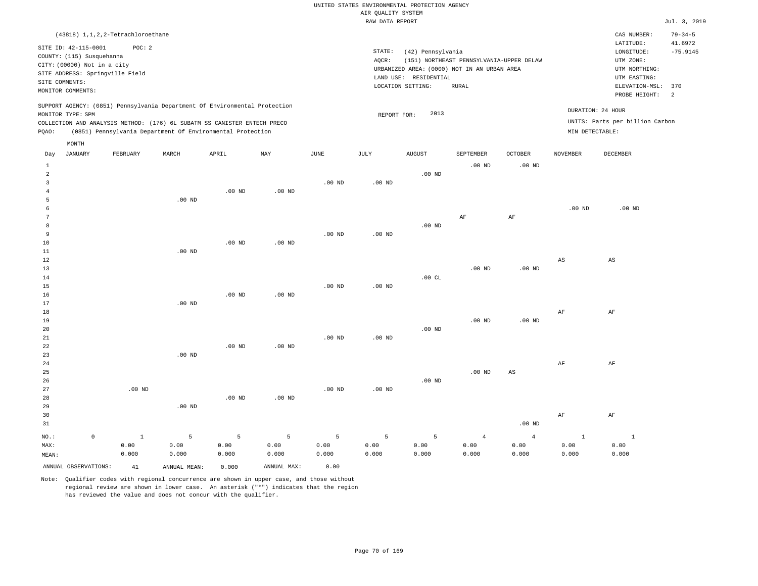UNITED STATES ENVIRONMENTAL PROTECTION AGENCY
AIR QUALITY SYSTEM
RAW DATA REPORT

Jul. 3, 2019

(43818) 1,1,2,2-Tetrachloroethane

SITE ID: 42-115-0001 POC: 2
COUNTY: (115) Susquehanna
CITY: (00000) Not in a city
SITE ADDRESS: Springville Field
SITE COMMENTS:
MONITOR COMMENTS:

STATE: (42) Pennsylvania
AQCR: (151) NORTHEAST PENNSYLVANIA-UPPER DELAW
URBANIZED AREA: (0000) NOT IN AN URBAN AREA
LAND USE: RESIDENTIAL
LOCATION SETTING: RURAL

CAS NUMBER: 79-34-5
LATITUDE: 41.6972
LONGITUDE: -75.9145
UTM ZONE:
UTM NORTHING:
UTM EASTING:
ELEVATION-MSL: 370
PROBE HEIGHT: 2

SUPPORT AGENCY: (0851) Pennsylvania Department Of Environmental Protection
MONITOR TYPE: SPM
COLLECTION AND ANALYSIS METHOD: (176) 6L SUBATM SS CANISTER ENTECH PRECO
PQAO: (0851) Pennsylvania Department Of Environmental Protection

REPORT FOR: 2013

DURATION: 24 HOUR
UNITS: Parts per billion Carbon
MIN DETECTABLE:

| Day | JANUARY | FEBRUARY | MARCH | APRIL | MAY | JUNE | JULY | AUGUST | SEPTEMBER | OCTOBER | NOVEMBER | DECEMBER |
|---|---|---|---|---|---|---|---|---|---|---|---|---|
| 1 | | | | | | | | | .00 ND | .00 ND | | |
| 2 | | | | | | | | .00 ND | | | | |
| 3 | | | | | | .00 ND | .00 ND | | | | | |
| 4 | | | | .00 ND | .00 ND | | | | | | | |
| 5 | | | .00 ND | | | | | | | | | |
| 6 | | | | | | | | | | | .00 ND | .00 ND |
| 7 | | | | | | | | | AF | AF | | |
| 8 | | | | | | | | .00 ND | | | | |
| 9 | | | | | | .00 ND | .00 ND | | | | | |
| 10 | | | | .00 ND | .00 ND | | | | | | | |
| 11 | | | .00 ND | | | | | | | | | |
| 12 | | | | | | | | | | | AS | AS |
| 13 | | | | | | | | | .00 ND | .00 ND | | |
| 14 | | | | | | | | .00 CL | | | | |
| 15 | | | | | | .00 ND | .00 ND | | | | | |
| 16 | | | | .00 ND | .00 ND | | | | | | | |
| 17 | | | .00 ND | | | | | | | | | |
| 18 | | | | | | | | | | | AF | AF |
| 19 | | | | | | | | | .00 ND | .00 ND | | |
| 20 | | | | | | | | .00 ND | | | | |
| 21 | | | | | | .00 ND | .00 ND | | | | | |
| 22 | | | | .00 ND | .00 ND | | | | | | | |
| 23 | | | .00 ND | | | | | | | | | |
| 24 | | | | | | | | | | | AF | AF |
| 25 | | | | | | | | | .00 ND | AS | | |
| 26 | | | | | | | | .00 ND | | | | |
| 27 | | .00 ND | | | | .00 ND | .00 ND | | | | | |
| 28 | | | | .00 ND | .00 ND | | | | | | | |
| 29 | | | .00 ND | | | | | | | | | |
| 30 | | | | | | | | | | | AF | AF |
| 31 | | | | | | | | | | .00 ND | | |
| NO.: | 0 | 1 | 5 | 5 | 5 | 5 | 5 | 5 | 4 | 4 | 1 | 1 |
| MAX: | | 0.00 | 0.00 | 0.00 | 0.00 | 0.00 | 0.00 | 0.00 | 0.00 | 0.00 | 0.00 | 0.00 |
| MEAN: | | 0.000 | 0.000 | 0.000 | 0.000 | 0.000 | 0.000 | 0.000 | 0.000 | 0.000 | 0.000 | 0.000 |

ANNUAL OBSERVATIONS: 41 ANNUAL MEAN: 0.000 ANNUAL MAX: 0.00

Note: Qualifier codes with regional concurrence are shown in upper case, and those without regional review are shown in lower case. An asterisk ("*") indicates that the region has reviewed the value and does not concur with the qualifier.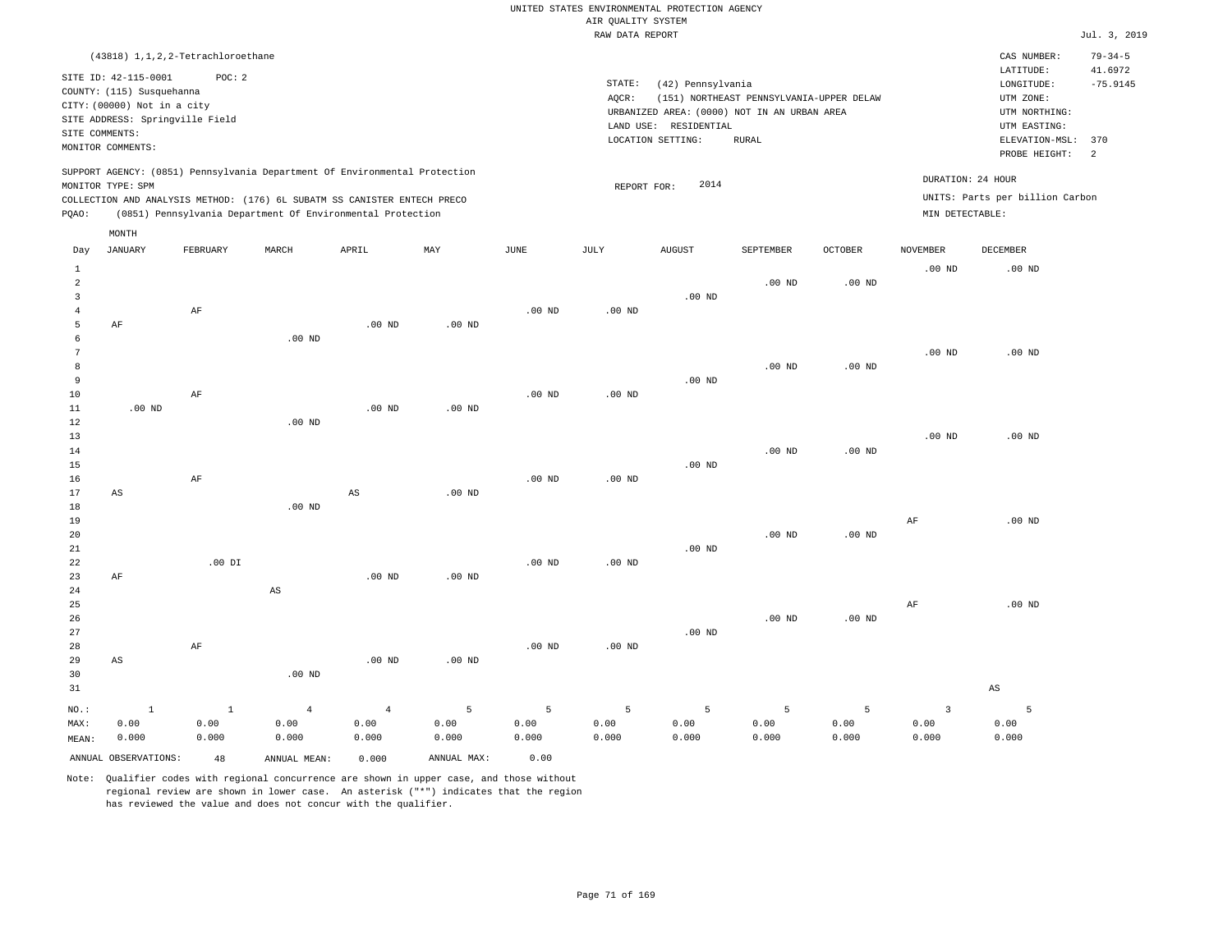UNITED STATES ENVIRONMENTAL PROTECTION AGENCY
AIR QUALITY SYSTEM
RAW DATA REPORT

Jul. 3, 2019

(43818) 1,1,2,2-Tetrachloroethane

| | | | |
|---|---|---|---|
| SITE ID: 42-115-0001 POC: 2 | STATE: (42) Pennsylvania | CAS NUMBER: | 79-34-5 |
| COUNTY: (115) Susquehanna | AQCR: (151) NORTHEAST PENNSYLVANIA-UPPER DELAW | LATITUDE: | 41.6972 |
| CITY: (00000) Not in a city | URBANIZED AREA: (0000) NOT IN AN URBAN AREA | LONGITUDE: | -75.9145 |
| SITE ADDRESS: Springville Field | LAND USE: RESIDENTIAL | UTM ZONE: | |
| SITE COMMENTS: | LOCATION SETTING: RURAL | UTM NORTHING: | |
| MONITOR COMMENTS: | | UTM EASTING: | |
| | | ELEVATION-MSL: | 370 |
| | | PROBE HEIGHT: | 2 |

SUPPORT AGENCY: (0851) Pennsylvania Department Of Environmental Protection
MONITOR TYPE: SPM
COLLECTION AND ANALYSIS METHOD: (176) 6L SUBATM SS CANISTER ENTECH PRECO
PQAO: (0851) Pennsylvania Department Of Environmental Protection

REPORT FOR: 2014

DURATION: 24 HOUR
UNITS: Parts per billion Carbon
MIN DETECTABLE:

| Day | JANUARY | FEBRUARY | MARCH | APRIL | MAY | JUNE | JULY | AUGUST | SEPTEMBER | OCTOBER | NOVEMBER | DECEMBER |
|---|---|---|---|---|---|---|---|---|---|---|---|---|
| 1 | | | | | | | | | | | .00 ND | .00 ND |
| 2 | | | | | | | | | .00 ND | .00 ND | | |
| 3 | | | | | | | | .00 ND | | | | |
| 4 | | AF | | | | .00 ND | .00 ND | | | | | |
| 5 | AF | | | .00 ND | .00 ND | | | | | | | |
| 6 | | | .00 ND | | | | | | | | | |
| 7 | | | | | | | | | | | .00 ND | .00 ND |
| 8 | | | | | | | | | .00 ND | .00 ND | | |
| 9 | | | | | | | | .00 ND | | | | |
| 10 | | AF | | | | .00 ND | .00 ND | | | | | |
| 11 | .00 ND | | | .00 ND | .00 ND | | | | | | | |
| 12 | | | .00 ND | | | | | | | | | |
| 13 | | | | | | | | | | | .00 ND | .00 ND |
| 14 | | | | | | | | | .00 ND | .00 ND | | |
| 15 | | | | | | | | .00 ND | | | | |
| 16 | | AF | | | | .00 ND | .00 ND | | | | | |
| 17 | AS | | | AS | .00 ND | | | | | | | |
| 18 | | | .00 ND | | | | | | | | | |
| 19 | | | | | | | | | | | AF | .00 ND |
| 20 | | | | | | | | | .00 ND | .00 ND | | |
| 21 | | | | | | | | .00 ND | | | | |
| 22 | | .00 DI | | | | .00 ND | .00 ND | | | | | |
| 23 | AF | | | .00 ND | .00 ND | | | | | | | |
| 24 | | | AS | | | | | | | | | |
| 25 | | | | | | | | | | | AF | .00 ND |
| 26 | | | | | | | | | .00 ND | .00 ND | | |
| 27 | | | | | | | | .00 ND | | | | |
| 28 | | AF | | | | .00 ND | .00 ND | | | | | |
| 29 | AS | | | .00 ND | .00 ND | | | | | | | |
| 30 | | | .00 ND | | | | | | | | | |
| 31 | | | | | | | | | | | | AS |
| NO.: | 1 | 1 | 4 | 4 | 5 | 5 | 5 | 5 | 5 | 5 | 3 | 5 |
| MAX: | 0.00 | 0.00 | 0.00 | 0.00 | 0.00 | 0.00 | 0.00 | 0.00 | 0.00 | 0.00 | 0.00 | 0.00 |
| MEAN: | 0.000 | 0.000 | 0.000 | 0.000 | 0.000 | 0.000 | 0.000 | 0.000 | 0.000 | 0.000 | 0.000 | 0.000 |

ANNUAL OBSERVATIONS: 48 ANNUAL MEAN: 0.000 ANNUAL MAX: 0.00

Note: Qualifier codes with regional concurrence are shown in upper case, and those without regional review are shown in lower case. An asterisk ("*") indicates that the region has reviewed the value and does not concur with the qualifier.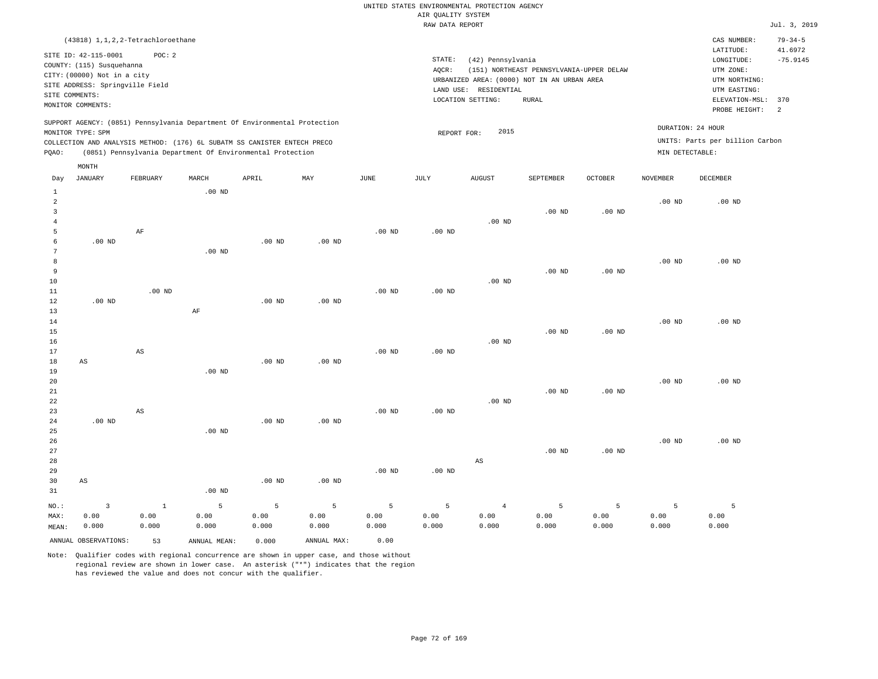UNITED STATES ENVIRONMENTAL PROTECTION AGENCY
AIR QUALITY SYSTEM
RAW DATA REPORT

Jul. 3, 2019

(43818) 1,1,2,2-Tetrachloroethane

SITE ID: 42-115-0001 POC: 2
COUNTY: (115) Susquehanna
CITY: (00000) Not in a city
SITE ADDRESS: Springville Field
SITE COMMENTS:
MONITOR COMMENTS:

STATE: (42) Pennsylvania
AQCR: (151) NORTHEAST PENNSYLVANIA-UPPER DELAW
URBANIZED AREA: (0000) NOT IN AN URBAN AREA
LAND USE: RESIDENTIAL
LOCATION SETTING: RURAL

CAS NUMBER: 79-34-5
LATITUDE: 41.6972
LONGITUDE: -75.9145
UTM ZONE:
UTM NORTHING:
UTM EASTING:
ELEVATION-MSL: 370
PROBE HEIGHT: 2

SUPPORT AGENCY: (0851) Pennsylvania Department Of Environmental Protection
MONITOR TYPE: SPM
COLLECTION AND ANALYSIS METHOD: (176) 6L SUBATM SS CANISTER ENTECH PRECO
PQAO: (0851) Pennsylvania Department Of Environmental Protection

REPORT FOR: 2015

DURATION: 24 HOUR
UNITS: Parts per billion Carbon
MIN DETECTABLE:

| Day | JANUARY | FEBRUARY | MARCH | APRIL | MAY | JUNE | JULY | AUGUST | SEPTEMBER | OCTOBER | NOVEMBER | DECEMBER |
|---|---|---|---|---|---|---|---|---|---|---|---|---|
| 1 | | | .00 ND | | | | | | | | | |
| 2 | | | | | | | | | | | .00 ND | .00 ND |
| 3 | | | | | | | | | .00 ND | .00 ND | | |
| 4 | | | | | | | | .00 ND | | | | |
| 5 | | AF | | | | .00 ND | .00 ND | | | | | |
| 6 | .00 ND | | | .00 ND | .00 ND | | | | | | | |
| 7 | | | .00 ND | | | | | | | | | |
| 8 | | | | | | | | | | | .00 ND | .00 ND |
| 9 | | | | | | | | | .00 ND | .00 ND | | |
| 10 | | | | | | | | .00 ND | | | | |
| 11 | | .00 ND | | | | .00 ND | .00 ND | | | | | |
| 12 | .00 ND | | | .00 ND | .00 ND | | | | | | | |
| 13 | | | AF | | | | | | | | | |
| 14 | | | | | | | | | | | .00 ND | .00 ND |
| 15 | | | | | | | | | .00 ND | .00 ND | | |
| 16 | | | | | | | | .00 ND | | | | |
| 17 | | AS | | | | .00 ND | .00 ND | | | | | |
| 18 | AS | | | .00 ND | .00 ND | | | | | | | |
| 19 | | | .00 ND | | | | | | | | | |
| 20 | | | | | | | | | | | .00 ND | .00 ND |
| 21 | | | | | | | | | .00 ND | .00 ND | | |
| 22 | | | | | | | | .00 ND | | | | |
| 23 | | AS | | | | .00 ND | .00 ND | | | | | |
| 24 | .00 ND | | | .00 ND | .00 ND | | | | | | | |
| 25 | | | .00 ND | | | | | | | | | |
| 26 | | | | | | | | | | | .00 ND | .00 ND |
| 27 | | | | | | | | | .00 ND | .00 ND | | |
| 28 | | | | | | | | AS | | | | |
| 29 | | | | | | .00 ND | .00 ND | | | | | |
| 30 | AS | | | .00 ND | .00 ND | | | | | | | |
| 31 | | | .00 ND | | | | | | | | | |
| NO.: | 3 | 1 | 5 | 5 | 5 | 5 | 5 | 4 | 5 | 5 | 5 | 5 |
| MAX: | 0.00 | 0.00 | 0.00 | 0.00 | 0.00 | 0.00 | 0.00 | 0.00 | 0.00 | 0.00 | 0.00 | 0.00 |
| MEAN: | 0.000 | 0.000 | 0.000 | 0.000 | 0.000 | 0.000 | 0.000 | 0.000 | 0.000 | 0.000 | 0.000 | 0.000 |

ANNUAL OBSERVATIONS: 53 ANNUAL MEAN: 0.000 ANNUAL MAX: 0.00

Note: Qualifier codes with regional concurrence are shown in upper case, and those without regional review are shown in lower case. An asterisk ("*") indicates that the region has reviewed the value and does not concur with the qualifier.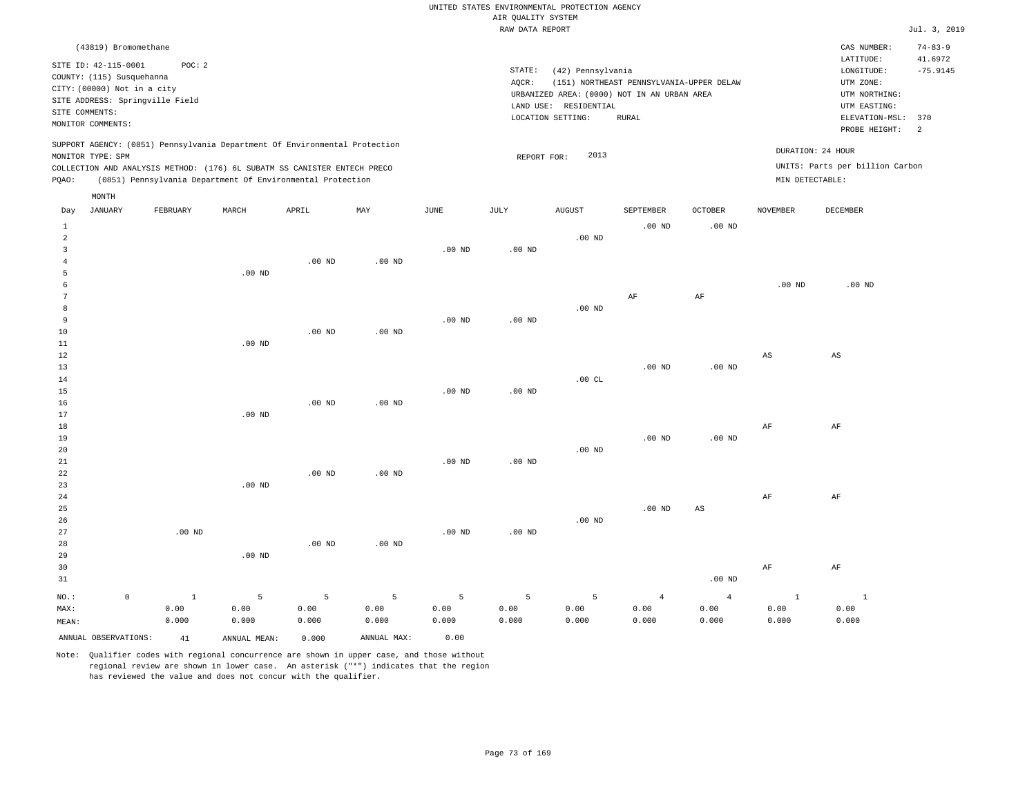UNITED STATES ENVIRONMENTAL PROTECTION AGENCY
AIR QUALITY SYSTEM
RAW DATA REPORT

Jul. 3, 2019

(43819) Bromomethane

SITE ID: 42-115-0001 POC: 2
COUNTY: (115) Susquehanna
CITY: (00000) Not in a city
SITE ADDRESS: Springville Field
SITE COMMENTS:
MONITOR COMMENTS:

STATE: (42) Pennsylvania
AQCR: (151) NORTHEAST PENNSYLVANIA-UPPER DELAW
URBANIZED AREA: (0000) NOT IN AN URBAN AREA
LAND USE: RESIDENTIAL
LOCATION SETTING: RURAL

CAS NUMBER: 74-83-9
LATITUDE: 41.6972
LONGITUDE: -75.9145
UTM ZONE:
UTM NORTHING:
UTM EASTING:
ELEVATION-MSL: 370
PROBE HEIGHT: 2

SUPPORT AGENCY: (0851) Pennsylvania Department Of Environmental Protection
MONITOR TYPE: SPM
COLLECTION AND ANALYSIS METHOD: (176) 6L SUBATM SS CANISTER ENTECH PRECO
PQAO: (0851) Pennsylvania Department Of Environmental Protection

REPORT FOR: 2013

DURATION: 24 HOUR
UNITS: Parts per billion Carbon
MIN DETECTABLE:

| Day | JANUARY | FEBRUARY | MARCH | APRIL | MAY | JUNE | JULY | AUGUST | SEPTEMBER | OCTOBER | NOVEMBER | DECEMBER |
|---|---|---|---|---|---|---|---|---|---|---|---|---|
| 1 | | | | | | | | | .00 ND | .00 ND | | |
| 2 | | | | | | | | .00 ND | | | | |
| 3 | | | | | | .00 ND | .00 ND | | | | | |
| 4 | | | | .00 ND | .00 ND | | | | | | | |
| 5 | | | .00 ND | | | | | | | | | |
| 6 | | | | | | | | | | | .00 ND | .00 ND |
| 7 | | | | | | | | | AF | AF | | |
| 8 | | | | | | | | .00 ND | | | | |
| 9 | | | | | | .00 ND | .00 ND | | | | | |
| 10 | | | | .00 ND | .00 ND | | | | | | | |
| 11 | | | .00 ND | | | | | | | | | |
| 12 | | | | | | | | | | | AS | AS |
| 13 | | | | | | | | | .00 ND | .00 ND | | |
| 14 | | | | | | | | .00 CL | | | | |
| 15 | | | | | | .00 ND | .00 ND | | | | | |
| 16 | | | | .00 ND | .00 ND | | | | | | | |
| 17 | | | .00 ND | | | | | | | | | |
| 18 | | | | | | | | | | | AF | AF |
| 19 | | | | | | | | | .00 ND | .00 ND | | |
| 20 | | | | | | | | .00 ND | | | | |
| 21 | | | | | | .00 ND | .00 ND | | | | | |
| 22 | | | | .00 ND | .00 ND | | | | | | | |
| 23 | | | .00 ND | | | | | | | | | |
| 24 | | | | | | | | | | | AF | AF |
| 25 | | | | | | | | | .00 ND | AS | | |
| 26 | | | | | | | | .00 ND | | | | |
| 27 | | .00 ND | | | | .00 ND | .00 ND | | | | | |
| 28 | | | | .00 ND | .00 ND | | | | | | | |
| 29 | | | .00 ND | | | | | | | | | |
| 30 | | | | | | | | | | | AF | AF |
| 31 | | | | | | | | | | .00 ND | | |
| NO.: | 0 | 1 | 5 | 5 | 5 | 5 | 5 | 5 | 4 | 4 | 1 | 1 |
| MAX: | | 0.00 | 0.00 | 0.00 | 0.00 | 0.00 | 0.00 | 0.00 | 0.00 | 0.00 | 0.00 | 0.00 |
| MEAN: | | 0.000 | 0.000 | 0.000 | 0.000 | 0.000 | 0.000 | 0.000 | 0.000 | 0.000 | 0.000 | 0.000 |

ANNUAL OBSERVATIONS: 41 ANNUAL MEAN: 0.000 ANNUAL MAX: 0.00

Note: Qualifier codes with regional concurrence are shown in upper case, and those without regional review are shown in lower case. An asterisk ("*") indicates that the region has reviewed the value and does not concur with the qualifier.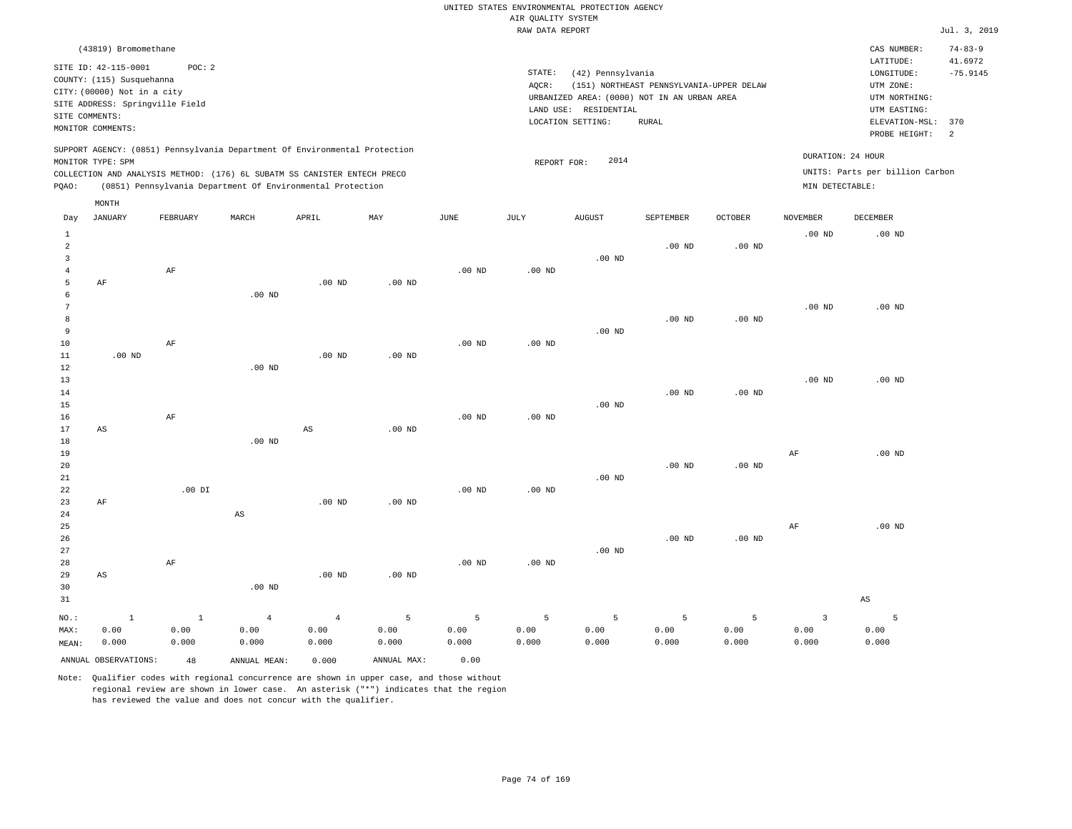UNITED STATES ENVIRONMENTAL PROTECTION AGENCY
AIR QUALITY SYSTEM
RAW DATA REPORT

Jul. 3, 2019

(43819) Bromomethane

SITE ID: 42-115-0001 POC: 2
COUNTY: (115) Susquehanna
CITY: (00000) Not in a city
SITE ADDRESS: Springville Field
SITE COMMENTS:
MONITOR COMMENTS:

STATE: (42) Pennsylvania
AQCR: (151) NORTHEAST PENNSYLVANIA-UPPER DELAW
URBANIZED AREA: (0000) NOT IN AN URBAN AREA
LAND USE: RESIDENTIAL
LOCATION SETTING: RURAL

CAS NUMBER: 74-83-9
LATITUDE: 41.6972
LONGITUDE: -75.9145
UTM ZONE:
UTM NORTHING:
UTM EASTING:
ELEVATION-MSL: 370
PROBE HEIGHT: 2

SUPPORT AGENCY: (0851) Pennsylvania Department Of Environmental Protection
MONITOR TYPE: SPM
COLLECTION AND ANALYSIS METHOD: (176) 6L SUBATM SS CANISTER ENTECH PRECO
PQAO: (0851) Pennsylvania Department Of Environmental Protection

REPORT FOR: 2014

DURATION: 24 HOUR
UNITS: Parts per billion Carbon
MIN DETECTABLE:

| Day | JANUARY | FEBRUARY | MARCH | APRIL | MAY | JUNE | JULY | AUGUST | SEPTEMBER | OCTOBER | NOVEMBER | DECEMBER |
|---|---|---|---|---|---|---|---|---|---|---|---|---|
| 1 | | | | | | | | | | | .00 ND | .00 ND |
| 2 | | | | | | | | | .00 ND | .00 ND | | |
| 3 | | | | | | | | .00 ND | | | | |
| 4 | | AF | | | | .00 ND | .00 ND | | | | | |
| 5 | AF | | | .00 ND | .00 ND | | | | | | | |
| 6 | | | .00 ND | | | | | | | | | |
| 7 | | | | | | | | | | | .00 ND | .00 ND |
| 8 | | | | | | | | | .00 ND | .00 ND | | |
| 9 | | | | | | | | .00 ND | | | | |
| 10 | | AF | | | | .00 ND | .00 ND | | | | | |
| 11 | .00 ND | | | .00 ND | .00 ND | | | | | | | |
| 12 | | | .00 ND | | | | | | | | | |
| 13 | | | | | | | | | | | .00 ND | .00 ND |
| 14 | | | | | | | | | .00 ND | .00 ND | | |
| 15 | | | | | | | | .00 ND | | | | |
| 16 | | AF | | | | .00 ND | .00 ND | | | | | |
| 17 | AS | | | AS | .00 ND | | | | | | | |
| 18 | | | .00 ND | | | | | | | | | |
| 19 | | | | | | | | | | | AF | .00 ND |
| 20 | | | | | | | | | .00 ND | .00 ND | | |
| 21 | | | | | | | | .00 ND | | | | |
| 22 | | .00 DI | | | | .00 ND | .00 ND | | | | | |
| 23 | AF | | | .00 ND | .00 ND | | | | | | | |
| 24 | | | AS | | | | | | | | | |
| 25 | | | | | | | | | | | AF | .00 ND |
| 26 | | | | | | | | | .00 ND | .00 ND | | |
| 27 | | | | | | | | .00 ND | | | | |
| 28 | | AF | | | | .00 ND | .00 ND | | | | | |
| 29 | AS | | | .00 ND | .00 ND | | | | | | | |
| 30 | | | .00 ND | | | | | | | | | |
| 31 | | | | | | | | | | | | AS |
| NO.: | 1 | 1 | 4 | 4 | 5 | 5 | 5 | 5 | 5 | 5 | 3 | 5 |
| MAX: | 0.00 | 0.00 | 0.00 | 0.00 | 0.00 | 0.00 | 0.00 | 0.00 | 0.00 | 0.00 | 0.00 | 0.00 |
| MEAN: | 0.000 | 0.000 | 0.000 | 0.000 | 0.000 | 0.000 | 0.000 | 0.000 | 0.000 | 0.000 | 0.000 | 0.000 |

ANNUAL OBSERVATIONS: 48 ANNUAL MEAN: 0.000 ANNUAL MAX: 0.00

Note: Qualifier codes with regional concurrence are shown in upper case, and those without regional review are shown in lower case. An asterisk ("*") indicates that the region has reviewed the value and does not concur with the qualifier.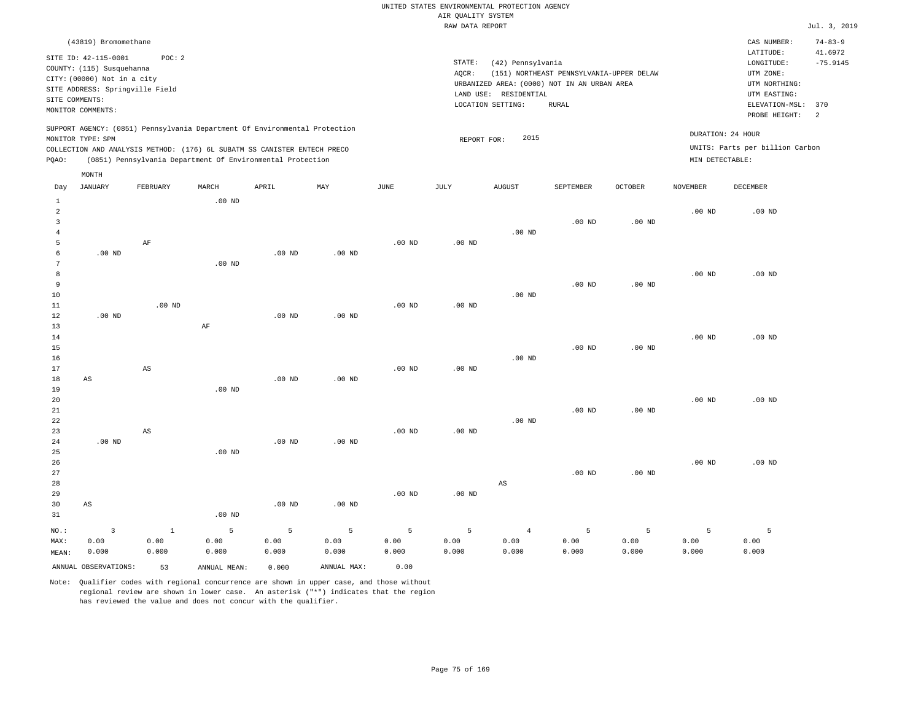UNITED STATES ENVIRONMENTAL PROTECTION AGENCY
AIR QUALITY SYSTEM
RAW DATA REPORT

Jul. 3, 2019

(43819) Bromomethane

SITE ID: 42-115-0001  POC: 2
COUNTY: (115) Susquehanna
CITY: (00000) Not in a city
SITE ADDRESS: Springville Field
SITE COMMENTS:
MONITOR COMMENTS:

STATE: (42) Pennsylvania
AQCR: (151) NORTHEAST PENNSYLVANIA-UPPER DELAW
URBANIZED AREA: (0000) NOT IN AN URBAN AREA
LAND USE: RESIDENTIAL
LOCATION SETTING: RURAL

CAS NUMBER: 74-83-9
LATITUDE: 41.6972
LONGITUDE: -75.9145
UTM ZONE:
UTM NORTHING:
UTM EASTING:
ELEVATION-MSL: 370
PROBE HEIGHT: 2

SUPPORT AGENCY: (0851) Pennsylvania Department Of Environmental Protection
MONITOR TYPE: SPM
COLLECTION AND ANALYSIS METHOD: (176) 6L SUBATM SS CANISTER ENTECH PRECO
PQAO: (0851) Pennsylvania Department Of Environmental Protection

REPORT FOR: 2015

DURATION: 24 HOUR
UNITS: Parts per billion Carbon
MIN DETECTABLE:

| Day | JANUARY | FEBRUARY | MARCH | APRIL | MAY | JUNE | JULY | AUGUST | SEPTEMBER | OCTOBER | NOVEMBER | DECEMBER |
|---|---|---|---|---|---|---|---|---|---|---|---|---|
| 1 | | | .00 ND | | | | | | | | | |
| 2 | | | | | | | | | | | .00 ND | .00 ND |
| 3 | | | | | | | | | .00 ND | .00 ND | | |
| 4 | | | | | | | | .00 ND | | | | |
| 5 | | AF | | | | .00 ND | .00 ND | | | | | |
| 6 | .00 ND | | | .00 ND | .00 ND | | | | | | | |
| 7 | | | .00 ND | | | | | | | | | |
| 8 | | | | | | | | | | | .00 ND | .00 ND |
| 9 | | | | | | | | | .00 ND | .00 ND | | |
| 10 | | | | | | | | .00 ND | | | | |
| 11 | | .00 ND | | | | .00 ND | .00 ND | | | | | |
| 12 | .00 ND | | | .00 ND | .00 ND | | | | | | | |
| 13 | | | AF | | | | | | | | | |
| 14 | | | | | | | | | | | .00 ND | .00 ND |
| 15 | | | | | | | | | .00 ND | .00 ND | | |
| 16 | | | | | | | | .00 ND | | | | |
| 17 | | AS | | | | .00 ND | .00 ND | | | | | |
| 18 | AS | | | .00 ND | .00 ND | | | | | | | |
| 19 | | | .00 ND | | | | | | | | | |
| 20 | | | | | | | | | | | .00 ND | .00 ND |
| 21 | | | | | | | | | .00 ND | .00 ND | | |
| 22 | | | | | | | | .00 ND | | | | |
| 23 | | AS | | | | .00 ND | .00 ND | | | | | |
| 24 | .00 ND | | | .00 ND | .00 ND | | | | | | | |
| 25 | | | .00 ND | | | | | | | | | |
| 26 | | | | | | | | | | | .00 ND | .00 ND |
| 27 | | | | | | | | | .00 ND | .00 ND | | |
| 28 | | | | | | | | AS | | | | |
| 29 | | | | | | .00 ND | .00 ND | | | | | |
| 30 | AS | | | .00 ND | .00 ND | | | | | | | |
| 31 | | | .00 ND | | | | | | | | | |
| NO.: | 3 | 1 | 5 | 5 | 5 | 5 | 5 | 4 | 5 | 5 | 5 | 5 |
| MAX: | 0.00 | 0.00 | 0.00 | 0.00 | 0.00 | 0.00 | 0.00 | 0.00 | 0.00 | 0.00 | 0.00 | 0.00 |
| MEAN: | 0.000 | 0.000 | 0.000 | 0.000 | 0.000 | 0.000 | 0.000 | 0.000 | 0.000 | 0.000 | 0.000 | 0.000 |

ANNUAL OBSERVATIONS: 53  ANNUAL MEAN: 0.000  ANNUAL MAX: 0.00

Note: Qualifier codes with regional concurrence are shown in upper case, and those without regional review are shown in lower case. An asterisk ("*") indicates that the region has reviewed the value and does not concur with the qualifier.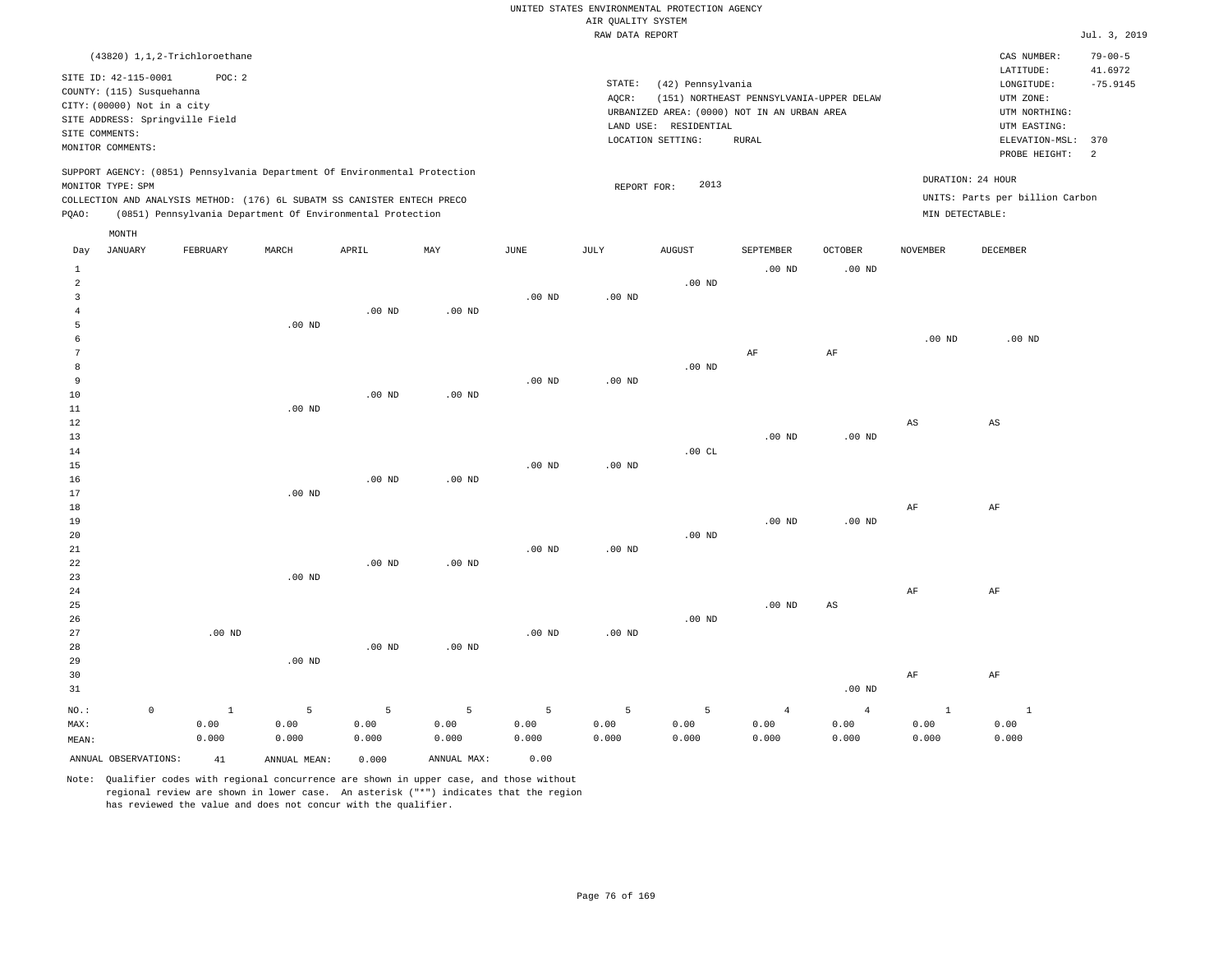UNITED STATES ENVIRONMENTAL PROTECTION AGENCY
AIR QUALITY SYSTEM
RAW DATA REPORT

Jul. 3, 2019

(43820) 1,1,2-Trichloroethane

SITE ID: 42-115-0001 POC: 2
COUNTY: (115) Susquehanna
CITY: (00000) Not in a city
SITE ADDRESS: Springville Field
SITE COMMENTS:
MONITOR COMMENTS:

STATE: (42) Pennsylvania
AQCR: (151) NORTHEAST PENNSYLVANIA-UPPER DELAW
URBANIZED AREA: (0000) NOT IN AN URBAN AREA
LAND USE: RESIDENTIAL
LOCATION SETTING: RURAL

CAS NUMBER: 79-00-5
LATITUDE: 41.6972
LONGITUDE: -75.9145
UTM ZONE:
UTM NORTHING:
UTM EASTING:
ELEVATION-MSL: 370
PROBE HEIGHT: 2

SUPPORT AGENCY: (0851) Pennsylvania Department Of Environmental Protection
MONITOR TYPE: SPM
COLLECTION AND ANALYSIS METHOD: (176) 6L SUBATM SS CANISTER ENTECH PRECO
PQAO: (0851) Pennsylvania Department Of Environmental Protection

REPORT FOR: 2013

DURATION: 24 HOUR
UNITS: Parts per billion Carbon
MIN DETECTABLE:

| Day | JANUARY | FEBRUARY | MARCH | APRIL | MAY | JUNE | JULY | AUGUST | SEPTEMBER | OCTOBER | NOVEMBER | DECEMBER |
|---|---|---|---|---|---|---|---|---|---|---|---|---|
| 1 | | | | | | | | | .00 ND | .00 ND | | |
| 2 | | | | | | | | .00 ND | | | | |
| 3 | | | | | | .00 ND | .00 ND | | | | | |
| 4 | | | | .00 ND | .00 ND | | | | | | | |
| 5 | | | .00 ND | | | | | | | | | |
| 6 | | | | | | | | | | | .00 ND | .00 ND |
| 7 | | | | | | | | | AF | AF | | |
| 8 | | | | | | | | .00 ND | | | | |
| 9 | | | | | | .00 ND | .00 ND | | | | | |
| 10 | | | | .00 ND | .00 ND | | | | | | | |
| 11 | | | .00 ND | | | | | | | | | |
| 12 | | | | | | | | | | | AS | AS |
| 13 | | | | | | | | | .00 ND | .00 ND | | |
| 14 | | | | | | | | .00 CL | | | | |
| 15 | | | | | | .00 ND | .00 ND | | | | | |
| 16 | | | | .00 ND | .00 ND | | | | | | | |
| 17 | | | .00 ND | | | | | | | | | |
| 18 | | | | | | | | | | | AF | AF |
| 19 | | | | | | | | | .00 ND | .00 ND | | |
| 20 | | | | | | | | .00 ND | | | | |
| 21 | | | | | | .00 ND | .00 ND | | | | | |
| 22 | | | | .00 ND | .00 ND | | | | | | | |
| 23 | | | .00 ND | | | | | | | | | |
| 24 | | | | | | | | | | | AF | AF |
| 25 | | | | | | | | | .00 ND | AS | | |
| 26 | | | | | | | | .00 ND | | | | |
| 27 | | .00 ND | | | | .00 ND | .00 ND | | | | | |
| 28 | | | | .00 ND | .00 ND | | | | | | | |
| 29 | | | .00 ND | | | | | | | | | |
| 30 | | | | | | | | | | | AF | AF |
| 31 | | | | | | | | | | .00 ND | | |
| NO.: | 0 | 1 | 5 | 5 | 5 | 5 | 5 | 5 | 4 | 4 | 1 | 1 |
| MAX: | | 0.00 | 0.00 | 0.00 | 0.00 | 0.00 | 0.00 | 0.00 | 0.00 | 0.00 | 0.00 | 0.00 |
| MEAN: | | 0.000 | 0.000 | 0.000 | 0.000 | 0.000 | 0.000 | 0.000 | 0.000 | 0.000 | 0.000 | 0.000 |

ANNUAL OBSERVATIONS: 41 ANNUAL MEAN: 0.000 ANNUAL MAX: 0.00

Note: Qualifier codes with regional concurrence are shown in upper case, and those without regional review are shown in lower case. An asterisk ("*") indicates that the region has reviewed the value and does not concur with the qualifier.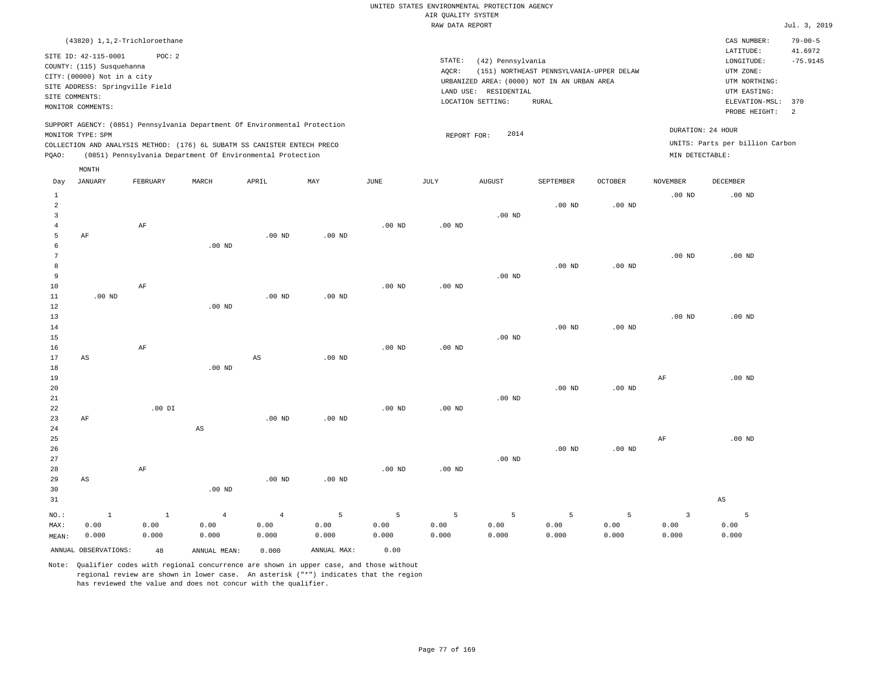UNITED STATES ENVIRONMENTAL PROTECTION AGENCY
AIR QUALITY SYSTEM
RAW DATA REPORT

Jul. 3, 2019

(43820) 1,1,2-Trichloroethane

SITE ID: 42-115-0001 POC: 2
COUNTY: (115) Susquehanna
CITY: (00000) Not in a city
SITE ADDRESS: Springville Field
SITE COMMENTS:
MONITOR COMMENTS:

STATE: (42) Pennsylvania
AQCR: (151) NORTHEAST PENNSYLVANIA-UPPER DELAW
URBANIZED AREA: (0000) NOT IN AN URBAN AREA
LAND USE: RESIDENTIAL
LOCATION SETTING: RURAL

CAS NUMBER: 79-00-5
LATITUDE: 41.6972
LONGITUDE: -75.9145
UTM ZONE:
UTM NORTHING:
UTM EASTING:
ELEVATION-MSL: 370
PROBE HEIGHT: 2

SUPPORT AGENCY: (0851) Pennsylvania Department Of Environmental Protection
MONITOR TYPE: SPM
COLLECTION AND ANALYSIS METHOD: (176) 6L SUBATM SS CANISTER ENTECH PRECO
PQAO: (0851) Pennsylvania Department Of Environmental Protection

REPORT FOR: 2014

DURATION: 24 HOUR
UNITS: Parts per billion Carbon
MIN DETECTABLE:

| Day | JANUARY | FEBRUARY | MARCH | APRIL | MAY | JUNE | JULY | AUGUST | SEPTEMBER | OCTOBER | NOVEMBER | DECEMBER |
|---|---|---|---|---|---|---|---|---|---|---|---|---|
| 1 | | | | | | | | | | | .00 ND | .00 ND |
| 2 | | | | | | | | | .00 ND | .00 ND | | |
| 3 | | | | | | | | .00 ND | | | | |
| 4 | | AF | | | | .00 ND | .00 ND | | | | | |
| 5 | AF | | | .00 ND | .00 ND | | | | | | | |
| 6 | | | .00 ND | | | | | | | | | |
| 7 | | | | | | | | | | | .00 ND | .00 ND |
| 8 | | | | | | | | | .00 ND | .00 ND | | |
| 9 | | | | | | | | .00 ND | | | | |
| 10 | | AF | | | | .00 ND | .00 ND | | | | | |
| 11 | .00 ND | | | .00 ND | .00 ND | | | | | | | |
| 12 | | | .00 ND | | | | | | | | | |
| 13 | | | | | | | | | | | .00 ND | .00 ND |
| 14 | | | | | | | | | .00 ND | .00 ND | | |
| 15 | | | | | | | | .00 ND | | | | |
| 16 | | AF | | | | .00 ND | .00 ND | | | | | |
| 17 | AS | | | AS | .00 ND | | | | | | | |
| 18 | | | .00 ND | | | | | | | | | |
| 19 | | | | | | | | | | | AF | .00 ND |
| 20 | | | | | | | | | .00 ND | .00 ND | | |
| 21 | | | | | | | | .00 ND | | | | |
| 22 | | .00 DI | | | | .00 ND | .00 ND | | | | | |
| 23 | AF | | | .00 ND | .00 ND | | | | | | | |
| 24 | | | AS | | | | | | | | | |
| 25 | | | | | | | | | | | AF | .00 ND |
| 26 | | | | | | | | | .00 ND | .00 ND | | |
| 27 | | | | | | | | .00 ND | | | | |
| 28 | | AF | | | | .00 ND | .00 ND | | | | | |
| 29 | AS | | | .00 ND | .00 ND | | | | | | | |
| 30 | | | .00 ND | | | | | | | | | |
| 31 | | | | | | | | | | | | AS |
| NO.: | 1 | 1 | 4 | 4 | 5 | 5 | 5 | 5 | 5 | 5 | 3 | 5 |
| MAX: | 0.00 | 0.00 | 0.00 | 0.00 | 0.00 | 0.00 | 0.00 | 0.00 | 0.00 | 0.00 | 0.00 | 0.00 |
| MEAN: | 0.000 | 0.000 | 0.000 | 0.000 | 0.000 | 0.000 | 0.000 | 0.000 | 0.000 | 0.000 | 0.000 | 0.000 |

ANNUAL OBSERVATIONS: 48 ANNUAL MEAN: 0.000 ANNUAL MAX: 0.00

Note: Qualifier codes with regional concurrence are shown in upper case, and those without regional review are shown in lower case. An asterisk ("*") indicates that the region has reviewed the value and does not concur with the qualifier.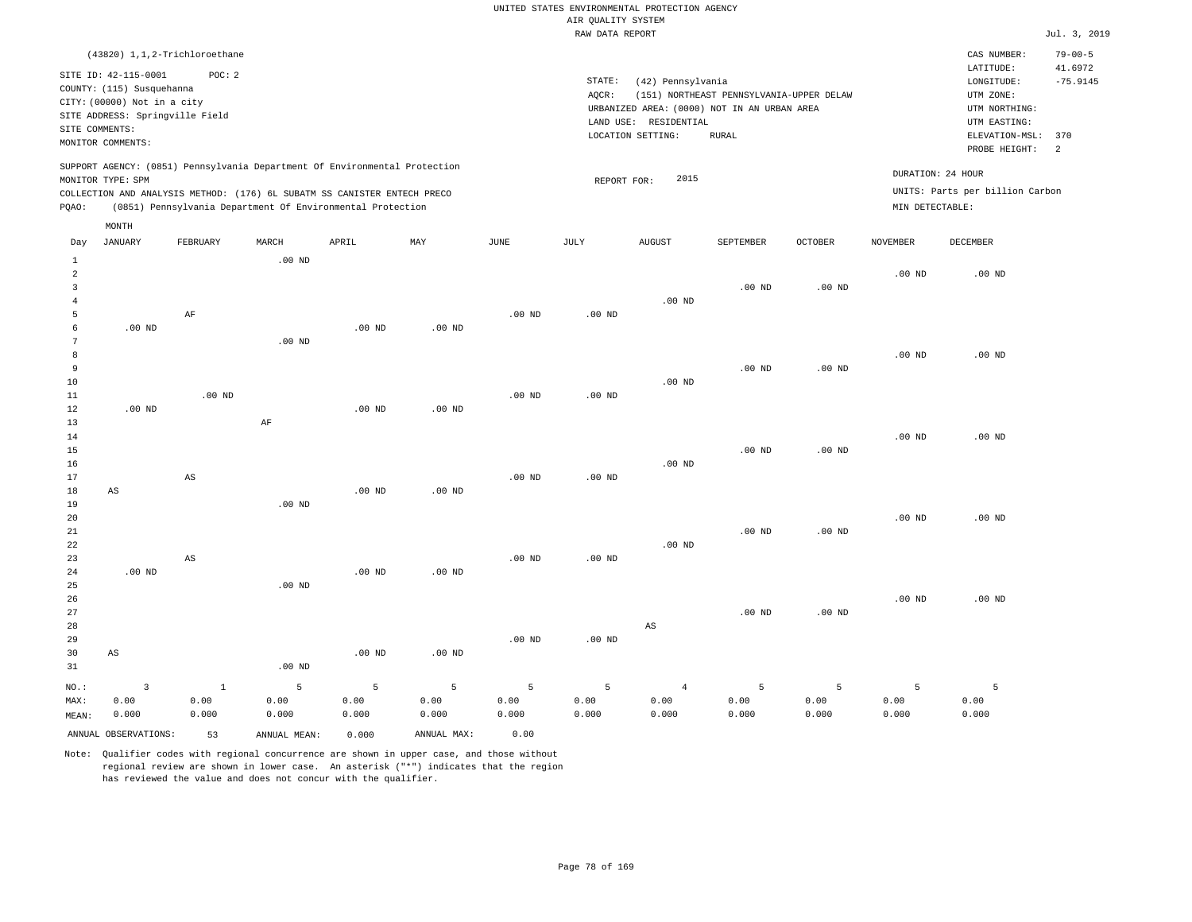UNITED STATES ENVIRONMENTAL PROTECTION AGENCY
AIR QUALITY SYSTEM
RAW DATA REPORT

Jul. 3, 2019

(43820) 1,1,2-Trichloroethane

SITE ID: 42-115-0001 POC: 2
COUNTY: (115) Susquehanna
CITY: (00000) Not in a city
SITE ADDRESS: Springville Field
SITE COMMENTS:
MONITOR COMMENTS:

STATE: (42) Pennsylvania
AQCR: (151) NORTHEAST PENNSYLVANIA-UPPER DELAW
URBANIZED AREA: (0000) NOT IN AN URBAN AREA
LAND USE: RESIDENTIAL
LOCATION SETTING: RURAL

CAS NUMBER: 79-00-5
LATITUDE: 41.6972
LONGITUDE: -75.9145
UTM ZONE:
UTM NORTHING:
UTM EASTING:
ELEVATION-MSL: 370
PROBE HEIGHT: 2

SUPPORT AGENCY: (0851) Pennsylvania Department Of Environmental Protection
MONITOR TYPE: SPM
COLLECTION AND ANALYSIS METHOD: (176) 6L SUBATM SS CANISTER ENTECH PRECO
PQAO: (0851) Pennsylvania Department Of Environmental Protection

REPORT FOR: 2015

DURATION: 24 HOUR
UNITS: Parts per billion Carbon
MIN DETECTABLE:

| Day | JANUARY | FEBRUARY | MARCH | APRIL | MAY | JUNE | JULY | AUGUST | SEPTEMBER | OCTOBER | NOVEMBER | DECEMBER |
|---|---|---|---|---|---|---|---|---|---|---|---|---|
| 1 | | | .00 ND | | | | | | | | | |
| 2 | | | | | | | | | | | .00 ND | .00 ND |
| 3 | | | | | | | | | .00 ND | .00 ND | | |
| 4 | | | | | | | | .00 ND | | | | |
| 5 | | AF | | | | .00 ND | .00 ND | | | | | |
| 6 | .00 ND | | | .00 ND | .00 ND | | | | | | | |
| 7 | | | .00 ND | | | | | | | | | |
| 8 | | | | | | | | | | | .00 ND | .00 ND |
| 9 | | | | | | | | | .00 ND | .00 ND | | |
| 10 | | | | | | | | .00 ND | | | | |
| 11 | | .00 ND | | | | .00 ND | .00 ND | | | | | |
| 12 | .00 ND | | | .00 ND | .00 ND | | | | | | | |
| 13 | | | AF | | | | | | | | | |
| 14 | | | | | | | | | | | .00 ND | .00 ND |
| 15 | | | | | | | | | .00 ND | .00 ND | | |
| 16 | | | | | | | | .00 ND | | | | |
| 17 | | AS | | | | .00 ND | .00 ND | | | | | |
| 18 | AS | | | .00 ND | .00 ND | | | | | | | |
| 19 | | | .00 ND | | | | | | | | | |
| 20 | | | | | | | | | | | .00 ND | .00 ND |
| 21 | | | | | | | | | .00 ND | .00 ND | | |
| 22 | | | | | | | | .00 ND | | | | |
| 23 | | AS | | | | .00 ND | .00 ND | | | | | |
| 24 | .00 ND | | | .00 ND | .00 ND | | | | | | | |
| 25 | | | .00 ND | | | | | | | | | |
| 26 | | | | | | | | | | | .00 ND | .00 ND |
| 27 | | | | | | | | | .00 ND | .00 ND | | |
| 28 | | | | | | | | AS | | | | |
| 29 | | | | | | .00 ND | .00 ND | | | | | |
| 30 | AS | | | .00 ND | .00 ND | | | | | | | |
| 31 | | | .00 ND | | | | | | | | | |
| NO.: | 3 | 1 | 5 | 5 | 5 | 5 | 5 | 4 | 5 | 5 | 5 | 5 |
| MAX: | 0.00 | 0.00 | 0.00 | 0.00 | 0.00 | 0.00 | 0.00 | 0.00 | 0.00 | 0.00 | 0.00 | 0.00 |
| MEAN: | 0.000 | 0.000 | 0.000 | 0.000 | 0.000 | 0.000 | 0.000 | 0.000 | 0.000 | 0.000 | 0.000 | 0.000 |

ANNUAL OBSERVATIONS: 53 ANNUAL MEAN: 0.000 ANNUAL MAX: 0.00

Note: Qualifier codes with regional concurrence are shown in upper case, and those without regional review are shown in lower case. An asterisk ("*") indicates that the region has reviewed the value and does not concur with the qualifier.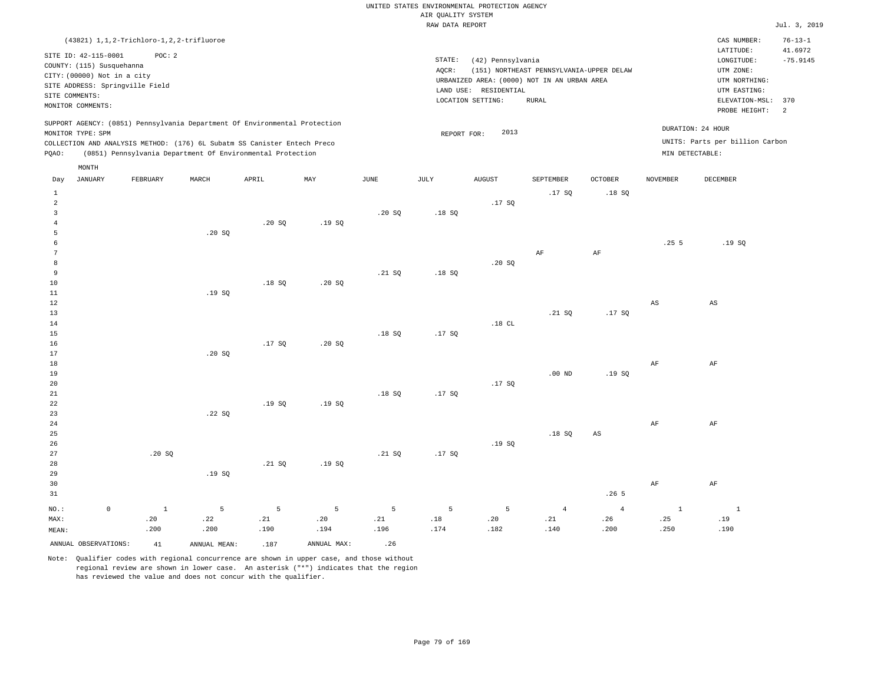UNITED STATES ENVIRONMENTAL PROTECTION AGENCY
AIR QUALITY SYSTEM
RAW DATA REPORT

Jul. 3, 2019

(43821) 1,1,2-Trichloro-1,2,2-trifluoroe

SITE ID: 42-115-0001 POC: 2
COUNTY: (115) Susquehanna
CITY: (00000) Not in a city
SITE ADDRESS: Springville Field
SITE COMMENTS:
MONITOR COMMENTS:

STATE: (42) Pennsylvania
AQCR: (151) NORTHEAST PENNSYLVANIA-UPPER DELAW
URBANIZED AREA: (0000) NOT IN AN URBAN AREA
LAND USE: RESIDENTIAL
LOCATION SETTING: RURAL

CAS NUMBER: 76-13-1
LATITUDE: 41.6972
LONGITUDE: -75.9145
UTM ZONE:
UTM NORTHING:
UTM EASTING:
ELEVATION-MSL: 370
PROBE HEIGHT: 2

SUPPORT AGENCY: (0851) Pennsylvania Department Of Environmental Protection
MONITOR TYPE: SPM
COLLECTION AND ANALYSIS METHOD: (176) 6L Subatm SS Canister Entech Preco
PQAO: (0851) Pennsylvania Department Of Environmental Protection

REPORT FOR: 2013

DURATION: 24 HOUR
UNITS: Parts per billion Carbon
MIN DETECTABLE:

| Day | JANUARY | FEBRUARY | MARCH | APRIL | MAY | JUNE | JULY | AUGUST | SEPTEMBER | OCTOBER | NOVEMBER | DECEMBER |
|---|---|---|---|---|---|---|---|---|---|---|---|---|
| 1 | | | | | | | | | .17 SQ | .18 SQ | | |
| 2 | | | | | | | | .17 SQ | | | | |
| 3 | | | | | | .20 SQ | .18 SQ | | | | | |
| 4 | | | | .20 SQ | .19 SQ | | | | | | | |
| 5 | | | .20 SQ | | | | | | | | | |
| 6 | | | | | | | | | | | .25 5 | .19 SQ |
| 7 | | | | | | | | | AF | AF | | |
| 8 | | | | | | | | .20 SQ | | | | |
| 9 | | | | | | .21 SQ | .18 SQ | | | | | |
| 10 | | | | .18 SQ | .20 SQ | | | | | | | |
| 11 | | | .19 SQ | | | | | | | | | |
| 12 | | | | | | | | | | | AS | AS |
| 13 | | | | | | | | | .21 SQ | .17 SQ | | |
| 14 | | | | | | | | .18 CL | | | | |
| 15 | | | | | | .18 SQ | .17 SQ | | | | | |
| 16 | | | | .17 SQ | .20 SQ | | | | | | | |
| 17 | | | .20 SQ | | | | | | | | | |
| 18 | | | | | | | | | | | AF | AF |
| 19 | | | | | | | | | .00 ND | .19 SQ | | |
| 20 | | | | | | | | .17 SQ | | | | |
| 21 | | | | | | .18 SQ | .17 SQ | | | | | |
| 22 | | | | .19 SQ | .19 SQ | | | | | | | |
| 23 | | | .22 SQ | | | | | | | | | |
| 24 | | | | | | | | | | | AF | AF |
| 25 | | | | | | | | | .18 SQ | AS | | |
| 26 | | | | | | | | .19 SQ | | | | |
| 27 | | .20 SQ | | | | .21 SQ | .17 SQ | | | | | |
| 28 | | | | .21 SQ | .19 SQ | | | | | | | |
| 29 | | | .19 SQ | | | | | | | | | |
| 30 | | | | | | | | | | | AF | AF |
| 31 | | | | | | | | | | .26 5 | | |
| NO.: | 0 | 1 | 5 | 5 | 5 | 5 | 5 | 5 | 4 | 4 | 1 | 1 |
| MAX: | | .20 | .22 | .21 | .20 | .21 | .18 | .20 | .21 | .26 | .25 | .19 |
| MEAN: | | .200 | .200 | .190 | .194 | .196 | .174 | .182 | .140 | .200 | .250 | .190 |

ANNUAL OBSERVATIONS: 41 ANNUAL MEAN: .187 ANNUAL MAX: .26

Note: Qualifier codes with regional concurrence are shown in upper case, and those without regional review are shown in lower case. An asterisk ("*") indicates that the region has reviewed the value and does not concur with the qualifier.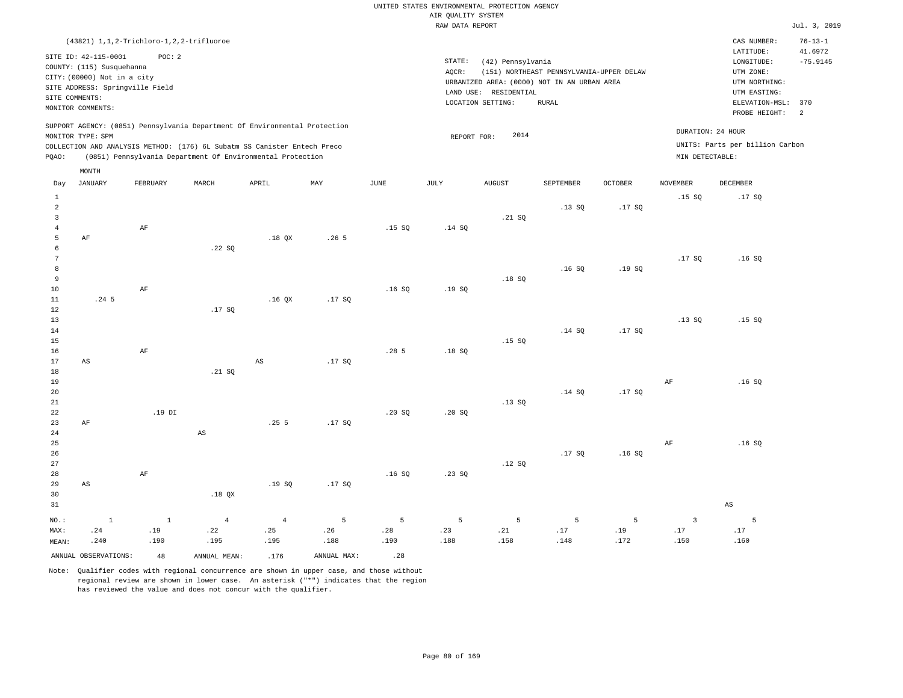UNITED STATES ENVIRONMENTAL PROTECTION AGENCY
AIR QUALITY SYSTEM
RAW DATA REPORT

Jul. 3, 2019

(43821) 1,1,2-Trichloro-1,2,2-trifluoroe

| | | | |
|---|---|---|---|
| SITE ID: 42-115-0001 POC: 2 | STATE: (42) Pennsylvania | CAS NUMBER: | 76-13-1 |
| COUNTY: (115) Susquehanna | AQCR: (151) NORTHEAST PENNSYLVANIA-UPPER DELAW | LATITUDE: | 41.6972 |
| CITY: (00000) Not in a city | URBANIZED AREA: (0000) NOT IN AN URBAN AREA | LONGITUDE: | -75.9145 |
| SITE ADDRESS: Springville Field | LAND USE: RESIDENTIAL | UTM ZONE: | |
| SITE COMMENTS: | LOCATION SETTING: RURAL | UTM NORTHING: | |
| MONITOR COMMENTS: | | UTM EASTING: | |
| | | ELEVATION-MSL: | 370 |
| | | PROBE HEIGHT: | 2 |

SUPPORT AGENCY: (0851) Pennsylvania Department Of Environmental Protection
MONITOR TYPE: SPM
COLLECTION AND ANALYSIS METHOD: (176) 6L Subatm SS Canister Entech Preco
PQAO: (0851) Pennsylvania Department Of Environmental Protection

REPORT FOR: 2014

DURATION: 24 HOUR
UNITS: Parts per billion Carbon
MIN DETECTABLE:

| Day | JANUARY | FEBRUARY | MARCH | APRIL | MAY | JUNE | JULY | AUGUST | SEPTEMBER | OCTOBER | NOVEMBER | DECEMBER |
|---|---|---|---|---|---|---|---|---|---|---|---|---|
| 1 | | | | | | | | | | | .15 SQ | .17 SQ |
| 2 | | | | | | | | | .13 SQ | .17 SQ | | |
| 3 | | | | | | | | .21 SQ | | | | |
| 4 | | AF | | | | .15 SQ | .14 SQ | | | | | |
| 5 | AF | | | .18 QX | .26 5 | | | | | | | |
| 6 | | | .22 SQ | | | | | | | | | |
| 7 | | | | | | | | | | | .17 SQ | .16 SQ |
| 8 | | | | | | | | | .16 SQ | .19 SQ | | |
| 9 | | | | | | | | .18 SQ | | | | |
| 10 | | AF | | | | .16 SQ | .19 SQ | | | | | |
| 11 | .24 5 | | | .16 QX | .17 SQ | | | | | | | |
| 12 | | | .17 SQ | | | | | | | | | |
| 13 | | | | | | | | | | | .13 SQ | .15 SQ |
| 14 | | | | | | | | | .14 SQ | .17 SQ | | |
| 15 | | | | | | | | .15 SQ | | | | |
| 16 | | AF | | | | .28 5 | .18 SQ | | | | | |
| 17 | AS | | | AS | .17 SQ | | | | | | | |
| 18 | | | .21 SQ | | | | | | | | | |
| 19 | | | | | | | | | | | AF | .16 SQ |
| 20 | | | | | | | | | .14 SQ | .17 SQ | | |
| 21 | | | | | | | | .13 SQ | | | | |
| 22 | | .19 DI | | | | .20 SQ | .20 SQ | | | | | |
| 23 | AF | | | .25 5 | .17 SQ | | | | | | | |
| 24 | | | AS | | | | | | | | | |
| 25 | | | | | | | | | | | AF | .16 SQ |
| 26 | | | | | | | | | .17 SQ | .16 SQ | | |
| 27 | | | | | | | | .12 SQ | | | | |
| 28 | | AF | | | | .16 SQ | .23 SQ | | | | | |
| 29 | AS | | | .19 SQ | .17 SQ | | | | | | | |
| 30 | | | .18 QX | | | | | | | | | |
| 31 | | | | | | | | | | | | AS |
| NO.: | 1 | 1 | 4 | 4 | 5 | 5 | 5 | 5 | 5 | 5 | 3 | 5 |
| MAX: | .24 | .19 | .22 | .25 | .26 | .28 | .23 | .21 | .17 | .19 | .17 | .17 |
| MEAN: | .240 | .190 | .195 | .195 | .188 | .190 | .188 | .158 | .148 | .172 | .150 | .160 |

ANNUAL OBSERVATIONS: 48 ANNUAL MEAN: .176 ANNUAL MAX: .28

Note: Qualifier codes with regional concurrence are shown in upper case, and those without regional review are shown in lower case. An asterisk ("*") indicates that the region has reviewed the value and does not concur with the qualifier.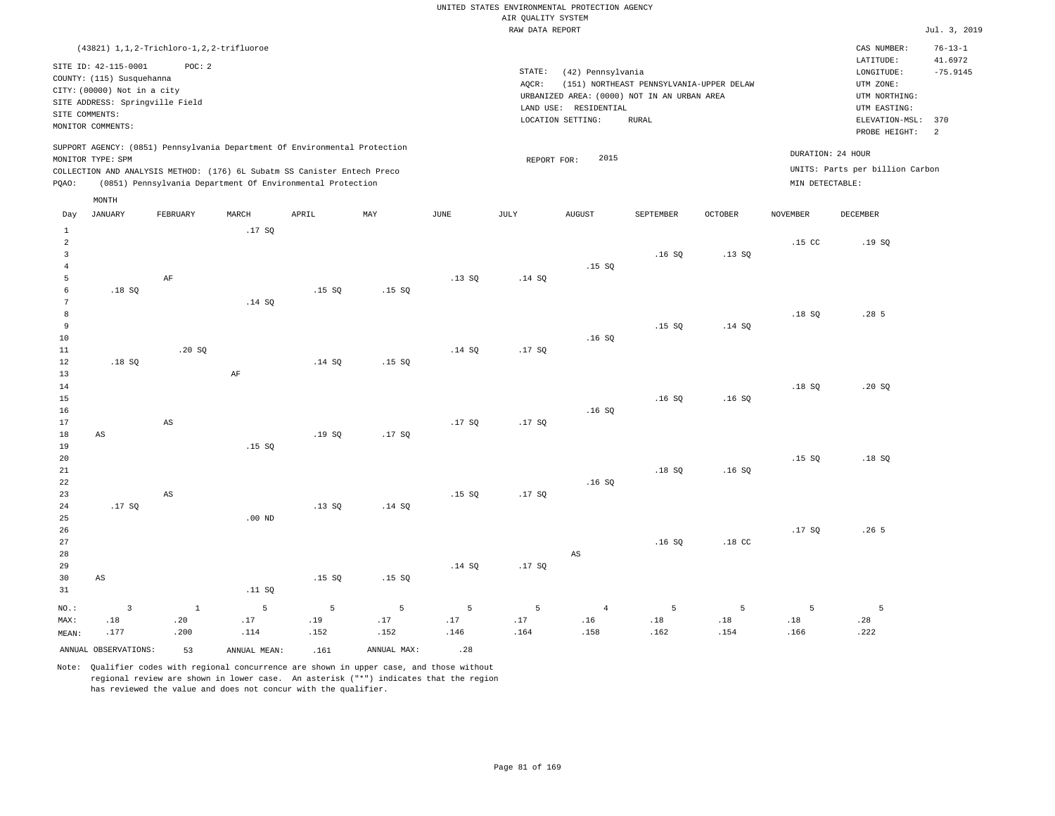UNITED STATES ENVIRONMENTAL PROTECTION AGENCY
AIR QUALITY SYSTEM
RAW DATA REPORT

Jul. 3, 2019

(43821) 1,1,2-Trichloro-1,2,2-trifluoroe

SITE ID: 42-115-0001 POC: 2
COUNTY: (115) Susquehanna
CITY: (00000) Not in a city
SITE ADDRESS: Springville Field
SITE COMMENTS:
MONITOR COMMENTS:

STATE: (42) Pennsylvania
AQCR: (151) NORTHEAST PENNSYLVANIA-UPPER DELAW
URBANIZED AREA: (0000) NOT IN AN URBAN AREA
LAND USE: RESIDENTIAL
LOCATION SETTING: RURAL

CAS NUMBER: 76-13-1
LATITUDE: 41.6972
LONGITUDE: -75.9145
UTM ZONE:
UTM NORTHING:
UTM EASTING:
ELEVATION-MSL: 370
PROBE HEIGHT: 2

SUPPORT AGENCY: (0851) Pennsylvania Department Of Environmental Protection
MONITOR TYPE: SPM
COLLECTION AND ANALYSIS METHOD: (176) 6L Subatm SS Canister Entech Preco
PQAO: (0851) Pennsylvania Department Of Environmental Protection

REPORT FOR: 2015

DURATION: 24 HOUR
UNITS: Parts per billion Carbon
MIN DETECTABLE:

| Day | JANUARY | FEBRUARY | MARCH | APRIL | MAY | JUNE | JULY | AUGUST | SEPTEMBER | OCTOBER | NOVEMBER | DECEMBER |
|---|---|---|---|---|---|---|---|---|---|---|---|---|
| 1 | | | .17 SQ | | | | | | | | | |
| 2 | | | | | | | | | | | .15 CC | .19 SQ |
| 3 | | | | | | | | | .16 SQ | .13 SQ | | |
| 4 | | | | | | | | .15 SQ | | | | |
| 5 | | AF | | | | .13 SQ | .14 SQ | | | | | |
| 6 | .18 SQ | | | .15 SQ | .15 SQ | | | | | | | |
| 7 | | | .14 SQ | | | | | | | | | |
| 8 | | | | | | | | | | | .18 SQ | .28 5 |
| 9 | | | | | | | | | .15 SQ | .14 SQ | | |
| 10 | | | | | | | | .16 SQ | | | | |
| 11 | | .20 SQ | | | | .14 SQ | .17 SQ | | | | | |
| 12 | .18 SQ | | | .14 SQ | .15 SQ | | | | | | | |
| 13 | | | AF | | | | | | | | | |
| 14 | | | | | | | | | | | .18 SQ | .20 SQ |
| 15 | | | | | | | | | .16 SQ | .16 SQ | | |
| 16 | | | | | | | | .16 SQ | | | | |
| 17 | | AS | | | | .17 SQ | .17 SQ | | | | | |
| 18 | AS | | | .19 SQ | .17 SQ | | | | | | | |
| 19 | | | .15 SQ | | | | | | | | | |
| 20 | | | | | | | | | | | .15 SQ | .18 SQ |
| 21 | | | | | | | | | .18 SQ | .16 SQ | | |
| 22 | | | | | | | | .16 SQ | | | | |
| 23 | | AS | | | | .15 SQ | .17 SQ | | | | | |
| 24 | .17 SQ | | | .13 SQ | .14 SQ | | | | | | | |
| 25 | | | .00 ND | | | | | | | | | |
| 26 | | | | | | | | | | | .17 SQ | .26 5 |
| 27 | | | | | | | | | .16 SQ | .18 CC | | |
| 28 | | | | | | | | AS | | | | |
| 29 | | | | | | .14 SQ | .17 SQ | | | | | |
| 30 | AS | | | .15 SQ | .15 SQ | | | | | | | |
| 31 | | | .11 SQ | | | | | | | | | |
| NO.: | 3 | 1 | 5 | 5 | 5 | 5 | 5 | 4 | 5 | 5 | 5 | 5 |
| MAX: | .18 | .20 | .17 | .19 | .17 | .17 | .17 | .16 | .18 | .18 | .18 | .28 |
| MEAN: | .177 | .200 | .114 | .152 | .152 | .146 | .164 | .158 | .162 | .154 | .166 | .222 |

ANNUAL OBSERVATIONS: 53 ANNUAL MEAN: .161 ANNUAL MAX: .28

Note: Qualifier codes with regional concurrence are shown in upper case, and those without regional review are shown in lower case. An asterisk ("*") indicates that the region has reviewed the value and does not concur with the qualifier.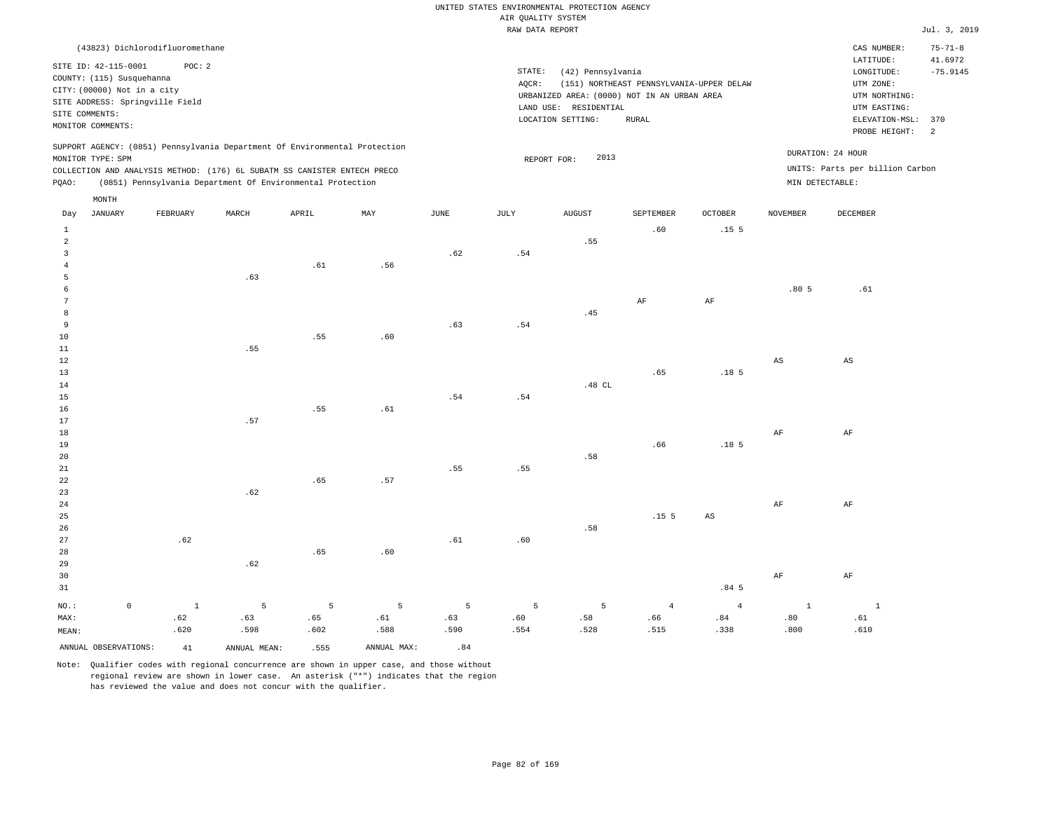UNITED STATES ENVIRONMENTAL PROTECTION AGENCY
AIR QUALITY SYSTEM
RAW DATA REPORT

Jul. 3, 2019

(43823) Dichlorodifluoromethane

SITE ID: 42-115-0001 POC: 2
COUNTY: (115) Susquehanna
CITY: (00000) Not in a city
SITE ADDRESS: Springville Field
SITE COMMENTS:
MONITOR COMMENTS:

STATE: (42) Pennsylvania
AQCR: (151) NORTHEAST PENNSYLVANIA-UPPER DELAW
URBANIZED AREA: (0000) NOT IN AN URBAN AREA
LAND USE: RESIDENTIAL
LOCATION SETTING: RURAL

CAS NUMBER: 75-71-8
LATITUDE: 41.6972
LONGITUDE: -75.9145
UTM ZONE:
UTM NORTHING:
UTM EASTING:
ELEVATION-MSL: 370
PROBE HEIGHT: 2

SUPPORT AGENCY: (0851) Pennsylvania Department Of Environmental Protection
MONITOR TYPE: SPM
COLLECTION AND ANALYSIS METHOD: (176) 6L SUBATM SS CANISTER ENTECH PRECO
PQAO: (0851) Pennsylvania Department Of Environmental Protection

REPORT FOR: 2013

DURATION: 24 HOUR
UNITS: Parts per billion Carbon
MIN DETECTABLE:

| Day | JANUARY | FEBRUARY | MARCH | APRIL | MAY | JUNE | JULY | AUGUST | SEPTEMBER | OCTOBER | NOVEMBER | DECEMBER |
|---|---|---|---|---|---|---|---|---|---|---|---|---|
| 1 | | | | | | | | | .60 | .15 5 | | |
| 2 | | | | | | | | .55 | | | | |
| 3 | | | | | | .62 | .54 | | | | | |
| 4 | | | | .61 | .56 | | | | | | | |
| 5 | | | .63 | | | | | | | | | |
| 6 | | | | | | | | | | | .80 5 | .61 |
| 7 | | | | | | | | | AF | AF | | |
| 8 | | | | | | | | .45 | | | | |
| 9 | | | | | | .63 | .54 | | | | | |
| 10 | | | | .55 | .60 | | | | | | | |
| 11 | | | .55 | | | | | | | | | |
| 12 | | | | | | | | | | | AS | AS |
| 13 | | | | | | | | | .65 | .18 5 | | |
| 14 | | | | | | | | .48 CL | | | | |
| 15 | | | | | | .54 | .54 | | | | | |
| 16 | | | | .55 | .61 | | | | | | | |
| 17 | | | .57 | | | | | | | | | |
| 18 | | | | | | | | | | | AF | AF |
| 19 | | | | | | | | | .66 | .18 5 | | |
| 20 | | | | | | | | .58 | | | | |
| 21 | | | | | | .55 | .55 | | | | | |
| 22 | | | | .65 | .57 | | | | | | | |
| 23 | | | .62 | | | | | | | | | |
| 24 | | | | | | | | | | | AF | AF |
| 25 | | | | | | | | | .15 5 | AS | | |
| 26 | | | | | | | | .58 | | | | |
| 27 | | .62 | | | | .61 | .60 | | | | | |
| 28 | | | | .65 | .60 | | | | | | | |
| 29 | | | .62 | | | | | | | | | |
| 30 | | | | | | | | | | | AF | AF |
| 31 | | | | | | | | | | .84 5 | | |
| NO.: | 0 | 1 | 5 | 5 | 5 | 5 | 5 | 5 | 4 | 4 | 1 | 1 |
| MAX: | | .62 | .63 | .65 | .61 | .63 | .60 | .58 | .66 | .84 | .80 | .61 |
| MEAN: | | .620 | .598 | .602 | .588 | .590 | .554 | .528 | .515 | .338 | .800 | .610 |

ANNUAL OBSERVATIONS: 41  ANNUAL MEAN: .555  ANNUAL MAX: .84

Note: Qualifier codes with regional concurrence are shown in upper case, and those without regional review are shown in lower case. An asterisk ("*") indicates that the region has reviewed the value and does not concur with the qualifier.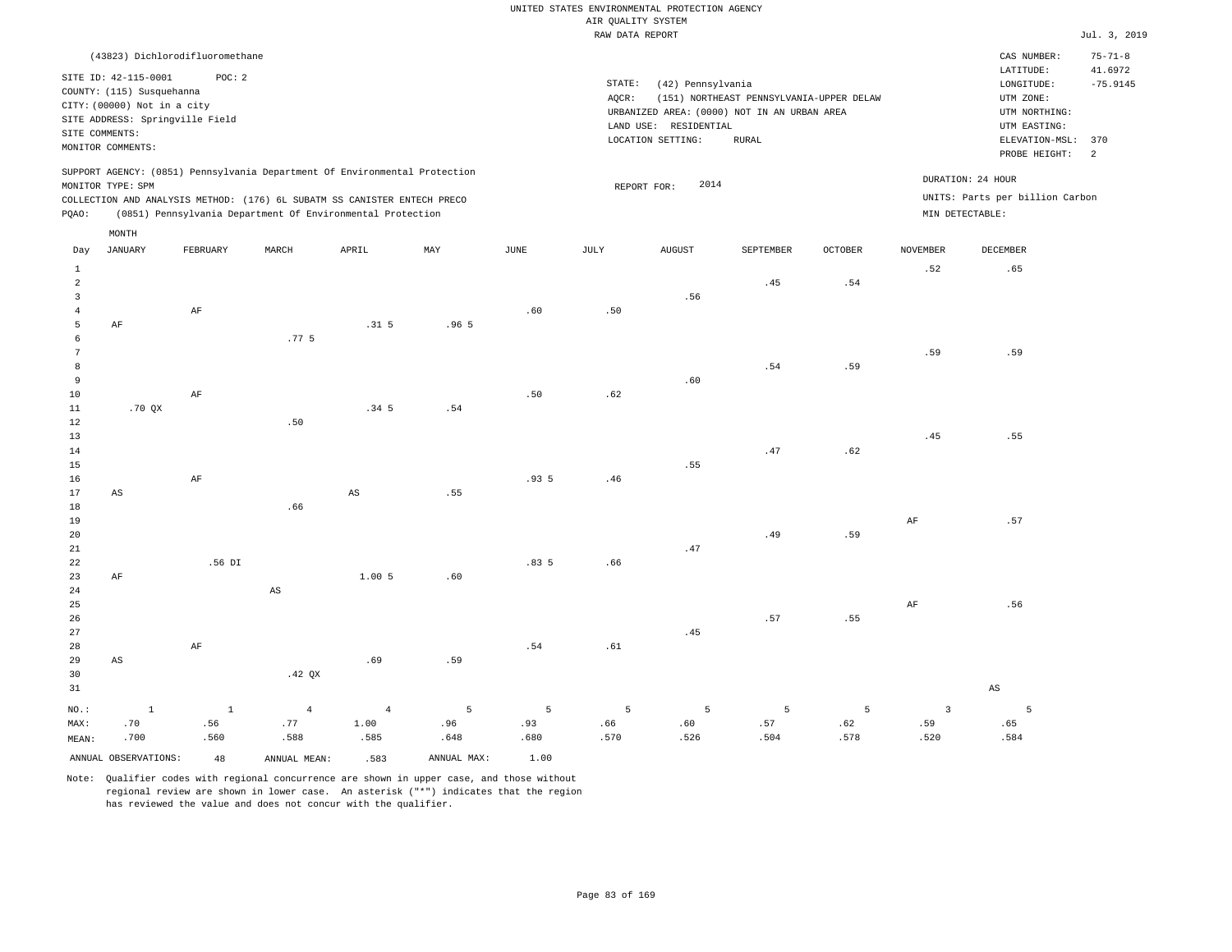UNITED STATES ENVIRONMENTAL PROTECTION AGENCY
AIR QUALITY SYSTEM
RAW DATA REPORT

Jul. 3, 2019

(43823) Dichlorodifluoromethane

SITE ID: 42-115-0001 POC: 2
COUNTY: (115) Susquehanna
CITY: (00000) Not in a city
SITE ADDRESS: Springville Field
SITE COMMENTS:
MONITOR COMMENTS:

STATE: (42) Pennsylvania
AQCR: (151) NORTHEAST PENNSYLVANIA-UPPER DELAW
URBANIZED AREA: (0000) NOT IN AN URBAN AREA
LAND USE: RESIDENTIAL
LOCATION SETTING: RURAL

CAS NUMBER: 75-71-8
LATITUDE: 41.6972
LONGITUDE: -75.9145
UTM ZONE:
UTM NORTHING:
UTM EASTING:
ELEVATION-MSL: 370
PROBE HEIGHT: 2

SUPPORT AGENCY: (0851) Pennsylvania Department Of Environmental Protection
MONITOR TYPE: SPM
COLLECTION AND ANALYSIS METHOD: (176) 6L SUBATM SS CANISTER ENTECH PRECO
PQAO: (0851) Pennsylvania Department Of Environmental Protection

REPORT FOR: 2014

DURATION: 24 HOUR
UNITS: Parts per billion Carbon
MIN DETECTABLE:

| Day | JANUARY | FEBRUARY | MARCH | APRIL | MAY | JUNE | JULY | AUGUST | SEPTEMBER | OCTOBER | NOVEMBER | DECEMBER |
|---|---|---|---|---|---|---|---|---|---|---|---|---|
| 1 | | | | | | | | | | | .52 | .65 |
| 2 | | | | | | | | | .45 | .54 | | |
| 3 | | | | | | | | .56 | | | | |
| 4 | | AF | | | | .60 | .50 | | | | | |
| 5 | AF | | | .31 5 | .96 5 | | | | | | | |
| 6 | | | .77 5 | | | | | | | | | |
| 7 | | | | | | | | | | | .59 | .59 |
| 8 | | | | | | | | | .54 | .59 | | |
| 9 | | | | | | | | .60 | | | | |
| 10 | | AF | | | | .50 | .62 | | | | | |
| 11 | .70 QX | | | .34 5 | .54 | | | | | | | |
| 12 | | | .50 | | | | | | | | | |
| 13 | | | | | | | | | | | .45 | .55 |
| 14 | | | | | | | | | .47 | .62 | | |
| 15 | | | | | | | | .55 | | | | |
| 16 | | AF | | | | .93 5 | .46 | | | | | |
| 17 | AS | | | AS | .55 | | | | | | | |
| 18 | | | .66 | | | | | | | | | |
| 19 | | | | | | | | | | | AF | .57 |
| 20 | | | | | | | | | .49 | .59 | | |
| 21 | | | | | | | | .47 | | | | |
| 22 | | .56 DI | | | | .83 5 | .66 | | | | | |
| 23 | AF | | | 1.00 5 | .60 | | | | | | | |
| 24 | | | AS | | | | | | | | | |
| 25 | | | | | | | | | | | AF | .56 |
| 26 | | | | | | | | | .57 | .55 | | |
| 27 | | | | | | | | .45 | | | | |
| 28 | | AF | | | | .54 | .61 | | | | | |
| 29 | AS | | | .69 | .59 | | | | | | | |
| 30 | | | .42 QX | | | | | | | | | |
| 31 | | | | | | | | | | | | AS |
| NO.: | 1 | 1 | 4 | 4 | 5 | 5 | 5 | 5 | 5 | 5 | 3 | 5 |
| MAX: | .70 | .56 | .77 | 1.00 | .96 | .93 | .66 | .60 | .57 | .62 | .59 | .65 |
| MEAN: | .700 | .560 | .588 | .585 | .648 | .680 | .570 | .526 | .504 | .578 | .520 | .584 |

ANNUAL OBSERVATIONS: 48 ANNUAL MEAN: .583 ANNUAL MAX: 1.00

Note: Qualifier codes with regional concurrence are shown in upper case, and those without regional review are shown in lower case. An asterisk ("*") indicates that the region has reviewed the value and does not concur with the qualifier.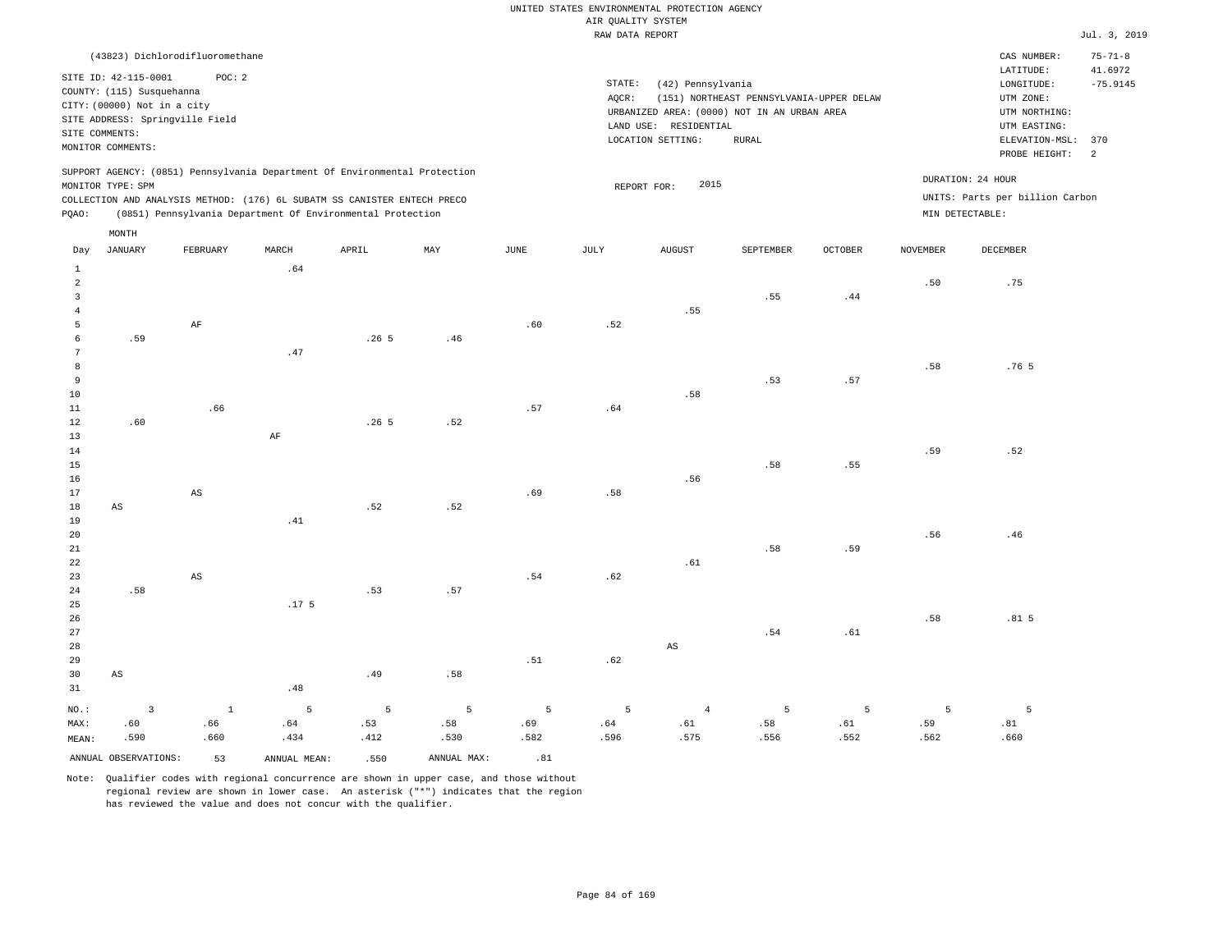UNITED STATES ENVIRONMENTAL PROTECTION AGENCY
AIR QUALITY SYSTEM
RAW DATA REPORT

Jul. 3, 2019

(43823) Dichlorodifluoromethane

SITE ID: 42-115-0001 POC: 2
COUNTY: (115) Susquehanna
CITY: (00000) Not in a city
SITE ADDRESS: Springville Field
SITE COMMENTS:
MONITOR COMMENTS:

STATE: (42) Pennsylvania
AQCR: (151) NORTHEAST PENNSYLVANIA-UPPER DELAW
URBANIZED AREA: (0000) NOT IN AN URBAN AREA
LAND USE: RESIDENTIAL
LOCATION SETTING: RURAL

CAS NUMBER: 75-71-8
LATITUDE: 41.6972
LONGITUDE: -75.9145
UTM ZONE:
UTM NORTHING:
UTM EASTING:
ELEVATION-MSL: 370
PROBE HEIGHT: 2

SUPPORT AGENCY: (0851) Pennsylvania Department Of Environmental Protection
MONITOR TYPE: SPM
COLLECTION AND ANALYSIS METHOD: (176) 6L SUBATM SS CANISTER ENTECH PRECO
PQAO: (0851) Pennsylvania Department Of Environmental Protection

REPORT FOR: 2015

DURATION: 24 HOUR
UNITS: Parts per billion Carbon
MIN DETECTABLE:

| Day | JANUARY | FEBRUARY | MARCH | APRIL | MAY | JUNE | JULY | AUGUST | SEPTEMBER | OCTOBER | NOVEMBER | DECEMBER |
|---|---|---|---|---|---|---|---|---|---|---|---|---|
| 1 | | | .64 | | | | | | | | | |
| 2 | | | | | | | | | | | .50 | .75 |
| 3 | | | | | | | | | .55 | .44 | | |
| 4 | | | | | | | | .55 | | | | |
| 5 | | AF | | | | .60 | .52 | | | | | |
| 6 | .59 | | | .26 5 | .46 | | | | | | | |
| 7 | | | .47 | | | | | | | | | |
| 8 | | | | | | | | | | | .58 | .76 5 |
| 9 | | | | | | | | | .53 | .57 | | |
| 10 | | | | | | | | .58 | | | | |
| 11 | | .66 | | | | .57 | .64 | | | | | |
| 12 | .60 | | | .26 5 | .52 | | | | | | | |
| 13 | | | AF | | | | | | | | | |
| 14 | | | | | | | | | | | .59 | .52 |
| 15 | | | | | | | | | .58 | .55 | | |
| 16 | | | | | | | | .56 | | | | |
| 17 | | AS | | | | .69 | .58 | | | | | |
| 18 | AS | | | .52 | .52 | | | | | | | |
| 19 | | | .41 | | | | | | | | | |
| 20 | | | | | | | | | | | .56 | .46 |
| 21 | | | | | | | | | .58 | .59 | | |
| 22 | | | | | | | | .61 | | | | |
| 23 | | AS | | | | .54 | .62 | | | | | |
| 24 | .58 | | | .53 | .57 | | | | | | | |
| 25 | | | .17 5 | | | | | | | | | |
| 26 | | | | | | | | | | | .58 | .81 5 |
| 27 | | | | | | | | | .54 | .61 | | |
| 28 | | | | | | | | AS | | | | |
| 29 | | | | | | .51 | .62 | | | | | |
| 30 | AS | | | .49 | .58 | | | | | | | |
| 31 | | | .48 | | | | | | | | | |
| NO.: | 3 | 1 | 5 | 5 | 5 | 5 | 5 | 4 | 5 | 5 | 5 | 5 |
| MAX: | .60 | .66 | .64 | .53 | .58 | .69 | .64 | .61 | .58 | .61 | .59 | .81 |
| MEAN: | .590 | .660 | .434 | .412 | .530 | .582 | .596 | .575 | .556 | .552 | .562 | .660 |

ANNUAL OBSERVATIONS: 53 ANNUAL MEAN: .550 ANNUAL MAX: .81

Note: Qualifier codes with regional concurrence are shown in upper case, and those without regional review are shown in lower case. An asterisk ("*") indicates that the region has reviewed the value and does not concur with the qualifier.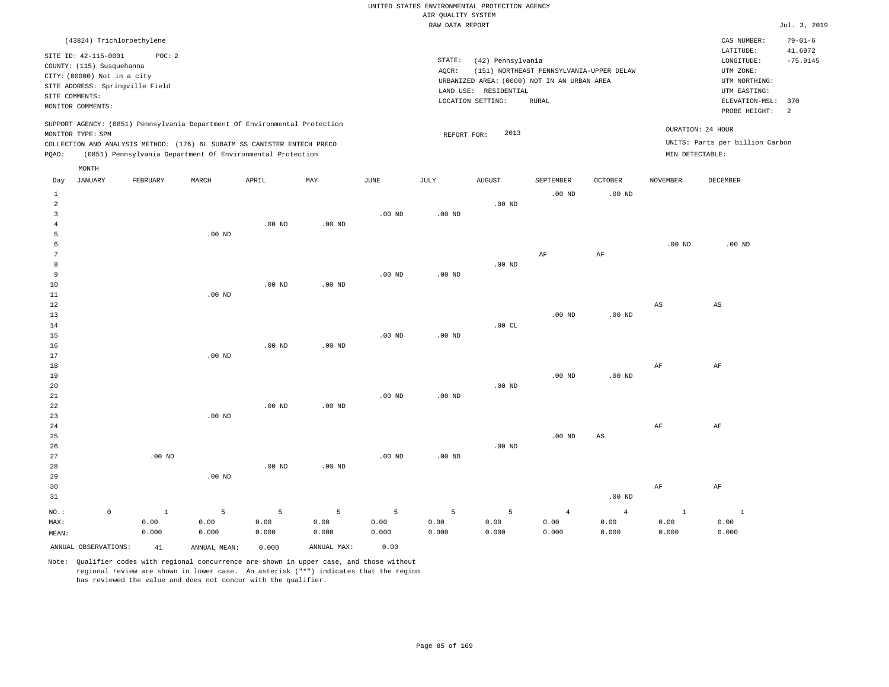UNITED STATES ENVIRONMENTAL PROTECTION AGENCY
AIR QUALITY SYSTEM
RAW DATA REPORT

Jul. 3, 2019

(43824) Trichloroethylene

SITE ID: 42-115-0001 POC: 2
COUNTY: (115) Susquehanna
CITY: (00000) Not in a city
SITE ADDRESS: Springville Field
SITE COMMENTS:
MONITOR COMMENTS:

STATE: (42) Pennsylvania
AQCR: (151) NORTHEAST PENNSYLVANIA-UPPER DELAW
URBANIZED AREA: (0000) NOT IN AN URBAN AREA
LAND USE: RESIDENTIAL
LOCATION SETTING: RURAL

CAS NUMBER: 79-01-6
LATITUDE: 41.6972
LONGITUDE: -75.9145
UTM ZONE:
UTM NORTHING:
UTM EASTING:
ELEVATION-MSL: 370
PROBE HEIGHT: 2

SUPPORT AGENCY: (0851) Pennsylvania Department Of Environmental Protection
MONITOR TYPE: SPM
COLLECTION AND ANALYSIS METHOD: (176) 6L SUBATM SS CANISTER ENTECH PRECO
PQAO: (0851) Pennsylvania Department Of Environmental Protection

REPORT FOR: 2013

DURATION: 24 HOUR
UNITS: Parts per billion Carbon
MIN DETECTABLE:

| Day | JANUARY | FEBRUARY | MARCH | APRIL | MAY | JUNE | JULY | AUGUST | SEPTEMBER | OCTOBER | NOVEMBER | DECEMBER |
|---|---|---|---|---|---|---|---|---|---|---|---|---|
| 1 | | | | | | | | | .00 ND | .00 ND | | |
| 2 | | | | | | | | .00 ND | | | | |
| 3 | | | | | | .00 ND | .00 ND | | | | | |
| 4 | | | | .00 ND | .00 ND | | | | | | | |
| 5 | | | .00 ND | | | | | | | | | |
| 6 | | | | | | | | | | | .00 ND | .00 ND |
| 7 | | | | | | | | | AF | AF | | |
| 8 | | | | | | | | .00 ND | | | | |
| 9 | | | | | | .00 ND | .00 ND | | | | | |
| 10 | | | | .00 ND | .00 ND | | | | | | | |
| 11 | | | .00 ND | | | | | | | | | |
| 12 | | | | | | | | | | | AS | AS |
| 13 | | | | | | | | | .00 ND | .00 ND | | |
| 14 | | | | | | | | .00 CL | | | | |
| 15 | | | | | | .00 ND | .00 ND | | | | | |
| 16 | | | | .00 ND | .00 ND | | | | | | | |
| 17 | | | .00 ND | | | | | | | | | |
| 18 | | | | | | | | | | | AF | AF |
| 19 | | | | | | | | | .00 ND | .00 ND | | |
| 20 | | | | | | | | .00 ND | | | | |
| 21 | | | | | | .00 ND | .00 ND | | | | | |
| 22 | | | | .00 ND | .00 ND | | | | | | | |
| 23 | | | .00 ND | | | | | | | | | |
| 24 | | | | | | | | | | | AF | AF |
| 25 | | | | | | | | | .00 ND | AS | | |
| 26 | | | | | | | | .00 ND | | | | |
| 27 | | .00 ND | | | | .00 ND | .00 ND | | | | | |
| 28 | | | | .00 ND | .00 ND | | | | | | | |
| 29 | | | .00 ND | | | | | | | | | |
| 30 | | | | | | | | | | | AF | AF |
| 31 | | | | | | | | | | .00 ND | | |
| NO.: | 0 | 1 | 5 | 5 | 5 | 5 | 5 | 5 | 4 | 4 | 1 | 1 |
| MAX: | | 0.00 | 0.00 | 0.00 | 0.00 | 0.00 | 0.00 | 0.00 | 0.00 | 0.00 | 0.00 | 0.00 |
| MEAN: | | 0.000 | 0.000 | 0.000 | 0.000 | 0.000 | 0.000 | 0.000 | 0.000 | 0.000 | 0.000 | 0.000 |

ANNUAL OBSERVATIONS: 41 ANNUAL MEAN: 0.000 ANNUAL MAX: 0.00

Note: Qualifier codes with regional concurrence are shown in upper case, and those without regional review are shown in lower case. An asterisk ("*") indicates that the region has reviewed the value and does not concur with the qualifier.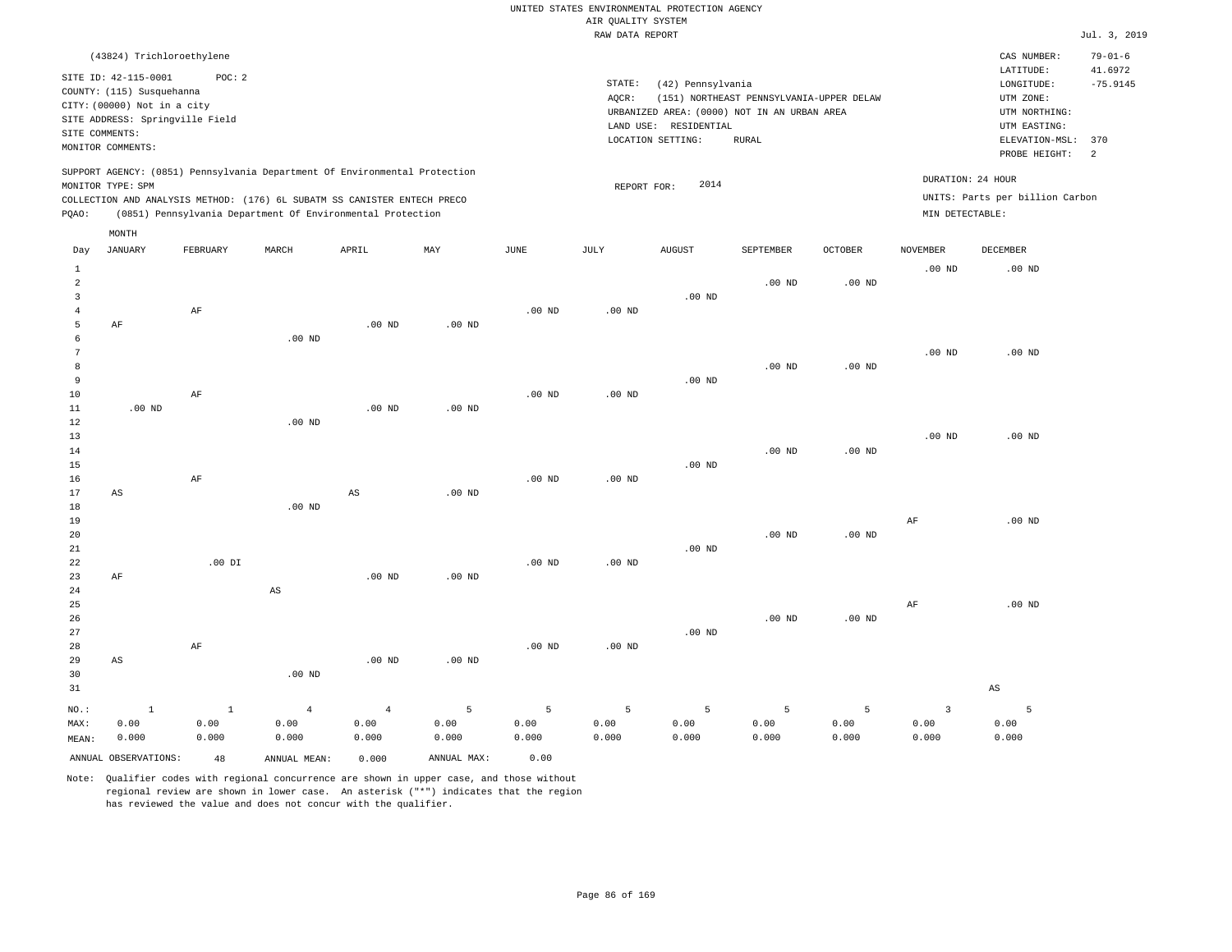UNITED STATES ENVIRONMENTAL PROTECTION AGENCY
AIR QUALITY SYSTEM
RAW DATA REPORT

Jul. 3, 2019

(43824) Trichloroethylene

SITE ID: 42-115-0001 POC: 2
COUNTY: (115) Susquehanna
CITY: (00000) Not in a city
SITE ADDRESS: Springville Field
SITE COMMENTS:
MONITOR COMMENTS:

STATE: (42) Pennsylvania
AQCR: (151) NORTHEAST PENNSYLVANIA-UPPER DELAW
URBANIZED AREA: (0000) NOT IN AN URBAN AREA
LAND USE: RESIDENTIAL
LOCATION SETTING: RURAL

CAS NUMBER: 79-01-6
LATITUDE: 41.6972
LONGITUDE: -75.9145
UTM ZONE:
UTM NORTHING:
UTM EASTING:
ELEVATION-MSL: 370
PROBE HEIGHT: 2

SUPPORT AGENCY: (0851) Pennsylvania Department Of Environmental Protection
MONITOR TYPE: SPM
COLLECTION AND ANALYSIS METHOD: (176) 6L SUBATM SS CANISTER ENTECH PRECO
PQAO: (0851) Pennsylvania Department Of Environmental Protection

REPORT FOR: 2014

DURATION: 24 HOUR
UNITS: Parts per billion Carbon
MIN DETECTABLE:

| Day | JANUARY | FEBRUARY | MARCH | APRIL | MAY | JUNE | JULY | AUGUST | SEPTEMBER | OCTOBER | NOVEMBER | DECEMBER |
|---|---|---|---|---|---|---|---|---|---|---|---|---|
| 1 | | | | | | | | | | | .00 ND | .00 ND |
| 2 | | | | | | | | | .00 ND | .00 ND | | |
| 3 | | | | | | | | .00 ND | | | | |
| 4 | | AF | | | | .00 ND | .00 ND | | | | | |
| 5 | AF | | | .00 ND | .00 ND | | | | | | | |
| 6 | | | .00 ND | | | | | | | | | |
| 7 | | | | | | | | | | | .00 ND | .00 ND |
| 8 | | | | | | | | | .00 ND | .00 ND | | |
| 9 | | | | | | | | .00 ND | | | | |
| 10 | | AF | | | | .00 ND | .00 ND | | | | | |
| 11 | .00 ND | | | .00 ND | .00 ND | | | | | | | |
| 12 | | | .00 ND | | | | | | | | | |
| 13 | | | | | | | | | | | .00 ND | .00 ND |
| 14 | | | | | | | | | .00 ND | .00 ND | | |
| 15 | | | | | | | | .00 ND | | | | |
| 16 | | AF | | | | .00 ND | .00 ND | | | | | |
| 17 | AS | | | AS | .00 ND | | | | | | | |
| 18 | | | .00 ND | | | | | | | | | |
| 19 | | | | | | | | | | | AF | .00 ND |
| 20 | | | | | | | | | .00 ND | .00 ND | | |
| 21 | | | | | | | | .00 ND | | | | |
| 22 | | .00 DI | | | | .00 ND | .00 ND | | | | | |
| 23 | AF | | | .00 ND | .00 ND | | | | | | | |
| 24 | | | AS | | | | | | | | | |
| 25 | | | | | | | | | | | AF | .00 ND |
| 26 | | | | | | | | | .00 ND | .00 ND | | |
| 27 | | | | | | | | .00 ND | | | | |
| 28 | | AF | | | | .00 ND | .00 ND | | | | | |
| 29 | AS | | | .00 ND | .00 ND | | | | | | | |
| 30 | | | .00 ND | | | | | | | | | |
| 31 | | | | | | | | | | | | AS |
| NO.: | 1 | 1 | 4 | 4 | 5 | 5 | 5 | 5 | 5 | 5 | 3 | 5 |
| MAX: | 0.00 | 0.00 | 0.00 | 0.00 | 0.00 | 0.00 | 0.00 | 0.00 | 0.00 | 0.00 | 0.00 | 0.00 |
| MEAN: | 0.000 | 0.000 | 0.000 | 0.000 | 0.000 | 0.000 | 0.000 | 0.000 | 0.000 | 0.000 | 0.000 | 0.000 |

ANNUAL OBSERVATIONS: 48 ANNUAL MEAN: 0.000 ANNUAL MAX: 0.00

Note: Qualifier codes with regional concurrence are shown in upper case, and those without regional review are shown in lower case. An asterisk ("*") indicates that the region has reviewed the value and does not concur with the qualifier.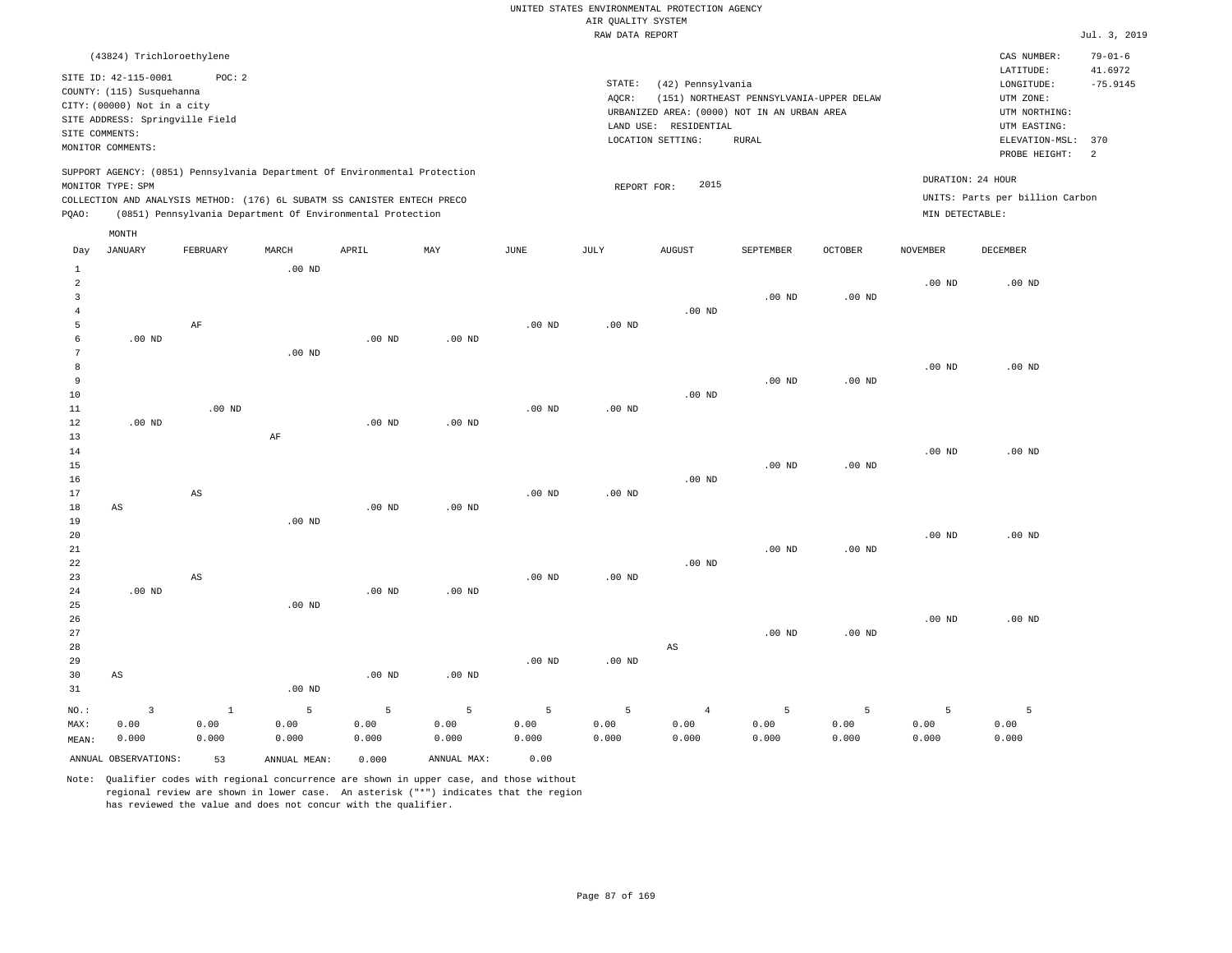UNITED STATES ENVIRONMENTAL PROTECTION AGENCY
AIR QUALITY SYSTEM
RAW DATA REPORT

Jul. 3, 2019

(43824) Trichloroethylene

SITE ID: 42-115-0001 POC: 2
COUNTY: (115) Susquehanna
CITY: (00000) Not in a city
SITE ADDRESS: Springville Field
SITE COMMENTS:
MONITOR COMMENTS:

STATE: (42) Pennsylvania
AQCR: (151) NORTHEAST PENNSYLVANIA-UPPER DELAW
URBANIZED AREA: (0000) NOT IN AN URBAN AREA
LAND USE: RESIDENTIAL
LOCATION SETTING: RURAL

CAS NUMBER: 79-01-6
LATITUDE: 41.6972
LONGITUDE: -75.9145
UTM ZONE:
UTM NORTHING:
UTM EASTING:
ELEVATION-MSL: 370
PROBE HEIGHT: 2

SUPPORT AGENCY: (0851) Pennsylvania Department Of Environmental Protection
MONITOR TYPE: SPM
COLLECTION AND ANALYSIS METHOD: (176) 6L SUBATM SS CANISTER ENTECH PRECO
PQAO: (0851) Pennsylvania Department Of Environmental Protection

REPORT FOR: 2015

DURATION: 24 HOUR
UNITS: Parts per billion Carbon
MIN DETECTABLE:

| Day | JANUARY | FEBRUARY | MARCH | APRIL | MAY | JUNE | JULY | AUGUST | SEPTEMBER | OCTOBER | NOVEMBER | DECEMBER |
|---|---|---|---|---|---|---|---|---|---|---|---|---|
| 1 | | | .00 ND | | | | | | | | | |
| 2 | | | | | | | | | | | .00 ND | .00 ND |
| 3 | | | | | | | | | .00 ND | .00 ND | | |
| 4 | | | | | | | | .00 ND | | | | |
| 5 | | AF | | | | .00 ND | .00 ND | | | | | |
| 6 | .00 ND | | | .00 ND | .00 ND | | | | | | | |
| 7 | | | .00 ND | | | | | | | | | |
| 8 | | | | | | | | | | | .00 ND | .00 ND |
| 9 | | | | | | | | | .00 ND | .00 ND | | |
| 10 | | | | | | | | .00 ND | | | | |
| 11 | | .00 ND | | | | .00 ND | .00 ND | | | | | |
| 12 | .00 ND | | | .00 ND | .00 ND | | | | | | | |
| 13 | | | AF | | | | | | | | | |
| 14 | | | | | | | | | | | .00 ND | .00 ND |
| 15 | | | | | | | | | .00 ND | .00 ND | | |
| 16 | | | | | | | | .00 ND | | | | |
| 17 | | AS | | | | .00 ND | .00 ND | | | | | |
| 18 | AS | | | .00 ND | .00 ND | | | | | | | |
| 19 | | | .00 ND | | | | | | | | | |
| 20 | | | | | | | | | | | .00 ND | .00 ND |
| 21 | | | | | | | | | .00 ND | .00 ND | | |
| 22 | | | | | | | | .00 ND | | | | |
| 23 | | AS | | | | .00 ND | .00 ND | | | | | |
| 24 | .00 ND | | | .00 ND | .00 ND | | | | | | | |
| 25 | | | .00 ND | | | | | | | | | |
| 26 | | | | | | | | | | | .00 ND | .00 ND |
| 27 | | | | | | | | | .00 ND | .00 ND | | |
| 28 | | | | | | | | AS | | | | |
| 29 | | | | | | .00 ND | .00 ND | | | | | |
| 30 | AS | | | .00 ND | .00 ND | | | | | | | |
| 31 | | | .00 ND | | | | | | | | | |
| NO.: | 3 | 1 | 5 | 5 | 5 | 5 | 5 | 4 | 5 | 5 | 5 | 5 |
| MAX: | 0.00 | 0.00 | 0.00 | 0.00 | 0.00 | 0.00 | 0.00 | 0.00 | 0.00 | 0.00 | 0.00 | 0.00 |
| MEAN: | 0.000 | 0.000 | 0.000 | 0.000 | 0.000 | 0.000 | 0.000 | 0.000 | 0.000 | 0.000 | 0.000 | 0.000 |

ANNUAL OBSERVATIONS: 53 ANNUAL MEAN: 0.000 ANNUAL MAX: 0.00

Note: Qualifier codes with regional concurrence are shown in upper case, and those without regional review are shown in lower case. An asterisk ("*") indicates that the region has reviewed the value and does not concur with the qualifier.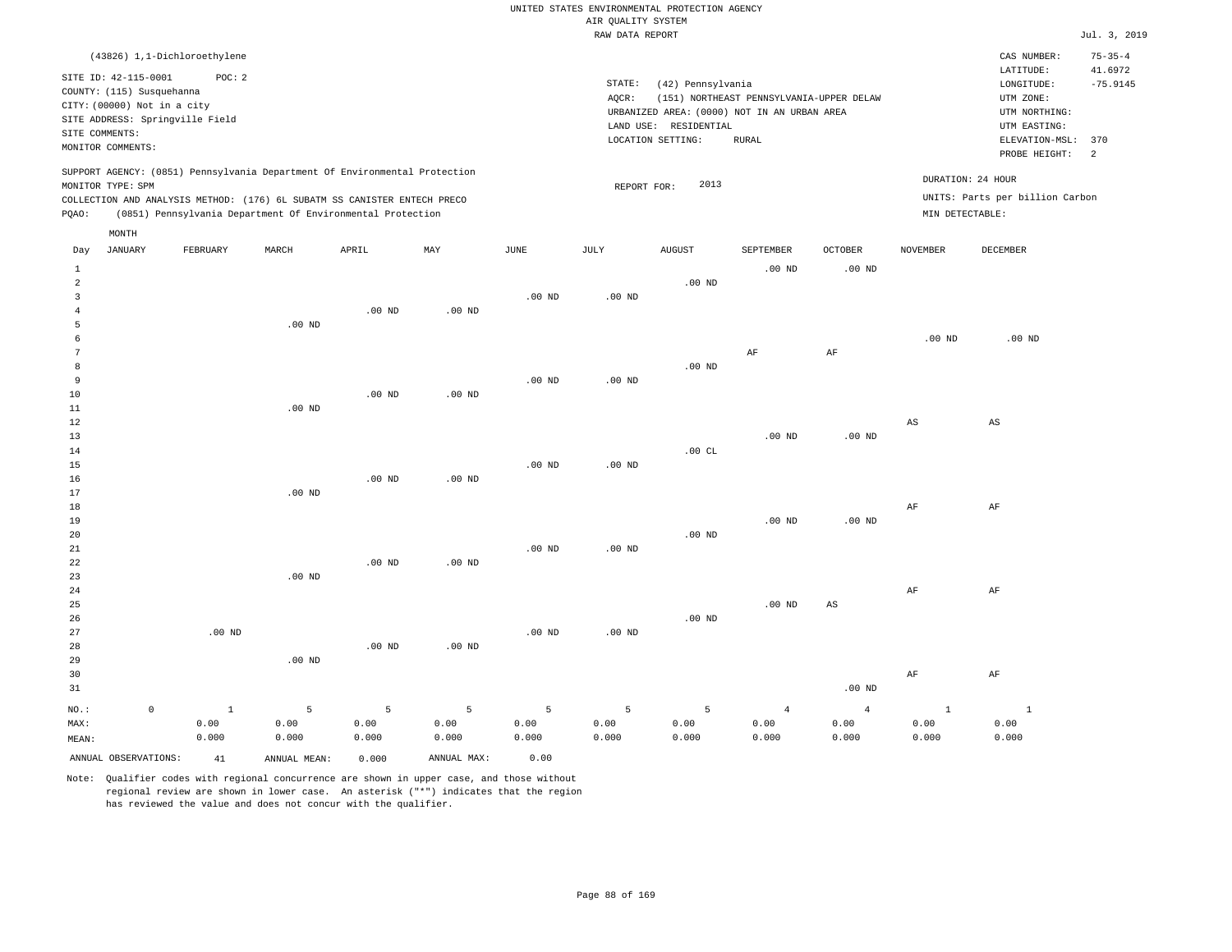UNITED STATES ENVIRONMENTAL PROTECTION AGENCY
AIR QUALITY SYSTEM
RAW DATA REPORT

Jul. 3, 2019

(43826) 1,1-Dichloroethylene

SITE ID: 42-115-0001 POC: 2
COUNTY: (115) Susquehanna
CITY: (00000) Not in a city
SITE ADDRESS: Springville Field
SITE COMMENTS:
MONITOR COMMENTS:

STATE: (42) Pennsylvania
AQCR: (151) NORTHEAST PENNSYLVANIA-UPPER DELAW
URBANIZED AREA: (0000) NOT IN AN URBAN AREA
LAND USE: RESIDENTIAL
LOCATION SETTING: RURAL

CAS NUMBER: 75-35-4
LATITUDE: 41.6972
LONGITUDE: -75.9145
UTM ZONE:
UTM NORTHING:
UTM EASTING:
ELEVATION-MSL: 370
PROBE HEIGHT: 2

SUPPORT AGENCY: (0851) Pennsylvania Department Of Environmental Protection
MONITOR TYPE: SPM
COLLECTION AND ANALYSIS METHOD: (176) 6L SUBATM SS CANISTER ENTECH PRECO
PQAO: (0851) Pennsylvania Department Of Environmental Protection

REPORT FOR: 2013

DURATION: 24 HOUR
UNITS: Parts per billion Carbon
MIN DETECTABLE:

| Day | JANUARY | FEBRUARY | MARCH | APRIL | MAY | JUNE | JULY | AUGUST | SEPTEMBER | OCTOBER | NOVEMBER | DECEMBER |
|---|---|---|---|---|---|---|---|---|---|---|---|---|
| 1 | | | | | | | | | .00 ND | .00 ND | | |
| 2 | | | | | | | | .00 ND | | | | |
| 3 | | | | | | .00 ND | .00 ND | | | | | |
| 4 | | | | .00 ND | .00 ND | | | | | | | |
| 5 | | | .00 ND | | | | | | | | | |
| 6 | | | | | | | | | | | .00 ND | .00 ND |
| 7 | | | | | | | | | AF | AF | | |
| 8 | | | | | | | | .00 ND | | | | |
| 9 | | | | | | .00 ND | .00 ND | | | | | |
| 10 | | | | .00 ND | .00 ND | | | | | | | |
| 11 | | | .00 ND | | | | | | | | | |
| 12 | | | | | | | | | | | AS | AS |
| 13 | | | | | | | | | .00 ND | .00 ND | | |
| 14 | | | | | | | | .00 CL | | | | |
| 15 | | | | | | .00 ND | .00 ND | | | | | |
| 16 | | | | .00 ND | .00 ND | | | | | | | |
| 17 | | | .00 ND | | | | | | | | | |
| 18 | | | | | | | | | | | AF | AF |
| 19 | | | | | | | | | .00 ND | .00 ND | | |
| 20 | | | | | | | | .00 ND | | | | |
| 21 | | | | | | .00 ND | .00 ND | | | | | |
| 22 | | | | .00 ND | .00 ND | | | | | | | |
| 23 | | | .00 ND | | | | | | | | | |
| 24 | | | | | | | | | | | AF | AF |
| 25 | | | | | | | | | .00 ND | AS | | |
| 26 | | | | | | | | .00 ND | | | | |
| 27 | | .00 ND | | | | .00 ND | .00 ND | | | | | |
| 28 | | | | .00 ND | .00 ND | | | | | | | |
| 29 | | | .00 ND | | | | | | | | | |
| 30 | | | | | | | | | | | AF | AF |
| 31 | | | | | | | | | | .00 ND | | |
| NO.: | 0 | 1 | 5 | 5 | 5 | 5 | 5 | 5 | 4 | 4 | 1 | 1 |
| MAX: | | 0.00 | 0.00 | 0.00 | 0.00 | 0.00 | 0.00 | 0.00 | 0.00 | 0.00 | 0.00 | 0.00 |
| MEAN: | | 0.000 | 0.000 | 0.000 | 0.000 | 0.000 | 0.000 | 0.000 | 0.000 | 0.000 | 0.000 | 0.000 |

ANNUAL OBSERVATIONS: 41  ANNUAL MEAN: 0.000  ANNUAL MAX: 0.00

Note: Qualifier codes with regional concurrence are shown in upper case, and those without regional review are shown in lower case. An asterisk ("*") indicates that the region has reviewed the value and does not concur with the qualifier.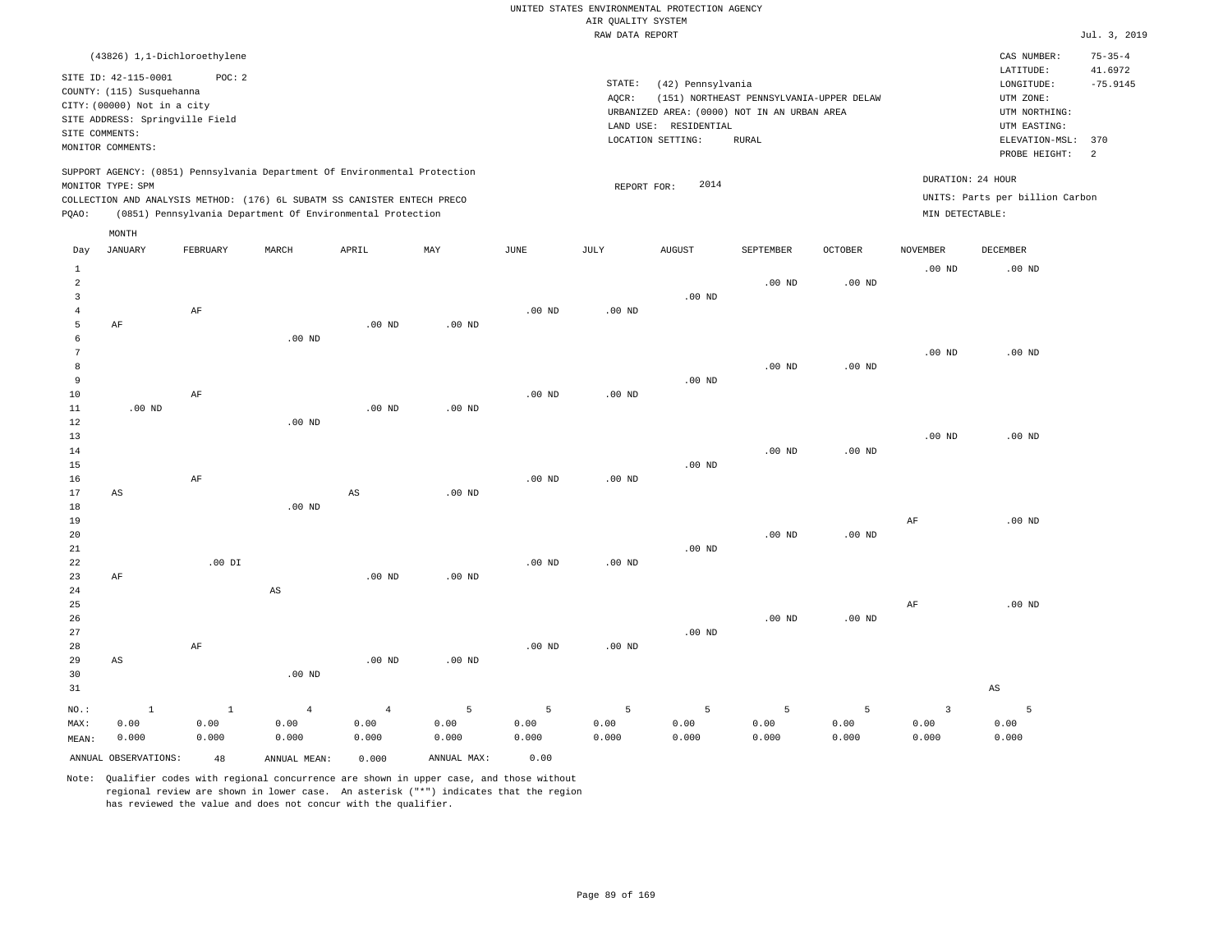UNITED STATES ENVIRONMENTAL PROTECTION AGENCY
AIR QUALITY SYSTEM
RAW DATA REPORT

Jul. 3, 2019

(43826) 1,1-Dichloroethylene

SITE ID: 42-115-0001 POC: 2
COUNTY: (115) Susquehanna
CITY: (00000) Not in a city
SITE ADDRESS: Springville Field
SITE COMMENTS:
MONITOR COMMENTS:

STATE: (42) Pennsylvania
AQCR: (151) NORTHEAST PENNSYLVANIA-UPPER DELAW
URBANIZED AREA: (0000) NOT IN AN URBAN AREA
LAND USE: RESIDENTIAL
LOCATION SETTING: RURAL

CAS NUMBER: 75-35-4
LATITUDE: 41.6972
LONGITUDE: -75.9145
UTM ZONE:
UTM NORTHING:
UTM EASTING:
ELEVATION-MSL: 370
PROBE HEIGHT: 2

SUPPORT AGENCY: (0851) Pennsylvania Department Of Environmental Protection
MONITOR TYPE: SPM
COLLECTION AND ANALYSIS METHOD: (176) 6L SUBATM SS CANISTER ENTECH PRECO
PQAO: (0851) Pennsylvania Department Of Environmental Protection

REPORT FOR: 2014

DURATION: 24 HOUR
UNITS: Parts per billion Carbon
MIN DETECTABLE:

| Day | JANUARY | FEBRUARY | MARCH | APRIL | MAY | JUNE | JULY | AUGUST | SEPTEMBER | OCTOBER | NOVEMBER | DECEMBER |
|---|---|---|---|---|---|---|---|---|---|---|---|---|
| 1 | | | | | | | | | | | .00 ND | .00 ND |
| 2 | | | | | | | | | .00 ND | .00 ND | | |
| 3 | | | | | | | | .00 ND | | | | |
| 4 | | AF | | | | .00 ND | .00 ND | | | | | |
| 5 | AF | | | .00 ND | .00 ND | | | | | | | |
| 6 | | | .00 ND | | | | | | | | | |
| 7 | | | | | | | | | | | .00 ND | .00 ND |
| 8 | | | | | | | | | .00 ND | .00 ND | | |
| 9 | | | | | | | | .00 ND | | | | |
| 10 | | AF | | | | .00 ND | .00 ND | | | | | |
| 11 | .00 ND | | | .00 ND | .00 ND | | | | | | | |
| 12 | | | .00 ND | | | | | | | | | |
| 13 | | | | | | | | | | | .00 ND | .00 ND |
| 14 | | | | | | | | | .00 ND | .00 ND | | |
| 15 | | | | | | | | .00 ND | | | | |
| 16 | | AF | | | | .00 ND | .00 ND | | | | | |
| 17 | AS | | | AS | .00 ND | | | | | | | |
| 18 | | | .00 ND | | | | | | | | | |
| 19 | | | | | | | | | | | AF | .00 ND |
| 20 | | | | | | | | | .00 ND | .00 ND | | |
| 21 | | | | | | | | .00 ND | | | | |
| 22 | | .00 DI | | | | .00 ND | .00 ND | | | | | |
| 23 | AF | | | .00 ND | .00 ND | | | | | | | |
| 24 | | | AS | | | | | | | | | |
| 25 | | | | | | | | | | | AF | .00 ND |
| 26 | | | | | | | | | .00 ND | .00 ND | | |
| 27 | | | | | | | | .00 ND | | | | |
| 28 | | AF | | | | .00 ND | .00 ND | | | | | |
| 29 | AS | | | .00 ND | .00 ND | | | | | | | |
| 30 | | | .00 ND | | | | | | | | | |
| 31 | | | | | | | | | | | | AS |
| NO.: | 1 | 1 | 4 | 4 | 5 | 5 | 5 | 5 | 5 | 5 | 3 | 5 |
| MAX: | 0.00 | 0.00 | 0.00 | 0.00 | 0.00 | 0.00 | 0.00 | 0.00 | 0.00 | 0.00 | 0.00 | 0.00 |
| MEAN: | 0.000 | 0.000 | 0.000 | 0.000 | 0.000 | 0.000 | 0.000 | 0.000 | 0.000 | 0.000 | 0.000 | 0.000 |

ANNUAL OBSERVATIONS: 48 ANNUAL MEAN: 0.000 ANNUAL MAX: 0.00

Note: Qualifier codes with regional concurrence are shown in upper case, and those without regional review are shown in lower case. An asterisk ("*") indicates that the region has reviewed the value and does not concur with the qualifier.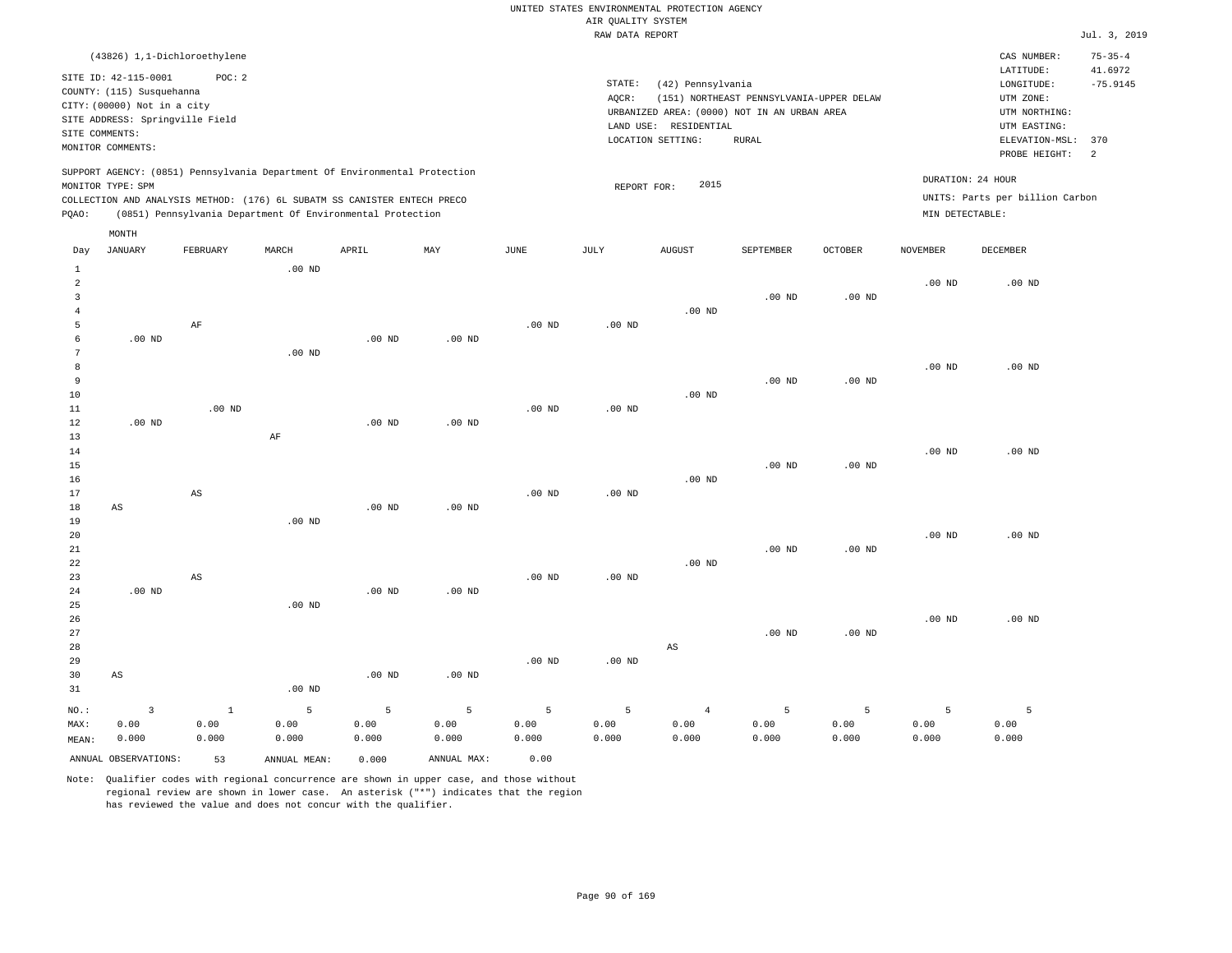UNITED STATES ENVIRONMENTAL PROTECTION AGENCY
AIR QUALITY SYSTEM
RAW DATA REPORT

Jul. 3, 2019

(43826) 1,1-Dichloroethylene

SITE ID: 42-115-0001 POC: 2
COUNTY: (115) Susquehanna
CITY: (00000) Not in a city
SITE ADDRESS: Springville Field
SITE COMMENTS:
MONITOR COMMENTS:

STATE: (42) Pennsylvania
AQCR: (151) NORTHEAST PENNSYLVANIA-UPPER DELAW
URBANIZED AREA: (0000) NOT IN AN URBAN AREA
LAND USE: RESIDENTIAL
LOCATION SETTING: RURAL

CAS NUMBER: 75-35-4
LATITUDE: 41.6972
LONGITUDE: -75.9145
UTM ZONE:
UTM NORTHING:
UTM EASTING:
ELEVATION-MSL: 370
PROBE HEIGHT: 2

SUPPORT AGENCY: (0851) Pennsylvania Department Of Environmental Protection
MONITOR TYPE: SPM
COLLECTION AND ANALYSIS METHOD: (176) 6L SUBATM SS CANISTER ENTECH PRECO
PQAO: (0851) Pennsylvania Department Of Environmental Protection

REPORT FOR: 2015

DURATION: 24 HOUR
UNITS: Parts per billion Carbon
MIN DETECTABLE:

| Day | JANUARY | FEBRUARY | MARCH | APRIL | MAY | JUNE | JULY | AUGUST | SEPTEMBER | OCTOBER | NOVEMBER | DECEMBER |
|---|---|---|---|---|---|---|---|---|---|---|---|---|
| 1 | | | .00 ND | | | | | | | | | |
| 2 | | | | | | | | | | | .00 ND | .00 ND |
| 3 | | | | | | | | | .00 ND | .00 ND | | |
| 4 | | | | | | | | .00 ND | | | | |
| 5 | | AF | | | | .00 ND | .00 ND | | | | | |
| 6 | .00 ND | | | .00 ND | .00 ND | | | | | | | |
| 7 | | | .00 ND | | | | | | | | | |
| 8 | | | | | | | | | | | .00 ND | .00 ND |
| 9 | | | | | | | | | .00 ND | .00 ND | | |
| 10 | | | | | | | | .00 ND | | | | |
| 11 | | .00 ND | | | | .00 ND | .00 ND | | | | | |
| 12 | .00 ND | | | .00 ND | .00 ND | | | | | | | |
| 13 | | | AF | | | | | | | | | |
| 14 | | | | | | | | | | | .00 ND | .00 ND |
| 15 | | | | | | | | | .00 ND | .00 ND | | |
| 16 | | | | | | | | .00 ND | | | | |
| 17 | | AS | | | | .00 ND | .00 ND | | | | | |
| 18 | AS | | | .00 ND | .00 ND | | | | | | | |
| 19 | | | .00 ND | | | | | | | | | |
| 20 | | | | | | | | | | | .00 ND | .00 ND |
| 21 | | | | | | | | | .00 ND | .00 ND | | |
| 22 | | | | | | | | .00 ND | | | | |
| 23 | | AS | | | | .00 ND | .00 ND | | | | | |
| 24 | .00 ND | | | .00 ND | .00 ND | | | | | | | |
| 25 | | | .00 ND | | | | | | | | | |
| 26 | | | | | | | | | | | .00 ND | .00 ND |
| 27 | | | | | | | | | .00 ND | .00 ND | | |
| 28 | | | | | | | | AS | | | | |
| 29 | | | | | | .00 ND | .00 ND | | | | | |
| 30 | AS | | | .00 ND | .00 ND | | | | | | | |
| 31 | | | .00 ND | | | | | | | | | |
| NO.: | 3 | 1 | 5 | 5 | 5 | 5 | 5 | 4 | 5 | 5 | 5 | 5 |
| MAX: | 0.00 | 0.00 | 0.00 | 0.00 | 0.00 | 0.00 | 0.00 | 0.00 | 0.00 | 0.00 | 0.00 | 0.00 |
| MEAN: | 0.000 | 0.000 | 0.000 | 0.000 | 0.000 | 0.000 | 0.000 | 0.000 | 0.000 | 0.000 | 0.000 | 0.000 |

ANNUAL OBSERVATIONS: 53 ANNUAL MEAN: 0.000 ANNUAL MAX: 0.00

Note: Qualifier codes with regional concurrence are shown in upper case, and those without regional review are shown in lower case. An asterisk ("*") indicates that the region has reviewed the value and does not concur with the qualifier.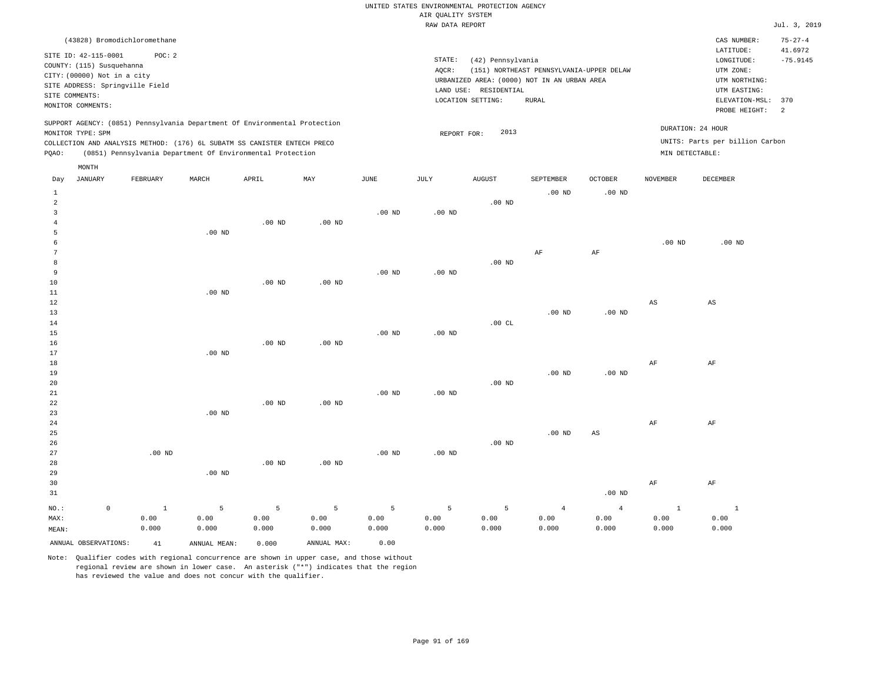UNITED STATES ENVIRONMENTAL PROTECTION AGENCY
AIR QUALITY SYSTEM
RAW DATA REPORT

Jul. 3, 2019

(43828) Bromodichloromethane

SITE ID: 42-115-0001 POC: 2
COUNTY: (115) Susquehanna
CITY: (00000) Not in a city
SITE ADDRESS: Springville Field
SITE COMMENTS:
MONITOR COMMENTS:

STATE: (42) Pennsylvania
AQCR: (151) NORTHEAST PENNSYLVANIA-UPPER DELAW
URBANIZED AREA: (0000) NOT IN AN URBAN AREA
LAND USE: RESIDENTIAL
LOCATION SETTING: RURAL

CAS NUMBER: 75-27-4
LATITUDE: 41.6972
LONGITUDE: -75.9145
UTM ZONE:
UTM NORTHING:
UTM EASTING:
ELEVATION-MSL: 370
PROBE HEIGHT: 2

SUPPORT AGENCY: (0851) Pennsylvania Department Of Environmental Protection
MONITOR TYPE: SPM
COLLECTION AND ANALYSIS METHOD: (176) 6L SUBATM SS CANISTER ENTECH PRECO
PQAO: (0851) Pennsylvania Department Of Environmental Protection

REPORT FOR: 2013

DURATION: 24 HOUR
UNITS: Parts per billion Carbon
MIN DETECTABLE:

| Day | JANUARY | FEBRUARY | MARCH | APRIL | MAY | JUNE | JULY | AUGUST | SEPTEMBER | OCTOBER | NOVEMBER | DECEMBER |
|---|---|---|---|---|---|---|---|---|---|---|---|---|
| 1 | | | | | | | | | .00 ND | .00 ND | | |
| 2 | | | | | | | | .00 ND | | | | |
| 3 | | | | | | .00 ND | .00 ND | | | | | |
| 4 | | | | .00 ND | .00 ND | | | | | | | |
| 5 | | | .00 ND | | | | | | | | | |
| 6 | | | | | | | | | | | .00 ND | .00 ND |
| 7 | | | | | | | | | AF | AF | | |
| 8 | | | | | | | | .00 ND | | | | |
| 9 | | | | | | .00 ND | .00 ND | | | | | |
| 10 | | | | .00 ND | .00 ND | | | | | | | |
| 11 | | | .00 ND | | | | | | | | | |
| 12 | | | | | | | | | | | AS | AS |
| 13 | | | | | | | | | .00 ND | .00 ND | | |
| 14 | | | | | | | | .00 CL | | | | |
| 15 | | | | | | .00 ND | .00 ND | | | | | |
| 16 | | | | .00 ND | .00 ND | | | | | | | |
| 17 | | | .00 ND | | | | | | | | | |
| 18 | | | | | | | | | | | AF | AF |
| 19 | | | | | | | | | .00 ND | .00 ND | | |
| 20 | | | | | | | | .00 ND | | | | |
| 21 | | | | | | .00 ND | .00 ND | | | | | |
| 22 | | | | .00 ND | .00 ND | | | | | | | |
| 23 | | | .00 ND | | | | | | | | | |
| 24 | | | | | | | | | | | AF | AF |
| 25 | | | | | | | | | .00 ND | AS | | |
| 26 | | | | | | | | .00 ND | | | | |
| 27 | | .00 ND | | | | .00 ND | .00 ND | | | | | |
| 28 | | | | .00 ND | .00 ND | | | | | | | |
| 29 | | | .00 ND | | | | | | | | | |
| 30 | | | | | | | | | | | AF | AF |
| 31 | | | | | | | | | | .00 ND | | |
| NO.: | 0 | 1 | 5 | 5 | 5 | 5 | 5 | 5 | 4 | 4 | 1 | 1 |
| MAX: | | 0.00 | 0.00 | 0.00 | 0.00 | 0.00 | 0.00 | 0.00 | 0.00 | 0.00 | 0.00 | 0.00 |
| MEAN: | | 0.000 | 0.000 | 0.000 | 0.000 | 0.000 | 0.000 | 0.000 | 0.000 | 0.000 | 0.000 | 0.000 |

ANNUAL OBSERVATIONS: 41 ANNUAL MEAN: 0.000 ANNUAL MAX: 0.00

Note: Qualifier codes with regional concurrence are shown in upper case, and those without regional review are shown in lower case. An asterisk ("*") indicates that the region has reviewed the value and does not concur with the qualifier.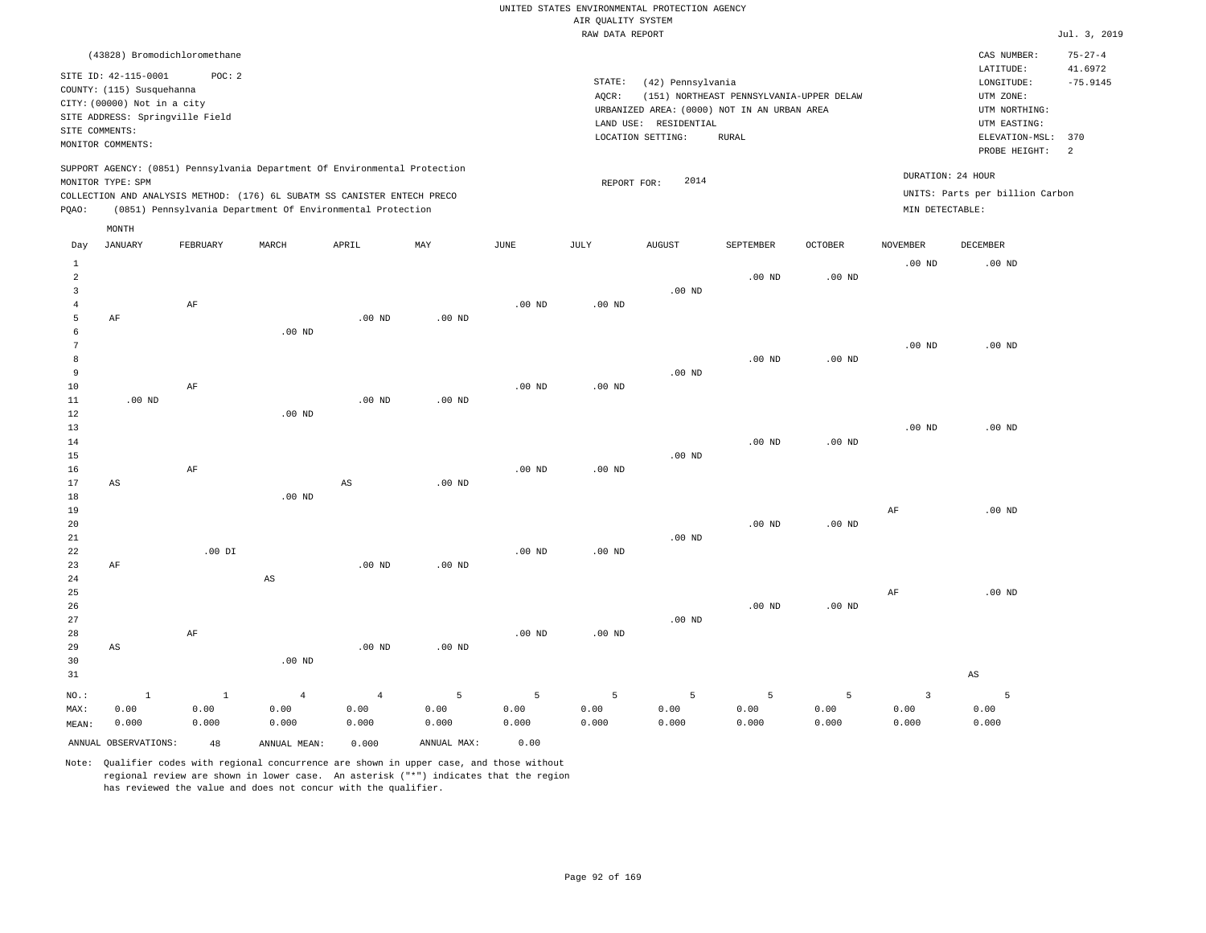UNITED STATES ENVIRONMENTAL PROTECTION AGENCY
AIR QUALITY SYSTEM
RAW DATA REPORT

Jul. 3, 2019

(43828) Bromodichloromethane

SITE ID: 42-115-0001 POC: 2
COUNTY: (115) Susquehanna
CITY: (00000) Not in a city
SITE ADDRESS: Springville Field
SITE COMMENTS:
MONITOR COMMENTS:

STATE: (42) Pennsylvania
AQCR: (151) NORTHEAST PENNSYLVANIA-UPPER DELAW
URBANIZED AREA: (0000) NOT IN AN URBAN AREA
LAND USE: RESIDENTIAL
LOCATION SETTING: RURAL

CAS NUMBER: 75-27-4
LATITUDE: 41.6972
LONGITUDE: -75.9145
UTM ZONE:
UTM NORTHING:
UTM EASTING:
ELEVATION-MSL: 370
PROBE HEIGHT: 2

SUPPORT AGENCY: (0851) Pennsylvania Department Of Environmental Protection
MONITOR TYPE: SPM
COLLECTION AND ANALYSIS METHOD: (176) 6L SUBATM SS CANISTER ENTECH PRECO
PQAO: (0851) Pennsylvania Department Of Environmental Protection

REPORT FOR: 2014

DURATION: 24 HOUR
UNITS: Parts per billion Carbon
MIN DETECTABLE:

| Day | JANUARY | FEBRUARY | MARCH | APRIL | MAY | JUNE | JULY | AUGUST | SEPTEMBER | OCTOBER | NOVEMBER | DECEMBER |
|---|---|---|---|---|---|---|---|---|---|---|---|---|
| 1 | | | | | | | | | | | .00 ND | .00 ND |
| 2 | | | | | | | | | .00 ND | .00 ND | | |
| 3 | | | | | | | | .00 ND | | | | |
| 4 | | AF | | | | .00 ND | .00 ND | | | | | |
| 5 | AF | | | .00 ND | .00 ND | | | | | | | |
| 6 | | | .00 ND | | | | | | | | | |
| 7 | | | | | | | | | | | .00 ND | .00 ND |
| 8 | | | | | | | | | .00 ND | .00 ND | | |
| 9 | | | | | | | | .00 ND | | | | |
| 10 | | AF | | | | .00 ND | .00 ND | | | | | |
| 11 | .00 ND | | | .00 ND | .00 ND | | | | | | | |
| 12 | | | .00 ND | | | | | | | | | |
| 13 | | | | | | | | | | | .00 ND | .00 ND |
| 14 | | | | | | | | | .00 ND | .00 ND | | |
| 15 | | | | | | | | .00 ND | | | | |
| 16 | | AF | | | | .00 ND | .00 ND | | | | | |
| 17 | AS | | | AS | .00 ND | | | | | | | |
| 18 | | | .00 ND | | | | | | | | | |
| 19 | | | | | | | | | | | AF | .00 ND |
| 20 | | | | | | | | | .00 ND | .00 ND | | |
| 21 | | | | | | | | .00 ND | | | | |
| 22 | | .00 DI | | | | .00 ND | .00 ND | | | | | |
| 23 | AF | | | .00 ND | .00 ND | | | | | | | |
| 24 | | | AS | | | | | | | | | |
| 25 | | | | | | | | | | | AF | .00 ND |
| 26 | | | | | | | | | .00 ND | .00 ND | | |
| 27 | | | | | | | | .00 ND | | | | |
| 28 | | AF | | | | .00 ND | .00 ND | | | | | |
| 29 | AS | | | .00 ND | .00 ND | | | | | | | |
| 30 | | | .00 ND | | | | | | | | | |
| 31 | | | | | | | | | | | | AS |
| NO.: | 1 | 1 | 4 | 4 | 5 | 5 | 5 | 5 | 5 | 5 | 3 | 5 |
| MAX: | 0.00 | 0.00 | 0.00 | 0.00 | 0.00 | 0.00 | 0.00 | 0.00 | 0.00 | 0.00 | 0.00 | 0.00 |
| MEAN: | 0.000 | 0.000 | 0.000 | 0.000 | 0.000 | 0.000 | 0.000 | 0.000 | 0.000 | 0.000 | 0.000 | 0.000 |

ANNUAL OBSERVATIONS: 48 ANNUAL MEAN: 0.000 ANNUAL MAX: 0.00

Note: Qualifier codes with regional concurrence are shown in upper case, and those without regional review are shown in lower case. An asterisk ("*") indicates that the region has reviewed the value and does not concur with the qualifier.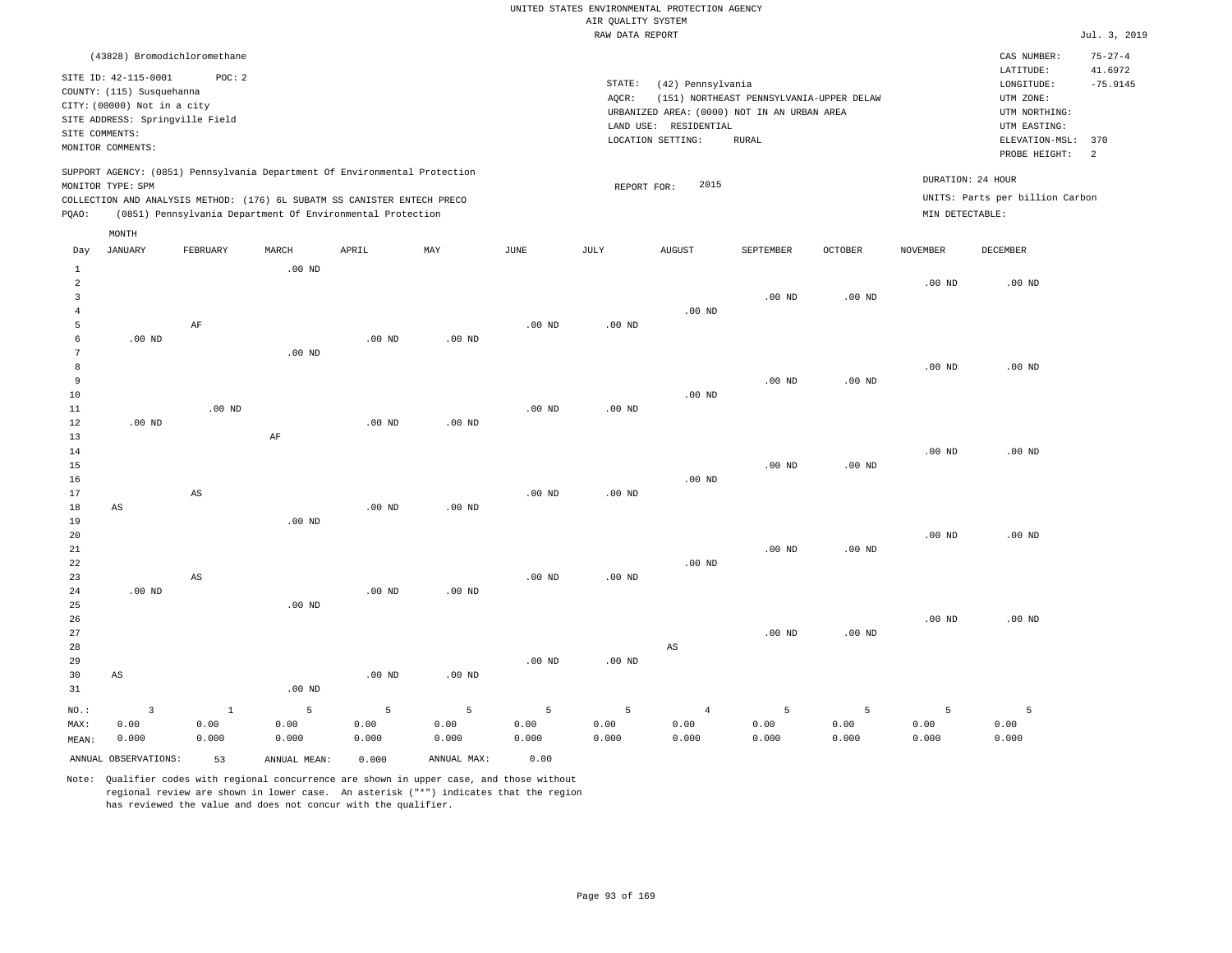UNITED STATES ENVIRONMENTAL PROTECTION AGENCY
AIR QUALITY SYSTEM
RAW DATA REPORT

Jul. 3, 2019

(43828) Bromodichloromethane

SITE ID: 42-115-0001 POC: 2
COUNTY: (115) Susquehanna
CITY: (00000) Not in a city
SITE ADDRESS: Springville Field
SITE COMMENTS:
MONITOR COMMENTS:

STATE: (42) Pennsylvania
AQCR: (151) NORTHEAST PENNSYLVANIA-UPPER DELAW
URBANIZED AREA: (0000) NOT IN AN URBAN AREA
LAND USE: RESIDENTIAL
LOCATION SETTING: RURAL

CAS NUMBER: 75-27-4
LATITUDE: 41.6972
LONGITUDE: -75.9145
UTM ZONE:
UTM NORTHING:
UTM EASTING:
ELEVATION-MSL: 370
PROBE HEIGHT: 2

SUPPORT AGENCY: (0851) Pennsylvania Department Of Environmental Protection
MONITOR TYPE: SPM
COLLECTION AND ANALYSIS METHOD: (176) 6L SUBATM SS CANISTER ENTECH PRECO
PQAO: (0851) Pennsylvania Department Of Environmental Protection

REPORT FOR: 2015

DURATION: 24 HOUR
UNITS: Parts per billion Carbon
MIN DETECTABLE:

| Day | JANUARY | FEBRUARY | MARCH | APRIL | MAY | JUNE | JULY | AUGUST | SEPTEMBER | OCTOBER | NOVEMBER | DECEMBER |
|---|---|---|---|---|---|---|---|---|---|---|---|---|
| 1 | | | .00 ND | | | | | | | | | |
| 2 | | | | | | | | | | | .00 ND | .00 ND |
| 3 | | | | | | | | | .00 ND | .00 ND | | |
| 4 | | | | | | | | .00 ND | | | | |
| 5 | | AF | | | | .00 ND | .00 ND | | | | | |
| 6 | .00 ND | | | .00 ND | .00 ND | | | | | | | |
| 7 | | | .00 ND | | | | | | | | | |
| 8 | | | | | | | | | | | .00 ND | .00 ND |
| 9 | | | | | | | | | .00 ND | .00 ND | | |
| 10 | | | | | | | | .00 ND | | | | |
| 11 | | .00 ND | | | | .00 ND | .00 ND | | | | | |
| 12 | .00 ND | | | .00 ND | .00 ND | | | | | | | |
| 13 | | | AF | | | | | | | | | |
| 14 | | | | | | | | | | | .00 ND | .00 ND |
| 15 | | | | | | | | | .00 ND | .00 ND | | |
| 16 | | | | | | | | .00 ND | | | | |
| 17 | | AS | | | | .00 ND | .00 ND | | | | | |
| 18 | AS | | | .00 ND | .00 ND | | | | | | | |
| 19 | | | .00 ND | | | | | | | | | |
| 20 | | | | | | | | | | | .00 ND | .00 ND |
| 21 | | | | | | | | | .00 ND | .00 ND | | |
| 22 | | | | | | | | .00 ND | | | | |
| 23 | | AS | | | | .00 ND | .00 ND | | | | | |
| 24 | .00 ND | | | .00 ND | .00 ND | | | | | | | |
| 25 | | | .00 ND | | | | | | | | | |
| 26 | | | | | | | | | | | .00 ND | .00 ND |
| 27 | | | | | | | | | .00 ND | .00 ND | | |
| 28 | | | | | | | | AS | | | | |
| 29 | | | | | | .00 ND | .00 ND | | | | | |
| 30 | AS | | | .00 ND | .00 ND | | | | | | | |
| 31 | | | .00 ND | | | | | | | | | |
| NO.: | 3 | 1 | 5 | 5 | 5 | 5 | 5 | 4 | 5 | 5 | 5 | 5 |
| MAX: | 0.00 | 0.00 | 0.00 | 0.00 | 0.00 | 0.00 | 0.00 | 0.00 | 0.00 | 0.00 | 0.00 | 0.00 |
| MEAN: | 0.000 | 0.000 | 0.000 | 0.000 | 0.000 | 0.000 | 0.000 | 0.000 | 0.000 | 0.000 | 0.000 | 0.000 |

ANNUAL OBSERVATIONS: 53 ANNUAL MEAN: 0.000 ANNUAL MAX: 0.00

Note: Qualifier codes with regional concurrence are shown in upper case, and those without regional review are shown in lower case. An asterisk ("*") indicates that the region has reviewed the value and does not concur with the qualifier.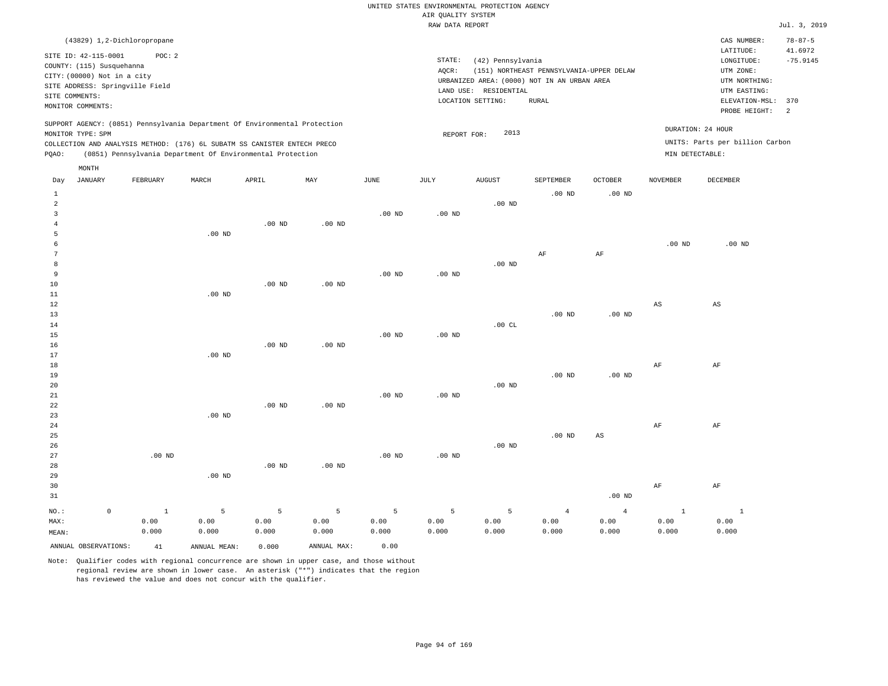UNITED STATES ENVIRONMENTAL PROTECTION AGENCY
AIR QUALITY SYSTEM
RAW DATA REPORT

Jul. 3, 2019

(43829) 1,2-Dichloropropane

SITE ID: 42-115-0001 POC: 2
COUNTY: (115) Susquehanna
CITY: (00000) Not in a city
SITE ADDRESS: Springville Field
SITE COMMENTS:
MONITOR COMMENTS:

STATE: (42) Pennsylvania
AQCR: (151) NORTHEAST PENNSYLVANIA-UPPER DELAW
URBANIZED AREA: (0000) NOT IN AN URBAN AREA
LAND USE: RESIDENTIAL
LOCATION SETTING: RURAL

CAS NUMBER: 78-87-5
LATITUDE: 41.6972
LONGITUDE: -75.9145
UTM ZONE:
UTM NORTHING:
UTM EASTING:
ELEVATION-MSL: 370
PROBE HEIGHT: 2

SUPPORT AGENCY: (0851) Pennsylvania Department Of Environmental Protection
MONITOR TYPE: SPM
COLLECTION AND ANALYSIS METHOD: (176) 6L SUBATM SS CANISTER ENTECH PRECO
PQAO: (0851) Pennsylvania Department Of Environmental Protection

REPORT FOR: 2013

DURATION: 24 HOUR
UNITS: Parts per billion Carbon
MIN DETECTABLE:

| Day | JANUARY | FEBRUARY | MARCH | APRIL | MAY | JUNE | JULY | AUGUST | SEPTEMBER | OCTOBER | NOVEMBER | DECEMBER |
|---|---|---|---|---|---|---|---|---|---|---|---|---|
| 1 | | | | | | | | | .00 ND | .00 ND | | |
| 2 | | | | | | | | .00 ND | | | | |
| 3 | | | | | | .00 ND | .00 ND | | | | | |
| 4 | | | | .00 ND | .00 ND | | | | | | | |
| 5 | | | .00 ND | | | | | | | | | |
| 6 | | | | | | | | | | | .00 ND | .00 ND |
| 7 | | | | | | | | | AF | AF | | |
| 8 | | | | | | | | .00 ND | | | | |
| 9 | | | | | | .00 ND | .00 ND | | | | | |
| 10 | | | | .00 ND | .00 ND | | | | | | | |
| 11 | | | .00 ND | | | | | | | | | |
| 12 | | | | | | | | | | | AS | AS |
| 13 | | | | | | | | | .00 ND | .00 ND | | |
| 14 | | | | | | | | .00 CL | | | | |
| 15 | | | | | | .00 ND | .00 ND | | | | | |
| 16 | | | | .00 ND | .00 ND | | | | | | | |
| 17 | | | .00 ND | | | | | | | | | |
| 18 | | | | | | | | | | | AF | AF |
| 19 | | | | | | | | | .00 ND | .00 ND | | |
| 20 | | | | | | | | .00 ND | | | | |
| 21 | | | | | | .00 ND | .00 ND | | | | | |
| 22 | | | | .00 ND | .00 ND | | | | | | | |
| 23 | | | .00 ND | | | | | | | | | |
| 24 | | | | | | | | | | | AF | AF |
| 25 | | | | | | | | | .00 ND | AS | | |
| 26 | | | | | | | | .00 ND | | | | |
| 27 | | .00 ND | | | | .00 ND | .00 ND | | | | | |
| 28 | | | | .00 ND | .00 ND | | | | | | | |
| 29 | | | .00 ND | | | | | | | | | |
| 30 | | | | | | | | | | | AF | AF |
| 31 | | | | | | | | | | .00 ND | | |
| NO.: | 0 | 1 | 5 | 5 | 5 | 5 | 5 | 5 | 4 | 4 | 1 | 1 |
| MAX: | | 0.00 | 0.00 | 0.00 | 0.00 | 0.00 | 0.00 | 0.00 | 0.00 | 0.00 | 0.00 | 0.00 |
| MEAN: | | 0.000 | 0.000 | 0.000 | 0.000 | 0.000 | 0.000 | 0.000 | 0.000 | 0.000 | 0.000 | 0.000 |

ANNUAL OBSERVATIONS: 41 ANNUAL MEAN: 0.000 ANNUAL MAX: 0.00

Note: Qualifier codes with regional concurrence are shown in upper case, and those without regional review are shown in lower case. An asterisk ("*") indicates that the region has reviewed the value and does not concur with the qualifier.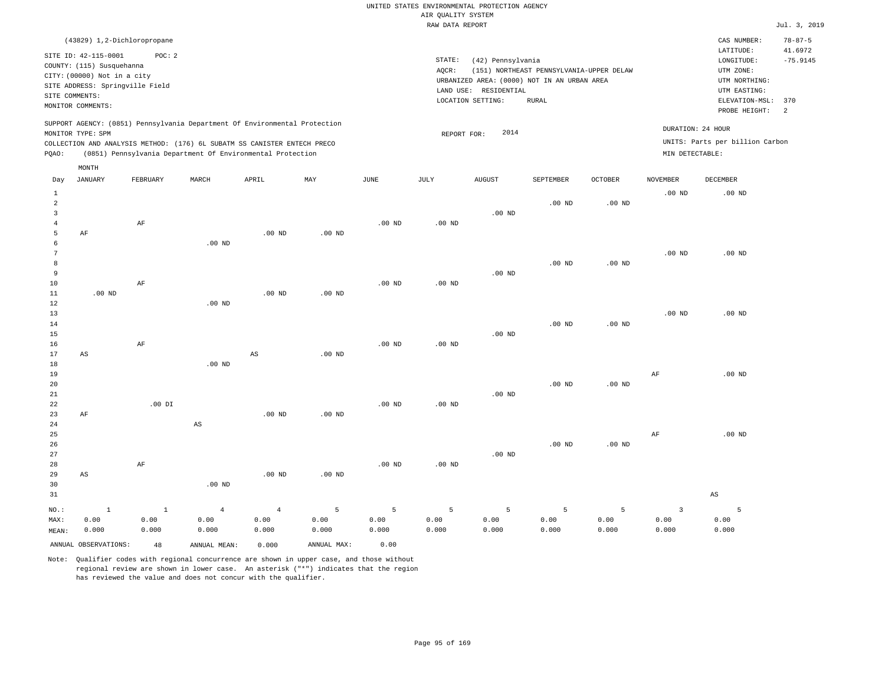UNITED STATES ENVIRONMENTAL PROTECTION AGENCY
AIR QUALITY SYSTEM
RAW DATA REPORT

Jul. 3, 2019

(43829) 1,2-Dichloropropane

SITE ID: 42-115-0001 POC: 2
COUNTY: (115) Susquehanna
CITY: (00000) Not in a city
SITE ADDRESS: Springville Field
SITE COMMENTS:
MONITOR COMMENTS:

STATE: (42) Pennsylvania
AQCR: (151) NORTHEAST PENNSYLVANIA-UPPER DELAW
URBANIZED AREA: (0000) NOT IN AN URBAN AREA
LAND USE: RESIDENTIAL
LOCATION SETTING: RURAL

CAS NUMBER: 78-87-5
LATITUDE: 41.6972
LONGITUDE: -75.9145
UTM ZONE:
UTM NORTHING:
UTM EASTING:
ELEVATION-MSL: 370
PROBE HEIGHT: 2

SUPPORT AGENCY: (0851) Pennsylvania Department Of Environmental Protection
MONITOR TYPE: SPM
COLLECTION AND ANALYSIS METHOD: (176) 6L SUBATM SS CANISTER ENTECH PRECO
PQAO: (0851) Pennsylvania Department Of Environmental Protection

REPORT FOR: 2014

DURATION: 24 HOUR
UNITS: Parts per billion Carbon
MIN DETECTABLE:

| Day | JANUARY | FEBRUARY | MARCH | APRIL | MAY | JUNE | JULY | AUGUST | SEPTEMBER | OCTOBER | NOVEMBER | DECEMBER |
|---|---|---|---|---|---|---|---|---|---|---|---|---|
| 1 | | | | | | | | | | | .00 ND | .00 ND |
| 2 | | | | | | | | | .00 ND | .00 ND | | |
| 3 | | | | | | | | .00 ND | | | | |
| 4 | | AF | | | | .00 ND | .00 ND | | | | | |
| 5 | AF | | | .00 ND | .00 ND | | | | | | | |
| 6 | | | .00 ND | | | | | | | | | |
| 7 | | | | | | | | | | | .00 ND | .00 ND |
| 8 | | | | | | | | | .00 ND | .00 ND | | |
| 9 | | | | | | | | .00 ND | | | | |
| 10 | | AF | | | | .00 ND | .00 ND | | | | | |
| 11 | .00 ND | | | .00 ND | .00 ND | | | | | | | |
| 12 | | | .00 ND | | | | | | | | | |
| 13 | | | | | | | | | | | .00 ND | .00 ND |
| 14 | | | | | | | | | .00 ND | .00 ND | | |
| 15 | | | | | | | | .00 ND | | | | |
| 16 | | AF | | | | .00 ND | .00 ND | | | | | |
| 17 | AS | | | AS | .00 ND | | | | | | | |
| 18 | | | .00 ND | | | | | | | | | |
| 19 | | | | | | | | | | | AF | .00 ND |
| 20 | | | | | | | | | .00 ND | .00 ND | | |
| 21 | | | | | | | | .00 ND | | | | |
| 22 | | .00 DI | | | | .00 ND | .00 ND | | | | | |
| 23 | AF | | | .00 ND | .00 ND | | | | | | | |
| 24 | | | AS | | | | | | | | | |
| 25 | | | | | | | | | | | AF | .00 ND |
| 26 | | | | | | | | | .00 ND | .00 ND | | |
| 27 | | | | | | | | .00 ND | | | | |
| 28 | | AF | | | | .00 ND | .00 ND | | | | | |
| 29 | AS | | | .00 ND | .00 ND | | | | | | | |
| 30 | | | .00 ND | | | | | | | | | |
| 31 | | | | | | | | | | | | AS |
| NO.: | 1 | 1 | 4 | 4 | 5 | 5 | 5 | 5 | 5 | 5 | 3 | 5 |
| MAX: | 0.00 | 0.00 | 0.00 | 0.00 | 0.00 | 0.00 | 0.00 | 0.00 | 0.00 | 0.00 | 0.00 | 0.00 |
| MEAN: | 0.000 | 0.000 | 0.000 | 0.000 | 0.000 | 0.000 | 0.000 | 0.000 | 0.000 | 0.000 | 0.000 | 0.000 |

ANNUAL OBSERVATIONS: 48 ANNUAL MEAN: 0.000 ANNUAL MAX: 0.00

Note: Qualifier codes with regional concurrence are shown in upper case, and those without regional review are shown in lower case. An asterisk ("*") indicates that the region has reviewed the value and does not concur with the qualifier.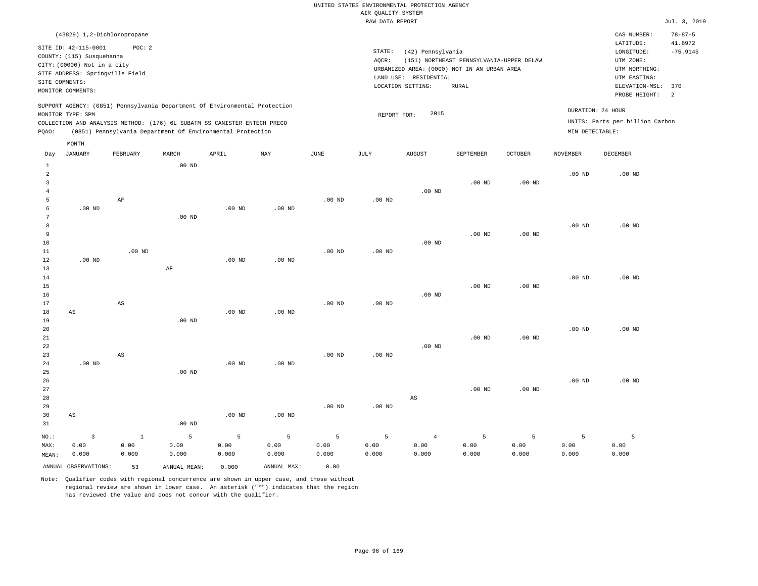UNITED STATES ENVIRONMENTAL PROTECTION AGENCY
AIR QUALITY SYSTEM
RAW DATA REPORT

Jul. 3, 2019

(43829) 1,2-Dichloropropane

SITE ID: 42-115-0001 POC: 2
COUNTY: (115) Susquehanna
CITY: (00000) Not in a city
SITE ADDRESS: Springville Field
SITE COMMENTS:
MONITOR COMMENTS:

STATE: (42) Pennsylvania
AQCR: (151) NORTHEAST PENNSYLVANIA-UPPER DELAW
URBANIZED AREA: (0000) NOT IN AN URBAN AREA
LAND USE: RESIDENTIAL
LOCATION SETTING: RURAL

CAS NUMBER: 78-87-5
LATITUDE: 41.6972
LONGITUDE: -75.9145
UTM ZONE:
UTM NORTHING:
UTM EASTING:
ELEVATION-MSL: 370
PROBE HEIGHT: 2

SUPPORT AGENCY: (0851) Pennsylvania Department Of Environmental Protection
MONITOR TYPE: SPM
COLLECTION AND ANALYSIS METHOD: (176) 6L SUBATM SS CANISTER ENTECH PRECO
PQAO: (0851) Pennsylvania Department Of Environmental Protection

REPORT FOR: 2015

DURATION: 24 HOUR
UNITS: Parts per billion Carbon
MIN DETECTABLE:

| Day | JANUARY | FEBRUARY | MARCH | APRIL | MAY | JUNE | JULY | AUGUST | SEPTEMBER | OCTOBER | NOVEMBER | DECEMBER |
|---|---|---|---|---|---|---|---|---|---|---|---|---|
| 1 | | | .00 ND | | | | | | | | | |
| 2 | | | | | | | | | | | .00 ND | .00 ND |
| 3 | | | | | | | | | .00 ND | .00 ND | | |
| 4 | | | | | | | | .00 ND | | | | |
| 5 | | AF | | | | .00 ND | .00 ND | | | | | |
| 6 | .00 ND | | | .00 ND | .00 ND | | | | | | | |
| 7 | | | .00 ND | | | | | | | | | |
| 8 | | | | | | | | | | | .00 ND | .00 ND |
| 9 | | | | | | | | | .00 ND | .00 ND | | |
| 10 | | | | | | | | .00 ND | | | | |
| 11 | | .00 ND | | | | .00 ND | .00 ND | | | | | |
| 12 | .00 ND | | | .00 ND | .00 ND | | | | | | | |
| 13 | | | AF | | | | | | | | | |
| 14 | | | | | | | | | | | .00 ND | .00 ND |
| 15 | | | | | | | | | .00 ND | .00 ND | | |
| 16 | | | | | | | | .00 ND | | | | |
| 17 | | AS | | | | .00 ND | .00 ND | | | | | |
| 18 | AS | | | .00 ND | .00 ND | | | | | | | |
| 19 | | | .00 ND | | | | | | | | | |
| 20 | | | | | | | | | | | .00 ND | .00 ND |
| 21 | | | | | | | | | .00 ND | .00 ND | | |
| 22 | | | | | | | | .00 ND | | | | |
| 23 | | AS | | | | .00 ND | .00 ND | | | | | |
| 24 | .00 ND | | | .00 ND | .00 ND | | | | | | | |
| 25 | | | .00 ND | | | | | | | | | |
| 26 | | | | | | | | | | | .00 ND | .00 ND |
| 27 | | | | | | | | | .00 ND | .00 ND | | |
| 28 | | | | | | | | AS | | | | |
| 29 | | | | | | .00 ND | .00 ND | | | | | |
| 30 | AS | | | .00 ND | .00 ND | | | | | | | |
| 31 | | | .00 ND | | | | | | | | | |
| NO.: | 3 | 1 | 5 | 5 | 5 | 5 | 5 | 4 | 5 | 5 | 5 | 5 |
| MAX: | 0.00 | 0.00 | 0.00 | 0.00 | 0.00 | 0.00 | 0.00 | 0.00 | 0.00 | 0.00 | 0.00 | 0.00 |
| MEAN: | 0.000 | 0.000 | 0.000 | 0.000 | 0.000 | 0.000 | 0.000 | 0.000 | 0.000 | 0.000 | 0.000 | 0.000 |

ANNUAL OBSERVATIONS: 53 ANNUAL MEAN: 0.000 ANNUAL MAX: 0.00

Note: Qualifier codes with regional concurrence are shown in upper case, and those without regional review are shown in lower case. An asterisk ("*") indicates that the region has reviewed the value and does not concur with the qualifier.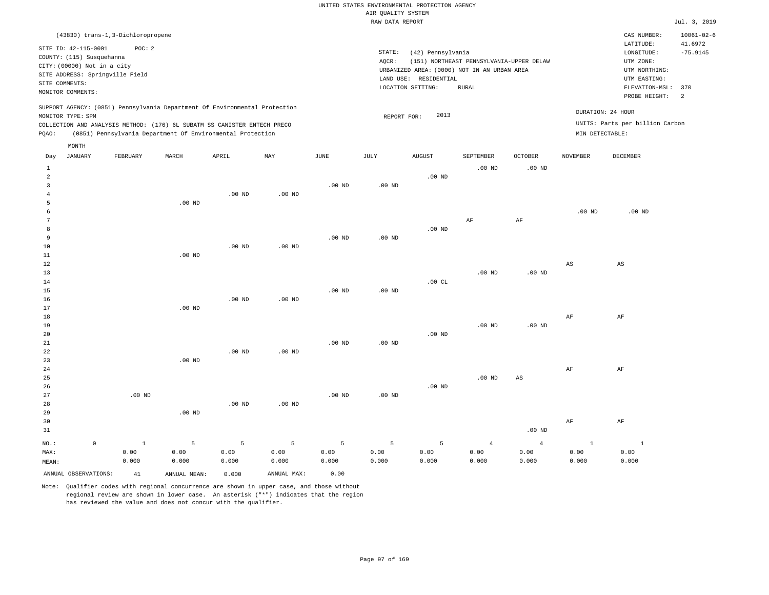UNITED STATES ENVIRONMENTAL PROTECTION AGENCY
AIR QUALITY SYSTEM
RAW DATA REPORT

Jul. 3, 2019

(43830) trans-1,3-Dichloropropene

SITE ID: 42-115-0001 POC: 2
COUNTY: (115) Susquehanna
CITY: (00000) Not in a city
SITE ADDRESS: Springville Field
SITE COMMENTS:
MONITOR COMMENTS:

STATE: (42) Pennsylvania
AQCR: (151) NORTHEAST PENNSYLVANIA-UPPER DELAW
URBANIZED AREA: (0000) NOT IN AN URBAN AREA
LAND USE: RESIDENTIAL
LOCATION SETTING: RURAL

CAS NUMBER: 10061-02-6
LATITUDE: 41.6972
LONGITUDE: -75.9145
UTM ZONE:
UTM NORTHING:
UTM EASTING:
ELEVATION-MSL: 370
PROBE HEIGHT: 2

SUPPORT AGENCY: (0851) Pennsylvania Department Of Environmental Protection
MONITOR TYPE: SPM
COLLECTION AND ANALYSIS METHOD: (176) 6L SUBATM SS CANISTER ENTECH PRECO
PQAO: (0851) Pennsylvania Department Of Environmental Protection

REPORT FOR: 2013

DURATION: 24 HOUR
UNITS: Parts per billion Carbon
MIN DETECTABLE:

| Day | JANUARY | FEBRUARY | MARCH | APRIL | MAY | JUNE | JULY | AUGUST | SEPTEMBER | OCTOBER | NOVEMBER | DECEMBER |
|---|---|---|---|---|---|---|---|---|---|---|---|---|
| 1 | | | | | | | | | .00 ND | .00 ND | | |
| 2 | | | | | | | | .00 ND | | | | |
| 3 | | | | | | .00 ND | .00 ND | | | | | |
| 4 | | | | .00 ND | .00 ND | | | | | | | |
| 5 | | | .00 ND | | | | | | | | | |
| 6 | | | | | | | | | | | .00 ND | .00 ND |
| 7 | | | | | | | | | AF | AF | | |
| 8 | | | | | | | | .00 ND | | | | |
| 9 | | | | | | .00 ND | .00 ND | | | | | |
| 10 | | | | .00 ND | .00 ND | | | | | | | |
| 11 | | | .00 ND | | | | | | | | | |
| 12 | | | | | | | | | | | AS | AS |
| 13 | | | | | | | | | .00 ND | .00 ND | | |
| 14 | | | | | | | | .00 CL | | | | |
| 15 | | | | | | .00 ND | .00 ND | | | | | |
| 16 | | | | .00 ND | .00 ND | | | | | | | |
| 17 | | | .00 ND | | | | | | | | | |
| 18 | | | | | | | | | | | AF | AF |
| 19 | | | | | | | | | .00 ND | .00 ND | | |
| 20 | | | | | | | | .00 ND | | | | |
| 21 | | | | | | .00 ND | .00 ND | | | | | |
| 22 | | | | .00 ND | .00 ND | | | | | | | |
| 23 | | | .00 ND | | | | | | | | | |
| 24 | | | | | | | | | | | AF | AF |
| 25 | | | | | | | | | .00 ND | AS | | |
| 26 | | | | | | | | .00 ND | | | | |
| 27 | | .00 ND | | | | .00 ND | .00 ND | | | | | |
| 28 | | | | .00 ND | .00 ND | | | | | | | |
| 29 | | | .00 ND | | | | | | | | | |
| 30 | | | | | | | | | | | AF | AF |
| 31 | | | | | | | | | | .00 ND | | |
| NO.: | 0 | 1 | 5 | 5 | 5 | 5 | 5 | 5 | 4 | 4 | 1 | 1 |
| MAX: | | 0.00 | 0.00 | 0.00 | 0.00 | 0.00 | 0.00 | 0.00 | 0.00 | 0.00 | 0.00 | 0.00 |
| MEAN: | | 0.000 | 0.000 | 0.000 | 0.000 | 0.000 | 0.000 | 0.000 | 0.000 | 0.000 | 0.000 | 0.000 |

ANNUAL OBSERVATIONS: 41 ANNUAL MEAN: 0.000 ANNUAL MAX: 0.00

Note: Qualifier codes with regional concurrence are shown in upper case, and those without regional review are shown in lower case. An asterisk ("*") indicates that the region has reviewed the value and does not concur with the qualifier.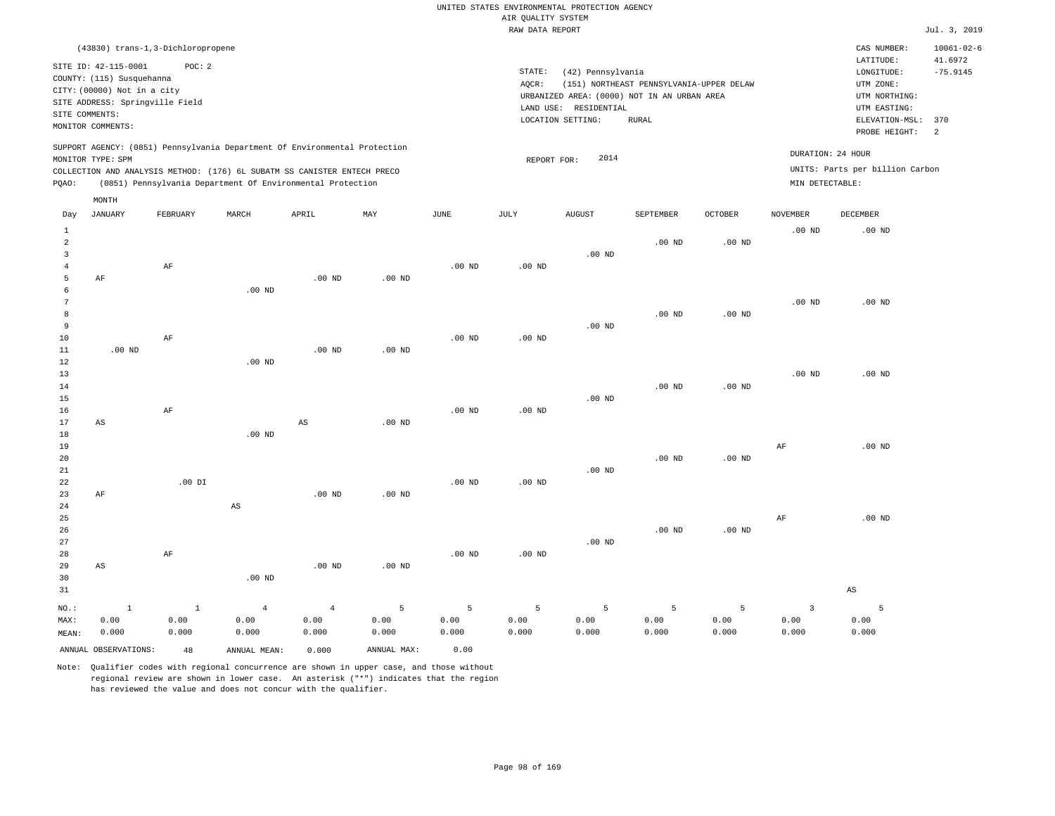UNITED STATES ENVIRONMENTAL PROTECTION AGENCY
AIR QUALITY SYSTEM
RAW DATA REPORT

Jul. 3, 2019

(43830) trans-1,3-Dichloropropene

SITE ID: 42-115-0001 POC: 2
COUNTY: (115) Susquehanna
CITY: (00000) Not in a city
SITE ADDRESS: Springville Field
SITE COMMENTS:
MONITOR COMMENTS:

STATE: (42) Pennsylvania
AQCR: (151) NORTHEAST PENNSYLVANIA-UPPER DELAW
URBANIZED AREA: (0000) NOT IN AN URBAN AREA
LAND USE: RESIDENTIAL
LOCATION SETTING: RURAL

CAS NUMBER: 10061-02-6
LATITUDE: 41.6972
LONGITUDE: -75.9145
UTM ZONE:
UTM NORTHING:
UTM EASTING:
ELEVATION-MSL: 370
PROBE HEIGHT: 2

SUPPORT AGENCY: (0851) Pennsylvania Department Of Environmental Protection
MONITOR TYPE: SPM
COLLECTION AND ANALYSIS METHOD: (176) 6L SUBATM SS CANISTER ENTECH PRECO
PQAO: (0851) Pennsylvania Department Of Environmental Protection

REPORT FOR: 2014

DURATION: 24 HOUR
UNITS: Parts per billion Carbon
MIN DETECTABLE:

| Day | JANUARY | FEBRUARY | MARCH | APRIL | MAY | JUNE | JULY | AUGUST | SEPTEMBER | OCTOBER | NOVEMBER | DECEMBER |
|---|---|---|---|---|---|---|---|---|---|---|---|---|
| 1 | | | | | | | | | | | .00 ND | .00 ND |
| 2 | | | | | | | | | .00 ND | .00 ND | | |
| 3 | | | | | | | | .00 ND | | | | |
| 4 | | AF | | | | .00 ND | .00 ND | | | | | |
| 5 | AF | | | .00 ND | .00 ND | | | | | | | |
| 6 | | | .00 ND | | | | | | | | | |
| 7 | | | | | | | | | | | .00 ND | .00 ND |
| 8 | | | | | | | | | .00 ND | .00 ND | | |
| 9 | | | | | | | | .00 ND | | | | |
| 10 | | AF | | | | .00 ND | .00 ND | | | | | |
| 11 | .00 ND | | | .00 ND | .00 ND | | | | | | | |
| 12 | | | .00 ND | | | | | | | | | |
| 13 | | | | | | | | | | | .00 ND | .00 ND |
| 14 | | | | | | | | | .00 ND | .00 ND | | |
| 15 | | | | | | | | .00 ND | | | | |
| 16 | | AF | | | | .00 ND | .00 ND | | | | | |
| 17 | AS | | | AS | .00 ND | | | | | | | |
| 18 | | | .00 ND | | | | | | | | | |
| 19 | | | | | | | | | | | AF | .00 ND |
| 20 | | | | | | | | | .00 ND | .00 ND | | |
| 21 | | | | | | | | .00 ND | | | | |
| 22 | | .00 DI | | | | .00 ND | .00 ND | | | | | |
| 23 | AF | | | .00 ND | .00 ND | | | | | | | |
| 24 | | | AS | | | | | | | | | |
| 25 | | | | | | | | | | | AF | .00 ND |
| 26 | | | | | | | | | .00 ND | .00 ND | | |
| 27 | | | | | | | | .00 ND | | | | |
| 28 | | AF | | | | .00 ND | .00 ND | | | | | |
| 29 | AS | | | .00 ND | .00 ND | | | | | | | |
| 30 | | | .00 ND | | | | | | | | | |
| 31 | | | | | | | | | | | | AS |
| NO.: | 1 | 1 | 4 | 4 | 5 | 5 | 5 | 5 | 5 | 5 | 3 | 5 |
| MAX: | 0.00 | 0.00 | 0.00 | 0.00 | 0.00 | 0.00 | 0.00 | 0.00 | 0.00 | 0.00 | 0.00 | 0.00 |
| MEAN: | 0.000 | 0.000 | 0.000 | 0.000 | 0.000 | 0.000 | 0.000 | 0.000 | 0.000 | 0.000 | 0.000 | 0.000 |

ANNUAL OBSERVATIONS: 48 ANNUAL MEAN: 0.000 ANNUAL MAX: 0.00

Note: Qualifier codes with regional concurrence are shown in upper case, and those without regional review are shown in lower case. An asterisk ("*") indicates that the region has reviewed the value and does not concur with the qualifier.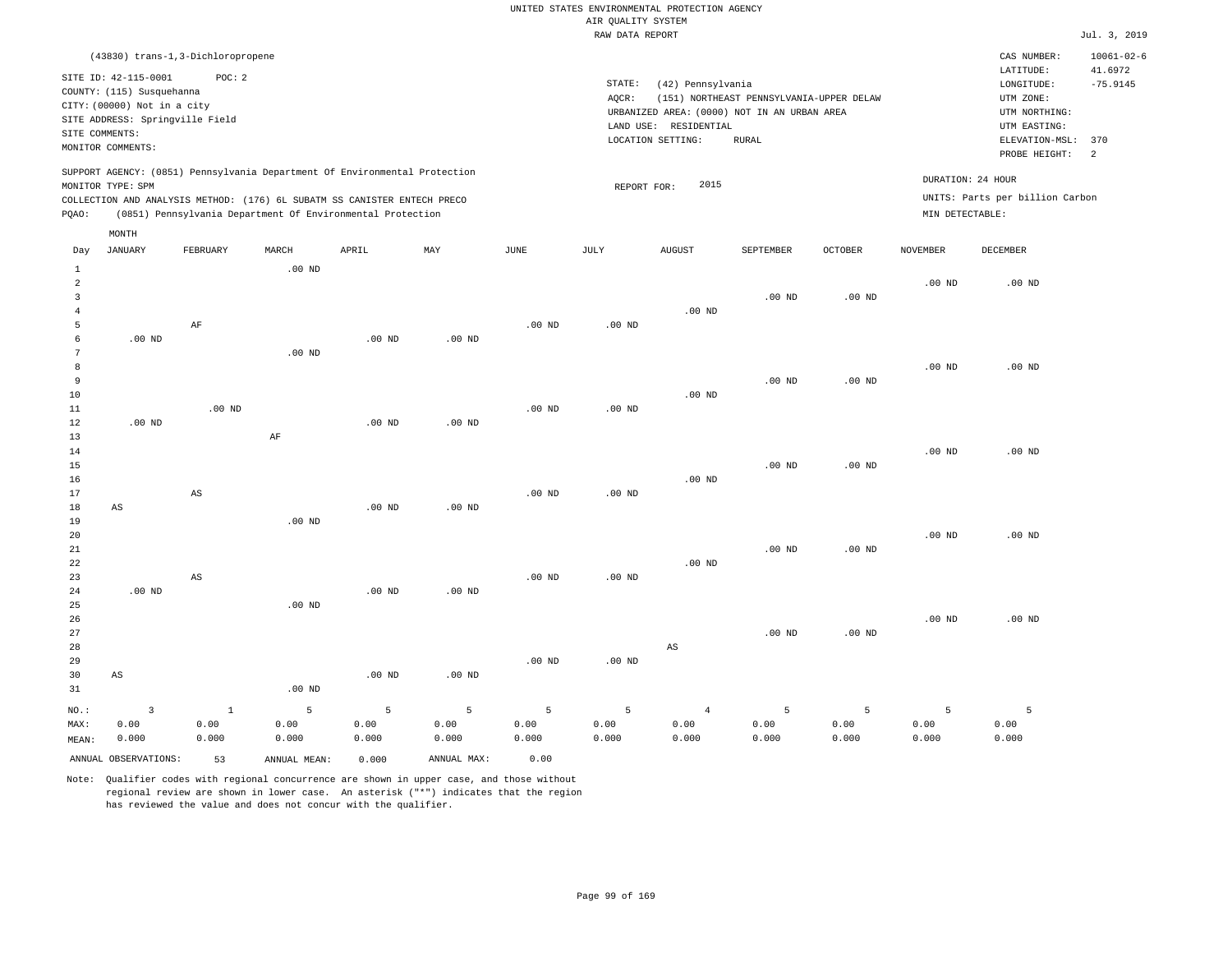UNITED STATES ENVIRONMENTAL PROTECTION AGENCY
AIR QUALITY SYSTEM
RAW DATA REPORT

Jul. 3, 2019

(43830) trans-1,3-Dichloropropene

SITE ID: 42-115-0001 POC: 2
COUNTY: (115) Susquehanna
CITY: (00000) Not in a city
SITE ADDRESS: Springville Field
SITE COMMENTS:
MONITOR COMMENTS:

STATE: (42) Pennsylvania
AQCR: (151) NORTHEAST PENNSYLVANIA-UPPER DELAW
URBANIZED AREA: (0000) NOT IN AN URBAN AREA
LAND USE: RESIDENTIAL
LOCATION SETTING: RURAL

CAS NUMBER: 10061-02-6
LATITUDE: 41.6972
LONGITUDE: -75.9145
UTM ZONE:
UTM NORTHING:
UTM EASTING:
ELEVATION-MSL: 370
PROBE HEIGHT: 2

SUPPORT AGENCY: (0851) Pennsylvania Department Of Environmental Protection
MONITOR TYPE: SPM
COLLECTION AND ANALYSIS METHOD: (176) 6L SUBATM SS CANISTER ENTECH PRECO
PQAO: (0851) Pennsylvania Department Of Environmental Protection

REPORT FOR: 2015

DURATION: 24 HOUR
UNITS: Parts per billion Carbon
MIN DETECTABLE:

| Day | JANUARY | FEBRUARY | MARCH | APRIL | MAY | JUNE | JULY | AUGUST | SEPTEMBER | OCTOBER | NOVEMBER | DECEMBER |
|---|---|---|---|---|---|---|---|---|---|---|---|---|
| 1 | | | .00 ND | | | | | | | | | |
| 2 | | | | | | | | | | | .00 ND | .00 ND |
| 3 | | | | | | | | | .00 ND | .00 ND | | |
| 4 | | | | | | | | .00 ND | | | | |
| 5 | | AF | | | | .00 ND | .00 ND | | | | | |
| 6 | .00 ND | | | .00 ND | .00 ND | | | | | | | |
| 7 | | | .00 ND | | | | | | | | | |
| 8 | | | | | | | | | | | .00 ND | .00 ND |
| 9 | | | | | | | | | .00 ND | .00 ND | | |
| 10 | | | | | | | | .00 ND | | | | |
| 11 | | .00 ND | | | | .00 ND | .00 ND | | | | | |
| 12 | .00 ND | | | .00 ND | .00 ND | | | | | | | |
| 13 | | | AF | | | | | | | | | |
| 14 | | | | | | | | | | | .00 ND | .00 ND |
| 15 | | | | | | | | | .00 ND | .00 ND | | |
| 16 | | | | | | | | .00 ND | | | | |
| 17 | | AS | | | | .00 ND | .00 ND | | | | | |
| 18 | AS | | | .00 ND | .00 ND | | | | | | | |
| 19 | | | .00 ND | | | | | | | | | |
| 20 | | | | | | | | | | | .00 ND | .00 ND |
| 21 | | | | | | | | | .00 ND | .00 ND | | |
| 22 | | | | | | | | .00 ND | | | | |
| 23 | | AS | | | | .00 ND | .00 ND | | | | | |
| 24 | .00 ND | | | .00 ND | .00 ND | | | | | | | |
| 25 | | | .00 ND | | | | | | | | | |
| 26 | | | | | | | | | | | .00 ND | .00 ND |
| 27 | | | | | | | | | .00 ND | .00 ND | | |
| 28 | | | | | | | | AS | | | | |
| 29 | | | | | | .00 ND | .00 ND | | | | | |
| 30 | AS | | | .00 ND | .00 ND | | | | | | | |
| 31 | | | .00 ND | | | | | | | | | |
| NO.: | 3 | 1 | 5 | 5 | 5 | 5 | 5 | 4 | 5 | 5 | 5 | 5 |
| MAX: | 0.00 | 0.00 | 0.00 | 0.00 | 0.00 | 0.00 | 0.00 | 0.00 | 0.00 | 0.00 | 0.00 | 0.00 |
| MEAN: | 0.000 | 0.000 | 0.000 | 0.000 | 0.000 | 0.000 | 0.000 | 0.000 | 0.000 | 0.000 | 0.000 | 0.000 |

ANNUAL OBSERVATIONS: 53 ANNUAL MEAN: 0.000 ANNUAL MAX: 0.00

Note: Qualifier codes with regional concurrence are shown in upper case, and those without regional review are shown in lower case. An asterisk ("*") indicates that the region has reviewed the value and does not concur with the qualifier.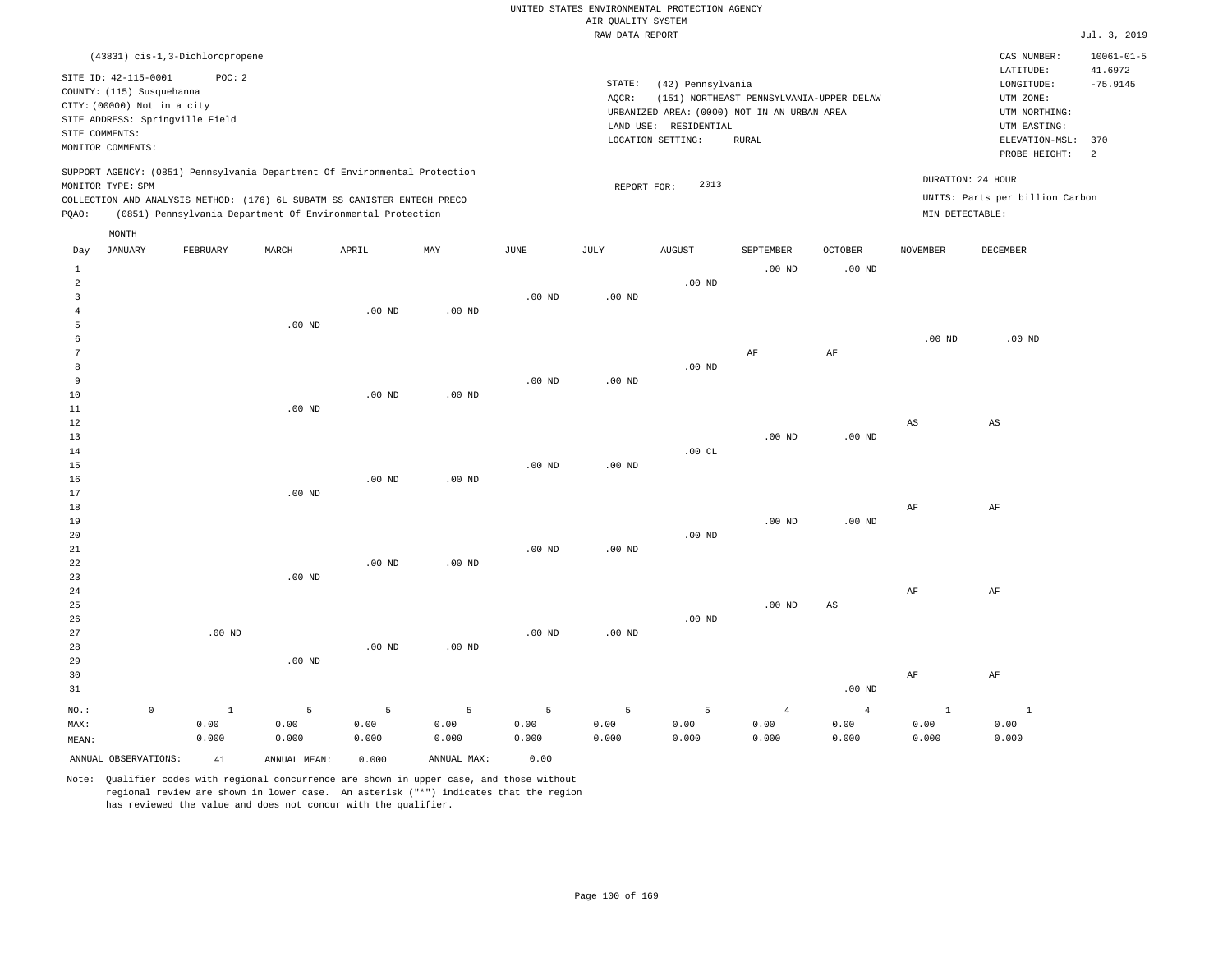UNITED STATES ENVIRONMENTAL PROTECTION AGENCY
AIR QUALITY SYSTEM
RAW DATA REPORT

Jul. 3, 2019

(43831) cis-1,3-Dichloropropene

SITE ID: 42-115-0001 POC: 2
COUNTY: (115) Susquehanna
CITY: (00000) Not in a city
SITE ADDRESS: Springville Field
SITE COMMENTS:
MONITOR COMMENTS:

STATE: (42) Pennsylvania
AQCR: (151) NORTHEAST PENNSYLVANIA-UPPER DELAW
URBANIZED AREA: (0000) NOT IN AN URBAN AREA
LAND USE: RESIDENTIAL
LOCATION SETTING: RURAL

CAS NUMBER: 10061-01-5
LATITUDE: 41.6972
LONGITUDE: -75.9145
UTM ZONE:
UTM NORTHING:
UTM EASTING:
ELEVATION-MSL: 370
PROBE HEIGHT: 2

SUPPORT AGENCY: (0851) Pennsylvania Department Of Environmental Protection
MONITOR TYPE: SPM
COLLECTION AND ANALYSIS METHOD: (176) 6L SUBATM SS CANISTER ENTECH PRECO
PQAO: (0851) Pennsylvania Department Of Environmental Protection

REPORT FOR: 2013

DURATION: 24 HOUR
UNITS: Parts per billion Carbon
MIN DETECTABLE:

| Day | JANUARY | FEBRUARY | MARCH | APRIL | MAY | JUNE | JULY | AUGUST | SEPTEMBER | OCTOBER | NOVEMBER | DECEMBER |
|---|---|---|---|---|---|---|---|---|---|---|---|---|
| 1 | | | | | | | | | .00 ND | .00 ND | | |
| 2 | | | | | | | | .00 ND | | | | |
| 3 | | | | | | .00 ND | .00 ND | | | | | |
| 4 | | | | .00 ND | .00 ND | | | | | | | |
| 5 | | | .00 ND | | | | | | | | | |
| 6 | | | | | | | | | | | .00 ND | .00 ND |
| 7 | | | | | | | | | AF | AF | | |
| 8 | | | | | | | | .00 ND | | | | |
| 9 | | | | | | .00 ND | .00 ND | | | | | |
| 10 | | | | .00 ND | .00 ND | | | | | | | |
| 11 | | | .00 ND | | | | | | | | | |
| 12 | | | | | | | | | | | AS | AS |
| 13 | | | | | | | | | .00 ND | .00 ND | | |
| 14 | | | | | | | | .00 CL | | | | |
| 15 | | | | | | .00 ND | .00 ND | | | | | |
| 16 | | | | .00 ND | .00 ND | | | | | | | |
| 17 | | | .00 ND | | | | | | | | | |
| 18 | | | | | | | | | | | AF | AF |
| 19 | | | | | | | | | .00 ND | .00 ND | | |
| 20 | | | | | | | | .00 ND | | | | |
| 21 | | | | | | .00 ND | .00 ND | | | | | |
| 22 | | | | .00 ND | .00 ND | | | | | | | |
| 23 | | | .00 ND | | | | | | | | | |
| 24 | | | | | | | | | | | AF | AF |
| 25 | | | | | | | | | .00 ND | AS | | |
| 26 | | | | | | | | .00 ND | | | | |
| 27 | | .00 ND | | | | .00 ND | .00 ND | | | | | |
| 28 | | | | .00 ND | .00 ND | | | | | | | |
| 29 | | | .00 ND | | | | | | | | | |
| 30 | | | | | | | | | | | AF | AF |
| 31 | | | | | | | | | | .00 ND | | |
| NO.: | 0 | 1 | 5 | 5 | 5 | 5 | 5 | 5 | 4 | 4 | 1 | 1 |
| MAX: | | 0.00 | 0.00 | 0.00 | 0.00 | 0.00 | 0.00 | 0.00 | 0.00 | 0.00 | 0.00 | 0.00 |
| MEAN: | | 0.000 | 0.000 | 0.000 | 0.000 | 0.000 | 0.000 | 0.000 | 0.000 | 0.000 | 0.000 | 0.000 |

ANNUAL OBSERVATIONS: 41 ANNUAL MEAN: 0.000 ANNUAL MAX: 0.00

Note: Qualifier codes with regional concurrence are shown in upper case, and those without regional review are shown in lower case. An asterisk ("*") indicates that the region has reviewed the value and does not concur with the qualifier.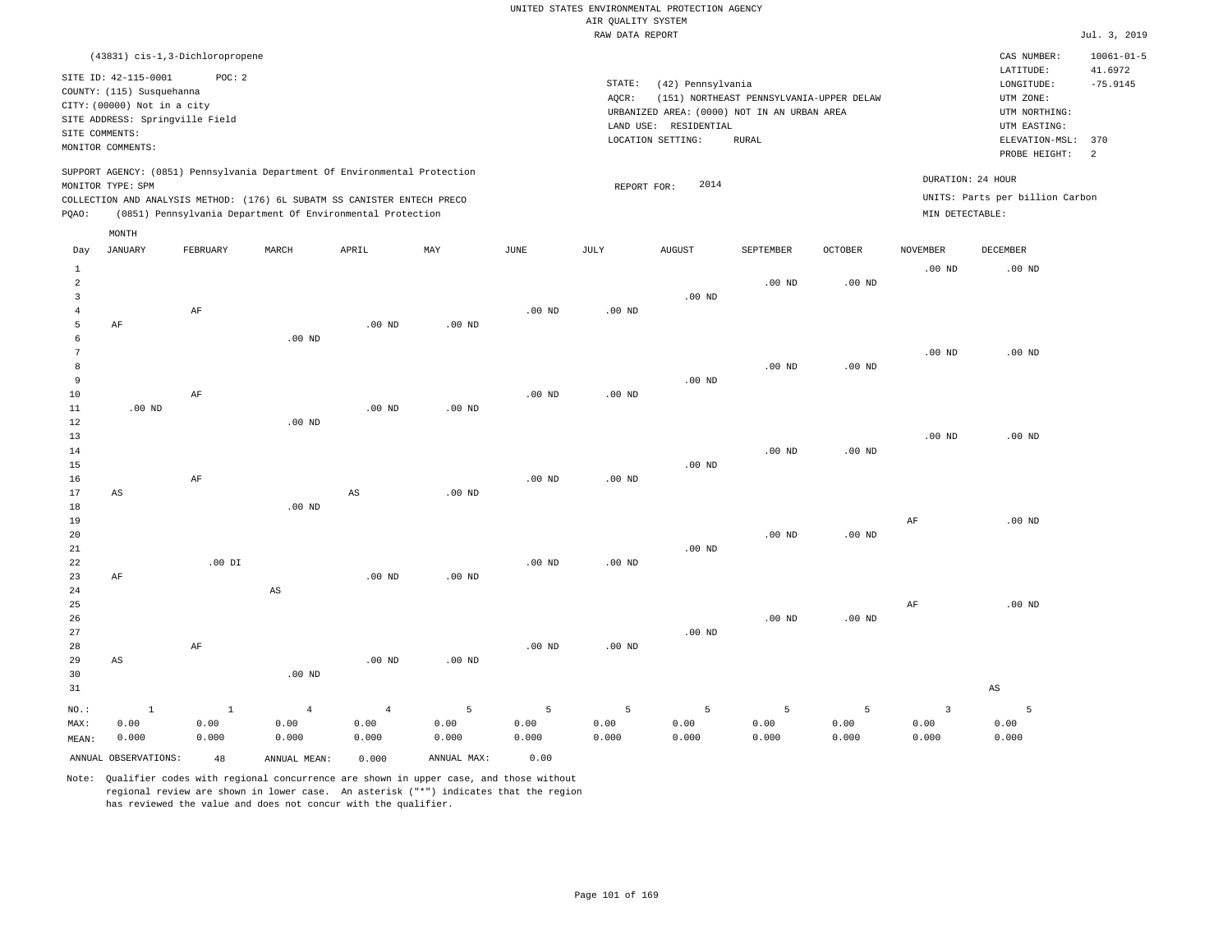UNITED STATES ENVIRONMENTAL PROTECTION AGENCY
AIR QUALITY SYSTEM
RAW DATA REPORT

Jul. 3, 2019

(43831) cis-1,3-Dichloropropene

SITE ID: 42-115-0001 POC: 2
COUNTY: (115) Susquehanna
CITY: (00000) Not in a city
SITE ADDRESS: Springville Field
SITE COMMENTS:
MONITOR COMMENTS:

STATE: (42) Pennsylvania
AQCR: (151) NORTHEAST PENNSYLVANIA-UPPER DELAW
URBANIZED AREA: (0000) NOT IN AN URBAN AREA
LAND USE: RESIDENTIAL
LOCATION SETTING: RURAL

CAS NUMBER: 10061-01-5
LATITUDE: 41.6972
LONGITUDE: -75.9145
UTM ZONE:
UTM NORTHING:
UTM EASTING:
ELEVATION-MSL: 370
PROBE HEIGHT: 2

SUPPORT AGENCY: (0851) Pennsylvania Department Of Environmental Protection
MONITOR TYPE: SPM
COLLECTION AND ANALYSIS METHOD: (176) 6L SUBATM SS CANISTER ENTECH PRECO
PQAO: (0851) Pennsylvania Department Of Environmental Protection

REPORT FOR: 2014

DURATION: 24 HOUR
UNITS: Parts per billion Carbon
MIN DETECTABLE:

| Day | JANUARY | FEBRUARY | MARCH | APRIL | MAY | JUNE | JULY | AUGUST | SEPTEMBER | OCTOBER | NOVEMBER | DECEMBER |
|---|---|---|---|---|---|---|---|---|---|---|---|---|
| 1 | | | | | | | | | | | .00 ND | .00 ND |
| 2 | | | | | | | | | .00 ND | .00 ND | | |
| 3 | | | | | | | | .00 ND | | | | |
| 4 | | AF | | | | .00 ND | .00 ND | | | | | |
| 5 | AF | | | .00 ND | .00 ND | | | | | | | |
| 6 | | | .00 ND | | | | | | | | | |
| 7 | | | | | | | | | | | .00 ND | .00 ND |
| 8 | | | | | | | | | .00 ND | .00 ND | | |
| 9 | | | | | | | | .00 ND | | | | |
| 10 | | AF | | | | .00 ND | .00 ND | | | | | |
| 11 | .00 ND | | | .00 ND | .00 ND | | | | | | | |
| 12 | | | .00 ND | | | | | | | | | |
| 13 | | | | | | | | | | | .00 ND | .00 ND |
| 14 | | | | | | | | | .00 ND | .00 ND | | |
| 15 | | | | | | | | .00 ND | | | | |
| 16 | | AF | | | | .00 ND | .00 ND | | | | | |
| 17 | AS | | | AS | .00 ND | | | | | | | |
| 18 | | | .00 ND | | | | | | | | | |
| 19 | | | | | | | | | | | AF | .00 ND |
| 20 | | | | | | | | | .00 ND | .00 ND | | |
| 21 | | | | | | | | .00 ND | | | | |
| 22 | | .00 DI | | | | .00 ND | .00 ND | | | | | |
| 23 | AF | | | .00 ND | .00 ND | | | | | | | |
| 24 | | | AS | | | | | | | | | |
| 25 | | | | | | | | | | | AF | .00 ND |
| 26 | | | | | | | | | .00 ND | .00 ND | | |
| 27 | | | | | | | | .00 ND | | | | |
| 28 | | AF | | | | .00 ND | .00 ND | | | | | |
| 29 | AS | | | .00 ND | .00 ND | | | | | | | |
| 30 | | | .00 ND | | | | | | | | | |
| 31 | | | | | | | | | | | | AS |
| NO.: | 1 | 1 | 4 | 4 | 5 | 5 | 5 | 5 | 5 | 5 | 3 | 5 |
| MAX: | 0.00 | 0.00 | 0.00 | 0.00 | 0.00 | 0.00 | 0.00 | 0.00 | 0.00 | 0.00 | 0.00 | 0.00 |
| MEAN: | 0.000 | 0.000 | 0.000 | 0.000 | 0.000 | 0.000 | 0.000 | 0.000 | 0.000 | 0.000 | 0.000 | 0.000 |

ANNUAL OBSERVATIONS: 48 ANNUAL MEAN: 0.000 ANNUAL MAX: 0.00

Note: Qualifier codes with regional concurrence are shown in upper case, and those without regional review are shown in lower case. An asterisk ("*") indicates that the region has reviewed the value and does not concur with the qualifier.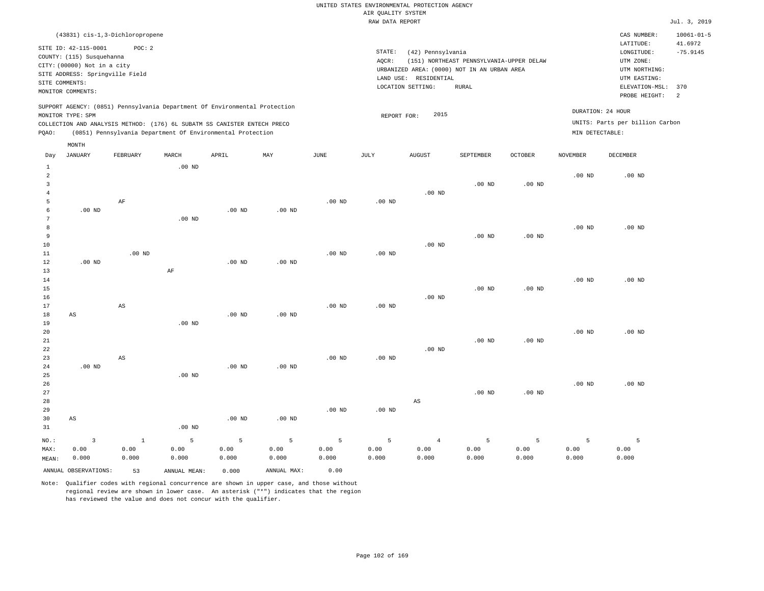UNITED STATES ENVIRONMENTAL PROTECTION AGENCY
AIR QUALITY SYSTEM
RAW DATA REPORT

Jul. 3, 2019

(43831) cis-1,3-Dichloropropene

SITE ID: 42-115-0001 POC: 2
COUNTY: (115) Susquehanna
CITY: (00000) Not in a city
SITE ADDRESS: Springville Field
SITE COMMENTS:
MONITOR COMMENTS:

STATE: (42) Pennsylvania
AQCR: (151) NORTHEAST PENNSYLVANIA-UPPER DELAW
URBANIZED AREA: (0000) NOT IN AN URBAN AREA
LAND USE: RESIDENTIAL
LOCATION SETTING: RURAL

CAS NUMBER: 10061-01-5
LATITUDE: 41.6972
LONGITUDE: -75.9145
UTM ZONE:
UTM NORTHING:
UTM EASTING:
ELEVATION-MSL: 370
PROBE HEIGHT: 2

SUPPORT AGENCY: (0851) Pennsylvania Department Of Environmental Protection
MONITOR TYPE: SPM
COLLECTION AND ANALYSIS METHOD: (176) 6L SUBATM SS CANISTER ENTECH PRECO
PQAO: (0851) Pennsylvania Department Of Environmental Protection

REPORT FOR: 2015

DURATION: 24 HOUR
UNITS: Parts per billion Carbon
MIN DETECTABLE:

| Day | JANUARY | FEBRUARY | MARCH | APRIL | MAY | JUNE | JULY | AUGUST | SEPTEMBER | OCTOBER | NOVEMBER | DECEMBER |
|---|---|---|---|---|---|---|---|---|---|---|---|---|
| 1 | | | .00 ND | | | | | | | | | |
| 2 | | | | | | | | | | | .00 ND | .00 ND |
| 3 | | | | | | | | | .00 ND | .00 ND | | |
| 4 | | | | | | | | .00 ND | | | | |
| 5 | | AF | | | | .00 ND | .00 ND | | | | | |
| 6 | .00 ND | | | .00 ND | .00 ND | | | | | | | |
| 7 | | | .00 ND | | | | | | | | | |
| 8 | | | | | | | | | | | .00 ND | .00 ND |
| 9 | | | | | | | | | .00 ND | .00 ND | | |
| 10 | | | | | | | | .00 ND | | | | |
| 11 | | .00 ND | | | | .00 ND | .00 ND | | | | | |
| 12 | .00 ND | | | .00 ND | .00 ND | | | | | | | |
| 13 | | | AF | | | | | | | | | |
| 14 | | | | | | | | | | | .00 ND | .00 ND |
| 15 | | | | | | | | | .00 ND | .00 ND | | |
| 16 | | | | | | | | .00 ND | | | | |
| 17 | | AS | | | | .00 ND | .00 ND | | | | | |
| 18 | AS | | | .00 ND | .00 ND | | | | | | | |
| 19 | | | .00 ND | | | | | | | | | |
| 20 | | | | | | | | | | | .00 ND | .00 ND |
| 21 | | | | | | | | | .00 ND | .00 ND | | |
| 22 | | | | | | | | .00 ND | | | | |
| 23 | | AS | | | | .00 ND | .00 ND | | | | | |
| 24 | .00 ND | | | .00 ND | .00 ND | | | | | | | |
| 25 | | | .00 ND | | | | | | | | | |
| 26 | | | | | | | | | | | .00 ND | .00 ND |
| 27 | | | | | | | | | .00 ND | .00 ND | | |
| 28 | | | | | | | | AS | | | | |
| 29 | | | | | | .00 ND | .00 ND | | | | | |
| 30 | AS | | | .00 ND | .00 ND | | | | | | | |
| 31 | | | .00 ND | | | | | | | | | |
| NO.: | 3 | 1 | 5 | 5 | 5 | 5 | 5 | 4 | 5 | 5 | 5 | 5 |
| MAX: | 0.00 | 0.00 | 0.00 | 0.00 | 0.00 | 0.00 | 0.00 | 0.00 | 0.00 | 0.00 | 0.00 | 0.00 |
| MEAN: | 0.000 | 0.000 | 0.000 | 0.000 | 0.000 | 0.000 | 0.000 | 0.000 | 0.000 | 0.000 | 0.000 | 0.000 |

ANNUAL OBSERVATIONS: 53 ANNUAL MEAN: 0.000 ANNUAL MAX: 0.00

Note: Qualifier codes with regional concurrence are shown in upper case, and those without regional review are shown in lower case. An asterisk ("*") indicates that the region has reviewed the value and does not concur with the qualifier.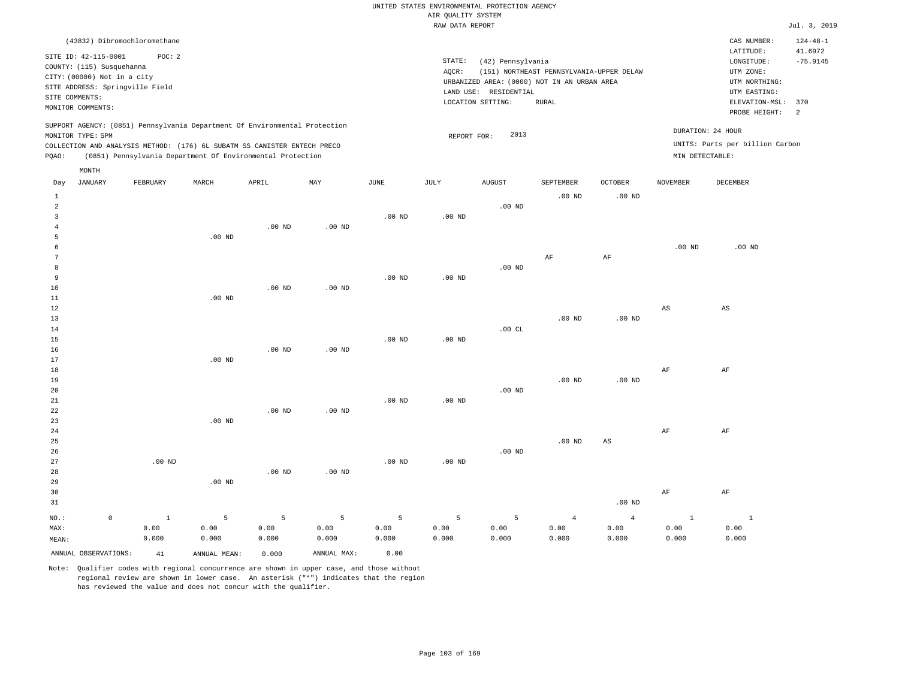UNITED STATES ENVIRONMENTAL PROTECTION AGENCY
AIR QUALITY SYSTEM
RAW DATA REPORT

Jul. 3, 2019

(43832) Dibromochloromethane

SITE ID: 42-115-0001 POC: 2
COUNTY: (115) Susquehanna
CITY: (00000) Not in a city
SITE ADDRESS: Springville Field
SITE COMMENTS:
MONITOR COMMENTS:

STATE: (42) Pennsylvania
AQCR: (151) NORTHEAST PENNSYLVANIA-UPPER DELAW
URBANIZED AREA: (0000) NOT IN AN URBAN AREA
LAND USE: RESIDENTIAL
LOCATION SETTING: RURAL

CAS NUMBER: 124-48-1
LATITUDE: 41.6972
LONGITUDE: -75.9145
UTM ZONE:
UTM NORTHING:
UTM EASTING:
ELEVATION-MSL: 370
PROBE HEIGHT: 2

SUPPORT AGENCY: (0851) Pennsylvania Department Of Environmental Protection
MONITOR TYPE: SPM
COLLECTION AND ANALYSIS METHOD: (176) 6L SUBATM SS CANISTER ENTECH PRECO
PQAO: (0851) Pennsylvania Department Of Environmental Protection

REPORT FOR: 2013

DURATION: 24 HOUR
UNITS: Parts per billion Carbon
MIN DETECTABLE:

| Day | JANUARY | FEBRUARY | MARCH | APRIL | MAY | JUNE | JULY | AUGUST | SEPTEMBER | OCTOBER | NOVEMBER | DECEMBER |
|---|---|---|---|---|---|---|---|---|---|---|---|---|
| 1 | | | | | | | | | .00 ND | .00 ND | | |
| 2 | | | | | | | | .00 ND | | | | |
| 3 | | | | | | .00 ND | .00 ND | | | | | |
| 4 | | | | .00 ND | .00 ND | | | | | | | |
| 5 | | | .00 ND | | | | | | | | | |
| 6 | | | | | | | | | | | .00 ND | .00 ND |
| 7 | | | | | | | | | AF | AF | | |
| 8 | | | | | | | | .00 ND | | | | |
| 9 | | | | | | .00 ND | .00 ND | | | | | |
| 10 | | | | .00 ND | .00 ND | | | | | | | |
| 11 | | | .00 ND | | | | | | | | | |
| 12 | | | | | | | | | | | AS | AS |
| 13 | | | | | | | | | .00 ND | .00 ND | | |
| 14 | | | | | | | | .00 CL | | | | |
| 15 | | | | | | .00 ND | .00 ND | | | | | |
| 16 | | | | .00 ND | .00 ND | | | | | | | |
| 17 | | | .00 ND | | | | | | | | | |
| 18 | | | | | | | | | | | AF | AF |
| 19 | | | | | | | | | .00 ND | .00 ND | | |
| 20 | | | | | | | | .00 ND | | | | |
| 21 | | | | | | .00 ND | .00 ND | | | | | |
| 22 | | | | .00 ND | .00 ND | | | | | | | |
| 23 | | | .00 ND | | | | | | | | | |
| 24 | | | | | | | | | | | AF | AF |
| 25 | | | | | | | | | .00 ND | AS | | |
| 26 | | | | | | | | .00 ND | | | | |
| 27 | | .00 ND | | | | .00 ND | .00 ND | | | | | |
| 28 | | | | .00 ND | .00 ND | | | | | | | |
| 29 | | | .00 ND | | | | | | | | | |
| 30 | | | | | | | | | | | AF | AF |
| 31 | | | | | | | | | | .00 ND | | |
| NO.: | 0 | 1 | 5 | 5 | 5 | 5 | 5 | 5 | 4 | 4 | 1 | 1 |
| MAX: | | 0.00 | 0.00 | 0.00 | 0.00 | 0.00 | 0.00 | 0.00 | 0.00 | 0.00 | 0.00 | 0.00 |
| MEAN: | | 0.000 | 0.000 | 0.000 | 0.000 | 0.000 | 0.000 | 0.000 | 0.000 | 0.000 | 0.000 | 0.000 |

ANNUAL OBSERVATIONS: 41 ANNUAL MEAN: 0.000 ANNUAL MAX: 0.00

Note: Qualifier codes with regional concurrence are shown in upper case, and those without regional review are shown in lower case. An asterisk ("*") indicates that the region has reviewed the value and does not concur with the qualifier.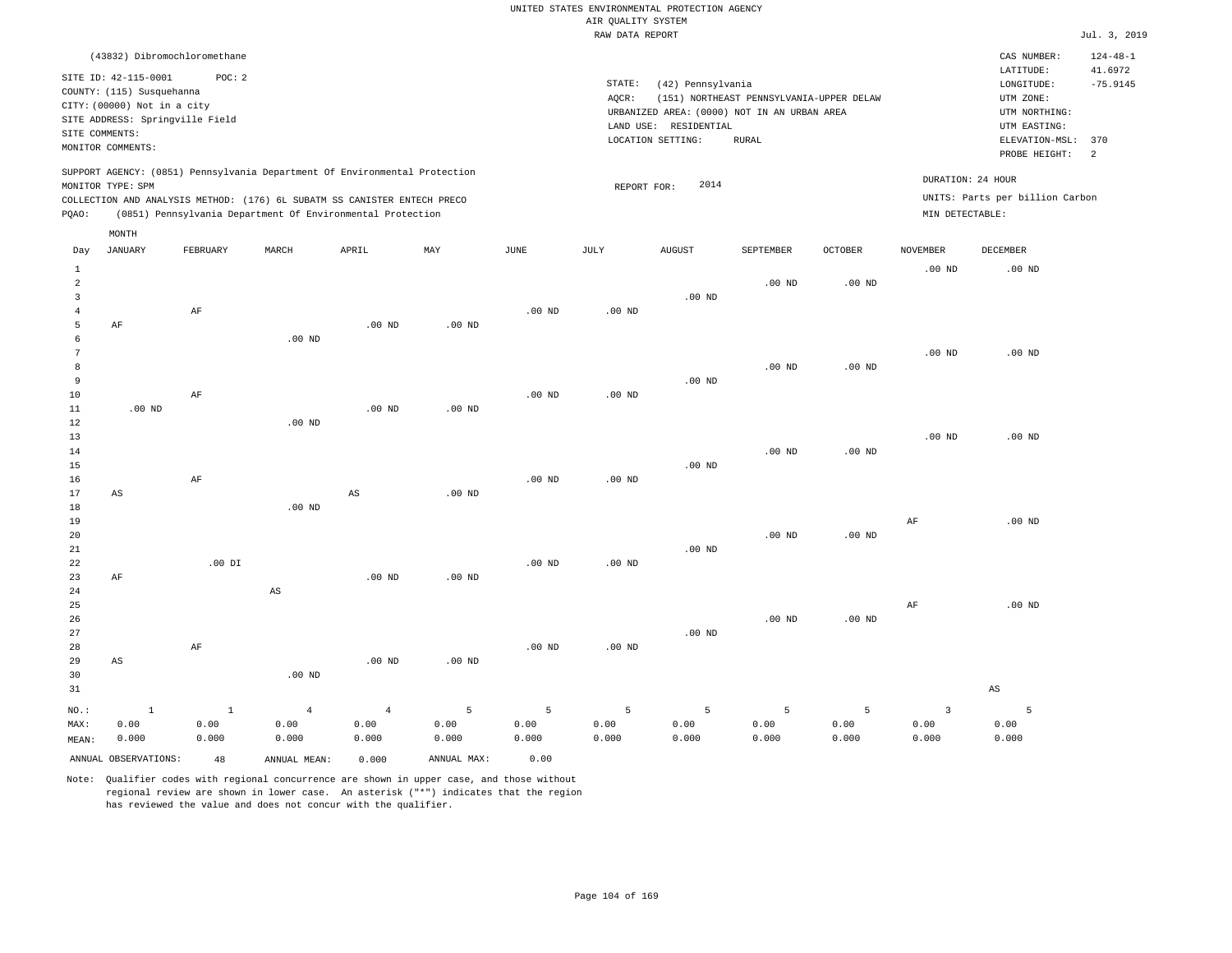UNITED STATES ENVIRONMENTAL PROTECTION AGENCY
AIR QUALITY SYSTEM
RAW DATA REPORT

Jul. 3, 2019

(43832) Dibromochloromethane

SITE ID: 42-115-0001 POC: 2
COUNTY: (115) Susquehanna
CITY: (00000) Not in a city
SITE ADDRESS: Springville Field
SITE COMMENTS:
MONITOR COMMENTS:

STATE: (42) Pennsylvania
AQCR: (151) NORTHEAST PENNSYLVANIA-UPPER DELAW
URBANIZED AREA: (0000) NOT IN AN URBAN AREA
LAND USE: RESIDENTIAL
LOCATION SETTING: RURAL

CAS NUMBER: 124-48-1
LATITUDE: 41.6972
LONGITUDE: -75.9145
UTM ZONE:
UTM NORTHING:
UTM EASTING:
ELEVATION-MSL: 370
PROBE HEIGHT: 2

SUPPORT AGENCY: (0851) Pennsylvania Department Of Environmental Protection
MONITOR TYPE: SPM
COLLECTION AND ANALYSIS METHOD: (176) 6L SUBATM SS CANISTER ENTECH PRECO
PQAO: (0851) Pennsylvania Department Of Environmental Protection

REPORT FOR: 2014

DURATION: 24 HOUR
UNITS: Parts per billion Carbon
MIN DETECTABLE:

| Day | JANUARY | FEBRUARY | MARCH | APRIL | MAY | JUNE | JULY | AUGUST | SEPTEMBER | OCTOBER | NOVEMBER | DECEMBER |
|---|---|---|---|---|---|---|---|---|---|---|---|---|
| 1 | | | | | | | | | | | .00 ND | .00 ND |
| 2 | | | | | | | | | .00 ND | .00 ND | | |
| 3 | | | | | | | | .00 ND | | | | |
| 4 | | AF | | | | .00 ND | .00 ND | | | | | |
| 5 | AF | | | .00 ND | .00 ND | | | | | | | |
| 6 | | | .00 ND | | | | | | | | | |
| 7 | | | | | | | | | | | .00 ND | .00 ND |
| 8 | | | | | | | | | .00 ND | .00 ND | | |
| 9 | | | | | | | | .00 ND | | | | |
| 10 | | AF | | | | .00 ND | .00 ND | | | | | |
| 11 | .00 ND | | | .00 ND | .00 ND | | | | | | | |
| 12 | | | .00 ND | | | | | | | | | |
| 13 | | | | | | | | | | | .00 ND | .00 ND |
| 14 | | | | | | | | | .00 ND | .00 ND | | |
| 15 | | | | | | | | .00 ND | | | | |
| 16 | | AF | | | | .00 ND | .00 ND | | | | | |
| 17 | AS | | | AS | .00 ND | | | | | | | |
| 18 | | | .00 ND | | | | | | | | | |
| 19 | | | | | | | | | | | AF | .00 ND |
| 20 | | | | | | | | | .00 ND | .00 ND | | |
| 21 | | | | | | | | .00 ND | | | | |
| 22 | | .00 DI | | | | .00 ND | .00 ND | | | | | |
| 23 | AF | | | .00 ND | .00 ND | | | | | | | |
| 24 | | | AS | | | | | | | | | |
| 25 | | | | | | | | | | | AF | .00 ND |
| 26 | | | | | | | | | .00 ND | .00 ND | | |
| 27 | | | | | | | | .00 ND | | | | |
| 28 | | AF | | | | .00 ND | .00 ND | | | | | |
| 29 | AS | | | .00 ND | .00 ND | | | | | | | |
| 30 | | | .00 ND | | | | | | | | | |
| 31 | | | | | | | | | | | | AS |
| NO.: | 1 | 1 | 4 | 4 | 5 | 5 | 5 | 5 | 5 | 5 | 3 | 5 |
| MAX: | 0.00 | 0.00 | 0.00 | 0.00 | 0.00 | 0.00 | 0.00 | 0.00 | 0.00 | 0.00 | 0.00 | 0.00 |
| MEAN: | 0.000 | 0.000 | 0.000 | 0.000 | 0.000 | 0.000 | 0.000 | 0.000 | 0.000 | 0.000 | 0.000 | 0.000 |

ANNUAL OBSERVATIONS: 48 ANNUAL MEAN: 0.000 ANNUAL MAX: 0.00

Note: Qualifier codes with regional concurrence are shown in upper case, and those without regional review are shown in lower case. An asterisk ("*") indicates that the region has reviewed the value and does not concur with the qualifier.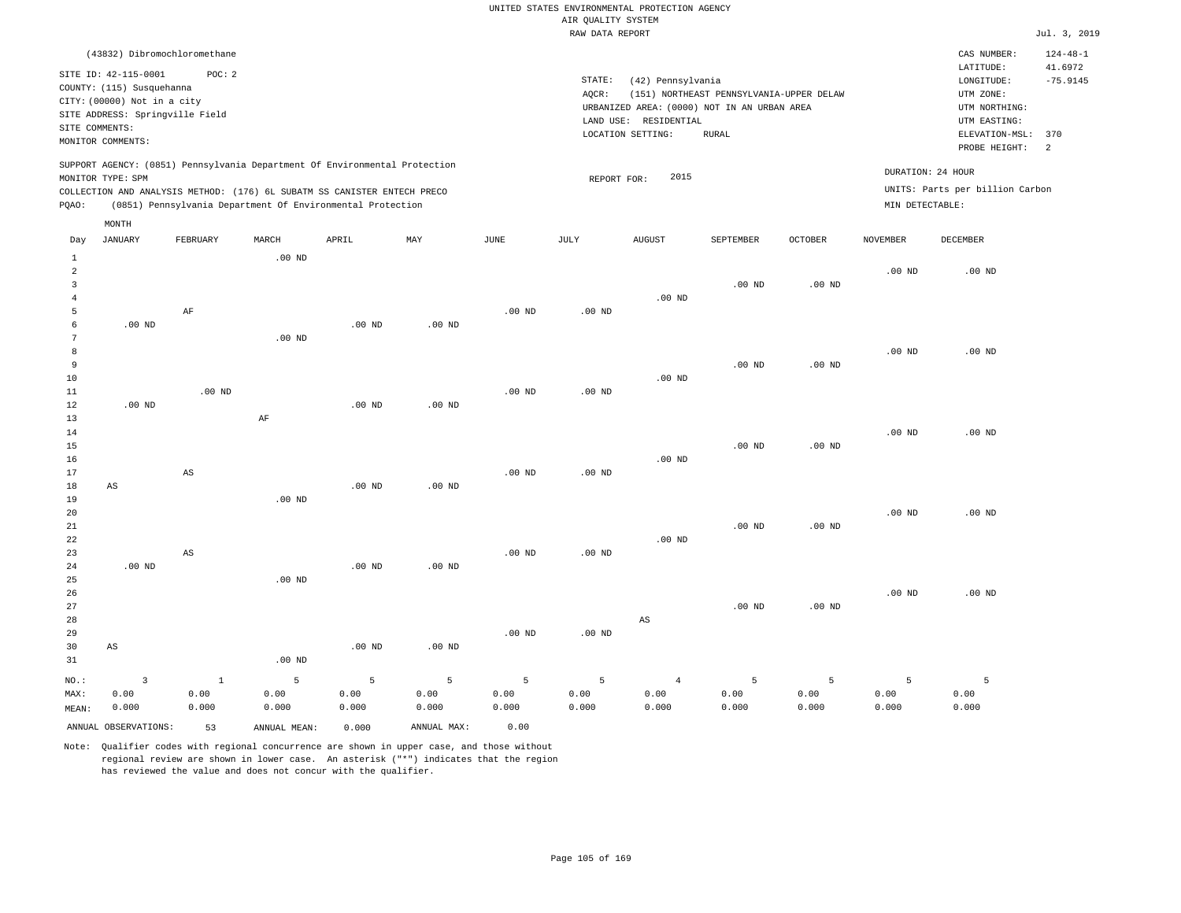UNITED STATES ENVIRONMENTAL PROTECTION AGENCY
AIR QUALITY SYSTEM
RAW DATA REPORT

Jul. 3, 2019

(43832) Dibromochloromethane

SITE ID: 42-115-0001 POC: 2
COUNTY: (115) Susquehanna
CITY: (00000) Not in a city
SITE ADDRESS: Springville Field
SITE COMMENTS:
MONITOR COMMENTS:

STATE: (42) Pennsylvania
AQCR: (151) NORTHEAST PENNSYLVANIA-UPPER DELAW
URBANIZED AREA: (0000) NOT IN AN URBAN AREA
LAND USE: RESIDENTIAL
LOCATION SETTING: RURAL

CAS NUMBER: 124-48-1
LATITUDE: 41.6972
LONGITUDE: -75.9145
UTM ZONE:
UTM NORTHING:
UTM EASTING:
ELEVATION-MSL: 370
PROBE HEIGHT: 2

SUPPORT AGENCY: (0851) Pennsylvania Department Of Environmental Protection
MONITOR TYPE: SPM
COLLECTION AND ANALYSIS METHOD: (176) 6L SUBATM SS CANISTER ENTECH PRECO
PQAO: (0851) Pennsylvania Department Of Environmental Protection

REPORT FOR: 2015

DURATION: 24 HOUR
UNITS: Parts per billion Carbon
MIN DETECTABLE:

| Day | JANUARY | FEBRUARY | MARCH | APRIL | MAY | JUNE | JULY | AUGUST | SEPTEMBER | OCTOBER | NOVEMBER | DECEMBER |
|---|---|---|---|---|---|---|---|---|---|---|---|---|
| 1 | | | .00 ND | | | | | | | | | |
| 2 | | | | | | | | | | | .00 ND | .00 ND |
| 3 | | | | | | | | | .00 ND | .00 ND | | |
| 4 | | | | | | | | .00 ND | | | | |
| 5 | | AF | | | | .00 ND | .00 ND | | | | | |
| 6 | .00 ND | | | .00 ND | .00 ND | | | | | | | |
| 7 | | | .00 ND | | | | | | | | | |
| 8 | | | | | | | | | | | .00 ND | .00 ND |
| 9 | | | | | | | | | .00 ND | .00 ND | | |
| 10 | | | | | | | | .00 ND | | | | |
| 11 | | .00 ND | | | | .00 ND | .00 ND | | | | | |
| 12 | .00 ND | | | .00 ND | .00 ND | | | | | | | |
| 13 | | | AF | | | | | | | | | |
| 14 | | | | | | | | | | | .00 ND | .00 ND |
| 15 | | | | | | | | | .00 ND | .00 ND | | |
| 16 | | | | | | | | .00 ND | | | | |
| 17 | | AS | | | | .00 ND | .00 ND | | | | | |
| 18 | AS | | | .00 ND | .00 ND | | | | | | | |
| 19 | | | .00 ND | | | | | | | | | |
| 20 | | | | | | | | | | | .00 ND | .00 ND |
| 21 | | | | | | | | | .00 ND | .00 ND | | |
| 22 | | | | | | | | .00 ND | | | | |
| 23 | | AS | | | | .00 ND | .00 ND | | | | | |
| 24 | .00 ND | | | .00 ND | .00 ND | | | | | | | |
| 25 | | | .00 ND | | | | | | | | | |
| 26 | | | | | | | | | | | .00 ND | .00 ND |
| 27 | | | | | | | | | .00 ND | .00 ND | | |
| 28 | | | | | | | | AS | | | | |
| 29 | | | | | | .00 ND | .00 ND | | | | | |
| 30 | AS | | | .00 ND | .00 ND | | | | | | | |
| 31 | | | .00 ND | | | | | | | | | |
| NO.: | 3 | 1 | 5 | 5 | 5 | 5 | 5 | 4 | 5 | 5 | 5 | 5 |
| MAX: | 0.00 | 0.00 | 0.00 | 0.00 | 0.00 | 0.00 | 0.00 | 0.00 | 0.00 | 0.00 | 0.00 | 0.00 |
| MEAN: | 0.000 | 0.000 | 0.000 | 0.000 | 0.000 | 0.000 | 0.000 | 0.000 | 0.000 | 0.000 | 0.000 | 0.000 |

ANNUAL OBSERVATIONS: 53 ANNUAL MEAN: 0.000 ANNUAL MAX: 0.00

Note: Qualifier codes with regional concurrence are shown in upper case, and those without regional review are shown in lower case. An asterisk ("*") indicates that the region has reviewed the value and does not concur with the qualifier.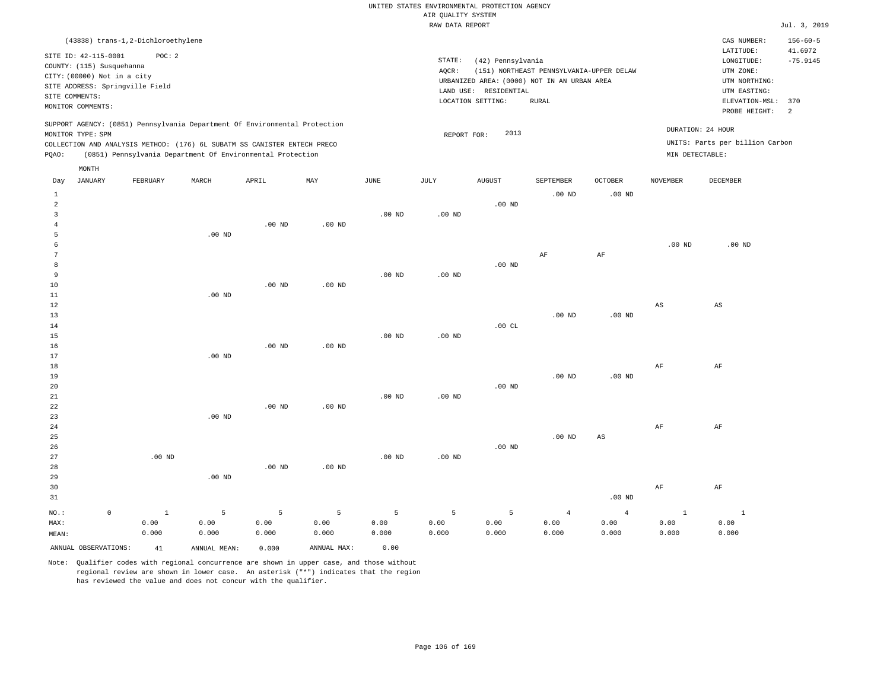UNITED STATES ENVIRONMENTAL PROTECTION AGENCY
AIR QUALITY SYSTEM
RAW DATA REPORT

Jul. 3, 2019

(43838) trans-1,2-Dichloroethylene

SITE ID: 42-115-0001 POC: 2
COUNTY: (115) Susquehanna
CITY: (00000) Not in a city
SITE ADDRESS: Springville Field
SITE COMMENTS:
MONITOR COMMENTS:

STATE: (42) Pennsylvania
AQCR: (151) NORTHEAST PENNSYLVANIA-UPPER DELAW
URBANIZED AREA: (0000) NOT IN AN URBAN AREA
LAND USE: RESIDENTIAL
LOCATION SETTING: RURAL

CAS NUMBER: 156-60-5
LATITUDE: 41.6972
LONGITUDE: -75.9145
UTM ZONE:
UTM NORTHING:
UTM EASTING:
ELEVATION-MSL: 370
PROBE HEIGHT: 2

SUPPORT AGENCY: (0851) Pennsylvania Department Of Environmental Protection
MONITOR TYPE: SPM
COLLECTION AND ANALYSIS METHOD: (176) 6L SUBATM SS CANISTER ENTECH PRECO
PQAO: (0851) Pennsylvania Department Of Environmental Protection

REPORT FOR: 2013

DURATION: 24 HOUR
UNITS: Parts per billion Carbon
MIN DETECTABLE:

| Day | JANUARY | FEBRUARY | MARCH | APRIL | MAY | JUNE | JULY | AUGUST | SEPTEMBER | OCTOBER | NOVEMBER | DECEMBER |
|---|---|---|---|---|---|---|---|---|---|---|---|---|
| 1 | | | | | | | | | .00 ND | .00 ND | | |
| 2 | | | | | | | | .00 ND | | | | |
| 3 | | | | | | .00 ND | .00 ND | | | | | |
| 4 | | | | .00 ND | .00 ND | | | | | | | |
| 5 | | | .00 ND | | | | | | | | | |
| 6 | | | | | | | | | | | .00 ND | .00 ND |
| 7 | | | | | | | | | AF | AF | | |
| 8 | | | | | | | | .00 ND | | | | |
| 9 | | | | | | .00 ND | .00 ND | | | | | |
| 10 | | | | .00 ND | .00 ND | | | | | | | |
| 11 | | | .00 ND | | | | | | | | | |
| 12 | | | | | | | | | | | AS | AS |
| 13 | | | | | | | | | .00 ND | .00 ND | | |
| 14 | | | | | | | | .00 CL | | | | |
| 15 | | | | | | .00 ND | .00 ND | | | | | |
| 16 | | | | .00 ND | .00 ND | | | | | | | |
| 17 | | | .00 ND | | | | | | | | | |
| 18 | | | | | | | | | | | AF | AF |
| 19 | | | | | | | | | .00 ND | .00 ND | | |
| 20 | | | | | | | | .00 ND | | | | |
| 21 | | | | | | .00 ND | .00 ND | | | | | |
| 22 | | | | .00 ND | .00 ND | | | | | | | |
| 23 | | | .00 ND | | | | | | | | | |
| 24 | | | | | | | | | | | AF | AF |
| 25 | | | | | | | | | .00 ND | AS | | |
| 26 | | | | | | | | .00 ND | | | | |
| 27 | | .00 ND | | | | .00 ND | .00 ND | | | | | |
| 28 | | | | .00 ND | .00 ND | | | | | | | |
| 29 | | | .00 ND | | | | | | | | | |
| 30 | | | | | | | | | | | AF | AF |
| 31 | | | | | | | | | | .00 ND | | |
| NO.: | 0 | 1 | 5 | 5 | 5 | 5 | 5 | 5 | 4 | 4 | 1 | 1 |
| MAX: | | 0.00 | 0.00 | 0.00 | 0.00 | 0.00 | 0.00 | 0.00 | 0.00 | 0.00 | 0.00 | 0.00 |
| MEAN: | | 0.000 | 0.000 | 0.000 | 0.000 | 0.000 | 0.000 | 0.000 | 0.000 | 0.000 | 0.000 | 0.000 |

ANNUAL OBSERVATIONS: 41 ANNUAL MEAN: 0.000 ANNUAL MAX: 0.00

Note: Qualifier codes with regional concurrence are shown in upper case, and those without regional review are shown in lower case. An asterisk ("*") indicates that the region has reviewed the value and does not concur with the qualifier.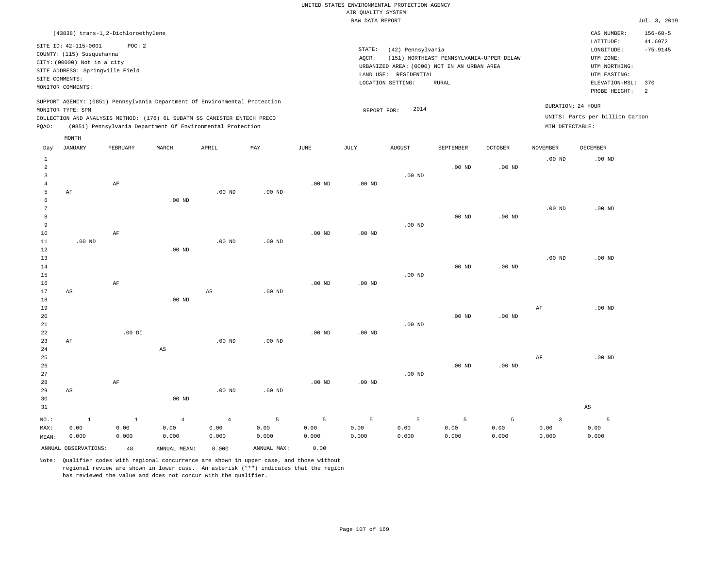UNITED STATES ENVIRONMENTAL PROTECTION AGENCY
AIR QUALITY SYSTEM
RAW DATA REPORT

Jul. 3, 2019

(43838) trans-1,2-Dichloroethylene

SITE ID: 42-115-0001 POC: 2
COUNTY: (115) Susquehanna
CITY: (00000) Not in a city
SITE ADDRESS: Springville Field
SITE COMMENTS:
MONITOR COMMENTS:

STATE: (42) Pennsylvania
AQCR: (151) NORTHEAST PENNSYLVANIA-UPPER DELAW
URBANIZED AREA: (0000) NOT IN AN URBAN AREA
LAND USE: RESIDENTIAL
LOCATION SETTING: RURAL

CAS NUMBER: 156-60-5
LATITUDE: 41.6972
LONGITUDE: -75.9145
UTM ZONE:
UTM NORTHING:
UTM EASTING:
ELEVATION-MSL: 370
PROBE HEIGHT: 2

SUPPORT AGENCY: (0851) Pennsylvania Department Of Environmental Protection
MONITOR TYPE: SPM
COLLECTION AND ANALYSIS METHOD: (176) 6L SUBATM SS CANISTER ENTECH PRECO
PQAO: (0851) Pennsylvania Department Of Environmental Protection

REPORT FOR: 2014

DURATION: 24 HOUR
UNITS: Parts per billion Carbon
MIN DETECTABLE:

| Day | JANUARY | FEBRUARY | MARCH | APRIL | MAY | JUNE | JULY | AUGUST | SEPTEMBER | OCTOBER | NOVEMBER | DECEMBER |
|---|---|---|---|---|---|---|---|---|---|---|---|---|
| 1 | | | | | | | | | | | .00 ND | .00 ND |
| 2 | | | | | | | | | .00 ND | .00 ND | | |
| 3 | | | | | | | | .00 ND | | | | |
| 4 | | AF | | | | .00 ND | .00 ND | | | | | |
| 5 | AF | | | .00 ND | .00 ND | | | | | | | |
| 6 | | | .00 ND | | | | | | | | | |
| 7 | | | | | | | | | | | .00 ND | .00 ND |
| 8 | | | | | | | | | .00 ND | .00 ND | | |
| 9 | | | | | | | | .00 ND | | | | |
| 10 | | AF | | | | .00 ND | .00 ND | | | | | |
| 11 | .00 ND | | | .00 ND | .00 ND | | | | | | | |
| 12 | | | .00 ND | | | | | | | | | |
| 13 | | | | | | | | | | | .00 ND | .00 ND |
| 14 | | | | | | | | | .00 ND | .00 ND | | |
| 15 | | | | | | | | .00 ND | | | | |
| 16 | | AF | | | | .00 ND | .00 ND | | | | | |
| 17 | AS | | | AS | .00 ND | | | | | | | |
| 18 | | | .00 ND | | | | | | | | | |
| 19 | | | | | | | | | | | AF | .00 ND |
| 20 | | | | | | | | | .00 ND | .00 ND | | |
| 21 | | | | | | | | .00 ND | | | | |
| 22 | | .00 DI | | | | .00 ND | .00 ND | | | | | |
| 23 | AF | | | .00 ND | .00 ND | | | | | | | |
| 24 | | | AS | | | | | | | | | |
| 25 | | | | | | | | | | | AF | .00 ND |
| 26 | | | | | | | | | .00 ND | .00 ND | | |
| 27 | | | | | | | | .00 ND | | | | |
| 28 | | AF | | | | .00 ND | .00 ND | | | | | |
| 29 | AS | | | .00 ND | .00 ND | | | | | | | |
| 30 | | | .00 ND | | | | | | | | | |
| 31 | | | | | | | | | | | | AS |
| NO.: | 1 | 1 | 4 | 4 | 5 | 5 | 5 | 5 | 5 | 5 | 3 | 5 |
| MAX: | 0.00 | 0.00 | 0.00 | 0.00 | 0.00 | 0.00 | 0.00 | 0.00 | 0.00 | 0.00 | 0.00 | 0.00 |
| MEAN: | 0.000 | 0.000 | 0.000 | 0.000 | 0.000 | 0.000 | 0.000 | 0.000 | 0.000 | 0.000 | 0.000 | 0.000 |

ANNUAL OBSERVATIONS: 48 ANNUAL MEAN: 0.000 ANNUAL MAX: 0.00

Note: Qualifier codes with regional concurrence are shown in upper case, and those without regional review are shown in lower case. An asterisk ("*") indicates that the region has reviewed the value and does not concur with the qualifier.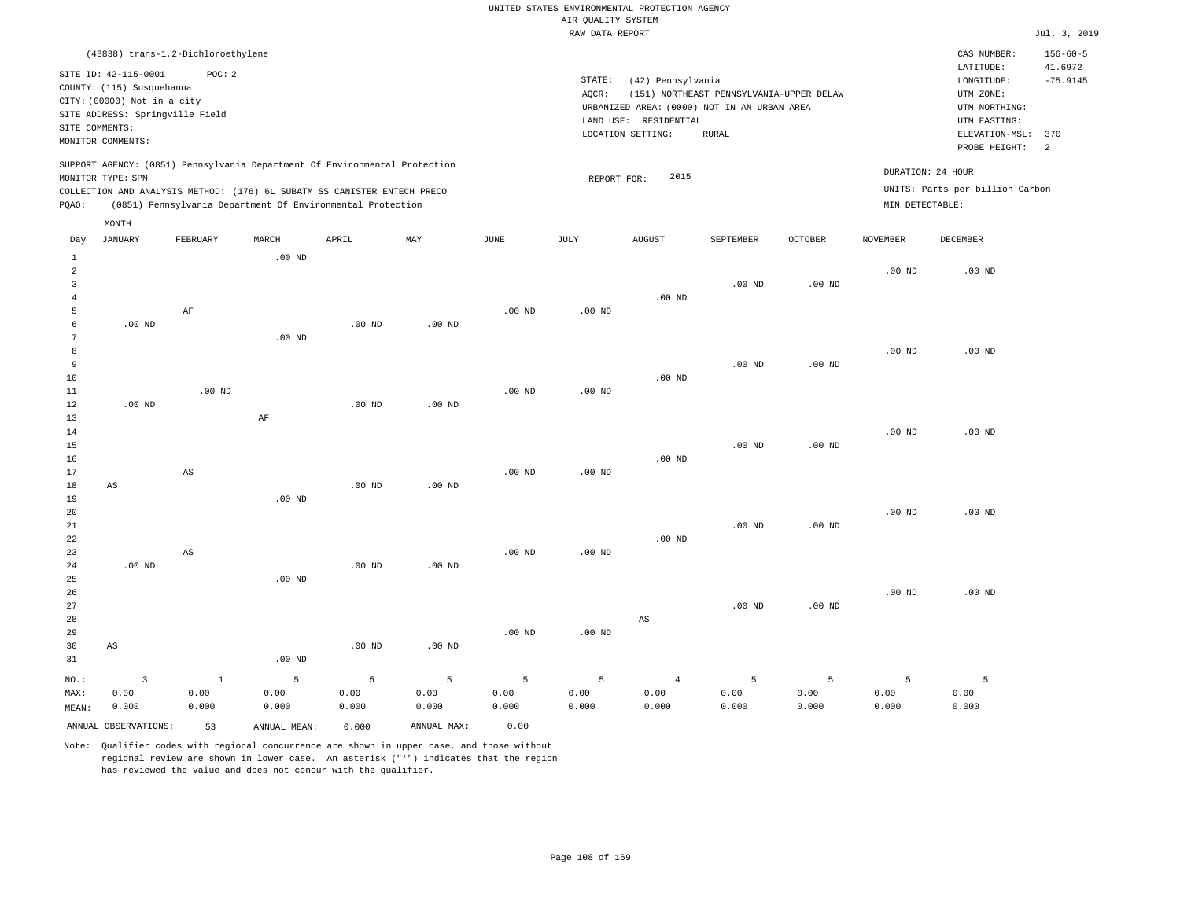UNITED STATES ENVIRONMENTAL PROTECTION AGENCY
AIR QUALITY SYSTEM
RAW DATA REPORT

Jul. 3, 2019

(43838) trans-1,2-Dichloroethylene

SITE ID: 42-115-0001 POC: 2
COUNTY: (115) Susquehanna
CITY: (00000) Not in a city
SITE ADDRESS: Springville Field
SITE COMMENTS:
MONITOR COMMENTS:

STATE: (42) Pennsylvania
AQCR: (151) NORTHEAST PENNSYLVANIA-UPPER DELAW
URBANIZED AREA: (0000) NOT IN AN URBAN AREA
LAND USE: RESIDENTIAL
LOCATION SETTING: RURAL

CAS NUMBER: 156-60-5
LATITUDE: 41.6972
LONGITUDE: -75.9145
UTM ZONE:
UTM NORTHING:
UTM EASTING:
ELEVATION-MSL: 370
PROBE HEIGHT: 2

SUPPORT AGENCY: (0851) Pennsylvania Department Of Environmental Protection
MONITOR TYPE: SPM
COLLECTION AND ANALYSIS METHOD: (176) 6L SUBATM SS CANISTER ENTECH PRECO
PQAO: (0851) Pennsylvania Department Of Environmental Protection

REPORT FOR: 2015

DURATION: 24 HOUR
UNITS: Parts per billion Carbon
MIN DETECTABLE:

| Day | JANUARY | FEBRUARY | MARCH | APRIL | MAY | JUNE | JULY | AUGUST | SEPTEMBER | OCTOBER | NOVEMBER | DECEMBER |
|---|---|---|---|---|---|---|---|---|---|---|---|---|
| 1 | | | .00 ND | | | | | | | | | |
| 2 | | | | | | | | | | | .00 ND | .00 ND |
| 3 | | | | | | | | | .00 ND | .00 ND | | |
| 4 | | | | | | | | .00 ND | | | | |
| 5 | | AF | | | | .00 ND | .00 ND | | | | | |
| 6 | .00 ND | | | .00 ND | .00 ND | | | | | | | |
| 7 | | | .00 ND | | | | | | | | | |
| 8 | | | | | | | | | | | .00 ND | .00 ND |
| 9 | | | | | | | | | .00 ND | .00 ND | | |
| 10 | | | | | | | | .00 ND | | | | |
| 11 | | .00 ND | | | | .00 ND | .00 ND | | | | | |
| 12 | .00 ND | | | .00 ND | .00 ND | | | | | | | |
| 13 | | | AF | | | | | | | | | |
| 14 | | | | | | | | | | | .00 ND | .00 ND |
| 15 | | | | | | | | | .00 ND | .00 ND | | |
| 16 | | | | | | | | .00 ND | | | | |
| 17 | | AS | | | | .00 ND | .00 ND | | | | | |
| 18 | AS | | | .00 ND | .00 ND | | | | | | | |
| 19 | | | .00 ND | | | | | | | | | |
| 20 | | | | | | | | | | | .00 ND | .00 ND |
| 21 | | | | | | | | | .00 ND | .00 ND | | |
| 22 | | | | | | | | .00 ND | | | | |
| 23 | | AS | | | | .00 ND | .00 ND | | | | | |
| 24 | .00 ND | | | .00 ND | .00 ND | | | | | | | |
| 25 | | | .00 ND | | | | | | | | | |
| 26 | | | | | | | | | | | .00 ND | .00 ND |
| 27 | | | | | | | | | .00 ND | .00 ND | | |
| 28 | | | | | | | | AS | | | | |
| 29 | | | | | | .00 ND | .00 ND | | | | | |
| 30 | AS | | | .00 ND | .00 ND | | | | | | | |
| 31 | | | .00 ND | | | | | | | | | |
| NO.: | 3 | 1 | 5 | 5 | 5 | 5 | 5 | 4 | 5 | 5 | 5 | 5 |
| MAX: | 0.00 | 0.00 | 0.00 | 0.00 | 0.00 | 0.00 | 0.00 | 0.00 | 0.00 | 0.00 | 0.00 | 0.00 |
| MEAN: | 0.000 | 0.000 | 0.000 | 0.000 | 0.000 | 0.000 | 0.000 | 0.000 | 0.000 | 0.000 | 0.000 | 0.000 |

ANNUAL OBSERVATIONS: 53 ANNUAL MEAN: 0.000 ANNUAL MAX: 0.00

Note: Qualifier codes with regional concurrence are shown in upper case, and those without regional review are shown in lower case. An asterisk ("*") indicates that the region has reviewed the value and does not concur with the qualifier.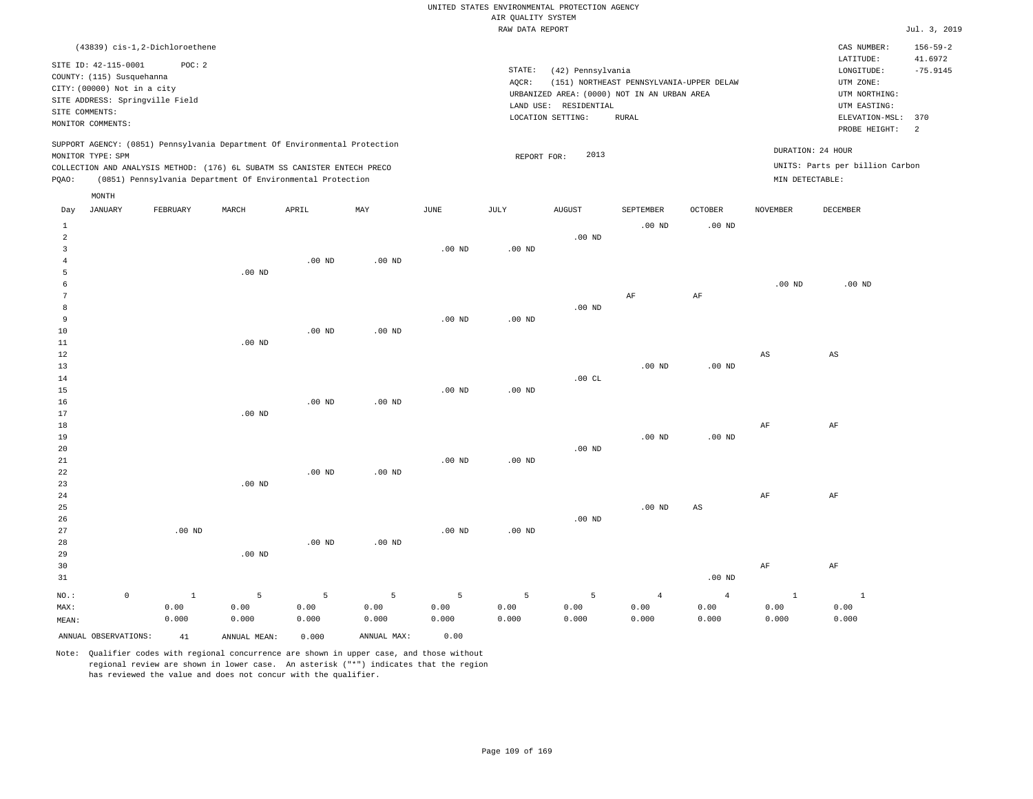UNITED STATES ENVIRONMENTAL PROTECTION AGENCY
AIR QUALITY SYSTEM
RAW DATA REPORT

Jul. 3, 2019

(43839) cis-1,2-Dichloroethene

SITE ID: 42-115-0001    POC: 2
COUNTY: (115) Susquehanna
CITY: (00000) Not in a city
SITE ADDRESS: Springville Field
SITE COMMENTS:
MONITOR COMMENTS:

STATE: (42) Pennsylvania
AQCR: (151) NORTHEAST PENNSYLVANIA-UPPER DELAW
URBANIZED AREA: (0000) NOT IN AN URBAN AREA
LAND USE: RESIDENTIAL
LOCATION SETTING: RURAL

CAS NUMBER: 156-59-2
LATITUDE: 41.6972
LONGITUDE: -75.9145
UTM ZONE:
UTM NORTHING:
UTM EASTING:
ELEVATION-MSL: 370
PROBE HEIGHT: 2

SUPPORT AGENCY: (0851) Pennsylvania Department Of Environmental Protection
MONITOR TYPE: SPM
COLLECTION AND ANALYSIS METHOD: (176) 6L SUBATM SS CANISTER ENTECH PRECO
PQAO: (0851) Pennsylvania Department Of Environmental Protection

REPORT FOR: 2013

DURATION: 24 HOUR
UNITS: Parts per billion Carbon
MIN DETECTABLE:

| Day | JANUARY | FEBRUARY | MARCH | APRIL | MAY | JUNE | JULY | AUGUST | SEPTEMBER | OCTOBER | NOVEMBER | DECEMBER |
|---|---|---|---|---|---|---|---|---|---|---|---|---|
| 1 | | | | | | | | | .00 ND | .00 ND | | |
| 2 | | | | | | | | .00 ND | | | | |
| 3 | | | | | | .00 ND | .00 ND | | | | | |
| 4 | | | | .00 ND | .00 ND | | | | | | | |
| 5 | | | .00 ND | | | | | | | | | |
| 6 | | | | | | | | | | | .00 ND | .00 ND |
| 7 | | | | | | | | | AF | AF | | |
| 8 | | | | | | | | .00 ND | | | | |
| 9 | | | | | | .00 ND | .00 ND | | | | | |
| 10 | | | | .00 ND | .00 ND | | | | | | | |
| 11 | | | .00 ND | | | | | | | | | |
| 12 | | | | | | | | | | | AS | AS |
| 13 | | | | | | | | | .00 ND | .00 ND | | |
| 14 | | | | | | | | .00 CL | | | | |
| 15 | | | | | | .00 ND | .00 ND | | | | | |
| 16 | | | | .00 ND | .00 ND | | | | | | | |
| 17 | | | .00 ND | | | | | | | | | |
| 18 | | | | | | | | | | | AF | AF |
| 19 | | | | | | | | | .00 ND | .00 ND | | |
| 20 | | | | | | | | .00 ND | | | | |
| 21 | | | | | | .00 ND | .00 ND | | | | | |
| 22 | | | | .00 ND | .00 ND | | | | | | | |
| 23 | | | .00 ND | | | | | | | | | |
| 24 | | | | | | | | | | | AF | AF |
| 25 | | | | | | | | | .00 ND | AS | | |
| 26 | | | | | | | | .00 ND | | | | |
| 27 | | .00 ND | | | | .00 ND | .00 ND | | | | | |
| 28 | | | | .00 ND | .00 ND | | | | | | | |
| 29 | | | .00 ND | | | | | | | | | |
| 30 | | | | | | | | | | | AF | AF |
| 31 | | | | | | | | | | .00 ND | | |
| NO.: | 0 | 1 | 5 | 5 | 5 | 5 | 5 | 5 | 4 | 4 | 1 | 1 |
| MAX: | | 0.00 | 0.00 | 0.00 | 0.00 | 0.00 | 0.00 | 0.00 | 0.00 | 0.00 | 0.00 | 0.00 |
| MEAN: | | 0.000 | 0.000 | 0.000 | 0.000 | 0.000 | 0.000 | 0.000 | 0.000 | 0.000 | 0.000 | 0.000 |

ANNUAL OBSERVATIONS: 41    ANNUAL MEAN: 0.000    ANNUAL MAX: 0.00

Note: Qualifier codes with regional concurrence are shown in upper case, and those without regional review are shown in lower case. An asterisk ("*") indicates that the region has reviewed the value and does not concur with the qualifier.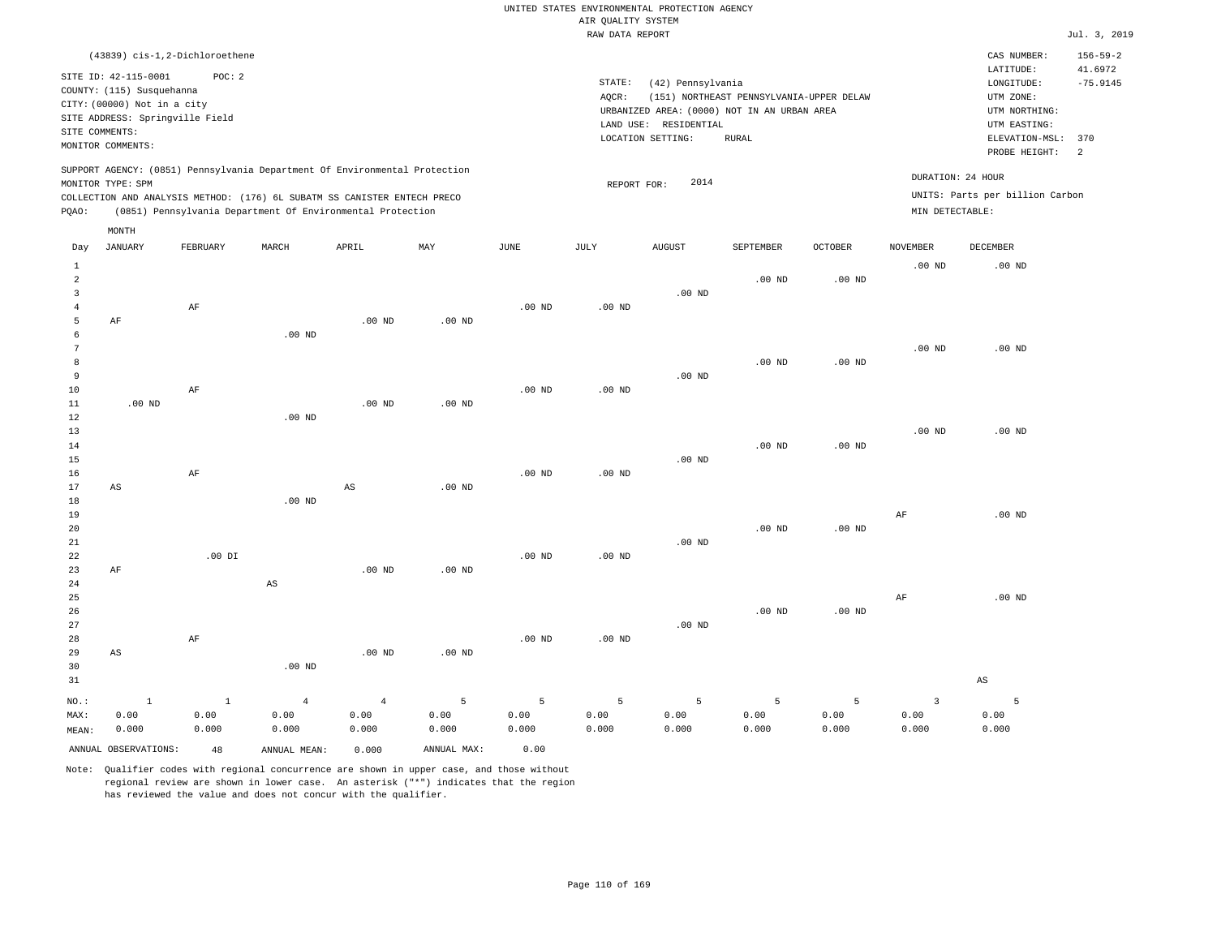UNITED STATES ENVIRONMENTAL PROTECTION AGENCY
AIR QUALITY SYSTEM
RAW DATA REPORT

Jul. 3, 2019

(43839) cis-1,2-Dichloroethene

SITE ID: 42-115-0001 POC: 2
COUNTY: (115) Susquehanna
CITY: (00000) Not in a city
SITE ADDRESS: Springville Field
SITE COMMENTS:
MONITOR COMMENTS:

STATE: (42) Pennsylvania
AQCR: (151) NORTHEAST PENNSYLVANIA-UPPER DELAW
URBANIZED AREA: (0000) NOT IN AN URBAN AREA
LAND USE: RESIDENTIAL
LOCATION SETTING: RURAL

CAS NUMBER: 156-59-2
LATITUDE: 41.6972
LONGITUDE: -75.9145
UTM ZONE:
UTM NORTHING:
UTM EASTING:
ELEVATION-MSL: 370
PROBE HEIGHT: 2

SUPPORT AGENCY: (0851) Pennsylvania Department Of Environmental Protection
MONITOR TYPE: SPM
COLLECTION AND ANALYSIS METHOD: (176) 6L SUBATM SS CANISTER ENTECH PRECO
PQAO: (0851) Pennsylvania Department Of Environmental Protection

REPORT FOR: 2014

DURATION: 24 HOUR
UNITS: Parts per billion Carbon
MIN DETECTABLE:

| Day | JANUARY | FEBRUARY | MARCH | APRIL | MAY | JUNE | JULY | AUGUST | SEPTEMBER | OCTOBER | NOVEMBER | DECEMBER |
|---|---|---|---|---|---|---|---|---|---|---|---|---|
| 1 | | | | | | | | | | | .00 ND | .00 ND |
| 2 | | | | | | | | | .00 ND | .00 ND | | |
| 3 | | | | | | | | .00 ND | | | | |
| 4 | | AF | | | | .00 ND | .00 ND | | | | | |
| 5 | AF | | | .00 ND | .00 ND | | | | | | | |
| 6 | | | .00 ND | | | | | | | | | |
| 7 | | | | | | | | | | | .00 ND | .00 ND |
| 8 | | | | | | | | | .00 ND | .00 ND | | |
| 9 | | | | | | | | .00 ND | | | | |
| 10 | | AF | | | | .00 ND | .00 ND | | | | | |
| 11 | .00 ND | | | .00 ND | .00 ND | | | | | | | |
| 12 | | | .00 ND | | | | | | | | | |
| 13 | | | | | | | | | | | .00 ND | .00 ND |
| 14 | | | | | | | | | .00 ND | .00 ND | | |
| 15 | | | | | | | | .00 ND | | | | |
| 16 | | AF | | | | .00 ND | .00 ND | | | | | |
| 17 | AS | | | AS | .00 ND | | | | | | | |
| 18 | | | .00 ND | | | | | | | | | |
| 19 | | | | | | | | | | | AF | .00 ND |
| 20 | | | | | | | | | .00 ND | .00 ND | | |
| 21 | | | | | | | | .00 ND | | | | |
| 22 | | .00 DI | | | | .00 ND | .00 ND | | | | | |
| 23 | AF | | | .00 ND | .00 ND | | | | | | | |
| 24 | | | AS | | | | | | | | | |
| 25 | | | | | | | | | | | AF | .00 ND |
| 26 | | | | | | | | | .00 ND | .00 ND | | |
| 27 | | | | | | | | .00 ND | | | | |
| 28 | | AF | | | | .00 ND | .00 ND | | | | | |
| 29 | AS | | | .00 ND | .00 ND | | | | | | | |
| 30 | | | .00 ND | | | | | | | | | |
| 31 | | | | | | | | | | | | AS |
| NO.: | 1 | 1 | 4 | 4 | 5 | 5 | 5 | 5 | 5 | 5 | 3 | 5 |
| MAX: | 0.00 | 0.00 | 0.00 | 0.00 | 0.00 | 0.00 | 0.00 | 0.00 | 0.00 | 0.00 | 0.00 | 0.00 |
| MEAN: | 0.000 | 0.000 | 0.000 | 0.000 | 0.000 | 0.000 | 0.000 | 0.000 | 0.000 | 0.000 | 0.000 | 0.000 |

ANNUAL OBSERVATIONS: 48 ANNUAL MEAN: 0.000 ANNUAL MAX: 0.00

Note: Qualifier codes with regional concurrence are shown in upper case, and those without regional review are shown in lower case. An asterisk ("*") indicates that the region has reviewed the value and does not concur with the qualifier.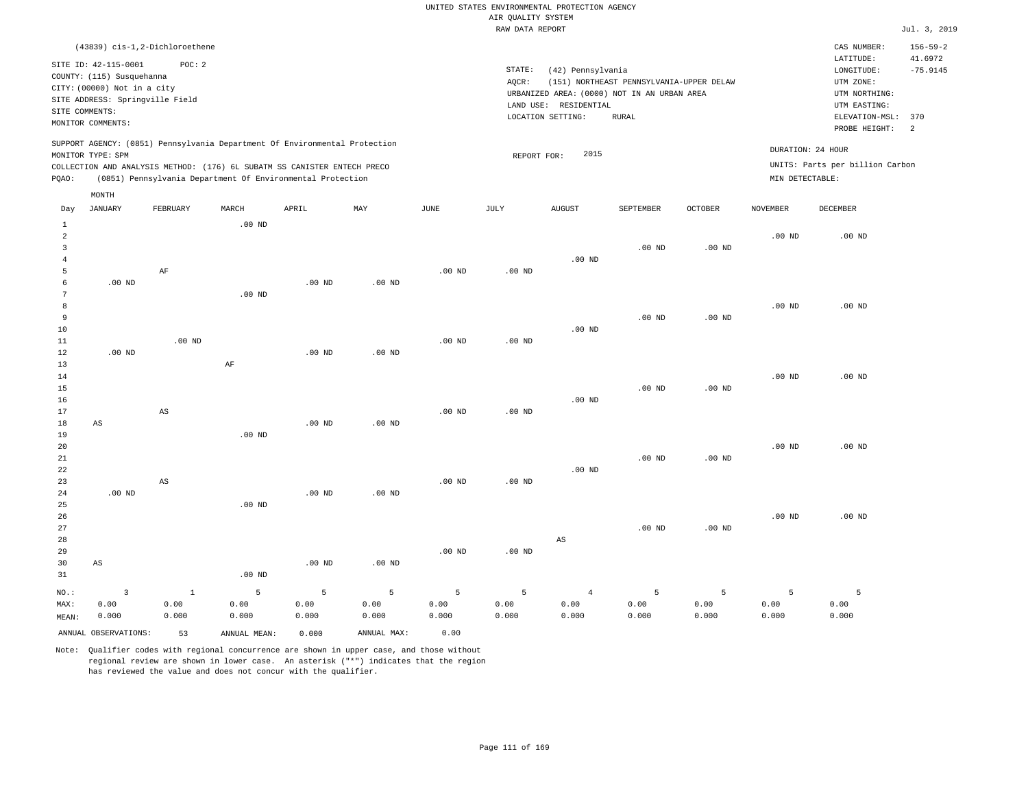UNITED STATES ENVIRONMENTAL PROTECTION AGENCY
AIR QUALITY SYSTEM
RAW DATA REPORT

Jul. 3, 2019

(43839) cis-1,2-Dichloroethene

SITE ID: 42-115-0001 POC: 2
COUNTY: (115) Susquehanna
CITY: (00000) Not in a city
SITE ADDRESS: Springville Field
SITE COMMENTS:
MONITOR COMMENTS:

STATE: (42) Pennsylvania
AQCR: (151) NORTHEAST PENNSYLVANIA-UPPER DELAW
URBANIZED AREA: (0000) NOT IN AN URBAN AREA
LAND USE: RESIDENTIAL
LOCATION SETTING: RURAL

CAS NUMBER: 156-59-2
LATITUDE: 41.6972
LONGITUDE: -75.9145
UTM ZONE:
UTM NORTHING:
UTM EASTING:
ELEVATION-MSL: 370
PROBE HEIGHT: 2

SUPPORT AGENCY: (0851) Pennsylvania Department Of Environmental Protection
MONITOR TYPE: SPM
COLLECTION AND ANALYSIS METHOD: (176) 6L SUBATM SS CANISTER ENTECH PRECO
PQAO: (0851) Pennsylvania Department Of Environmental Protection

REPORT FOR: 2015

DURATION: 24 HOUR
UNITS: Parts per billion Carbon
MIN DETECTABLE:

| Day | JANUARY | FEBRUARY | MARCH | APRIL | MAY | JUNE | JULY | AUGUST | SEPTEMBER | OCTOBER | NOVEMBER | DECEMBER |
|---|---|---|---|---|---|---|---|---|---|---|---|---|
| 1 | | | .00 ND | | | | | | | | | |
| 2 | | | | | | | | | | | .00 ND | .00 ND |
| 3 | | | | | | | | | .00 ND | .00 ND | | |
| 4 | | | | | | | | .00 ND | | | | |
| 5 | | AF | | | | .00 ND | .00 ND | | | | | |
| 6 | .00 ND | | | .00 ND | .00 ND | | | | | | | |
| 7 | | | .00 ND | | | | | | | | | |
| 8 | | | | | | | | | | | .00 ND | .00 ND |
| 9 | | | | | | | | | .00 ND | .00 ND | | |
| 10 | | | | | | | | .00 ND | | | | |
| 11 | | .00 ND | | | | .00 ND | .00 ND | | | | | |
| 12 | .00 ND | | | .00 ND | .00 ND | | | | | | | |
| 13 | | | AF | | | | | | | | | |
| 14 | | | | | | | | | | | .00 ND | .00 ND |
| 15 | | | | | | | | | .00 ND | .00 ND | | |
| 16 | | | | | | | | .00 ND | | | | |
| 17 | | AS | | | | .00 ND | .00 ND | | | | | |
| 18 | AS | | | .00 ND | .00 ND | | | | | | | |
| 19 | | | .00 ND | | | | | | | | | |
| 20 | | | | | | | | | | | .00 ND | .00 ND |
| 21 | | | | | | | | | .00 ND | .00 ND | | |
| 22 | | | | | | | | .00 ND | | | | |
| 23 | | AS | | | | .00 ND | .00 ND | | | | | |
| 24 | .00 ND | | | .00 ND | .00 ND | | | | | | | |
| 25 | | | .00 ND | | | | | | | | | |
| 26 | | | | | | | | | | | .00 ND | .00 ND |
| 27 | | | | | | | | | .00 ND | .00 ND | | |
| 28 | | | | | | | | AS | | | | |
| 29 | | | | | | .00 ND | .00 ND | | | | | |
| 30 | AS | | | .00 ND | .00 ND | | | | | | | |
| 31 | | | .00 ND | | | | | | | | | |
| NO.: | 3 | 1 | 5 | 5 | 5 | 5 | 5 | 4 | 5 | 5 | 5 | 5 |
| MAX: | 0.00 | 0.00 | 0.00 | 0.00 | 0.00 | 0.00 | 0.00 | 0.00 | 0.00 | 0.00 | 0.00 | 0.00 |
| MEAN: | 0.000 | 0.000 | 0.000 | 0.000 | 0.000 | 0.000 | 0.000 | 0.000 | 0.000 | 0.000 | 0.000 | 0.000 |

ANNUAL OBSERVATIONS: 53 ANNUAL MEAN: 0.000 ANNUAL MAX: 0.00

Note: Qualifier codes with regional concurrence are shown in upper case, and those without regional review are shown in lower case. An asterisk ("*") indicates that the region has reviewed the value and does not concur with the qualifier.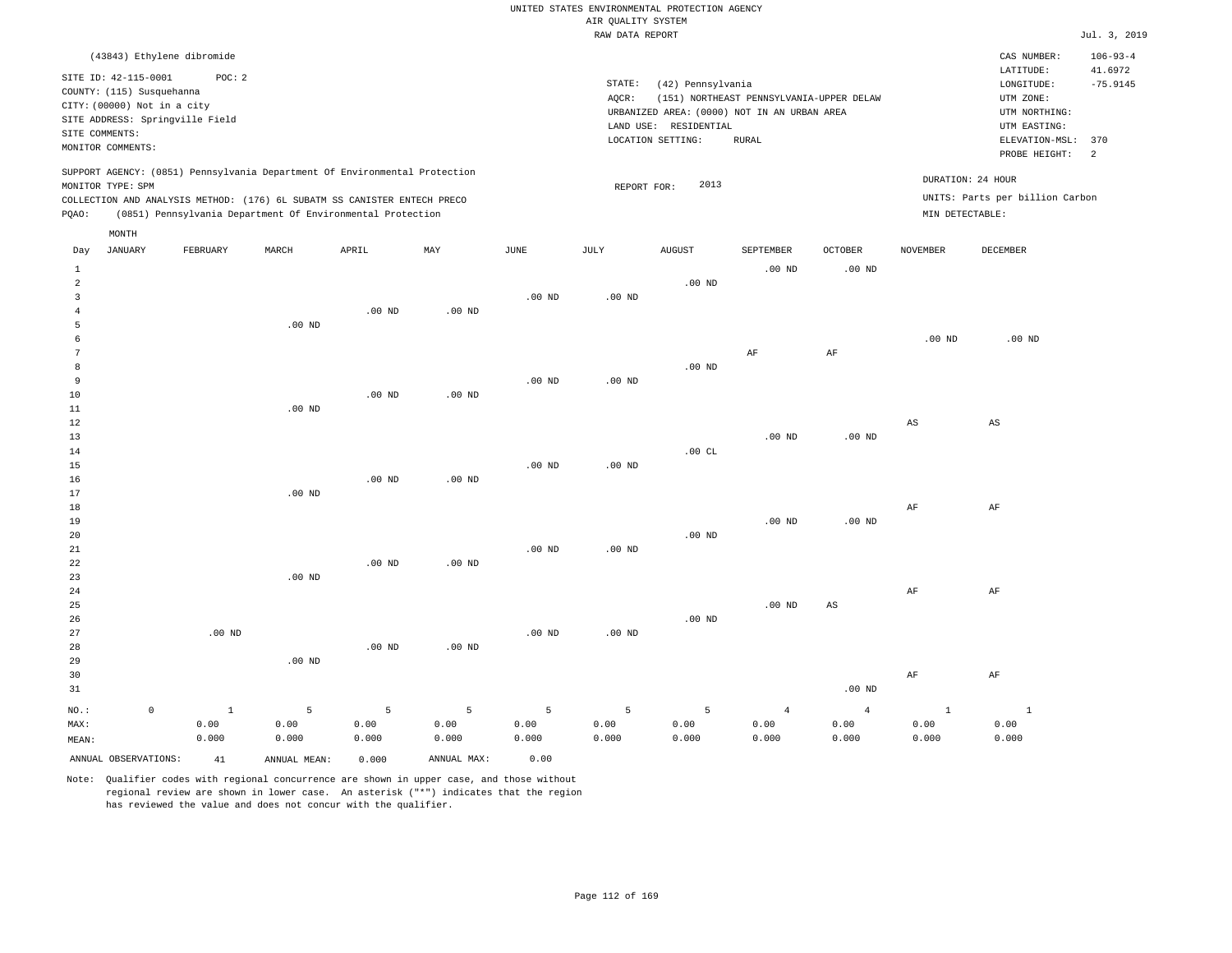UNITED STATES ENVIRONMENTAL PROTECTION AGENCY
AIR QUALITY SYSTEM
RAW DATA REPORT

Jul. 3, 2019

(43843) Ethylene dibromide

SITE ID: 42-115-0001 POC: 2
COUNTY: (115) Susquehanna
CITY: (00000) Not in a city
SITE ADDRESS: Springville Field
SITE COMMENTS:
MONITOR COMMENTS:

STATE: (42) Pennsylvania
AQCR: (151) NORTHEAST PENNSYLVANIA-UPPER DELAW
URBANIZED AREA: (0000) NOT IN AN URBAN AREA
LAND USE: RESIDENTIAL
LOCATION SETTING: RURAL

CAS NUMBER: 106-93-4
LATITUDE: 41.6972
LONGITUDE: -75.9145
UTM ZONE:
UTM NORTHING:
UTM EASTING:
ELEVATION-MSL: 370
PROBE HEIGHT: 2

SUPPORT AGENCY: (0851) Pennsylvania Department Of Environmental Protection
MONITOR TYPE: SPM
COLLECTION AND ANALYSIS METHOD: (176) 6L SUBATM SS CANISTER ENTECH PRECO
PQAO: (0851) Pennsylvania Department Of Environmental Protection

REPORT FOR: 2013

DURATION: 24 HOUR
UNITS: Parts per billion Carbon
MIN DETECTABLE:

| Day | JANUARY | FEBRUARY | MARCH | APRIL | MAY | JUNE | JULY | AUGUST | SEPTEMBER | OCTOBER | NOVEMBER | DECEMBER |
|---|---|---|---|---|---|---|---|---|---|---|---|---|
| 1 | | | | | | | | | .00 ND | .00 ND | | |
| 2 | | | | | | | | .00 ND | | | | |
| 3 | | | | | | .00 ND | .00 ND | | | | | |
| 4 | | | | .00 ND | .00 ND | | | | | | | |
| 5 | | | .00 ND | | | | | | | | | |
| 6 | | | | | | | | | | | .00 ND | .00 ND |
| 7 | | | | | | | | | AF | AF | | |
| 8 | | | | | | | | .00 ND | | | | |
| 9 | | | | | | .00 ND | .00 ND | | | | | |
| 10 | | | | .00 ND | .00 ND | | | | | | | |
| 11 | | | .00 ND | | | | | | | | | |
| 12 | | | | | | | | | | | AS | AS |
| 13 | | | | | | | | | .00 ND | .00 ND | | |
| 14 | | | | | | | | .00 CL | | | | |
| 15 | | | | | | .00 ND | .00 ND | | | | | |
| 16 | | | | .00 ND | .00 ND | | | | | | | |
| 17 | | | .00 ND | | | | | | | | | |
| 18 | | | | | | | | | | | AF | AF |
| 19 | | | | | | | | | .00 ND | .00 ND | | |
| 20 | | | | | | | | .00 ND | | | | |
| 21 | | | | | | .00 ND | .00 ND | | | | | |
| 22 | | | | .00 ND | .00 ND | | | | | | | |
| 23 | | | .00 ND | | | | | | | | | |
| 24 | | | | | | | | | | | AF | AF |
| 25 | | | | | | | | | .00 ND | AS | | |
| 26 | | | | | | | | .00 ND | | | | |
| 27 | | .00 ND | | | | .00 ND | .00 ND | | | | | |
| 28 | | | | .00 ND | .00 ND | | | | | | | |
| 29 | | | .00 ND | | | | | | | | | |
| 30 | | | | | | | | | | | AF | AF |
| 31 | | | | | | | | | | .00 ND | | |
| NO.: | 0 | 1 | 5 | 5 | 5 | 5 | 5 | 5 | 4 | 4 | 1 | 1 |
| MAX: | | 0.00 | 0.00 | 0.00 | 0.00 | 0.00 | 0.00 | 0.00 | 0.00 | 0.00 | 0.00 | 0.00 |
| MEAN: | | 0.000 | 0.000 | 0.000 | 0.000 | 0.000 | 0.000 | 0.000 | 0.000 | 0.000 | 0.000 | 0.000 |

ANNUAL OBSERVATIONS: 41 ANNUAL MEAN: 0.000 ANNUAL MAX: 0.00

Note: Qualifier codes with regional concurrence are shown in upper case, and those without regional review are shown in lower case. An asterisk ("*") indicates that the region has reviewed the value and does not concur with the qualifier.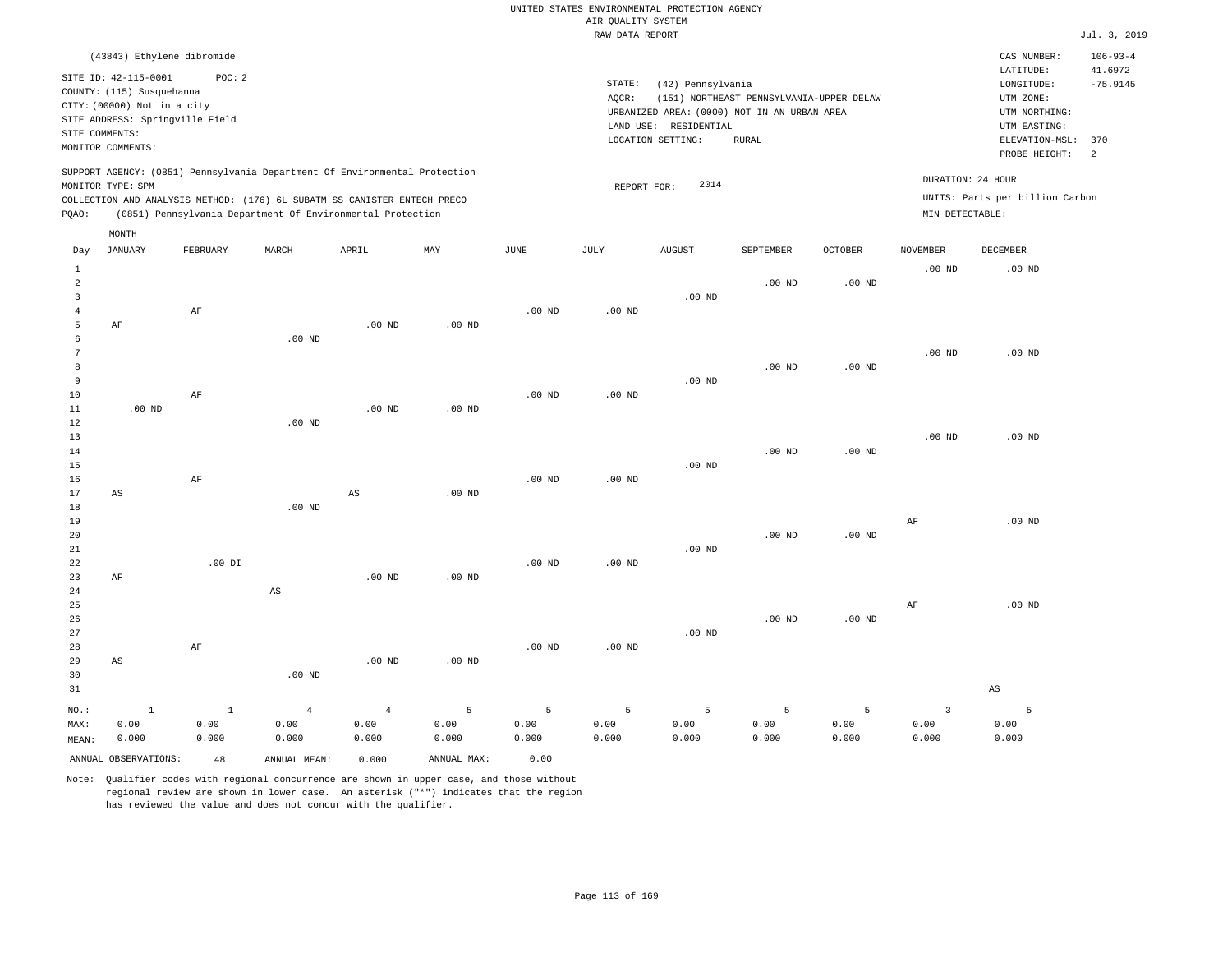UNITED STATES ENVIRONMENTAL PROTECTION AGENCY
AIR QUALITY SYSTEM
RAW DATA REPORT

Jul. 3, 2019

(43843) Ethylene dibromide

SITE ID: 42-115-0001 POC: 2
COUNTY: (115) Susquehanna
CITY: (00000) Not in a city
SITE ADDRESS: Springville Field
SITE COMMENTS:
MONITOR COMMENTS:

STATE: (42) Pennsylvania
AQCR: (151) NORTHEAST PENNSYLVANIA-UPPER DELAW
URBANIZED AREA: (0000) NOT IN AN URBAN AREA
LAND USE: RESIDENTIAL
LOCATION SETTING: RURAL

CAS NUMBER: 106-93-4
LATITUDE: 41.6972
LONGITUDE: -75.9145
UTM ZONE:
UTM NORTHING:
UTM EASTING:
ELEVATION-MSL: 370
PROBE HEIGHT: 2

SUPPORT AGENCY: (0851) Pennsylvania Department Of Environmental Protection
MONITOR TYPE: SPM
COLLECTION AND ANALYSIS METHOD: (176) 6L SUBATM SS CANISTER ENTECH PRECO
PQAO: (0851) Pennsylvania Department Of Environmental Protection

REPORT FOR: 2014

DURATION: 24 HOUR
UNITS: Parts per billion Carbon
MIN DETECTABLE:

| Day | JANUARY | FEBRUARY | MARCH | APRIL | MAY | JUNE | JULY | AUGUST | SEPTEMBER | OCTOBER | NOVEMBER | DECEMBER |
|---|---|---|---|---|---|---|---|---|---|---|---|---|
| 1 | | | | | | | | | | | .00 ND | .00 ND |
| 2 | | | | | | | | | .00 ND | .00 ND | | |
| 3 | | | | | | | | .00 ND | | | | |
| 4 | | AF | | | | .00 ND | .00 ND | | | | | |
| 5 | AF | | | .00 ND | .00 ND | | | | | | | |
| 6 | | | .00 ND | | | | | | | | | |
| 7 | | | | | | | | | | | .00 ND | .00 ND |
| 8 | | | | | | | | | .00 ND | .00 ND | | |
| 9 | | | | | | | | .00 ND | | | | |
| 10 | | AF | | | | .00 ND | .00 ND | | | | | |
| 11 | .00 ND | | | .00 ND | .00 ND | | | | | | | |
| 12 | | | .00 ND | | | | | | | | | |
| 13 | | | | | | | | | | | .00 ND | .00 ND |
| 14 | | | | | | | | | .00 ND | .00 ND | | |
| 15 | | | | | | | | .00 ND | | | | |
| 16 | | AF | | | | .00 ND | .00 ND | | | | | |
| 17 | AS | | | AS | .00 ND | | | | | | | |
| 18 | | | .00 ND | | | | | | | | | |
| 19 | | | | | | | | | | | AF | .00 ND |
| 20 | | | | | | | | | .00 ND | .00 ND | | |
| 21 | | | | | | | | .00 ND | | | | |
| 22 | | .00 DI | | | | .00 ND | .00 ND | | | | | |
| 23 | AF | | | .00 ND | .00 ND | | | | | | | |
| 24 | | | AS | | | | | | | | | |
| 25 | | | | | | | | | | | AF | .00 ND |
| 26 | | | | | | | | | .00 ND | .00 ND | | |
| 27 | | | | | | | | .00 ND | | | | |
| 28 | | AF | | | | .00 ND | .00 ND | | | | | |
| 29 | AS | | | .00 ND | .00 ND | | | | | | | |
| 30 | | | .00 ND | | | | | | | | | |
| 31 | | | | | | | | | | | | AS |
| NO.: | 1 | 1 | 4 | 4 | 5 | 5 | 5 | 5 | 5 | 5 | 3 | 5 |
| MAX: | 0.00 | 0.00 | 0.00 | 0.00 | 0.00 | 0.00 | 0.00 | 0.00 | 0.00 | 0.00 | 0.00 | 0.00 |
| MEAN: | 0.000 | 0.000 | 0.000 | 0.000 | 0.000 | 0.000 | 0.000 | 0.000 | 0.000 | 0.000 | 0.000 | 0.000 |

ANNUAL OBSERVATIONS: 48 ANNUAL MEAN: 0.000 ANNUAL MAX: 0.00

Note: Qualifier codes with regional concurrence are shown in upper case, and those without regional review are shown in lower case. An asterisk ("*") indicates that the region has reviewed the value and does not concur with the qualifier.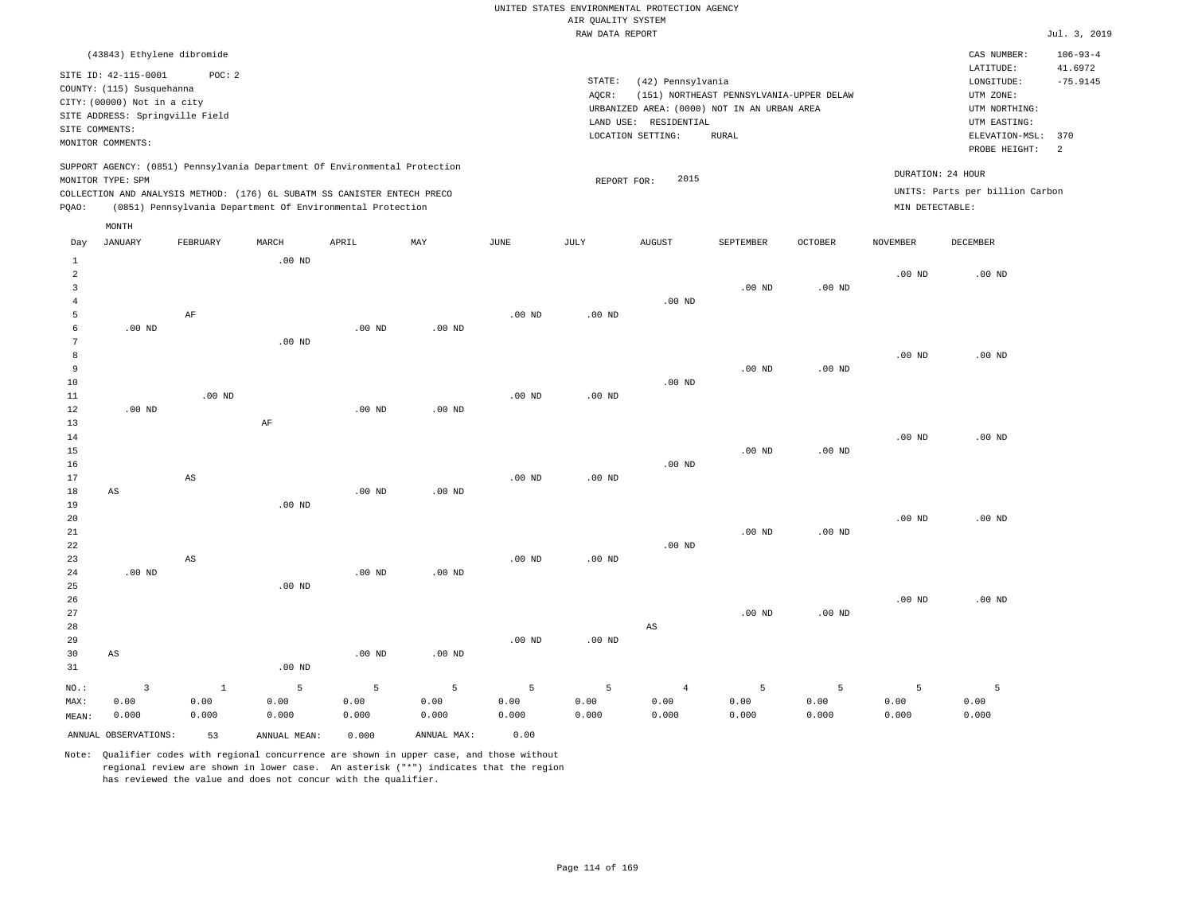UNITED STATES ENVIRONMENTAL PROTECTION AGENCY
AIR QUALITY SYSTEM
RAW DATA REPORT

Jul. 3, 2019

(43843) Ethylene dibromide

SITE ID: 42-115-0001 POC: 2
COUNTY: (115) Susquehanna
CITY: (00000) Not in a city
SITE ADDRESS: Springville Field
SITE COMMENTS:
MONITOR COMMENTS:

STATE: (42) Pennsylvania
AQCR: (151) NORTHEAST PENNSYLVANIA-UPPER DELAW
URBANIZED AREA: (0000) NOT IN AN URBAN AREA
LAND USE: RESIDENTIAL
LOCATION SETTING: RURAL

CAS NUMBER: 106-93-4
LATITUDE: 41.6972
LONGITUDE: -75.9145
UTM ZONE:
UTM NORTHING:
UTM EASTING:
ELEVATION-MSL: 370
PROBE HEIGHT: 2

SUPPORT AGENCY: (0851) Pennsylvania Department Of Environmental Protection
MONITOR TYPE: SPM
COLLECTION AND ANALYSIS METHOD: (176) 6L SUBATM SS CANISTER ENTECH PRECO
PQAO: (0851) Pennsylvania Department Of Environmental Protection

REPORT FOR: 2015

DURATION: 24 HOUR
UNITS: Parts per billion Carbon
MIN DETECTABLE:

| Day | JANUARY | FEBRUARY | MARCH | APRIL | MAY | JUNE | JULY | AUGUST | SEPTEMBER | OCTOBER | NOVEMBER | DECEMBER |
|---|---|---|---|---|---|---|---|---|---|---|---|---|
| 1 | | | .00 ND | | | | | | | | | |
| 2 | | | | | | | | | | | .00 ND | .00 ND |
| 3 | | | | | | | | | .00 ND | .00 ND | | |
| 4 | | | | | | | | .00 ND | | | | |
| 5 | | AF | | | | .00 ND | .00 ND | | | | | |
| 6 | .00 ND | | | .00 ND | .00 ND | | | | | | | |
| 7 | | | .00 ND | | | | | | | | | |
| 8 | | | | | | | | | | | .00 ND | .00 ND |
| 9 | | | | | | | | | .00 ND | .00 ND | | |
| 10 | | | | | | | | .00 ND | | | | |
| 11 | | .00 ND | | | | .00 ND | .00 ND | | | | | |
| 12 | .00 ND | | | .00 ND | .00 ND | | | | | | | |
| 13 | | | AF | | | | | | | | | |
| 14 | | | | | | | | | | | .00 ND | .00 ND |
| 15 | | | | | | | | | .00 ND | .00 ND | | |
| 16 | | | | | | | | .00 ND | | | | |
| 17 | | AS | | | | .00 ND | .00 ND | | | | | |
| 18 | AS | | | .00 ND | .00 ND | | | | | | | |
| 19 | | | .00 ND | | | | | | | | | |
| 20 | | | | | | | | | | | .00 ND | .00 ND |
| 21 | | | | | | | | | .00 ND | .00 ND | | |
| 22 | | | | | | | | .00 ND | | | | |
| 23 | | AS | | | | .00 ND | .00 ND | | | | | |
| 24 | .00 ND | | | .00 ND | .00 ND | | | | | | | |
| 25 | | | .00 ND | | | | | | | | | |
| 26 | | | | | | | | | | | .00 ND | .00 ND |
| 27 | | | | | | | | | .00 ND | .00 ND | | |
| 28 | | | | | | | | AS | | | | |
| 29 | | | | | | .00 ND | .00 ND | | | | | |
| 30 | AS | | | .00 ND | .00 ND | | | | | | | |
| 31 | | | .00 ND | | | | | | | | | |
| NO.: | 3 | 1 | 5 | 5 | 5 | 5 | 5 | 4 | 5 | 5 | 5 | 5 |
| MAX: | 0.00 | 0.00 | 0.00 | 0.00 | 0.00 | 0.00 | 0.00 | 0.00 | 0.00 | 0.00 | 0.00 | 0.00 |
| MEAN: | 0.000 | 0.000 | 0.000 | 0.000 | 0.000 | 0.000 | 0.000 | 0.000 | 0.000 | 0.000 | 0.000 | 0.000 |

ANNUAL OBSERVATIONS: 53 ANNUAL MEAN: 0.000 ANNUAL MAX: 0.00

Note: Qualifier codes with regional concurrence are shown in upper case, and those without regional review are shown in lower case. An asterisk ("*") indicates that the region has reviewed the value and does not concur with the qualifier.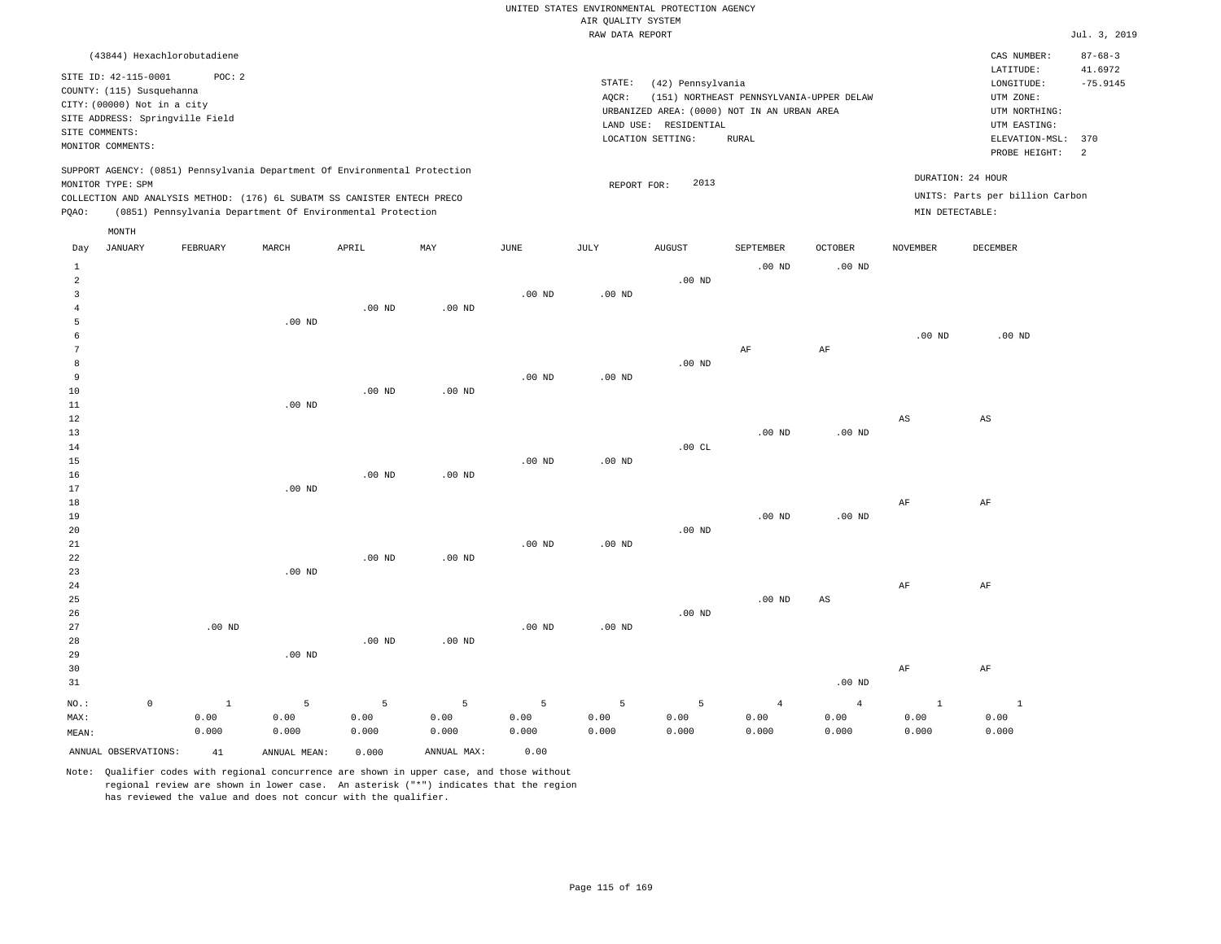UNITED STATES ENVIRONMENTAL PROTECTION AGENCY
AIR QUALITY SYSTEM
RAW DATA REPORT

Jul. 3, 2019

(43844) Hexachlorobutadiene

SITE ID: 42-115-0001 POC: 2
COUNTY: (115) Susquehanna
CITY: (00000) Not in a city
SITE ADDRESS: Springville Field
SITE COMMENTS:
MONITOR COMMENTS:

STATE: (42) Pennsylvania
AQCR: (151) NORTHEAST PENNSYLVANIA-UPPER DELAW
URBANIZED AREA: (0000) NOT IN AN URBAN AREA
LAND USE: RESIDENTIAL
LOCATION SETTING: RURAL

CAS NUMBER: 87-68-3
LATITUDE: 41.6972
LONGITUDE: -75.9145
UTM ZONE:
UTM NORTHING:
UTM EASTING:
ELEVATION-MSL: 370
PROBE HEIGHT: 2

SUPPORT AGENCY: (0851) Pennsylvania Department Of Environmental Protection
MONITOR TYPE: SPM
COLLECTION AND ANALYSIS METHOD: (176) 6L SUBATM SS CANISTER ENTECH PRECO
PQAO: (0851) Pennsylvania Department Of Environmental Protection

REPORT FOR: 2013

DURATION: 24 HOUR
UNITS: Parts per billion Carbon
MIN DETECTABLE:

| Day | JANUARY | FEBRUARY | MARCH | APRIL | MAY | JUNE | JULY | AUGUST | SEPTEMBER | OCTOBER | NOVEMBER | DECEMBER |
|---|---|---|---|---|---|---|---|---|---|---|---|---|
| 1 | | | | | | | | | .00 ND | .00 ND | | |
| 2 | | | | | | | | .00 ND | | | | |
| 3 | | | | | | .00 ND | .00 ND | | | | | |
| 4 | | | | .00 ND | .00 ND | | | | | | | |
| 5 | | | .00 ND | | | | | | | | | |
| 6 | | | | | | | | | | | .00 ND | .00 ND |
| 7 | | | | | | | | | AF | AF | | |
| 8 | | | | | | | | .00 ND | | | | |
| 9 | | | | | | .00 ND | .00 ND | | | | | |
| 10 | | | | .00 ND | .00 ND | | | | | | | |
| 11 | | | .00 ND | | | | | | | | | |
| 12 | | | | | | | | | | | AS | AS |
| 13 | | | | | | | | | .00 ND | .00 ND | | |
| 14 | | | | | | | | .00 CL | | | | |
| 15 | | | | | | .00 ND | .00 ND | | | | | |
| 16 | | | | .00 ND | .00 ND | | | | | | | |
| 17 | | | .00 ND | | | | | | | | | |
| 18 | | | | | | | | | | | AF | AF |
| 19 | | | | | | | | | .00 ND | .00 ND | | |
| 20 | | | | | | | | .00 ND | | | | |
| 21 | | | | | | .00 ND | .00 ND | | | | | |
| 22 | | | | .00 ND | .00 ND | | | | | | | |
| 23 | | | .00 ND | | | | | | | | | |
| 24 | | | | | | | | | | | AF | AF |
| 25 | | | | | | | | | .00 ND | AS | | |
| 26 | | | | | | | | .00 ND | | | | |
| 27 | | .00 ND | | | | .00 ND | .00 ND | | | | | |
| 28 | | | | .00 ND | .00 ND | | | | | | | |
| 29 | | | .00 ND | | | | | | | | | |
| 30 | | | | | | | | | | | AF | AF |
| 31 | | | | | | | | | | .00 ND | | |
| NO.: | 0 | 1 | 5 | 5 | 5 | 5 | 5 | 5 | 4 | 4 | 1 | 1 |
| MAX: | | 0.00 | 0.00 | 0.00 | 0.00 | 0.00 | 0.00 | 0.00 | 0.00 | 0.00 | 0.00 | 0.00 |
| MEAN: | | 0.000 | 0.000 | 0.000 | 0.000 | 0.000 | 0.000 | 0.000 | 0.000 | 0.000 | 0.000 | 0.000 |

ANNUAL OBSERVATIONS: 41 ANNUAL MEAN: 0.000 ANNUAL MAX: 0.00

Note: Qualifier codes with regional concurrence are shown in upper case, and those without regional review are shown in lower case. An asterisk ("*") indicates that the region has reviewed the value and does not concur with the qualifier.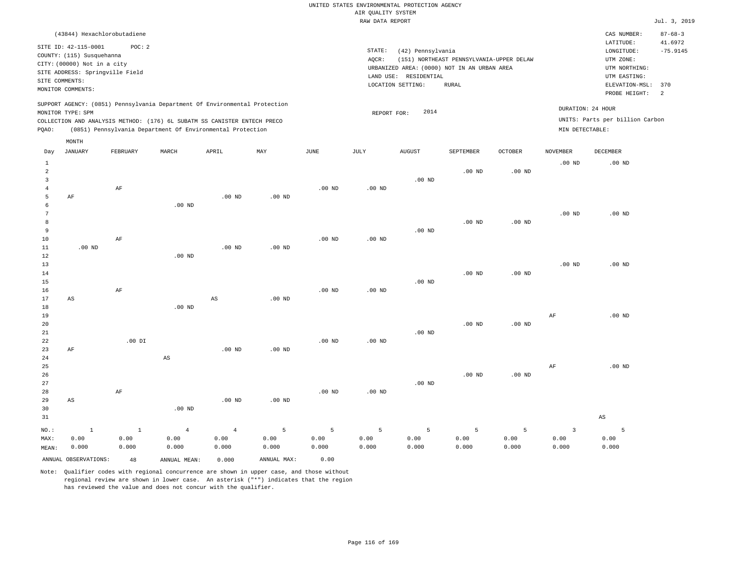UNITED STATES ENVIRONMENTAL PROTECTION AGENCY
AIR QUALITY SYSTEM
RAW DATA REPORT

Jul. 3, 2019

(43844) Hexachlorobutadiene

SITE ID: 42-115-0001 POC: 2
COUNTY: (115) Susquehanna
CITY: (00000) Not in a city
SITE ADDRESS: Springville Field
SITE COMMENTS:
MONITOR COMMENTS:

STATE: (42) Pennsylvania
AQCR: (151) NORTHEAST PENNSYLVANIA-UPPER DELAW
URBANIZED AREA: (0000) NOT IN AN URBAN AREA
LAND USE: RESIDENTIAL
LOCATION SETTING: RURAL

CAS NUMBER: 87-68-3
LATITUDE: 41.6972
LONGITUDE: -75.9145
UTM ZONE:
UTM NORTHING:
UTM EASTING:
ELEVATION-MSL: 370
PROBE HEIGHT: 2

SUPPORT AGENCY: (0851) Pennsylvania Department Of Environmental Protection
MONITOR TYPE: SPM
COLLECTION AND ANALYSIS METHOD: (176) 6L SUBATM SS CANISTER ENTECH PRECO
PQAO: (0851) Pennsylvania Department Of Environmental Protection

REPORT FOR: 2014

DURATION: 24 HOUR
UNITS: Parts per billion Carbon
MIN DETECTABLE:

| Day | JANUARY | FEBRUARY | MARCH | APRIL | MAY | JUNE | JULY | AUGUST | SEPTEMBER | OCTOBER | NOVEMBER | DECEMBER |
|---|---|---|---|---|---|---|---|---|---|---|---|---|
| 1 | | | | | | | | | | | .00 ND | .00 ND |
| 2 | | | | | | | | | .00 ND | .00 ND | | |
| 3 | | | | | | | | .00 ND | | | | |
| 4 | | AF | | | | .00 ND | .00 ND | | | | | |
| 5 | AF | | | .00 ND | .00 ND | | | | | | | |
| 6 | | | .00 ND | | | | | | | | | |
| 7 | | | | | | | | | | | .00 ND | .00 ND |
| 8 | | | | | | | | | .00 ND | .00 ND | | |
| 9 | | | | | | | | .00 ND | | | | |
| 10 | | AF | | | | .00 ND | .00 ND | | | | | |
| 11 | .00 ND | | | .00 ND | .00 ND | | | | | | | |
| 12 | | | .00 ND | | | | | | | | | |
| 13 | | | | | | | | | | | .00 ND | .00 ND |
| 14 | | | | | | | | | .00 ND | .00 ND | | |
| 15 | | | | | | | | .00 ND | | | | |
| 16 | | AF | | | | .00 ND | .00 ND | | | | | |
| 17 | AS | | | AS | .00 ND | | | | | | | |
| 18 | | | .00 ND | | | | | | | | | |
| 19 | | | | | | | | | | | AF | .00 ND |
| 20 | | | | | | | | | .00 ND | .00 ND | | |
| 21 | | | | | | | | .00 ND | | | | |
| 22 | | .00 DI | | | | .00 ND | .00 ND | | | | | |
| 23 | AF | | | .00 ND | .00 ND | | | | | | | |
| 24 | | | AS | | | | | | | | | |
| 25 | | | | | | | | | | | AF | .00 ND |
| 26 | | | | | | | | | .00 ND | .00 ND | | |
| 27 | | | | | | | | .00 ND | | | | |
| 28 | | AF | | | | .00 ND | .00 ND | | | | | |
| 29 | AS | | | .00 ND | .00 ND | | | | | | | |
| 30 | | | .00 ND | | | | | | | | | |
| 31 | | | | | | | | | | | | AS |
| NO.: | 1 | 1 | 4 | 4 | 5 | 5 | 5 | 5 | 5 | 5 | 3 | 5 |
| MAX: | 0.00 | 0.00 | 0.00 | 0.00 | 0.00 | 0.00 | 0.00 | 0.00 | 0.00 | 0.00 | 0.00 | 0.00 |
| MEAN: | 0.000 | 0.000 | 0.000 | 0.000 | 0.000 | 0.000 | 0.000 | 0.000 | 0.000 | 0.000 | 0.000 | 0.000 |

ANNUAL OBSERVATIONS: 48 ANNUAL MEAN: 0.000 ANNUAL MAX: 0.00

Note: Qualifier codes with regional concurrence are shown in upper case, and those without regional review are shown in lower case. An asterisk ("*") indicates that the region has reviewed the value and does not concur with the qualifier.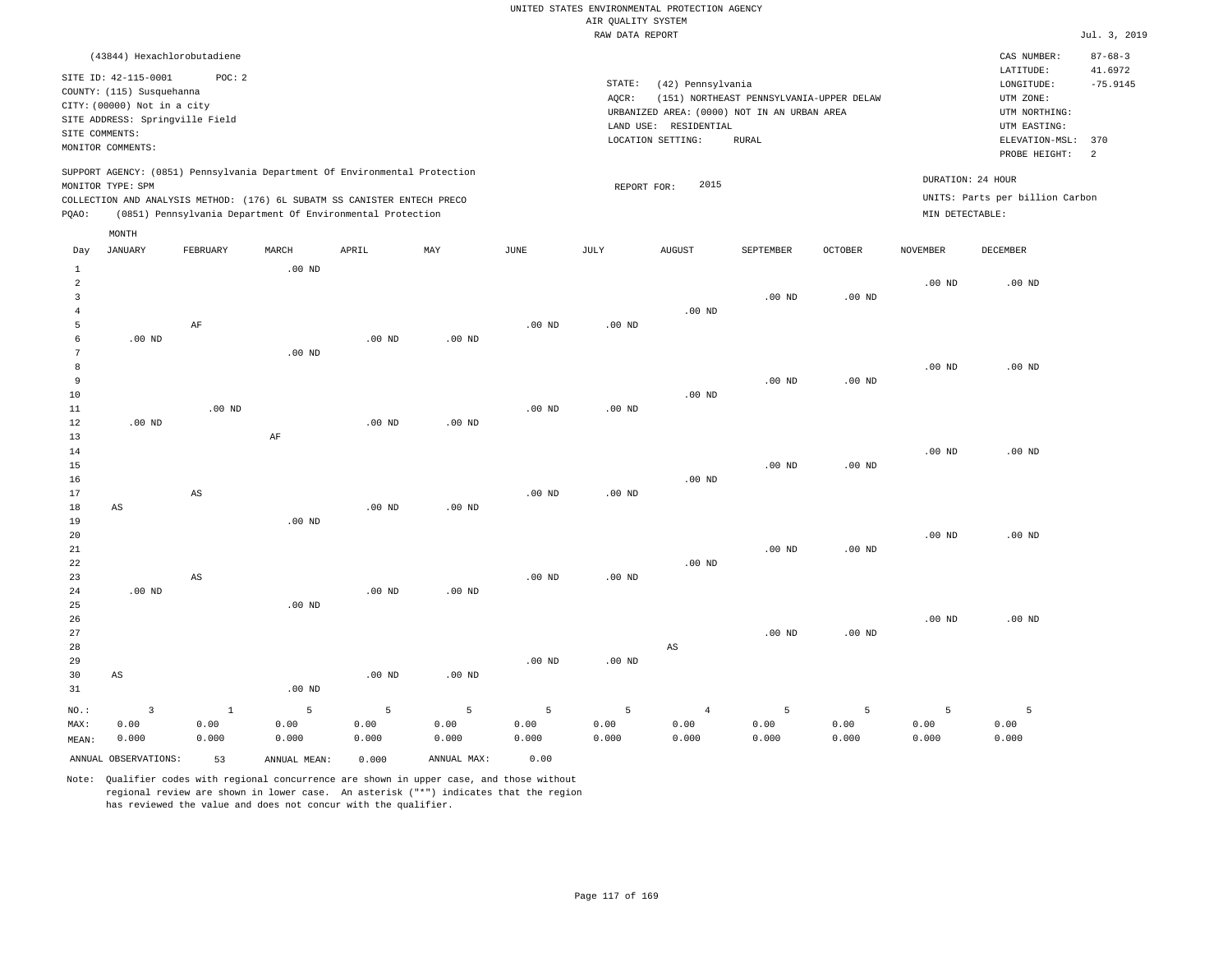UNITED STATES ENVIRONMENTAL PROTECTION AGENCY
AIR QUALITY SYSTEM
RAW DATA REPORT

Jul. 3, 2019

(43844) Hexachlorobutadiene

SITE ID: 42-115-0001 POC: 2
COUNTY: (115) Susquehanna
CITY: (00000) Not in a city
SITE ADDRESS: Springville Field
SITE COMMENTS:
MONITOR COMMENTS:

STATE: (42) Pennsylvania
AQCR: (151) NORTHEAST PENNSYLVANIA-UPPER DELAW
URBANIZED AREA: (0000) NOT IN AN URBAN AREA
LAND USE: RESIDENTIAL
LOCATION SETTING: RURAL

CAS NUMBER: 87-68-3
LATITUDE: 41.6972
LONGITUDE: -75.9145
UTM ZONE:
UTM NORTHING:
UTM EASTING:
ELEVATION-MSL: 370
PROBE HEIGHT: 2

SUPPORT AGENCY: (0851) Pennsylvania Department Of Environmental Protection
MONITOR TYPE: SPM
COLLECTION AND ANALYSIS METHOD: (176) 6L SUBATM SS CANISTER ENTECH PRECO
PQAO: (0851) Pennsylvania Department Of Environmental Protection

REPORT FOR: 2015

DURATION: 24 HOUR
UNITS: Parts per billion Carbon
MIN DETECTABLE:

| Day | JANUARY | FEBRUARY | MARCH | APRIL | MAY | JUNE | JULY | AUGUST | SEPTEMBER | OCTOBER | NOVEMBER | DECEMBER |
|---|---|---|---|---|---|---|---|---|---|---|---|---|
| 1 | | | .00 ND | | | | | | | | | |
| 2 | | | | | | | | | | | .00 ND | .00 ND |
| 3 | | | | | | | | | .00 ND | .00 ND | | |
| 4 | | | | | | | | .00 ND | | | | |
| 5 | | AF | | | | .00 ND | .00 ND | | | | | |
| 6 | .00 ND | | | .00 ND | .00 ND | | | | | | | |
| 7 | | | .00 ND | | | | | | | | | |
| 8 | | | | | | | | | | | .00 ND | .00 ND |
| 9 | | | | | | | | | .00 ND | .00 ND | | |
| 10 | | | | | | | | .00 ND | | | | |
| 11 | | .00 ND | | | | .00 ND | .00 ND | | | | | |
| 12 | .00 ND | | | .00 ND | .00 ND | | | | | | | |
| 13 | | | AF | | | | | | | | | |
| 14 | | | | | | | | | | | .00 ND | .00 ND |
| 15 | | | | | | | | | .00 ND | .00 ND | | |
| 16 | | | | | | | | .00 ND | | | | |
| 17 | | AS | | | | .00 ND | .00 ND | | | | | |
| 18 | AS | | | .00 ND | .00 ND | | | | | | | |
| 19 | | | .00 ND | | | | | | | | | |
| 20 | | | | | | | | | | | .00 ND | .00 ND |
| 21 | | | | | | | | | .00 ND | .00 ND | | |
| 22 | | | | | | | | .00 ND | | | | |
| 23 | | AS | | | | .00 ND | .00 ND | | | | | |
| 24 | .00 ND | | | .00 ND | .00 ND | | | | | | | |
| 25 | | | .00 ND | | | | | | | | | |
| 26 | | | | | | | | | | | .00 ND | .00 ND |
| 27 | | | | | | | | | .00 ND | .00 ND | | |
| 28 | | | | | | | | AS | | | | |
| 29 | | | | | | .00 ND | .00 ND | | | | | |
| 30 | AS | | | .00 ND | .00 ND | | | | | | | |
| 31 | | | .00 ND | | | | | | | | | |
| NO.: | 3 | 1 | 5 | 5 | 5 | 5 | 5 | 4 | 5 | 5 | 5 | 5 |
| MAX: | 0.00 | 0.00 | 0.00 | 0.00 | 0.00 | 0.00 | 0.00 | 0.00 | 0.00 | 0.00 | 0.00 | 0.00 |
| MEAN: | 0.000 | 0.000 | 0.000 | 0.000 | 0.000 | 0.000 | 0.000 | 0.000 | 0.000 | 0.000 | 0.000 | 0.000 |

ANNUAL OBSERVATIONS: 53 ANNUAL MEAN: 0.000 ANNUAL MAX: 0.00

Note: Qualifier codes with regional concurrence are shown in upper case, and those without regional review are shown in lower case. An asterisk ("*") indicates that the region has reviewed the value and does not concur with the qualifier.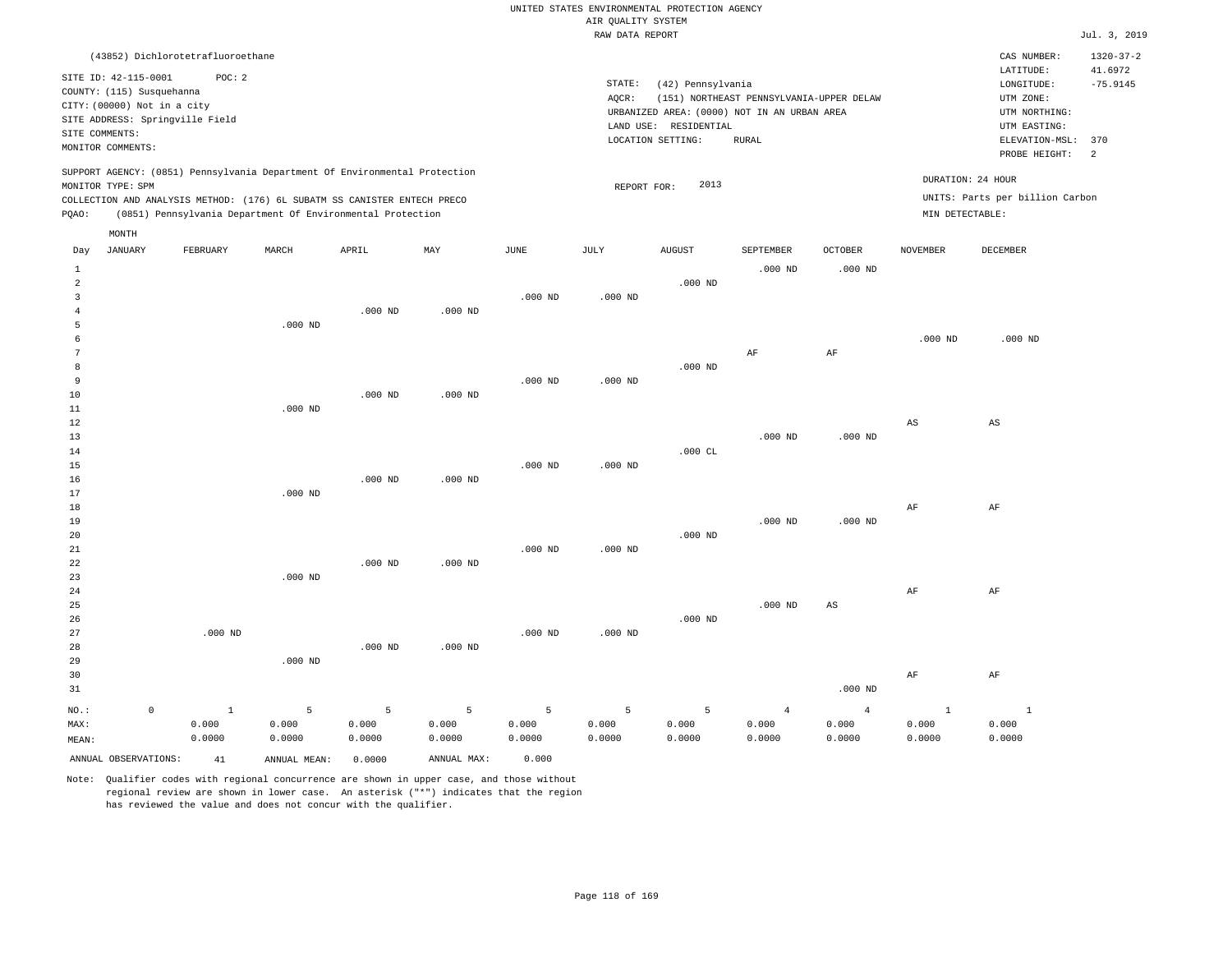UNITED STATES ENVIRONMENTAL PROTECTION AGENCY
AIR QUALITY SYSTEM
RAW DATA REPORT

Jul. 3, 2019

(43852) Dichlorotetrafluoroethane

SITE ID: 42-115-0001 POC: 2
COUNTY: (115) Susquehanna
CITY: (00000) Not in a city
SITE ADDRESS: Springville Field
SITE COMMENTS:
MONITOR COMMENTS:

STATE: (42) Pennsylvania
AQCR: (151) NORTHEAST PENNSYLVANIA-UPPER DELAW
URBANIZED AREA: (0000) NOT IN AN URBAN AREA
LAND USE: RESIDENTIAL
LOCATION SETTING: RURAL

CAS NUMBER: 1320-37-2
LATITUDE: 41.6972
LONGITUDE: -75.9145
UTM ZONE:
UTM NORTHING:
UTM EASTING:
ELEVATION-MSL: 370
PROBE HEIGHT: 2

SUPPORT AGENCY: (0851) Pennsylvania Department Of Environmental Protection
MONITOR TYPE: SPM
COLLECTION AND ANALYSIS METHOD: (176) 6L SUBATM SS CANISTER ENTECH PRECO
PQAO: (0851) Pennsylvania Department Of Environmental Protection

REPORT FOR: 2013

DURATION: 24 HOUR
UNITS: Parts per billion Carbon
MIN DETECTABLE:

| Day | JANUARY | FEBRUARY | MARCH | APRIL | MAY | JUNE | JULY | AUGUST | SEPTEMBER | OCTOBER | NOVEMBER | DECEMBER |
|---|---|---|---|---|---|---|---|---|---|---|---|---|
| 1 | | | | | | | | | .000 ND | .000 ND | | |
| 2 | | | | | | | | .000 ND | | | | |
| 3 | | | | | | .000 ND | .000 ND | | | | | |
| 4 | | | | .000 ND | .000 ND | | | | | | | |
| 5 | | | .000 ND | | | | | | | | | |
| 6 | | | | | | | | | | | .000 ND | .000 ND |
| 7 | | | | | | | | | AF | AF | | |
| 8 | | | | | | | | .000 ND | | | | |
| 9 | | | | | | .000 ND | .000 ND | | | | | |
| 10 | | | | .000 ND | .000 ND | | | | | | | |
| 11 | | | .000 ND | | | | | | | | | |
| 12 | | | | | | | | | | | AS | AS |
| 13 | | | | | | | | | .000 ND | .000 ND | | |
| 14 | | | | | | | | .000 CL | | | | |
| 15 | | | | | | .000 ND | .000 ND | | | | | |
| 16 | | | | .000 ND | .000 ND | | | | | | | |
| 17 | | | .000 ND | | | | | | | | | |
| 18 | | | | | | | | | | | AF | AF |
| 19 | | | | | | | | | .000 ND | .000 ND | | |
| 20 | | | | | | | | .000 ND | | | | |
| 21 | | | | | | .000 ND | .000 ND | | | | | |
| 22 | | | | .000 ND | .000 ND | | | | | | | |
| 23 | | | .000 ND | | | | | | | | | |
| 24 | | | | | | | | | | | AF | AF |
| 25 | | | | | | | | | .000 ND | AS | | |
| 26 | | | | | | | | .000 ND | | | | |
| 27 | | .000 ND | | | | .000 ND | .000 ND | | | | | |
| 28 | | | | .000 ND | .000 ND | | | | | | | |
| 29 | | | .000 ND | | | | | | | | | |
| 30 | | | | | | | | | | | AF | AF |
| 31 | | | | | | | | | | .000 ND | | |
| NO.: | 0 | 1 | 5 | 5 | 5 | 5 | 5 | 5 | 4 | 4 | 1 | 1 |
| MAX: | | 0.000 | 0.000 | 0.000 | 0.000 | 0.000 | 0.000 | 0.000 | 0.000 | 0.000 | 0.000 | 0.000 |
| MEAN: | | 0.0000 | 0.0000 | 0.0000 | 0.0000 | 0.0000 | 0.0000 | 0.0000 | 0.0000 | 0.0000 | 0.0000 | 0.0000 |

ANNUAL OBSERVATIONS: 41 ANNUAL MEAN: 0.0000 ANNUAL MAX: 0.000

Note: Qualifier codes with regional concurrence are shown in upper case, and those without regional review are shown in lower case. An asterisk ("*") indicates that the region has reviewed the value and does not concur with the qualifier.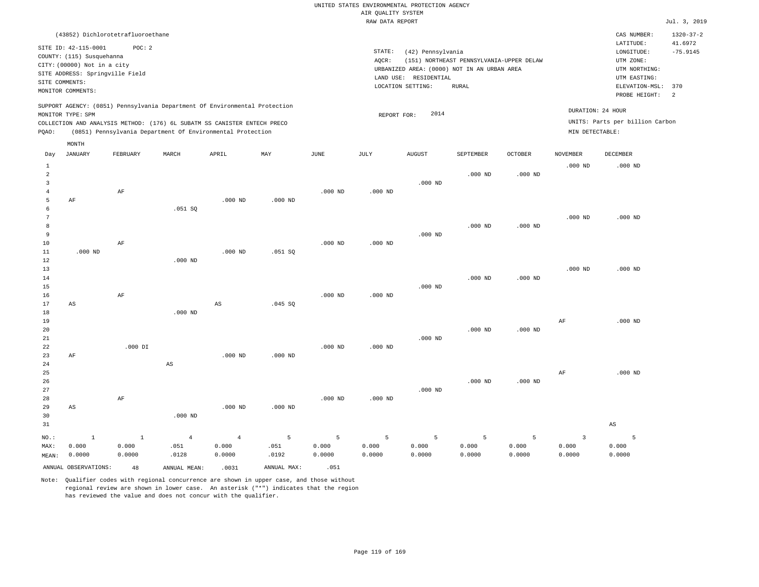UNITED STATES ENVIRONMENTAL PROTECTION AGENCY
AIR QUALITY SYSTEM
RAW DATA REPORT

Jul. 3, 2019

(43852) Dichlorotetrafluoroethane

SITE ID: 42-115-0001 POC: 2
COUNTY: (115) Susquehanna
CITY: (00000) Not in a city
SITE ADDRESS: Springville Field
SITE COMMENTS:
MONITOR COMMENTS:

STATE: (42) Pennsylvania
AQCR: (151) NORTHEAST PENNSYLVANIA-UPPER DELAW
URBANIZED AREA: (0000) NOT IN AN URBAN AREA
LAND USE: RESIDENTIAL
LOCATION SETTING: RURAL

CAS NUMBER: 1320-37-2
LATITUDE: 41.6972
LONGITUDE: -75.9145
UTM ZONE:
UTM NORTHING:
UTM EASTING:
ELEVATION-MSL: 370
PROBE HEIGHT: 2

SUPPORT AGENCY: (0851) Pennsylvania Department Of Environmental Protection
MONITOR TYPE: SPM
COLLECTION AND ANALYSIS METHOD: (176) 6L SUBATM SS CANISTER ENTECH PRECO
PQAO: (0851) Pennsylvania Department Of Environmental Protection

REPORT FOR: 2014

DURATION: 24 HOUR
UNITS: Parts per billion Carbon
MIN DETECTABLE:

| Day | JANUARY | FEBRUARY | MARCH | APRIL | MAY | JUNE | JULY | AUGUST | SEPTEMBER | OCTOBER | NOVEMBER | DECEMBER |
|---|---|---|---|---|---|---|---|---|---|---|---|---|
| 1 | | | | | | | | | | | .000 ND | .000 ND |
| 2 | | | | | | | | | .000 ND | .000 ND | | |
| 3 | | | | | | | | .000 ND | | | | |
| 4 | | AF | | | | .000 ND | .000 ND | | | | | |
| 5 | AF | | | .000 ND | .000 ND | | | | | | | |
| 6 | | | .051 SQ | | | | | | | | | |
| 7 | | | | | | | | | | | .000 ND | .000 ND |
| 8 | | | | | | | | | .000 ND | .000 ND | | |
| 9 | | | | | | | | .000 ND | | | | |
| 10 | | AF | | | | .000 ND | .000 ND | | | | | |
| 11 | .000 ND | | | .000 ND | .051 SQ | | | | | | | |
| 12 | | | .000 ND | | | | | | | | | |
| 13 | | | | | | | | | | | .000 ND | .000 ND |
| 14 | | | | | | | | | .000 ND | .000 ND | | |
| 15 | | | | | | | | .000 ND | | | | |
| 16 | | AF | | | | .000 ND | .000 ND | | | | | |
| 17 | AS | | | AS | .045 SQ | | | | | | | |
| 18 | | | .000 ND | | | | | | | | | |
| 19 | | | | | | | | | | | AF | .000 ND |
| 20 | | | | | | | | | .000 ND | .000 ND | | |
| 21 | | | | | | | | .000 ND | | | | |
| 22 | | .000 DI | | | | .000 ND | .000 ND | | | | | |
| 23 | AF | | | .000 ND | .000 ND | | | | | | | |
| 24 | | | AS | | | | | | | | | |
| 25 | | | | | | | | | | | AF | .000 ND |
| 26 | | | | | | | | | .000 ND | .000 ND | | |
| 27 | | | | | | | | .000 ND | | | | |
| 28 | | AF | | | | .000 ND | .000 ND | | | | | |
| 29 | AS | | | .000 ND | .000 ND | | | | | | | |
| 30 | | | .000 ND | | | | | | | | | |
| 31 | | | | | | | | | | | | AS |
| NO.: | 1 | 1 | 4 | 4 | 5 | 5 | 5 | 5 | 5 | 5 | 3 | 5 |
| MAX: | 0.000 | 0.000 | .051 | 0.000 | .051 | 0.000 | 0.000 | 0.000 | 0.000 | 0.000 | 0.000 | 0.000 |
| MEAN: | 0.0000 | 0.0000 | .0128 | 0.0000 | .0192 | 0.0000 | 0.0000 | 0.0000 | 0.0000 | 0.0000 | 0.0000 | 0.0000 |

ANNUAL OBSERVATIONS: 48 ANNUAL MEAN: .0031 ANNUAL MAX: .051

Note: Qualifier codes with regional concurrence are shown in upper case, and those without regional review are shown in lower case. An asterisk ("*") indicates that the region has reviewed the value and does not concur with the qualifier.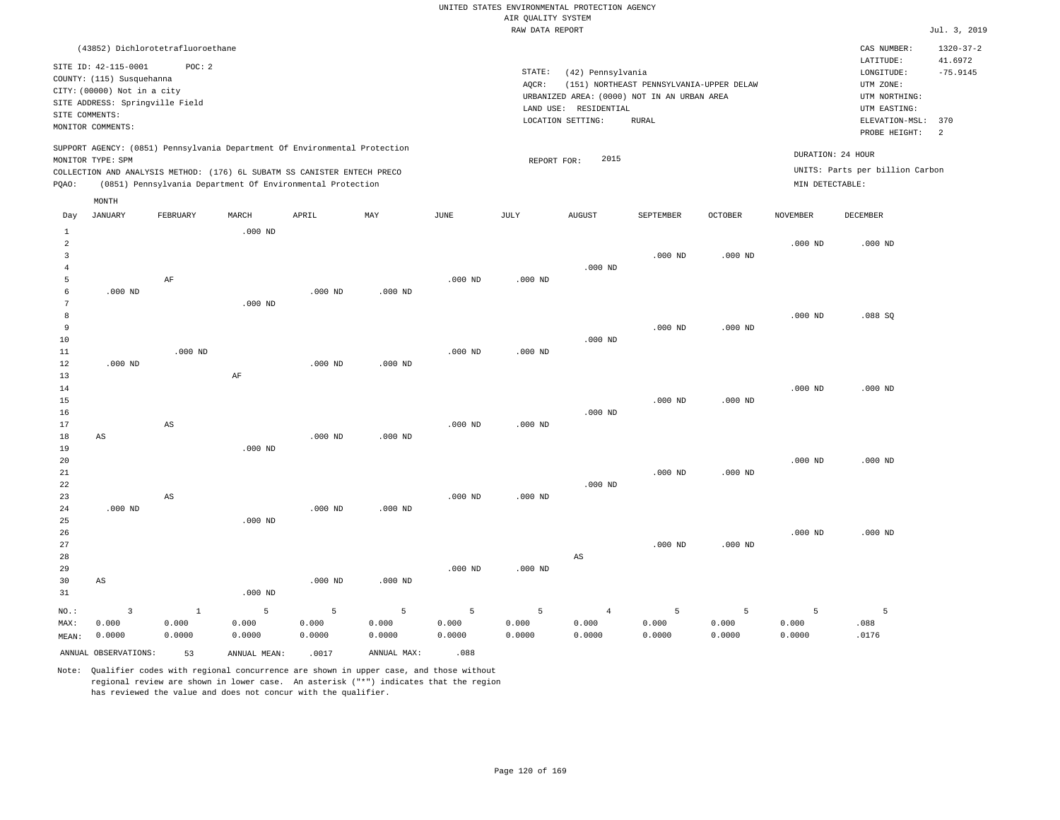UNITED STATES ENVIRONMENTAL PROTECTION AGENCY
AIR QUALITY SYSTEM
RAW DATA REPORT

Jul. 3, 2019

(43852) Dichlorotetrafluoroethane

| | | | |
|---|---|---|---|
| SITE ID: 42-115-0001 POC: 2 | STATE: (42) Pennsylvania | CAS NUMBER: | 1320-37-2 |
| COUNTY: (115) Susquehanna | AQCR: (151) NORTHEAST PENNSYLVANIA-UPPER DELAW | LATITUDE: | 41.6972 |
| CITY: (00000) Not in a city | URBANIZED AREA: (0000) NOT IN AN URBAN AREA | LONGITUDE: | -75.9145 |
| SITE ADDRESS: Springville Field | LAND USE: RESIDENTIAL | UTM ZONE: | |
| SITE COMMENTS: | LOCATION SETTING: RURAL | UTM NORTHING: | |
| MONITOR COMMENTS: | | UTM EASTING: | |
| | | ELEVATION-MSL: | 370 |
| | | PROBE HEIGHT: | 2 |

SUPPORT AGENCY: (0851) Pennsylvania Department Of Environmental Protection
MONITOR TYPE: SPM
COLLECTION AND ANALYSIS METHOD: (176) 6L SUBATM SS CANISTER ENTECH PRECO
PQAO: (0851) Pennsylvania Department Of Environmental Protection

REPORT FOR: 2015

DURATION: 24 HOUR
UNITS: Parts per billion Carbon
MIN DETECTABLE:

| Day | JANUARY | FEBRUARY | MARCH | APRIL | MAY | JUNE | JULY | AUGUST | SEPTEMBER | OCTOBER | NOVEMBER | DECEMBER |
|---|---|---|---|---|---|---|---|---|---|---|---|---|
| 1 | | | .000 ND | | | | | | | | | |
| 2 | | | | | | | | | | | .000 ND | .000 ND |
| 3 | | | | | | | | | .000 ND | .000 ND | | |
| 4 | | | | | | | | .000 ND | | | | |
| 5 | | AF | | | | .000 ND | .000 ND | | | | | |
| 6 | .000 ND | | | .000 ND | .000 ND | | | | | | | |
| 7 | | | .000 ND | | | | | | | | | |
| 8 | | | | | | | | | | | .000 ND | .088 SQ |
| 9 | | | | | | | | | .000 ND | .000 ND | | |
| 10 | | | | | | | | .000 ND | | | | |
| 11 | | .000 ND | | | | .000 ND | .000 ND | | | | | |
| 12 | .000 ND | | | .000 ND | .000 ND | | | | | | | |
| 13 | | | AF | | | | | | | | | |
| 14 | | | | | | | | | | | .000 ND | .000 ND |
| 15 | | | | | | | | | .000 ND | .000 ND | | |
| 16 | | | | | | | | .000 ND | | | | |
| 17 | | AS | | | | .000 ND | .000 ND | | | | | |
| 18 | AS | | | .000 ND | .000 ND | | | | | | | |
| 19 | | | .000 ND | | | | | | | | | |
| 20 | | | | | | | | | | | .000 ND | .000 ND |
| 21 | | | | | | | | | .000 ND | .000 ND | | |
| 22 | | | | | | | | .000 ND | | | | |
| 23 | | AS | | | | .000 ND | .000 ND | | | | | |
| 24 | .000 ND | | | .000 ND | .000 ND | | | | | | | |
| 25 | | | .000 ND | | | | | | | | | |
| 26 | | | | | | | | | | | .000 ND | .000 ND |
| 27 | | | | | | | | | .000 ND | .000 ND | | |
| 28 | | | | | | | | AS | | | | |
| 29 | | | | | | .000 ND | .000 ND | | | | | |
| 30 | AS | | | .000 ND | .000 ND | | | | | | | |
| 31 | | | .000 ND | | | | | | | | | |
| NO.: | 3 | 1 | 5 | 5 | 5 | 5 | 5 | 4 | 5 | 5 | 5 | 5 |
| MAX: | 0.000 | 0.000 | 0.000 | 0.000 | 0.000 | 0.000 | 0.000 | 0.000 | 0.000 | 0.000 | 0.000 | .088 |
| MEAN: | 0.0000 | 0.0000 | 0.0000 | 0.0000 | 0.0000 | 0.0000 | 0.0000 | 0.0000 | 0.0000 | 0.0000 | 0.0000 | .0176 |

ANNUAL OBSERVATIONS: 53   ANNUAL MEAN: .0017   ANNUAL MAX: .088

Note: Qualifier codes with regional concurrence are shown in upper case, and those without regional review are shown in lower case. An asterisk ("*") indicates that the region has reviewed the value and does not concur with the qualifier.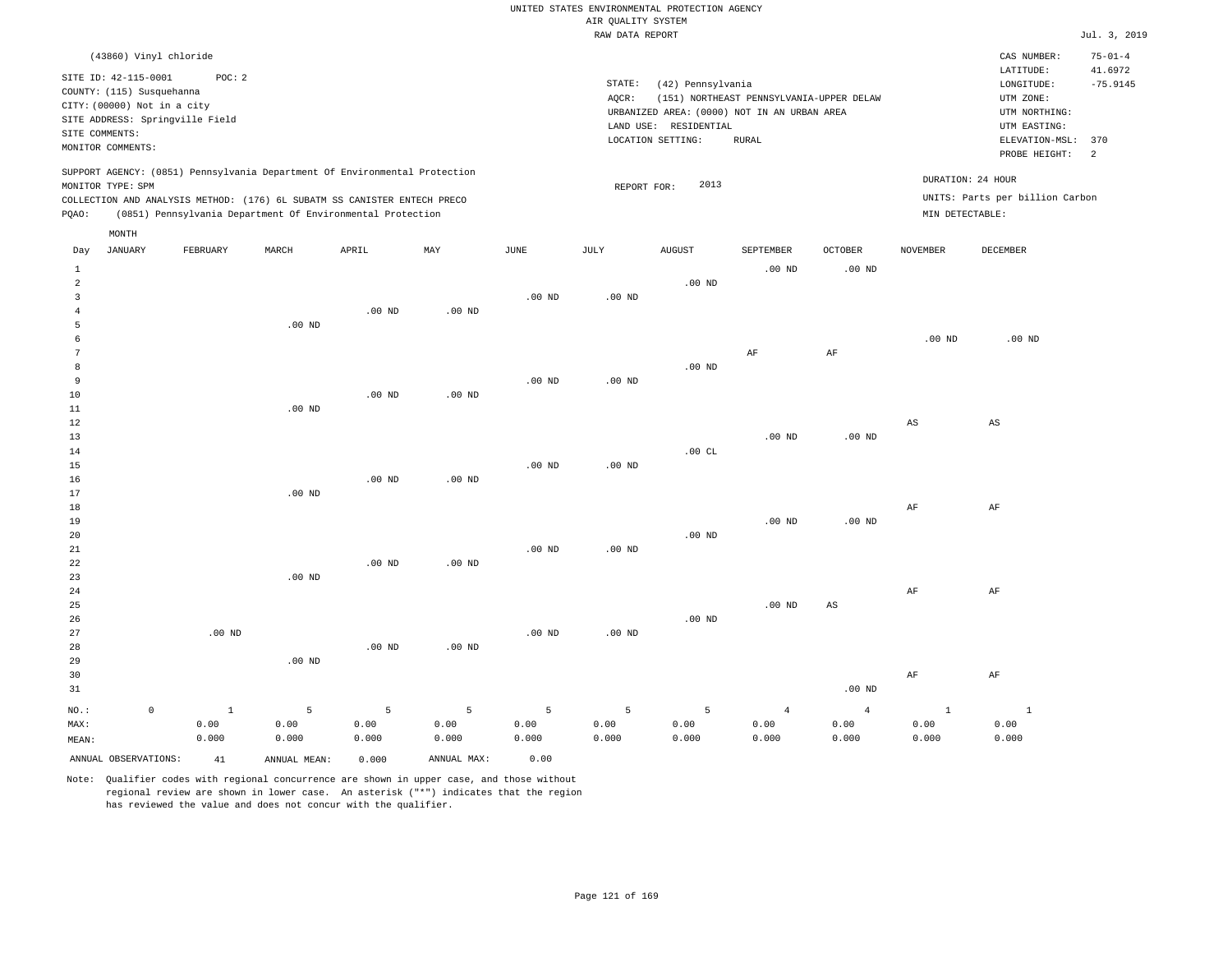UNITED STATES ENVIRONMENTAL PROTECTION AGENCY
AIR QUALITY SYSTEM
RAW DATA REPORT

Jul. 3, 2019

(43860) Vinyl chloride

SITE ID: 42-115-0001 POC: 2
COUNTY: (115) Susquehanna
CITY: (00000) Not in a city
SITE ADDRESS: Springville Field
SITE COMMENTS:
MONITOR COMMENTS:

STATE: (42) Pennsylvania
AQCR: (151) NORTHEAST PENNSYLVANIA-UPPER DELAW
URBANIZED AREA: (0000) NOT IN AN URBAN AREA
LAND USE: RESIDENTIAL
LOCATION SETTING: RURAL

CAS NUMBER: 75-01-4
LATITUDE: 41.6972
LONGITUDE: -75.9145
UTM ZONE:
UTM NORTHING:
UTM EASTING:
ELEVATION-MSL: 370
PROBE HEIGHT: 2

SUPPORT AGENCY: (0851) Pennsylvania Department Of Environmental Protection
MONITOR TYPE: SPM
COLLECTION AND ANALYSIS METHOD: (176) 6L SUBATM SS CANISTER ENTECH PRECO
PQAO: (0851) Pennsylvania Department Of Environmental Protection

REPORT FOR: 2013

DURATION: 24 HOUR
UNITS: Parts per billion Carbon
MIN DETECTABLE:

| Day | JANUARY | FEBRUARY | MARCH | APRIL | MAY | JUNE | JULY | AUGUST | SEPTEMBER | OCTOBER | NOVEMBER | DECEMBER |
|---|---|---|---|---|---|---|---|---|---|---|---|---|
| 1 | | | | | | | | | .00 ND | .00 ND | | |
| 2 | | | | | | | | .00 ND | | | | |
| 3 | | | | | | .00 ND | .00 ND | | | | | |
| 4 | | | | .00 ND | .00 ND | | | | | | | |
| 5 | | | .00 ND | | | | | | | | | |
| 6 | | | | | | | | | | | .00 ND | .00 ND |
| 7 | | | | | | | | | AF | AF | | |
| 8 | | | | | | | | .00 ND | | | | |
| 9 | | | | | | .00 ND | .00 ND | | | | | |
| 10 | | | | .00 ND | .00 ND | | | | | | | |
| 11 | | | .00 ND | | | | | | | | | |
| 12 | | | | | | | | | | | AS | AS |
| 13 | | | | | | | | | .00 ND | .00 ND | | |
| 14 | | | | | | | | .00 CL | | | | |
| 15 | | | | | | .00 ND | .00 ND | | | | | |
| 16 | | | | .00 ND | .00 ND | | | | | | | |
| 17 | | | .00 ND | | | | | | | | | |
| 18 | | | | | | | | | | | AF | AF |
| 19 | | | | | | | | | .00 ND | .00 ND | | |
| 20 | | | | | | | | .00 ND | | | | |
| 21 | | | | | | .00 ND | .00 ND | | | | | |
| 22 | | | | .00 ND | .00 ND | | | | | | | |
| 23 | | | .00 ND | | | | | | | | | |
| 24 | | | | | | | | | | | AF | AF |
| 25 | | | | | | | | | .00 ND | AS | | |
| 26 | | | | | | | | .00 ND | | | | |
| 27 | | .00 ND | | | | .00 ND | .00 ND | | | | | |
| 28 | | | | .00 ND | .00 ND | | | | | | | |
| 29 | | | .00 ND | | | | | | | | | |
| 30 | | | | | | | | | | | AF | AF |
| 31 | | | | | | | | | | .00 ND | | |
| NO.: | 0 | 1 | 5 | 5 | 5 | 5 | 5 | 5 | 4 | 4 | 1 | 1 |
| MAX: | | 0.00 | 0.00 | 0.00 | 0.00 | 0.00 | 0.00 | 0.00 | 0.00 | 0.00 | 0.00 | 0.00 |
| MEAN: | | 0.000 | 0.000 | 0.000 | 0.000 | 0.000 | 0.000 | 0.000 | 0.000 | 0.000 | 0.000 | 0.000 |

ANNUAL OBSERVATIONS: 41 ANNUAL MEAN: 0.000 ANNUAL MAX: 0.00

Note: Qualifier codes with regional concurrence are shown in upper case, and those without regional review are shown in lower case. An asterisk ("*") indicates that the region has reviewed the value and does not concur with the qualifier.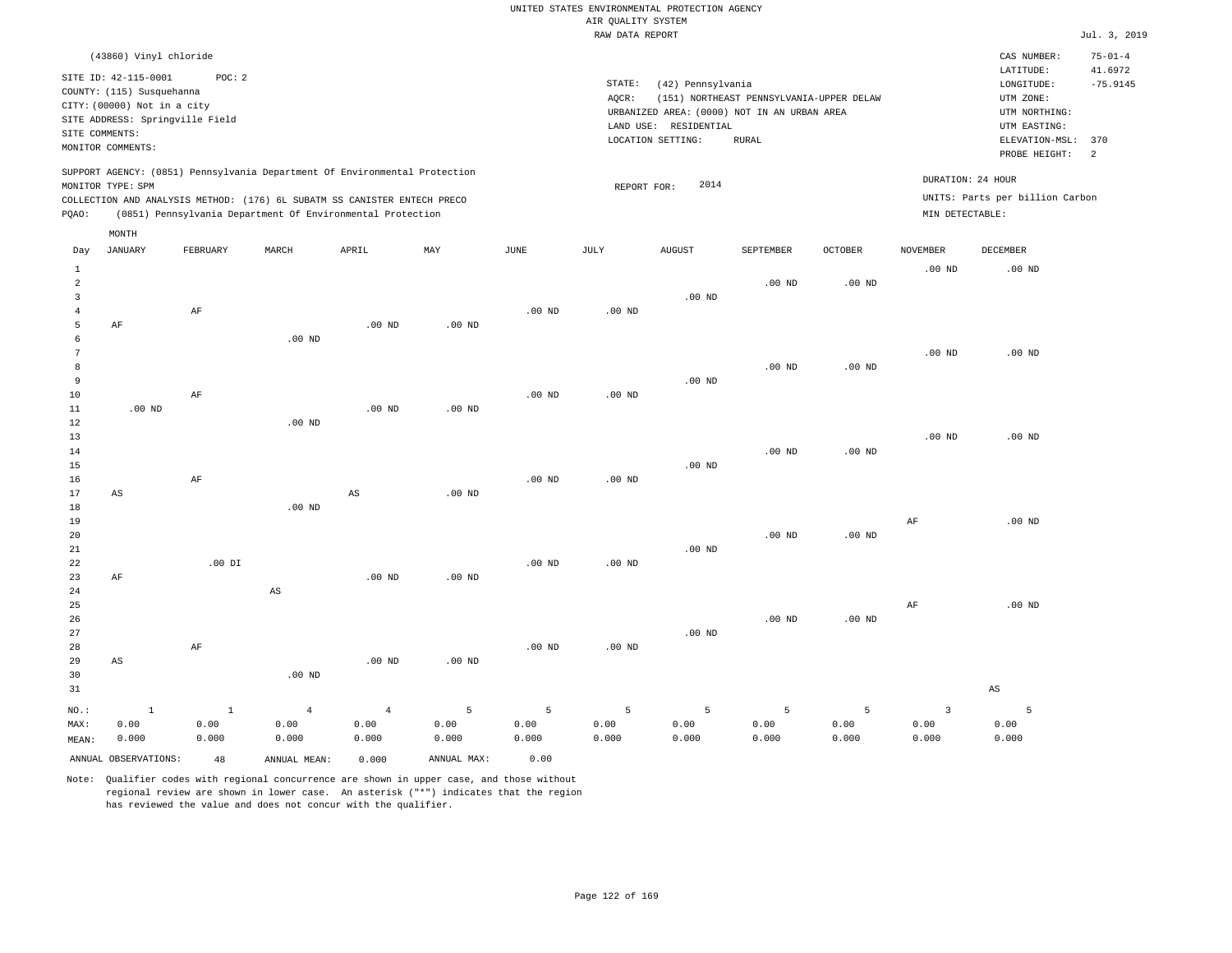UNITED STATES ENVIRONMENTAL PROTECTION AGENCY
AIR QUALITY SYSTEM
RAW DATA REPORT

Jul. 3, 2019

(43860) Vinyl chloride

SITE ID: 42-115-0001 POC: 2
COUNTY: (115) Susquehanna
CITY: (00000) Not in a city
SITE ADDRESS: Springville Field
SITE COMMENTS:
MONITOR COMMENTS:

STATE: (42) Pennsylvania
AQCR: (151) NORTHEAST PENNSYLVANIA-UPPER DELAW
URBANIZED AREA: (0000) NOT IN AN URBAN AREA
LAND USE: RESIDENTIAL
LOCATION SETTING: RURAL

CAS NUMBER: 75-01-4
LATITUDE: 41.6972
LONGITUDE: -75.9145
UTM ZONE:
UTM NORTHING:
UTM EASTING:
ELEVATION-MSL: 370
PROBE HEIGHT: 2

SUPPORT AGENCY: (0851) Pennsylvania Department Of Environmental Protection
MONITOR TYPE: SPM
COLLECTION AND ANALYSIS METHOD: (176) 6L SUBATM SS CANISTER ENTECH PRECO
PQAO: (0851) Pennsylvania Department Of Environmental Protection

REPORT FOR: 2014

DURATION: 24 HOUR
UNITS: Parts per billion Carbon
MIN DETECTABLE:

| Day | JANUARY | FEBRUARY | MARCH | APRIL | MAY | JUNE | JULY | AUGUST | SEPTEMBER | OCTOBER | NOVEMBER | DECEMBER |
|---|---|---|---|---|---|---|---|---|---|---|---|---|
| 1 | | | | | | | | | | | .00 ND | .00 ND |
| 2 | | | | | | | | | .00 ND | .00 ND | | |
| 3 | | | | | | | | .00 ND | | | | |
| 4 | | AF | | | | .00 ND | .00 ND | | | | | |
| 5 | AF | | | .00 ND | .00 ND | | | | | | | |
| 6 | | | .00 ND | | | | | | | | | |
| 7 | | | | | | | | | | | .00 ND | .00 ND |
| 8 | | | | | | | | | .00 ND | .00 ND | | |
| 9 | | | | | | | | .00 ND | | | | |
| 10 | | AF | | | | .00 ND | .00 ND | | | | | |
| 11 | .00 ND | | | .00 ND | .00 ND | | | | | | | |
| 12 | | | .00 ND | | | | | | | | | |
| 13 | | | | | | | | | | | .00 ND | .00 ND |
| 14 | | | | | | | | | .00 ND | .00 ND | | |
| 15 | | | | | | | | .00 ND | | | | |
| 16 | | AF | | | | .00 ND | .00 ND | | | | | |
| 17 | AS | | | AS | .00 ND | | | | | | | |
| 18 | | | .00 ND | | | | | | | | | |
| 19 | | | | | | | | | | | AF | .00 ND |
| 20 | | | | | | | | | .00 ND | .00 ND | | |
| 21 | | | | | | | | .00 ND | | | | |
| 22 | | .00 DI | | | | .00 ND | .00 ND | | | | | |
| 23 | AF | | | .00 ND | .00 ND | | | | | | | |
| 24 | | | AS | | | | | | | | | |
| 25 | | | | | | | | | | | AF | .00 ND |
| 26 | | | | | | | | | .00 ND | .00 ND | | |
| 27 | | | | | | | | .00 ND | | | | |
| 28 | | AF | | | | .00 ND | .00 ND | | | | | |
| 29 | AS | | | .00 ND | .00 ND | | | | | | | |
| 30 | | | .00 ND | | | | | | | | | |
| 31 | | | | | | | | | | | | AS |
| NO.: | 1 | 1 | 4 | 4 | 5 | 5 | 5 | 5 | 5 | 5 | 3 | 5 |
| MAX: | 0.00 | 0.00 | 0.00 | 0.00 | 0.00 | 0.00 | 0.00 | 0.00 | 0.00 | 0.00 | 0.00 | 0.00 |
| MEAN: | 0.000 | 0.000 | 0.000 | 0.000 | 0.000 | 0.000 | 0.000 | 0.000 | 0.000 | 0.000 | 0.000 | 0.000 |

ANNUAL OBSERVATIONS: 48 ANNUAL MEAN: 0.000 ANNUAL MAX: 0.00

Note: Qualifier codes with regional concurrence are shown in upper case, and those without regional review are shown in lower case. An asterisk ("*") indicates that the region has reviewed the value and does not concur with the qualifier.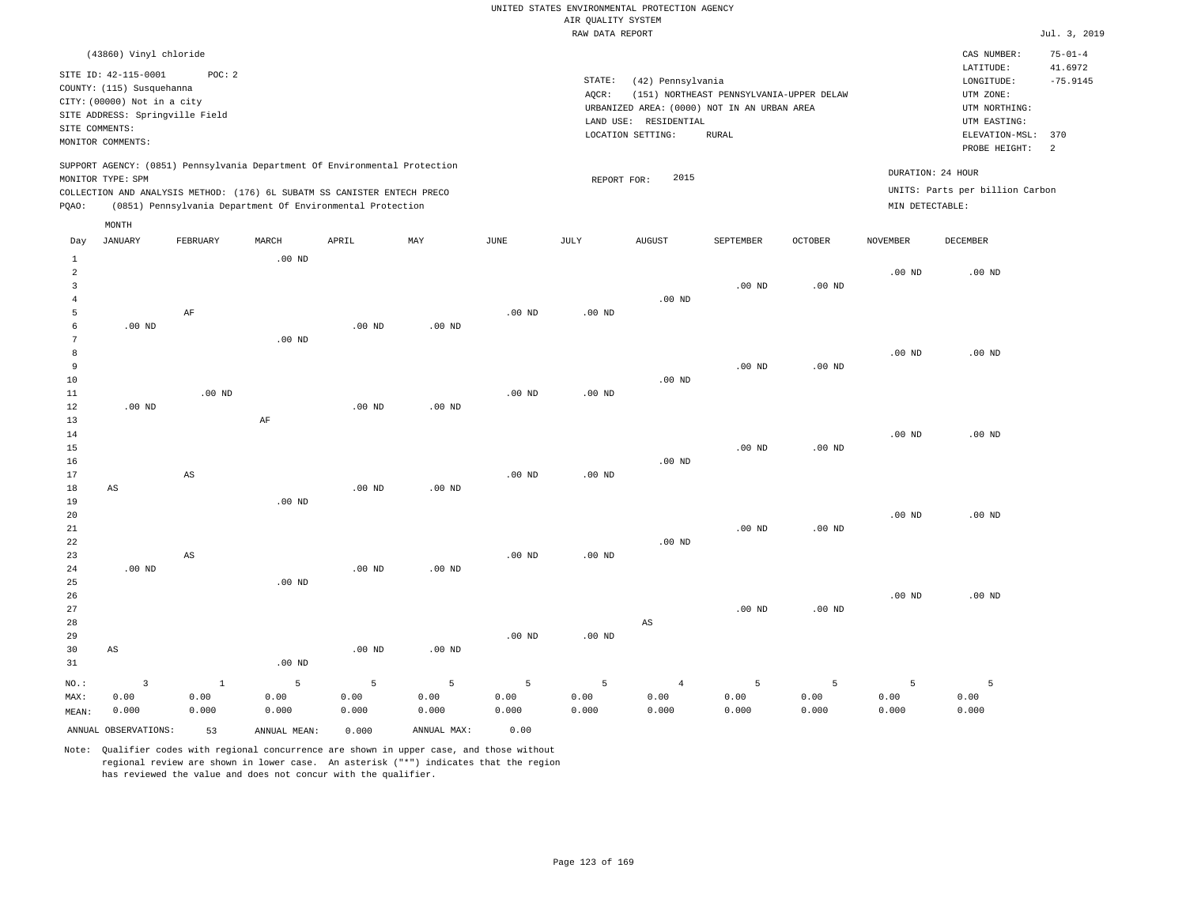UNITED STATES ENVIRONMENTAL PROTECTION AGENCY
AIR QUALITY SYSTEM
RAW DATA REPORT

Jul. 3, 2019

(43860) Vinyl chloride

SITE ID: 42-115-0001 POC: 2
COUNTY: (115) Susquehanna
CITY: (00000) Not in a city
SITE ADDRESS: Springville Field
SITE COMMENTS:
MONITOR COMMENTS:

STATE: (42) Pennsylvania
AQCR: (151) NORTHEAST PENNSYLVANIA-UPPER DELAW
URBANIZED AREA: (0000) NOT IN AN URBAN AREA
LAND USE: RESIDENTIAL
LOCATION SETTING: RURAL

CAS NUMBER: 75-01-4
LATITUDE: 41.6972
LONGITUDE: -75.9145
UTM ZONE:
UTM NORTHING:
UTM EASTING:
ELEVATION-MSL: 370
PROBE HEIGHT: 2

SUPPORT AGENCY: (0851) Pennsylvania Department Of Environmental Protection
MONITOR TYPE: SPM
COLLECTION AND ANALYSIS METHOD: (176) 6L SUBATM SS CANISTER ENTECH PRECO
PQAO: (0851) Pennsylvania Department Of Environmental Protection

REPORT FOR: 2015

DURATION: 24 HOUR
UNITS: Parts per billion Carbon
MIN DETECTABLE:

| Day | JANUARY | FEBRUARY | MARCH | APRIL | MAY | JUNE | JULY | AUGUST | SEPTEMBER | OCTOBER | NOVEMBER | DECEMBER |
|---|---|---|---|---|---|---|---|---|---|---|---|---|
| 1 | | | .00 ND | | | | | | | | | |
| 2 | | | | | | | | | | | .00 ND | .00 ND |
| 3 | | | | | | | | | .00 ND | .00 ND | | |
| 4 | | | | | | | | .00 ND | | | | |
| 5 | | AF | | | | .00 ND | .00 ND | | | | | |
| 6 | .00 ND | | | .00 ND | .00 ND | | | | | | | |
| 7 | | | .00 ND | | | | | | | | | |
| 8 | | | | | | | | | | | .00 ND | .00 ND |
| 9 | | | | | | | | | .00 ND | .00 ND | | |
| 10 | | | | | | | | .00 ND | | | | |
| 11 | | .00 ND | | | | .00 ND | .00 ND | | | | | |
| 12 | .00 ND | | | .00 ND | .00 ND | | | | | | | |
| 13 | | | AF | | | | | | | | | |
| 14 | | | | | | | | | | | .00 ND | .00 ND |
| 15 | | | | | | | | | .00 ND | .00 ND | | |
| 16 | | | | | | | | .00 ND | | | | |
| 17 | | AS | | | | .00 ND | .00 ND | | | | | |
| 18 | AS | | | .00 ND | .00 ND | | | | | | | |
| 19 | | | .00 ND | | | | | | | | | |
| 20 | | | | | | | | | | | .00 ND | .00 ND |
| 21 | | | | | | | | | .00 ND | .00 ND | | |
| 22 | | | | | | | | .00 ND | | | | |
| 23 | | AS | | | | .00 ND | .00 ND | | | | | |
| 24 | .00 ND | | | .00 ND | .00 ND | | | | | | | |
| 25 | | | .00 ND | | | | | | | | | |
| 26 | | | | | | | | | | | .00 ND | .00 ND |
| 27 | | | | | | | | | .00 ND | .00 ND | | |
| 28 | | | | | | | | AS | | | | |
| 29 | | | | | | .00 ND | .00 ND | | | | | |
| 30 | AS | | | .00 ND | .00 ND | | | | | | | |
| 31 | | | .00 ND | | | | | | | | | |
| NO.: | 3 | 1 | 5 | 5 | 5 | 5 | 5 | 4 | 5 | 5 | 5 | 5 |
| MAX: | 0.00 | 0.00 | 0.00 | 0.00 | 0.00 | 0.00 | 0.00 | 0.00 | 0.00 | 0.00 | 0.00 | 0.00 |
| MEAN: | 0.000 | 0.000 | 0.000 | 0.000 | 0.000 | 0.000 | 0.000 | 0.000 | 0.000 | 0.000 | 0.000 | 0.000 |

ANNUAL OBSERVATIONS: 53 ANNUAL MEAN: 0.000 ANNUAL MAX: 0.00

Note: Qualifier codes with regional concurrence are shown in upper case, and those without regional review are shown in lower case. An asterisk ("*") indicates that the region has reviewed the value and does not concur with the qualifier.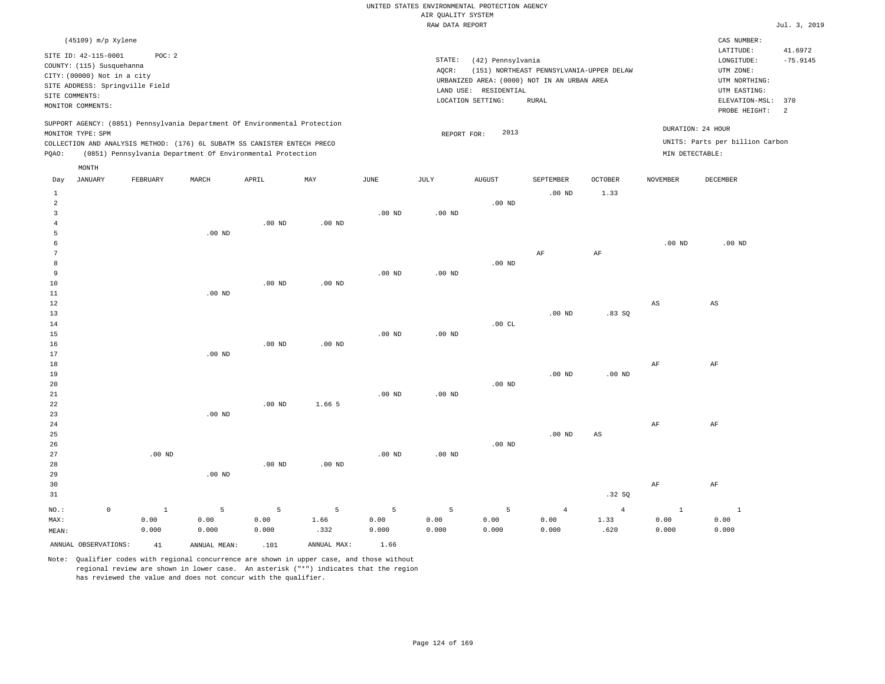UNITED STATES ENVIRONMENTAL PROTECTION AGENCY
AIR QUALITY SYSTEM
RAW DATA REPORT

Jul. 3, 2019

(45109) m/p Xylene

SITE ID: 42-115-0001    POC: 2
COUNTY: (115) Susquehanna
CITY: (00000) Not in a city
SITE ADDRESS: Springville Field
SITE COMMENTS:
MONITOR COMMENTS:

STATE: (42) Pennsylvania
AQCR: (151) NORTHEAST PENNSYLVANIA-UPPER DELAW
URBANIZED AREA: (0000) NOT IN AN URBAN AREA
LAND USE: RESIDENTIAL
LOCATION SETTING: RURAL

CAS NUMBER:
LATITUDE: 41.6972
LONGITUDE: -75.9145
UTM ZONE:
UTM NORTHING:
UTM EASTING:
ELEVATION-MSL: 370
PROBE HEIGHT: 2

SUPPORT AGENCY: (0851) Pennsylvania Department Of Environmental Protection
MONITOR TYPE: SPM
COLLECTION AND ANALYSIS METHOD: (176) 6L SUBATM SS CANISTER ENTECH PRECO
PQAO: (0851) Pennsylvania Department Of Environmental Protection

REPORT FOR: 2013

DURATION: 24 HOUR
UNITS: Parts per billion Carbon
MIN DETECTABLE:

| Day | JANUARY | FEBRUARY | MARCH | APRIL | MAY | JUNE | JULY | AUGUST | SEPTEMBER | OCTOBER | NOVEMBER | DECEMBER |
|---|---|---|---|---|---|---|---|---|---|---|---|---|
| 1 | | | | | | | | | .00 ND | 1.33 | | |
| 2 | | | | | | | | .00 ND | | | | |
| 3 | | | | | | .00 ND | .00 ND | | | | | |
| 4 | | | | .00 ND | .00 ND | | | | | | | |
| 5 | | | .00 ND | | | | | | | | | |
| 6 | | | | | | | | | | | .00 ND | .00 ND |
| 7 | | | | | | | | | AF | AF | | |
| 8 | | | | | | | | .00 ND | | | | |
| 9 | | | | | | .00 ND | .00 ND | | | | | |
| 10 | | | | .00 ND | .00 ND | | | | | | | |
| 11 | | | .00 ND | | | | | | | | | |
| 12 | | | | | | | | | | | AS | AS |
| 13 | | | | | | | | | .00 ND | .83 SQ | | |
| 14 | | | | | | | | .00 CL | | | | |
| 15 | | | | | | .00 ND | .00 ND | | | | | |
| 16 | | | | .00 ND | .00 ND | | | | | | | |
| 17 | | | .00 ND | | | | | | | | | |
| 18 | | | | | | | | | | | AF | AF |
| 19 | | | | | | | | | .00 ND | .00 ND | | |
| 20 | | | | | | | | .00 ND | | | | |
| 21 | | | | | | .00 ND | .00 ND | | | | | |
| 22 | | | | .00 ND | 1.66 5 | | | | | | | |
| 23 | | | .00 ND | | | | | | | | | |
| 24 | | | | | | | | | | | AF | AF |
| 25 | | | | | | | | | .00 ND | AS | | |
| 26 | | | | | | | | .00 ND | | | | |
| 27 | | .00 ND | | | | .00 ND | .00 ND | | | | | |
| 28 | | | | .00 ND | .00 ND | | | | | | | |
| 29 | | | .00 ND | | | | | | | | | |
| 30 | | | | | | | | | | | AF | AF |
| 31 | | | | | | | | | | .32 SQ | | |
| NO.: | 0 | 1 | 5 | 5 | 5 | 5 | 5 | 5 | 4 | 4 | 1 | 1 |
| MAX: | | 0.00 | 0.00 | 0.00 | 1.66 | 0.00 | 0.00 | 0.00 | 0.00 | 1.33 | 0.00 | 0.00 |
| MEAN: | | 0.000 | 0.000 | 0.000 | .332 | 0.000 | 0.000 | 0.000 | 0.000 | .620 | 0.000 | 0.000 |

ANNUAL OBSERVATIONS: 41    ANNUAL MEAN: .101    ANNUAL MAX: 1.66

Note: Qualifier codes with regional concurrence are shown in upper case, and those without regional review are shown in lower case. An asterisk ("*") indicates that the region has reviewed the value and does not concur with the qualifier.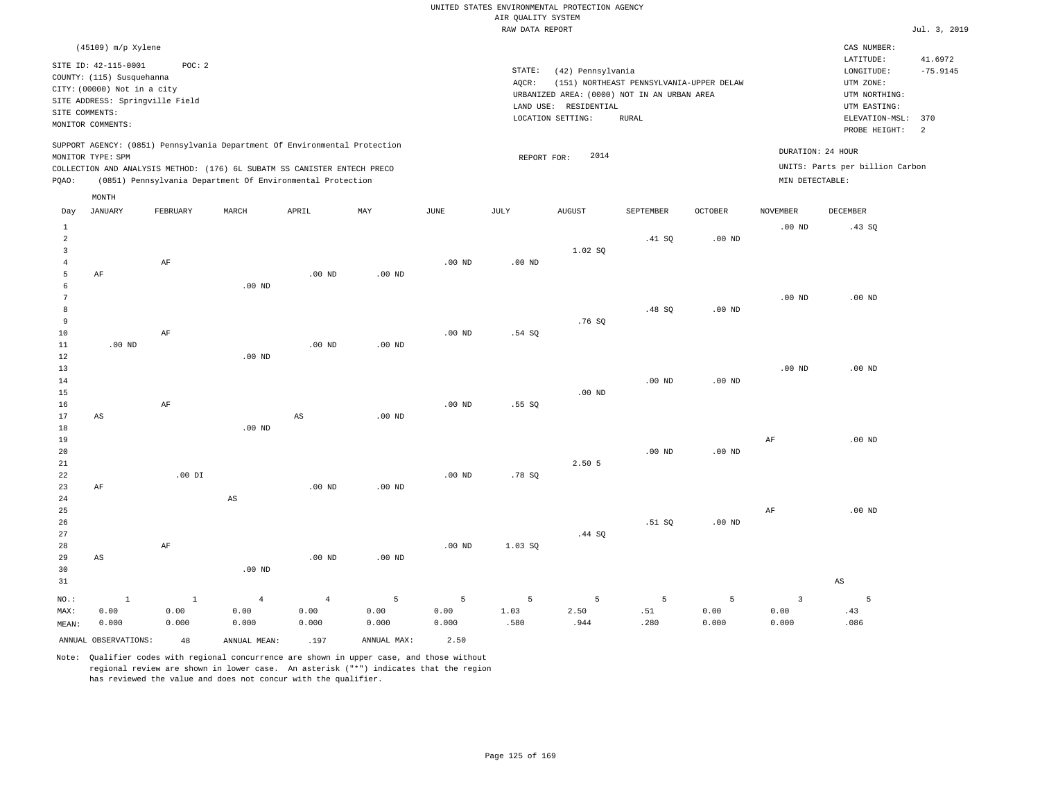UNITED STATES ENVIRONMENTAL PROTECTION AGENCY
AIR QUALITY SYSTEM
RAW DATA REPORT

Jul. 3, 2019

(45109) m/p Xylene

SITE ID: 42-115-0001 POC: 2
COUNTY: (115) Susquehanna
CITY: (00000) Not in a city
SITE ADDRESS: Springville Field
SITE COMMENTS:
MONITOR COMMENTS:

STATE: (42) Pennsylvania
AQCR: (151) NORTHEAST PENNSYLVANIA-UPPER DELAW
URBANIZED AREA: (0000) NOT IN AN URBAN AREA
LAND USE: RESIDENTIAL
LOCATION SETTING: RURAL

CAS NUMBER:
LATITUDE: 41.6972
LONGITUDE: -75.9145
UTM ZONE:
UTM NORTHING:
UTM EASTING:
ELEVATION-MSL: 370
PROBE HEIGHT: 2

SUPPORT AGENCY: (0851) Pennsylvania Department Of Environmental Protection
MONITOR TYPE: SPM
COLLECTION AND ANALYSIS METHOD: (176) 6L SUBATM SS CANISTER ENTECH PRECO
PQAO: (0851) Pennsylvania Department Of Environmental Protection

REPORT FOR: 2014

DURATION: 24 HOUR
UNITS: Parts per billion Carbon
MIN DETECTABLE:

| Day | JANUARY | FEBRUARY | MARCH | APRIL | MAY | JUNE | JULY | AUGUST | SEPTEMBER | OCTOBER | NOVEMBER | DECEMBER |
|---|---|---|---|---|---|---|---|---|---|---|---|---|
| 1 | | | | | | | | | | | .00 ND | .43 SQ |
| 2 | | | | | | | | | .41 SQ | .00 ND | | |
| 3 | | | | | | | | 1.02 SQ | | | | |
| 4 | | AF | | | | .00 ND | .00 ND | | | | | |
| 5 | AF | | | .00 ND | .00 ND | | | | | | | |
| 6 | | | .00 ND | | | | | | | | | |
| 7 | | | | | | | | | | | .00 ND | .00 ND |
| 8 | | | | | | | | | .48 SQ | .00 ND | | |
| 9 | | | | | | | | .76 SQ | | | | |
| 10 | | AF | | | | .00 ND | .54 SQ | | | | | |
| 11 | .00 ND | | | .00 ND | .00 ND | | | | | | | |
| 12 | | | .00 ND | | | | | | | | | |
| 13 | | | | | | | | | | | .00 ND | .00 ND |
| 14 | | | | | | | | | .00 ND | .00 ND | | |
| 15 | | | | | | | | .00 ND | | | | |
| 16 | | AF | | | | .00 ND | .55 SQ | | | | | |
| 17 | AS | | | AS | .00 ND | | | | | | | |
| 18 | | | .00 ND | | | | | | | | | |
| 19 | | | | | | | | | | | AF | .00 ND |
| 20 | | | | | | | | | .00 ND | .00 ND | | |
| 21 | | | | | | | | 2.50 5 | | | | |
| 22 | | .00 DI | | | | .00 ND | .78 SQ | | | | | |
| 23 | AF | | | .00 ND | .00 ND | | | | | | | |
| 24 | | | AS | | | | | | | | | |
| 25 | | | | | | | | | | | AF | .00 ND |
| 26 | | | | | | | | | .51 SQ | .00 ND | | |
| 27 | | | | | | | | .44 SQ | | | | |
| 28 | | AF | | | | .00 ND | 1.03 SQ | | | | | |
| 29 | AS | | | .00 ND | .00 ND | | | | | | | |
| 30 | | | .00 ND | | | | | | | | | |
| 31 | | | | | | | | | | | | AS |
| NO.: | 1 | 1 | 4 | 4 | 5 | 5 | 5 | 5 | 5 | 5 | 3 | 5 |
| MAX: | 0.00 | 0.00 | 0.00 | 0.00 | 0.00 | 0.00 | 1.03 | 2.50 | .51 | 0.00 | 0.00 | .43 |
| MEAN: | 0.000 | 0.000 | 0.000 | 0.000 | 0.000 | 0.000 | .580 | .944 | .280 | 0.000 | 0.000 | .086 |

ANNUAL OBSERVATIONS: 48 ANNUAL MEAN: .197 ANNUAL MAX: 2.50

Note: Qualifier codes with regional concurrence are shown in upper case, and those without regional review are shown in lower case. An asterisk ("*") indicates that the region has reviewed the value and does not concur with the qualifier.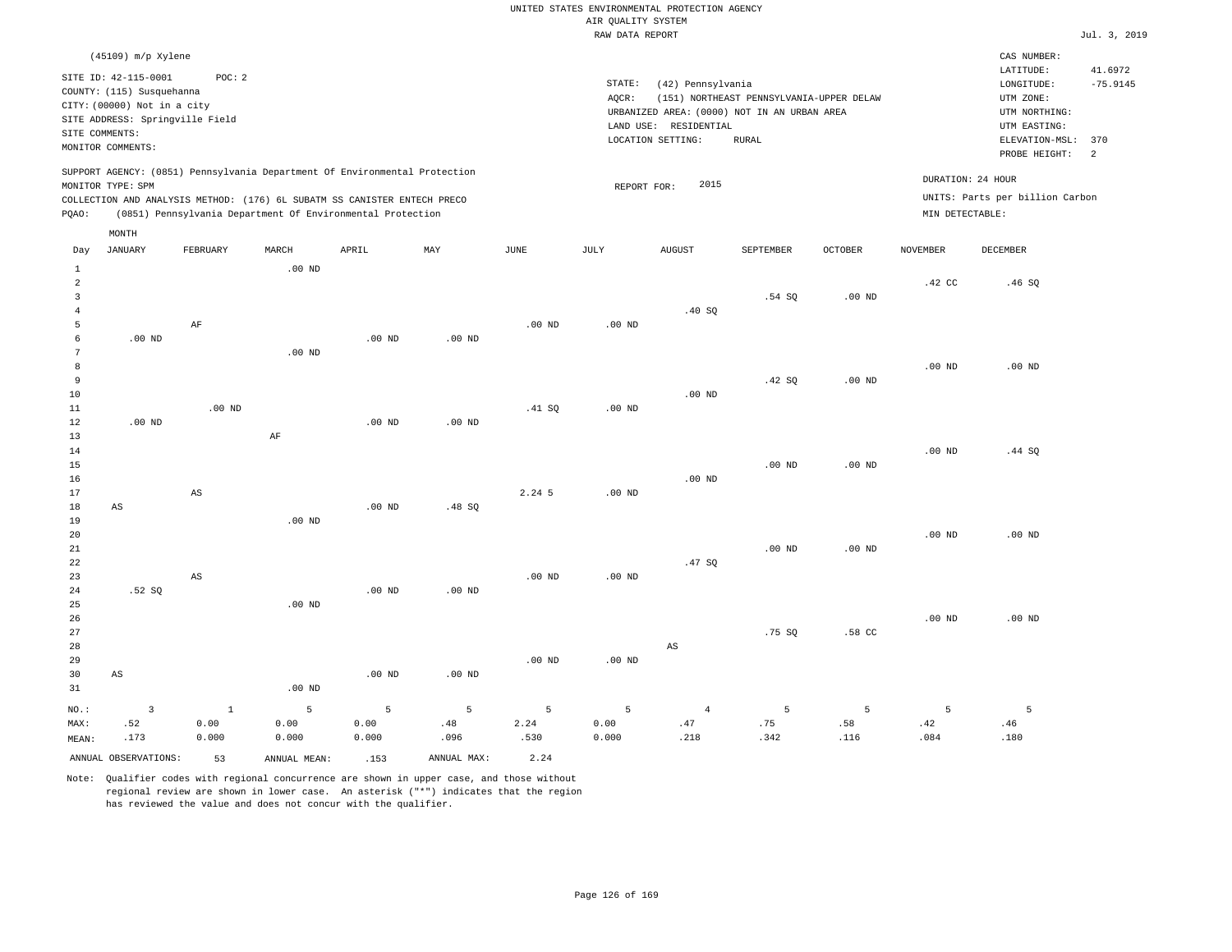UNITED STATES ENVIRONMENTAL PROTECTION AGENCY
AIR QUALITY SYSTEM
RAW DATA REPORT

Jul. 3, 2019

(45109) m/p Xylene

SITE ID: 42-115-0001 POC: 2
COUNTY: (115) Susquehanna
CITY: (00000) Not in a city
SITE ADDRESS: Springville Field
SITE COMMENTS:
MONITOR COMMENTS:

STATE: (42) Pennsylvania
AQCR: (151) NORTHEAST PENNSYLVANIA-UPPER DELAW
URBANIZED AREA: (0000) NOT IN AN URBAN AREA
LAND USE: RESIDENTIAL
LOCATION SETTING: RURAL

CAS NUMBER:
LATITUDE: 41.6972
LONGITUDE: -75.9145
UTM ZONE:
UTM NORTHING:
UTM EASTING:
ELEVATION-MSL: 370
PROBE HEIGHT: 2

SUPPORT AGENCY: (0851) Pennsylvania Department Of Environmental Protection
MONITOR TYPE: SPM
COLLECTION AND ANALYSIS METHOD: (176) 6L SUBATM SS CANISTER ENTECH PRECO
PQAO: (0851) Pennsylvania Department Of Environmental Protection

REPORT FOR: 2015

DURATION: 24 HOUR
UNITS: Parts per billion Carbon
MIN DETECTABLE:

| Day | JANUARY | FEBRUARY | MARCH | APRIL | MAY | JUNE | JULY | AUGUST | SEPTEMBER | OCTOBER | NOVEMBER | DECEMBER |
|---|---|---|---|---|---|---|---|---|---|---|---|---|
| 1 | | | .00 ND | | | | | | | | | |
| 2 | | | | | | | | | | | .42 CC | .46 SQ |
| 3 | | | | | | | | | .54 SQ | .00 ND | | |
| 4 | | | | | | | | .40 SQ | | | | |
| 5 | | AF | | | | .00 ND | .00 ND | | | | | |
| 6 | .00 ND | | | .00 ND | .00 ND | | | | | | | |
| 7 | | | .00 ND | | | | | | | | | |
| 8 | | | | | | | | | | | .00 ND | .00 ND |
| 9 | | | | | | | | | .42 SQ | .00 ND | | |
| 10 | | | | | | | | .00 ND | | | | |
| 11 | | .00 ND | | | | .41 SQ | .00 ND | | | | | |
| 12 | .00 ND | | | .00 ND | .00 ND | | | | | | | |
| 13 | | | AF | | | | | | | | | |
| 14 | | | | | | | | | | | .00 ND | .44 SQ |
| 15 | | | | | | | | | .00 ND | .00 ND | | |
| 16 | | | | | | | | .00 ND | | | | |
| 17 | | AS | | | | 2.24 5 | .00 ND | | | | | |
| 18 | AS | | | .00 ND | .48 SQ | | | | | | | |
| 19 | | | .00 ND | | | | | | | | | |
| 20 | | | | | | | | | | | .00 ND | .00 ND |
| 21 | | | | | | | | | .00 ND | .00 ND | | |
| 22 | | | | | | | | .47 SQ | | | | |
| 23 | | AS | | | | .00 ND | .00 ND | | | | | |
| 24 | .52 SQ | | | .00 ND | .00 ND | | | | | | | |
| 25 | | | .00 ND | | | | | | | | | |
| 26 | | | | | | | | | | | .00 ND | .00 ND |
| 27 | | | | | | | | | .75 SQ | .58 CC | | |
| 28 | | | | | | | | AS | | | | |
| 29 | | | | | | .00 ND | .00 ND | | | | | |
| 30 | AS | | | .00 ND | .00 ND | | | | | | | |
| 31 | | | .00 ND | | | | | | | | | |
| NO.: | 3 | 1 | 5 | 5 | 5 | 5 | 5 | 4 | 5 | 5 | 5 | 5 |
| MAX: | .52 | 0.00 | 0.00 | 0.00 | .48 | 2.24 | 0.00 | .47 | .75 | .58 | .42 | .46 |
| MEAN: | .173 | 0.000 | 0.000 | 0.000 | .096 | .530 | 0.000 | .218 | .342 | .116 | .084 | .180 |

ANNUAL OBSERVATIONS: 53 ANNUAL MEAN: .153 ANNUAL MAX: 2.24

Note: Qualifier codes with regional concurrence are shown in upper case, and those without regional review are shown in lower case. An asterisk ("*") indicates that the region has reviewed the value and does not concur with the qualifier.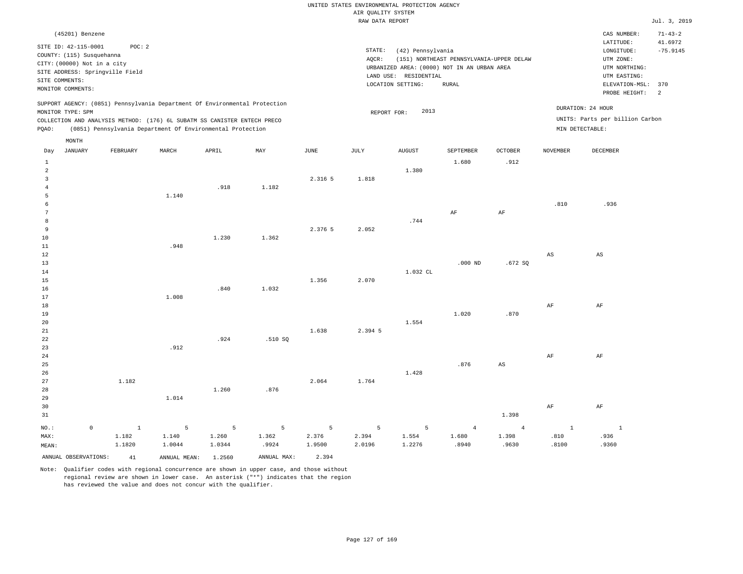UNITED STATES ENVIRONMENTAL PROTECTION AGENCY
AIR QUALITY SYSTEM
RAW DATA REPORT

Jul. 3, 2019

(45201) Benzene

SITE ID: 42-115-0001 POC: 2
COUNTY: (115) Susquehanna
CITY: (00000) Not in a city
SITE ADDRESS: Springville Field
SITE COMMENTS:
MONITOR COMMENTS:

STATE: (42) Pennsylvania
AQCR: (151) NORTHEAST PENNSYLVANIA-UPPER DELAW
URBANIZED AREA: (0000) NOT IN AN URBAN AREA
LAND USE: RESIDENTIAL
LOCATION SETTING: RURAL

CAS NUMBER: 71-43-2
LATITUDE: 41.6972
LONGITUDE: -75.9145
UTM ZONE:
UTM NORTHING:
UTM EASTING:
ELEVATION-MSL: 370
PROBE HEIGHT: 2

SUPPORT AGENCY: (0851) Pennsylvania Department Of Environmental Protection
MONITOR TYPE: SPM
COLLECTION AND ANALYSIS METHOD: (176) 6L SUBATM SS CANISTER ENTECH PRECO
PQAO: (0851) Pennsylvania Department Of Environmental Protection

REPORT FOR: 2013

DURATION: 24 HOUR
UNITS: Parts per billion Carbon
MIN DETECTABLE:

| Day | JANUARY | FEBRUARY | MARCH | APRIL | MAY | JUNE | JULY | AUGUST | SEPTEMBER | OCTOBER | NOVEMBER | DECEMBER |
|---|---|---|---|---|---|---|---|---|---|---|---|---|
| 1 | | | | | | | | | 1.680 | .912 | | |
| 2 | | | | | | | | 1.380 | | | | |
| 3 | | | | | | 2.316 5 | 1.818 | | | | | |
| 4 | | | | .918 | 1.182 | | | | | | | |
| 5 | | | 1.140 | | | | | | | | | |
| 6 | | | | | | | | | | | .810 | .936 |
| 7 | | | | | | | | | AF | AF | | |
| 8 | | | | | | | | .744 | | | | |
| 9 | | | | | | 2.376 5 | 2.052 | | | | | |
| 10 | | | | 1.230 | 1.362 | | | | | | | |
| 11 | | | .948 | | | | | | | | | |
| 12 | | | | | | | | | | | AS | AS |
| 13 | | | | | | | | | .000 ND | .672 SQ | | |
| 14 | | | | | | | | 1.032 CL | | | | |
| 15 | | | | | | 1.356 | 2.070 | | | | | |
| 16 | | | | .840 | 1.032 | | | | | | | |
| 17 | | | 1.008 | | | | | | | | | |
| 18 | | | | | | | | | | | AF | AF |
| 19 | | | | | | | | | 1.020 | .870 | | |
| 20 | | | | | | | | 1.554 | | | | |
| 21 | | | | | | 1.638 | 2.394 5 | | | | | |
| 22 | | | | .924 | .510 SQ | | | | | | | |
| 23 | | | .912 | | | | | | | | | |
| 24 | | | | | | | | | | | AF | AF |
| 25 | | | | | | | | | .876 | AS | | |
| 26 | | | | | | | | 1.428 | | | | |
| 27 | | 1.182 | | | | 2.064 | 1.764 | | | | | |
| 28 | | | | 1.260 | .876 | | | | | | | |
| 29 | | | 1.014 | | | | | | | | | |
| 30 | | | | | | | | | | | AF | AF |
| 31 | | | | | | | | | | 1.398 | | |
| NO.: | 0 | 1 | 5 | 5 | 5 | 5 | 5 | 5 | 4 | 4 | 1 | 1 |
| MAX: | | 1.182 | 1.140 | 1.260 | 1.362 | 2.376 | 2.394 | 1.554 | 1.680 | 1.398 | .810 | .936 |
| MEAN: | | 1.1820 | 1.0044 | 1.0344 | .9924 | 1.9500 | 2.0196 | 1.2276 | .8940 | .9630 | .8100 | .9360 |

ANNUAL OBSERVATIONS: 41 ANNUAL MEAN: 1.2560 ANNUAL MAX: 2.394

Note: Qualifier codes with regional concurrence are shown in upper case, and those without regional review are shown in lower case. An asterisk ("*") indicates that the region has reviewed the value and does not concur with the qualifier.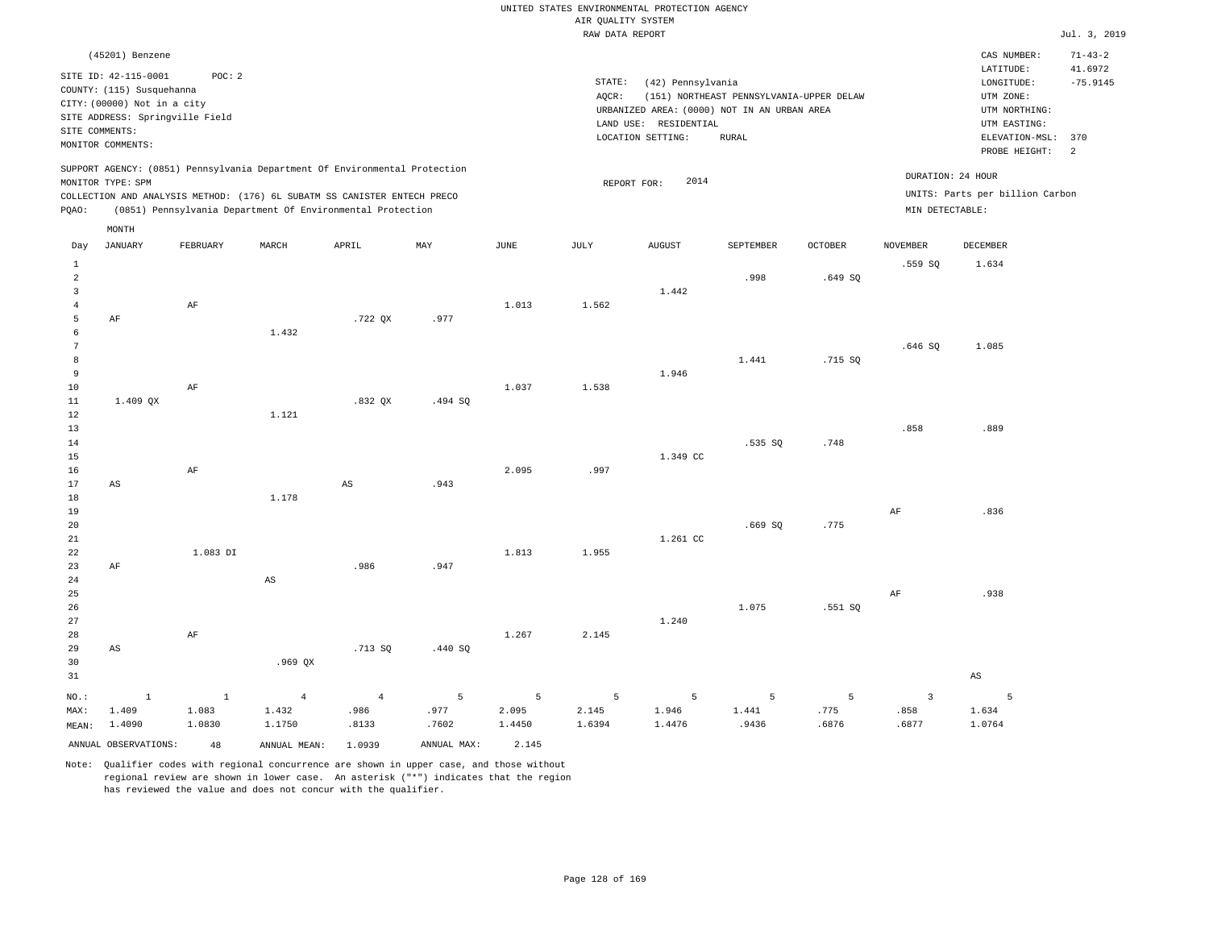UNITED STATES ENVIRONMENTAL PROTECTION AGENCY
AIR QUALITY SYSTEM
RAW DATA REPORT

Jul. 3, 2019

(45201) Benzene

SITE ID: 42-115-0001 POC: 2
COUNTY: (115) Susquehanna
CITY: (00000) Not in a city
SITE ADDRESS: Springville Field
SITE COMMENTS:
MONITOR COMMENTS:

STATE: (42) Pennsylvania
AQCR: (151) NORTHEAST PENNSYLVANIA-UPPER DELAW
URBANIZED AREA: (0000) NOT IN AN URBAN AREA
LAND USE: RESIDENTIAL
LOCATION SETTING: RURAL

CAS NUMBER: 71-43-2
LATITUDE: 41.6972
LONGITUDE: -75.9145
UTM ZONE:
UTM NORTHING:
UTM EASTING:
ELEVATION-MSL: 370
PROBE HEIGHT: 2

SUPPORT AGENCY: (0851) Pennsylvania Department Of Environmental Protection
MONITOR TYPE: SPM
COLLECTION AND ANALYSIS METHOD: (176) 6L SUBATM SS CANISTER ENTECH PRECO
PQAO: (0851) Pennsylvania Department Of Environmental Protection

REPORT FOR: 2014

DURATION: 24 HOUR
UNITS: Parts per billion Carbon
MIN DETECTABLE:

| Day | JANUARY | FEBRUARY | MARCH | APRIL | MAY | JUNE | JULY | AUGUST | SEPTEMBER | OCTOBER | NOVEMBER | DECEMBER |
|---|---|---|---|---|---|---|---|---|---|---|---|---|
| 1 | | | | | | | | | | | .559 SQ | 1.634 |
| 2 | | | | | | | | | .998 | .649 SQ | | |
| 3 | | | | | | | | 1.442 | | | | |
| 4 | | AF | | | | 1.013 | 1.562 | | | | | |
| 5 | AF | | | .722 QX | .977 | | | | | | | |
| 6 | | | 1.432 | | | | | | | | | |
| 7 | | | | | | | | | | | .646 SQ | 1.085 |
| 8 | | | | | | | | | 1.441 | .715 SQ | | |
| 9 | | | | | | | | 1.946 | | | | |
| 10 | | AF | | | | 1.037 | 1.538 | | | | | |
| 11 | 1.409 QX | | | .832 QX | .494 SQ | | | | | | | |
| 12 | | | 1.121 | | | | | | | | | |
| 13 | | | | | | | | | | | .858 | .889 |
| 14 | | | | | | | | | .535 SQ | .748 | | |
| 15 | | | | | | | | 1.349 CC | | | | |
| 16 | | AF | | | | 2.095 | .997 | | | | | |
| 17 | AS | | | AS | .943 | | | | | | | |
| 18 | | | 1.178 | | | | | | | | | |
| 19 | | | | | | | | | | | AF | .836 |
| 20 | | | | | | | | | .669 SQ | .775 | | |
| 21 | | | | | | | | 1.261 CC | | | | |
| 22 | | 1.083 DI | | | | 1.813 | 1.955 | | | | | |
| 23 | AF | | | .986 | .947 | | | | | | | |
| 24 | | | AS | | | | | | | | | |
| 25 | | | | | | | | | | | AF | .938 |
| 26 | | | | | | | | | 1.075 | .551 SQ | | |
| 27 | | | | | | | | 1.240 | | | | |
| 28 | | AF | | | | 1.267 | 2.145 | | | | | |
| 29 | AS | | | .713 SQ | .440 SQ | | | | | | | |
| 30 | | | .969 QX | | | | | | | | | |
| 31 | | | | | | | | | | | | AS |
| NO.: | 1 | 1 | 4 | 4 | 5 | 5 | 5 | 5 | 5 | 5 | 3 | 5 |
| MAX: | 1.409 | 1.083 | 1.432 | .986 | .977 | 2.095 | 2.145 | 1.946 | 1.441 | .775 | .858 | 1.634 |
| MEAN: | 1.4090 | 1.0830 | 1.1750 | .8133 | .7602 | 1.4450 | 1.6394 | 1.4476 | .9436 | .6876 | .6877 | 1.0764 |

ANNUAL OBSERVATIONS: 48 ANNUAL MEAN: 1.0939 ANNUAL MAX: 2.145

Note: Qualifier codes with regional concurrence are shown in upper case, and those without regional review are shown in lower case. An asterisk ("*") indicates that the region has reviewed the value and does not concur with the qualifier.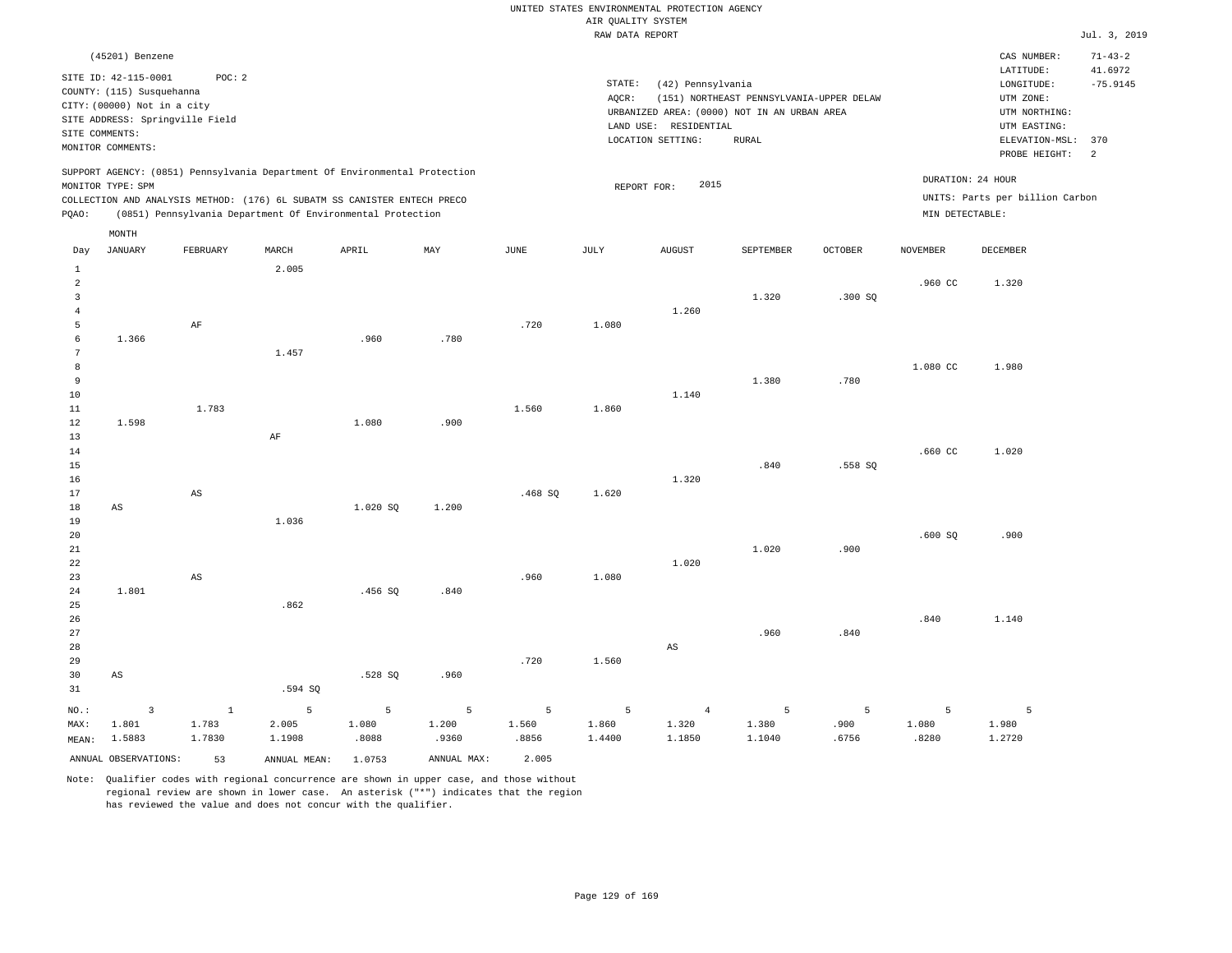UNITED STATES ENVIRONMENTAL PROTECTION AGENCY
AIR QUALITY SYSTEM
RAW DATA REPORT

Jul. 3, 2019

(45201) Benzene

SITE ID: 42-115-0001    POC: 2
COUNTY: (115) Susquehanna
CITY: (00000) Not in a city
SITE ADDRESS: Springville Field
SITE COMMENTS:
MONITOR COMMENTS:

STATE: (42) Pennsylvania
AQCR: (151) NORTHEAST PENNSYLVANIA-UPPER DELAW
URBANIZED AREA: (0000) NOT IN AN URBAN AREA
LAND USE: RESIDENTIAL
LOCATION SETTING: RURAL

CAS NUMBER: 71-43-2
LATITUDE: 41.6972
LONGITUDE: -75.9145
UTM ZONE:
UTM NORTHING:
UTM EASTING:
ELEVATION-MSL: 370
PROBE HEIGHT: 2

SUPPORT AGENCY: (0851) Pennsylvania Department Of Environmental Protection
MONITOR TYPE: SPM
COLLECTION AND ANALYSIS METHOD: (176) 6L SUBATM SS CANISTER ENTECH PRECO
PQAO: (0851) Pennsylvania Department Of Environmental Protection

REPORT FOR: 2015

DURATION: 24 HOUR
UNITS: Parts per billion Carbon
MIN DETECTABLE:

| Day | JANUARY | FEBRUARY | MARCH | APRIL | MAY | JUNE | JULY | AUGUST | SEPTEMBER | OCTOBER | NOVEMBER | DECEMBER |
|---|---|---|---|---|---|---|---|---|---|---|---|---|
| 1 | | | 2.005 | | | | | | | | | |
| 2 | | | | | | | | | | | .960 CC | 1.320 |
| 3 | | | | | | | | | 1.320 | .300 SQ | | |
| 4 | | | | | | | | 1.260 | | | | |
| 5 | | AF | | | | .720 | 1.080 | | | | | |
| 6 | 1.366 | | | .960 | .780 | | | | | | | |
| 7 | | | 1.457 | | | | | | | | | |
| 8 | | | | | | | | | | | 1.080 CC | 1.980 |
| 9 | | | | | | | | | 1.380 | .780 | | |
| 10 | | | | | | | | 1.140 | | | | |
| 11 | | 1.783 | | | | 1.560 | 1.860 | | | | | |
| 12 | 1.598 | | | 1.080 | .900 | | | | | | | |
| 13 | | | AF | | | | | | | | | |
| 14 | | | | | | | | | | | .660 CC | 1.020 |
| 15 | | | | | | | | | .840 | .558 SQ | | |
| 16 | | | | | | | | 1.320 | | | | |
| 17 | | AS | | | | .468 SQ | 1.620 | | | | | |
| 18 | AS | | | 1.020 SQ | 1.200 | | | | | | | |
| 19 | | | 1.036 | | | | | | | | | |
| 20 | | | | | | | | | | | .600 SQ | .900 |
| 21 | | | | | | | | | 1.020 | .900 | | |
| 22 | | | | | | | | 1.020 | | | | |
| 23 | | AS | | | | .960 | 1.080 | | | | | |
| 24 | 1.801 | | | .456 SQ | .840 | | | | | | | |
| 25 | | | .862 | | | | | | | | | |
| 26 | | | | | | | | | | | .840 | 1.140 |
| 27 | | | | | | | | | .960 | .840 | | |
| 28 | | | | | | | | AS | | | | |
| 29 | | | | | | .720 | 1.560 | | | | | |
| 30 | AS | | | .528 SQ | .960 | | | | | | | |
| 31 | | | .594 SQ | | | | | | | | | |
| NO.: | 3 | 1 | 5 | 5 | 5 | 5 | 5 | 4 | 5 | 5 | 5 | 5 |
| MAX: | 1.801 | 1.783 | 2.005 | 1.080 | 1.200 | 1.560 | 1.860 | 1.320 | 1.380 | .900 | 1.080 | 1.980 |
| MEAN: | 1.5883 | 1.7830 | 1.1908 | .8088 | .9360 | .8856 | 1.4400 | 1.1850 | 1.1040 | .6756 | .8280 | 1.2720 |

ANNUAL OBSERVATIONS: 53    ANNUAL MEAN: 1.0753    ANNUAL MAX: 2.005

Note: Qualifier codes with regional concurrence are shown in upper case, and those without regional review are shown in lower case. An asterisk ("*") indicates that the region has reviewed the value and does not concur with the qualifier.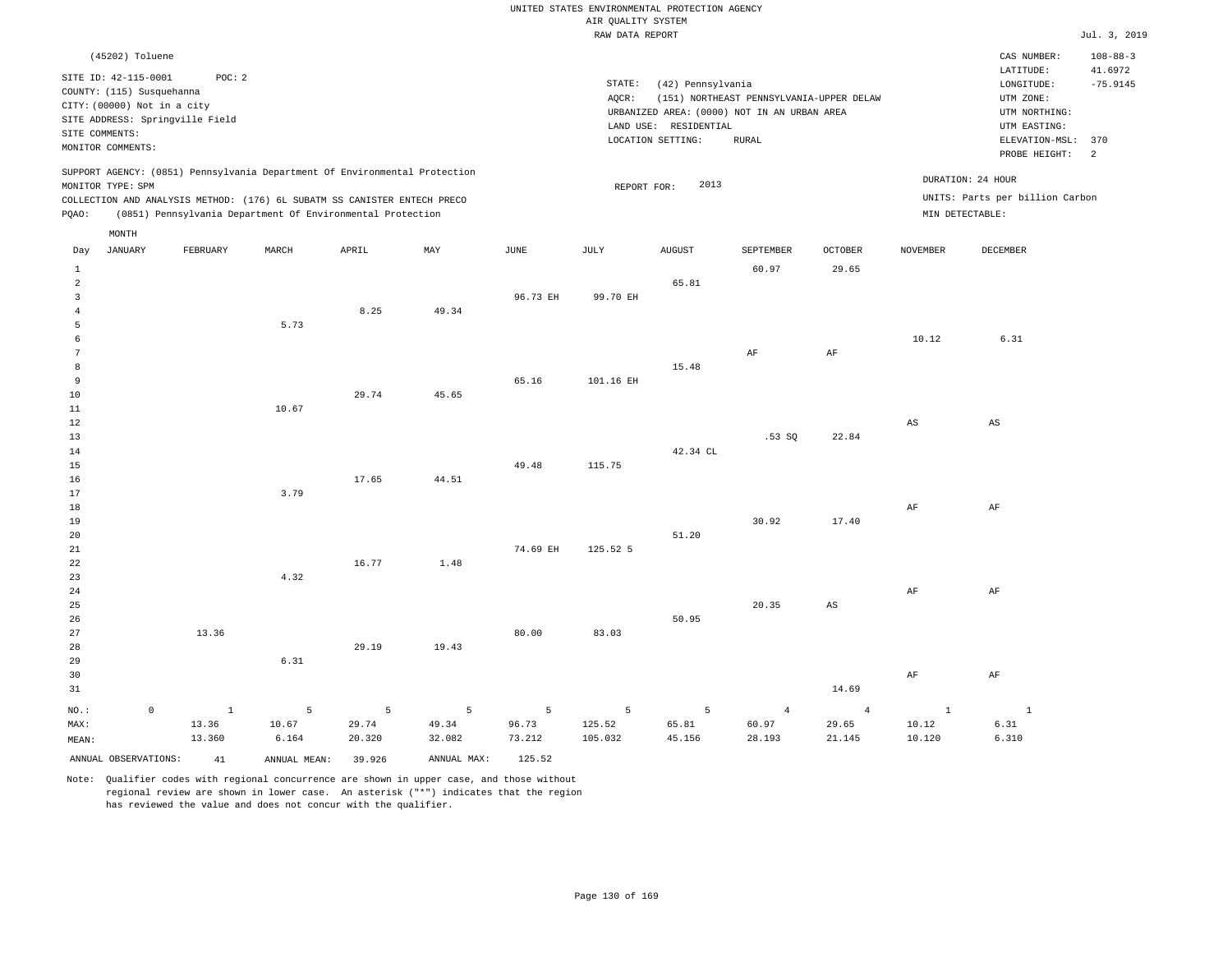UNITED STATES ENVIRONMENTAL PROTECTION AGENCY
AIR QUALITY SYSTEM
RAW DATA REPORT

Jul. 3, 2019

(45202) Toluene

SITE ID: 42-115-0001 POC: 2
COUNTY: (115) Susquehanna
CITY: (00000) Not in a city
SITE ADDRESS: Springville Field
SITE COMMENTS:
MONITOR COMMENTS:

STATE: (42) Pennsylvania
AQCR: (151) NORTHEAST PENNSYLVANIA-UPPER DELAW
URBANIZED AREA: (0000) NOT IN AN URBAN AREA
LAND USE: RESIDENTIAL
LOCATION SETTING: RURAL

CAS NUMBER: 108-88-3
LATITUDE: 41.6972
LONGITUDE: -75.9145
UTM ZONE:
UTM NORTHING:
UTM EASTING:
ELEVATION-MSL: 370
PROBE HEIGHT: 2

SUPPORT AGENCY: (0851) Pennsylvania Department Of Environmental Protection
MONITOR TYPE: SPM
COLLECTION AND ANALYSIS METHOD: (176) 6L SUBATM SS CANISTER ENTECH PRECO
PQAO: (0851) Pennsylvania Department Of Environmental Protection

REPORT FOR: 2013

DURATION: 24 HOUR
UNITS: Parts per billion Carbon
MIN DETECTABLE:

| Day | JANUARY | FEBRUARY | MARCH | APRIL | MAY | JUNE | JULY | AUGUST | SEPTEMBER | OCTOBER | NOVEMBER | DECEMBER |
|---|---|---|---|---|---|---|---|---|---|---|---|---|
| 1 | | | | | | | | | 60.97 | 29.65 | | |
| 2 | | | | | | | | 65.81 | | | | |
| 3 | | | | | | 96.73 EH | 99.70 EH | | | | | |
| 4 | | | | 8.25 | 49.34 | | | | | | | |
| 5 | | | 5.73 | | | | | | | | | |
| 6 | | | | | | | | | | | 10.12 | 6.31 |
| 7 | | | | | | | | | AF | AF | | |
| 8 | | | | | | | | 15.48 | | | | |
| 9 | | | | | | 65.16 | 101.16 EH | | | | | |
| 10 | | | | 29.74 | 45.65 | | | | | | | |
| 11 | | | 10.67 | | | | | | | | | |
| 12 | | | | | | | | | | | AS | AS |
| 13 | | | | | | | | | .53 SQ | 22.84 | | |
| 14 | | | | | | | | 42.34 CL | | | | |
| 15 | | | | | | 49.48 | 115.75 | | | | | |
| 16 | | | | 17.65 | 44.51 | | | | | | | |
| 17 | | | 3.79 | | | | | | | | | |
| 18 | | | | | | | | | | | AF | AF |
| 19 | | | | | | | | | 30.92 | 17.40 | | |
| 20 | | | | | | | | 51.20 | | | | |
| 21 | | | | | | 74.69 EH | 125.52 5 | | | | | |
| 22 | | | | 16.77 | 1.48 | | | | | | | |
| 23 | | | 4.32 | | | | | | | | | |
| 24 | | | | | | | | | | | AF | AF |
| 25 | | | | | | | | | 20.35 | AS | | |
| 26 | | | | | | | | 50.95 | | | | |
| 27 | | 13.36 | | | | 80.00 | 83.03 | | | | | |
| 28 | | | | 29.19 | 19.43 | | | | | | | |
| 29 | | | 6.31 | | | | | | | | | |
| 30 | | | | | | | | | | | AF | AF |
| 31 | | | | | | | | | | 14.69 | | |
| NO.: | 0 | 1 | 5 | 5 | 5 | 5 | 5 | 5 | 4 | 4 | 1 | 1 |
| MAX: | | 13.36 | 10.67 | 29.74 | 49.34 | 96.73 | 125.52 | 65.81 | 60.97 | 29.65 | 10.12 | 6.31 |
| MEAN: | | 13.360 | 6.164 | 20.320 | 32.082 | 73.212 | 105.032 | 45.156 | 28.193 | 21.145 | 10.120 | 6.310 |

ANNUAL OBSERVATIONS: 41 ANNUAL MEAN: 39.926 ANNUAL MAX: 125.52

Note: Qualifier codes with regional concurrence are shown in upper case, and those without regional review are shown in lower case. An asterisk ("*") indicates that the region has reviewed the value and does not concur with the qualifier.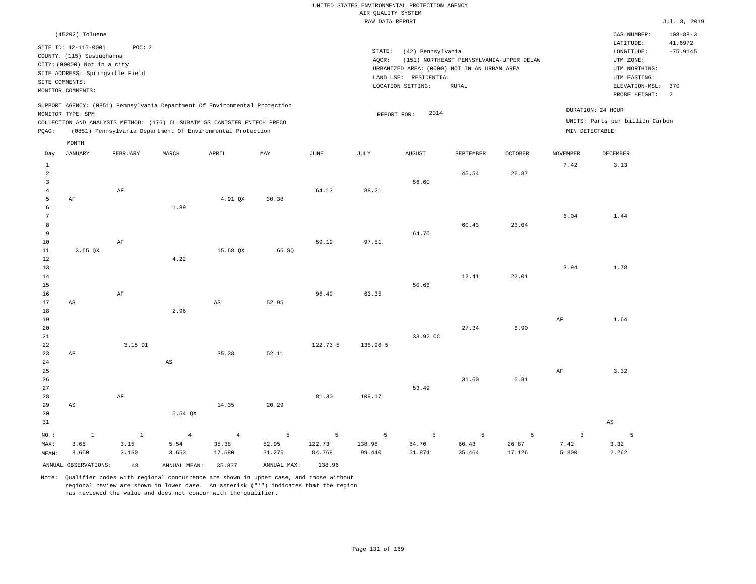UNITED STATES ENVIRONMENTAL PROTECTION AGENCY
AIR QUALITY SYSTEM
RAW DATA REPORT

Jul. 3, 2019

(45202) Toluene

SITE ID: 42-115-0001 POC: 2
COUNTY: (115) Susquehanna
CITY: (00000) Not in a city
SITE ADDRESS: Springville Field
SITE COMMENTS:
MONITOR COMMENTS:

STATE: (42) Pennsylvania
AQCR: (151) NORTHEAST PENNSYLVANIA-UPPER DELAW
URBANIZED AREA: (0000) NOT IN AN URBAN AREA
LAND USE: RESIDENTIAL
LOCATION SETTING: RURAL

CAS NUMBER: 108-88-3
LATITUDE: 41.6972
LONGITUDE: -75.9145
UTM ZONE:
UTM NORTHING:
UTM EASTING:
ELEVATION-MSL: 370
PROBE HEIGHT: 2

SUPPORT AGENCY: (0851) Pennsylvania Department Of Environmental Protection
MONITOR TYPE: SPM
COLLECTION AND ANALYSIS METHOD: (176) 6L SUBATM SS CANISTER ENTECH PRECO
PQAO: (0851) Pennsylvania Department Of Environmental Protection

REPORT FOR: 2014

DURATION: 24 HOUR
UNITS: Parts per billion Carbon
MIN DETECTABLE:

| Day | JANUARY | FEBRUARY | MARCH | APRIL | MAY | JUNE | JULY | AUGUST | SEPTEMBER | OCTOBER | NOVEMBER | DECEMBER |
|---|---|---|---|---|---|---|---|---|---|---|---|---|
| 1 | | | | | | | | | | | 7.42 | 3.13 |
| 2 | | | | | | | | | 45.54 | 26.87 | | |
| 3 | | | | | | | | 56.60 | | | | |
| 4 | | AF | | | | 64.13 | 88.21 | | | | | |
| 5 | AF | | | 4.91 QX | 30.38 | | | | | | | |
| 6 | | | 1.89 | | | | | | | | | |
| 7 | | | | | | | | | | | 6.04 | 1.44 |
| 8 | | | | | | | | | 60.43 | 23.04 | | |
| 9 | | | | | | | | 64.70 | | | | |
| 10 | | AF | | | | 59.19 | 97.51 | | | | | |
| 11 | 3.65 QX | | | 15.68 QX | .65 SQ | | | | | | | |
| 12 | | | 4.22 | | | | | | | | | |
| 13 | | | | | | | | | | | 3.94 | 1.78 |
| 14 | | | | | | | | | 12.41 | 22.01 | | |
| 15 | | | | | | | | 50.66 | | | | |
| 16 | | AF | | | | 96.49 | 63.35 | | | | | |
| 17 | AS | | | AS | 52.95 | | | | | | | |
| 18 | | | 2.96 | | | | | | | | | |
| 19 | | | | | | | | | | | AF | 1.64 |
| 20 | | | | | | | | | 27.34 | 6.90 | | |
| 21 | | | | | | | | 33.92 CC | | | | |
| 22 | | 3.15 DI | | | | 122.73 5 | 138.96 5 | | | | | |
| 23 | AF | | | 35.38 | 52.11 | | | | | | | |
| 24 | | | AS | | | | | | | | | |
| 25 | | | | | | | | | | | AF | 3.32 |
| 26 | | | | | | | | | 31.60 | 6.81 | | |
| 27 | | | | | | | | 53.49 | | | | |
| 28 | | AF | | | | 81.30 | 109.17 | | | | | |
| 29 | AS | | | 14.35 | 20.29 | | | | | | | |
| 30 | | | 5.54 QX | | | | | | | | | |
| 31 | | | | | | | | | | | | AS |
| NO.: | 1 | 1 | 4 | 4 | 5 | 5 | 5 | 5 | 5 | 5 | 3 | 5 |
| MAX: | 3.65 | 3.15 | 5.54 | 35.38 | 52.95 | 122.73 | 138.96 | 64.70 | 60.43 | 26.87 | 7.42 | 3.32 |
| MEAN: | 3.650 | 3.150 | 3.653 | 17.580 | 31.276 | 84.768 | 99.440 | 51.874 | 35.464 | 17.126 | 5.800 | 2.262 |

ANNUAL OBSERVATIONS: 48 ANNUAL MEAN: 35.837 ANNUAL MAX: 138.96

Note: Qualifier codes with regional concurrence are shown in upper case, and those without regional review are shown in lower case. An asterisk ("*") indicates that the region has reviewed the value and does not concur with the qualifier.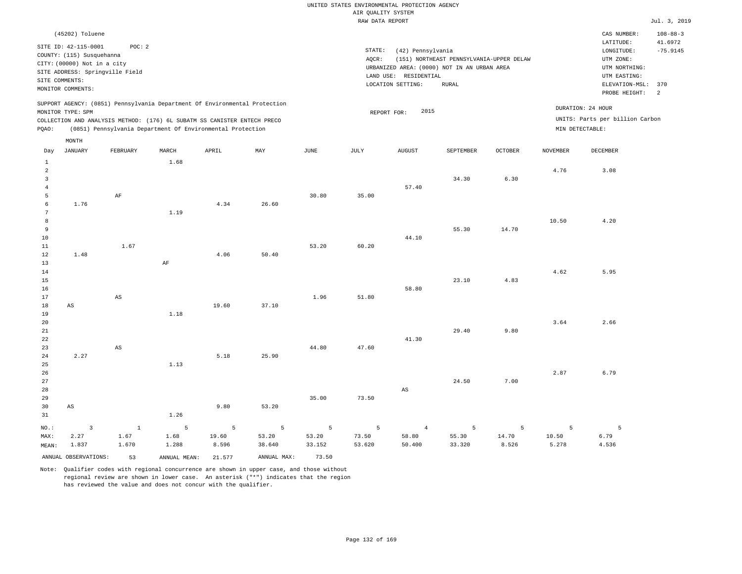UNITED STATES ENVIRONMENTAL PROTECTION AGENCY
AIR QUALITY SYSTEM
RAW DATA REPORT

Jul. 3, 2019

(45202) Toluene

SITE ID: 42-115-0001 POC: 2
COUNTY: (115) Susquehanna
CITY: (00000) Not in a city
SITE ADDRESS: Springville Field
SITE COMMENTS:
MONITOR COMMENTS:

STATE: (42) Pennsylvania
AQCR: (151) NORTHEAST PENNSYLVANIA-UPPER DELAW
URBANIZED AREA: (0000) NOT IN AN URBAN AREA
LAND USE: RESIDENTIAL
LOCATION SETTING: RURAL

CAS NUMBER: 108-88-3
LATITUDE: 41.6972
LONGITUDE: -75.9145
UTM ZONE:
UTM NORTHING:
UTM EASTING:
ELEVATION-MSL: 370
PROBE HEIGHT: 2

SUPPORT AGENCY: (0851) Pennsylvania Department Of Environmental Protection
MONITOR TYPE: SPM
COLLECTION AND ANALYSIS METHOD: (176) 6L SUBATM SS CANISTER ENTECH PRECO
PQAO: (0851) Pennsylvania Department Of Environmental Protection

REPORT FOR: 2015

DURATION: 24 HOUR
UNITS: Parts per billion Carbon
MIN DETECTABLE:

| Day | JANUARY | FEBRUARY | MARCH | APRIL | MAY | JUNE | JULY | AUGUST | SEPTEMBER | OCTOBER | NOVEMBER | DECEMBER |
|---|---|---|---|---|---|---|---|---|---|---|---|---|
| 1 | | | 1.68 | | | | | | | | | |
| 2 | | | | | | | | | | | 4.76 | 3.08 |
| 3 | | | | | | | | | 34.30 | 6.30 | | |
| 4 | | | | | | | | 57.40 | | | | |
| 5 | | AF | | | | 30.80 | 35.00 | | | | | |
| 6 | 1.76 | | | 4.34 | 26.60 | | | | | | | |
| 7 | | | 1.19 | | | | | | | | | |
| 8 | | | | | | | | | | | 10.50 | 4.20 |
| 9 | | | | | | | | | 55.30 | 14.70 | | |
| 10 | | | | | | | | 44.10 | | | | |
| 11 | | 1.67 | | | | 53.20 | 60.20 | | | | | |
| 12 | 1.48 | | | 4.06 | 50.40 | | | | | | | |
| 13 | | | AF | | | | | | | | | |
| 14 | | | | | | | | | | | 4.62 | 5.95 |
| 15 | | | | | | | | | 23.10 | 4.83 | | |
| 16 | | | | | | | | 58.80 | | | | |
| 17 | | AS | | | | 1.96 | 51.80 | | | | | |
| 18 | AS | | | 19.60 | 37.10 | | | | | | | |
| 19 | | | 1.18 | | | | | | | | | |
| 20 | | | | | | | | | | | 3.64 | 2.66 |
| 21 | | | | | | | | | 29.40 | 9.80 | | |
| 22 | | | | | | | | 41.30 | | | | |
| 23 | | AS | | | | 44.80 | 47.60 | | | | | |
| 24 | 2.27 | | | 5.18 | 25.90 | | | | | | | |
| 25 | | | 1.13 | | | | | | | | | |
| 26 | | | | | | | | | | | 2.87 | 6.79 |
| 27 | | | | | | | | | 24.50 | 7.00 | | |
| 28 | | | | | | | | AS | | | | |
| 29 | | | | | | 35.00 | 73.50 | | | | | |
| 30 | AS | | | 9.80 | 53.20 | | | | | | | |
| 31 | | | 1.26 | | | | | | | | | |
| NO.: | 3 | 1 | 5 | 5 | 5 | 5 | 5 | 4 | 5 | 5 | 5 | 5 |
| MAX: | 2.27 | 1.67 | 1.68 | 19.60 | 53.20 | 53.20 | 73.50 | 58.80 | 55.30 | 14.70 | 10.50 | 6.79 |
| MEAN: | 1.837 | 1.670 | 1.288 | 8.596 | 38.640 | 33.152 | 53.620 | 50.400 | 33.320 | 8.526 | 5.278 | 4.536 |

ANNUAL OBSERVATIONS: 53 ANNUAL MEAN: 21.577 ANNUAL MAX: 73.50

Note: Qualifier codes with regional concurrence are shown in upper case, and those without regional review are shown in lower case. An asterisk ("*") indicates that the region has reviewed the value and does not concur with the qualifier.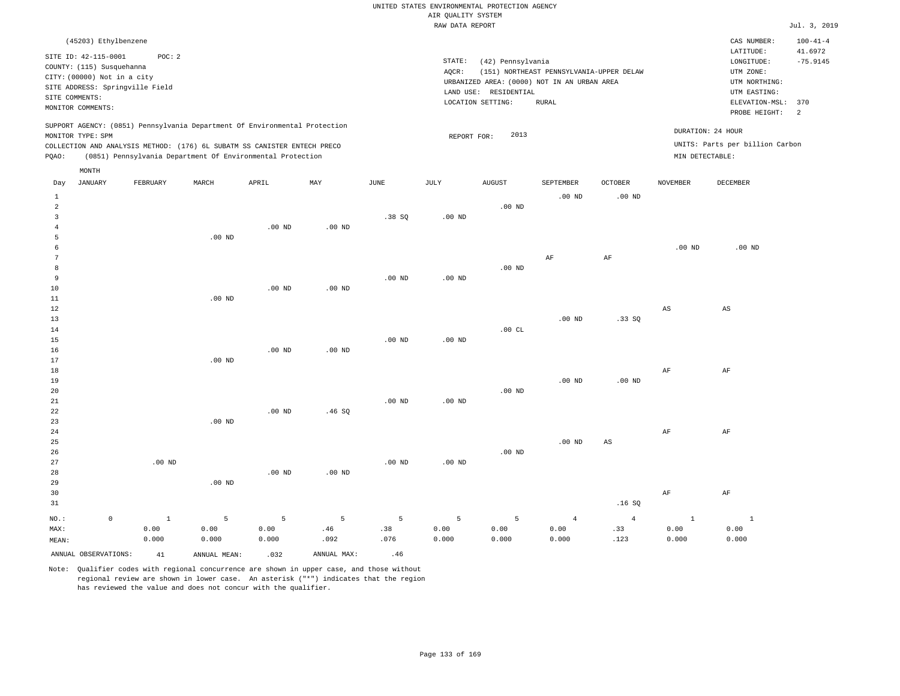UNITED STATES ENVIRONMENTAL PROTECTION AGENCY
AIR QUALITY SYSTEM
RAW DATA REPORT

Jul. 3, 2019

(45203) Ethylbenzene

SITE ID: 42-115-0001 POC: 2
COUNTY: (115) Susquehanna
CITY: (00000) Not in a city
SITE ADDRESS: Springville Field
SITE COMMENTS:
MONITOR COMMENTS:

STATE: (42) Pennsylvania
AQCR: (151) NORTHEAST PENNSYLVANIA-UPPER DELAW
URBANIZED AREA: (0000) NOT IN AN URBAN AREA
LAND USE: RESIDENTIAL
LOCATION SETTING: RURAL

CAS NUMBER: 100-41-4
LATITUDE: 41.6972
LONGITUDE: -75.9145
UTM ZONE:
UTM NORTHING:
UTM EASTING:
ELEVATION-MSL: 370
PROBE HEIGHT: 2

SUPPORT AGENCY: (0851) Pennsylvania Department Of Environmental Protection
MONITOR TYPE: SPM
COLLECTION AND ANALYSIS METHOD: (176) 6L SUBATM SS CANISTER ENTECH PRECO
PQAO: (0851) Pennsylvania Department Of Environmental Protection

REPORT FOR: 2013

DURATION: 24 HOUR
UNITS: Parts per billion Carbon
MIN DETECTABLE:

| Day | JANUARY | FEBRUARY | MARCH | APRIL | MAY | JUNE | JULY | AUGUST | SEPTEMBER | OCTOBER | NOVEMBER | DECEMBER |
|---|---|---|---|---|---|---|---|---|---|---|---|---|
| 1 | | | | | | | | | .00 ND | .00 ND | | |
| 2 | | | | | | | | .00 ND | | | | |
| 3 | | | | | | .38 SQ | .00 ND | | | | | |
| 4 | | | | .00 ND | .00 ND | | | | | | | |
| 5 | | | .00 ND | | | | | | | | | |
| 6 | | | | | | | | | | | .00 ND | .00 ND |
| 7 | | | | | | | | | AF | AF | | |
| 8 | | | | | | | | .00 ND | | | | |
| 9 | | | | | | .00 ND | .00 ND | | | | | |
| 10 | | | | .00 ND | .00 ND | | | | | | | |
| 11 | | | .00 ND | | | | | | | | | |
| 12 | | | | | | | | | | | AS | AS |
| 13 | | | | | | | | | .00 ND | .33 SQ | | |
| 14 | | | | | | | | .00 CL | | | | |
| 15 | | | | | | .00 ND | .00 ND | | | | | |
| 16 | | | | .00 ND | .00 ND | | | | | | | |
| 17 | | | .00 ND | | | | | | | | | |
| 18 | | | | | | | | | | | AF | AF |
| 19 | | | | | | | | | .00 ND | .00 ND | | |
| 20 | | | | | | | | .00 ND | | | | |
| 21 | | | | | | .00 ND | .00 ND | | | | | |
| 22 | | | | .00 ND | .46 SQ | | | | | | | |
| 23 | | | .00 ND | | | | | | | | | |
| 24 | | | | | | | | | | | AF | AF |
| 25 | | | | | | | | | .00 ND | AS | | |
| 26 | | | | | | | | .00 ND | | | | |
| 27 | | .00 ND | | | | .00 ND | .00 ND | | | | | |
| 28 | | | | .00 ND | .00 ND | | | | | | | |
| 29 | | | .00 ND | | | | | | | | | |
| 30 | | | | | | | | | | | AF | AF |
| 31 | | | | | | | | | | .16 SQ | | |
| NO.: | 0 | 1 | 5 | 5 | 5 | 5 | 5 | 5 | 4 | 4 | 1 | 1 |
| MAX: | | 0.00 | 0.00 | 0.00 | .46 | .38 | 0.00 | 0.00 | 0.00 | .33 | 0.00 | 0.00 |
| MEAN: | | 0.000 | 0.000 | 0.000 | .092 | .076 | 0.000 | 0.000 | 0.000 | .123 | 0.000 | 0.000 |

ANNUAL OBSERVATIONS: 41 ANNUAL MEAN: .032 ANNUAL MAX: .46

Note: Qualifier codes with regional concurrence are shown in upper case, and those without regional review are shown in lower case. An asterisk ("*") indicates that the region has reviewed the value and does not concur with the qualifier.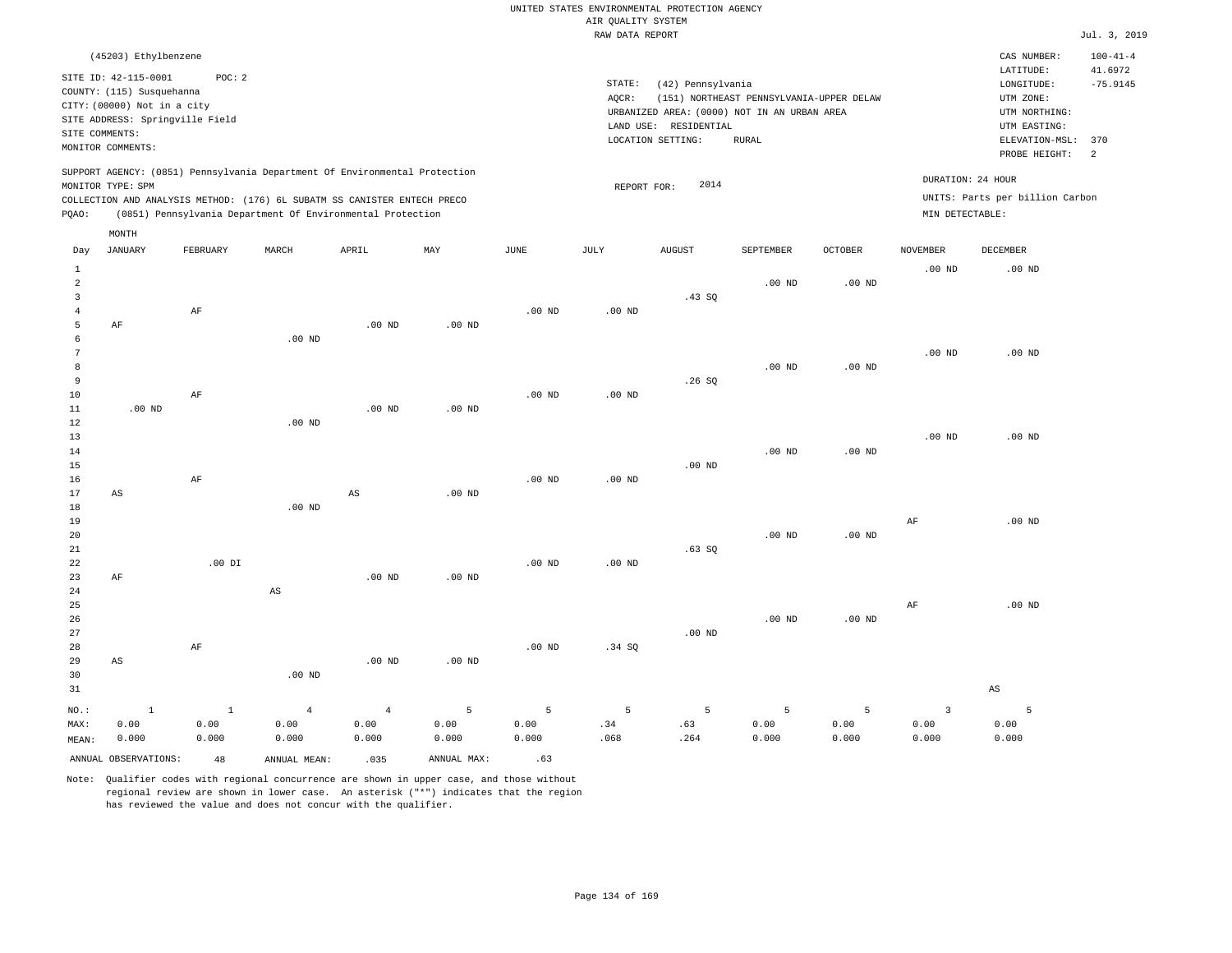UNITED STATES ENVIRONMENTAL PROTECTION AGENCY
AIR QUALITY SYSTEM
RAW DATA REPORT

Jul. 3, 2019

(45203) Ethylbenzene

SITE ID: 42-115-0001 POC: 2
COUNTY: (115) Susquehanna
CITY: (00000) Not in a city
SITE ADDRESS: Springville Field
SITE COMMENTS:
MONITOR COMMENTS:

STATE: (42) Pennsylvania
AQCR: (151) NORTHEAST PENNSYLVANIA-UPPER DELAW
URBANIZED AREA: (0000) NOT IN AN URBAN AREA
LAND USE: RESIDENTIAL
LOCATION SETTING: RURAL

CAS NUMBER: 100-41-4
LATITUDE: 41.6972
LONGITUDE: -75.9145
UTM ZONE:
UTM NORTHING:
UTM EASTING:
ELEVATION-MSL: 370
PROBE HEIGHT: 2

SUPPORT AGENCY: (0851) Pennsylvania Department Of Environmental Protection
MONITOR TYPE: SPM
COLLECTION AND ANALYSIS METHOD: (176) 6L SUBATM SS CANISTER ENTECH PRECO
PQAO: (0851) Pennsylvania Department Of Environmental Protection

REPORT FOR: 2014

DURATION: 24 HOUR
UNITS: Parts per billion Carbon
MIN DETECTABLE:

| Day | JANUARY | FEBRUARY | MARCH | APRIL | MAY | JUNE | JULY | AUGUST | SEPTEMBER | OCTOBER | NOVEMBER | DECEMBER |
|---|---|---|---|---|---|---|---|---|---|---|---|---|
| 1 | | | | | | | | | | | .00 ND | .00 ND |
| 2 | | | | | | | | | .00 ND | .00 ND | | |
| 3 | | | | | | | | .43 SQ | | | | |
| 4 | | AF | | | | .00 ND | .00 ND | | | | | |
| 5 | AF | | | .00 ND | .00 ND | | | | | | | |
| 6 | | | .00 ND | | | | | | | | | |
| 7 | | | | | | | | | | | .00 ND | .00 ND |
| 8 | | | | | | | | | .00 ND | .00 ND | | |
| 9 | | | | | | | | .26 SQ | | | | |
| 10 | | AF | | | | .00 ND | .00 ND | | | | | |
| 11 | .00 ND | | | .00 ND | .00 ND | | | | | | | |
| 12 | | | .00 ND | | | | | | | | | |
| 13 | | | | | | | | | | | .00 ND | .00 ND |
| 14 | | | | | | | | | .00 ND | .00 ND | | |
| 15 | | | | | | | | .00 ND | | | | |
| 16 | | AF | | | | .00 ND | .00 ND | | | | | |
| 17 | AS | | | AS | .00 ND | | | | | | | |
| 18 | | | .00 ND | | | | | | | | | |
| 19 | | | | | | | | | | | AF | .00 ND |
| 20 | | | | | | | | | .00 ND | .00 ND | | |
| 21 | | | | | | | | .63 SQ | | | | |
| 22 | | .00 DI | | | | .00 ND | .00 ND | | | | | |
| 23 | AF | | | .00 ND | .00 ND | | | | | | | |
| 24 | | | AS | | | | | | | | | |
| 25 | | | | | | | | | | | AF | .00 ND |
| 26 | | | | | | | | | .00 ND | .00 ND | | |
| 27 | | | | | | | | .00 ND | | | | |
| 28 | | AF | | | | .00 ND | .34 SQ | | | | | |
| 29 | AS | | | .00 ND | .00 ND | | | | | | | |
| 30 | | | .00 ND | | | | | | | | | |
| 31 | | | | | | | | | | | | AS |
| NO.: | 1 | 1 | 4 | 4 | 5 | 5 | 5 | 5 | 5 | 5 | 3 | 5 |
| MAX: | 0.00 | 0.00 | 0.00 | 0.00 | 0.00 | 0.00 | .34 | .63 | 0.00 | 0.00 | 0.00 | 0.00 |
| MEAN: | 0.000 | 0.000 | 0.000 | 0.000 | 0.000 | 0.000 | .068 | .264 | 0.000 | 0.000 | 0.000 | 0.000 |

ANNUAL OBSERVATIONS: 48 ANNUAL MEAN: .035 ANNUAL MAX: .63

Note: Qualifier codes with regional concurrence are shown in upper case, and those without regional review are shown in lower case. An asterisk ("*") indicates that the region has reviewed the value and does not concur with the qualifier.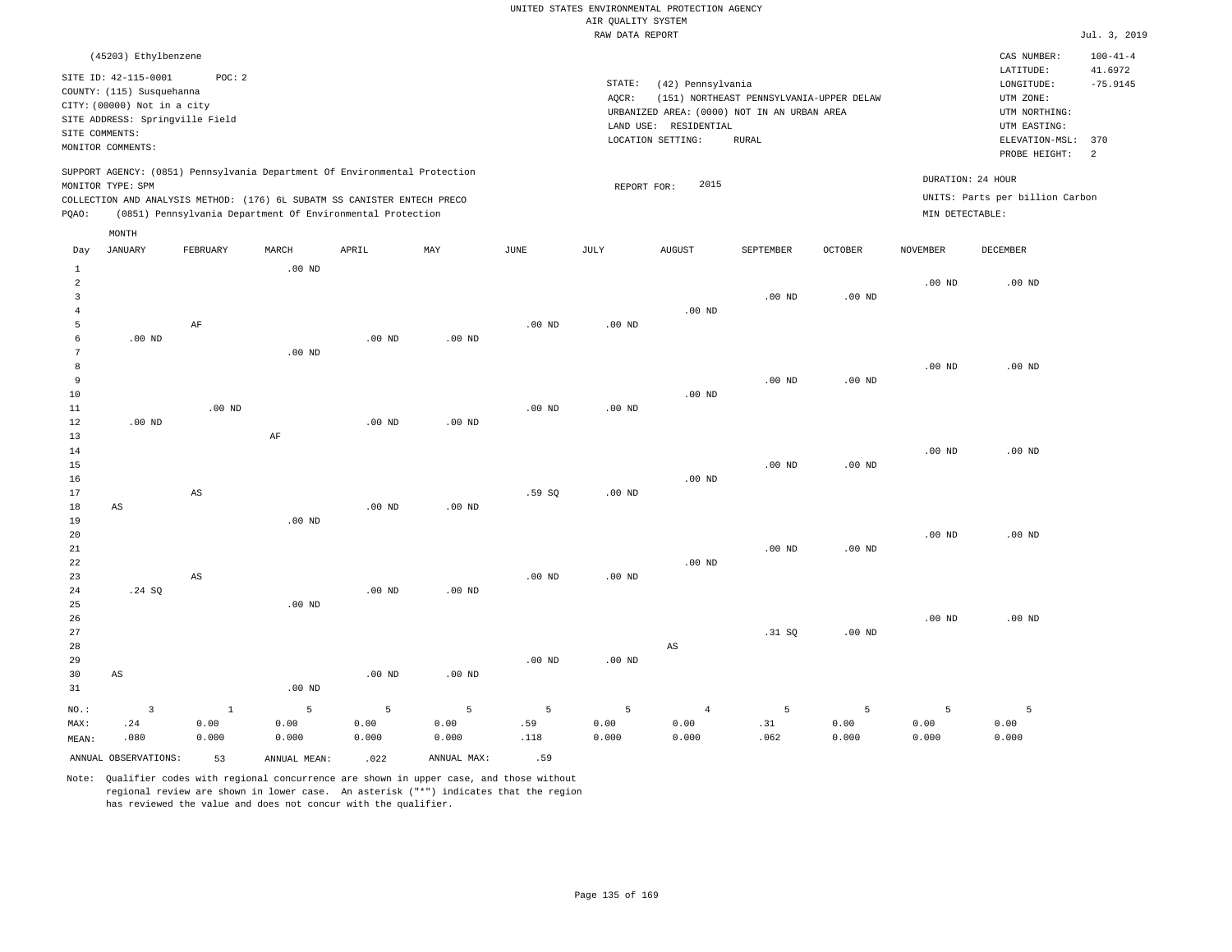UNITED STATES ENVIRONMENTAL PROTECTION AGENCY
AIR QUALITY SYSTEM
RAW DATA REPORT

Jul. 3, 2019

(45203) Ethylbenzene

SITE ID: 42-115-0001 POC: 2
COUNTY: (115) Susquehanna
CITY: (00000) Not in a city
SITE ADDRESS: Springville Field
SITE COMMENTS:
MONITOR COMMENTS:

STATE: (42) Pennsylvania
AQCR: (151) NORTHEAST PENNSYLVANIA-UPPER DELAW
URBANIZED AREA: (0000) NOT IN AN URBAN AREA
LAND USE: RESIDENTIAL
LOCATION SETTING: RURAL

CAS NUMBER: 100-41-4
LATITUDE: 41.6972
LONGITUDE: -75.9145
UTM ZONE:
UTM NORTHING:
UTM EASTING:
ELEVATION-MSL: 370
PROBE HEIGHT: 2

SUPPORT AGENCY: (0851) Pennsylvania Department Of Environmental Protection
MONITOR TYPE: SPM
COLLECTION AND ANALYSIS METHOD: (176) 6L SUBATM SS CANISTER ENTECH PRECO
PQAO: (0851) Pennsylvania Department Of Environmental Protection

REPORT FOR: 2015

DURATION: 24 HOUR
UNITS: Parts per billion Carbon
MIN DETECTABLE:

| Day | JANUARY | FEBRUARY | MARCH | APRIL | MAY | JUNE | JULY | AUGUST | SEPTEMBER | OCTOBER | NOVEMBER | DECEMBER |
|---|---|---|---|---|---|---|---|---|---|---|---|---|
| 1 | | | .00 ND | | | | | | | | | |
| 2 | | | | | | | | | | | .00 ND | .00 ND |
| 3 | | | | | | | | | .00 ND | .00 ND | | |
| 4 | | | | | | | | .00 ND | | | | |
| 5 | | AF | | | | .00 ND | .00 ND | | | | | |
| 6 | .00 ND | | | .00 ND | .00 ND | | | | | | | |
| 7 | | | .00 ND | | | | | | | | | |
| 8 | | | | | | | | | | | .00 ND | .00 ND |
| 9 | | | | | | | | | .00 ND | .00 ND | | |
| 10 | | | | | | | | .00 ND | | | | |
| 11 | | .00 ND | | | | .00 ND | .00 ND | | | | | |
| 12 | .00 ND | | | .00 ND | .00 ND | | | | | | | |
| 13 | | | AF | | | | | | | | | |
| 14 | | | | | | | | | | | .00 ND | .00 ND |
| 15 | | | | | | | | | .00 ND | .00 ND | | |
| 16 | | | | | | | | .00 ND | | | | |
| 17 | | AS | | | | .59 SQ | .00 ND | | | | | |
| 18 | AS | | | .00 ND | .00 ND | | | | | | | |
| 19 | | | .00 ND | | | | | | | | | |
| 20 | | | | | | | | | | | .00 ND | .00 ND |
| 21 | | | | | | | | | .00 ND | .00 ND | | |
| 22 | | | | | | | | .00 ND | | | | |
| 23 | | AS | | | | .00 ND | .00 ND | | | | | |
| 24 | .24 SQ | | | .00 ND | .00 ND | | | | | | | |
| 25 | | | .00 ND | | | | | | | | | |
| 26 | | | | | | | | | | | .00 ND | .00 ND |
| 27 | | | | | | | | | .31 SQ | .00 ND | | |
| 28 | | | | | | | | AS | | | | |
| 29 | | | | | | .00 ND | .00 ND | | | | | |
| 30 | AS | | | .00 ND | .00 ND | | | | | | | |
| 31 | | | .00 ND | | | | | | | | | |
| NO.: | 3 | 1 | 5 | 5 | 5 | 5 | 5 | 4 | 5 | 5 | 5 | 5 |
| MAX: | .24 | 0.00 | 0.00 | 0.00 | 0.00 | .59 | 0.00 | 0.00 | .31 | 0.00 | 0.00 | 0.00 |
| MEAN: | .080 | 0.000 | 0.000 | 0.000 | 0.000 | .118 | 0.000 | 0.000 | .062 | 0.000 | 0.000 | 0.000 |

ANNUAL OBSERVATIONS: 53 ANNUAL MEAN: .022 ANNUAL MAX: .59

Note: Qualifier codes with regional concurrence are shown in upper case, and those without regional review are shown in lower case. An asterisk ("*") indicates that the region has reviewed the value and does not concur with the qualifier.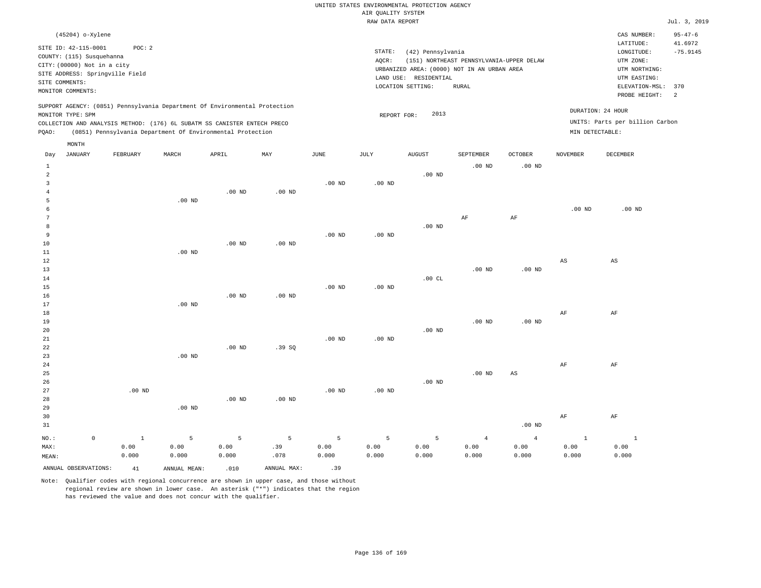UNITED STATES ENVIRONMENTAL PROTECTION AGENCY
AIR QUALITY SYSTEM
RAW DATA REPORT

Jul. 3, 2019

(45204) o-Xylene

SITE ID: 42-115-0001 POC: 2
COUNTY: (115) Susquehanna
CITY: (00000) Not in a city
SITE ADDRESS: Springville Field
SITE COMMENTS:
MONITOR COMMENTS:

STATE: (42) Pennsylvania
AQCR: (151) NORTHEAST PENNSYLVANIA-UPPER DELAW
URBANIZED AREA: (0000) NOT IN AN URBAN AREA
LAND USE: RESIDENTIAL
LOCATION SETTING: RURAL

CAS NUMBER: 95-47-6
LATITUDE: 41.6972
LONGITUDE: -75.9145
UTM ZONE:
UTM NORTHING:
UTM EASTING:
ELEVATION-MSL: 370
PROBE HEIGHT: 2

SUPPORT AGENCY: (0851) Pennsylvania Department Of Environmental Protection
MONITOR TYPE: SPM
COLLECTION AND ANALYSIS METHOD: (176) 6L SUBATM SS CANISTER ENTECH PRECO
PQAO: (0851) Pennsylvania Department Of Environmental Protection

REPORT FOR: 2013

DURATION: 24 HOUR
UNITS: Parts per billion Carbon
MIN DETECTABLE:

| Day | JANUARY | FEBRUARY | MARCH | APRIL | MAY | JUNE | JULY | AUGUST | SEPTEMBER | OCTOBER | NOVEMBER | DECEMBER |
|---|---|---|---|---|---|---|---|---|---|---|---|---|
| 1 | | | | | | | | | .00 ND | .00 ND | | |
| 2 | | | | | | | | .00 ND | | | | |
| 3 | | | | | | .00 ND | .00 ND | | | | | |
| 4 | | | | .00 ND | .00 ND | | | | | | | |
| 5 | | | .00 ND | | | | | | | | | |
| 6 | | | | | | | | | | | .00 ND | .00 ND |
| 7 | | | | | | | | | AF | AF | | |
| 8 | | | | | | | | .00 ND | | | | |
| 9 | | | | | | .00 ND | .00 ND | | | | | |
| 10 | | | | .00 ND | .00 ND | | | | | | | |
| 11 | | | .00 ND | | | | | | | | | |
| 12 | | | | | | | | | | | AS | AS |
| 13 | | | | | | | | | .00 ND | .00 ND | | |
| 14 | | | | | | | | .00 CL | | | | |
| 15 | | | | | | .00 ND | .00 ND | | | | | |
| 16 | | | | .00 ND | .00 ND | | | | | | | |
| 17 | | | .00 ND | | | | | | | | | |
| 18 | | | | | | | | | | | AF | AF |
| 19 | | | | | | | | | .00 ND | .00 ND | | |
| 20 | | | | | | | | .00 ND | | | | |
| 21 | | | | | | .00 ND | .00 ND | | | | | |
| 22 | | | | .00 ND | .39 SQ | | | | | | | |
| 23 | | | .00 ND | | | | | | | | | |
| 24 | | | | | | | | | | | AF | AF |
| 25 | | | | | | | | | .00 ND | AS | | |
| 26 | | | | | | | | .00 ND | | | | |
| 27 | | .00 ND | | | | .00 ND | .00 ND | | | | | |
| 28 | | | | .00 ND | .00 ND | | | | | | | |
| 29 | | | .00 ND | | | | | | | | | |
| 30 | | | | | | | | | | | AF | AF |
| 31 | | | | | | | | | | .00 ND | | |
| NO.: | 0 | 1 | 5 | 5 | 5 | 5 | 5 | 5 | 4 | 4 | 1 | 1 |
| MAX: | | 0.00 | 0.00 | 0.00 | .39 | 0.00 | 0.00 | 0.00 | 0.00 | 0.00 | 0.00 | 0.00 |
| MEAN: | | 0.000 | 0.000 | 0.000 | .078 | 0.000 | 0.000 | 0.000 | 0.000 | 0.000 | 0.000 | 0.000 |

ANNUAL OBSERVATIONS: 41 ANNUAL MEAN: .010 ANNUAL MAX: .39

Note: Qualifier codes with regional concurrence are shown in upper case, and those without regional review are shown in lower case. An asterisk ("*") indicates that the region has reviewed the value and does not concur with the qualifier.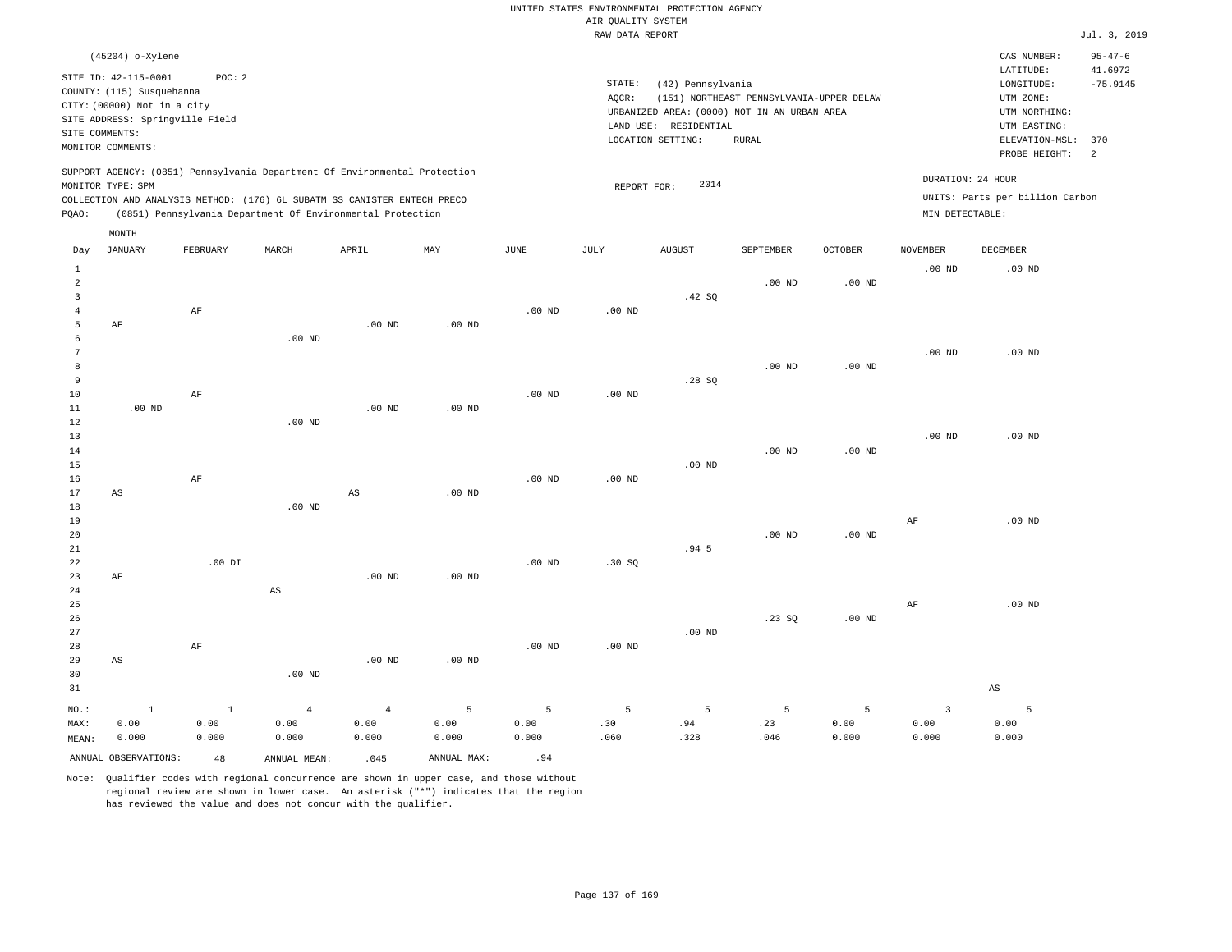UNITED STATES ENVIRONMENTAL PROTECTION AGENCY
AIR QUALITY SYSTEM
RAW DATA REPORT

Jul. 3, 2019

(45204) o-Xylene

SITE ID: 42-115-0001 POC: 2
COUNTY: (115) Susquehanna
CITY: (00000) Not in a city
SITE ADDRESS: Springville Field
SITE COMMENTS:
MONITOR COMMENTS:

STATE: (42) Pennsylvania
AQCR: (151) NORTHEAST PENNSYLVANIA-UPPER DELAW
URBANIZED AREA: (0000) NOT IN AN URBAN AREA
LAND USE: RESIDENTIAL
LOCATION SETTING: RURAL

CAS NUMBER: 95-47-6
LATITUDE: 41.6972
LONGITUDE: -75.9145
UTM ZONE:
UTM NORTHING:
UTM EASTING:
ELEVATION-MSL: 370
PROBE HEIGHT: 2

SUPPORT AGENCY: (0851) Pennsylvania Department Of Environmental Protection
MONITOR TYPE: SPM
COLLECTION AND ANALYSIS METHOD: (176) 6L SUBATM SS CANISTER ENTECH PRECO
PQAO: (0851) Pennsylvania Department Of Environmental Protection

REPORT FOR: 2014

DURATION: 24 HOUR
UNITS: Parts per billion Carbon
MIN DETECTABLE:

| Day | JANUARY | FEBRUARY | MARCH | APRIL | MAY | JUNE | JULY | AUGUST | SEPTEMBER | OCTOBER | NOVEMBER | DECEMBER |
|---|---|---|---|---|---|---|---|---|---|---|---|---|
| 1 | | | | | | | | | | | .00 ND | .00 ND |
| 2 | | | | | | | | | .00 ND | .00 ND | | |
| 3 | | | | | | | | .42 SQ | | | | |
| 4 | | AF | | | | .00 ND | .00 ND | | | | | |
| 5 | AF | | | .00 ND | .00 ND | | | | | | | |
| 6 | | | .00 ND | | | | | | | | | |
| 7 | | | | | | | | | | | .00 ND | .00 ND |
| 8 | | | | | | | | | .00 ND | .00 ND | | |
| 9 | | | | | | | | .28 SQ | | | | |
| 10 | | AF | | | | .00 ND | .00 ND | | | | | |
| 11 | .00 ND | | | .00 ND | .00 ND | | | | | | | |
| 12 | | | .00 ND | | | | | | | | | |
| 13 | | | | | | | | | | | .00 ND | .00 ND |
| 14 | | | | | | | | | .00 ND | .00 ND | | |
| 15 | | | | | | | | .00 ND | | | | |
| 16 | | AF | | | | .00 ND | .00 ND | | | | | |
| 17 | AS | | | AS | .00 ND | | | | | | | |
| 18 | | | .00 ND | | | | | | | | | |
| 19 | | | | | | | | | | | AF | .00 ND |
| 20 | | | | | | | | | .00 ND | .00 ND | | |
| 21 | | | | | | | | .94 5 | | | | |
| 22 | | .00 DI | | | | .00 ND | .30 SQ | | | | | |
| 23 | AF | | | .00 ND | .00 ND | | | | | | | |
| 24 | | | AS | | | | | | | | | |
| 25 | | | | | | | | | | | AF | .00 ND |
| 26 | | | | | | | | | .23 SQ | .00 ND | | |
| 27 | | | | | | | | .00 ND | | | | |
| 28 | | AF | | | | .00 ND | .00 ND | | | | | |
| 29 | AS | | | .00 ND | .00 ND | | | | | | | |
| 30 | | | .00 ND | | | | | | | | | |
| 31 | | | | | | | | | | | | AS |
| NO.: | 1 | 1 | 4 | 4 | 5 | 5 | 5 | 5 | 5 | 5 | 3 | 5 |
| MAX: | 0.00 | 0.00 | 0.00 | 0.00 | 0.00 | 0.00 | .30 | .94 | .23 | 0.00 | 0.00 | 0.00 |
| MEAN: | 0.000 | 0.000 | 0.000 | 0.000 | 0.000 | 0.000 | .060 | .328 | .046 | 0.000 | 0.000 | 0.000 |

ANNUAL OBSERVATIONS: 48 ANNUAL MEAN: .045 ANNUAL MAX: .94

Note: Qualifier codes with regional concurrence are shown in upper case, and those without regional review are shown in lower case. An asterisk ("*") indicates that the region has reviewed the value and does not concur with the qualifier.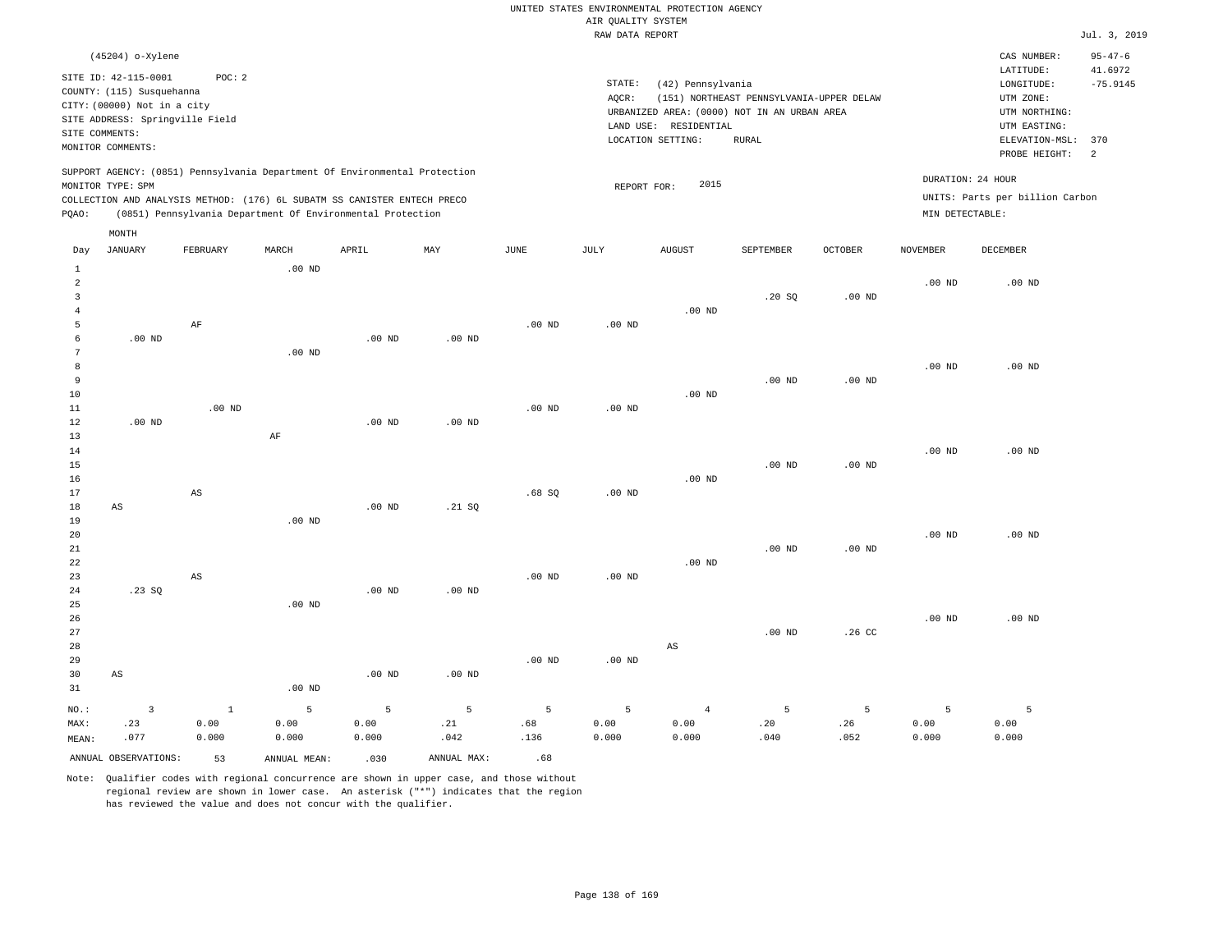UNITED STATES ENVIRONMENTAL PROTECTION AGENCY
AIR QUALITY SYSTEM
RAW DATA REPORT

Jul. 3, 2019

(45204) o-Xylene

SITE ID: 42-115-0001 POC: 2
COUNTY: (115) Susquehanna
CITY: (00000) Not in a city
SITE ADDRESS: Springville Field
SITE COMMENTS:
MONITOR COMMENTS:

STATE: (42) Pennsylvania
AQCR: (151) NORTHEAST PENNSYLVANIA-UPPER DELAW
URBANIZED AREA: (0000) NOT IN AN URBAN AREA
LAND USE: RESIDENTIAL
LOCATION SETTING: RURAL

CAS NUMBER: 95-47-6
LATITUDE: 41.6972
LONGITUDE: -75.9145
UTM ZONE:
UTM NORTHING:
UTM EASTING:
ELEVATION-MSL: 370
PROBE HEIGHT: 2

SUPPORT AGENCY: (0851) Pennsylvania Department Of Environmental Protection
MONITOR TYPE: SPM
COLLECTION AND ANALYSIS METHOD: (176) 6L SUBATM SS CANISTER ENTECH PRECO
PQAO: (0851) Pennsylvania Department Of Environmental Protection

REPORT FOR: 2015

DURATION: 24 HOUR
UNITS: Parts per billion Carbon
MIN DETECTABLE:

| Day | JANUARY | FEBRUARY | MARCH | APRIL | MAY | JUNE | JULY | AUGUST | SEPTEMBER | OCTOBER | NOVEMBER | DECEMBER |
|---|---|---|---|---|---|---|---|---|---|---|---|---|
| 1 | | | .00 ND | | | | | | | | | |
| 2 | | | | | | | | | | | .00 ND | .00 ND |
| 3 | | | | | | | | | .20 SQ | .00 ND | | |
| 4 | | | | | | | | .00 ND | | | | |
| 5 | | AF | | | | .00 ND | .00 ND | | | | | |
| 6 | .00 ND | | | .00 ND | .00 ND | | | | | | | |
| 7 | | | .00 ND | | | | | | | | | |
| 8 | | | | | | | | | | | .00 ND | .00 ND |
| 9 | | | | | | | | | .00 ND | .00 ND | | |
| 10 | | | | | | | | .00 ND | | | | |
| 11 | | .00 ND | | | | .00 ND | .00 ND | | | | | |
| 12 | .00 ND | | | .00 ND | .00 ND | | | | | | | |
| 13 | | | AF | | | | | | | | | |
| 14 | | | | | | | | | | | .00 ND | .00 ND |
| 15 | | | | | | | | | .00 ND | .00 ND | | |
| 16 | | | | | | | | .00 ND | | | | |
| 17 | | AS | | | | .68 SQ | .00 ND | | | | | |
| 18 | AS | | | .00 ND | .21 SQ | | | | | | | |
| 19 | | | .00 ND | | | | | | | | | |
| 20 | | | | | | | | | | | .00 ND | .00 ND |
| 21 | | | | | | | | | .00 ND | .00 ND | | |
| 22 | | | | | | | | .00 ND | | | | |
| 23 | | AS | | | | .00 ND | .00 ND | | | | | |
| 24 | .23 SQ | | | .00 ND | .00 ND | | | | | | | |
| 25 | | | .00 ND | | | | | | | | | |
| 26 | | | | | | | | | | | .00 ND | .00 ND |
| 27 | | | | | | | | | .00 ND | .26 CC | | |
| 28 | | | | | | | | AS | | | | |
| 29 | | | | | | .00 ND | .00 ND | | | | | |
| 30 | AS | | | .00 ND | .00 ND | | | | | | | |
| 31 | | | .00 ND | | | | | | | | | |
| NO.: | 3 | 1 | 5 | 5 | 5 | 5 | 5 | 4 | 5 | 5 | 5 | 5 |
| MAX: | .23 | 0.00 | 0.00 | 0.00 | .21 | .68 | 0.00 | 0.00 | .20 | .26 | 0.00 | 0.00 |
| MEAN: | .077 | 0.000 | 0.000 | 0.000 | .042 | .136 | 0.000 | 0.000 | .040 | .052 | 0.000 | 0.000 |

ANNUAL OBSERVATIONS: 53 ANNUAL MEAN: .030 ANNUAL MAX: .68

Note: Qualifier codes with regional concurrence are shown in upper case, and those without regional review are shown in lower case. An asterisk ("*") indicates that the region has reviewed the value and does not concur with the qualifier.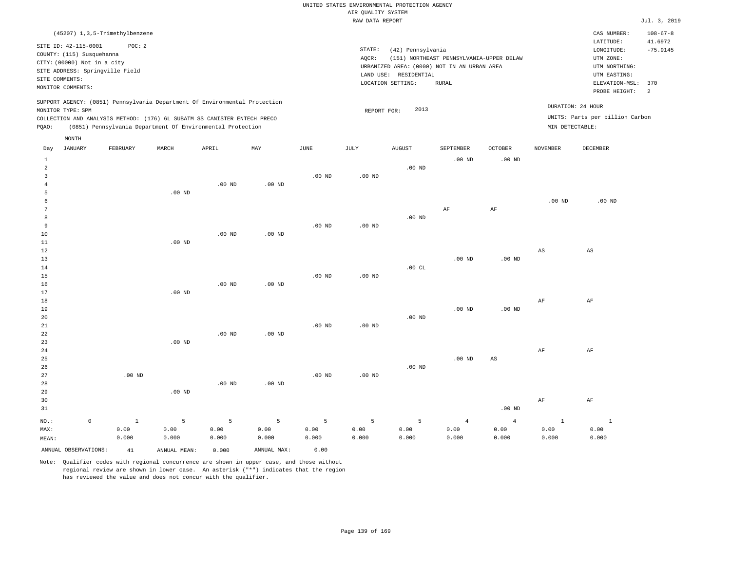UNITED STATES ENVIRONMENTAL PROTECTION AGENCY
AIR QUALITY SYSTEM
RAW DATA REPORT

Jul. 3, 2019

(45207) 1,3,5-Trimethylbenzene

SITE ID: 42-115-0001 POC: 2
COUNTY: (115) Susquehanna
CITY: (00000) Not in a city
SITE ADDRESS: Springville Field
SITE COMMENTS:
MONITOR COMMENTS:

STATE: (42) Pennsylvania
AQCR: (151) NORTHEAST PENNSYLVANIA-UPPER DELAW
URBANIZED AREA: (0000) NOT IN AN URBAN AREA
LAND USE: RESIDENTIAL
LOCATION SETTING: RURAL

CAS NUMBER: 108-67-8
LATITUDE: 41.6972
LONGITUDE: -75.9145
UTM ZONE:
UTM NORTHING:
UTM EASTING:
ELEVATION-MSL: 370
PROBE HEIGHT: 2

SUPPORT AGENCY: (0851) Pennsylvania Department Of Environmental Protection
MONITOR TYPE: SPM
COLLECTION AND ANALYSIS METHOD: (176) 6L SUBATM SS CANISTER ENTECH PRECO
PQAO: (0851) Pennsylvania Department Of Environmental Protection

REPORT FOR: 2013

DURATION: 24 HOUR
UNITS: Parts per billion Carbon
MIN DETECTABLE:

| Day | JANUARY | FEBRUARY | MARCH | APRIL | MAY | JUNE | JULY | AUGUST | SEPTEMBER | OCTOBER | NOVEMBER | DECEMBER |
|---|---|---|---|---|---|---|---|---|---|---|---|---|
| 1 | | | | | | | | | .00 ND | .00 ND | | |
| 2 | | | | | | | | .00 ND | | | | |
| 3 | | | | | | .00 ND | .00 ND | | | | | |
| 4 | | | | .00 ND | .00 ND | | | | | | | |
| 5 | | | .00 ND | | | | | | | | | |
| 6 | | | | | | | | | | | .00 ND | .00 ND |
| 7 | | | | | | | | | AF | AF | | |
| 8 | | | | | | | | .00 ND | | | | |
| 9 | | | | | | .00 ND | .00 ND | | | | | |
| 10 | | | | .00 ND | .00 ND | | | | | | | |
| 11 | | | .00 ND | | | | | | | | | |
| 12 | | | | | | | | | | | AS | AS |
| 13 | | | | | | | | | .00 ND | .00 ND | | |
| 14 | | | | | | | | .00 CL | | | | |
| 15 | | | | | | .00 ND | .00 ND | | | | | |
| 16 | | | | .00 ND | .00 ND | | | | | | | |
| 17 | | | .00 ND | | | | | | | | | |
| 18 | | | | | | | | | | | AF | AF |
| 19 | | | | | | | | | .00 ND | .00 ND | | |
| 20 | | | | | | | | .00 ND | | | | |
| 21 | | | | | | .00 ND | .00 ND | | | | | |
| 22 | | | | .00 ND | .00 ND | | | | | | | |
| 23 | | | .00 ND | | | | | | | | | |
| 24 | | | | | | | | | | | AF | AF |
| 25 | | | | | | | | | .00 ND | AS | | |
| 26 | | | | | | | | .00 ND | | | | |
| 27 | | .00 ND | | | | .00 ND | .00 ND | | | | | |
| 28 | | | | .00 ND | .00 ND | | | | | | | |
| 29 | | | .00 ND | | | | | | | | | |
| 30 | | | | | | | | | | | AF | AF |
| 31 | | | | | | | | | | .00 ND | | |
| NO.: | 0 | 1 | 5 | 5 | 5 | 5 | 5 | 5 | 4 | 4 | 1 | 1 |
| MAX: | | 0.00 | 0.00 | 0.00 | 0.00 | 0.00 | 0.00 | 0.00 | 0.00 | 0.00 | 0.00 | 0.00 |
| MEAN: | | 0.000 | 0.000 | 0.000 | 0.000 | 0.000 | 0.000 | 0.000 | 0.000 | 0.000 | 0.000 | 0.000 |

ANNUAL OBSERVATIONS: 41 ANNUAL MEAN: 0.000 ANNUAL MAX: 0.00

Note: Qualifier codes with regional concurrence are shown in upper case, and those without regional review are shown in lower case. An asterisk ("*") indicates that the region has reviewed the value and does not concur with the qualifier.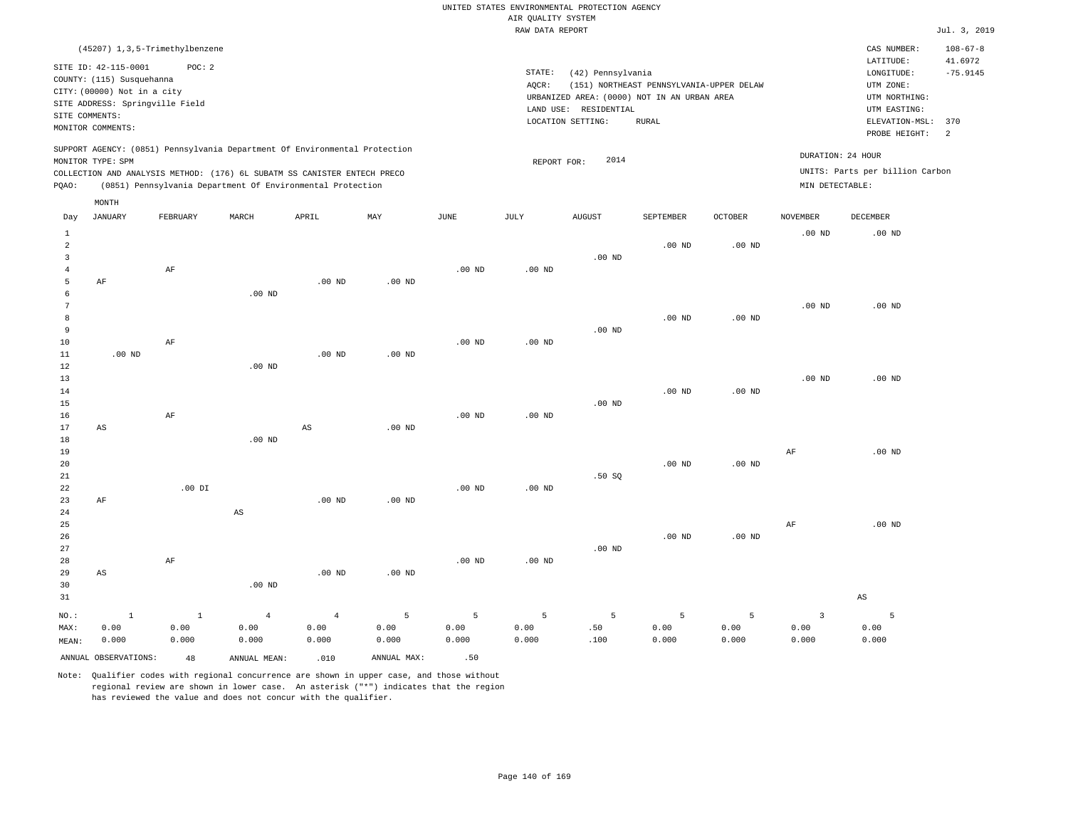UNITED STATES ENVIRONMENTAL PROTECTION AGENCY
AIR QUALITY SYSTEM
RAW DATA REPORT

Jul. 3, 2019

(45207) 1,3,5-Trimethylbenzene

SITE ID: 42-115-0001 POC: 2
COUNTY: (115) Susquehanna
CITY: (00000) Not in a city
SITE ADDRESS: Springville Field
SITE COMMENTS:
MONITOR COMMENTS:

STATE: (42) Pennsylvania
AQCR: (151) NORTHEAST PENNSYLVANIA-UPPER DELAW
URBANIZED AREA: (0000) NOT IN AN URBAN AREA
LAND USE: RESIDENTIAL
LOCATION SETTING: RURAL

CAS NUMBER: 108-67-8
LATITUDE: 41.6972
LONGITUDE: -75.9145
UTM ZONE:
UTM NORTHING:
UTM EASTING:
ELEVATION-MSL: 370
PROBE HEIGHT: 2

SUPPORT AGENCY: (0851) Pennsylvania Department Of Environmental Protection
MONITOR TYPE: SPM
COLLECTION AND ANALYSIS METHOD: (176) 6L SUBATM SS CANISTER ENTECH PRECO
PQAO: (0851) Pennsylvania Department Of Environmental Protection

REPORT FOR: 2014

DURATION: 24 HOUR
UNITS: Parts per billion Carbon
MIN DETECTABLE:

| Day | JANUARY | FEBRUARY | MARCH | APRIL | MAY | JUNE | JULY | AUGUST | SEPTEMBER | OCTOBER | NOVEMBER | DECEMBER |
|---|---|---|---|---|---|---|---|---|---|---|---|---|
| 1 | | | | | | | | | | | .00 ND | .00 ND |
| 2 | | | | | | | | | .00 ND | .00 ND | | |
| 3 | | | | | | | | .00 ND | | | | |
| 4 | | AF | | | | .00 ND | .00 ND | | | | | |
| 5 | AF | | | .00 ND | .00 ND | | | | | | | |
| 6 | | | .00 ND | | | | | | | | | |
| 7 | | | | | | | | | | | .00 ND | .00 ND |
| 8 | | | | | | | | | .00 ND | .00 ND | | |
| 9 | | | | | | | | .00 ND | | | | |
| 10 | | AF | | | | .00 ND | .00 ND | | | | | |
| 11 | .00 ND | | | .00 ND | .00 ND | | | | | | | |
| 12 | | | .00 ND | | | | | | | | | |
| 13 | | | | | | | | | | | .00 ND | .00 ND |
| 14 | | | | | | | | | .00 ND | .00 ND | | |
| 15 | | | | | | | | .00 ND | | | | |
| 16 | | AF | | | | .00 ND | .00 ND | | | | | |
| 17 | AS | | | AS | .00 ND | | | | | | | |
| 18 | | | .00 ND | | | | | | | | | |
| 19 | | | | | | | | | | | AF | .00 ND |
| 20 | | | | | | | | | .00 ND | .00 ND | | |
| 21 | | | | | | | | .50 SQ | | | | |
| 22 | | .00 DI | | | | .00 ND | .00 ND | | | | | |
| 23 | AF | | | .00 ND | .00 ND | | | | | | | |
| 24 | | | AS | | | | | | | | | |
| 25 | | | | | | | | | | | AF | .00 ND |
| 26 | | | | | | | | | .00 ND | .00 ND | | |
| 27 | | | | | | | | .00 ND | | | | |
| 28 | | AF | | | | .00 ND | .00 ND | | | | | |
| 29 | AS | | | .00 ND | .00 ND | | | | | | | |
| 30 | | | .00 ND | | | | | | | | | |
| 31 | | | | | | | | | | | | AS |
| NO.: | 1 | 1 | 4 | 4 | 5 | 5 | 5 | 5 | 5 | 5 | 3 | 5 |
| MAX: | 0.00 | 0.00 | 0.00 | 0.00 | 0.00 | 0.00 | 0.00 | .50 | 0.00 | 0.00 | 0.00 | 0.00 |
| MEAN: | 0.000 | 0.000 | 0.000 | 0.000 | 0.000 | 0.000 | 0.000 | .100 | 0.000 | 0.000 | 0.000 | 0.000 |

ANNUAL OBSERVATIONS: 48 ANNUAL MEAN: .010 ANNUAL MAX: .50

Note: Qualifier codes with regional concurrence are shown in upper case, and those without regional review are shown in lower case. An asterisk ("*") indicates that the region has reviewed the value and does not concur with the qualifier.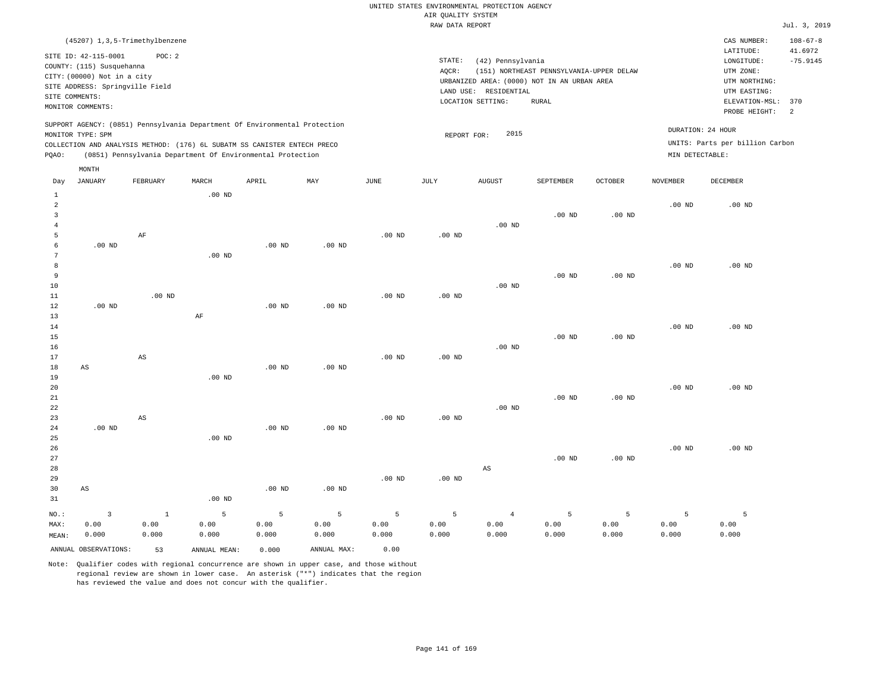UNITED STATES ENVIRONMENTAL PROTECTION AGENCY
AIR QUALITY SYSTEM
RAW DATA REPORT

Jul. 3, 2019

(45207) 1,3,5-Trimethylbenzene

SITE ID: 42-115-0001 POC: 2
COUNTY: (115) Susquehanna
CITY: (00000) Not in a city
SITE ADDRESS: Springville Field
SITE COMMENTS:
MONITOR COMMENTS:

STATE: (42) Pennsylvania
AQCR: (151) NORTHEAST PENNSYLVANIA-UPPER DELAW
URBANIZED AREA: (0000) NOT IN AN URBAN AREA
LAND USE: RESIDENTIAL
LOCATION SETTING: RURAL

CAS NUMBER: 108-67-8
LATITUDE: 41.6972
LONGITUDE: -75.9145
UTM ZONE:
UTM NORTHING:
UTM EASTING:
ELEVATION-MSL: 370
PROBE HEIGHT: 2

SUPPORT AGENCY: (0851) Pennsylvania Department Of Environmental Protection
MONITOR TYPE: SPM
COLLECTION AND ANALYSIS METHOD: (176) 6L SUBATM SS CANISTER ENTECH PRECO
PQAO: (0851) Pennsylvania Department Of Environmental Protection

REPORT FOR: 2015

DURATION: 24 HOUR
UNITS: Parts per billion Carbon
MIN DETECTABLE:

| Day | JANUARY | FEBRUARY | MARCH | APRIL | MAY | JUNE | JULY | AUGUST | SEPTEMBER | OCTOBER | NOVEMBER | DECEMBER |
|---|---|---|---|---|---|---|---|---|---|---|---|---|
| 1 | | | .00 ND | | | | | | | | | |
| 2 | | | | | | | | | | | .00 ND | .00 ND |
| 3 | | | | | | | | | .00 ND | .00 ND | | |
| 4 | | | | | | | | .00 ND | | | | |
| 5 | | AF | | | | .00 ND | .00 ND | | | | | |
| 6 | .00 ND | | | .00 ND | .00 ND | | | | | | | |
| 7 | | | .00 ND | | | | | | | | | |
| 8 | | | | | | | | | | | .00 ND | .00 ND |
| 9 | | | | | | | | | .00 ND | .00 ND | | |
| 10 | | | | | | | | .00 ND | | | | |
| 11 | | .00 ND | | | | .00 ND | .00 ND | | | | | |
| 12 | .00 ND | | | .00 ND | .00 ND | | | | | | | |
| 13 | | | AF | | | | | | | | | |
| 14 | | | | | | | | | | | .00 ND | .00 ND |
| 15 | | | | | | | | | .00 ND | .00 ND | | |
| 16 | | | | | | | | .00 ND | | | | |
| 17 | | AS | | | | .00 ND | .00 ND | | | | | |
| 18 | AS | | | .00 ND | .00 ND | | | | | | | |
| 19 | | | .00 ND | | | | | | | | | |
| 20 | | | | | | | | | | | .00 ND | .00 ND |
| 21 | | | | | | | | | .00 ND | .00 ND | | |
| 22 | | | | | | | | .00 ND | | | | |
| 23 | | AS | | | | .00 ND | .00 ND | | | | | |
| 24 | .00 ND | | | .00 ND | .00 ND | | | | | | | |
| 25 | | | .00 ND | | | | | | | | | |
| 26 | | | | | | | | | | | .00 ND | .00 ND |
| 27 | | | | | | | | | .00 ND | .00 ND | | |
| 28 | | | | | | | | AS | | | | |
| 29 | | | | | | .00 ND | .00 ND | | | | | |
| 30 | AS | | | .00 ND | .00 ND | | | | | | | |
| 31 | | | .00 ND | | | | | | | | | |
| NO.: | 3 | 1 | 5 | 5 | 5 | 5 | 5 | 4 | 5 | 5 | 5 | 5 |
| MAX: | 0.00 | 0.00 | 0.00 | 0.00 | 0.00 | 0.00 | 0.00 | 0.00 | 0.00 | 0.00 | 0.00 | 0.00 |
| MEAN: | 0.000 | 0.000 | 0.000 | 0.000 | 0.000 | 0.000 | 0.000 | 0.000 | 0.000 | 0.000 | 0.000 | 0.000 |

ANNUAL OBSERVATIONS: 53 ANNUAL MEAN: 0.000 ANNUAL MAX: 0.00

Note: Qualifier codes with regional concurrence are shown in upper case, and those without regional review are shown in lower case. An asterisk ("*") indicates that the region has reviewed the value and does not concur with the qualifier.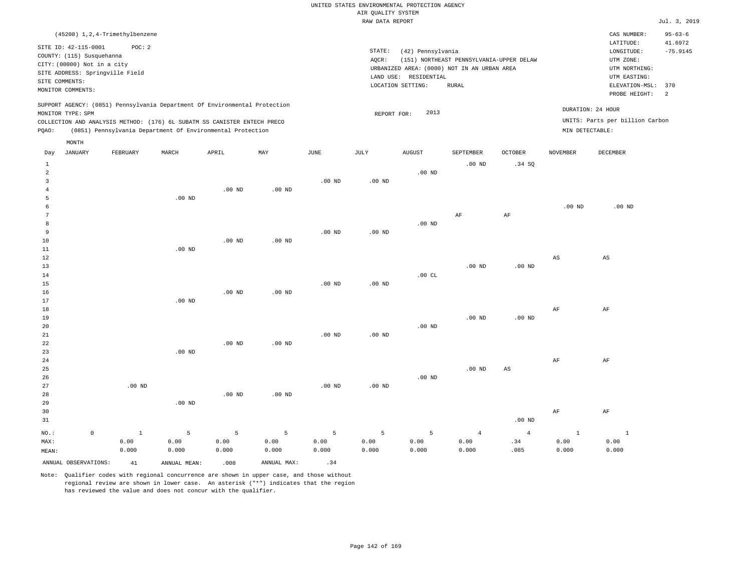UNITED STATES ENVIRONMENTAL PROTECTION AGENCY
AIR QUALITY SYSTEM
RAW DATA REPORT

Jul. 3, 2019

(45208) 1,2,4-Trimethylbenzene

SITE ID: 42-115-0001 POC: 2
COUNTY: (115) Susquehanna
CITY: (00000) Not in a city
SITE ADDRESS: Springville Field
SITE COMMENTS:
MONITOR COMMENTS:

STATE: (42) Pennsylvania
AQCR: (151) NORTHEAST PENNSYLVANIA-UPPER DELAW
URBANIZED AREA: (0000) NOT IN AN URBAN AREA
LAND USE: RESIDENTIAL
LOCATION SETTING: RURAL

CAS NUMBER: 95-63-6
LATITUDE: 41.6972
LONGITUDE: -75.9145
UTM ZONE:
UTM NORTHING:
UTM EASTING:
ELEVATION-MSL: 370
PROBE HEIGHT: 2

SUPPORT AGENCY: (0851) Pennsylvania Department Of Environmental Protection
MONITOR TYPE: SPM
COLLECTION AND ANALYSIS METHOD: (176) 6L SUBATM SS CANISTER ENTECH PRECO
PQAO: (0851) Pennsylvania Department Of Environmental Protection

REPORT FOR: 2013

DURATION: 24 HOUR
UNITS: Parts per billion Carbon
MIN DETECTABLE:

| Day | JANUARY | FEBRUARY | MARCH | APRIL | MAY | JUNE | JULY | AUGUST | SEPTEMBER | OCTOBER | NOVEMBER | DECEMBER |
|---|---|---|---|---|---|---|---|---|---|---|---|---|
| 1 | | | | | | | | | .00 ND | .34 SQ | | |
| 2 | | | | | | | | .00 ND | | | | |
| 3 | | | | | | .00 ND | .00 ND | | | | | |
| 4 | | | | .00 ND | .00 ND | | | | | | | |
| 5 | | | .00 ND | | | | | | | | | |
| 6 | | | | | | | | | | | .00 ND | .00 ND |
| 7 | | | | | | | | | AF | AF | | |
| 8 | | | | | | | | .00 ND | | | | |
| 9 | | | | | | .00 ND | .00 ND | | | | | |
| 10 | | | | .00 ND | .00 ND | | | | | | | |
| 11 | | | .00 ND | | | | | | | | | |
| 12 | | | | | | | | | | | AS | AS |
| 13 | | | | | | | | | .00 ND | .00 ND | | |
| 14 | | | | | | | | .00 CL | | | | |
| 15 | | | | | | .00 ND | .00 ND | | | | | |
| 16 | | | | .00 ND | .00 ND | | | | | | | |
| 17 | | | .00 ND | | | | | | | | | |
| 18 | | | | | | | | | | | AF | AF |
| 19 | | | | | | | | | .00 ND | .00 ND | | |
| 20 | | | | | | | | .00 ND | | | | |
| 21 | | | | | | .00 ND | .00 ND | | | | | |
| 22 | | | | .00 ND | .00 ND | | | | | | | |
| 23 | | | .00 ND | | | | | | | | | |
| 24 | | | | | | | | | | | AF | AF |
| 25 | | | | | | | | | .00 ND | AS | | |
| 26 | | | | | | | | .00 ND | | | | |
| 27 | | .00 ND | | | | .00 ND | .00 ND | | | | | |
| 28 | | | | .00 ND | .00 ND | | | | | | | |
| 29 | | | .00 ND | | | | | | | | | |
| 30 | | | | | | | | | | | AF | AF |
| 31 | | | | | | | | | | .00 ND | | |
| NO.: | 0 | 1 | 5 | 5 | 5 | 5 | 5 | 5 | 4 | 4 | 1 | 1 |
| MAX: | | 0.00 | 0.00 | 0.00 | 0.00 | 0.00 | 0.00 | 0.00 | 0.00 | .34 | 0.00 | 0.00 |
| MEAN: | | 0.000 | 0.000 | 0.000 | 0.000 | 0.000 | 0.000 | 0.000 | 0.000 | .085 | 0.000 | 0.000 |

ANNUAL OBSERVATIONS: 41 ANNUAL MEAN: .008 ANNUAL MAX: .34

Note: Qualifier codes with regional concurrence are shown in upper case, and those without regional review are shown in lower case. An asterisk ("*") indicates that the region has reviewed the value and does not concur with the qualifier.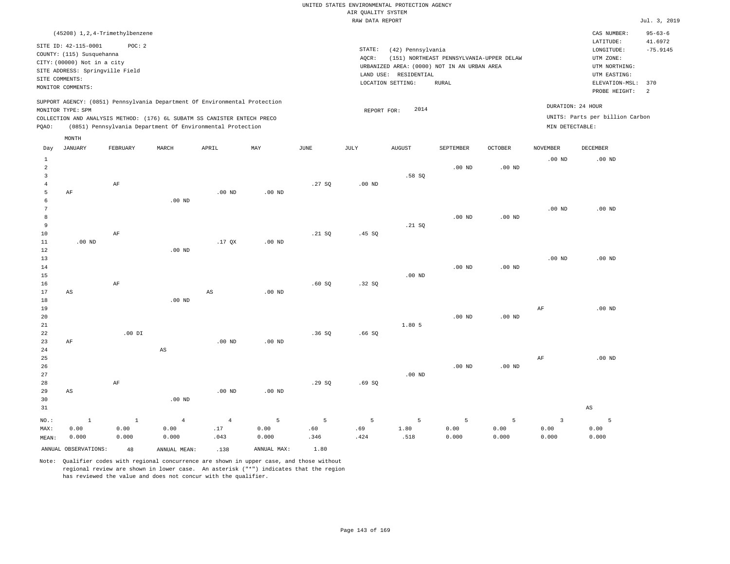UNITED STATES ENVIRONMENTAL PROTECTION AGENCY
AIR QUALITY SYSTEM
RAW DATA REPORT

Jul. 3, 2019

(45208) 1,2,4-Trimethylbenzene

SITE ID: 42-115-0001 POC: 2
COUNTY: (115) Susquehanna
CITY: (00000) Not in a city
SITE ADDRESS: Springville Field
SITE COMMENTS:
MONITOR COMMENTS:

STATE: (42) Pennsylvania
AQCR: (151) NORTHEAST PENNSYLVANIA-UPPER DELAW
URBANIZED AREA: (0000) NOT IN AN URBAN AREA
LAND USE: RESIDENTIAL
LOCATION SETTING: RURAL

CAS NUMBER: 95-63-6
LATITUDE: 41.6972
LONGITUDE: -75.9145
UTM ZONE:
UTM NORTHING:
UTM EASTING:
ELEVATION-MSL: 370
PROBE HEIGHT: 2

SUPPORT AGENCY: (0851) Pennsylvania Department Of Environmental Protection
MONITOR TYPE: SPM
COLLECTION AND ANALYSIS METHOD: (176) 6L SUBATM SS CANISTER ENTECH PRECO
PQAO: (0851) Pennsylvania Department Of Environmental Protection

REPORT FOR: 2014

DURATION: 24 HOUR
UNITS: Parts per billion Carbon
MIN DETECTABLE:

| Day | JANUARY | FEBRUARY | MARCH | APRIL | MAY | JUNE | JULY | AUGUST | SEPTEMBER | OCTOBER | NOVEMBER | DECEMBER |
|---|---|---|---|---|---|---|---|---|---|---|---|---|
| 1 | | | | | | | | | | | .00 ND | .00 ND |
| 2 | | | | | | | | | .00 ND | .00 ND | | |
| 3 | | | | | | | | .58 SQ | | | | |
| 4 | | AF | | | | .27 SQ | .00 ND | | | | | |
| 5 | AF | | | .00 ND | .00 ND | | | | | | | |
| 6 | | | .00 ND | | | | | | | | | |
| 7 | | | | | | | | | | | .00 ND | .00 ND |
| 8 | | | | | | | | | .00 ND | .00 ND | | |
| 9 | | | | | | | | .21 SQ | | | | |
| 10 | | AF | | | | .21 SQ | .45 SQ | | | | | |
| 11 | .00 ND | | | .17 QX | .00 ND | | | | | | | |
| 12 | | | .00 ND | | | | | | | | | |
| 13 | | | | | | | | | | | .00 ND | .00 ND |
| 14 | | | | | | | | | .00 ND | .00 ND | | |
| 15 | | | | | | | | .00 ND | | | | |
| 16 | | AF | | | | .60 SQ | .32 SQ | | | | | |
| 17 | AS | | | AS | .00 ND | | | | | | | |
| 18 | | | .00 ND | | | | | | | | | |
| 19 | | | | | | | | | | | AF | .00 ND |
| 20 | | | | | | | | | .00 ND | .00 ND | | |
| 21 | | | | | | | | 1.80 5 | | | | |
| 22 | | .00 DI | | | | .36 SQ | .66 SQ | | | | | |
| 23 | AF | | | .00 ND | .00 ND | | | | | | | |
| 24 | | | AS | | | | | | | | | |
| 25 | | | | | | | | | | | AF | .00 ND |
| 26 | | | | | | | | | .00 ND | .00 ND | | |
| 27 | | | | | | | | .00 ND | | | | |
| 28 | | AF | | | | .29 SQ | .69 SQ | | | | | |
| 29 | AS | | | .00 ND | .00 ND | | | | | | | |
| 30 | | | .00 ND | | | | | | | | | |
| 31 | | | | | | | | | | | | AS |
| NO.: | 1 | 1 | 4 | 4 | 5 | 5 | 5 | 5 | 5 | 5 | 3 | 5 |
| MAX: | 0.00 | 0.00 | 0.00 | .17 | 0.00 | .60 | .69 | 1.80 | 0.00 | 0.00 | 0.00 | 0.00 |
| MEAN: | 0.000 | 0.000 | 0.000 | .043 | 0.000 | .346 | .424 | .518 | 0.000 | 0.000 | 0.000 | 0.000 |

ANNUAL OBSERVATIONS: 48 ANNUAL MEAN: .138 ANNUAL MAX: 1.80

Note: Qualifier codes with regional concurrence are shown in upper case, and those without regional review are shown in lower case. An asterisk ("*") indicates that the region has reviewed the value and does not concur with the qualifier.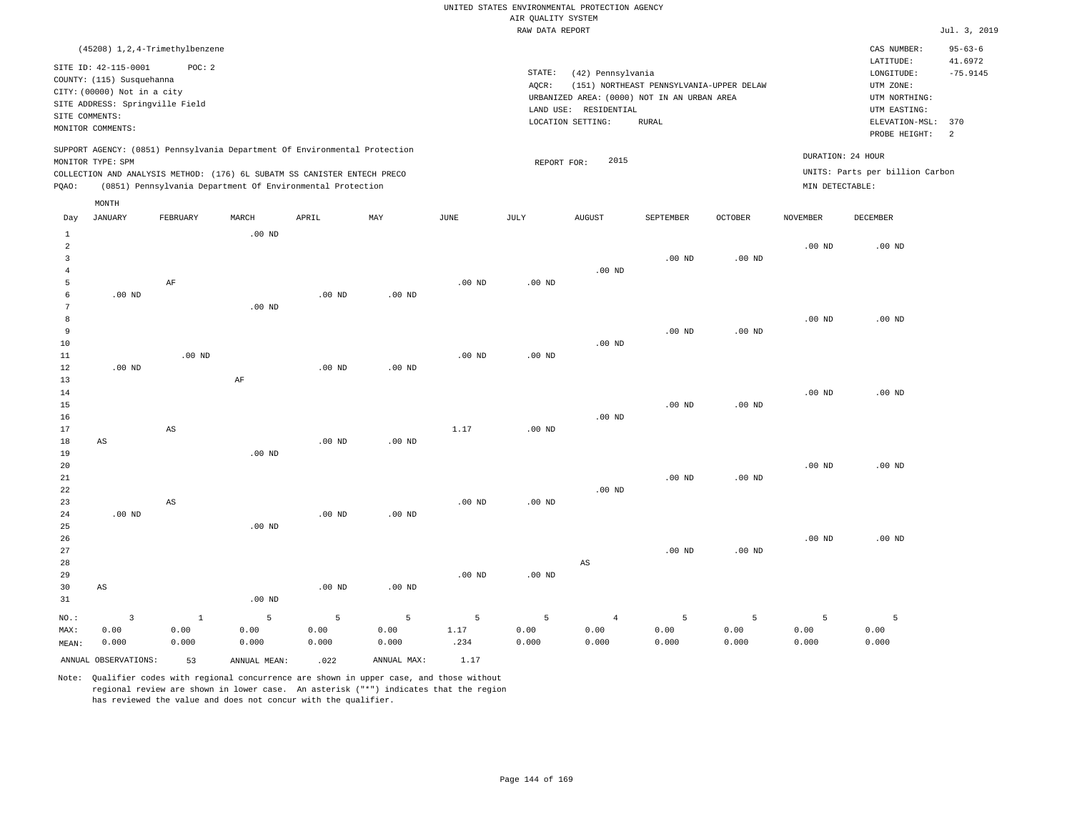UNITED STATES ENVIRONMENTAL PROTECTION AGENCY
AIR QUALITY SYSTEM
RAW DATA REPORT

Jul. 3, 2019

(45208) 1,2,4-Trimethylbenzene

SITE ID: 42-115-0001 POC: 2
COUNTY: (115) Susquehanna
CITY: (00000) Not in a city
SITE ADDRESS: Springville Field
SITE COMMENTS:
MONITOR COMMENTS:

STATE: (42) Pennsylvania
AQCR: (151) NORTHEAST PENNSYLVANIA-UPPER DELAW
URBANIZED AREA: (0000) NOT IN AN URBAN AREA
LAND USE: RESIDENTIAL
LOCATION SETTING: RURAL

CAS NUMBER: 95-63-6
LATITUDE: 41.6972
LONGITUDE: -75.9145
UTM ZONE:
UTM NORTHING:
UTM EASTING:
ELEVATION-MSL: 370
PROBE HEIGHT: 2

SUPPORT AGENCY: (0851) Pennsylvania Department Of Environmental Protection
MONITOR TYPE: SPM
COLLECTION AND ANALYSIS METHOD: (176) 6L SUBATM SS CANISTER ENTECH PRECO
PQAO: (0851) Pennsylvania Department Of Environmental Protection

REPORT FOR: 2015

DURATION: 24 HOUR
UNITS: Parts per billion Carbon
MIN DETECTABLE:

| Day | JANUARY | FEBRUARY | MARCH | APRIL | MAY | JUNE | JULY | AUGUST | SEPTEMBER | OCTOBER | NOVEMBER | DECEMBER |
|---|---|---|---|---|---|---|---|---|---|---|---|---|
| 1 | | | .00 ND | | | | | | | | | |
| 2 | | | | | | | | | | | .00 ND | .00 ND |
| 3 | | | | | | | | | .00 ND | .00 ND | | |
| 4 | | | | | | | | .00 ND | | | | |
| 5 | | AF | | | | .00 ND | .00 ND | | | | | |
| 6 | .00 ND | | | .00 ND | .00 ND | | | | | | | |
| 7 | | | .00 ND | | | | | | | | | |
| 8 | | | | | | | | | | | .00 ND | .00 ND |
| 9 | | | | | | | | | .00 ND | .00 ND | | |
| 10 | | | | | | | | .00 ND | | | | |
| 11 | | .00 ND | | | | .00 ND | .00 ND | | | | | |
| 12 | .00 ND | | | .00 ND | .00 ND | | | | | | | |
| 13 | | | AF | | | | | | | | | |
| 14 | | | | | | | | | | | .00 ND | .00 ND |
| 15 | | | | | | | | | .00 ND | .00 ND | | |
| 16 | | | | | | | | .00 ND | | | | |
| 17 | | AS | | | | 1.17 | .00 ND | | | | | |
| 18 | AS | | | .00 ND | .00 ND | | | | | | | |
| 19 | | | .00 ND | | | | | | | | | |
| 20 | | | | | | | | | | | .00 ND | .00 ND |
| 21 | | | | | | | | | .00 ND | .00 ND | | |
| 22 | | | | | | | | .00 ND | | | | |
| 23 | | AS | | | | .00 ND | .00 ND | | | | | |
| 24 | .00 ND | | | .00 ND | .00 ND | | | | | | | |
| 25 | | | .00 ND | | | | | | | | | |
| 26 | | | | | | | | | | | .00 ND | .00 ND |
| 27 | | | | | | | | | .00 ND | .00 ND | | |
| 28 | | | | | | | | AS | | | | |
| 29 | | | | | | .00 ND | .00 ND | | | | | |
| 30 | AS | | | .00 ND | .00 ND | | | | | | | |
| 31 | | | .00 ND | | | | | | | | | |
| NO.: | 3 | 1 | 5 | 5 | 5 | 5 | 5 | 4 | 5 | 5 | 5 | 5 |
| MAX: | 0.00 | 0.00 | 0.00 | 0.00 | 0.00 | 1.17 | 0.00 | 0.00 | 0.00 | 0.00 | 0.00 | 0.00 |
| MEAN: | 0.000 | 0.000 | 0.000 | 0.000 | 0.000 | .234 | 0.000 | 0.000 | 0.000 | 0.000 | 0.000 | 0.000 |

ANNUAL OBSERVATIONS: 53 ANNUAL MEAN: .022 ANNUAL MAX: 1.17

Note: Qualifier codes with regional concurrence are shown in upper case, and those without regional review are shown in lower case. An asterisk ("*") indicates that the region has reviewed the value and does not concur with the qualifier.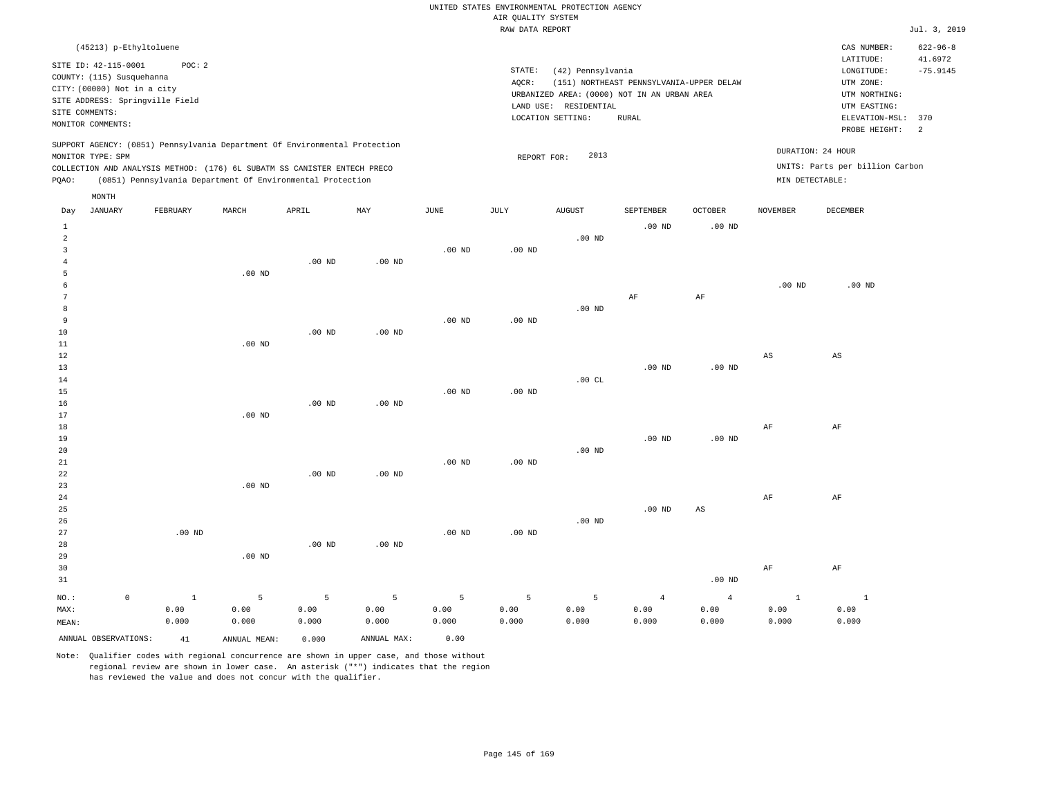UNITED STATES ENVIRONMENTAL PROTECTION AGENCY
AIR QUALITY SYSTEM
RAW DATA REPORT

Jul. 3, 2019

(45213) p-Ethyltoluene

SITE ID: 42-115-0001 POC: 2
COUNTY: (115) Susquehanna
CITY: (00000) Not in a city
SITE ADDRESS: Springville Field
SITE COMMENTS:
MONITOR COMMENTS:

STATE: (42) Pennsylvania
AQCR: (151) NORTHEAST PENNSYLVANIA-UPPER DELAW
URBANIZED AREA: (0000) NOT IN AN URBAN AREA
LAND USE: RESIDENTIAL
LOCATION SETTING: RURAL

CAS NUMBER: 622-96-8
LATITUDE: 41.6972
LONGITUDE: -75.9145
UTM ZONE:
UTM NORTHING:
UTM EASTING:
ELEVATION-MSL: 370
PROBE HEIGHT: 2

SUPPORT AGENCY: (0851) Pennsylvania Department Of Environmental Protection
MONITOR TYPE: SPM
COLLECTION AND ANALYSIS METHOD: (176) 6L SUBATM SS CANISTER ENTECH PRECO
PQAO: (0851) Pennsylvania Department Of Environmental Protection

REPORT FOR: 2013

DURATION: 24 HOUR
UNITS: Parts per billion Carbon
MIN DETECTABLE:

| Day | JANUARY | FEBRUARY | MARCH | APRIL | MAY | JUNE | JULY | AUGUST | SEPTEMBER | OCTOBER | NOVEMBER | DECEMBER |
|---|---|---|---|---|---|---|---|---|---|---|---|---|
| 1 | | | | | | | | | .00 ND | .00 ND | | |
| 2 | | | | | | | | .00 ND | | | | |
| 3 | | | | | | .00 ND | .00 ND | | | | | |
| 4 | | | | .00 ND | .00 ND | | | | | | | |
| 5 | | | .00 ND | | | | | | | | | |
| 6 | | | | | | | | | | | .00 ND | .00 ND |
| 7 | | | | | | | | | AF | AF | | |
| 8 | | | | | | | | .00 ND | | | | |
| 9 | | | | | | .00 ND | .00 ND | | | | | |
| 10 | | | | .00 ND | .00 ND | | | | | | | |
| 11 | | | .00 ND | | | | | | | | | |
| 12 | | | | | | | | | | | AS | AS |
| 13 | | | | | | | | | .00 ND | .00 ND | | |
| 14 | | | | | | | | .00 CL | | | | |
| 15 | | | | | | .00 ND | .00 ND | | | | | |
| 16 | | | | .00 ND | .00 ND | | | | | | | |
| 17 | | | .00 ND | | | | | | | | | |
| 18 | | | | | | | | | | | AF | AF |
| 19 | | | | | | | | | .00 ND | .00 ND | | |
| 20 | | | | | | | | .00 ND | | | | |
| 21 | | | | | | .00 ND | .00 ND | | | | | |
| 22 | | | | .00 ND | .00 ND | | | | | | | |
| 23 | | | .00 ND | | | | | | | | | |
| 24 | | | | | | | | | | | AF | AF |
| 25 | | | | | | | | | .00 ND | AS | | |
| 26 | | | | | | | | .00 ND | | | | |
| 27 | | .00 ND | | | | .00 ND | .00 ND | | | | | |
| 28 | | | | .00 ND | .00 ND | | | | | | | |
| 29 | | | .00 ND | | | | | | | | | |
| 30 | | | | | | | | | | | AF | AF |
| 31 | | | | | | | | | | .00 ND | | |
| NO.: | 0 | 1 | 5 | 5 | 5 | 5 | 5 | 5 | 4 | 4 | 1 | 1 |
| MAX: | | 0.00 | 0.00 | 0.00 | 0.00 | 0.00 | 0.00 | 0.00 | 0.00 | 0.00 | 0.00 | 0.00 |
| MEAN: | | 0.000 | 0.000 | 0.000 | 0.000 | 0.000 | 0.000 | 0.000 | 0.000 | 0.000 | 0.000 | 0.000 |

ANNUAL OBSERVATIONS: 41 ANNUAL MEAN: 0.000 ANNUAL MAX: 0.00

Note: Qualifier codes with regional concurrence are shown in upper case, and those without regional review are shown in lower case. An asterisk ("*") indicates that the region has reviewed the value and does not concur with the qualifier.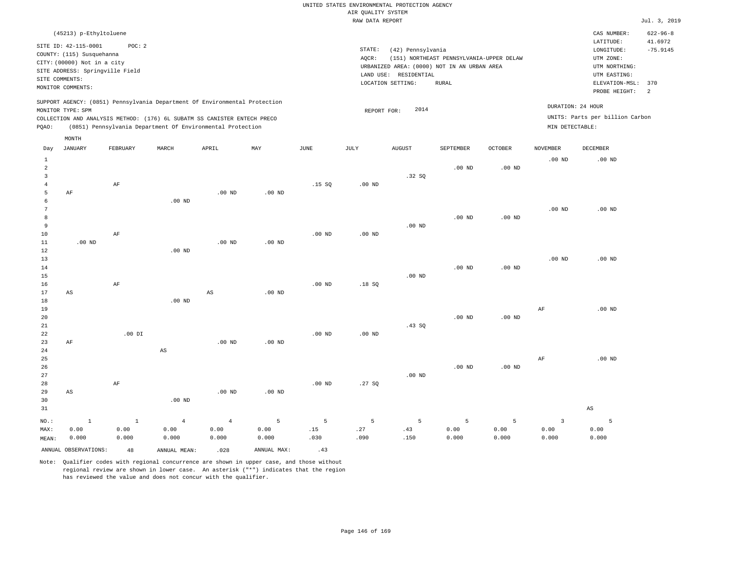UNITED STATES ENVIRONMENTAL PROTECTION AGENCY
AIR QUALITY SYSTEM
RAW DATA REPORT

Jul. 3, 2019

(45213) p-Ethyltoluene

SITE ID: 42-115-0001 POC: 2
COUNTY: (115) Susquehanna
CITY: (00000) Not in a city
SITE ADDRESS: Springville Field
SITE COMMENTS:
MONITOR COMMENTS:

STATE: (42) Pennsylvania
AQCR: (151) NORTHEAST PENNSYLVANIA-UPPER DELAW
URBANIZED AREA: (0000) NOT IN AN URBAN AREA
LAND USE: RESIDENTIAL
LOCATION SETTING: RURAL

CAS NUMBER: 622-96-8
LATITUDE: 41.6972
LONGITUDE: -75.9145
UTM ZONE:
UTM NORTHING:
UTM EASTING:
ELEVATION-MSL: 370
PROBE HEIGHT: 2

SUPPORT AGENCY: (0851) Pennsylvania Department Of Environmental Protection
MONITOR TYPE: SPM
COLLECTION AND ANALYSIS METHOD: (176) 6L SUBATM SS CANISTER ENTECH PRECO
PQAO: (0851) Pennsylvania Department Of Environmental Protection

REPORT FOR: 2014

DURATION: 24 HOUR
UNITS: Parts per billion Carbon
MIN DETECTABLE:

| Day | JANUARY | FEBRUARY | MARCH | APRIL | MAY | JUNE | JULY | AUGUST | SEPTEMBER | OCTOBER | NOVEMBER | DECEMBER |
|---|---|---|---|---|---|---|---|---|---|---|---|---|
| 1 | | | | | | | | | | | .00 ND | .00 ND |
| 2 | | | | | | | | | .00 ND | .00 ND | | |
| 3 | | | | | | | | .32 SQ | | | | |
| 4 | | AF | | | | .15 SQ | .00 ND | | | | | |
| 5 | AF | | | .00 ND | .00 ND | | | | | | | |
| 6 | | | .00 ND | | | | | | | | | |
| 7 | | | | | | | | | | | .00 ND | .00 ND |
| 8 | | | | | | | | | .00 ND | .00 ND | | |
| 9 | | | | | | | | .00 ND | | | | |
| 10 | | AF | | | | .00 ND | .00 ND | | | | | |
| 11 | .00 ND | | | .00 ND | .00 ND | | | | | | | |
| 12 | | | .00 ND | | | | | | | | | |
| 13 | | | | | | | | | | | .00 ND | .00 ND |
| 14 | | | | | | | | | .00 ND | .00 ND | | |
| 15 | | | | | | | | .00 ND | | | | |
| 16 | | AF | | | | .00 ND | .18 SQ | | | | | |
| 17 | AS | | | AS | .00 ND | | | | | | | |
| 18 | | | .00 ND | | | | | | | | | |
| 19 | | | | | | | | | | | AF | .00 ND |
| 20 | | | | | | | | | .00 ND | .00 ND | | |
| 21 | | | | | | | | .43 SQ | | | | |
| 22 | | .00 DI | | | | .00 ND | .00 ND | | | | | |
| 23 | AF | | | .00 ND | .00 ND | | | | | | | |
| 24 | | | AS | | | | | | | | | |
| 25 | | | | | | | | | | | AF | .00 ND |
| 26 | | | | | | | | | .00 ND | .00 ND | | |
| 27 | | | | | | | | .00 ND | | | | |
| 28 | | AF | | | | .00 ND | .27 SQ | | | | | |
| 29 | AS | | | .00 ND | .00 ND | | | | | | | |
| 30 | | | .00 ND | | | | | | | | | |
| 31 | | | | | | | | | | | | AS |
| NO.: | 1 | 1 | 4 | 4 | 5 | 5 | 5 | 5 | 5 | 5 | 3 | 5 |
| MAX: | 0.00 | 0.00 | 0.00 | 0.00 | 0.00 | .15 | .27 | .43 | 0.00 | 0.00 | 0.00 | 0.00 |
| MEAN: | 0.000 | 0.000 | 0.000 | 0.000 | 0.000 | .030 | .090 | .150 | 0.000 | 0.000 | 0.000 | 0.000 |

ANNUAL OBSERVATIONS: 48 ANNUAL MEAN: .028 ANNUAL MAX: .43

Note: Qualifier codes with regional concurrence are shown in upper case, and those without regional review are shown in lower case. An asterisk ("*") indicates that the region has reviewed the value and does not concur with the qualifier.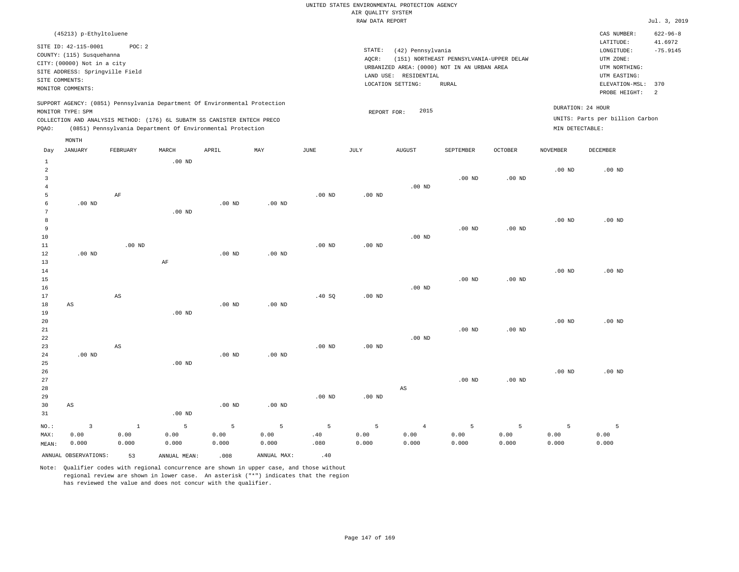UNITED STATES ENVIRONMENTAL PROTECTION AGENCY
AIR QUALITY SYSTEM
RAW DATA REPORT

Jul. 3, 2019

(45213) p-Ethyltoluene

SITE ID: 42-115-0001 POC: 2
COUNTY: (115) Susquehanna
CITY: (00000) Not in a city
SITE ADDRESS: Springville Field
SITE COMMENTS:
MONITOR COMMENTS:

STATE: (42) Pennsylvania
AQCR: (151) NORTHEAST PENNSYLVANIA-UPPER DELAW
URBANIZED AREA: (0000) NOT IN AN URBAN AREA
LAND USE: RESIDENTIAL
LOCATION SETTING: RURAL

CAS NUMBER: 622-96-8
LATITUDE: 41.6972
LONGITUDE: -75.9145
UTM ZONE:
UTM NORTHING:
UTM EASTING:
ELEVATION-MSL: 370
PROBE HEIGHT: 2

SUPPORT AGENCY: (0851) Pennsylvania Department Of Environmental Protection
MONITOR TYPE: SPM
COLLECTION AND ANALYSIS METHOD: (176) 6L SUBATM SS CANISTER ENTECH PRECO
PQAO: (0851) Pennsylvania Department Of Environmental Protection

REPORT FOR: 2015

DURATION: 24 HOUR
UNITS: Parts per billion Carbon
MIN DETECTABLE:

| Day | JANUARY | FEBRUARY | MARCH | APRIL | MAY | JUNE | JULY | AUGUST | SEPTEMBER | OCTOBER | NOVEMBER | DECEMBER |
|---|---|---|---|---|---|---|---|---|---|---|---|---|
| 1 | | | .00 ND | | | | | | | | | |
| 2 | | | | | | | | | | | .00 ND | .00 ND |
| 3 | | | | | | | | | .00 ND | .00 ND | | |
| 4 | | | | | | | | .00 ND | | | | |
| 5 | | AF | | | | .00 ND | .00 ND | | | | | |
| 6 | .00 ND | | | .00 ND | .00 ND | | | | | | | |
| 7 | | | .00 ND | | | | | | | | | |
| 8 | | | | | | | | | | | .00 ND | .00 ND |
| 9 | | | | | | | | | .00 ND | .00 ND | | |
| 10 | | | | | | | | .00 ND | | | | |
| 11 | | .00 ND | | | | .00 ND | .00 ND | | | | | |
| 12 | .00 ND | | | .00 ND | .00 ND | | | | | | | |
| 13 | | | AF | | | | | | | | | |
| 14 | | | | | | | | | | | .00 ND | .00 ND |
| 15 | | | | | | | | | .00 ND | .00 ND | | |
| 16 | | | | | | | | .00 ND | | | | |
| 17 | | AS | | | | .40 SQ | .00 ND | | | | | |
| 18 | AS | | | .00 ND | .00 ND | | | | | | | |
| 19 | | | .00 ND | | | | | | | | | |
| 20 | | | | | | | | | | | .00 ND | .00 ND |
| 21 | | | | | | | | | .00 ND | .00 ND | | |
| 22 | | | | | | | | .00 ND | | | | |
| 23 | | AS | | | | .00 ND | .00 ND | | | | | |
| 24 | .00 ND | | | .00 ND | .00 ND | | | | | | | |
| 25 | | | .00 ND | | | | | | | | | |
| 26 | | | | | | | | | | | .00 ND | .00 ND |
| 27 | | | | | | | | | .00 ND | .00 ND | | |
| 28 | | | | | | | | AS | | | | |
| 29 | | | | | | .00 ND | .00 ND | | | | | |
| 30 | AS | | | .00 ND | .00 ND | | | | | | | |
| 31 | | | .00 ND | | | | | | | | | |
| NO.: | 3 | 1 | 5 | 5 | 5 | 5 | 5 | 4 | 5 | 5 | 5 | 5 |
| MAX: | 0.00 | 0.00 | 0.00 | 0.00 | 0.00 | .40 | 0.00 | 0.00 | 0.00 | 0.00 | 0.00 | 0.00 |
| MEAN: | 0.000 | 0.000 | 0.000 | 0.000 | 0.000 | .080 | 0.000 | 0.000 | 0.000 | 0.000 | 0.000 | 0.000 |

ANNUAL OBSERVATIONS: 53 ANNUAL MEAN: .008 ANNUAL MAX: .40

Note: Qualifier codes with regional concurrence are shown in upper case, and those without regional review are shown in lower case. An asterisk ("*") indicates that the region has reviewed the value and does not concur with the qualifier.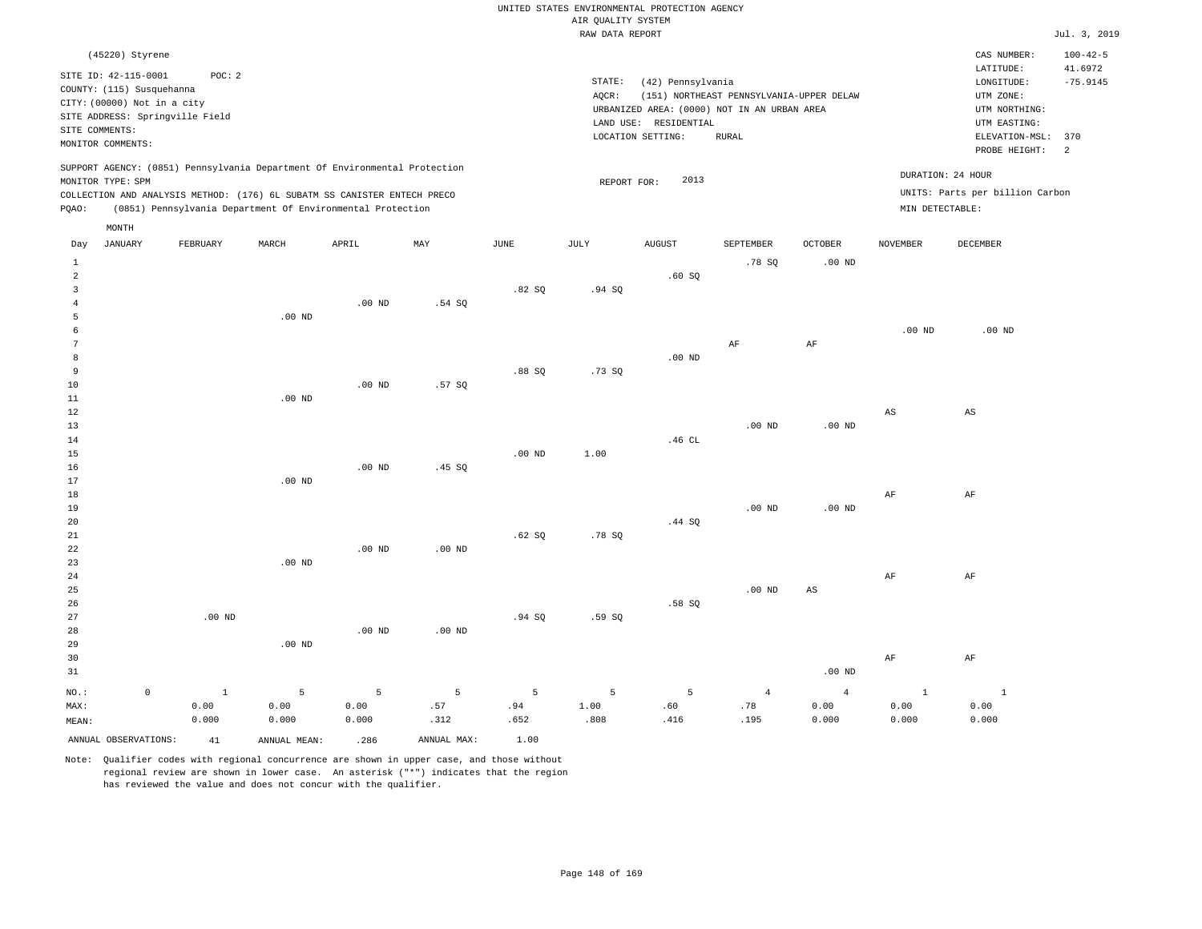UNITED STATES ENVIRONMENTAL PROTECTION AGENCY
AIR QUALITY SYSTEM
RAW DATA REPORT

Jul. 3, 2019

(45220) Styrene

SITE ID: 42-115-0001    POC: 2
COUNTY: (115) Susquehanna
CITY: (00000) Not in a city
SITE ADDRESS: Springville Field
SITE COMMENTS:
MONITOR COMMENTS:

STATE: (42) Pennsylvania
AQCR: (151) NORTHEAST PENNSYLVANIA-UPPER DELAW
URBANIZED AREA: (0000) NOT IN AN URBAN AREA
LAND USE: RESIDENTIAL
LOCATION SETTING: RURAL

CAS NUMBER: 100-42-5
LATITUDE: 41.6972
LONGITUDE: -75.9145
UTM ZONE:
UTM NORTHING:
UTM EASTING:
ELEVATION-MSL: 370
PROBE HEIGHT: 2

SUPPORT AGENCY: (0851) Pennsylvania Department Of Environmental Protection
MONITOR TYPE: SPM
COLLECTION AND ANALYSIS METHOD: (176) 6L SUBATM SS CANISTER ENTECH PRECO
PQAO: (0851) Pennsylvania Department Of Environmental Protection

REPORT FOR: 2013

DURATION: 24 HOUR
UNITS: Parts per billion Carbon
MIN DETECTABLE:

| Day | JANUARY | FEBRUARY | MARCH | APRIL | MAY | JUNE | JULY | AUGUST | SEPTEMBER | OCTOBER | NOVEMBER | DECEMBER |
|---|---|---|---|---|---|---|---|---|---|---|---|---|
| 1 | | | | | | | | | .78 SQ | .00 ND | | |
| 2 | | | | | | | | .60 SQ | | | | |
| 3 | | | | | | .82 SQ | .94 SQ | | | | | |
| 4 | | | | .00 ND | .54 SQ | | | | | | | |
| 5 | | | .00 ND | | | | | | | | | |
| 6 | | | | | | | | | | | .00 ND | .00 ND |
| 7 | | | | | | | | | AF | AF | | |
| 8 | | | | | | | | .00 ND | | | | |
| 9 | | | | | | .88 SQ | .73 SQ | | | | | |
| 10 | | | | .00 ND | .57 SQ | | | | | | | |
| 11 | | | .00 ND | | | | | | | | | |
| 12 | | | | | | | | | | | AS | AS |
| 13 | | | | | | | | | .00 ND | .00 ND | | |
| 14 | | | | | | | | .46 CL | | | | |
| 15 | | | | | | .00 ND | 1.00 | | | | | |
| 16 | | | | .00 ND | .45 SQ | | | | | | | |
| 17 | | | .00 ND | | | | | | | | | |
| 18 | | | | | | | | | | | AF | AF |
| 19 | | | | | | | | | .00 ND | .00 ND | | |
| 20 | | | | | | | | .44 SQ | | | | |
| 21 | | | | | | .62 SQ | .78 SQ | | | | | |
| 22 | | | | .00 ND | .00 ND | | | | | | | |
| 23 | | | .00 ND | | | | | | | | | |
| 24 | | | | | | | | | | | AF | AF |
| 25 | | | | | | | | | .00 ND | AS | | |
| 26 | | | | | | | | .58 SQ | | | | |
| 27 | | .00 ND | | | | .94 SQ | .59 SQ | | | | | |
| 28 | | | | .00 ND | .00 ND | | | | | | | |
| 29 | | | .00 ND | | | | | | | | | |
| 30 | | | | | | | | | | | AF | AF |
| 31 | | | | | | | | | | .00 ND | | |
| NO.: | 0 | 1 | 5 | 5 | 5 | 5 | 5 | 5 | 4 | 4 | 1 | 1 |
| MAX: | | 0.00 | 0.00 | 0.00 | .57 | .94 | 1.00 | .60 | .78 | 0.00 | 0.00 | 0.00 |
| MEAN: | | 0.000 | 0.000 | 0.000 | .312 | .652 | .808 | .416 | .195 | 0.000 | 0.000 | 0.000 |

ANNUAL OBSERVATIONS: 41    ANNUAL MEAN: .286    ANNUAL MAX: 1.00

Note: Qualifier codes with regional concurrence are shown in upper case, and those without regional review are shown in lower case. An asterisk ("*") indicates that the region has reviewed the value and does not concur with the qualifier.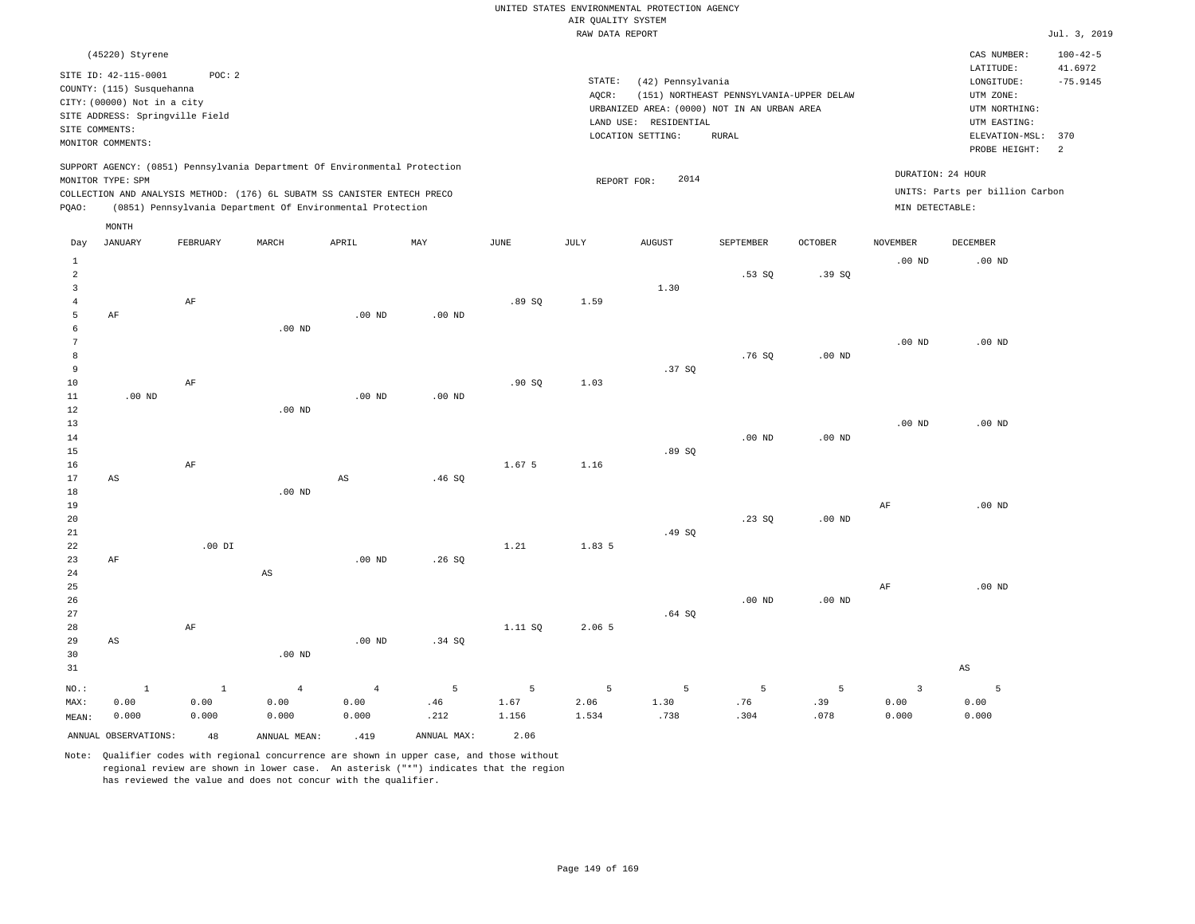UNITED STATES ENVIRONMENTAL PROTECTION AGENCY
AIR QUALITY SYSTEM
RAW DATA REPORT

Jul. 3, 2019

(45220) Styrene

SITE ID: 42-115-0001 POC: 2
COUNTY: (115) Susquehanna
CITY: (00000) Not in a city
SITE ADDRESS: Springville Field
SITE COMMENTS:
MONITOR COMMENTS:

STATE: (42) Pennsylvania
AQCR: (151) NORTHEAST PENNSYLVANIA-UPPER DELAW
URBANIZED AREA: (0000) NOT IN AN URBAN AREA
LAND USE: RESIDENTIAL
LOCATION SETTING: RURAL

CAS NUMBER: 100-42-5
LATITUDE: 41.6972
LONGITUDE: -75.9145
UTM ZONE:
UTM NORTHING:
UTM EASTING:
ELEVATION-MSL: 370
PROBE HEIGHT: 2

SUPPORT AGENCY: (0851) Pennsylvania Department Of Environmental Protection
MONITOR TYPE: SPM
COLLECTION AND ANALYSIS METHOD: (176) 6L SUBATM SS CANISTER ENTECH PRECO
PQAO: (0851) Pennsylvania Department Of Environmental Protection

REPORT FOR: 2014

DURATION: 24 HOUR
UNITS: Parts per billion Carbon
MIN DETECTABLE:

| Day | JANUARY | FEBRUARY | MARCH | APRIL | MAY | JUNE | JULY | AUGUST | SEPTEMBER | OCTOBER | NOVEMBER | DECEMBER |
|---|---|---|---|---|---|---|---|---|---|---|---|---|
| 1 | | | | | | | | | | | .00 ND | .00 ND |
| 2 | | | | | | | | | .53 SQ | .39 SQ | | |
| 3 | | | | | | | | 1.30 | | | | |
| 4 | | AF | | | | .89 SQ | 1.59 | | | | | |
| 5 | AF | | | .00 ND | .00 ND | | | | | | | |
| 6 | | | .00 ND | | | | | | | | | |
| 7 | | | | | | | | | | | .00 ND | .00 ND |
| 8 | | | | | | | | | .76 SQ | .00 ND | | |
| 9 | | | | | | | | .37 SQ | | | | |
| 10 | | AF | | | | .90 SQ | 1.03 | | | | | |
| 11 | .00 ND | | | .00 ND | .00 ND | | | | | | | |
| 12 | | | .00 ND | | | | | | | | | |
| 13 | | | | | | | | | | | .00 ND | .00 ND |
| 14 | | | | | | | | | .00 ND | .00 ND | | |
| 15 | | | | | | | | .89 SQ | | | | |
| 16 | | AF | | | | 1.67 5 | 1.16 | | | | | |
| 17 | AS | | | AS | .46 SQ | | | | | | | |
| 18 | | | .00 ND | | | | | | | | | |
| 19 | | | | | | | | | | | AF | .00 ND |
| 20 | | | | | | | | | .23 SQ | .00 ND | | |
| 21 | | | | | | | | .49 SQ | | | | |
| 22 | | .00 DI | | | | 1.21 | 1.83 5 | | | | | |
| 23 | AF | | | .00 ND | .26 SQ | | | | | | | |
| 24 | | | AS | | | | | | | | | |
| 25 | | | | | | | | | | | AF | .00 ND |
| 26 | | | | | | | | | .00 ND | .00 ND | | |
| 27 | | | | | | | | .64 SQ | | | | |
| 28 | | AF | | | | 1.11 SQ | 2.06 5 | | | | | |
| 29 | AS | | | .00 ND | .34 SQ | | | | | | | |
| 30 | | | .00 ND | | | | | | | | | |
| 31 | | | | | | | | | | | | AS |
| NO.: | 1 | 1 | 4 | 4 | 5 | 5 | 5 | 5 | 5 | 5 | 3 | 5 |
| MAX: | 0.00 | 0.00 | 0.00 | 0.00 | .46 | 1.67 | 2.06 | 1.30 | .76 | .39 | 0.00 | 0.00 |
| MEAN: | 0.000 | 0.000 | 0.000 | 0.000 | .212 | 1.156 | 1.534 | .738 | .304 | .078 | 0.000 | 0.000 |

ANNUAL OBSERVATIONS: 48 ANNUAL MEAN: .419 ANNUAL MAX: 2.06

Note: Qualifier codes with regional concurrence are shown in upper case, and those without regional review are shown in lower case. An asterisk ("*") indicates that the region has reviewed the value and does not concur with the qualifier.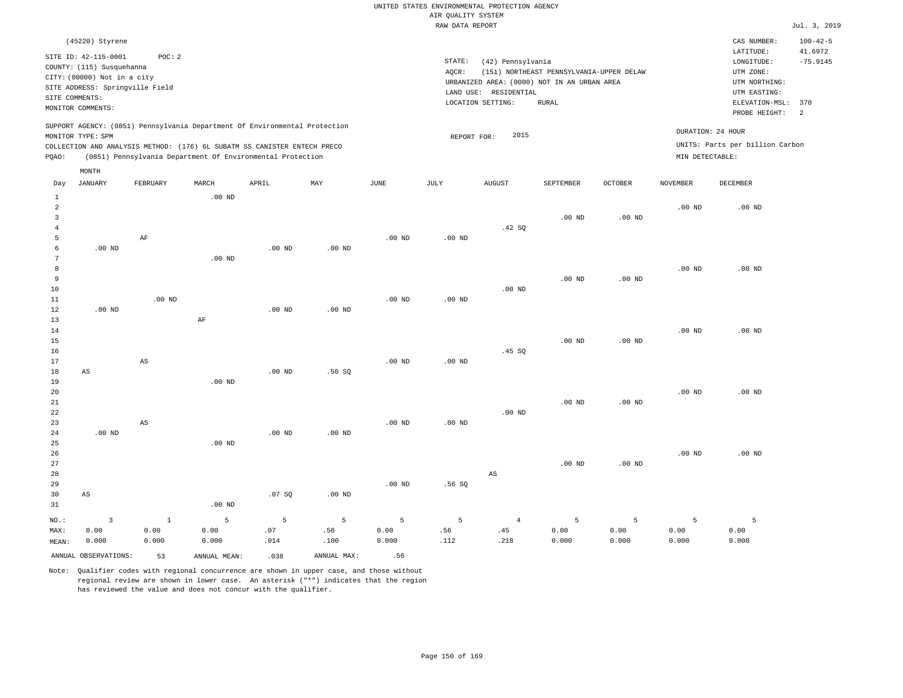UNITED STATES ENVIRONMENTAL PROTECTION AGENCY
AIR QUALITY SYSTEM
RAW DATA REPORT

Jul. 3, 2019

(45220) Styrene

SITE ID: 42-115-0001 POC: 2
COUNTY: (115) Susquehanna
CITY: (00000) Not in a city
SITE ADDRESS: Springville Field
SITE COMMENTS:
MONITOR COMMENTS:

STATE: (42) Pennsylvania
AQCR: (151) NORTHEAST PENNSYLVANIA-UPPER DELAW
URBANIZED AREA: (0000) NOT IN AN URBAN AREA
LAND USE: RESIDENTIAL
LOCATION SETTING: RURAL

CAS NUMBER: 100-42-5
LATITUDE: 41.6972
LONGITUDE: -75.9145
UTM ZONE:
UTM NORTHING:
UTM EASTING:
ELEVATION-MSL: 370
PROBE HEIGHT: 2

SUPPORT AGENCY: (0851) Pennsylvania Department Of Environmental Protection
MONITOR TYPE: SPM
COLLECTION AND ANALYSIS METHOD: (176) 6L SUBATM SS CANISTER ENTECH PRECO
PQAO: (0851) Pennsylvania Department Of Environmental Protection

REPORT FOR: 2015

DURATION: 24 HOUR
UNITS: Parts per billion Carbon
MIN DETECTABLE:

| Day | JANUARY | FEBRUARY | MARCH | APRIL | MAY | JUNE | JULY | AUGUST | SEPTEMBER | OCTOBER | NOVEMBER | DECEMBER |
|---|---|---|---|---|---|---|---|---|---|---|---|---|
| 1 | | | .00 ND | | | | | | | | | |
| 2 | | | | | | | | | | | .00 ND | .00 ND |
| 3 | | | | | | | | | .00 ND | .00 ND | | |
| 4 | | | | | | | | .42 SQ | | | | |
| 5 | | AF | | | | .00 ND | .00 ND | | | | | |
| 6 | .00 ND | | | .00 ND | .00 ND | | | | | | | |
| 7 | | | .00 ND | | | | | | | | | |
| 8 | | | | | | | | | | | .00 ND | .00 ND |
| 9 | | | | | | | | | .00 ND | .00 ND | | |
| 10 | | | | | | | | .00 ND | | | | |
| 11 | | .00 ND | | | | .00 ND | .00 ND | | | | | |
| 12 | .00 ND | | | .00 ND | .00 ND | | | | | | | |
| 13 | | | AF | | | | | | | | | |
| 14 | | | | | | | | | | | .00 ND | .00 ND |
| 15 | | | | | | | | | .00 ND | .00 ND | | |
| 16 | | | | | | | | .45 SQ | | | | |
| 17 | | AS | | | | .00 ND | .00 ND | | | | | |
| 18 | AS | | | .00 ND | .50 SQ | | | | | | | |
| 19 | | | .00 ND | | | | | | | | | |
| 20 | | | | | | | | | | | .00 ND | .00 ND |
| 21 | | | | | | | | | .00 ND | .00 ND | | |
| 22 | | | | | | | | .00 ND | | | | |
| 23 | | AS | | | | .00 ND | .00 ND | | | | | |
| 24 | .00 ND | | | .00 ND | .00 ND | | | | | | | |
| 25 | | | .00 ND | | | | | | | | | |
| 26 | | | | | | | | | | | .00 ND | .00 ND |
| 27 | | | | | | | | | .00 ND | .00 ND | | |
| 28 | | | | | | | | AS | | | | |
| 29 | | | | | | .00 ND | .56 SQ | | | | | |
| 30 | AS | | | .07 SQ | .00 ND | | | | | | | |
| 31 | | | .00 ND | | | | | | | | | |
| NO.: | 3 | 1 | 5 | 5 | 5 | 5 | 5 | 4 | 5 | 5 | 5 | 5 |
| MAX: | 0.00 | 0.00 | 0.00 | .07 | .50 | 0.00 | .56 | .45 | 0.00 | 0.00 | 0.00 | 0.00 |
| MEAN: | 0.000 | 0.000 | 0.000 | .014 | .100 | 0.000 | .112 | .218 | 0.000 | 0.000 | 0.000 | 0.000 |

ANNUAL OBSERVATIONS: 53 ANNUAL MEAN: .038 ANNUAL MAX: .56

Note: Qualifier codes with regional concurrence are shown in upper case, and those without regional review are shown in lower case. An asterisk ("*") indicates that the region has reviewed the value and does not concur with the qualifier.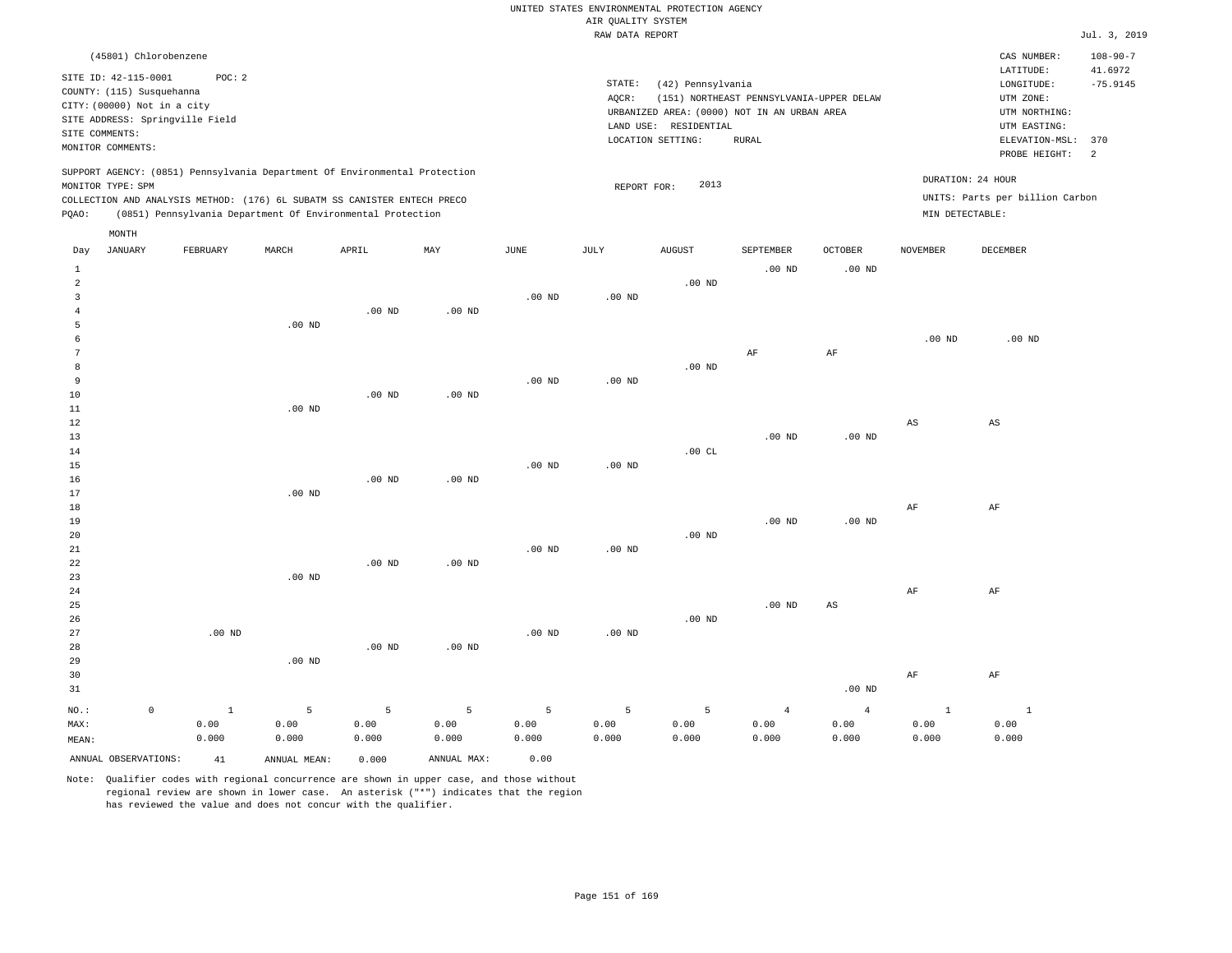UNITED STATES ENVIRONMENTAL PROTECTION AGENCY
AIR QUALITY SYSTEM
RAW DATA REPORT

Jul. 3, 2019

(45801) Chlorobenzene

SITE ID: 42-115-0001 POC: 2
COUNTY: (115) Susquehanna
CITY: (00000) Not in a city
SITE ADDRESS: Springville Field
SITE COMMENTS:
MONITOR COMMENTS:

STATE: (42) Pennsylvania
AQCR: (151) NORTHEAST PENNSYLVANIA-UPPER DELAW
URBANIZED AREA: (0000) NOT IN AN URBAN AREA
LAND USE: RESIDENTIAL
LOCATION SETTING: RURAL

CAS NUMBER: 108-90-7
LATITUDE: 41.6972
LONGITUDE: -75.9145
UTM ZONE:
UTM NORTHING:
UTM EASTING:
ELEVATION-MSL: 370
PROBE HEIGHT: 2

SUPPORT AGENCY: (0851) Pennsylvania Department Of Environmental Protection
MONITOR TYPE: SPM
COLLECTION AND ANALYSIS METHOD: (176) 6L SUBATM SS CANISTER ENTECH PRECO
PQAO: (0851) Pennsylvania Department Of Environmental Protection

REPORT FOR: 2013

DURATION: 24 HOUR
UNITS: Parts per billion Carbon
MIN DETECTABLE:

| Day | JANUARY | FEBRUARY | MARCH | APRIL | MAY | JUNE | JULY | AUGUST | SEPTEMBER | OCTOBER | NOVEMBER | DECEMBER |
|---|---|---|---|---|---|---|---|---|---|---|---|---|
| 1 | | | | | | | | | .00 ND | .00 ND | | |
| 2 | | | | | | | | .00 ND | | | | |
| 3 | | | | | | .00 ND | .00 ND | | | | | |
| 4 | | | | .00 ND | .00 ND | | | | | | | |
| 5 | | | .00 ND | | | | | | | | | |
| 6 | | | | | | | | | | | .00 ND | .00 ND |
| 7 | | | | | | | | | AF | AF | | |
| 8 | | | | | | | | .00 ND | | | | |
| 9 | | | | | | .00 ND | .00 ND | | | | | |
| 10 | | | | .00 ND | .00 ND | | | | | | | |
| 11 | | | .00 ND | | | | | | | | | |
| 12 | | | | | | | | | | | AS | AS |
| 13 | | | | | | | | | .00 ND | .00 ND | | |
| 14 | | | | | | | | .00 CL | | | | |
| 15 | | | | | | .00 ND | .00 ND | | | | | |
| 16 | | | | .00 ND | .00 ND | | | | | | | |
| 17 | | | .00 ND | | | | | | | | | |
| 18 | | | | | | | | | | | AF | AF |
| 19 | | | | | | | | | .00 ND | .00 ND | | |
| 20 | | | | | | | | .00 ND | | | | |
| 21 | | | | | | .00 ND | .00 ND | | | | | |
| 22 | | | | .00 ND | .00 ND | | | | | | | |
| 23 | | | .00 ND | | | | | | | | | |
| 24 | | | | | | | | | | | AF | AF |
| 25 | | | | | | | | | .00 ND | AS | | |
| 26 | | | | | | | | .00 ND | | | | |
| 27 | | .00 ND | | | | .00 ND | .00 ND | | | | | |
| 28 | | | | .00 ND | .00 ND | | | | | | | |
| 29 | | | .00 ND | | | | | | | | | |
| 30 | | | | | | | | | | | AF | AF |
| 31 | | | | | | | | | | .00 ND | | |
| NO.: | 0 | 1 | 5 | 5 | 5 | 5 | 5 | 5 | 4 | 4 | 1 | 1 |
| MAX: | | 0.00 | 0.00 | 0.00 | 0.00 | 0.00 | 0.00 | 0.00 | 0.00 | 0.00 | 0.00 | 0.00 |
| MEAN: | | 0.000 | 0.000 | 0.000 | 0.000 | 0.000 | 0.000 | 0.000 | 0.000 | 0.000 | 0.000 | 0.000 |

ANNUAL OBSERVATIONS: 41 ANNUAL MEAN: 0.000 ANNUAL MAX: 0.00

Note: Qualifier codes with regional concurrence are shown in upper case, and those without regional review are shown in lower case. An asterisk ("*") indicates that the region has reviewed the value and does not concur with the qualifier.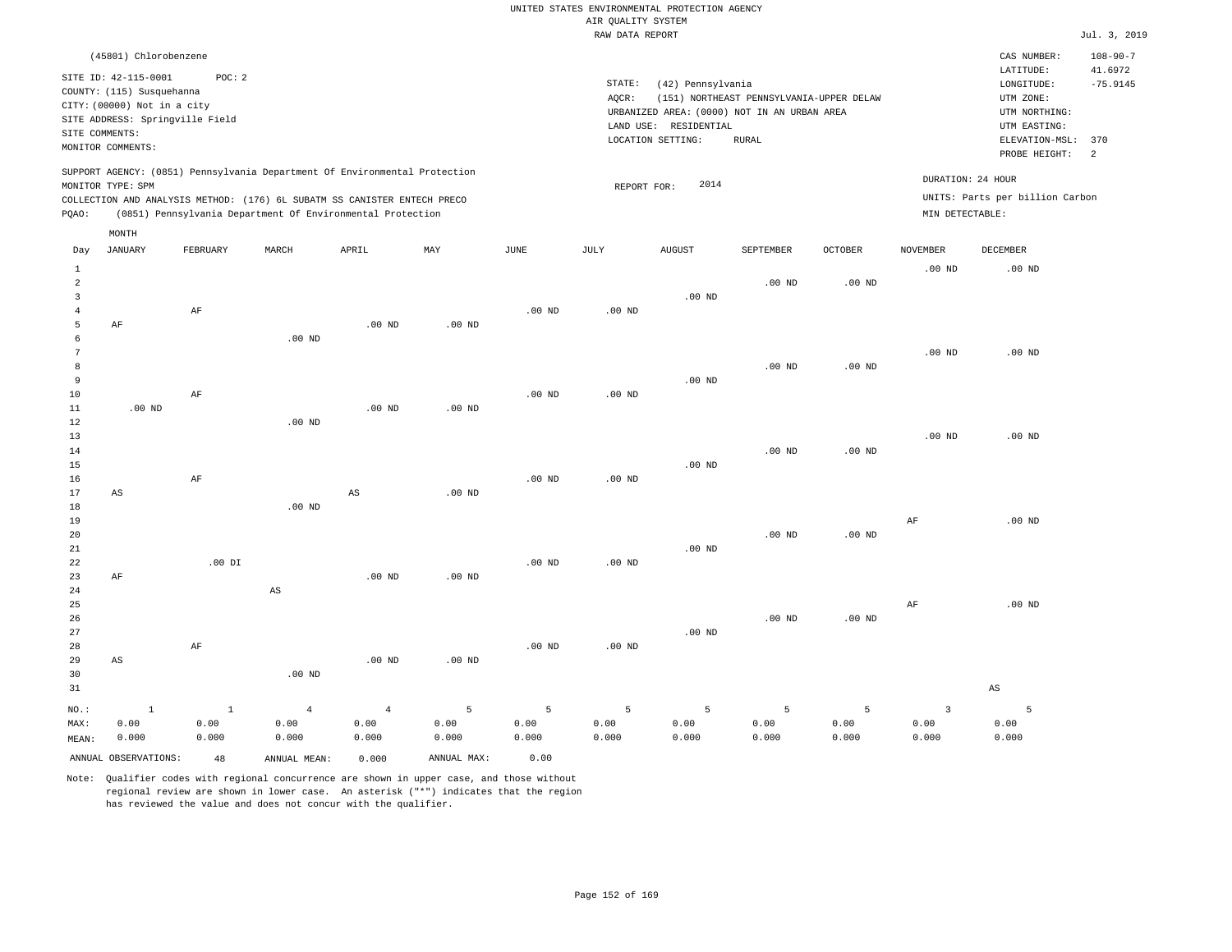UNITED STATES ENVIRONMENTAL PROTECTION AGENCY
AIR QUALITY SYSTEM
RAW DATA REPORT

Jul. 3, 2019

(45801) Chlorobenzene

SITE ID: 42-115-0001 POC: 2
COUNTY: (115) Susquehanna
CITY: (00000) Not in a city
SITE ADDRESS: Springville Field
SITE COMMENTS:
MONITOR COMMENTS:

STATE: (42) Pennsylvania
AQCR: (151) NORTHEAST PENNSYLVANIA-UPPER DELAW
URBANIZED AREA: (0000) NOT IN AN URBAN AREA
LAND USE: RESIDENTIAL
LOCATION SETTING: RURAL

CAS NUMBER: 108-90-7
LATITUDE: 41.6972
LONGITUDE: -75.9145
UTM ZONE:
UTM NORTHING:
UTM EASTING:
ELEVATION-MSL: 370
PROBE HEIGHT: 2

SUPPORT AGENCY: (0851) Pennsylvania Department Of Environmental Protection
MONITOR TYPE: SPM
COLLECTION AND ANALYSIS METHOD: (176) 6L SUBATM SS CANISTER ENTECH PRECO
PQAO: (0851) Pennsylvania Department Of Environmental Protection

REPORT FOR: 2014

DURATION: 24 HOUR
UNITS: Parts per billion Carbon
MIN DETECTABLE:

| Day | JANUARY | FEBRUARY | MARCH | APRIL | MAY | JUNE | JULY | AUGUST | SEPTEMBER | OCTOBER | NOVEMBER | DECEMBER |
|---|---|---|---|---|---|---|---|---|---|---|---|---|
| 1 | | | | | | | | | | | .00 ND | .00 ND |
| 2 | | | | | | | | | .00 ND | .00 ND | | |
| 3 | | | | | | | | .00 ND | | | | |
| 4 | | AF | | | | .00 ND | .00 ND | | | | | |
| 5 | AF | | | .00 ND | .00 ND | | | | | | | |
| 6 | | | .00 ND | | | | | | | | | |
| 7 | | | | | | | | | | | .00 ND | .00 ND |
| 8 | | | | | | | | | .00 ND | .00 ND | | |
| 9 | | | | | | | | .00 ND | | | | |
| 10 | | AF | | | | .00 ND | .00 ND | | | | | |
| 11 | .00 ND | | | .00 ND | .00 ND | | | | | | | |
| 12 | | | .00 ND | | | | | | | | | |
| 13 | | | | | | | | | | | .00 ND | .00 ND |
| 14 | | | | | | | | | .00 ND | .00 ND | | |
| 15 | | | | | | | | .00 ND | | | | |
| 16 | | AF | | | | .00 ND | .00 ND | | | | | |
| 17 | AS | | | AS | .00 ND | | | | | | | |
| 18 | | | .00 ND | | | | | | | | | |
| 19 | | | | | | | | | | | AF | .00 ND |
| 20 | | | | | | | | | .00 ND | .00 ND | | |
| 21 | | | | | | | | .00 ND | | | | |
| 22 | | .00 DI | | | | .00 ND | .00 ND | | | | | |
| 23 | AF | | | .00 ND | .00 ND | | | | | | | |
| 24 | | | AS | | | | | | | | | |
| 25 | | | | | | | | | | | AF | .00 ND |
| 26 | | | | | | | | | .00 ND | .00 ND | | |
| 27 | | | | | | | | .00 ND | | | | |
| 28 | | AF | | | | .00 ND | .00 ND | | | | | |
| 29 | AS | | | .00 ND | .00 ND | | | | | | | |
| 30 | | | .00 ND | | | | | | | | | |
| 31 | | | | | | | | | | | | AS |
| NO.: | 1 | 1 | 4 | 4 | 5 | 5 | 5 | 5 | 5 | 5 | 3 | 5 |
| MAX: | 0.00 | 0.00 | 0.00 | 0.00 | 0.00 | 0.00 | 0.00 | 0.00 | 0.00 | 0.00 | 0.00 | 0.00 |
| MEAN: | 0.000 | 0.000 | 0.000 | 0.000 | 0.000 | 0.000 | 0.000 | 0.000 | 0.000 | 0.000 | 0.000 | 0.000 |

ANNUAL OBSERVATIONS: 48 ANNUAL MEAN: 0.000 ANNUAL MAX: 0.00

Note: Qualifier codes with regional concurrence are shown in upper case, and those without regional review are shown in lower case. An asterisk ("*") indicates that the region has reviewed the value and does not concur with the qualifier.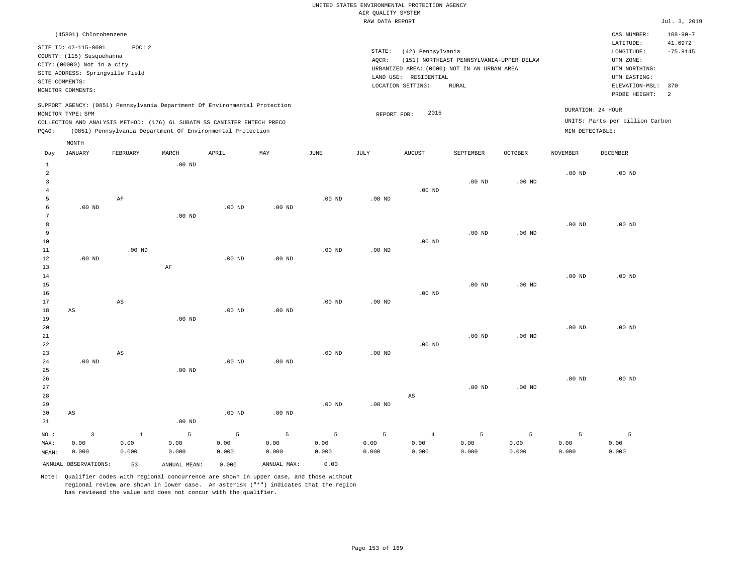UNITED STATES ENVIRONMENTAL PROTECTION AGENCY
AIR QUALITY SYSTEM
RAW DATA REPORT

Jul. 3, 2019

(45801) Chlorobenzene

SITE ID: 42-115-0001 POC: 2
COUNTY: (115) Susquehanna
CITY: (00000) Not in a city
SITE ADDRESS: Springville Field
SITE COMMENTS:
MONITOR COMMENTS:

STATE: (42) Pennsylvania
AQCR: (151) NORTHEAST PENNSYLVANIA-UPPER DELAW
URBANIZED AREA: (0000) NOT IN AN URBAN AREA
LAND USE: RESIDENTIAL
LOCATION SETTING: RURAL

CAS NUMBER: 108-90-7
LATITUDE: 41.6972
LONGITUDE: -75.9145
UTM ZONE:
UTM NORTHING:
UTM EASTING:
ELEVATION-MSL: 370
PROBE HEIGHT: 2

SUPPORT AGENCY: (0851) Pennsylvania Department Of Environmental Protection
MONITOR TYPE: SPM
COLLECTION AND ANALYSIS METHOD: (176) 6L SUBATM SS CANISTER ENTECH PRECO
PQAO: (0851) Pennsylvania Department Of Environmental Protection

REPORT FOR: 2015

DURATION: 24 HOUR
UNITS: Parts per billion Carbon
MIN DETECTABLE:

| Day | JANUARY | FEBRUARY | MARCH | APRIL | MAY | JUNE | JULY | AUGUST | SEPTEMBER | OCTOBER | NOVEMBER | DECEMBER |
|---|---|---|---|---|---|---|---|---|---|---|---|---|
| 1 | | | .00 ND | | | | | | | | | |
| 2 | | | | | | | | | | | .00 ND | .00 ND |
| 3 | | | | | | | | | .00 ND | .00 ND | | |
| 4 | | | | | | | | .00 ND | | | | |
| 5 | | AF | | | | .00 ND | .00 ND | | | | | |
| 6 | .00 ND | | | .00 ND | .00 ND | | | | | | | |
| 7 | | | .00 ND | | | | | | | | | |
| 8 | | | | | | | | | | | .00 ND | .00 ND |
| 9 | | | | | | | | | .00 ND | .00 ND | | |
| 10 | | | | | | | | .00 ND | | | | |
| 11 | | .00 ND | | | | .00 ND | .00 ND | | | | | |
| 12 | .00 ND | | | .00 ND | .00 ND | | | | | | | |
| 13 | | | AF | | | | | | | | | |
| 14 | | | | | | | | | | | .00 ND | .00 ND |
| 15 | | | | | | | | | .00 ND | .00 ND | | |
| 16 | | | | | | | | .00 ND | | | | |
| 17 | | AS | | | | .00 ND | .00 ND | | | | | |
| 18 | AS | | | .00 ND | .00 ND | | | | | | | |
| 19 | | | .00 ND | | | | | | | | | |
| 20 | | | | | | | | | | | .00 ND | .00 ND |
| 21 | | | | | | | | | .00 ND | .00 ND | | |
| 22 | | | | | | | | .00 ND | | | | |
| 23 | | AS | | | | .00 ND | .00 ND | | | | | |
| 24 | .00 ND | | | .00 ND | .00 ND | | | | | | | |
| 25 | | | .00 ND | | | | | | | | | |
| 26 | | | | | | | | | | | .00 ND | .00 ND |
| 27 | | | | | | | | | .00 ND | .00 ND | | |
| 28 | | | | | | | | AS | | | | |
| 29 | | | | | | .00 ND | .00 ND | | | | | |
| 30 | AS | | | .00 ND | .00 ND | | | | | | | |
| 31 | | | .00 ND | | | | | | | | | |
| NO.: | 3 | 1 | 5 | 5 | 5 | 5 | 5 | 4 | 5 | 5 | 5 | 5 |
| MAX: | 0.00 | 0.00 | 0.00 | 0.00 | 0.00 | 0.00 | 0.00 | 0.00 | 0.00 | 0.00 | 0.00 | 0.00 |
| MEAN: | 0.000 | 0.000 | 0.000 | 0.000 | 0.000 | 0.000 | 0.000 | 0.000 | 0.000 | 0.000 | 0.000 | 0.000 |

ANNUAL OBSERVATIONS: 53 ANNUAL MEAN: 0.000 ANNUAL MAX: 0.00

Note: Qualifier codes with regional concurrence are shown in upper case, and those without regional review are shown in lower case. An asterisk ("*") indicates that the region has reviewed the value and does not concur with the qualifier.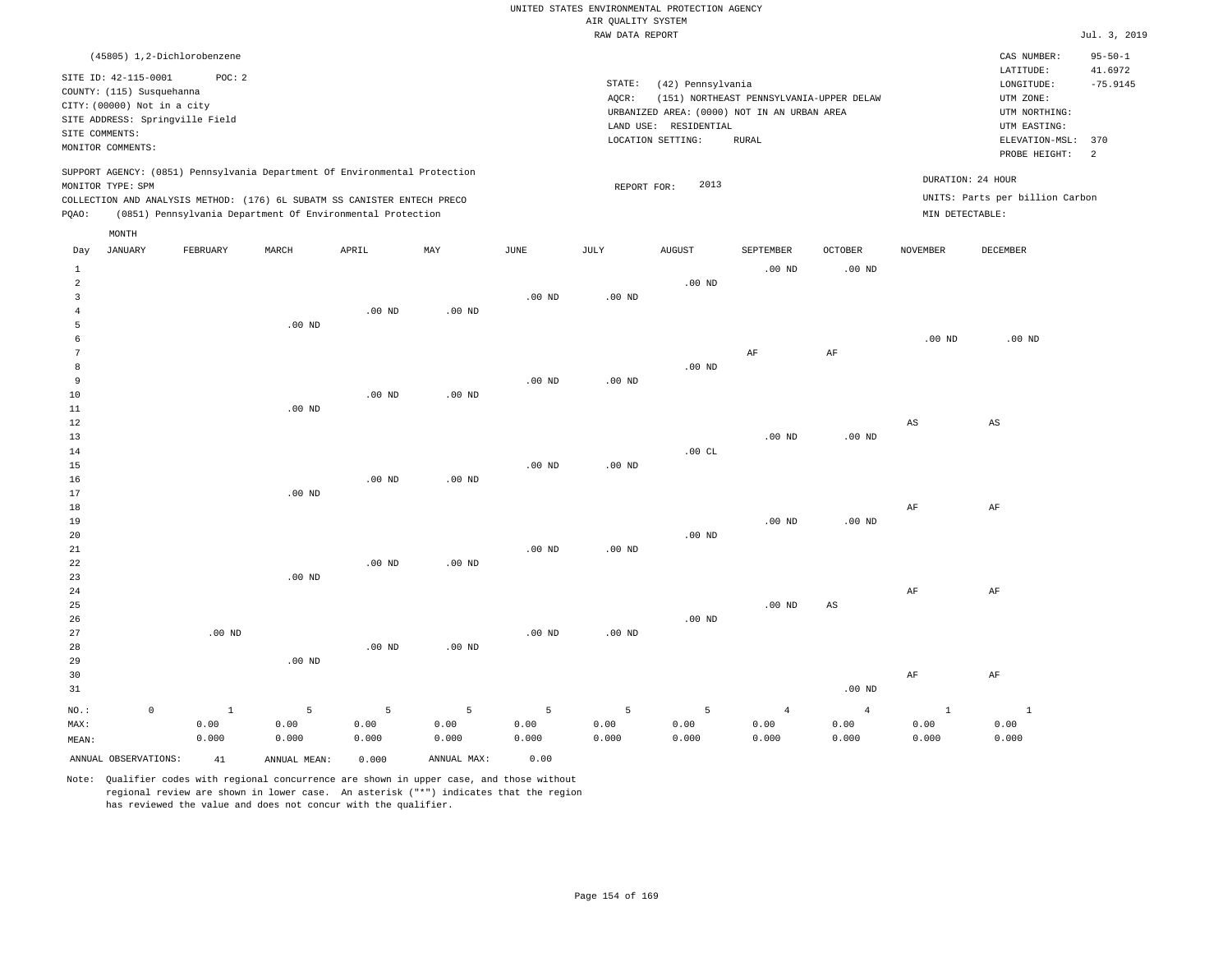UNITED STATES ENVIRONMENTAL PROTECTION AGENCY
AIR QUALITY SYSTEM
RAW DATA REPORT

Jul. 3, 2019

(45805) 1,2-Dichlorobenzene

SITE ID: 42-115-0001 POC: 2
COUNTY: (115) Susquehanna
CITY: (00000) Not in a city
SITE ADDRESS: Springville Field
SITE COMMENTS:
MONITOR COMMENTS:

STATE: (42) Pennsylvania
AQCR: (151) NORTHEAST PENNSYLVANIA-UPPER DELAW
URBANIZED AREA: (0000) NOT IN AN URBAN AREA
LAND USE: RESIDENTIAL
LOCATION SETTING: RURAL

CAS NUMBER: 95-50-1
LATITUDE: 41.6972
LONGITUDE: -75.9145
UTM ZONE:
UTM NORTHING:
UTM EASTING:
ELEVATION-MSL: 370
PROBE HEIGHT: 2

SUPPORT AGENCY: (0851) Pennsylvania Department Of Environmental Protection
MONITOR TYPE: SPM
COLLECTION AND ANALYSIS METHOD: (176) 6L SUBATM SS CANISTER ENTECH PRECO
PQAO: (0851) Pennsylvania Department Of Environmental Protection

REPORT FOR: 2013

DURATION: 24 HOUR
UNITS: Parts per billion Carbon
MIN DETECTABLE:

| Day | JANUARY | FEBRUARY | MARCH | APRIL | MAY | JUNE | JULY | AUGUST | SEPTEMBER | OCTOBER | NOVEMBER | DECEMBER |
|---|---|---|---|---|---|---|---|---|---|---|---|---|
| 1 | | | | | | | | | .00 ND | .00 ND | | |
| 2 | | | | | | | | .00 ND | | | | |
| 3 | | | | | | .00 ND | .00 ND | | | | | |
| 4 | | | | .00 ND | .00 ND | | | | | | | |
| 5 | | | .00 ND | | | | | | | | | |
| 6 | | | | | | | | | | | .00 ND | .00 ND |
| 7 | | | | | | | | | AF | AF | | |
| 8 | | | | | | | | .00 ND | | | | |
| 9 | | | | | | .00 ND | .00 ND | | | | | |
| 10 | | | | .00 ND | .00 ND | | | | | | | |
| 11 | | | .00 ND | | | | | | | | | |
| 12 | | | | | | | | | | | AS | AS |
| 13 | | | | | | | | | .00 ND | .00 ND | | |
| 14 | | | | | | | | .00 CL | | | | |
| 15 | | | | | | .00 ND | .00 ND | | | | | |
| 16 | | | | .00 ND | .00 ND | | | | | | | |
| 17 | | | .00 ND | | | | | | | | | |
| 18 | | | | | | | | | | | AF | AF |
| 19 | | | | | | | | | .00 ND | .00 ND | | |
| 20 | | | | | | | | .00 ND | | | | |
| 21 | | | | | | .00 ND | .00 ND | | | | | |
| 22 | | | | .00 ND | .00 ND | | | | | | | |
| 23 | | | .00 ND | | | | | | | | | |
| 24 | | | | | | | | | | | AF | AF |
| 25 | | | | | | | | | .00 ND | AS | | |
| 26 | | | | | | | | .00 ND | | | | |
| 27 | | .00 ND | | | | .00 ND | .00 ND | | | | | |
| 28 | | | | .00 ND | .00 ND | | | | | | | |
| 29 | | | .00 ND | | | | | | | | | |
| 30 | | | | | | | | | | | AF | AF |
| 31 | | | | | | | | | | .00 ND | | |
| NO.: | 0 | 1 | 5 | 5 | 5 | 5 | 5 | 5 | 4 | 4 | 1 | 1 |
| MAX: | | 0.00 | 0.00 | 0.00 | 0.00 | 0.00 | 0.00 | 0.00 | 0.00 | 0.00 | 0.00 | 0.00 |
| MEAN: | | 0.000 | 0.000 | 0.000 | 0.000 | 0.000 | 0.000 | 0.000 | 0.000 | 0.000 | 0.000 | 0.000 |

ANNUAL OBSERVATIONS: 41 ANNUAL MEAN: 0.000 ANNUAL MAX: 0.00

Note: Qualifier codes with regional concurrence are shown in upper case, and those without regional review are shown in lower case. An asterisk ("*") indicates that the region has reviewed the value and does not concur with the qualifier.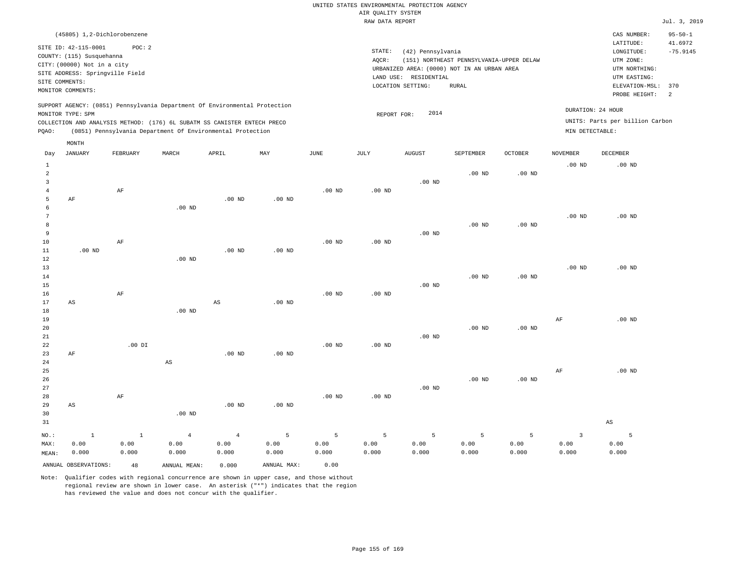UNITED STATES ENVIRONMENTAL PROTECTION AGENCY
AIR QUALITY SYSTEM
RAW DATA REPORT

Jul. 3, 2019

(45805) 1,2-Dichlorobenzene

SITE ID: 42-115-0001    POC: 2
COUNTY: (115) Susquehanna
CITY: (00000) Not in a city
SITE ADDRESS: Springville Field
SITE COMMENTS:
MONITOR COMMENTS:

STATE: (42) Pennsylvania
AQCR: (151) NORTHEAST PENNSYLVANIA-UPPER DELAW
URBANIZED AREA: (0000) NOT IN AN URBAN AREA
LAND USE: RESIDENTIAL
LOCATION SETTING: RURAL

CAS NUMBER: 95-50-1
LATITUDE: 41.6972
LONGITUDE: -75.9145
UTM ZONE:
UTM NORTHING:
UTM EASTING:
ELEVATION-MSL: 370
PROBE HEIGHT: 2

SUPPORT AGENCY: (0851) Pennsylvania Department Of Environmental Protection
MONITOR TYPE: SPM
COLLECTION AND ANALYSIS METHOD: (176) 6L SUBATM SS CANISTER ENTECH PRECO
PQAO: (0851) Pennsylvania Department Of Environmental Protection

REPORT FOR: 2014

DURATION: 24 HOUR
UNITS: Parts per billion Carbon
MIN DETECTABLE:

| Day | JANUARY | FEBRUARY | MARCH | APRIL | MAY | JUNE | JULY | AUGUST | SEPTEMBER | OCTOBER | NOVEMBER | DECEMBER |
|---|---|---|---|---|---|---|---|---|---|---|---|---|
| 1 | | | | | | | | | | | .00 ND | .00 ND |
| 2 | | | | | | | | | .00 ND | .00 ND | | |
| 3 | | | | | | | | .00 ND | | | | |
| 4 | | AF | | | | .00 ND | .00 ND | | | | | |
| 5 | AF | | | .00 ND | .00 ND | | | | | | | |
| 6 | | | .00 ND | | | | | | | | | |
| 7 | | | | | | | | | | | .00 ND | .00 ND |
| 8 | | | | | | | | | .00 ND | .00 ND | | |
| 9 | | | | | | | | .00 ND | | | | |
| 10 | | AF | | | | .00 ND | .00 ND | | | | | |
| 11 | .00 ND | | | .00 ND | .00 ND | | | | | | | |
| 12 | | | .00 ND | | | | | | | | | |
| 13 | | | | | | | | | | | .00 ND | .00 ND |
| 14 | | | | | | | | | .00 ND | .00 ND | | |
| 15 | | | | | | | | .00 ND | | | | |
| 16 | | AF | | | | .00 ND | .00 ND | | | | | |
| 17 | AS | | | AS | .00 ND | | | | | | | |
| 18 | | | .00 ND | | | | | | | | | |
| 19 | | | | | | | | | | | AF | .00 ND |
| 20 | | | | | | | | | .00 ND | .00 ND | | |
| 21 | | | | | | | | .00 ND | | | | |
| 22 | | .00 DI | | | | .00 ND | .00 ND | | | | | |
| 23 | AF | | | .00 ND | .00 ND | | | | | | | |
| 24 | | | AS | | | | | | | | | |
| 25 | | | | | | | | | | | AF | .00 ND |
| 26 | | | | | | | | | .00 ND | .00 ND | | |
| 27 | | | | | | | | .00 ND | | | | |
| 28 | | AF | | | | .00 ND | .00 ND | | | | | |
| 29 | AS | | | .00 ND | .00 ND | | | | | | | |
| 30 | | | .00 ND | | | | | | | | | |
| 31 | | | | | | | | | | | | AS |
| NO.: | 1 | 1 | 4 | 4 | 5 | 5 | 5 | 5 | 5 | 5 | 3 | 5 |
| MAX: | 0.00 | 0.00 | 0.00 | 0.00 | 0.00 | 0.00 | 0.00 | 0.00 | 0.00 | 0.00 | 0.00 | 0.00 |
| MEAN: | 0.000 | 0.000 | 0.000 | 0.000 | 0.000 | 0.000 | 0.000 | 0.000 | 0.000 | 0.000 | 0.000 | 0.000 |

ANNUAL OBSERVATIONS: 48    ANNUAL MEAN: 0.000    ANNUAL MAX: 0.00

Note: Qualifier codes with regional concurrence are shown in upper case, and those without regional review are shown in lower case. An asterisk ("*") indicates that the region has reviewed the value and does not concur with the qualifier.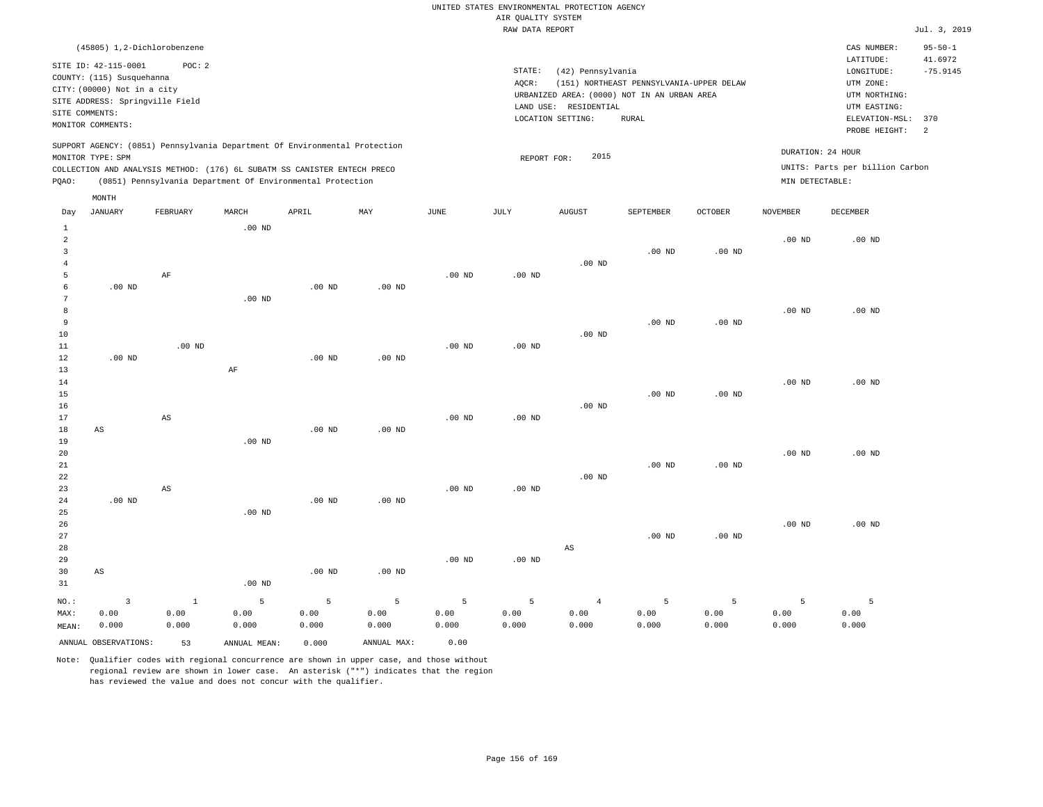UNITED STATES ENVIRONMENTAL PROTECTION AGENCY
AIR QUALITY SYSTEM
RAW DATA REPORT

Jul. 3, 2019

(45805) 1,2-Dichlorobenzene

SITE ID: 42-115-0001 POC: 2
COUNTY: (115) Susquehanna
CITY: (00000) Not in a city
SITE ADDRESS: Springville Field
SITE COMMENTS:
MONITOR COMMENTS:

STATE: (42) Pennsylvania
AQCR: (151) NORTHEAST PENNSYLVANIA-UPPER DELAW
URBANIZED AREA: (0000) NOT IN AN URBAN AREA
LAND USE: RESIDENTIAL
LOCATION SETTING: RURAL

CAS NUMBER: 95-50-1
LATITUDE: 41.6972
LONGITUDE: -75.9145
UTM ZONE:
UTM NORTHING:
UTM EASTING:
ELEVATION-MSL: 370
PROBE HEIGHT: 2

SUPPORT AGENCY: (0851) Pennsylvania Department Of Environmental Protection
MONITOR TYPE: SPM
COLLECTION AND ANALYSIS METHOD: (176) 6L SUBATM SS CANISTER ENTECH PRECO
PQAO: (0851) Pennsylvania Department Of Environmental Protection

REPORT FOR: 2015

DURATION: 24 HOUR
UNITS: Parts per billion Carbon
MIN DETECTABLE:

| Day | JANUARY | FEBRUARY | MARCH | APRIL | MAY | JUNE | JULY | AUGUST | SEPTEMBER | OCTOBER | NOVEMBER | DECEMBER |
|---|---|---|---|---|---|---|---|---|---|---|---|---|
| 1 | | | .00 ND | | | | | | | | | |
| 2 | | | | | | | | | | | .00 ND | .00 ND |
| 3 | | | | | | | | | .00 ND | .00 ND | | |
| 4 | | | | | | | | .00 ND | | | | |
| 5 | | AF | | | | .00 ND | .00 ND | | | | | |
| 6 | .00 ND | | | .00 ND | .00 ND | | | | | | | |
| 7 | | | .00 ND | | | | | | | | | |
| 8 | | | | | | | | | | | .00 ND | .00 ND |
| 9 | | | | | | | | | .00 ND | .00 ND | | |
| 10 | | | | | | | | .00 ND | | | | |
| 11 | | .00 ND | | | | .00 ND | .00 ND | | | | | |
| 12 | .00 ND | | | .00 ND | .00 ND | | | | | | | |
| 13 | | | AF | | | | | | | | | |
| 14 | | | | | | | | | | | .00 ND | .00 ND |
| 15 | | | | | | | | | .00 ND | .00 ND | | |
| 16 | | | | | | | | .00 ND | | | | |
| 17 | | AS | | | | .00 ND | .00 ND | | | | | |
| 18 | AS | | | .00 ND | .00 ND | | | | | | | |
| 19 | | | .00 ND | | | | | | | | | |
| 20 | | | | | | | | | | | .00 ND | .00 ND |
| 21 | | | | | | | | | .00 ND | .00 ND | | |
| 22 | | | | | | | | .00 ND | | | | |
| 23 | | AS | | | | .00 ND | .00 ND | | | | | |
| 24 | .00 ND | | | .00 ND | .00 ND | | | | | | | |
| 25 | | | .00 ND | | | | | | | | | |
| 26 | | | | | | | | | | | .00 ND | .00 ND |
| 27 | | | | | | | | | .00 ND | .00 ND | | |
| 28 | | | | | | | | AS | | | | |
| 29 | | | | | | .00 ND | .00 ND | | | | | |
| 30 | AS | | | .00 ND | .00 ND | | | | | | | |
| 31 | | | .00 ND | | | | | | | | | |
| NO.: | 3 | 1 | 5 | 5 | 5 | 5 | 5 | 4 | 5 | 5 | 5 | 5 |
| MAX: | 0.00 | 0.00 | 0.00 | 0.00 | 0.00 | 0.00 | 0.00 | 0.00 | 0.00 | 0.00 | 0.00 | 0.00 |
| MEAN: | 0.000 | 0.000 | 0.000 | 0.000 | 0.000 | 0.000 | 0.000 | 0.000 | 0.000 | 0.000 | 0.000 | 0.000 |

ANNUAL OBSERVATIONS: 53 ANNUAL MEAN: 0.000 ANNUAL MAX: 0.00

Note: Qualifier codes with regional concurrence are shown in upper case, and those without regional review are shown in lower case. An asterisk ("*") indicates that the region has reviewed the value and does not concur with the qualifier.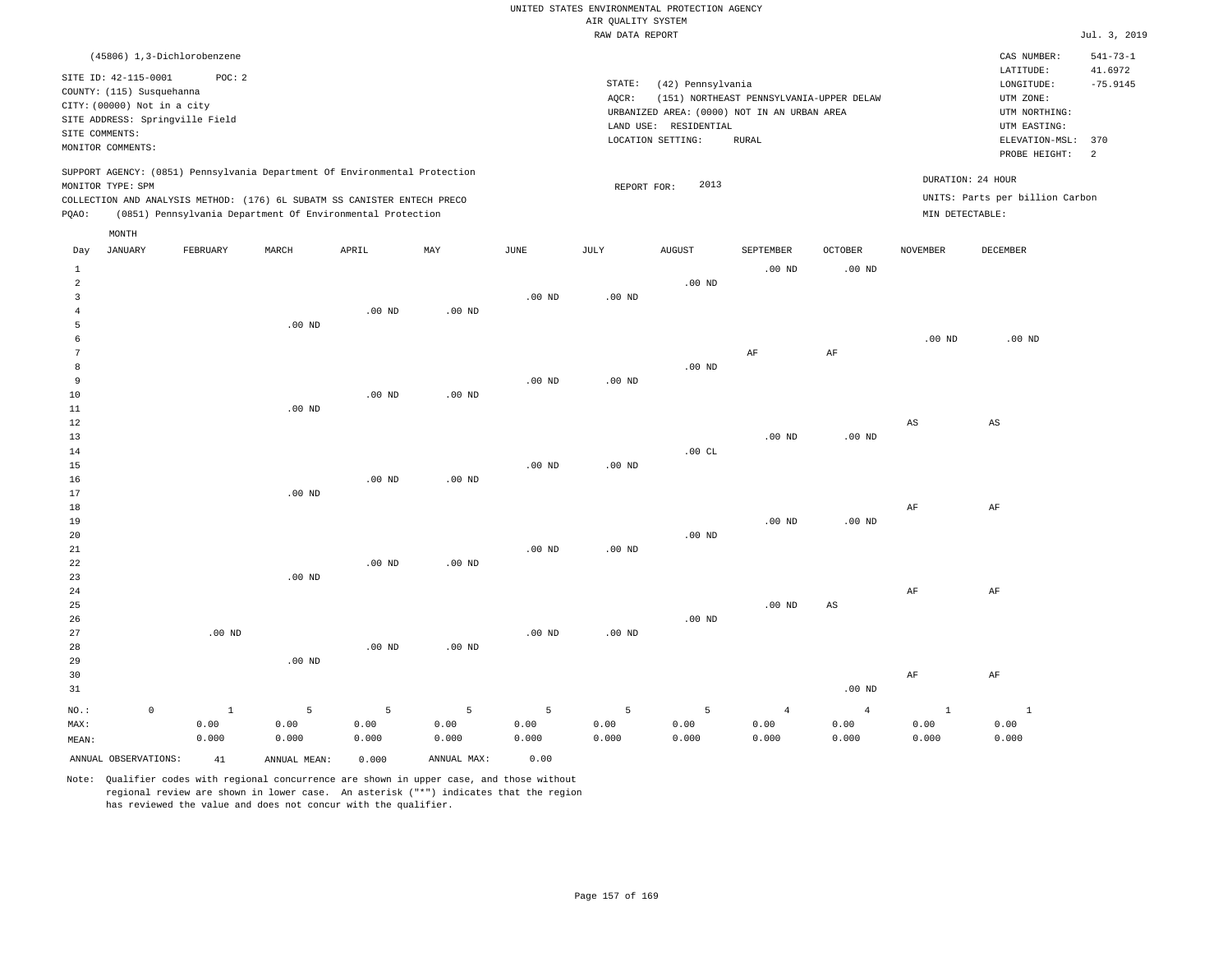UNITED STATES ENVIRONMENTAL PROTECTION AGENCY
AIR QUALITY SYSTEM
RAW DATA REPORT

Jul. 3, 2019

(45806) 1,3-Dichlorobenzene

SITE ID: 42-115-0001 POC: 2
COUNTY: (115) Susquehanna
CITY: (00000) Not in a city
SITE ADDRESS: Springville Field
SITE COMMENTS:
MONITOR COMMENTS:

STATE: (42) Pennsylvania
AQCR: (151) NORTHEAST PENNSYLVANIA-UPPER DELAW
URBANIZED AREA: (0000) NOT IN AN URBAN AREA
LAND USE: RESIDENTIAL
LOCATION SETTING: RURAL

CAS NUMBER: 541-73-1
LATITUDE: 41.6972
LONGITUDE: -75.9145
UTM ZONE:
UTM NORTHING:
UTM EASTING:
ELEVATION-MSL: 370
PROBE HEIGHT: 2

SUPPORT AGENCY: (0851) Pennsylvania Department Of Environmental Protection
MONITOR TYPE: SPM
COLLECTION AND ANALYSIS METHOD: (176) 6L SUBATM SS CANISTER ENTECH PRECO
PQAO: (0851) Pennsylvania Department Of Environmental Protection

REPORT FOR: 2013

DURATION: 24 HOUR
UNITS: Parts per billion Carbon
MIN DETECTABLE:

| Day | JANUARY | FEBRUARY | MARCH | APRIL | MAY | JUNE | JULY | AUGUST | SEPTEMBER | OCTOBER | NOVEMBER | DECEMBER |
|---|---|---|---|---|---|---|---|---|---|---|---|---|
| 1 | | | | | | | | | .00 ND | .00 ND | | |
| 2 | | | | | | | | .00 ND | | | | |
| 3 | | | | | | .00 ND | .00 ND | | | | | |
| 4 | | | | .00 ND | .00 ND | | | | | | | |
| 5 | | | .00 ND | | | | | | | | | |
| 6 | | | | | | | | | | | .00 ND | .00 ND |
| 7 | | | | | | | | | AF | AF | | |
| 8 | | | | | | | | .00 ND | | | | |
| 9 | | | | | | .00 ND | .00 ND | | | | | |
| 10 | | | | .00 ND | .00 ND | | | | | | | |
| 11 | | | .00 ND | | | | | | | | | |
| 12 | | | | | | | | | | | AS | AS |
| 13 | | | | | | | | | .00 ND | .00 ND | | |
| 14 | | | | | | | | .00 CL | | | | |
| 15 | | | | | | .00 ND | .00 ND | | | | | |
| 16 | | | | .00 ND | .00 ND | | | | | | | |
| 17 | | | .00 ND | | | | | | | | | |
| 18 | | | | | | | | | | | AF | AF |
| 19 | | | | | | | | | .00 ND | .00 ND | | |
| 20 | | | | | | | | .00 ND | | | | |
| 21 | | | | | | .00 ND | .00 ND | | | | | |
| 22 | | | | .00 ND | .00 ND | | | | | | | |
| 23 | | | .00 ND | | | | | | | | | |
| 24 | | | | | | | | | | | AF | AF |
| 25 | | | | | | | | | .00 ND | AS | | |
| 26 | | | | | | | | .00 ND | | | | |
| 27 | | .00 ND | | | | .00 ND | .00 ND | | | | | |
| 28 | | | | .00 ND | .00 ND | | | | | | | |
| 29 | | | .00 ND | | | | | | | | | |
| 30 | | | | | | | | | | | AF | AF |
| 31 | | | | | | | | | | .00 ND | | |
| NO.: | 0 | 1 | 5 | 5 | 5 | 5 | 5 | 5 | 4 | 4 | 1 | 1 |
| MAX: | | 0.00 | 0.00 | 0.00 | 0.00 | 0.00 | 0.00 | 0.00 | 0.00 | 0.00 | 0.00 | 0.00 |
| MEAN: | | 0.000 | 0.000 | 0.000 | 0.000 | 0.000 | 0.000 | 0.000 | 0.000 | 0.000 | 0.000 | 0.000 |

ANNUAL OBSERVATIONS: 41 ANNUAL MEAN: 0.000 ANNUAL MAX: 0.00

Note: Qualifier codes with regional concurrence are shown in upper case, and those without regional review are shown in lower case. An asterisk ("*") indicates that the region has reviewed the value and does not concur with the qualifier.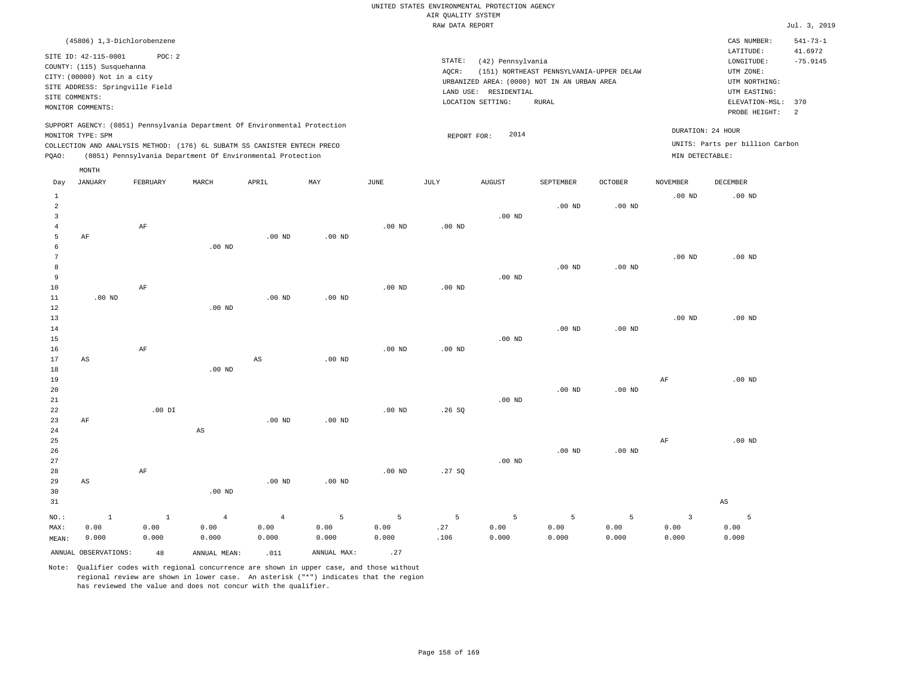UNITED STATES ENVIRONMENTAL PROTECTION AGENCY
AIR QUALITY SYSTEM
RAW DATA REPORT

Jul. 3, 2019

(45806) 1,3-Dichlorobenzene

SITE ID: 42-115-0001 POC: 2
COUNTY: (115) Susquehanna
CITY: (00000) Not in a city
SITE ADDRESS: Springville Field
SITE COMMENTS:
MONITOR COMMENTS:

STATE: (42) Pennsylvania
AQCR: (151) NORTHEAST PENNSYLVANIA-UPPER DELAW
URBANIZED AREA: (0000) NOT IN AN URBAN AREA
LAND USE: RESIDENTIAL
LOCATION SETTING: RURAL

CAS NUMBER: 541-73-1
LATITUDE: 41.6972
LONGITUDE: -75.9145
UTM ZONE:
UTM NORTHING:
UTM EASTING:
ELEVATION-MSL: 370
PROBE HEIGHT: 2

SUPPORT AGENCY: (0851) Pennsylvania Department Of Environmental Protection
MONITOR TYPE: SPM
COLLECTION AND ANALYSIS METHOD: (176) 6L SUBATM SS CANISTER ENTECH PRECO
PQAO: (0851) Pennsylvania Department Of Environmental Protection

REPORT FOR: 2014

DURATION: 24 HOUR
UNITS: Parts per billion Carbon
MIN DETECTABLE:

| Day | JANUARY | FEBRUARY | MARCH | APRIL | MAY | JUNE | JULY | AUGUST | SEPTEMBER | OCTOBER | NOVEMBER | DECEMBER |
|---|---|---|---|---|---|---|---|---|---|---|---|---|
| 1 | | | | | | | | | | | .00 ND | .00 ND |
| 2 | | | | | | | | | .00 ND | .00 ND | | |
| 3 | | | | | | | | .00 ND | | | | |
| 4 | | AF | | | | .00 ND | .00 ND | | | | | |
| 5 | AF | | | .00 ND | .00 ND | | | | | | | |
| 6 | | | .00 ND | | | | | | | | | |
| 7 | | | | | | | | | | | .00 ND | .00 ND |
| 8 | | | | | | | | | .00 ND | .00 ND | | |
| 9 | | | | | | | | .00 ND | | | | |
| 10 | | AF | | | | .00 ND | .00 ND | | | | | |
| 11 | .00 ND | | | .00 ND | .00 ND | | | | | | | |
| 12 | | | .00 ND | | | | | | | | | |
| 13 | | | | | | | | | | | .00 ND | .00 ND |
| 14 | | | | | | | | | .00 ND | .00 ND | | |
| 15 | | | | | | | | .00 ND | | | | |
| 16 | | AF | | | | .00 ND | .00 ND | | | | | |
| 17 | AS | | | AS | .00 ND | | | | | | | |
| 18 | | | .00 ND | | | | | | | | | |
| 19 | | | | | | | | | | | AF | .00 ND |
| 20 | | | | | | | | | .00 ND | .00 ND | | |
| 21 | | | | | | | | .00 ND | | | | |
| 22 | | .00 DI | | | | .00 ND | .26 SQ | | | | | |
| 23 | AF | | | .00 ND | .00 ND | | | | | | | |
| 24 | | | AS | | | | | | | | | |
| 25 | | | | | | | | | | | AF | .00 ND |
| 26 | | | | | | | | | .00 ND | .00 ND | | |
| 27 | | | | | | | | .00 ND | | | | |
| 28 | | AF | | | | .00 ND | .27 SQ | | | | | |
| 29 | AS | | | .00 ND | .00 ND | | | | | | | |
| 30 | | | .00 ND | | | | | | | | | |
| 31 | | | | | | | | | | | | AS |
| NO.: | 1 | 1 | 4 | 4 | 5 | 5 | 5 | 5 | 5 | 5 | 3 | 5 |
| MAX: | 0.00 | 0.00 | 0.00 | 0.00 | 0.00 | 0.00 | .27 | 0.00 | 0.00 | 0.00 | 0.00 | 0.00 |
| MEAN: | 0.000 | 0.000 | 0.000 | 0.000 | 0.000 | 0.000 | .106 | 0.000 | 0.000 | 0.000 | 0.000 | 0.000 |

ANNUAL OBSERVATIONS: 48 ANNUAL MEAN: .011 ANNUAL MAX: .27

Note: Qualifier codes with regional concurrence are shown in upper case, and those without regional review are shown in lower case. An asterisk ("*") indicates that the region has reviewed the value and does not concur with the qualifier.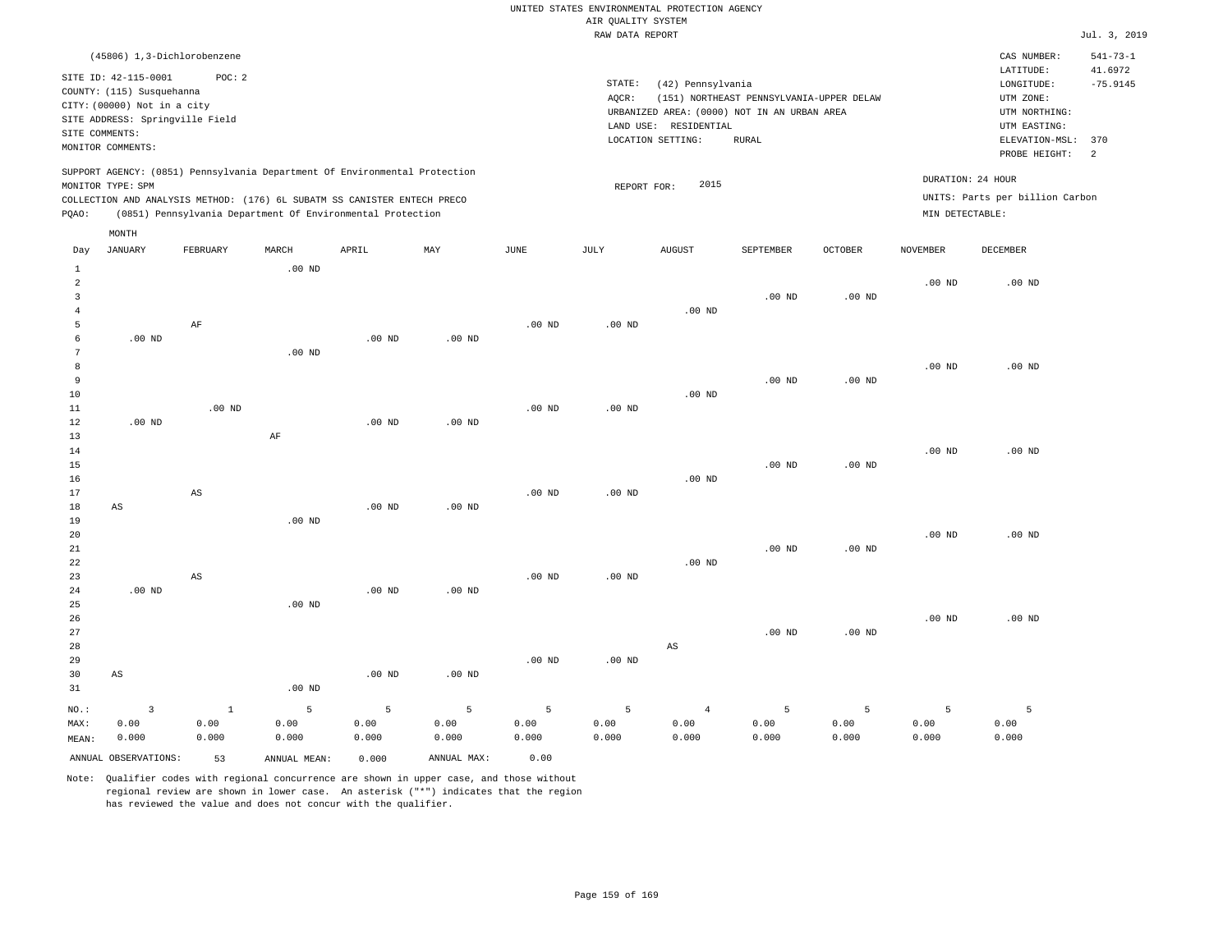UNITED STATES ENVIRONMENTAL PROTECTION AGENCY
AIR QUALITY SYSTEM
RAW DATA REPORT

Jul. 3, 2019

(45806) 1,3-Dichlorobenzene

SITE ID: 42-115-0001 POC: 2
COUNTY: (115) Susquehanna
CITY: (00000) Not in a city
SITE ADDRESS: Springville Field
SITE COMMENTS:
MONITOR COMMENTS:

STATE: (42) Pennsylvania
AQCR: (151) NORTHEAST PENNSYLVANIA-UPPER DELAW
URBANIZED AREA: (0000) NOT IN AN URBAN AREA
LAND USE: RESIDENTIAL
LOCATION SETTING: RURAL

CAS NUMBER: 541-73-1
LATITUDE: 41.6972
LONGITUDE: -75.9145
UTM ZONE:
UTM NORTHING:
UTM EASTING:
ELEVATION-MSL: 370
PROBE HEIGHT: 2

SUPPORT AGENCY: (0851) Pennsylvania Department Of Environmental Protection
MONITOR TYPE: SPM
COLLECTION AND ANALYSIS METHOD: (176) 6L SUBATM SS CANISTER ENTECH PRECO
PQAO: (0851) Pennsylvania Department Of Environmental Protection

REPORT FOR: 2015

DURATION: 24 HOUR
UNITS: Parts per billion Carbon
MIN DETECTABLE:

| Day | JANUARY | FEBRUARY | MARCH | APRIL | MAY | JUNE | JULY | AUGUST | SEPTEMBER | OCTOBER | NOVEMBER | DECEMBER |
|---|---|---|---|---|---|---|---|---|---|---|---|---|
| 1 | | | .00 ND | | | | | | | | | |
| 2 | | | | | | | | | | | .00 ND | .00 ND |
| 3 | | | | | | | | | .00 ND | .00 ND | | |
| 4 | | | | | | | | .00 ND | | | | |
| 5 | | AF | | | | .00 ND | .00 ND | | | | | |
| 6 | .00 ND | | | .00 ND | .00 ND | | | | | | | |
| 7 | | | .00 ND | | | | | | | | | |
| 8 | | | | | | | | | | | .00 ND | .00 ND |
| 9 | | | | | | | | | .00 ND | .00 ND | | |
| 10 | | | | | | | | .00 ND | | | | |
| 11 | | .00 ND | | | | .00 ND | .00 ND | | | | | |
| 12 | .00 ND | | | .00 ND | .00 ND | | | | | | | |
| 13 | | | AF | | | | | | | | | |
| 14 | | | | | | | | | | | .00 ND | .00 ND |
| 15 | | | | | | | | | .00 ND | .00 ND | | |
| 16 | | | | | | | | .00 ND | | | | |
| 17 | | AS | | | | .00 ND | .00 ND | | | | | |
| 18 | AS | | | .00 ND | .00 ND | | | | | | | |
| 19 | | | .00 ND | | | | | | | | | |
| 20 | | | | | | | | | | | .00 ND | .00 ND |
| 21 | | | | | | | | | .00 ND | .00 ND | | |
| 22 | | | | | | | | .00 ND | | | | |
| 23 | | AS | | | | .00 ND | .00 ND | | | | | |
| 24 | .00 ND | | | .00 ND | .00 ND | | | | | | | |
| 25 | | | .00 ND | | | | | | | | | |
| 26 | | | | | | | | | | | .00 ND | .00 ND |
| 27 | | | | | | | | | .00 ND | .00 ND | | |
| 28 | | | | | | | | AS | | | | |
| 29 | | | | | | .00 ND | .00 ND | | | | | |
| 30 | AS | | | .00 ND | .00 ND | | | | | | | |
| 31 | | | .00 ND | | | | | | | | | |
| NO.: | 3 | 1 | 5 | 5 | 5 | 5 | 5 | 4 | 5 | 5 | 5 | 5 |
| MAX: | 0.00 | 0.00 | 0.00 | 0.00 | 0.00 | 0.00 | 0.00 | 0.00 | 0.00 | 0.00 | 0.00 | 0.00 |
| MEAN: | 0.000 | 0.000 | 0.000 | 0.000 | 0.000 | 0.000 | 0.000 | 0.000 | 0.000 | 0.000 | 0.000 | 0.000 |

ANNUAL OBSERVATIONS: 53 ANNUAL MEAN: 0.000 ANNUAL MAX: 0.00

Note: Qualifier codes with regional concurrence are shown in upper case, and those without regional review are shown in lower case. An asterisk ("*") indicates that the region has reviewed the value and does not concur with the qualifier.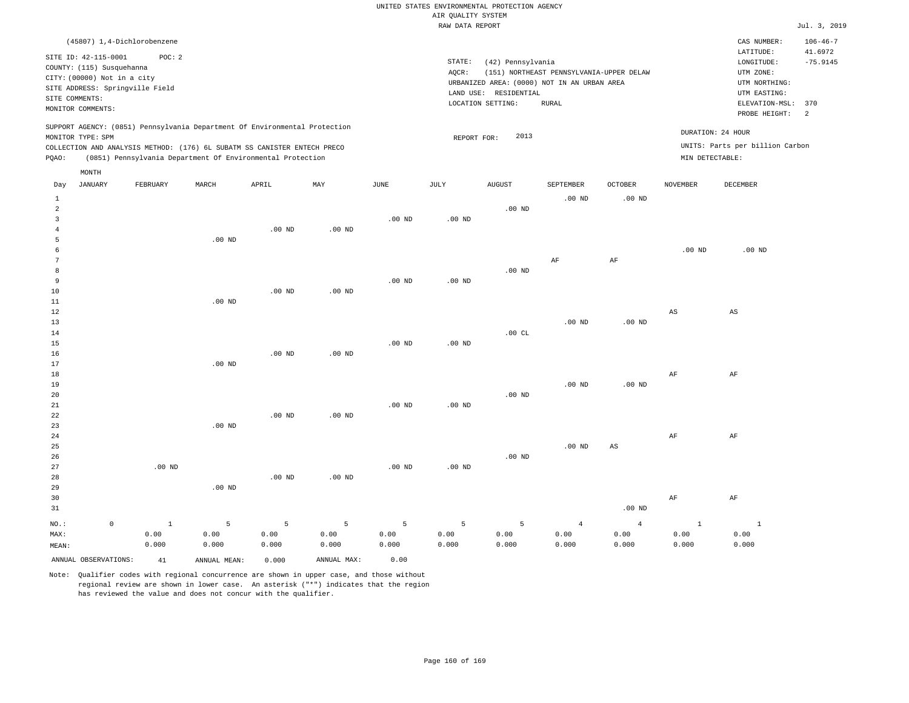UNITED STATES ENVIRONMENTAL PROTECTION AGENCY
AIR QUALITY SYSTEM
RAW DATA REPORT

Jul. 3, 2019

(45807) 1,4-Dichlorobenzene

SITE ID: 42-115-0001 POC: 2
COUNTY: (115) Susquehanna
CITY: (00000) Not in a city
SITE ADDRESS: Springville Field
SITE COMMENTS:
MONITOR COMMENTS:

STATE: (42) Pennsylvania
AQCR: (151) NORTHEAST PENNSYLVANIA-UPPER DELAW
URBANIZED AREA: (0000) NOT IN AN URBAN AREA
LAND USE: RESIDENTIAL
LOCATION SETTING: RURAL

CAS NUMBER: 106-46-7
LATITUDE: 41.6972
LONGITUDE: -75.9145
UTM ZONE:
UTM NORTHING:
UTM EASTING:
ELEVATION-MSL: 370
PROBE HEIGHT: 2

SUPPORT AGENCY: (0851) Pennsylvania Department Of Environmental Protection
MONITOR TYPE: SPM
COLLECTION AND ANALYSIS METHOD: (176) 6L SUBATM SS CANISTER ENTECH PRECO
PQAO: (0851) Pennsylvania Department Of Environmental Protection

REPORT FOR: 2013

DURATION: 24 HOUR
UNITS: Parts per billion Carbon
MIN DETECTABLE:

| Day | JANUARY | FEBRUARY | MARCH | APRIL | MAY | JUNE | JULY | AUGUST | SEPTEMBER | OCTOBER | NOVEMBER | DECEMBER |
|---|---|---|---|---|---|---|---|---|---|---|---|---|
| 1 | | | | | | | | | .00 ND | .00 ND | | |
| 2 | | | | | | | | .00 ND | | | | |
| 3 | | | | | | .00 ND | .00 ND | | | | | |
| 4 | | | | .00 ND | .00 ND | | | | | | | |
| 5 | | | .00 ND | | | | | | | | | |
| 6 | | | | | | | | | | | .00 ND | .00 ND |
| 7 | | | | | | | | | AF | AF | | |
| 8 | | | | | | | | .00 ND | | | | |
| 9 | | | | | | .00 ND | .00 ND | | | | | |
| 10 | | | | .00 ND | .00 ND | | | | | | | |
| 11 | | | .00 ND | | | | | | | | | |
| 12 | | | | | | | | | | | AS | AS |
| 13 | | | | | | | | | .00 ND | .00 ND | | |
| 14 | | | | | | | | .00 CL | | | | |
| 15 | | | | | | .00 ND | .00 ND | | | | | |
| 16 | | | | .00 ND | .00 ND | | | | | | | |
| 17 | | | .00 ND | | | | | | | | | |
| 18 | | | | | | | | | | | AF | AF |
| 19 | | | | | | | | | .00 ND | .00 ND | | |
| 20 | | | | | | | | .00 ND | | | | |
| 21 | | | | | | .00 ND | .00 ND | | | | | |
| 22 | | | | .00 ND | .00 ND | | | | | | | |
| 23 | | | .00 ND | | | | | | | | | |
| 24 | | | | | | | | | | | AF | AF |
| 25 | | | | | | | | | .00 ND | AS | | |
| 26 | | | | | | | | .00 ND | | | | |
| 27 | | .00 ND | | | | .00 ND | .00 ND | | | | | |
| 28 | | | | .00 ND | .00 ND | | | | | | | |
| 29 | | | .00 ND | | | | | | | | | |
| 30 | | | | | | | | | | | AF | AF |
| 31 | | | | | | | | | | .00 ND | | |
| NO.: | 0 | 1 | 5 | 5 | 5 | 5 | 5 | 5 | 4 | 4 | 1 | 1 |
| MAX: | | 0.00 | 0.00 | 0.00 | 0.00 | 0.00 | 0.00 | 0.00 | 0.00 | 0.00 | 0.00 | 0.00 |
| MEAN: | | 0.000 | 0.000 | 0.000 | 0.000 | 0.000 | 0.000 | 0.000 | 0.000 | 0.000 | 0.000 | 0.000 |

ANNUAL OBSERVATIONS: 41 ANNUAL MEAN: 0.000 ANNUAL MAX: 0.00

Note: Qualifier codes with regional concurrence are shown in upper case, and those without regional review are shown in lower case. An asterisk ("*") indicates that the region has reviewed the value and does not concur with the qualifier.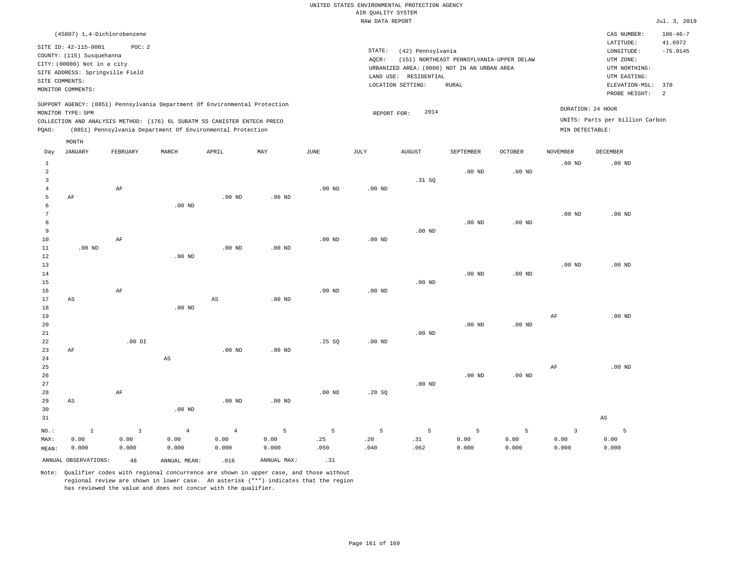UNITED STATES ENVIRONMENTAL PROTECTION AGENCY
AIR QUALITY SYSTEM
RAW DATA REPORT

Jul. 3, 2019

(45807) 1,4-Dichlorobenzene

SITE ID: 42-115-0001 POC: 2
COUNTY: (115) Susquehanna
CITY: (00000) Not in a city
SITE ADDRESS: Springville Field
SITE COMMENTS:
MONITOR COMMENTS:

STATE: (42) Pennsylvania
AQCR: (151) NORTHEAST PENNSYLVANIA-UPPER DELAW
URBANIZED AREA: (0000) NOT IN AN URBAN AREA
LAND USE: RESIDENTIAL
LOCATION SETTING: RURAL

CAS NUMBER: 106-46-7
LATITUDE: 41.6972
LONGITUDE: -75.9145
UTM ZONE:
UTM NORTHING:
UTM EASTING:
ELEVATION-MSL: 370
PROBE HEIGHT: 2

SUPPORT AGENCY: (0851) Pennsylvania Department Of Environmental Protection
MONITOR TYPE: SPM
COLLECTION AND ANALYSIS METHOD: (176) 6L SUBATM SS CANISTER ENTECH PRECO
PQAO: (0851) Pennsylvania Department Of Environmental Protection

REPORT FOR: 2014

DURATION: 24 HOUR
UNITS: Parts per billion Carbon
MIN DETECTABLE:

| Day | JANUARY | FEBRUARY | MARCH | APRIL | MAY | JUNE | JULY | AUGUST | SEPTEMBER | OCTOBER | NOVEMBER | DECEMBER |
|---|---|---|---|---|---|---|---|---|---|---|---|---|
| 1 | | | | | | | | | | | .00 ND | .00 ND |
| 2 | | | | | | | | | .00 ND | .00 ND | | |
| 3 | | | | | | | | .31 SQ | | | | |
| 4 | | AF | | | | .00 ND | .00 ND | | | | | |
| 5 | AF | | | .00 ND | .00 ND | | | | | | | |
| 6 | | | .00 ND | | | | | | | | | |
| 7 | | | | | | | | | | | .00 ND | .00 ND |
| 8 | | | | | | | | | .00 ND | .00 ND | | |
| 9 | | | | | | | | .00 ND | | | | |
| 10 | | AF | | | | .00 ND | .00 ND | | | | | |
| 11 | .00 ND | | | .00 ND | .00 ND | | | | | | | |
| 12 | | | .00 ND | | | | | | | | | |
| 13 | | | | | | | | | | | .00 ND | .00 ND |
| 14 | | | | | | | | | .00 ND | .00 ND | | |
| 15 | | | | | | | | .00 ND | | | | |
| 16 | | AF | | | | .00 ND | .00 ND | | | | | |
| 17 | AS | | | AS | .00 ND | | | | | | | |
| 18 | | | .00 ND | | | | | | | | | |
| 19 | | | | | | | | | | | AF | .00 ND |
| 20 | | | | | | | | | .00 ND | .00 ND | | |
| 21 | | | | | | | | .00 ND | | | | |
| 22 | | .00 DI | | | | .25 SQ | .00 ND | | | | | |
| 23 | AF | | | .00 ND | .00 ND | | | | | | | |
| 24 | | | AS | | | | | | | | | |
| 25 | | | | | | | | | | | AF | .00 ND |
| 26 | | | | | | | | | .00 ND | .00 ND | | |
| 27 | | | | | | | | .00 ND | | | | |
| 28 | | AF | | | | .00 ND | .20 SQ | | | | | |
| 29 | AS | | | .00 ND | .00 ND | | | | | | | |
| 30 | | | .00 ND | | | | | | | | | |
| 31 | | | | | | | | | | | | AS |
| NO.: | 1 | 1 | 4 | 4 | 5 | 5 | 5 | 5 | 5 | 5 | 3 | 5 |
| MAX: | 0.00 | 0.00 | 0.00 | 0.00 | 0.00 | .25 | .20 | .31 | 0.00 | 0.00 | 0.00 | 0.00 |
| MEAN: | 0.000 | 0.000 | 0.000 | 0.000 | 0.000 | .050 | .040 | .062 | 0.000 | 0.000 | 0.000 | 0.000 |

ANNUAL OBSERVATIONS: 48 ANNUAL MEAN: .016 ANNUAL MAX: .31

Note: Qualifier codes with regional concurrence are shown in upper case, and those without regional review are shown in lower case. An asterisk ("*") indicates that the region has reviewed the value and does not concur with the qualifier.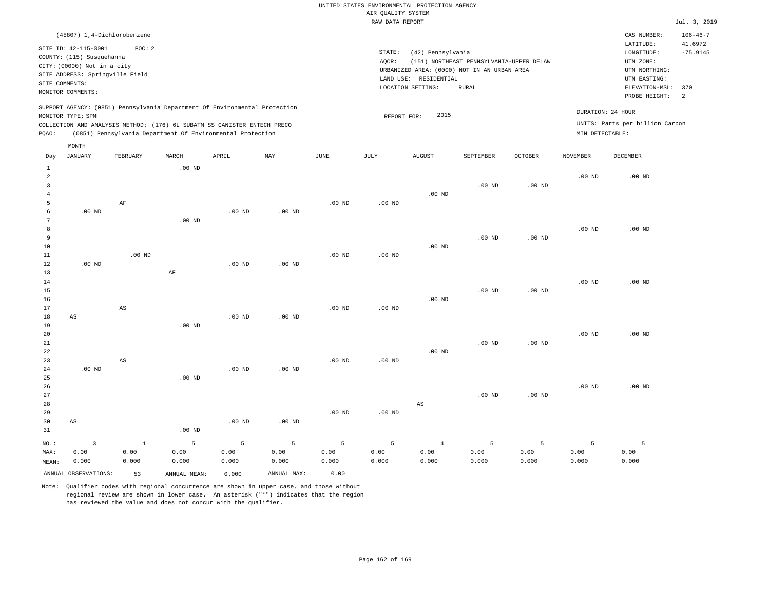UNITED STATES ENVIRONMENTAL PROTECTION AGENCY
AIR QUALITY SYSTEM
RAW DATA REPORT

Jul. 3, 2019

(45807) 1,4-Dichlorobenzene

SITE ID: 42-115-0001 POC: 2
COUNTY: (115) Susquehanna
CITY: (00000) Not in a city
SITE ADDRESS: Springville Field
SITE COMMENTS:
MONITOR COMMENTS:

STATE: (42) Pennsylvania
AQCR: (151) NORTHEAST PENNSYLVANIA-UPPER DELAW
URBANIZED AREA: (0000) NOT IN AN URBAN AREA
LAND USE: RESIDENTIAL
LOCATION SETTING: RURAL

CAS NUMBER: 106-46-7
LATITUDE: 41.6972
LONGITUDE: -75.9145
UTM ZONE:
UTM NORTHING:
UTM EASTING:
ELEVATION-MSL: 370
PROBE HEIGHT: 2

SUPPORT AGENCY: (0851) Pennsylvania Department Of Environmental Protection
MONITOR TYPE: SPM
COLLECTION AND ANALYSIS METHOD: (176) 6L SUBATM SS CANISTER ENTECH PRECO
PQAO: (0851) Pennsylvania Department Of Environmental Protection

REPORT FOR: 2015

DURATION: 24 HOUR
UNITS: Parts per billion Carbon
MIN DETECTABLE:

| Day | JANUARY | FEBRUARY | MARCH | APRIL | MAY | JUNE | JULY | AUGUST | SEPTEMBER | OCTOBER | NOVEMBER | DECEMBER |
|---|---|---|---|---|---|---|---|---|---|---|---|---|
| 1 | | | .00 ND | | | | | | | | | |
| 2 | | | | | | | | | | | .00 ND | .00 ND |
| 3 | | | | | | | | | .00 ND | .00 ND | | |
| 4 | | | | | | | | .00 ND | | | | |
| 5 | | AF | | | | .00 ND | .00 ND | | | | | |
| 6 | .00 ND | | | .00 ND | .00 ND | | | | | | | |
| 7 | | | .00 ND | | | | | | | | | |
| 8 | | | | | | | | | | | .00 ND | .00 ND |
| 9 | | | | | | | | | .00 ND | .00 ND | | |
| 10 | | | | | | | | .00 ND | | | | |
| 11 | | .00 ND | | | | .00 ND | .00 ND | | | | | |
| 12 | .00 ND | | | .00 ND | .00 ND | | | | | | | |
| 13 | | | AF | | | | | | | | | |
| 14 | | | | | | | | | | | .00 ND | .00 ND |
| 15 | | | | | | | | | .00 ND | .00 ND | | |
| 16 | | | | | | | | .00 ND | | | | |
| 17 | | AS | | | | .00 ND | .00 ND | | | | | |
| 18 | AS | | | .00 ND | .00 ND | | | | | | | |
| 19 | | | .00 ND | | | | | | | | | |
| 20 | | | | | | | | | | | .00 ND | .00 ND |
| 21 | | | | | | | | | .00 ND | .00 ND | | |
| 22 | | | | | | | | .00 ND | | | | |
| 23 | | AS | | | | .00 ND | .00 ND | | | | | |
| 24 | .00 ND | | | .00 ND | .00 ND | | | | | | | |
| 25 | | | .00 ND | | | | | | | | | |
| 26 | | | | | | | | | | | .00 ND | .00 ND |
| 27 | | | | | | | | | .00 ND | .00 ND | | |
| 28 | | | | | | | | AS | | | | |
| 29 | | | | | | .00 ND | .00 ND | | | | | |
| 30 | AS | | | .00 ND | .00 ND | | | | | | | |
| 31 | | | .00 ND | | | | | | | | | |
| NO.: | 3 | 1 | 5 | 5 | 5 | 5 | 5 | 4 | 5 | 5 | 5 | 5 |
| MAX: | 0.00 | 0.00 | 0.00 | 0.00 | 0.00 | 0.00 | 0.00 | 0.00 | 0.00 | 0.00 | 0.00 | 0.00 |
| MEAN: | 0.000 | 0.000 | 0.000 | 0.000 | 0.000 | 0.000 | 0.000 | 0.000 | 0.000 | 0.000 | 0.000 | 0.000 |

ANNUAL OBSERVATIONS: 53 ANNUAL MEAN: 0.000 ANNUAL MAX: 0.00

Note: Qualifier codes with regional concurrence are shown in upper case, and those without regional review are shown in lower case. An asterisk ("*") indicates that the region has reviewed the value and does not concur with the qualifier.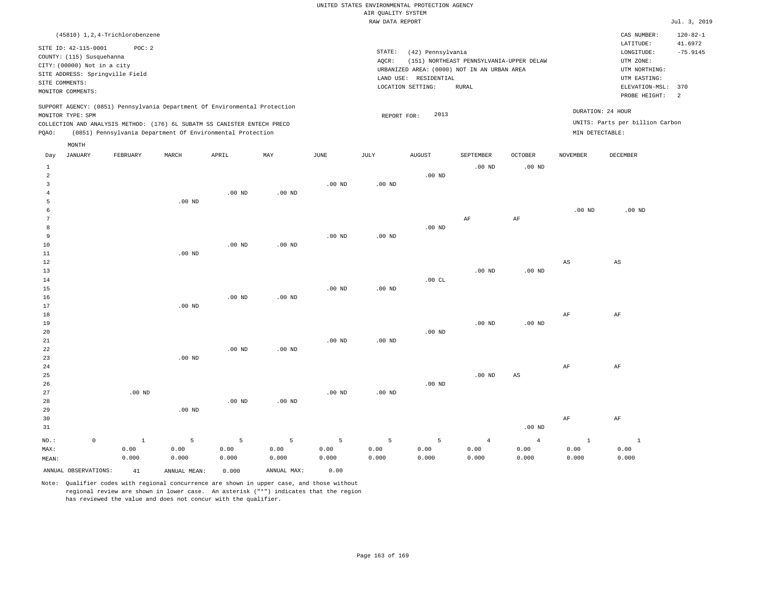UNITED STATES ENVIRONMENTAL PROTECTION AGENCY
AIR QUALITY SYSTEM
RAW DATA REPORT

Jul. 3, 2019

(45810) 1,2,4-Trichlorobenzene

SITE ID: 42-115-0001 POC: 2
COUNTY: (115) Susquehanna
CITY: (00000) Not in a city
SITE ADDRESS: Springville Field
SITE COMMENTS:
MONITOR COMMENTS:

STATE: (42) Pennsylvania
AQCR: (151) NORTHEAST PENNSYLVANIA-UPPER DELAW
URBANIZED AREA: (0000) NOT IN AN URBAN AREA
LAND USE: RESIDENTIAL
LOCATION SETTING: RURAL

CAS NUMBER: 120-82-1
LATITUDE: 41.6972
LONGITUDE: -75.9145
UTM ZONE:
UTM NORTHING:
UTM EASTING:
ELEVATION-MSL: 370
PROBE HEIGHT: 2

SUPPORT AGENCY: (0851) Pennsylvania Department Of Environmental Protection
MONITOR TYPE: SPM
COLLECTION AND ANALYSIS METHOD: (176) 6L SUBATM SS CANISTER ENTECH PRECO
PQAO: (0851) Pennsylvania Department Of Environmental Protection

REPORT FOR: 2013

DURATION: 24 HOUR
UNITS: Parts per billion Carbon
MIN DETECTABLE:

| Day | JANUARY | FEBRUARY | MARCH | APRIL | MAY | JUNE | JULY | AUGUST | SEPTEMBER | OCTOBER | NOVEMBER | DECEMBER |
|---|---|---|---|---|---|---|---|---|---|---|---|---|
| 1 | | | | | | | | | .00 ND | .00 ND | | |
| 2 | | | | | | | | .00 ND | | | | |
| 3 | | | | | | .00 ND | .00 ND | | | | | |
| 4 | | | | .00 ND | .00 ND | | | | | | | |
| 5 | | | .00 ND | | | | | | | | | |
| 6 | | | | | | | | | | | .00 ND | .00 ND |
| 7 | | | | | | | | | AF | AF | | |
| 8 | | | | | | | | .00 ND | | | | |
| 9 | | | | | | .00 ND | .00 ND | | | | | |
| 10 | | | | .00 ND | .00 ND | | | | | | | |
| 11 | | | .00 ND | | | | | | | | | |
| 12 | | | | | | | | | | | AS | AS |
| 13 | | | | | | | | | .00 ND | .00 ND | | |
| 14 | | | | | | | | .00 CL | | | | |
| 15 | | | | | | .00 ND | .00 ND | | | | | |
| 16 | | | | .00 ND | .00 ND | | | | | | | |
| 17 | | | .00 ND | | | | | | | | | |
| 18 | | | | | | | | | | | AF | AF |
| 19 | | | | | | | | | .00 ND | .00 ND | | |
| 20 | | | | | | | | .00 ND | | | | |
| 21 | | | | | | .00 ND | .00 ND | | | | | |
| 22 | | | | .00 ND | .00 ND | | | | | | | |
| 23 | | | .00 ND | | | | | | | | | |
| 24 | | | | | | | | | | | AF | AF |
| 25 | | | | | | | | | .00 ND | AS | | |
| 26 | | | | | | | | .00 ND | | | | |
| 27 | | .00 ND | | | | .00 ND | .00 ND | | | | | |
| 28 | | | | .00 ND | .00 ND | | | | | | | |
| 29 | | | .00 ND | | | | | | | | | |
| 30 | | | | | | | | | | | AF | AF |
| 31 | | | | | | | | | | .00 ND | | |
| NO.: | 0 | 1 | 5 | 5 | 5 | 5 | 5 | 5 | 4 | 4 | 1 | 1 |
| MAX: | | 0.00 | 0.00 | 0.00 | 0.00 | 0.00 | 0.00 | 0.00 | 0.00 | 0.00 | 0.00 | 0.00 |
| MEAN: | | 0.000 | 0.000 | 0.000 | 0.000 | 0.000 | 0.000 | 0.000 | 0.000 | 0.000 | 0.000 | 0.000 |

ANNUAL OBSERVATIONS: 41 ANNUAL MEAN: 0.000 ANNUAL MAX: 0.00

Note: Qualifier codes with regional concurrence are shown in upper case, and those without regional review are shown in lower case. An asterisk ("*") indicates that the region has reviewed the value and does not concur with the qualifier.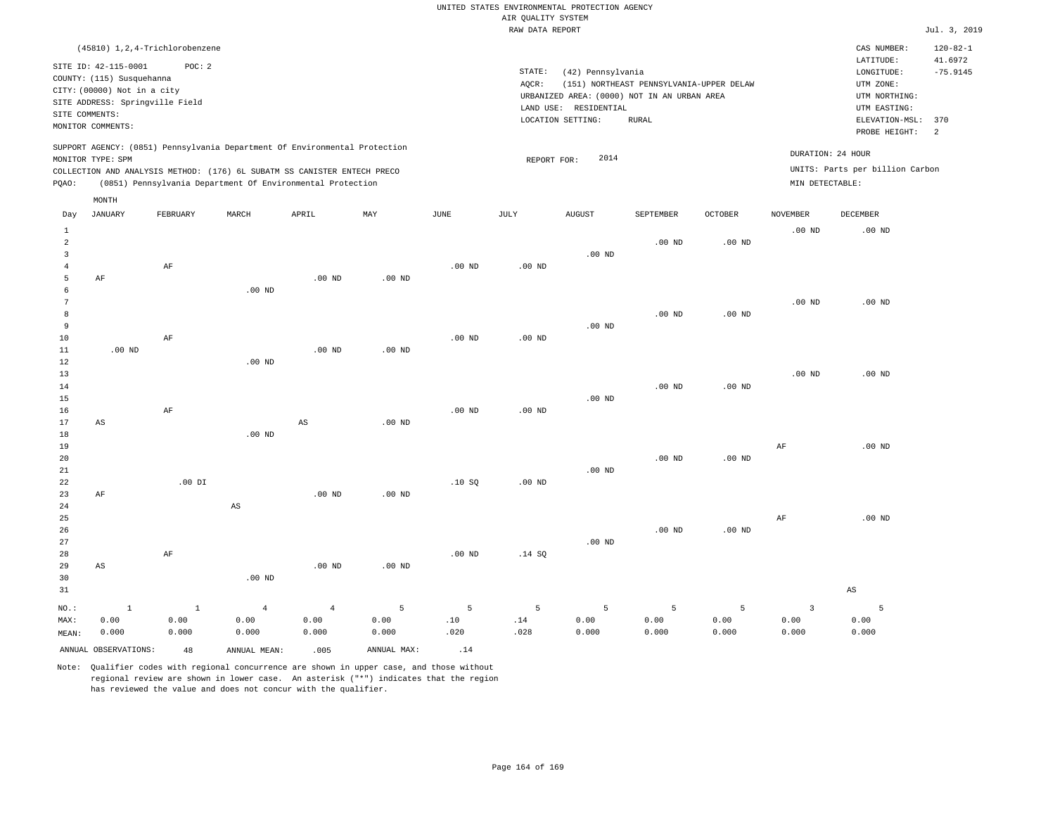UNITED STATES ENVIRONMENTAL PROTECTION AGENCY
AIR QUALITY SYSTEM
RAW DATA REPORT

Jul. 3, 2019

(45810) 1,2,4-Trichlorobenzene

SITE ID: 42-115-0001   POC: 2
COUNTY: (115) Susquehanna
CITY: (00000) Not in a city
SITE ADDRESS: Springville Field
SITE COMMENTS:
MONITOR COMMENTS:

STATE: (42) Pennsylvania
AQCR: (151) NORTHEAST PENNSYLVANIA-UPPER DELAW
URBANIZED AREA: (0000) NOT IN AN URBAN AREA
LAND USE: RESIDENTIAL
LOCATION SETTING: RURAL

CAS NUMBER: 120-82-1
LATITUDE: 41.6972
LONGITUDE: -75.9145
UTM ZONE:
UTM NORTHING:
UTM EASTING:
ELEVATION-MSL: 370
PROBE HEIGHT: 2

SUPPORT AGENCY: (0851) Pennsylvania Department Of Environmental Protection
MONITOR TYPE: SPM
COLLECTION AND ANALYSIS METHOD: (176) 6L SUBATM SS CANISTER ENTECH PRECO
PQAO: (0851) Pennsylvania Department Of Environmental Protection

REPORT FOR: 2014

DURATION: 24 HOUR
UNITS: Parts per billion Carbon
MIN DETECTABLE:

| Day | JANUARY | FEBRUARY | MARCH | APRIL | MAY | JUNE | JULY | AUGUST | SEPTEMBER | OCTOBER | NOVEMBER | DECEMBER |
|---|---|---|---|---|---|---|---|---|---|---|---|---|
| 1 | | | | | | | | | | | .00 ND | .00 ND |
| 2 | | | | | | | | | .00 ND | .00 ND | | |
| 3 | | | | | | | | .00 ND | | | | |
| 4 | | AF | | | | .00 ND | .00 ND | | | | | |
| 5 | AF | | | .00 ND | .00 ND | | | | | | | |
| 6 | | | .00 ND | | | | | | | | | |
| 7 | | | | | | | | | | | .00 ND | .00 ND |
| 8 | | | | | | | | | .00 ND | .00 ND | | |
| 9 | | | | | | | | .00 ND | | | | |
| 10 | | AF | | | | .00 ND | .00 ND | | | | | |
| 11 | .00 ND | | | .00 ND | .00 ND | | | | | | | |
| 12 | | | .00 ND | | | | | | | | | |
| 13 | | | | | | | | | | | .00 ND | .00 ND |
| 14 | | | | | | | | | .00 ND | .00 ND | | |
| 15 | | | | | | | | .00 ND | | | | |
| 16 | | AF | | | | .00 ND | .00 ND | | | | | |
| 17 | AS | | | AS | .00 ND | | | | | | | |
| 18 | | | .00 ND | | | | | | | | | |
| 19 | | | | | | | | | | | AF | .00 ND |
| 20 | | | | | | | | | .00 ND | .00 ND | | |
| 21 | | | | | | | | .00 ND | | | | |
| 22 | | .00 DI | | | | .10 SQ | .00 ND | | | | | |
| 23 | AF | | | .00 ND | .00 ND | | | | | | | |
| 24 | | | AS | | | | | | | | | |
| 25 | | | | | | | | | | | AF | .00 ND |
| 26 | | | | | | | | | .00 ND | .00 ND | | |
| 27 | | | | | | | | .00 ND | | | | |
| 28 | | AF | | | | .00 ND | .14 SQ | | | | | |
| 29 | AS | | | .00 ND | .00 ND | | | | | | | |
| 30 | | | .00 ND | | | | | | | | | |
| 31 | | | | | | | | | | | | AS |
| NO.: | 1 | 1 | 4 | 4 | 5 | 5 | 5 | 5 | 5 | 5 | 3 | 5 |
| MAX: | 0.00 | 0.00 | 0.00 | 0.00 | 0.00 | .10 | .14 | 0.00 | 0.00 | 0.00 | 0.00 | 0.00 |
| MEAN: | 0.000 | 0.000 | 0.000 | 0.000 | 0.000 | .020 | .028 | 0.000 | 0.000 | 0.000 | 0.000 | 0.000 |

ANNUAL OBSERVATIONS: 48   ANNUAL MEAN: .005   ANNUAL MAX: .14

Note: Qualifier codes with regional concurrence are shown in upper case, and those without regional review are shown in lower case. An asterisk ("*") indicates that the region has reviewed the value and does not concur with the qualifier.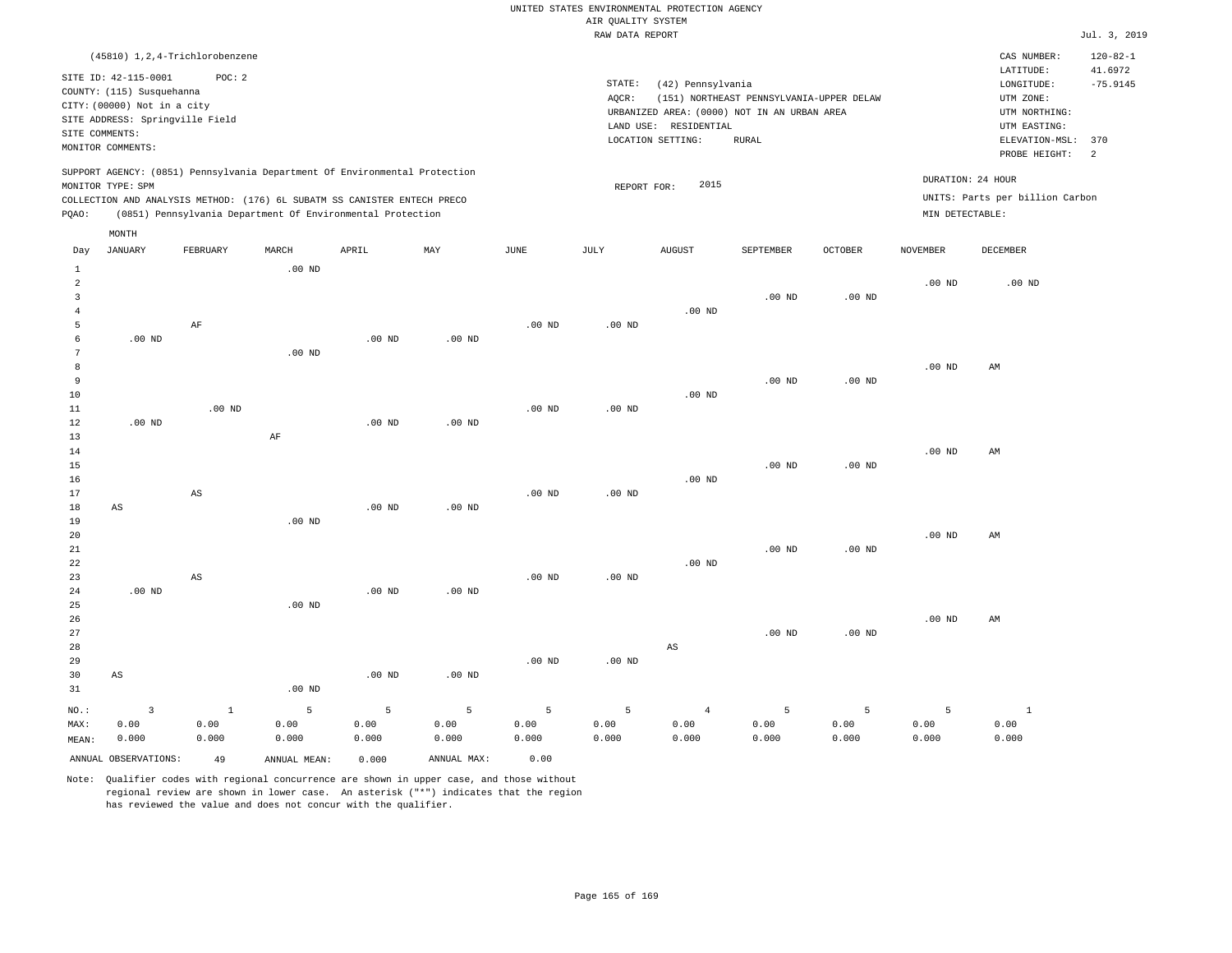UNITED STATES ENVIRONMENTAL PROTECTION AGENCY
AIR QUALITY SYSTEM
RAW DATA REPORT

Jul. 3, 2019

(45810) 1,2,4-Trichlorobenzene

| | | | |
|---|---|---|---|
| SITE ID: 42-115-0001 POC: 2 | STATE: (42) Pennsylvania | CAS NUMBER: | 120-82-1 |
| COUNTY: (115) Susquehanna | AQCR: (151) NORTHEAST PENNSYLVANIA-UPPER DELAW | LATITUDE: | 41.6972 |
| CITY: (00000) Not in a city | URBANIZED AREA: (0000) NOT IN AN URBAN AREA | LONGITUDE: | -75.9145 |
| SITE ADDRESS: Springville Field | LAND USE: RESIDENTIAL | UTM ZONE: | |
| SITE COMMENTS: | LOCATION SETTING: RURAL | UTM NORTHING: | |
| MONITOR COMMENTS: | | UTM EASTING: | |
| | | ELEVATION-MSL: | 370 |
| | | PROBE HEIGHT: | 2 |

SUPPORT AGENCY: (0851) Pennsylvania Department Of Environmental Protection
MONITOR TYPE: SPM
COLLECTION AND ANALYSIS METHOD: (176) 6L SUBATM SS CANISTER ENTECH PRECO
PQAO: (0851) Pennsylvania Department Of Environmental Protection

REPORT FOR: 2015

DURATION: 24 HOUR
UNITS: Parts per billion Carbon
MIN DETECTABLE:

| Day | JANUARY | FEBRUARY | MARCH | APRIL | MAY | JUNE | JULY | AUGUST | SEPTEMBER | OCTOBER | NOVEMBER | DECEMBER |
|---|---|---|---|---|---|---|---|---|---|---|---|---|
| 1 | | | .00 ND | | | | | | | | | |
| 2 | | | | | | | | | | | .00 ND | .00 ND |
| 3 | | | | | | | | | .00 ND | .00 ND | | |
| 4 | | | | | | | | .00 ND | | | | |
| 5 | | AF | | | | .00 ND | .00 ND | | | | | |
| 6 | .00 ND | | | .00 ND | .00 ND | | | | | | | |
| 7 | | | .00 ND | | | | | | | | | |
| 8 | | | | | | | | | | | .00 ND | AM |
| 9 | | | | | | | | | .00 ND | .00 ND | | |
| 10 | | | | | | | | .00 ND | | | | |
| 11 | | .00 ND | | | | .00 ND | .00 ND | | | | | |
| 12 | .00 ND | | | .00 ND | .00 ND | | | | | | | |
| 13 | | | AF | | | | | | | | | |
| 14 | | | | | | | | | | | .00 ND | AM |
| 15 | | | | | | | | | .00 ND | .00 ND | | |
| 16 | | | | | | | | .00 ND | | | | |
| 17 | | AS | | | | .00 ND | .00 ND | | | | | |
| 18 | AS | | | .00 ND | .00 ND | | | | | | | |
| 19 | | | .00 ND | | | | | | | | | |
| 20 | | | | | | | | | | | .00 ND | AM |
| 21 | | | | | | | | | .00 ND | .00 ND | | |
| 22 | | | | | | | | .00 ND | | | | |
| 23 | | AS | | | | .00 ND | .00 ND | | | | | |
| 24 | .00 ND | | | .00 ND | .00 ND | | | | | | | |
| 25 | | | .00 ND | | | | | | | | | |
| 26 | | | | | | | | | | | .00 ND | AM |
| 27 | | | | | | | | | .00 ND | .00 ND | | |
| 28 | | | | | | | | AS | | | | |
| 29 | | | | | | .00 ND | .00 ND | | | | | |
| 30 | AS | | | .00 ND | .00 ND | | | | | | | |
| 31 | | | .00 ND | | | | | | | | | |
| NO.: | 3 | 1 | 5 | 5 | 5 | 5 | 5 | 4 | 5 | 5 | 5 | 1 |
| MAX: | 0.00 | 0.00 | 0.00 | 0.00 | 0.00 | 0.00 | 0.00 | 0.00 | 0.00 | 0.00 | 0.00 | 0.00 |
| MEAN: | 0.000 | 0.000 | 0.000 | 0.000 | 0.000 | 0.000 | 0.000 | 0.000 | 0.000 | 0.000 | 0.000 | 0.000 |

ANNUAL OBSERVATIONS: 49 ANNUAL MEAN: 0.000 ANNUAL MAX: 0.00

Note: Qualifier codes with regional concurrence are shown in upper case, and those without regional review are shown in lower case. An asterisk ("*") indicates that the region has reviewed the value and does not concur with the qualifier.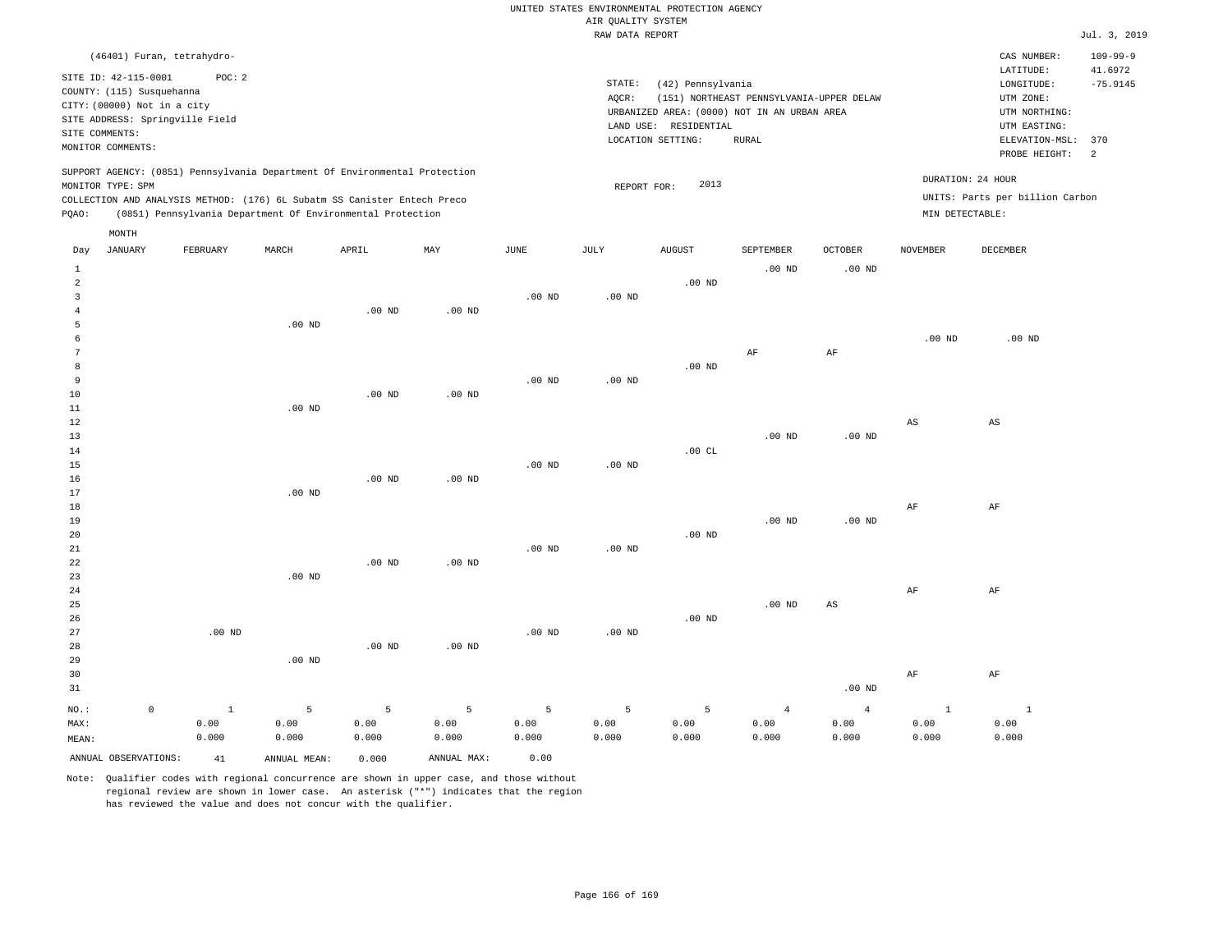UNITED STATES ENVIRONMENTAL PROTECTION AGENCY
AIR QUALITY SYSTEM
RAW DATA REPORT

Jul. 3, 2019

(46401) Furan, tetrahydro-

SITE ID: 42-115-0001 POC: 2
COUNTY: (115) Susquehanna
CITY: (00000) Not in a city
SITE ADDRESS: Springville Field
SITE COMMENTS:
MONITOR COMMENTS:

STATE: (42) Pennsylvania
AQCR: (151) NORTHEAST PENNSYLVANIA-UPPER DELAW
URBANIZED AREA: (0000) NOT IN AN URBAN AREA
LAND USE: RESIDENTIAL
LOCATION SETTING: RURAL

CAS NUMBER: 109-99-9
LATITUDE: 41.6972
LONGITUDE: -75.9145
UTM ZONE:
UTM NORTHING:
UTM EASTING:
ELEVATION-MSL: 370
PROBE HEIGHT: 2

SUPPORT AGENCY: (0851) Pennsylvania Department Of Environmental Protection
MONITOR TYPE: SPM
COLLECTION AND ANALYSIS METHOD: (176) 6L Subatm SS Canister Entech Preco
PQAO: (0851) Pennsylvania Department Of Environmental Protection

REPORT FOR: 2013

DURATION: 24 HOUR
UNITS: Parts per billion Carbon
MIN DETECTABLE:

| Day | JANUARY | FEBRUARY | MARCH | APRIL | MAY | JUNE | JULY | AUGUST | SEPTEMBER | OCTOBER | NOVEMBER | DECEMBER |
|---|---|---|---|---|---|---|---|---|---|---|---|---|
| 1 | | | | | | | | | .00 ND | .00 ND | | |
| 2 | | | | | | | | .00 ND | | | | |
| 3 | | | | | | .00 ND | .00 ND | | | | | |
| 4 | | | | .00 ND | .00 ND | | | | | | | |
| 5 | | | .00 ND | | | | | | | | | |
| 6 | | | | | | | | | | | .00 ND | .00 ND |
| 7 | | | | | | | | | AF | AF | | |
| 8 | | | | | | | | .00 ND | | | | |
| 9 | | | | | | .00 ND | .00 ND | | | | | |
| 10 | | | | .00 ND | .00 ND | | | | | | | |
| 11 | | | .00 ND | | | | | | | | | |
| 12 | | | | | | | | | | | AS | AS |
| 13 | | | | | | | | | .00 ND | .00 ND | | |
| 14 | | | | | | | | .00 CL | | | | |
| 15 | | | | | | .00 ND | .00 ND | | | | | |
| 16 | | | | .00 ND | .00 ND | | | | | | | |
| 17 | | | .00 ND | | | | | | | | | |
| 18 | | | | | | | | | | | AF | AF |
| 19 | | | | | | | | | .00 ND | .00 ND | | |
| 20 | | | | | | | | .00 ND | | | | |
| 21 | | | | | | .00 ND | .00 ND | | | | | |
| 22 | | | | .00 ND | .00 ND | | | | | | | |
| 23 | | | .00 ND | | | | | | | | | |
| 24 | | | | | | | | | | | AF | AF |
| 25 | | | | | | | | | .00 ND | AS | | |
| 26 | | | | | | | | .00 ND | | | | |
| 27 | | .00 ND | | | | .00 ND | .00 ND | | | | | |
| 28 | | | | .00 ND | .00 ND | | | | | | | |
| 29 | | | .00 ND | | | | | | | | | |
| 30 | | | | | | | | | | | AF | AF |
| 31 | | | | | | | | | | .00 ND | | |
| NO.: | 0 | 1 | 5 | 5 | 5 | 5 | 5 | 5 | 4 | 4 | 1 | 1 |
| MAX: | | 0.00 | 0.00 | 0.00 | 0.00 | 0.00 | 0.00 | 0.00 | 0.00 | 0.00 | 0.00 | 0.00 |
| MEAN: | | 0.000 | 0.000 | 0.000 | 0.000 | 0.000 | 0.000 | 0.000 | 0.000 | 0.000 | 0.000 | 0.000 |

ANNUAL OBSERVATIONS: 41 ANNUAL MEAN: 0.000 ANNUAL MAX: 0.00

Note: Qualifier codes with regional concurrence are shown in upper case, and those without regional review are shown in lower case. An asterisk ("*") indicates that the region has reviewed the value and does not concur with the qualifier.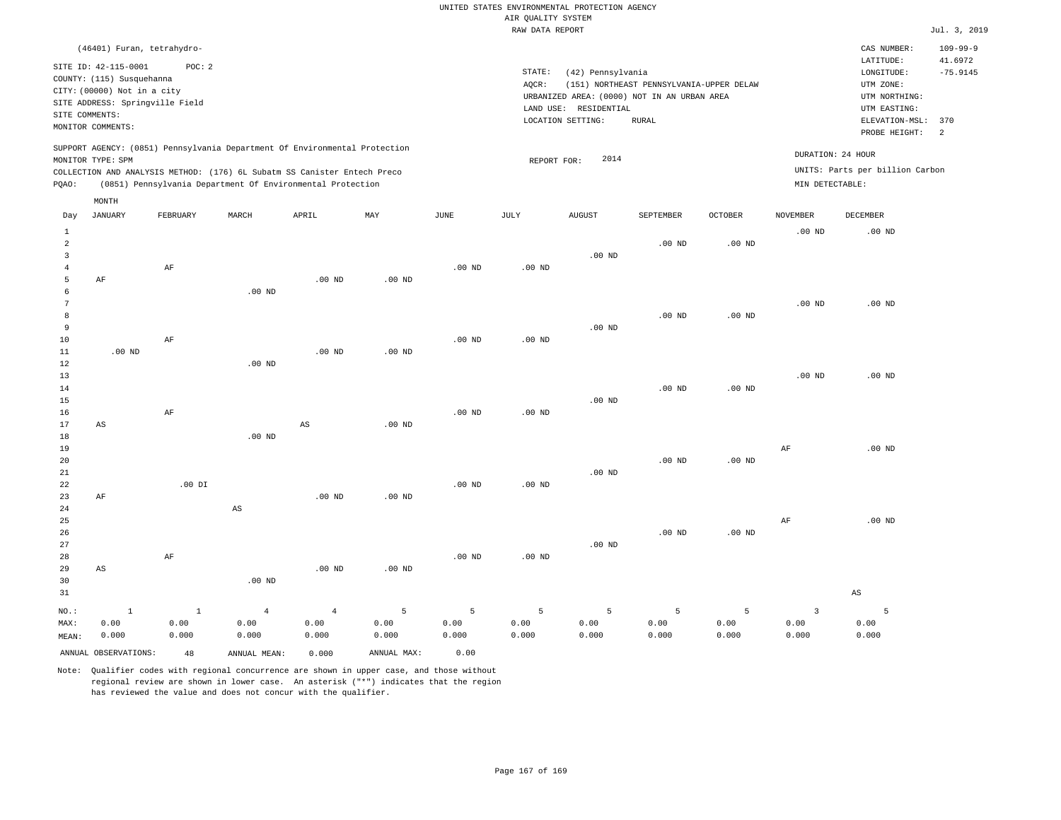UNITED STATES ENVIRONMENTAL PROTECTION AGENCY
AIR QUALITY SYSTEM
RAW DATA REPORT

Jul. 3, 2019

(46401) Furan, tetrahydro-

SITE ID: 42-115-0001 POC: 2
COUNTY: (115) Susquehanna
CITY: (00000) Not in a city
SITE ADDRESS: Springville Field
SITE COMMENTS:
MONITOR COMMENTS:

STATE: (42) Pennsylvania
AQCR: (151) NORTHEAST PENNSYLVANIA-UPPER DELAW
URBANIZED AREA: (0000) NOT IN AN URBAN AREA
LAND USE: RESIDENTIAL
LOCATION SETTING: RURAL

CAS NUMBER: 109-99-9
LATITUDE: 41.6972
LONGITUDE: -75.9145
UTM ZONE:
UTM NORTHING:
UTM EASTING:
ELEVATION-MSL: 370
PROBE HEIGHT: 2

SUPPORT AGENCY: (0851) Pennsylvania Department Of Environmental Protection
MONITOR TYPE: SPM
COLLECTION AND ANALYSIS METHOD: (176) 6L Subatm SS Canister Entech Preco
PQAO: (0851) Pennsylvania Department Of Environmental Protection

REPORT FOR: 2014

DURATION: 24 HOUR
UNITS: Parts per billion Carbon
MIN DETECTABLE:

| Day | JANUARY | FEBRUARY | MARCH | APRIL | MAY | JUNE | JULY | AUGUST | SEPTEMBER | OCTOBER | NOVEMBER | DECEMBER |
|---|---|---|---|---|---|---|---|---|---|---|---|---|
| 1 | | | | | | | | | | | .00 ND | .00 ND |
| 2 | | | | | | | | | .00 ND | .00 ND | | |
| 3 | | | | | | | | .00 ND | | | | |
| 4 | | AF | | | | .00 ND | .00 ND | | | | | |
| 5 | AF | | | .00 ND | .00 ND | | | | | | | |
| 6 | | | .00 ND | | | | | | | | | |
| 7 | | | | | | | | | | | .00 ND | .00 ND |
| 8 | | | | | | | | | .00 ND | .00 ND | | |
| 9 | | | | | | | | .00 ND | | | | |
| 10 | | AF | | | | .00 ND | .00 ND | | | | | |
| 11 | .00 ND | | | .00 ND | .00 ND | | | | | | | |
| 12 | | | .00 ND | | | | | | | | | |
| 13 | | | | | | | | | | | .00 ND | .00 ND |
| 14 | | | | | | | | | .00 ND | .00 ND | | |
| 15 | | | | | | | | .00 ND | | | | |
| 16 | | AF | | | | .00 ND | .00 ND | | | | | |
| 17 | AS | | | AS | .00 ND | | | | | | | |
| 18 | | | .00 ND | | | | | | | | | |
| 19 | | | | | | | | | | | AF | .00 ND |
| 20 | | | | | | | | | .00 ND | .00 ND | | |
| 21 | | | | | | | | .00 ND | | | | |
| 22 | | .00 DI | | | | .00 ND | .00 ND | | | | | |
| 23 | AF | | | .00 ND | .00 ND | | | | | | | |
| 24 | | | AS | | | | | | | | | |
| 25 | | | | | | | | | | | AF | .00 ND |
| 26 | | | | | | | | | .00 ND | .00 ND | | |
| 27 | | | | | | | | .00 ND | | | | |
| 28 | | AF | | | | .00 ND | .00 ND | | | | | |
| 29 | AS | | | .00 ND | .00 ND | | | | | | | |
| 30 | | | .00 ND | | | | | | | | | |
| 31 | | | | | | | | | | | | AS |
| NO.: | 1 | 1 | 4 | 4 | 5 | 5 | 5 | 5 | 5 | 5 | 3 | 5 |
| MAX: | 0.00 | 0.00 | 0.00 | 0.00 | 0.00 | 0.00 | 0.00 | 0.00 | 0.00 | 0.00 | 0.00 | 0.00 |
| MEAN: | 0.000 | 0.000 | 0.000 | 0.000 | 0.000 | 0.000 | 0.000 | 0.000 | 0.000 | 0.000 | 0.000 | 0.000 |

ANNUAL OBSERVATIONS: 48 ANNUAL MEAN: 0.000 ANNUAL MAX: 0.00

Note: Qualifier codes with regional concurrence are shown in upper case, and those without regional review are shown in lower case. An asterisk ("*") indicates that the region has reviewed the value and does not concur with the qualifier.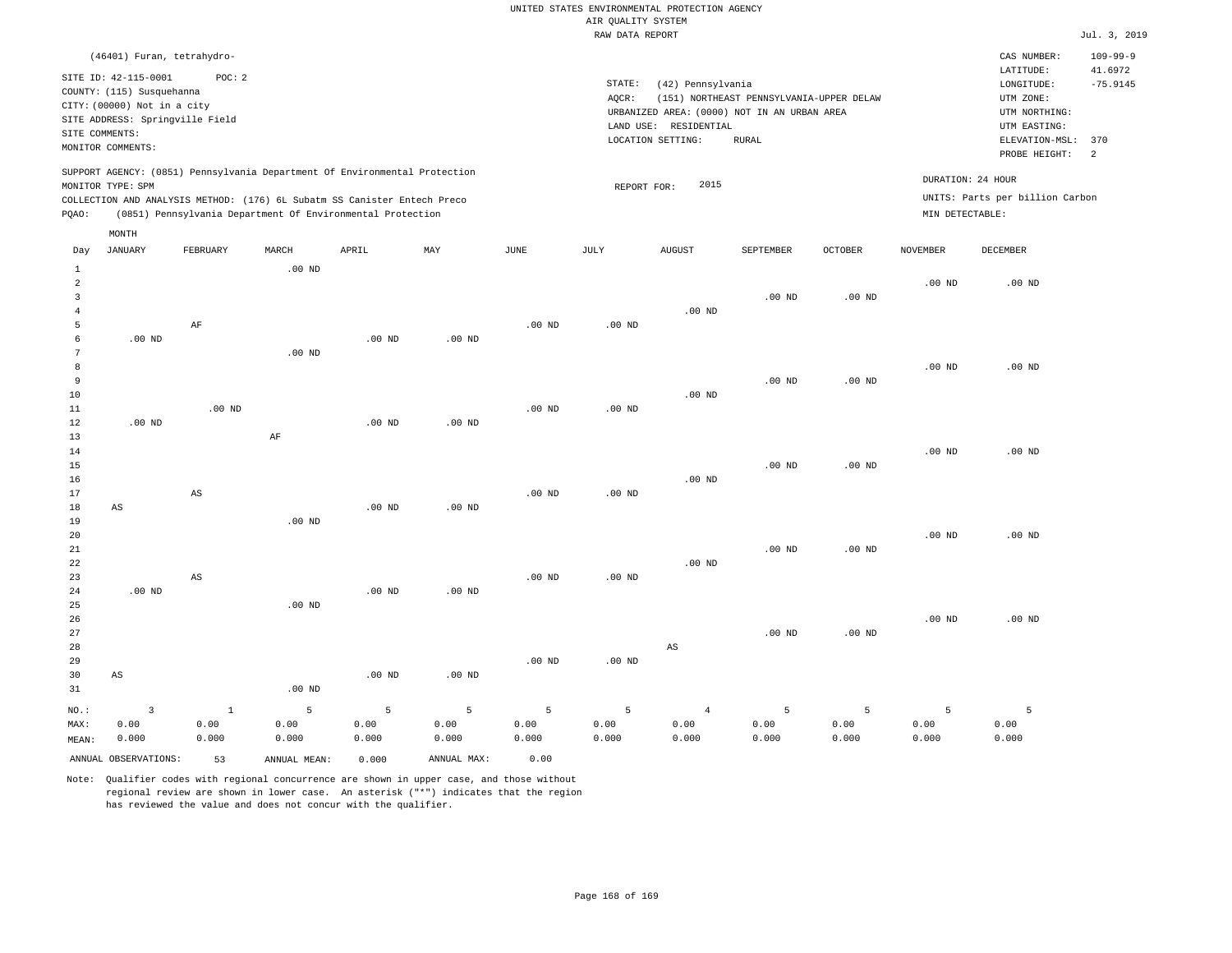UNITED STATES ENVIRONMENTAL PROTECTION AGENCY
AIR QUALITY SYSTEM
RAW DATA REPORT

Jul. 3, 2019

(46401) Furan, tetrahydro-

SITE ID: 42-115-0001 POC: 2
COUNTY: (115) Susquehanna
CITY: (00000) Not in a city
SITE ADDRESS: Springville Field
SITE COMMENTS:
MONITOR COMMENTS:

STATE: (42) Pennsylvania
AQCR: (151) NORTHEAST PENNSYLVANIA-UPPER DELAW
URBANIZED AREA: (0000) NOT IN AN URBAN AREA
LAND USE: RESIDENTIAL
LOCATION SETTING: RURAL

CAS NUMBER: 109-99-9
LATITUDE: 41.6972
LONGITUDE: -75.9145
UTM ZONE:
UTM NORTHING:
UTM EASTING:
ELEVATION-MSL: 370
PROBE HEIGHT: 2

SUPPORT AGENCY: (0851) Pennsylvania Department Of Environmental Protection
MONITOR TYPE: SPM
COLLECTION AND ANALYSIS METHOD: (176) 6L Subatm SS Canister Entech Preco
PQAO: (0851) Pennsylvania Department Of Environmental Protection

REPORT FOR: 2015

DURATION: 24 HOUR
UNITS: Parts per billion Carbon
MIN DETECTABLE:

| Day | JANUARY | FEBRUARY | MARCH | APRIL | MAY | JUNE | JULY | AUGUST | SEPTEMBER | OCTOBER | NOVEMBER | DECEMBER |
|---|---|---|---|---|---|---|---|---|---|---|---|---|
| 1 | | | .00 ND | | | | | | | | | |
| 2 | | | | | | | | | | | .00 ND | .00 ND |
| 3 | | | | | | | | | .00 ND | .00 ND | | |
| 4 | | | | | | | | .00 ND | | | | |
| 5 | | AF | | | | .00 ND | .00 ND | | | | | |
| 6 | .00 ND | | | .00 ND | .00 ND | | | | | | | |
| 7 | | | .00 ND | | | | | | | | | |
| 8 | | | | | | | | | | | .00 ND | .00 ND |
| 9 | | | | | | | | | .00 ND | .00 ND | | |
| 10 | | | | | | | | .00 ND | | | | |
| 11 | | .00 ND | | | | .00 ND | .00 ND | | | | | |
| 12 | .00 ND | | | .00 ND | .00 ND | | | | | | | |
| 13 | | | AF | | | | | | | | | |
| 14 | | | | | | | | | | | .00 ND | .00 ND |
| 15 | | | | | | | | | .00 ND | .00 ND | | |
| 16 | | | | | | | | .00 ND | | | | |
| 17 | | AS | | | | .00 ND | .00 ND | | | | | |
| 18 | AS | | | .00 ND | .00 ND | | | | | | | |
| 19 | | | .00 ND | | | | | | | | | |
| 20 | | | | | | | | | | | .00 ND | .00 ND |
| 21 | | | | | | | | | .00 ND | .00 ND | | |
| 22 | | | | | | | | .00 ND | | | | |
| 23 | | AS | | | | .00 ND | .00 ND | | | | | |
| 24 | .00 ND | | | .00 ND | .00 ND | | | | | | | |
| 25 | | | .00 ND | | | | | | | | | |
| 26 | | | | | | | | | | | .00 ND | .00 ND |
| 27 | | | | | | | | | .00 ND | .00 ND | | |
| 28 | | | | | | | | AS | | | | |
| 29 | | | | | | .00 ND | .00 ND | | | | | |
| 30 | AS | | | .00 ND | .00 ND | | | | | | | |
| 31 | | | .00 ND | | | | | | | | | |
| NO.: | 3 | 1 | 5 | 5 | 5 | 5 | 5 | 4 | 5 | 5 | 5 | 5 |
| MAX: | 0.00 | 0.00 | 0.00 | 0.00 | 0.00 | 0.00 | 0.00 | 0.00 | 0.00 | 0.00 | 0.00 | 0.00 |
| MEAN: | 0.000 | 0.000 | 0.000 | 0.000 | 0.000 | 0.000 | 0.000 | 0.000 | 0.000 | 0.000 | 0.000 | 0.000 |

ANNUAL OBSERVATIONS: 53 ANNUAL MEAN: 0.000 ANNUAL MAX: 0.00

Note: Qualifier codes with regional concurrence are shown in upper case, and those without regional review are shown in lower case. An asterisk ("*") indicates that the region has reviewed the value and does not concur with the qualifier.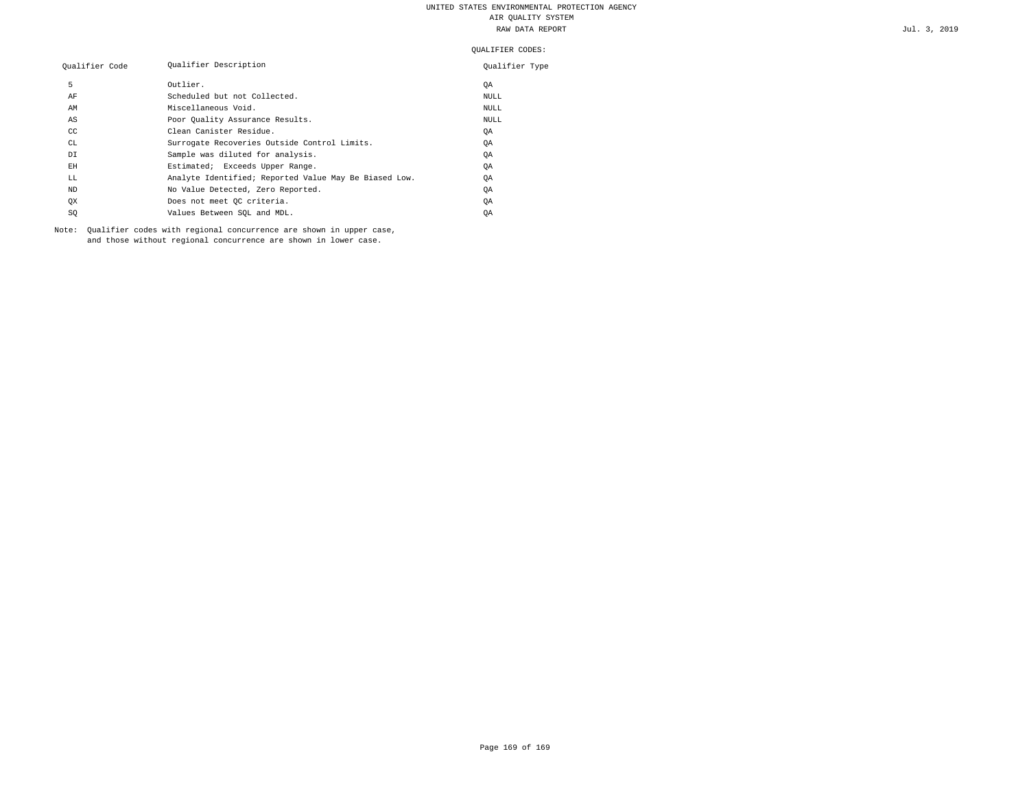QUALIFIER CODES:

| Qualifier Code | Qualifier Description | Qualifier Type |
|---|---|---|
| 5 | Outlier. | QA |
| AF | Scheduled but not Collected. | NULL |
| AM | Miscellaneous Void. | NULL |
| AS | Poor Quality Assurance Results. | NULL |
| CC | Clean Canister Residue. | QA |
| CL | Surrogate Recoveries Outside Control Limits. | QA |
| DI | Sample was diluted for analysis. | QA |
| EH | Estimated; Exceeds Upper Range. | QA |
| LL | Analyte Identified; Reported Value May Be Biased Low. | QA |
| ND | No Value Detected, Zero Reported. | QA |
| QX | Does not meet QC criteria. | QA |
| SQ | Values Between SQL and MDL. | QA |

Note: Qualifier codes with regional concurrence are shown in upper case, and those without regional concurrence are shown in lower case.